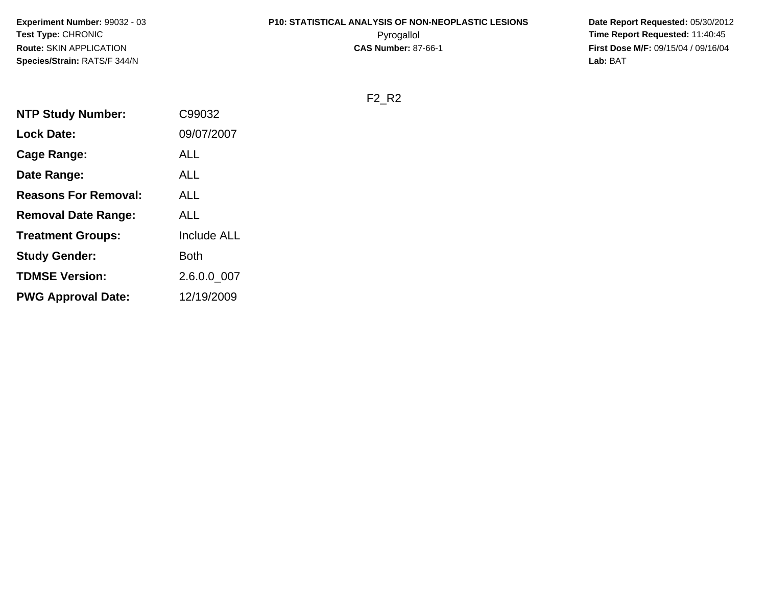**Experiment Number:** 99032 - 03
**Test Type:** CHRONIC
**Route:** SKIN APPLICATION
**Species/Strain:** RATS/F 344/N

**P10: STATISTICAL ANALYSIS OF NON-NEOPLASTIC LESIONS**
Pyrogallol
**CAS Number:** 87-66-1

**Date Report Requested:** 05/30/2012
**Time Report Requested:** 11:40:45
**First Dose M/F:** 09/15/04 / 09/16/04
**Lab:** BAT

F2_R2

| | |
|---|---|
| **NTP Study Number:** | C99032 |
| **Lock Date:** | 09/07/2007 |
| **Cage Range:** | ALL |
| **Date Range:** | ALL |
| **Reasons For Removal:** | ALL |
| **Removal Date Range:** | ALL |
| **Treatment Groups:** | Include ALL |
| **Study Gender:** | Both |
| **TDMSE Version:** | 2.6.0.0_007 |
| **PWG Approval Date:** | 12/19/2009 |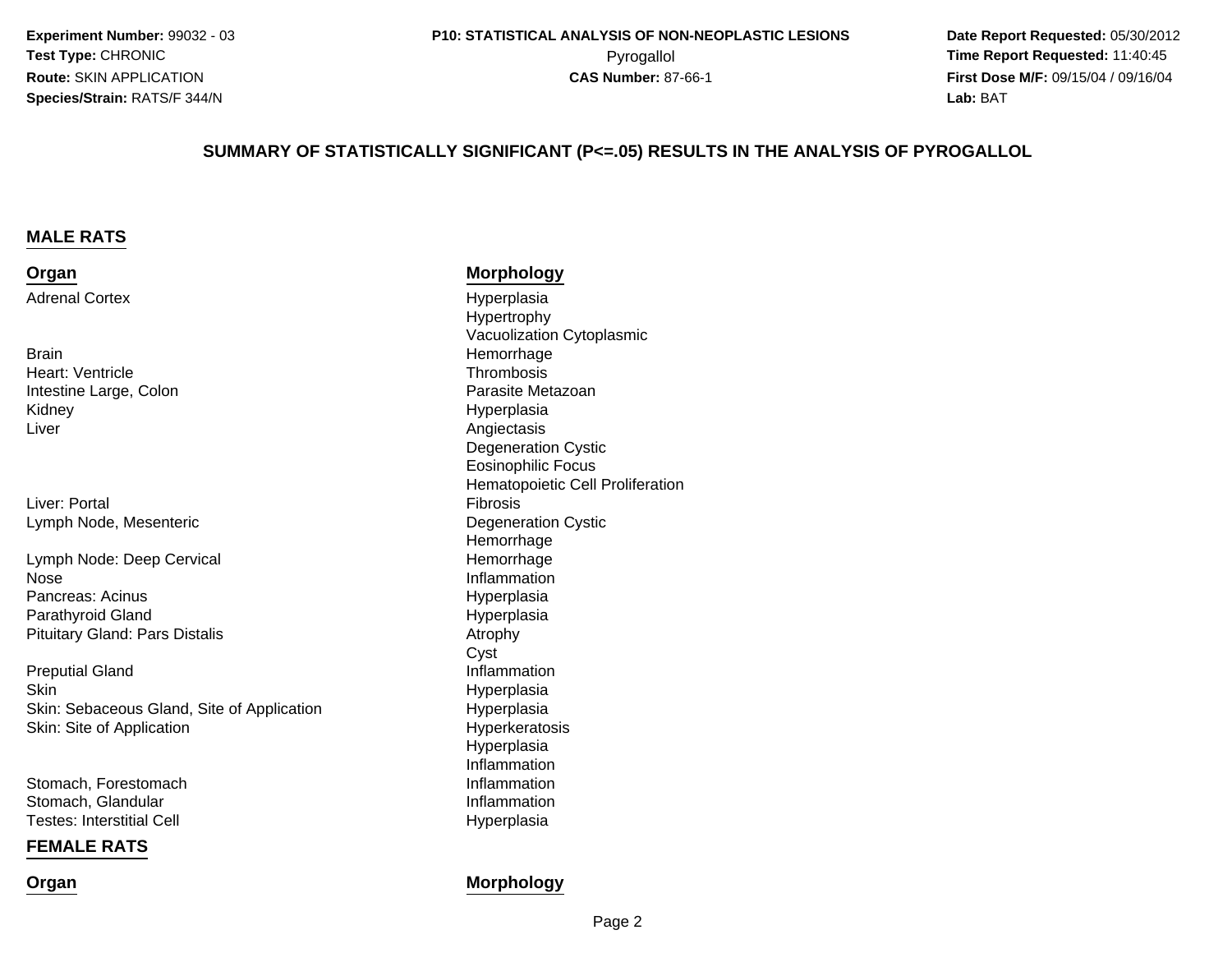**Experiment Number:** 99032 - 03
**Test Type:** CHRONIC
**Route:** SKIN APPLICATION
**Species/Strain:** RATS/F 344/N

**P10: STATISTICAL ANALYSIS OF NON-NEOPLASTIC LESIONS**
Pyrogallol
**CAS Number:** 87-66-1

**Date Report Requested:** 05/30/2012
**Time Report Requested:** 11:40:45
**First Dose M/F:** 09/15/04 / 09/16/04
**Lab:** BAT

## SUMMARY OF STATISTICALLY SIGNIFICANT (P<=.05) RESULTS IN THE ANALYSIS OF PYROGALLOL

### MALE RATS

| Organ | Morphology |
|---|---|
| Adrenal Cortex | Hyperplasia |
| | Hypertrophy |
| | Vacuolization Cytoplasmic |
| Brain | Hemorrhage |
| Heart: Ventricle | Thrombosis |
| Intestine Large, Colon | Parasite Metazoan |
| Kidney | Hyperplasia |
| Liver | Angiectasis |
| | Degeneration Cystic |
| | Eosinophilic Focus |
| | Hematopoietic Cell Proliferation |
| Liver: Portal | Fibrosis |
| Lymph Node, Mesenteric | Degeneration Cystic |
| | Hemorrhage |
| Lymph Node: Deep Cervical | Hemorrhage |
| Nose | Inflammation |
| Pancreas: Acinus | Hyperplasia |
| Parathyroid Gland | Hyperplasia |
| Pituitary Gland: Pars Distalis | Atrophy |
| | Cyst |
| Preputial Gland | Inflammation |
| Skin | Hyperplasia |
| Skin: Sebaceous Gland, Site of Application | Hyperplasia |
| Skin: Site of Application | Hyperkeratosis |
| | Hyperplasia |
| | Inflammation |
| Stomach, Forestomach | Inflammation |
| Stomach, Glandular | Inflammation |
| Testes: Interstitial Cell | Hyperplasia |

### FEMALE RATS

| Organ | Morphology |
|---|---|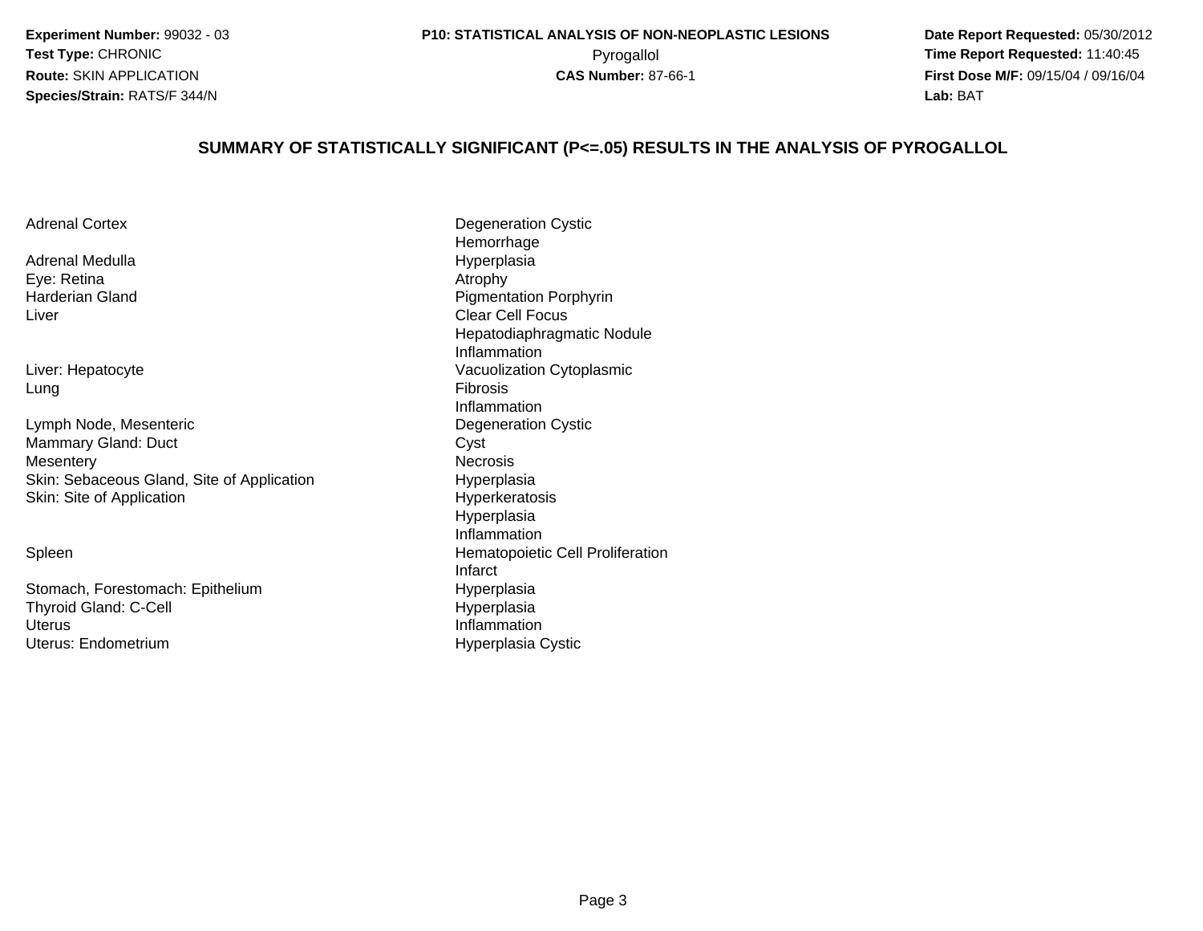**Experiment Number:** 99032 - 03
**Test Type:** CHRONIC
**Route:** SKIN APPLICATION
**Species/Strain:** RATS/F 344/N

**P10: STATISTICAL ANALYSIS OF NON-NEOPLASTIC LESIONS**
Pyrogallol
**CAS Number:** 87-66-1

**Date Report Requested:** 05/30/2012
**Time Report Requested:** 11:40:45
**First Dose M/F:** 09/15/04 / 09/16/04
**Lab:** BAT

## SUMMARY OF STATISTICALLY SIGNIFICANT (P<=.05) RESULTS IN THE ANALYSIS OF PYROGALLOL

| Organ | Lesion |
|---|---|
| Adrenal Cortex | Degeneration Cystic |
| | Hemorrhage |
| Adrenal Medulla | Hyperplasia |
| Eye: Retina | Atrophy |
| Harderian Gland | Pigmentation Porphyrin |
| Liver | Clear Cell Focus |
| | Hepatodiaphragmatic Nodule |
| | Inflammation |
| Liver: Hepatocyte | Vacuolization Cytoplasmic |
| Lung | Fibrosis |
| | Inflammation |
| Lymph Node, Mesenteric | Degeneration Cystic |
| Mammary Gland: Duct | Cyst |
| Mesentery | Necrosis |
| Skin: Sebaceous Gland, Site of Application | Hyperplasia |
| Skin: Site of Application | Hyperkeratosis |
| | Hyperplasia |
| | Inflammation |
| Spleen | Hematopoietic Cell Proliferation |
| | Infarct |
| Stomach, Forestomach: Epithelium | Hyperplasia |
| Thyroid Gland: C-Cell | Hyperplasia |
| Uterus | Inflammation |
| Uterus: Endometrium | Hyperplasia Cystic |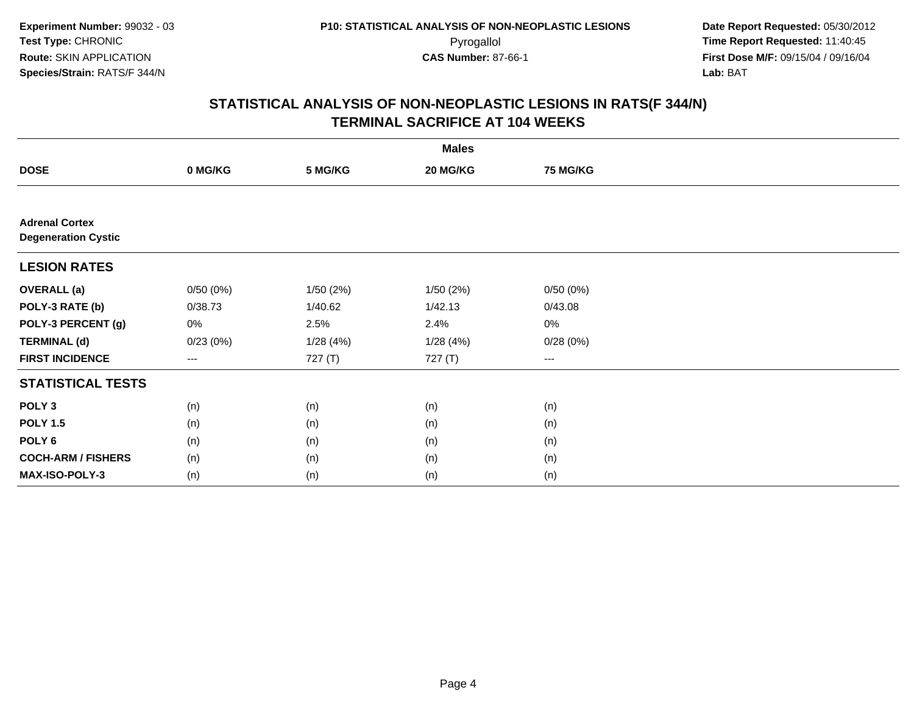**Experiment Number:** 99032 - 03
**Test Type:** CHRONIC
**Route:** SKIN APPLICATION
**Species/Strain:** RATS/F 344/N

**P10: STATISTICAL ANALYSIS OF NON-NEOPLASTIC LESIONS**
Pyrogallol
**CAS Number:** 87-66-1

**Date Report Requested:** 05/30/2012
**Time Report Requested:** 11:40:45
**First Dose M/F:** 09/15/04 / 09/16/04
**Lab:** BAT

## STATISTICAL ANALYSIS OF NON-NEOPLASTIC LESIONS IN RATS(F 344/N)
## TERMINAL SACRIFICE AT 104 WEEKS

| | Males | | | |
|---|---|---|---|---|
| **DOSE** | **0 MG/KG** | **5 MG/KG** | **20 MG/KG** | **75 MG/KG** |
| **Adrenal Cortex** | | | | |
| **Degeneration Cystic** | | | | |
| **LESION RATES** | | | | |
| **OVERALL (a)** | 0/50 (0%) | 1/50 (2%) | 1/50 (2%) | 0/50 (0%) |
| **POLY-3 RATE (b)** | 0/38.73 | 1/40.62 | 1/42.13 | 0/43.08 |
| **POLY-3 PERCENT (g)** | 0% | 2.5% | 2.4% | 0% |
| **TERMINAL (d)** | 0/23 (0%) | 1/28 (4%) | 1/28 (4%) | 0/28 (0%) |
| **FIRST INCIDENCE** | --- | 727 (T) | 727 (T) | --- |
| **STATISTICAL TESTS** | | | | |
| **POLY 3** | (n) | (n) | (n) | (n) |
| **POLY 1.5** | (n) | (n) | (n) | (n) |
| **POLY 6** | (n) | (n) | (n) | (n) |
| **COCH-ARM / FISHERS** | (n) | (n) | (n) | (n) |
| **MAX-ISO-POLY-3** | (n) | (n) | (n) | (n) |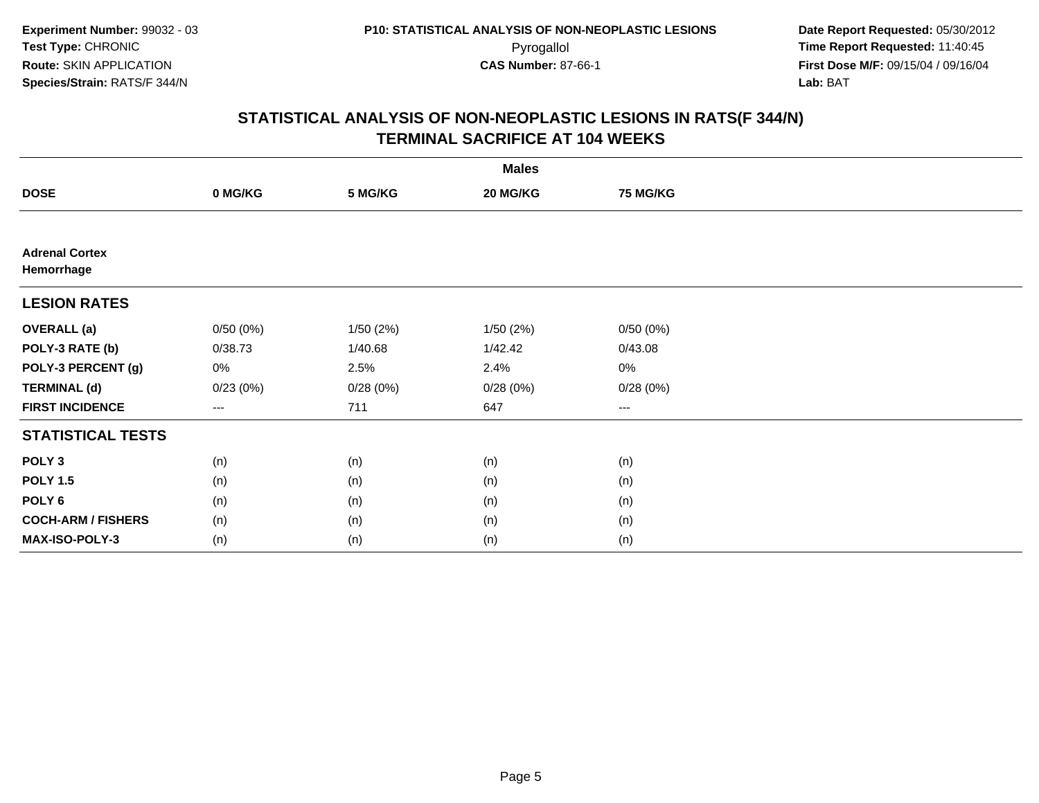**Experiment Number:** 99032 - 03
**Test Type:** CHRONIC
**Route:** SKIN APPLICATION
**Species/Strain:** RATS/F 344/N

**P10: STATISTICAL ANALYSIS OF NON-NEOPLASTIC LESIONS**
Pyrogallol
**CAS Number:** 87-66-1

**Date Report Requested:** 05/30/2012
**Time Report Requested:** 11:40:45
**First Dose M/F:** 09/15/04 / 09/16/04
**Lab:** BAT

## STATISTICAL ANALYSIS OF NON-NEOPLASTIC LESIONS IN RATS(F 344/N)
## TERMINAL SACRIFICE AT 104 WEEKS

| | Males | | | |
|---|---|---|---|---|
| **DOSE** | **0 MG/KG** | **5 MG/KG** | **20 MG/KG** | **75 MG/KG** |
| **Adrenal Cortex** | | | | |
| **Hemorrhage** | | | | |
| **LESION RATES** | | | | |
| **OVERALL (a)** | 0/50 (0%) | 1/50 (2%) | 1/50 (2%) | 0/50 (0%) |
| **POLY-3 RATE (b)** | 0/38.73 | 1/40.68 | 1/42.42 | 0/43.08 |
| **POLY-3 PERCENT (g)** | 0% | 2.5% | 2.4% | 0% |
| **TERMINAL (d)** | 0/23 (0%) | 0/28 (0%) | 0/28 (0%) | 0/28 (0%) |
| **FIRST INCIDENCE** | --- | 711 | 647 | --- |
| **STATISTICAL TESTS** | | | | |
| **POLY 3** | (n) | (n) | (n) | (n) |
| **POLY 1.5** | (n) | (n) | (n) | (n) |
| **POLY 6** | (n) | (n) | (n) | (n) |
| **COCH-ARM / FISHERS** | (n) | (n) | (n) | (n) |
| **MAX-ISO-POLY-3** | (n) | (n) | (n) | (n) |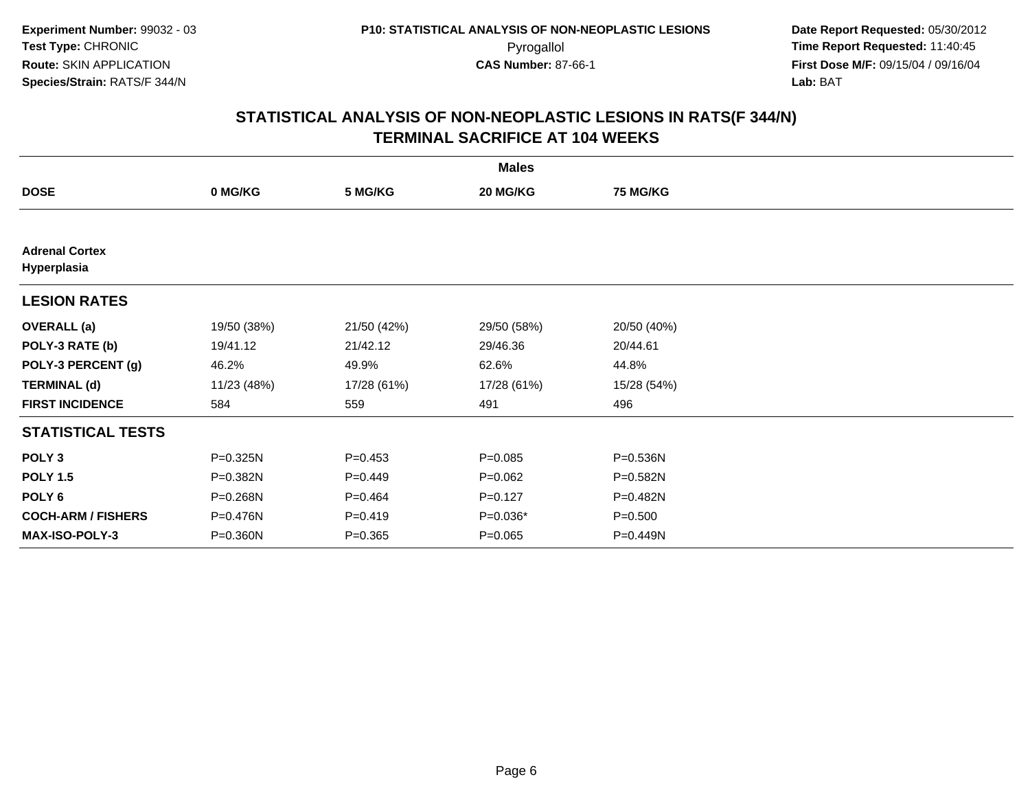**Experiment Number:** 99032 - 03
**Test Type:** CHRONIC
**Route:** SKIN APPLICATION
**Species/Strain:** RATS/F 344/N

**P10: STATISTICAL ANALYSIS OF NON-NEOPLASTIC LESIONS**
Pyrogallol
**CAS Number:** 87-66-1

**Date Report Requested:** 05/30/2012
**Time Report Requested:** 11:40:45
**First Dose M/F:** 09/15/04 / 09/16/04
**Lab:** BAT

## STATISTICAL ANALYSIS OF NON-NEOPLASTIC LESIONS IN RATS(F 344/N)
## TERMINAL SACRIFICE AT 104 WEEKS

| | Males | | | |
|---|---|---|---|---|
| **DOSE** | **0 MG/KG** | **5 MG/KG** | **20 MG/KG** | **75 MG/KG** |
| **Adrenal Cortex Hyperplasia** | | | | |
| **LESION RATES** | | | | |
| **OVERALL (a)** | 19/50 (38%) | 21/50 (42%) | 29/50 (58%) | 20/50 (40%) |
| **POLY-3 RATE (b)** | 19/41.12 | 21/42.12 | 29/46.36 | 20/44.61 |
| **POLY-3 PERCENT (g)** | 46.2% | 49.9% | 62.6% | 44.8% |
| **TERMINAL (d)** | 11/23 (48%) | 17/28 (61%) | 17/28 (61%) | 15/28 (54%) |
| **FIRST INCIDENCE** | 584 | 559 | 491 | 496 |
| **STATISTICAL TESTS** | | | | |
| **POLY 3** | P=0.325N | P=0.453 | P=0.085 | P=0.536N |
| **POLY 1.5** | P=0.382N | P=0.449 | P=0.062 | P=0.582N |
| **POLY 6** | P=0.268N | P=0.464 | P=0.127 | P=0.482N |
| **COCH-ARM / FISHERS** | P=0.476N | P=0.419 | P=0.036* | P=0.500 |
| **MAX-ISO-POLY-3** | P=0.360N | P=0.365 | P=0.065 | P=0.449N |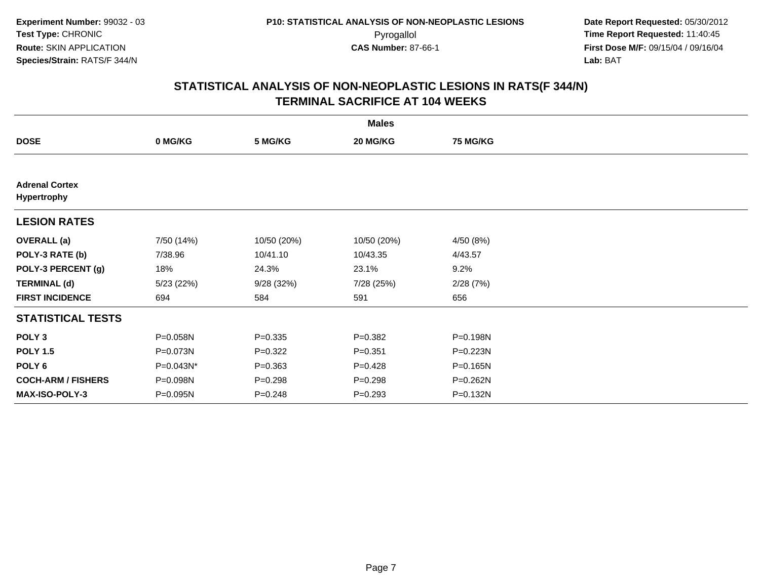**Experiment Number:** 99032 - 03
**Test Type:** CHRONIC
**Route:** SKIN APPLICATION
**Species/Strain:** RATS/F 344/N

**P10: STATISTICAL ANALYSIS OF NON-NEOPLASTIC LESIONS**
Pyrogallol
**CAS Number:** 87-66-1

**Date Report Requested:** 05/30/2012
**Time Report Requested:** 11:40:45
**First Dose M/F:** 09/15/04 / 09/16/04
**Lab:** BAT

## STATISTICAL ANALYSIS OF NON-NEOPLASTIC LESIONS IN RATS(F 344/N)
## TERMINAL SACRIFICE AT 104 WEEKS

| | Males | | | |
|---|---|---|---|---|
| **DOSE** | **0 MG/KG** | **5 MG/KG** | **20 MG/KG** | **75 MG/KG** |
| **Adrenal Cortex** | | | | |
| **Hypertrophy** | | | | |
| **LESION RATES** | | | | |
| **OVERALL (a)** | 7/50 (14%) | 10/50 (20%) | 10/50 (20%) | 4/50 (8%) |
| **POLY-3 RATE (b)** | 7/38.96 | 10/41.10 | 10/43.35 | 4/43.57 |
| **POLY-3 PERCENT (g)** | 18% | 24.3% | 23.1% | 9.2% |
| **TERMINAL (d)** | 5/23 (22%) | 9/28 (32%) | 7/28 (25%) | 2/28 (7%) |
| **FIRST INCIDENCE** | 694 | 584 | 591 | 656 |
| **STATISTICAL TESTS** | | | | |
| **POLY 3** | P=0.058N | P=0.335 | P=0.382 | P=0.198N |
| **POLY 1.5** | P=0.073N | P=0.322 | P=0.351 | P=0.223N |
| **POLY 6** | P=0.043N* | P=0.363 | P=0.428 | P=0.165N |
| **COCH-ARM / FISHERS** | P=0.098N | P=0.298 | P=0.298 | P=0.262N |
| **MAX-ISO-POLY-3** | P=0.095N | P=0.248 | P=0.293 | P=0.132N |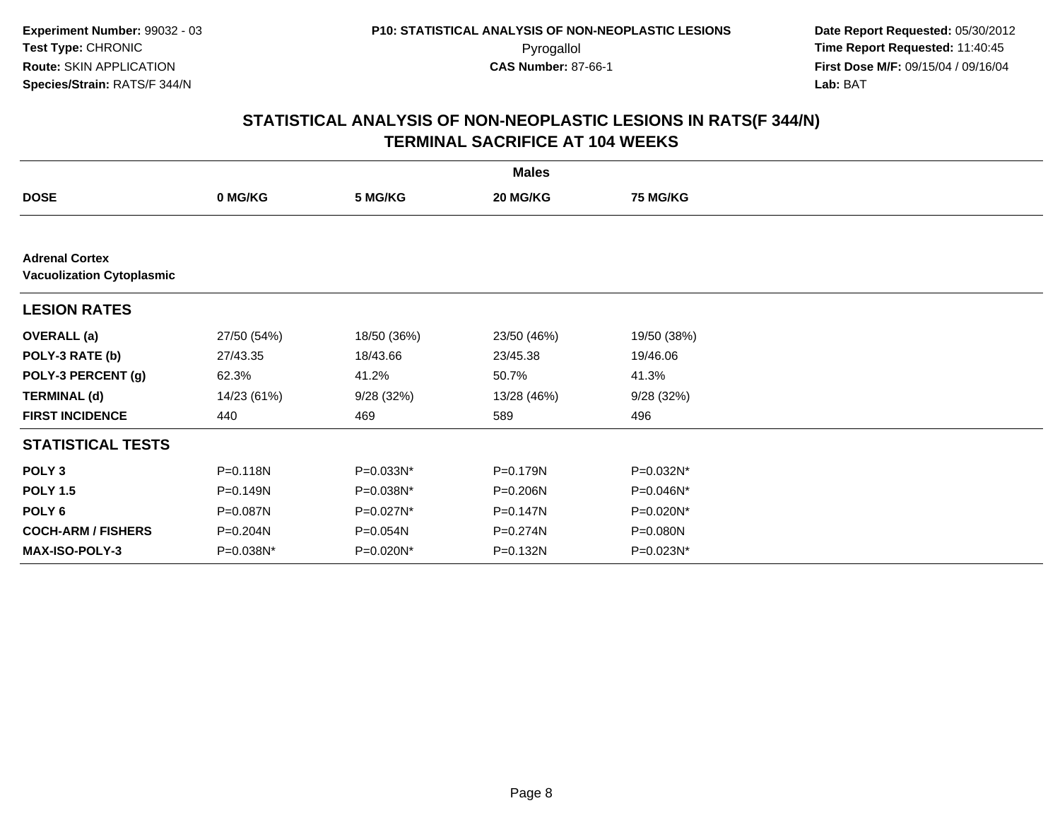**Experiment Number:** 99032 - 03
**Test Type:** CHRONIC
**Route:** SKIN APPLICATION
**Species/Strain:** RATS/F 344/N

**P10: STATISTICAL ANALYSIS OF NON-NEOPLASTIC LESIONS**
Pyrogallol
**CAS Number:** 87-66-1

**Date Report Requested:** 05/30/2012
**Time Report Requested:** 11:40:45
**First Dose M/F:** 09/15/04 / 09/16/04
**Lab:** BAT

## STATISTICAL ANALYSIS OF NON-NEOPLASTIC LESIONS IN RATS(F 344/N) TERMINAL SACRIFICE AT 104 WEEKS

| | Males | | | |
|---|---|---|---|---|
| **DOSE** | **0 MG/KG** | **5 MG/KG** | **20 MG/KG** | **75 MG/KG** |
| **Adrenal Cortex** **Vacuolization Cytoplasmic** | | | | |
| **LESION RATES** | | | | |
| **OVERALL (a)** | 27/50 (54%) | 18/50 (36%) | 23/50 (46%) | 19/50 (38%) |
| **POLY-3 RATE (b)** | 27/43.35 | 18/43.66 | 23/45.38 | 19/46.06 |
| **POLY-3 PERCENT (g)** | 62.3% | 41.2% | 50.7% | 41.3% |
| **TERMINAL (d)** | 14/23 (61%) | 9/28 (32%) | 13/28 (46%) | 9/28 (32%) |
| **FIRST INCIDENCE** | 440 | 469 | 589 | 496 |
| **STATISTICAL TESTS** | | | | |
| **POLY 3** | P=0.118N | P=0.033N* | P=0.179N | P=0.032N* |
| **POLY 1.5** | P=0.149N | P=0.038N* | P=0.206N | P=0.046N* |
| **POLY 6** | P=0.087N | P=0.027N* | P=0.147N | P=0.020N* |
| **COCH-ARM / FISHERS** | P=0.204N | P=0.054N | P=0.274N | P=0.080N |
| **MAX-ISO-POLY-3** | P=0.038N* | P=0.020N* | P=0.132N | P=0.023N* |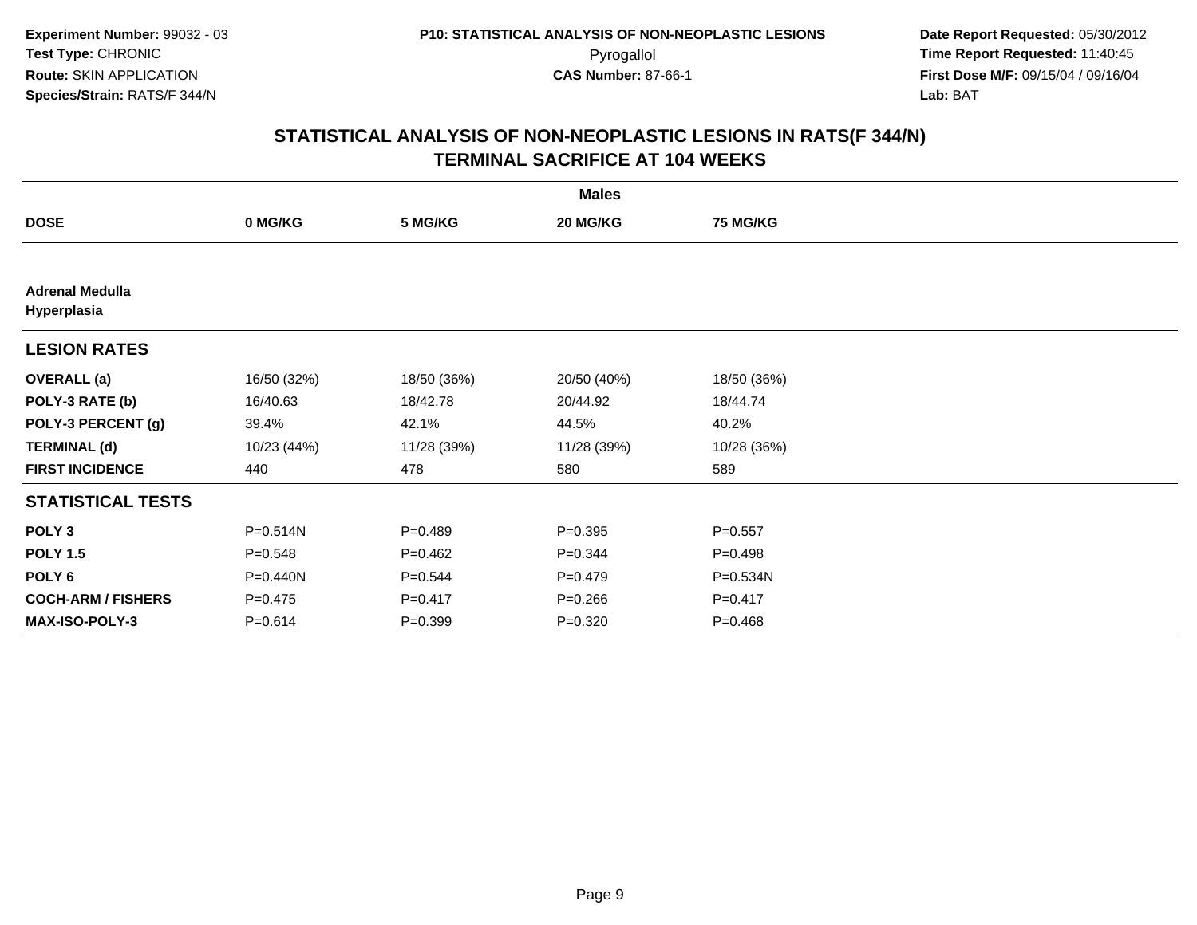**Experiment Number:** 99032 - 03
**Test Type:** CHRONIC
**Route:** SKIN APPLICATION
**Species/Strain:** RATS/F 344/N

**P10: STATISTICAL ANALYSIS OF NON-NEOPLASTIC LESIONS**
Pyrogallol
**CAS Number:** 87-66-1

**Date Report Requested:** 05/30/2012
**Time Report Requested:** 11:40:45
**First Dose M/F:** 09/15/04 / 09/16/04
**Lab:** BAT

## STATISTICAL ANALYSIS OF NON-NEOPLASTIC LESIONS IN RATS(F 344/N)
## TERMINAL SACRIFICE AT 104 WEEKS

| | Males | | | |
|---|---|---|---|---|
| **DOSE** | **0 MG/KG** | **5 MG/KG** | **20 MG/KG** | **75 MG/KG** |
| **Adrenal Medulla Hyperplasia** | | | | |
| **LESION RATES** | | | | |
| **OVERALL (a)** | 16/50 (32%) | 18/50 (36%) | 20/50 (40%) | 18/50 (36%) |
| **POLY-3 RATE (b)** | 16/40.63 | 18/42.78 | 20/44.92 | 18/44.74 |
| **POLY-3 PERCENT (g)** | 39.4% | 42.1% | 44.5% | 40.2% |
| **TERMINAL (d)** | 10/23 (44%) | 11/28 (39%) | 11/28 (39%) | 10/28 (36%) |
| **FIRST INCIDENCE** | 440 | 478 | 580 | 589 |
| **STATISTICAL TESTS** | | | | |
| **POLY 3** | P=0.514N | P=0.489 | P=0.395 | P=0.557 |
| **POLY 1.5** | P=0.548 | P=0.462 | P=0.344 | P=0.498 |
| **POLY 6** | P=0.440N | P=0.544 | P=0.479 | P=0.534N |
| **COCH-ARM / FISHERS** | P=0.475 | P=0.417 | P=0.266 | P=0.417 |
| **MAX-ISO-POLY-3** | P=0.614 | P=0.399 | P=0.320 | P=0.468 |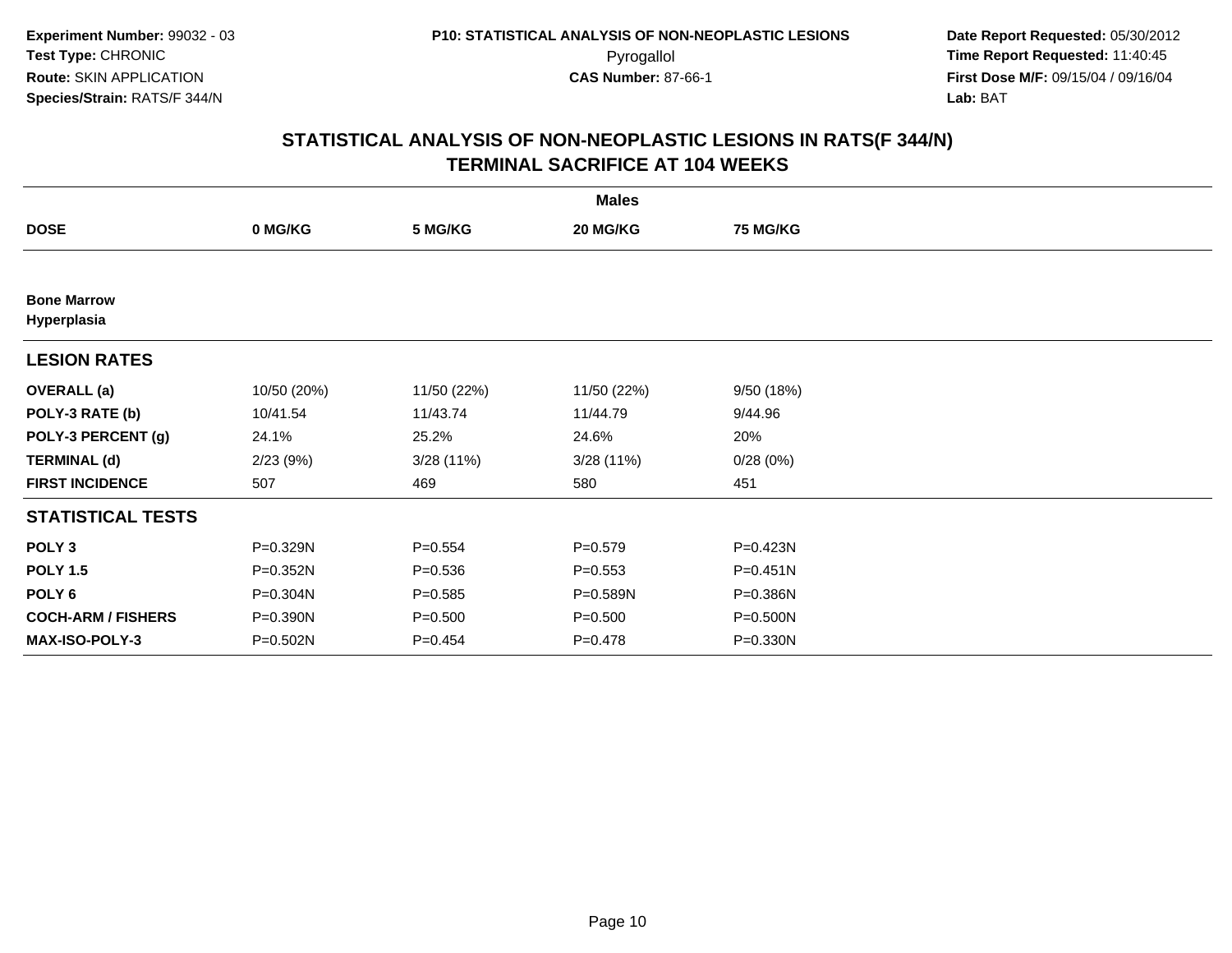Experiment Number: 99032 - 03
Test Type: CHRONIC
Route: SKIN APPLICATION
Species/Strain: RATS/F 344/N

P10: STATISTICAL ANALYSIS OF NON-NEOPLASTIC LESIONS
Pyrogallol
CAS Number: 87-66-1

Date Report Requested: 05/30/2012
Time Report Requested: 11:40:45
First Dose M/F: 09/15/04 / 09/16/04
Lab: BAT

## STATISTICAL ANALYSIS OF NON-NEOPLASTIC LESIONS IN RATS(F 344/N) TERMINAL SACRIFICE AT 104 WEEKS

| | Males | | | |
|---|---|---|---|---|
| **DOSE** | **0 MG/KG** | **5 MG/KG** | **20 MG/KG** | **75 MG/KG** |
| **Bone Marrow** | | | | |
| **Hyperplasia** | | | | |
| **LESION RATES** | | | | |
| **OVERALL (a)** | 10/50 (20%) | 11/50 (22%) | 11/50 (22%) | 9/50 (18%) |
| **POLY-3 RATE (b)** | 10/41.54 | 11/43.74 | 11/44.79 | 9/44.96 |
| **POLY-3 PERCENT (g)** | 24.1% | 25.2% | 24.6% | 20% |
| **TERMINAL (d)** | 2/23 (9%) | 3/28 (11%) | 3/28 (11%) | 0/28 (0%) |
| **FIRST INCIDENCE** | 507 | 469 | 580 | 451 |
| **STATISTICAL TESTS** | | | | |
| **POLY 3** | P=0.329N | P=0.554 | P=0.579 | P=0.423N |
| **POLY 1.5** | P=0.352N | P=0.536 | P=0.553 | P=0.451N |
| **POLY 6** | P=0.304N | P=0.585 | P=0.589N | P=0.386N |
| **COCH-ARM / FISHERS** | P=0.390N | P=0.500 | P=0.500 | P=0.500N |
| **MAX-ISO-POLY-3** | P=0.502N | P=0.454 | P=0.478 | P=0.330N |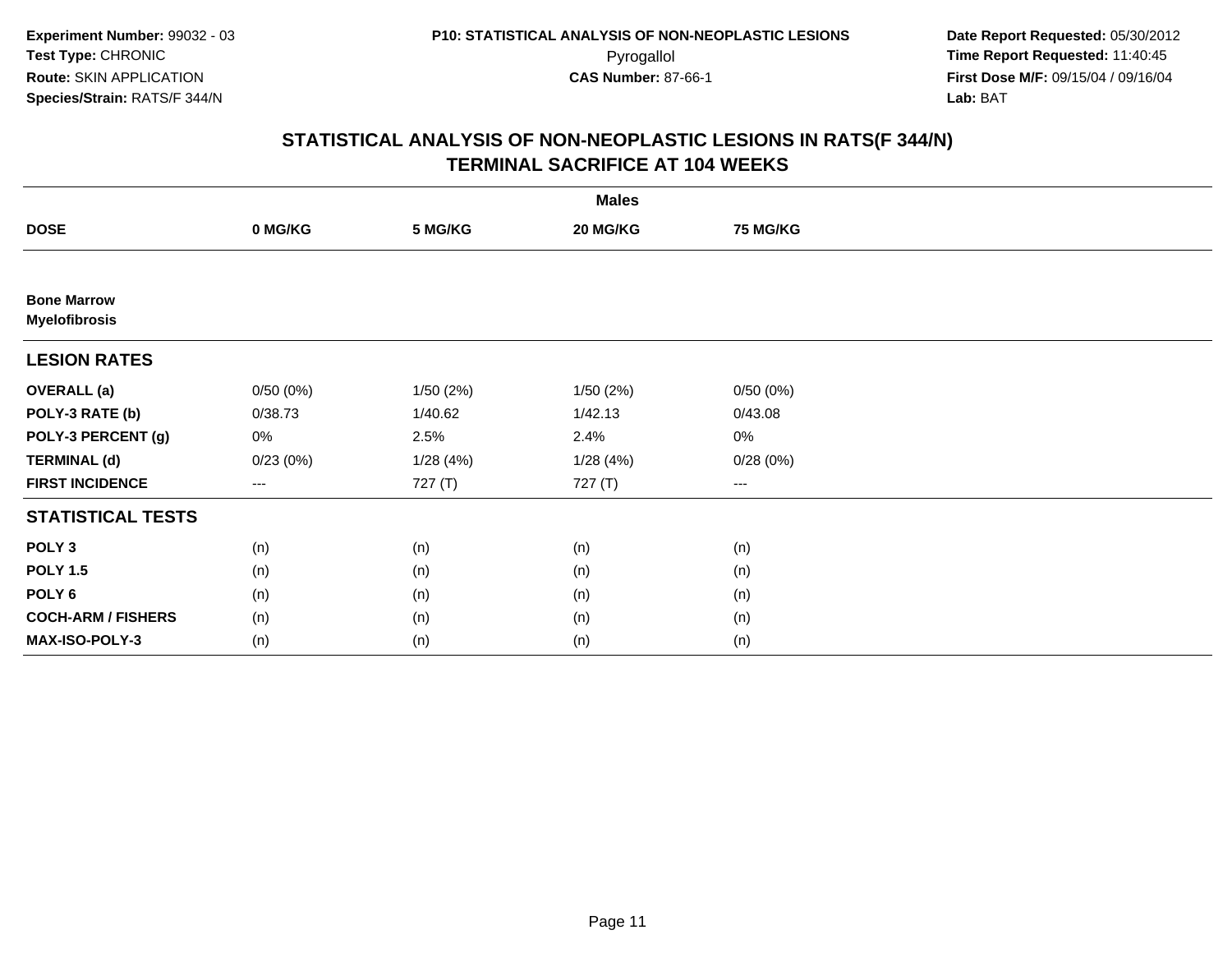**Experiment Number:** 99032 - 03
**Test Type:** CHRONIC
**Route:** SKIN APPLICATION
**Species/Strain:** RATS/F 344/N

**P10: STATISTICAL ANALYSIS OF NON-NEOPLASTIC LESIONS**
Pyrogallol
**CAS Number:** 87-66-1

**Date Report Requested:** 05/30/2012
**Time Report Requested:** 11:40:45
**First Dose M/F:** 09/15/04 / 09/16/04
**Lab:** BAT

## STATISTICAL ANALYSIS OF NON-NEOPLASTIC LESIONS IN RATS(F 344/N)
## TERMINAL SACRIFICE AT 104 WEEKS

| | Males | | | |
|---|---|---|---|---|
| **DOSE** | **0 MG/KG** | **5 MG/KG** | **20 MG/KG** | **75 MG/KG** |
| **Bone Marrow** | | | | |
| **Myelofibrosis** | | | | |
| **LESION RATES** | | | | |
| **OVERALL (a)** | 0/50 (0%) | 1/50 (2%) | 1/50 (2%) | 0/50 (0%) |
| **POLY-3 RATE (b)** | 0/38.73 | 1/40.62 | 1/42.13 | 0/43.08 |
| **POLY-3 PERCENT (g)** | 0% | 2.5% | 2.4% | 0% |
| **TERMINAL (d)** | 0/23 (0%) | 1/28 (4%) | 1/28 (4%) | 0/28 (0%) |
| **FIRST INCIDENCE** | --- | 727 (T) | 727 (T) | --- |
| **STATISTICAL TESTS** | | | | |
| **POLY 3** | (n) | (n) | (n) | (n) |
| **POLY 1.5** | (n) | (n) | (n) | (n) |
| **POLY 6** | (n) | (n) | (n) | (n) |
| **COCH-ARM / FISHERS** | (n) | (n) | (n) | (n) |
| **MAX-ISO-POLY-3** | (n) | (n) | (n) | (n) |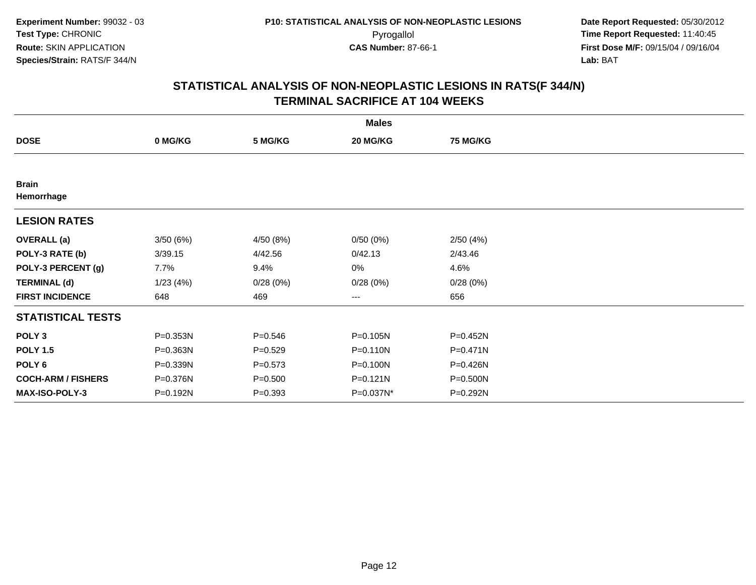**Experiment Number:** 99032 - 03
**Test Type:** CHRONIC
**Route:** SKIN APPLICATION
**Species/Strain:** RATS/F 344/N

**P10: STATISTICAL ANALYSIS OF NON-NEOPLASTIC LESIONS**
Pyrogallol
**CAS Number:** 87-66-1

**Date Report Requested:** 05/30/2012
**Time Report Requested:** 11:40:45
**First Dose M/F:** 09/15/04 / 09/16/04
**Lab:** BAT

## STATISTICAL ANALYSIS OF NON-NEOPLASTIC LESIONS IN RATS(F 344/N)
## TERMINAL SACRIFICE AT 104 WEEKS

| | Males | | | |
|---|---|---|---|---|
| **DOSE** | **0 MG/KG** | **5 MG/KG** | **20 MG/KG** | **75 MG/KG** |
| **Brain** | | | | |
| **Hemorrhage** | | | | |
| **LESION RATES** | | | | |
| **OVERALL (a)** | 3/50 (6%) | 4/50 (8%) | 0/50 (0%) | 2/50 (4%) |
| **POLY-3 RATE (b)** | 3/39.15 | 4/42.56 | 0/42.13 | 2/43.46 |
| **POLY-3 PERCENT (g)** | 7.7% | 9.4% | 0% | 4.6% |
| **TERMINAL (d)** | 1/23 (4%) | 0/28 (0%) | 0/28 (0%) | 0/28 (0%) |
| **FIRST INCIDENCE** | 648 | 469 | --- | 656 |
| **STATISTICAL TESTS** | | | | |
| **POLY 3** | P=0.353N | P=0.546 | P=0.105N | P=0.452N |
| **POLY 1.5** | P=0.363N | P=0.529 | P=0.110N | P=0.471N |
| **POLY 6** | P=0.339N | P=0.573 | P=0.100N | P=0.426N |
| **COCH-ARM / FISHERS** | P=0.376N | P=0.500 | P=0.121N | P=0.500N |
| **MAX-ISO-POLY-3** | P=0.192N | P=0.393 | P=0.037N* | P=0.292N |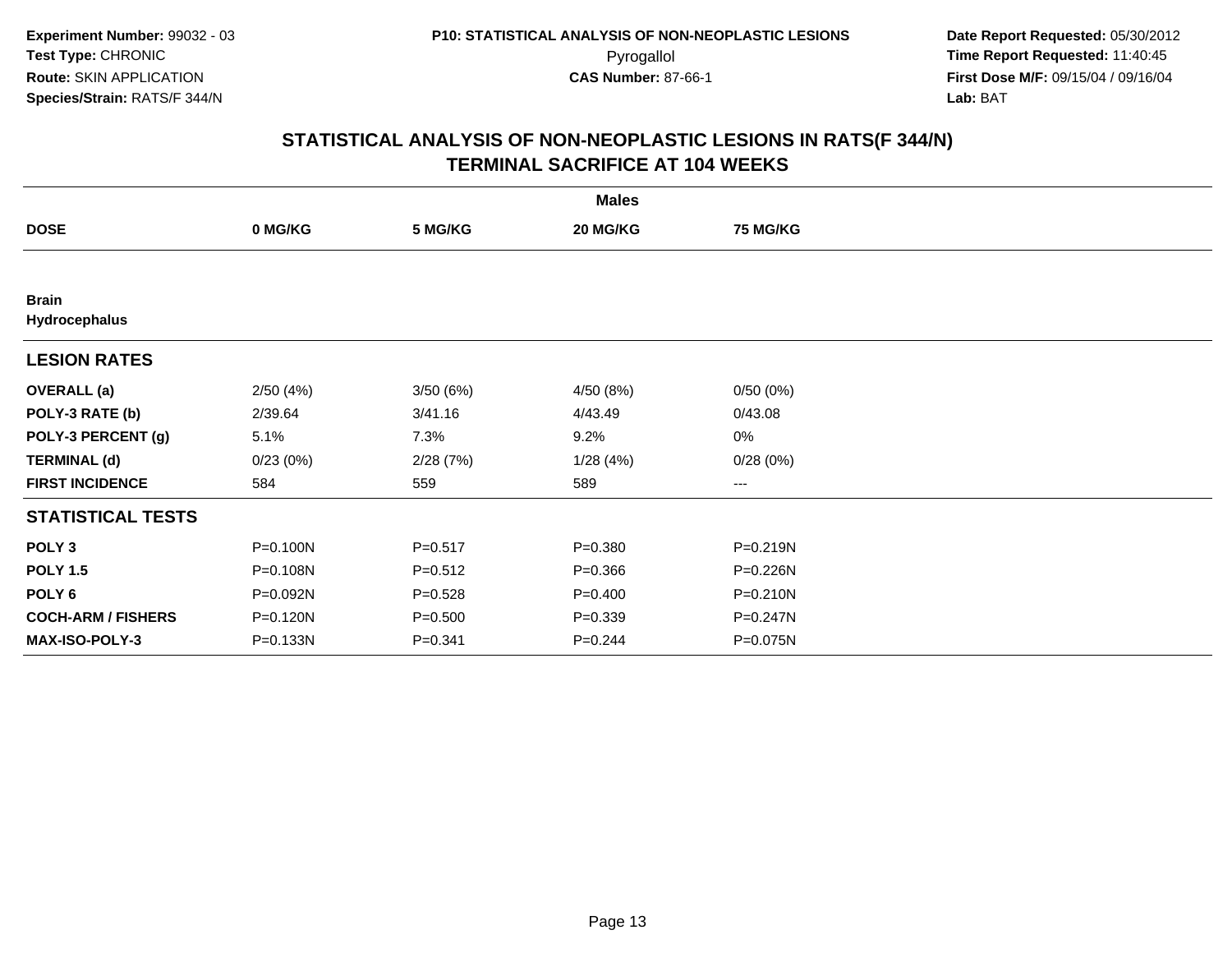**Experiment Number:** 99032 - 03
**Test Type:** CHRONIC
**Route:** SKIN APPLICATION
**Species/Strain:** RATS/F 344/N

**P10: STATISTICAL ANALYSIS OF NON-NEOPLASTIC LESIONS**
Pyrogallol
**CAS Number:** 87-66-1

**Date Report Requested:** 05/30/2012
**Time Report Requested:** 11:40:45
**First Dose M/F:** 09/15/04 / 09/16/04
**Lab:** BAT

## STATISTICAL ANALYSIS OF NON-NEOPLASTIC LESIONS IN RATS(F 344/N) TERMINAL SACRIFICE AT 104 WEEKS

| | Males | | | |
|---|---|---|---|---|
| **DOSE** | **0 MG/KG** | **5 MG/KG** | **20 MG/KG** | **75 MG/KG** |
| **Brain** | | | | |
| **Hydrocephalus** | | | | |
| **LESION RATES** | | | | |
| **OVERALL (a)** | 2/50 (4%) | 3/50 (6%) | 4/50 (8%) | 0/50 (0%) |
| **POLY-3 RATE (b)** | 2/39.64 | 3/41.16 | 4/43.49 | 0/43.08 |
| **POLY-3 PERCENT (g)** | 5.1% | 7.3% | 9.2% | 0% |
| **TERMINAL (d)** | 0/23 (0%) | 2/28 (7%) | 1/28 (4%) | 0/28 (0%) |
| **FIRST INCIDENCE** | 584 | 559 | 589 | --- |
| **STATISTICAL TESTS** | | | | |
| **POLY 3** | P=0.100N | P=0.517 | P=0.380 | P=0.219N |
| **POLY 1.5** | P=0.108N | P=0.512 | P=0.366 | P=0.226N |
| **POLY 6** | P=0.092N | P=0.528 | P=0.400 | P=0.210N |
| **COCH-ARM / FISHERS** | P=0.120N | P=0.500 | P=0.339 | P=0.247N |
| **MAX-ISO-POLY-3** | P=0.133N | P=0.341 | P=0.244 | P=0.075N |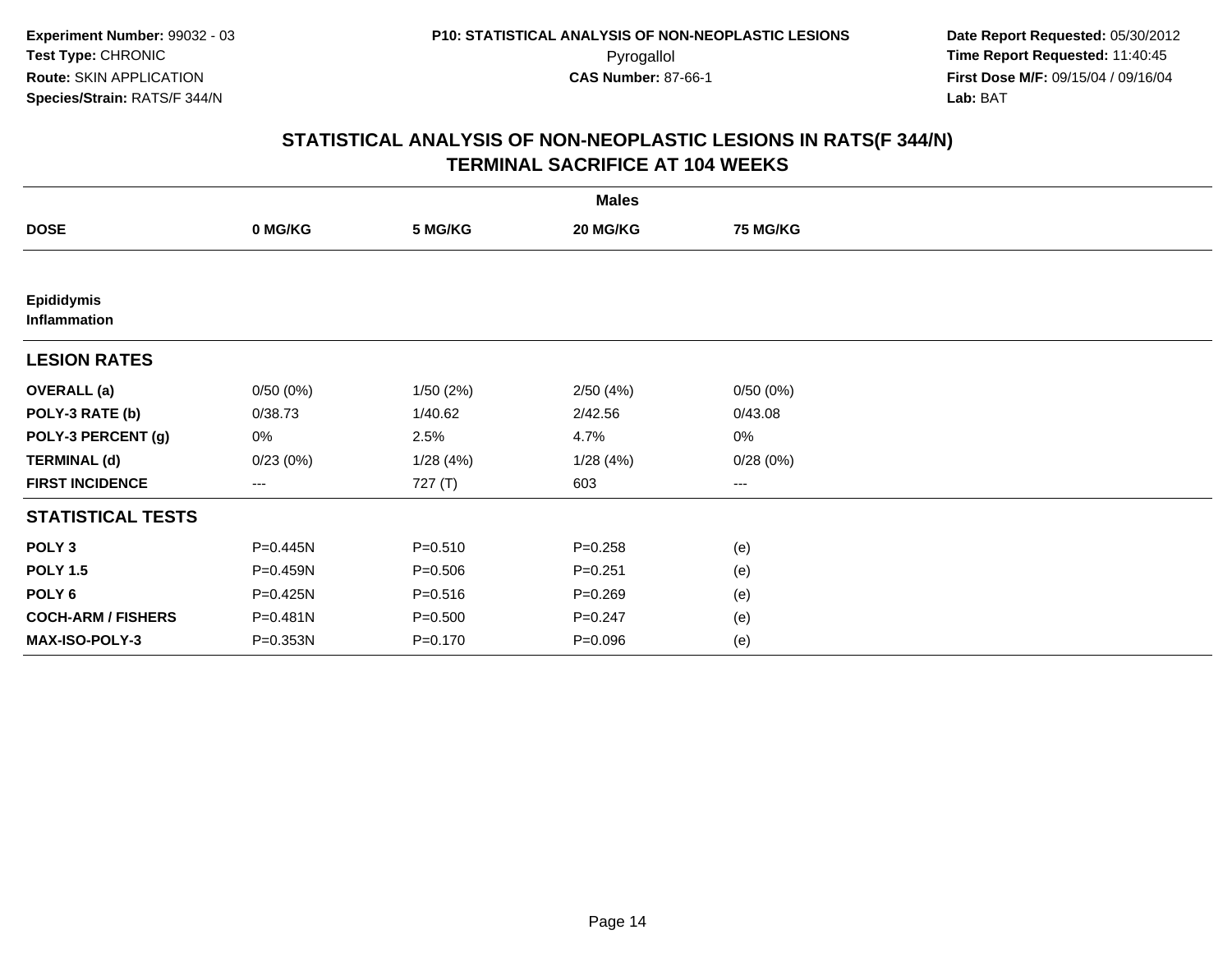Experiment Number: 99032 - 03
Test Type: CHRONIC
Route: SKIN APPLICATION
Species/Strain: RATS/F 344/N

P10: STATISTICAL ANALYSIS OF NON-NEOPLASTIC LESIONS
Pyrogallol
CAS Number: 87-66-1

Date Report Requested: 05/30/2012
Time Report Requested: 11:40:45
First Dose M/F: 09/15/04 / 09/16/04
Lab: BAT

## STATISTICAL ANALYSIS OF NON-NEOPLASTIC LESIONS IN RATS(F 344/N)
## TERMINAL SACRIFICE AT 104 WEEKS

| | Males | | | |
|---|---|---|---|---|
| **DOSE** | **0 MG/KG** | **5 MG/KG** | **20 MG/KG** | **75 MG/KG** |
| **Epididymis** | | | | |
| **Inflammation** | | | | |
| **LESION RATES** | | | | |
| **OVERALL (a)** | 0/50 (0%) | 1/50 (2%) | 2/50 (4%) | 0/50 (0%) |
| **POLY-3 RATE (b)** | 0/38.73 | 1/40.62 | 2/42.56 | 0/43.08 |
| **POLY-3 PERCENT (g)** | 0% | 2.5% | 4.7% | 0% |
| **TERMINAL (d)** | 0/23 (0%) | 1/28 (4%) | 1/28 (4%) | 0/28 (0%) |
| **FIRST INCIDENCE** | --- | 727 (T) | 603 | --- |
| **STATISTICAL TESTS** | | | | |
| **POLY 3** | P=0.445N | P=0.510 | P=0.258 | (e) |
| **POLY 1.5** | P=0.459N | P=0.506 | P=0.251 | (e) |
| **POLY 6** | P=0.425N | P=0.516 | P=0.269 | (e) |
| **COCH-ARM / FISHERS** | P=0.481N | P=0.500 | P=0.247 | (e) |
| **MAX-ISO-POLY-3** | P=0.353N | P=0.170 | P=0.096 | (e) |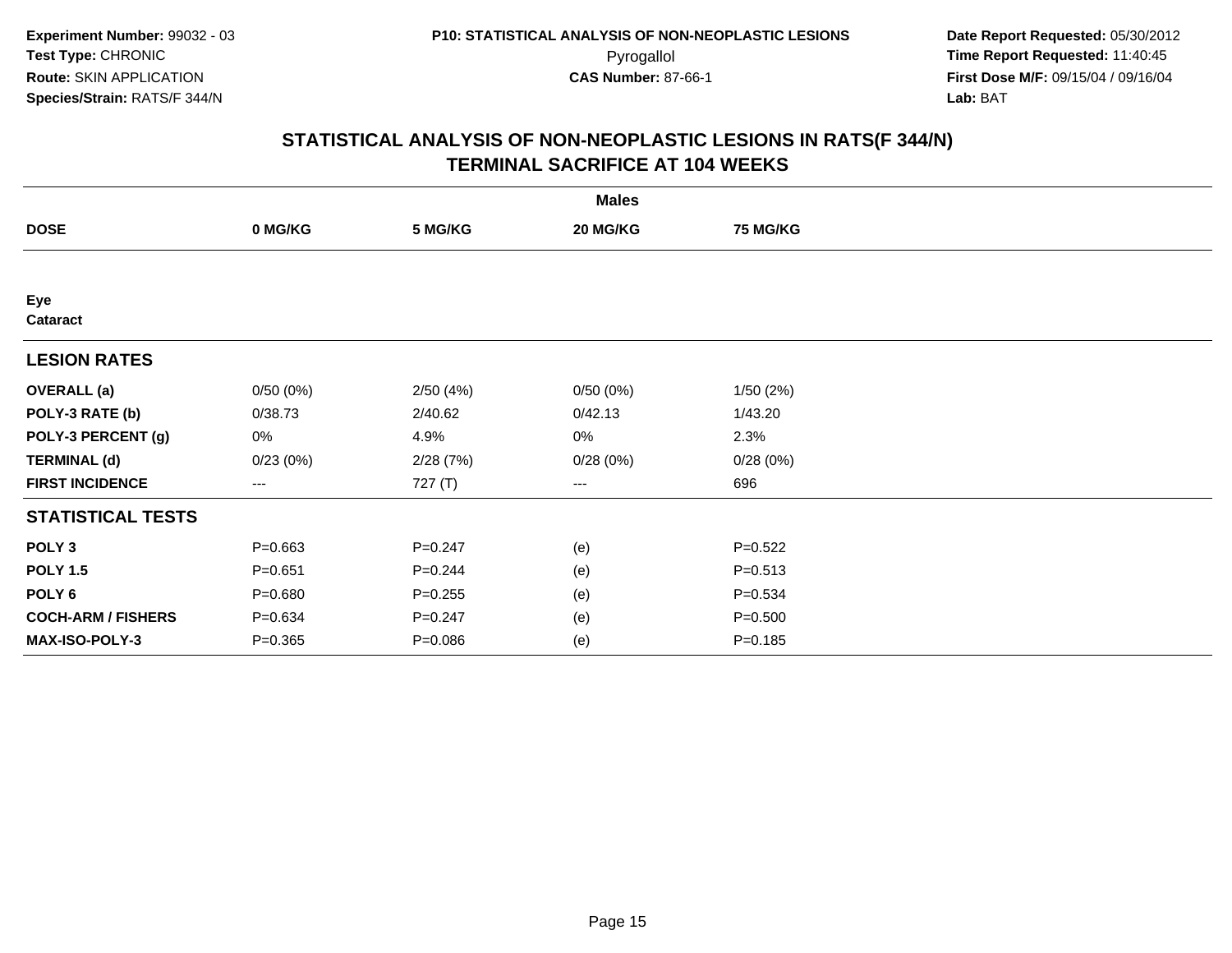**Experiment Number:** 99032 - 03
**Test Type:** CHRONIC
**Route:** SKIN APPLICATION
**Species/Strain:** RATS/F 344/N

**P10: STATISTICAL ANALYSIS OF NON-NEOPLASTIC LESIONS**
Pyrogallol
**CAS Number:** 87-66-1

**Date Report Requested:** 05/30/2012
**Time Report Requested:** 11:40:45
**First Dose M/F:** 09/15/04 / 09/16/04
**Lab:** BAT

## STATISTICAL ANALYSIS OF NON-NEOPLASTIC LESIONS IN RATS(F 344/N)
## TERMINAL SACRIFICE AT 104 WEEKS

| | Males | | | |
|---|---|---|---|---|
| **DOSE** | **0 MG/KG** | **5 MG/KG** | **20 MG/KG** | **75 MG/KG** |
| **Eye** | | | | |
| **Cataract** | | | | |
| **LESION RATES** | | | | |
| **OVERALL (a)** | 0/50 (0%) | 2/50 (4%) | 0/50 (0%) | 1/50 (2%) |
| **POLY-3 RATE (b)** | 0/38.73 | 2/40.62 | 0/42.13 | 1/43.20 |
| **POLY-3 PERCENT (g)** | 0% | 4.9% | 0% | 2.3% |
| **TERMINAL (d)** | 0/23 (0%) | 2/28 (7%) | 0/28 (0%) | 0/28 (0%) |
| **FIRST INCIDENCE** | --- | 727 (T) | --- | 696 |
| **STATISTICAL TESTS** | | | | |
| **POLY 3** | P=0.663 | P=0.247 | (e) | P=0.522 |
| **POLY 1.5** | P=0.651 | P=0.244 | (e) | P=0.513 |
| **POLY 6** | P=0.680 | P=0.255 | (e) | P=0.534 |
| **COCH-ARM / FISHERS** | P=0.634 | P=0.247 | (e) | P=0.500 |
| **MAX-ISO-POLY-3** | P=0.365 | P=0.086 | (e) | P=0.185 |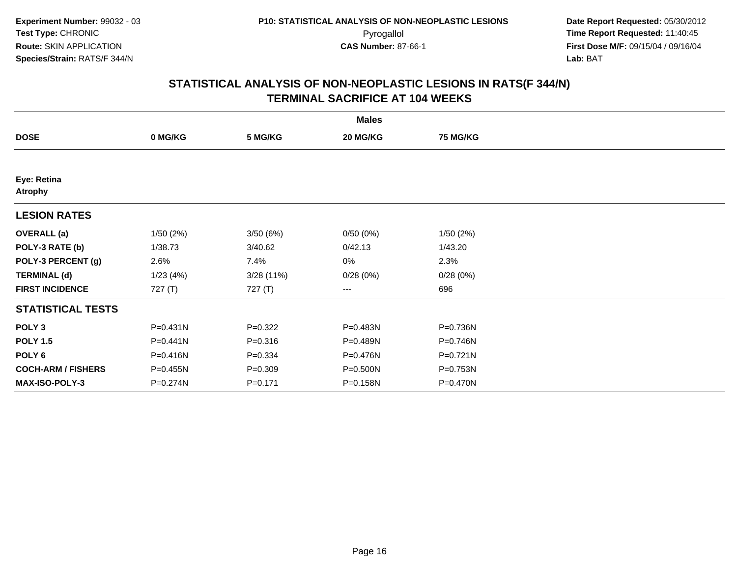Experiment Number: 99032 - 03
Test Type: CHRONIC
Route: SKIN APPLICATION
Species/Strain: RATS/F 344/N

P10: STATISTICAL ANALYSIS OF NON-NEOPLASTIC LESIONS
Pyrogallol
CAS Number: 87-66-1

Date Report Requested: 05/30/2012
Time Report Requested: 11:40:45
First Dose M/F: 09/15/04 / 09/16/04
Lab: BAT

## STATISTICAL ANALYSIS OF NON-NEOPLASTIC LESIONS IN RATS(F 344/N) TERMINAL SACRIFICE AT 104 WEEKS

| | Males | | | |
|---|---|---|---|---|
| **DOSE** | **0 MG/KG** | **5 MG/KG** | **20 MG/KG** | **75 MG/KG** |
| **Eye: Retina** | | | | |
| **Atrophy** | | | | |
| **LESION RATES** | | | | |
| **OVERALL (a)** | 1/50 (2%) | 3/50 (6%) | 0/50 (0%) | 1/50 (2%) |
| **POLY-3 RATE (b)** | 1/38.73 | 3/40.62 | 0/42.13 | 1/43.20 |
| **POLY-3 PERCENT (g)** | 2.6% | 7.4% | 0% | 2.3% |
| **TERMINAL (d)** | 1/23 (4%) | 3/28 (11%) | 0/28 (0%) | 0/28 (0%) |
| **FIRST INCIDENCE** | 727 (T) | 727 (T) | --- | 696 |
| **STATISTICAL TESTS** | | | | |
| **POLY 3** | P=0.431N | P=0.322 | P=0.483N | P=0.736N |
| **POLY 1.5** | P=0.441N | P=0.316 | P=0.489N | P=0.746N |
| **POLY 6** | P=0.416N | P=0.334 | P=0.476N | P=0.721N |
| **COCH-ARM / FISHERS** | P=0.455N | P=0.309 | P=0.500N | P=0.753N |
| **MAX-ISO-POLY-3** | P=0.274N | P=0.171 | P=0.158N | P=0.470N |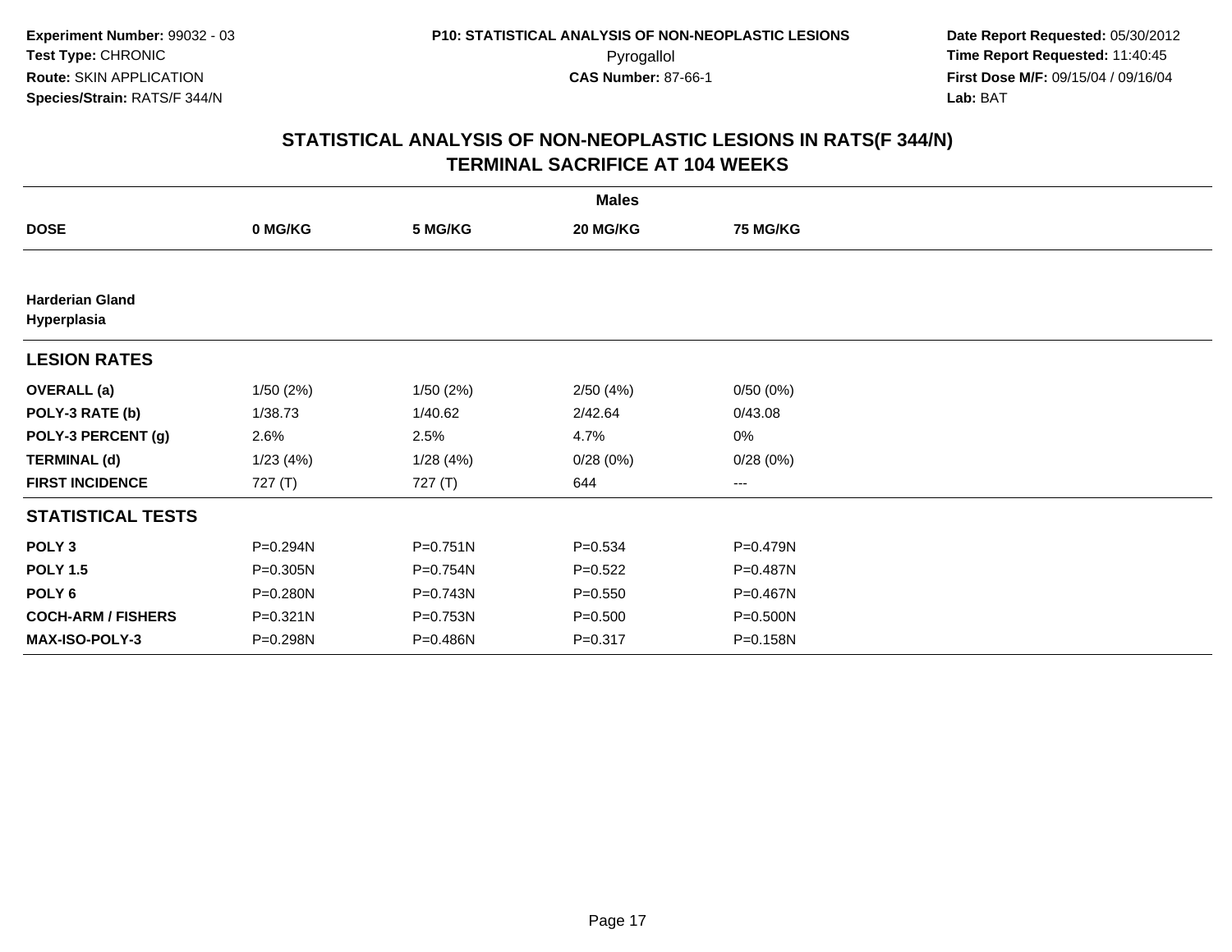Experiment Number: 99032 - 03
Test Type: CHRONIC
Route: SKIN APPLICATION
Species/Strain: RATS/F 344/N

P10: STATISTICAL ANALYSIS OF NON-NEOPLASTIC LESIONS
Pyrogallol
CAS Number: 87-66-1

Date Report Requested: 05/30/2012
Time Report Requested: 11:40:45
First Dose M/F: 09/15/04 / 09/16/04
Lab: BAT

## STATISTICAL ANALYSIS OF NON-NEOPLASTIC LESIONS IN RATS(F 344/N)
## TERMINAL SACRIFICE AT 104 WEEKS

| | Males | | | |
|---|---|---|---|---|
| **DOSE** | **0 MG/KG** | **5 MG/KG** | **20 MG/KG** | **75 MG/KG** |
| **Harderian Gland** | | | | |
| **Hyperplasia** | | | | |
| **LESION RATES** | | | | |
| **OVERALL (a)** | 1/50 (2%) | 1/50 (2%) | 2/50 (4%) | 0/50 (0%) |
| **POLY-3 RATE (b)** | 1/38.73 | 1/40.62 | 2/42.64 | 0/43.08 |
| **POLY-3 PERCENT (g)** | 2.6% | 2.5% | 4.7% | 0% |
| **TERMINAL (d)** | 1/23 (4%) | 1/28 (4%) | 0/28 (0%) | 0/28 (0%) |
| **FIRST INCIDENCE** | 727 (T) | 727 (T) | 644 | --- |
| **STATISTICAL TESTS** | | | | |
| **POLY 3** | P=0.294N | P=0.751N | P=0.534 | P=0.479N |
| **POLY 1.5** | P=0.305N | P=0.754N | P=0.522 | P=0.487N |
| **POLY 6** | P=0.280N | P=0.743N | P=0.550 | P=0.467N |
| **COCH-ARM / FISHERS** | P=0.321N | P=0.753N | P=0.500 | P=0.500N |
| **MAX-ISO-POLY-3** | P=0.298N | P=0.486N | P=0.317 | P=0.158N |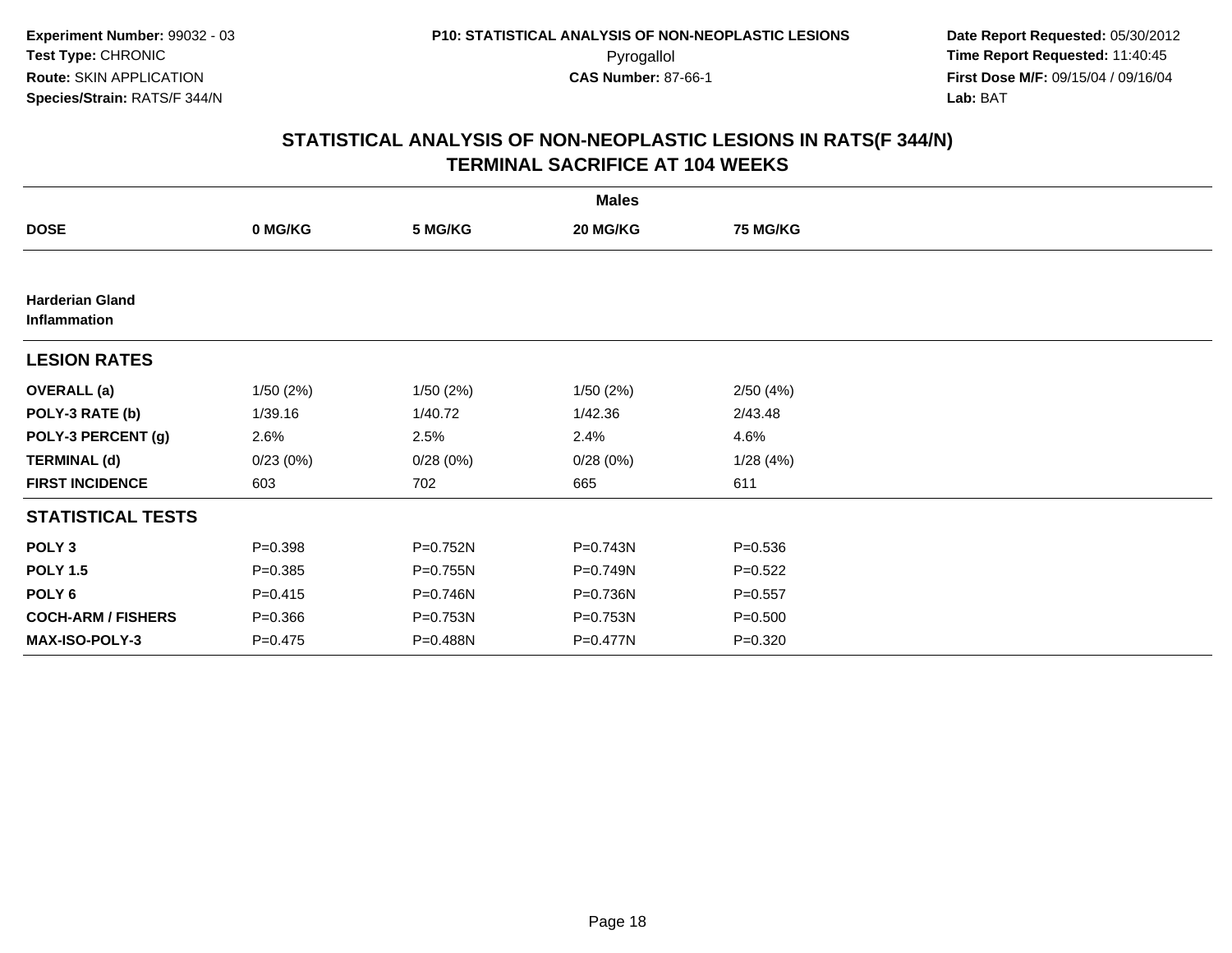Experiment Number: 99032 - 03
Test Type: CHRONIC
Route: SKIN APPLICATION
Species/Strain: RATS/F 344/N

P10: STATISTICAL ANALYSIS OF NON-NEOPLASTIC LESIONS
Pyrogallol
CAS Number: 87-66-1

Date Report Requested: 05/30/2012
Time Report Requested: 11:40:45
First Dose M/F: 09/15/04 / 09/16/04
Lab: BAT

## STATISTICAL ANALYSIS OF NON-NEOPLASTIC LESIONS IN RATS(F 344/N)
## TERMINAL SACRIFICE AT 104 WEEKS

| | Males | | | |
|---|---|---|---|---|
| **DOSE** | **0 MG/KG** | **5 MG/KG** | **20 MG/KG** | **75 MG/KG** |
| **Harderian Gland Inflammation** | | | | |
| **LESION RATES** | | | | |
| **OVERALL (a)** | 1/50 (2%) | 1/50 (2%) | 1/50 (2%) | 2/50 (4%) |
| **POLY-3 RATE (b)** | 1/39.16 | 1/40.72 | 1/42.36 | 2/43.48 |
| **POLY-3 PERCENT (g)** | 2.6% | 2.5% | 2.4% | 4.6% |
| **TERMINAL (d)** | 0/23 (0%) | 0/28 (0%) | 0/28 (0%) | 1/28 (4%) |
| **FIRST INCIDENCE** | 603 | 702 | 665 | 611 |
| **STATISTICAL TESTS** | | | | |
| **POLY 3** | P=0.398 | P=0.752N | P=0.743N | P=0.536 |
| **POLY 1.5** | P=0.385 | P=0.755N | P=0.749N | P=0.522 |
| **POLY 6** | P=0.415 | P=0.746N | P=0.736N | P=0.557 |
| **COCH-ARM / FISHERS** | P=0.366 | P=0.753N | P=0.753N | P=0.500 |
| **MAX-ISO-POLY-3** | P=0.475 | P=0.488N | P=0.477N | P=0.320 |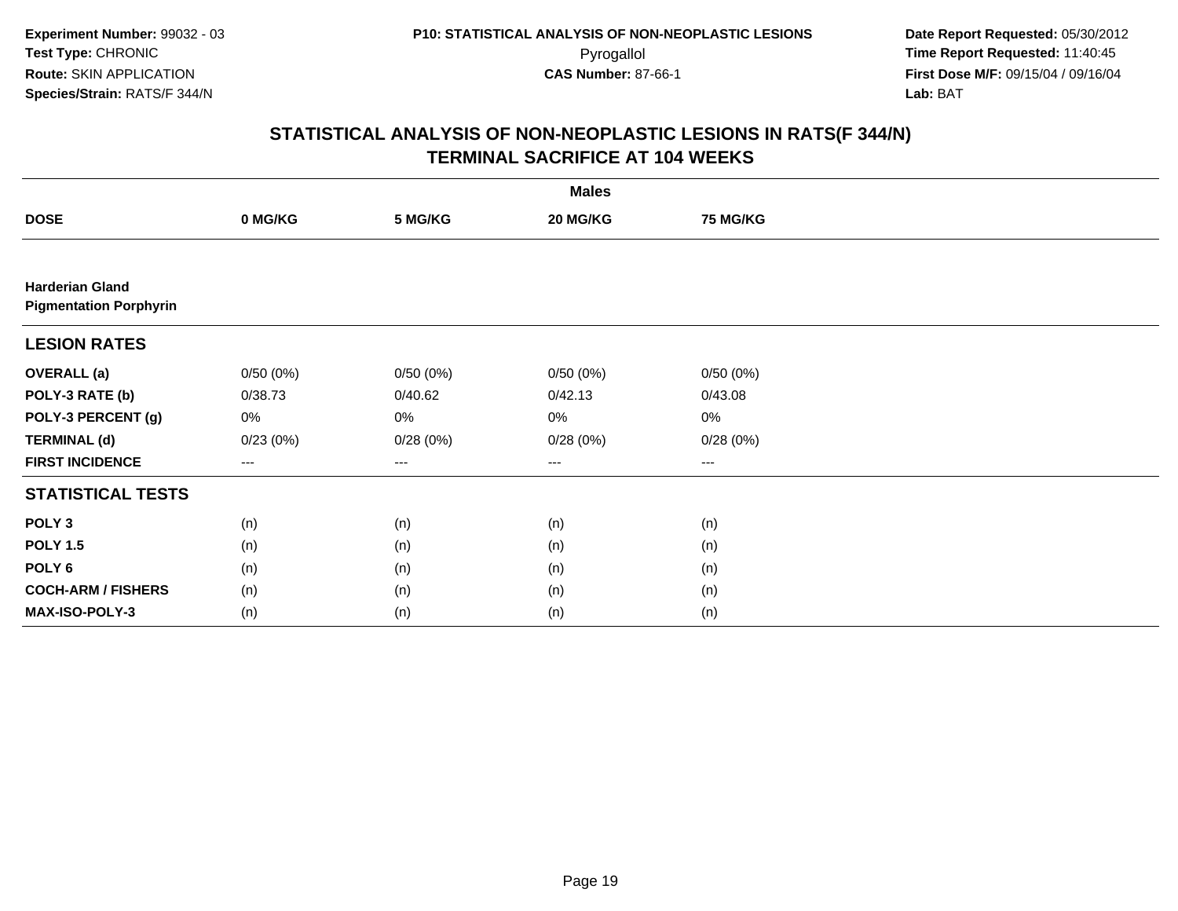Experiment Number: 99032 - 03
Test Type: CHRONIC
Route: SKIN APPLICATION
Species/Strain: RATS/F 344/N

P10: STATISTICAL ANALYSIS OF NON-NEOPLASTIC LESIONS
Pyrogallol
CAS Number: 87-66-1

Date Report Requested: 05/30/2012
Time Report Requested: 11:40:45
First Dose M/F: 09/15/04 / 09/16/04
Lab: BAT

## STATISTICAL ANALYSIS OF NON-NEOPLASTIC LESIONS IN RATS(F 344/N)
## TERMINAL SACRIFICE AT 104 WEEKS

| | Males | | | |
|---|---|---|---|---|
| **DOSE** | **0 MG/KG** | **5 MG/KG** | **20 MG/KG** | **75 MG/KG** |
| **Harderian Gland** | | | | |
| **Pigmentation Porphyrin** | | | | |
| **LESION RATES** | | | | |
| **OVERALL (a)** | 0/50 (0%) | 0/50 (0%) | 0/50 (0%) | 0/50 (0%) |
| **POLY-3 RATE (b)** | 0/38.73 | 0/40.62 | 0/42.13 | 0/43.08 |
| **POLY-3 PERCENT (g)** | 0% | 0% | 0% | 0% |
| **TERMINAL (d)** | 0/23 (0%) | 0/28 (0%) | 0/28 (0%) | 0/28 (0%) |
| **FIRST INCIDENCE** | --- | --- | --- | --- |
| **STATISTICAL TESTS** | | | | |
| **POLY 3** | (n) | (n) | (n) | (n) |
| **POLY 1.5** | (n) | (n) | (n) | (n) |
| **POLY 6** | (n) | (n) | (n) | (n) |
| **COCH-ARM / FISHERS** | (n) | (n) | (n) | (n) |
| **MAX-ISO-POLY-3** | (n) | (n) | (n) | (n) |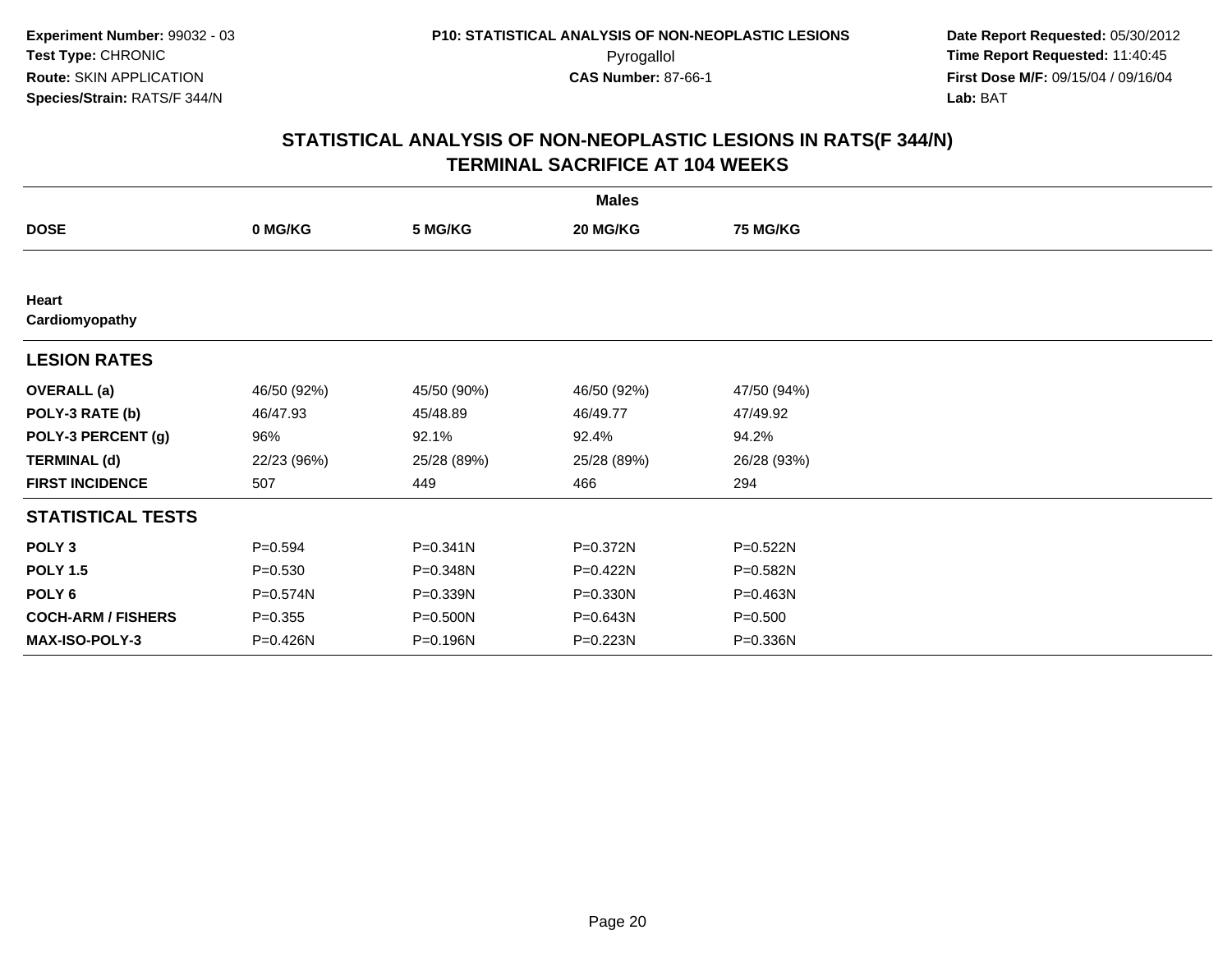**Experiment Number:** 99032 - 03
**Test Type:** CHRONIC
**Route:** SKIN APPLICATION
**Species/Strain:** RATS/F 344/N

**P10: STATISTICAL ANALYSIS OF NON-NEOPLASTIC LESIONS**
Pyrogallol
**CAS Number:** 87-66-1

**Date Report Requested:** 05/30/2012
**Time Report Requested:** 11:40:45
**First Dose M/F:** 09/15/04 / 09/16/04
**Lab:** BAT

## STATISTICAL ANALYSIS OF NON-NEOPLASTIC LESIONS IN RATS(F 344/N)
## TERMINAL SACRIFICE AT 104 WEEKS

| | Males | | | |
|---|---|---|---|---|
| **DOSE** | **0 MG/KG** | **5 MG/KG** | **20 MG/KG** | **75 MG/KG** |
| **Heart** | | | | |
| **Cardiomyopathy** | | | | |
| **LESION RATES** | | | | |
| **OVERALL (a)** | 46/50 (92%) | 45/50 (90%) | 46/50 (92%) | 47/50 (94%) |
| **POLY-3 RATE (b)** | 46/47.93 | 45/48.89 | 46/49.77 | 47/49.92 |
| **POLY-3 PERCENT (g)** | 96% | 92.1% | 92.4% | 94.2% |
| **TERMINAL (d)** | 22/23 (96%) | 25/28 (89%) | 25/28 (89%) | 26/28 (93%) |
| **FIRST INCIDENCE** | 507 | 449 | 466 | 294 |
| **STATISTICAL TESTS** | | | | |
| **POLY 3** | P=0.594 | P=0.341N | P=0.372N | P=0.522N |
| **POLY 1.5** | P=0.530 | P=0.348N | P=0.422N | P=0.582N |
| **POLY 6** | P=0.574N | P=0.339N | P=0.330N | P=0.463N |
| **COCH-ARM / FISHERS** | P=0.355 | P=0.500N | P=0.643N | P=0.500 |
| **MAX-ISO-POLY-3** | P=0.426N | P=0.196N | P=0.223N | P=0.336N |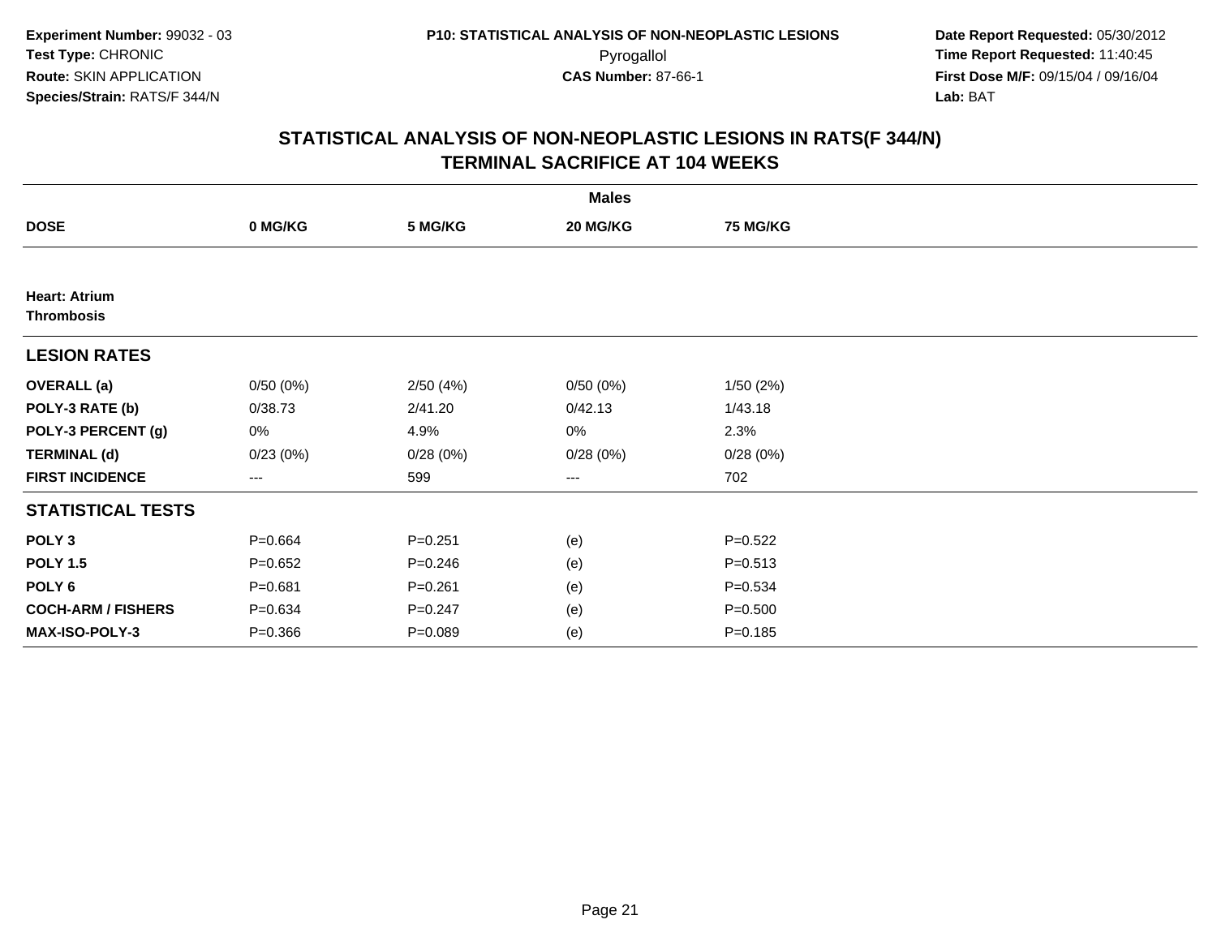**Experiment Number:** 99032 - 03
**Test Type:** CHRONIC
**Route:** SKIN APPLICATION
**Species/Strain:** RATS/F 344/N

**P10: STATISTICAL ANALYSIS OF NON-NEOPLASTIC LESIONS**
Pyrogallol
**CAS Number:** 87-66-1

**Date Report Requested:** 05/30/2012
**Time Report Requested:** 11:40:45
**First Dose M/F:** 09/15/04 / 09/16/04
**Lab:** BAT

## STATISTICAL ANALYSIS OF NON-NEOPLASTIC LESIONS IN RATS(F 344/N) TERMINAL SACRIFICE AT 104 WEEKS

| | Males | | | |
|---|---|---|---|---|
| **DOSE** | **0 MG/KG** | **5 MG/KG** | **20 MG/KG** | **75 MG/KG** |
| **Heart: Atrium** | | | | |
| **Thrombosis** | | | | |
| **LESION RATES** | | | | |
| **OVERALL (a)** | 0/50 (0%) | 2/50 (4%) | 0/50 (0%) | 1/50 (2%) |
| **POLY-3 RATE (b)** | 0/38.73 | 2/41.20 | 0/42.13 | 1/43.18 |
| **POLY-3 PERCENT (g)** | 0% | 4.9% | 0% | 2.3% |
| **TERMINAL (d)** | 0/23 (0%) | 0/28 (0%) | 0/28 (0%) | 0/28 (0%) |
| **FIRST INCIDENCE** | --- | 599 | --- | 702 |
| **STATISTICAL TESTS** | | | | |
| **POLY 3** | P=0.664 | P=0.251 | (e) | P=0.522 |
| **POLY 1.5** | P=0.652 | P=0.246 | (e) | P=0.513 |
| **POLY 6** | P=0.681 | P=0.261 | (e) | P=0.534 |
| **COCH-ARM / FISHERS** | P=0.634 | P=0.247 | (e) | P=0.500 |
| **MAX-ISO-POLY-3** | P=0.366 | P=0.089 | (e) | P=0.185 |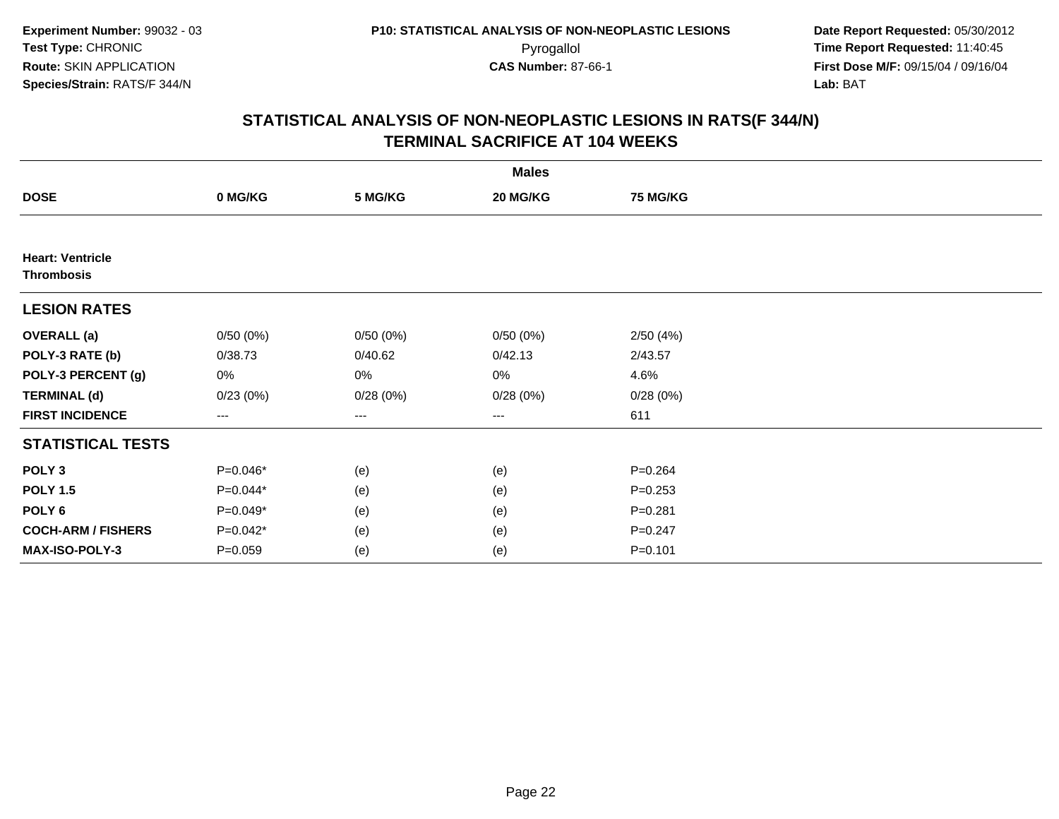Experiment Number: 99032 - 03
Test Type: CHRONIC
Route: SKIN APPLICATION
Species/Strain: RATS/F 344/N

P10: STATISTICAL ANALYSIS OF NON-NEOPLASTIC LESIONS
Pyrogallol
CAS Number: 87-66-1

Date Report Requested: 05/30/2012
Time Report Requested: 11:40:45
First Dose M/F: 09/15/04 / 09/16/04
Lab: BAT

## STATISTICAL ANALYSIS OF NON-NEOPLASTIC LESIONS IN RATS(F 344/N)
## TERMINAL SACRIFICE AT 104 WEEKS

| | Males | | | |
|---|---|---|---|---|
| **DOSE** | **0 MG/KG** | **5 MG/KG** | **20 MG/KG** | **75 MG/KG** |
| **Heart: Ventricle** | | | | |
| **Thrombosis** | | | | |
| **LESION RATES** | | | | |
| **OVERALL (a)** | 0/50 (0%) | 0/50 (0%) | 0/50 (0%) | 2/50 (4%) |
| **POLY-3 RATE (b)** | 0/38.73 | 0/40.62 | 0/42.13 | 2/43.57 |
| **POLY-3 PERCENT (g)** | 0% | 0% | 0% | 4.6% |
| **TERMINAL (d)** | 0/23 (0%) | 0/28 (0%) | 0/28 (0%) | 0/28 (0%) |
| **FIRST INCIDENCE** | --- | --- | --- | 611 |
| **STATISTICAL TESTS** | | | | |
| **POLY 3** | P=0.046* | (e) | (e) | P=0.264 |
| **POLY 1.5** | P=0.044* | (e) | (e) | P=0.253 |
| **POLY 6** | P=0.049* | (e) | (e) | P=0.281 |
| **COCH-ARM / FISHERS** | P=0.042* | (e) | (e) | P=0.247 |
| **MAX-ISO-POLY-3** | P=0.059 | (e) | (e) | P=0.101 |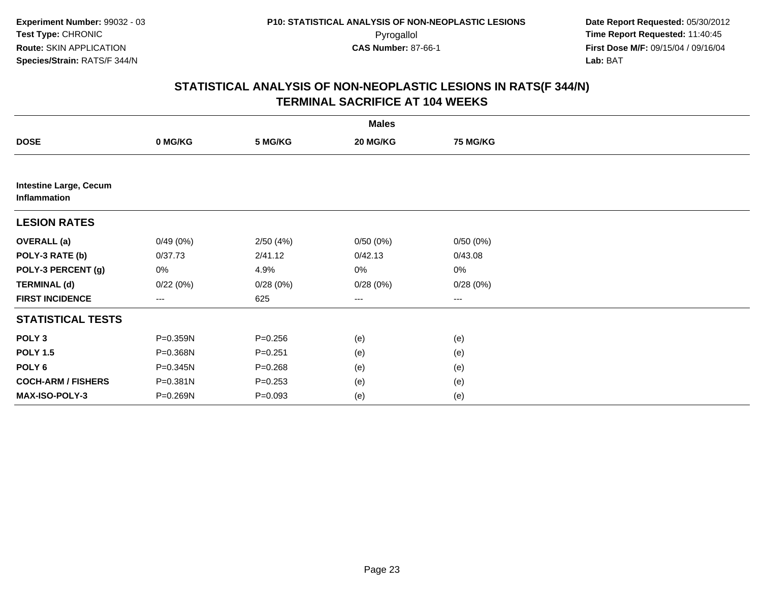**Experiment Number:** 99032 - 03
**Test Type:** CHRONIC
**Route:** SKIN APPLICATION
**Species/Strain:** RATS/F 344/N

**P10: STATISTICAL ANALYSIS OF NON-NEOPLASTIC LESIONS**
Pyrogallol
**CAS Number:** 87-66-1

**Date Report Requested:** 05/30/2012
**Time Report Requested:** 11:40:45
**First Dose M/F:** 09/15/04 / 09/16/04
**Lab:** BAT

## STATISTICAL ANALYSIS OF NON-NEOPLASTIC LESIONS IN RATS(F 344/N) TERMINAL SACRIFICE AT 104 WEEKS

| | Males | | | |
|---|---|---|---|---|
| **DOSE** | **0 MG/KG** | **5 MG/KG** | **20 MG/KG** | **75 MG/KG** |
| **Intestine Large, Cecum Inflammation** | | | | |
| **LESION RATES** | | | | |
| **OVERALL (a)** | 0/49 (0%) | 2/50 (4%) | 0/50 (0%) | 0/50 (0%) |
| **POLY-3 RATE (b)** | 0/37.73 | 2/41.12 | 0/42.13 | 0/43.08 |
| **POLY-3 PERCENT (g)** | 0% | 4.9% | 0% | 0% |
| **TERMINAL (d)** | 0/22 (0%) | 0/28 (0%) | 0/28 (0%) | 0/28 (0%) |
| **FIRST INCIDENCE** | --- | 625 | --- | --- |
| **STATISTICAL TESTS** | | | | |
| **POLY 3** | P=0.359N | P=0.256 | (e) | (e) |
| **POLY 1.5** | P=0.368N | P=0.251 | (e) | (e) |
| **POLY 6** | P=0.345N | P=0.268 | (e) | (e) |
| **COCH-ARM / FISHERS** | P=0.381N | P=0.253 | (e) | (e) |
| **MAX-ISO-POLY-3** | P=0.269N | P=0.093 | (e) | (e) |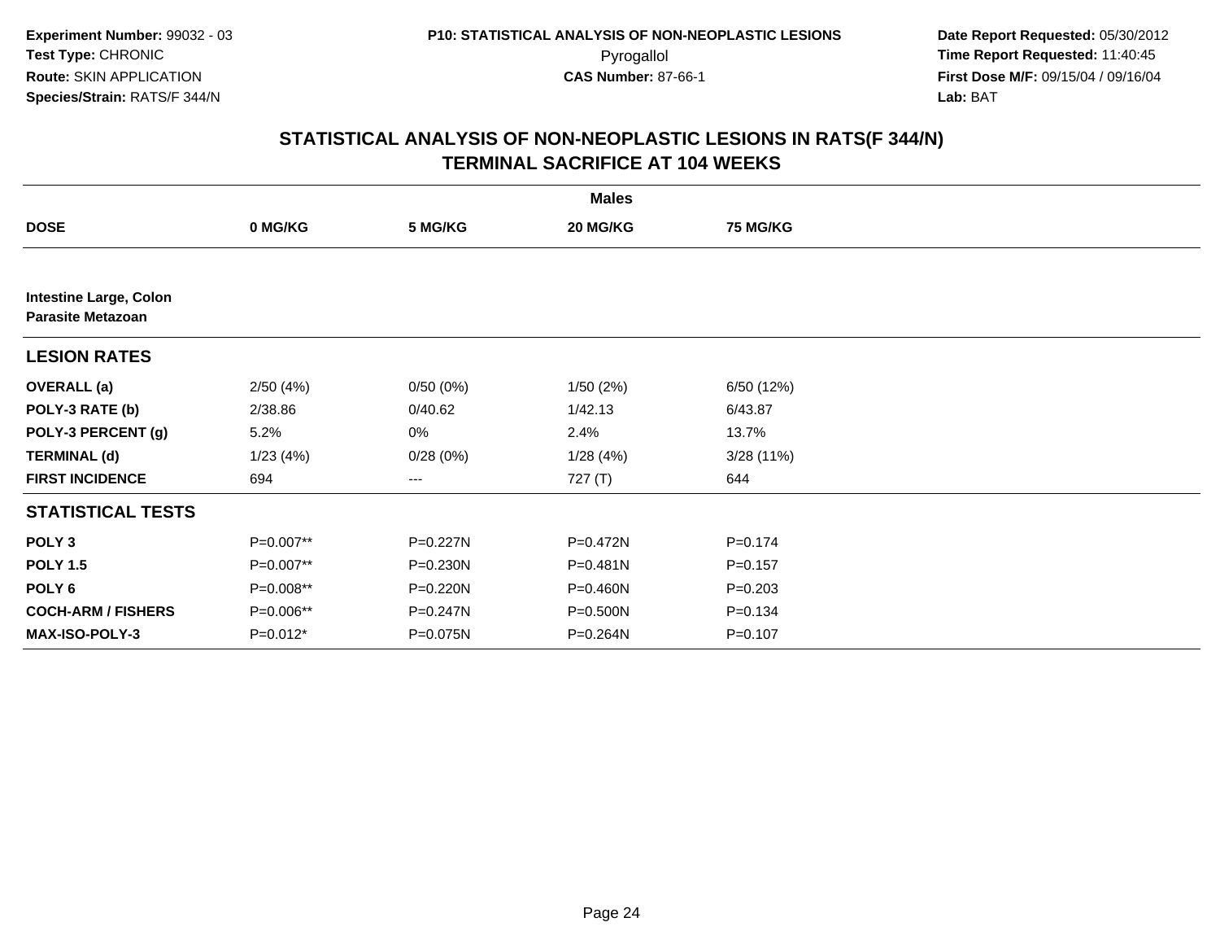**Experiment Number:** 99032 - 03
**Test Type:** CHRONIC
**Route:** SKIN APPLICATION
**Species/Strain:** RATS/F 344/N

**P10: STATISTICAL ANALYSIS OF NON-NEOPLASTIC LESIONS**
Pyrogallol
**CAS Number:** 87-66-1

**Date Report Requested:** 05/30/2012
**Time Report Requested:** 11:40:45
**First Dose M/F:** 09/15/04 / 09/16/04
**Lab:** BAT

## STATISTICAL ANALYSIS OF NON-NEOPLASTIC LESIONS IN RATS(F 344/N)
## TERMINAL SACRIFICE AT 104 WEEKS

| | Males | | | |
|---|---|---|---|---|
| **DOSE** | **0 MG/KG** | **5 MG/KG** | **20 MG/KG** | **75 MG/KG** |
| **Intestine Large, Colon** **Parasite Metazoan** | | | | |
| **LESION RATES** | | | | |
| **OVERALL (a)** | 2/50 (4%) | 0/50 (0%) | 1/50 (2%) | 6/50 (12%) |
| **POLY-3 RATE (b)** | 2/38.86 | 0/40.62 | 1/42.13 | 6/43.87 |
| **POLY-3 PERCENT (g)** | 5.2% | 0% | 2.4% | 13.7% |
| **TERMINAL (d)** | 1/23 (4%) | 0/28 (0%) | 1/28 (4%) | 3/28 (11%) |
| **FIRST INCIDENCE** | 694 | --- | 727 (T) | 644 |
| **STATISTICAL TESTS** | | | | |
| **POLY 3** | P=0.007** | P=0.227N | P=0.472N | P=0.174 |
| **POLY 1.5** | P=0.007** | P=0.230N | P=0.481N | P=0.157 |
| **POLY 6** | P=0.008** | P=0.220N | P=0.460N | P=0.203 |
| **COCH-ARM / FISHERS** | P=0.006** | P=0.247N | P=0.500N | P=0.134 |
| **MAX-ISO-POLY-3** | P=0.012* | P=0.075N | P=0.264N | P=0.107 |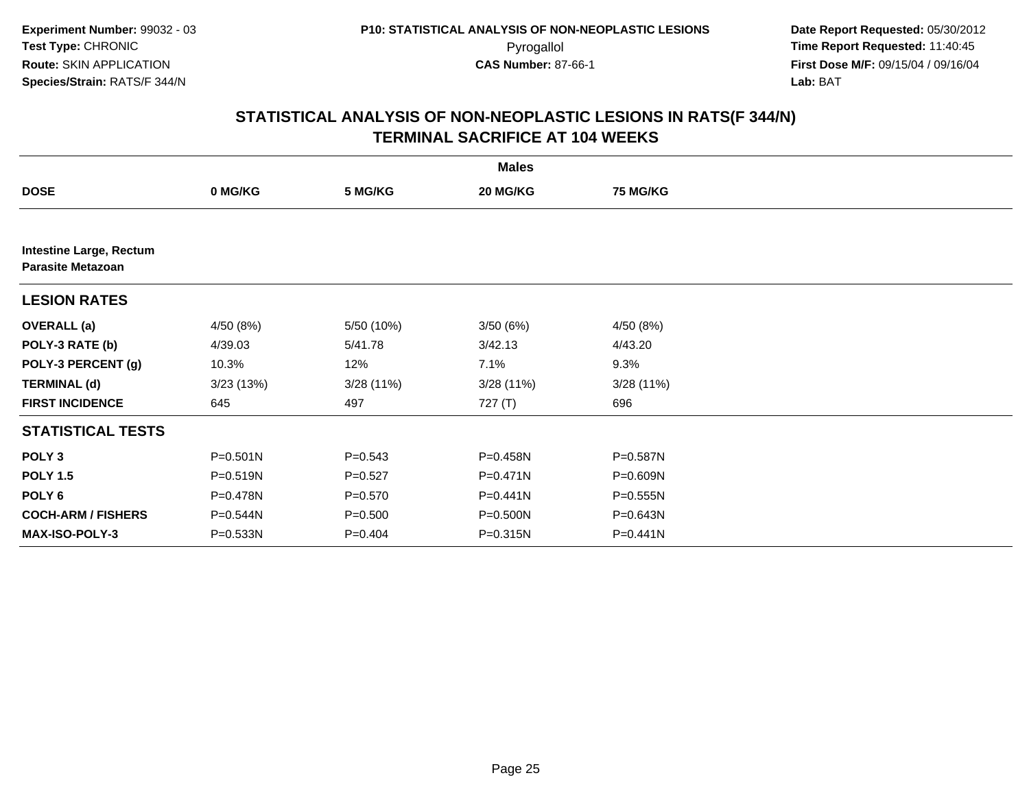Experiment Number: 99032 - 03
Test Type: CHRONIC
Route: SKIN APPLICATION
Species/Strain: RATS/F 344/N

P10: STATISTICAL ANALYSIS OF NON-NEOPLASTIC LESIONS
Pyrogallol
CAS Number: 87-66-1

Date Report Requested: 05/30/2012
Time Report Requested: 11:40:45
First Dose M/F: 09/15/04 / 09/16/04
Lab: BAT

## STATISTICAL ANALYSIS OF NON-NEOPLASTIC LESIONS IN RATS(F 344/N)
## TERMINAL SACRIFICE AT 104 WEEKS

| | Males | | | |
|---|---|---|---|---|
| **DOSE** | **0 MG/KG** | **5 MG/KG** | **20 MG/KG** | **75 MG/KG** |
| **Intestine Large, Rectum** | | | | |
| **Parasite Metazoan** | | | | |
| **LESION RATES** | | | | |
| **OVERALL (a)** | 4/50 (8%) | 5/50 (10%) | 3/50 (6%) | 4/50 (8%) |
| **POLY-3 RATE (b)** | 4/39.03 | 5/41.78 | 3/42.13 | 4/43.20 |
| **POLY-3 PERCENT (g)** | 10.3% | 12% | 7.1% | 9.3% |
| **TERMINAL (d)** | 3/23 (13%) | 3/28 (11%) | 3/28 (11%) | 3/28 (11%) |
| **FIRST INCIDENCE** | 645 | 497 | 727 (T) | 696 |
| **STATISTICAL TESTS** | | | | |
| **POLY 3** | P=0.501N | P=0.543 | P=0.458N | P=0.587N |
| **POLY 1.5** | P=0.519N | P=0.527 | P=0.471N | P=0.609N |
| **POLY 6** | P=0.478N | P=0.570 | P=0.441N | P=0.555N |
| **COCH-ARM / FISHERS** | P=0.544N | P=0.500 | P=0.500N | P=0.643N |
| **MAX-ISO-POLY-3** | P=0.533N | P=0.404 | P=0.315N | P=0.441N |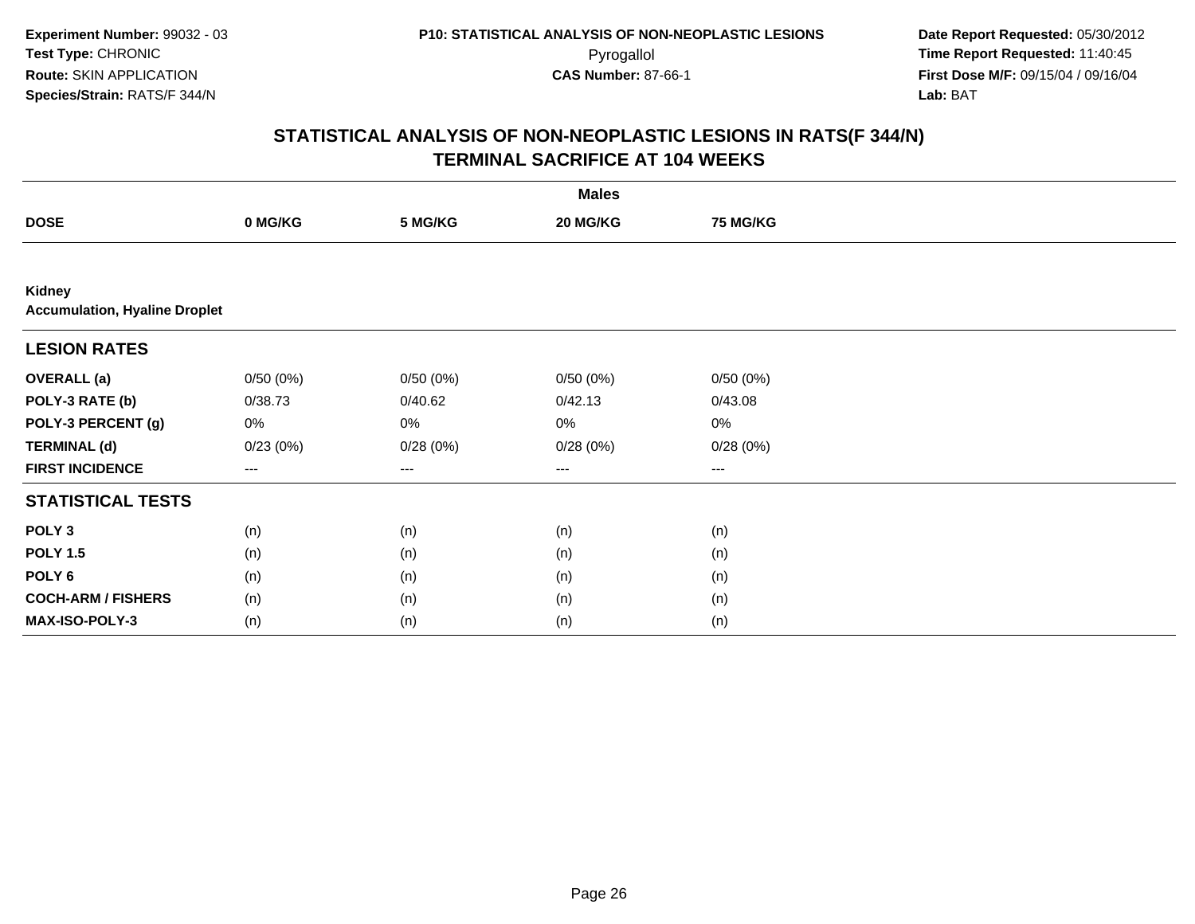Experiment Number: 99032 - 03
Test Type: CHRONIC
Route: SKIN APPLICATION
Species/Strain: RATS/F 344/N

P10: STATISTICAL ANALYSIS OF NON-NEOPLASTIC LESIONS
Pyrogallol
CAS Number: 87-66-1

Date Report Requested: 05/30/2012
Time Report Requested: 11:40:45
First Dose M/F: 09/15/04 / 09/16/04
Lab: BAT

## STATISTICAL ANALYSIS OF NON-NEOPLASTIC LESIONS IN RATS(F 344/N)
## TERMINAL SACRIFICE AT 104 WEEKS

| | Males | | | |
|---|---|---|---|---|
| **DOSE** | **0 MG/KG** | **5 MG/KG** | **20 MG/KG** | **75 MG/KG** |
| **Kidney** | | | | |
| **Accumulation, Hyaline Droplet** | | | | |
| **LESION RATES** | | | | |
| **OVERALL (a)** | 0/50 (0%) | 0/50 (0%) | 0/50 (0%) | 0/50 (0%) |
| **POLY-3 RATE (b)** | 0/38.73 | 0/40.62 | 0/42.13 | 0/43.08 |
| **POLY-3 PERCENT (g)** | 0% | 0% | 0% | 0% |
| **TERMINAL (d)** | 0/23 (0%) | 0/28 (0%) | 0/28 (0%) | 0/28 (0%) |
| **FIRST INCIDENCE** | --- | --- | --- | --- |
| **STATISTICAL TESTS** | | | | |
| **POLY 3** | (n) | (n) | (n) | (n) |
| **POLY 1.5** | (n) | (n) | (n) | (n) |
| **POLY 6** | (n) | (n) | (n) | (n) |
| **COCH-ARM / FISHERS** | (n) | (n) | (n) | (n) |
| **MAX-ISO-POLY-3** | (n) | (n) | (n) | (n) |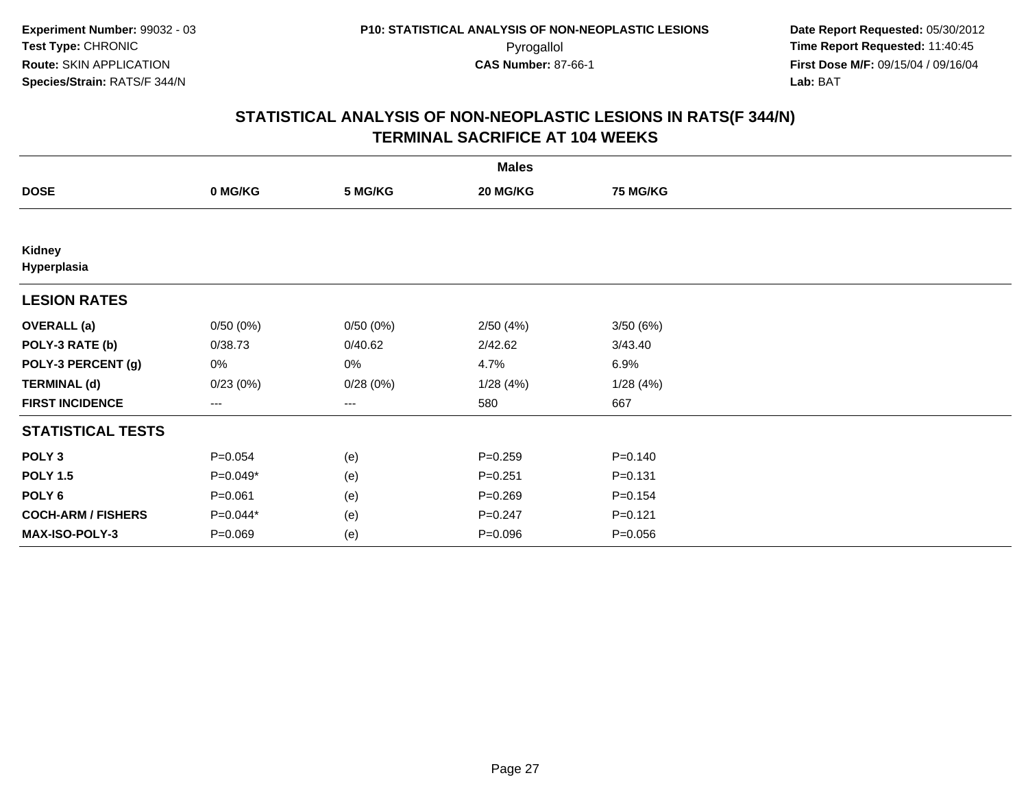Experiment Number: 99032 - 03
Test Type: CHRONIC
Route: SKIN APPLICATION
Species/Strain: RATS/F 344/N

P10: STATISTICAL ANALYSIS OF NON-NEOPLASTIC LESIONS
Pyrogallol
CAS Number: 87-66-1

Date Report Requested: 05/30/2012
Time Report Requested: 11:40:45
First Dose M/F: 09/15/04 / 09/16/04
Lab: BAT

## STATISTICAL ANALYSIS OF NON-NEOPLASTIC LESIONS IN RATS(F 344/N)
## TERMINAL SACRIFICE AT 104 WEEKS

| | Males | | | |
|---|---|---|---|---|
| **DOSE** | **0 MG/KG** | **5 MG/KG** | **20 MG/KG** | **75 MG/KG** |
| **Kidney** | | | | |
| **Hyperplasia** | | | | |
| **LESION RATES** | | | | |
| **OVERALL (a)** | 0/50 (0%) | 0/50 (0%) | 2/50 (4%) | 3/50 (6%) |
| **POLY-3 RATE (b)** | 0/38.73 | 0/40.62 | 2/42.62 | 3/43.40 |
| **POLY-3 PERCENT (g)** | 0% | 0% | 4.7% | 6.9% |
| **TERMINAL (d)** | 0/23 (0%) | 0/28 (0%) | 1/28 (4%) | 1/28 (4%) |
| **FIRST INCIDENCE** | --- | --- | 580 | 667 |
| **STATISTICAL TESTS** | | | | |
| **POLY 3** | P=0.054 | (e) | P=0.259 | P=0.140 |
| **POLY 1.5** | P=0.049* | (e) | P=0.251 | P=0.131 |
| **POLY 6** | P=0.061 | (e) | P=0.269 | P=0.154 |
| **COCH-ARM / FISHERS** | P=0.044* | (e) | P=0.247 | P=0.121 |
| **MAX-ISO-POLY-3** | P=0.069 | (e) | P=0.096 | P=0.056 |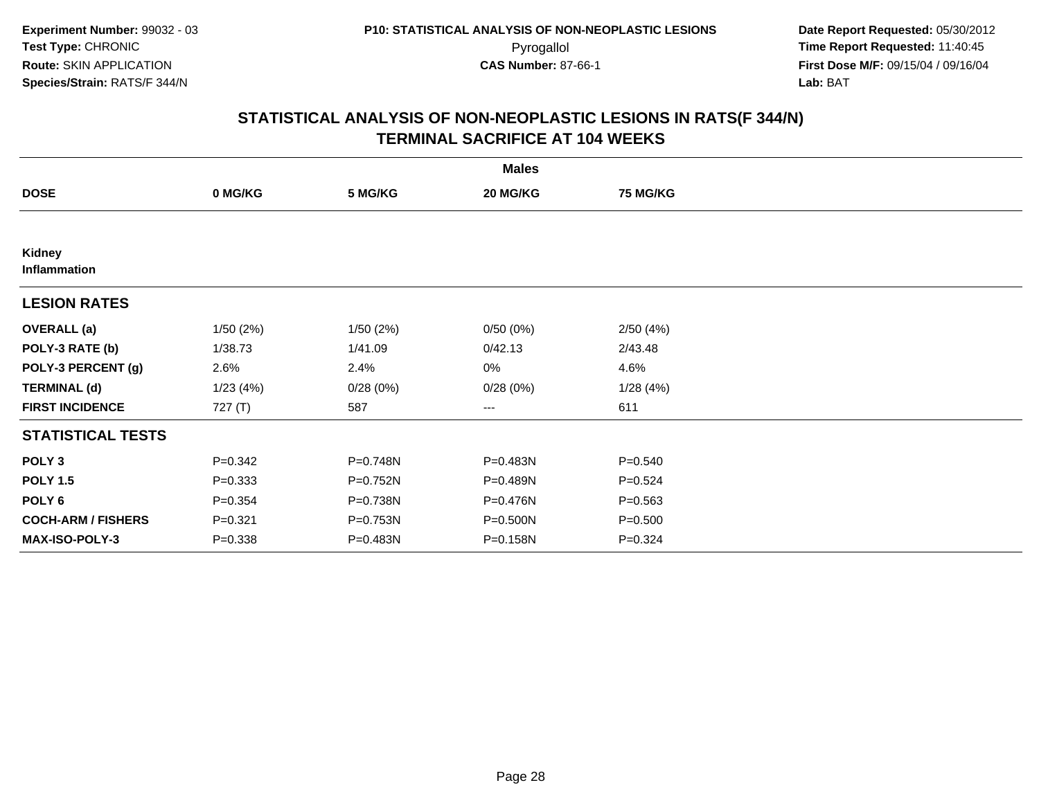Experiment Number: 99032 - 03
Test Type: CHRONIC
Route: SKIN APPLICATION
Species/Strain: RATS/F 344/N

P10: STATISTICAL ANALYSIS OF NON-NEOPLASTIC LESIONS
Pyrogallol
CAS Number: 87-66-1

Date Report Requested: 05/30/2012
Time Report Requested: 11:40:45
First Dose M/F: 09/15/04 / 09/16/04
Lab: BAT

## STATISTICAL ANALYSIS OF NON-NEOPLASTIC LESIONS IN RATS(F 344/N)
## TERMINAL SACRIFICE AT 104 WEEKS

| | Males | | | |
|---|---|---|---|---|
| **DOSE** | **0 MG/KG** | **5 MG/KG** | **20 MG/KG** | **75 MG/KG** |
| **Kidney** | | | | |
| **Inflammation** | | | | |
| **LESION RATES** | | | | |
| **OVERALL (a)** | 1/50 (2%) | 1/50 (2%) | 0/50 (0%) | 2/50 (4%) |
| **POLY-3 RATE (b)** | 1/38.73 | 1/41.09 | 0/42.13 | 2/43.48 |
| **POLY-3 PERCENT (g)** | 2.6% | 2.4% | 0% | 4.6% |
| **TERMINAL (d)** | 1/23 (4%) | 0/28 (0%) | 0/28 (0%) | 1/28 (4%) |
| **FIRST INCIDENCE** | 727 (T) | 587 | --- | 611 |
| **STATISTICAL TESTS** | | | | |
| **POLY 3** | P=0.342 | P=0.748N | P=0.483N | P=0.540 |
| **POLY 1.5** | P=0.333 | P=0.752N | P=0.489N | P=0.524 |
| **POLY 6** | P=0.354 | P=0.738N | P=0.476N | P=0.563 |
| **COCH-ARM / FISHERS** | P=0.321 | P=0.753N | P=0.500N | P=0.500 |
| **MAX-ISO-POLY-3** | P=0.338 | P=0.483N | P=0.158N | P=0.324 |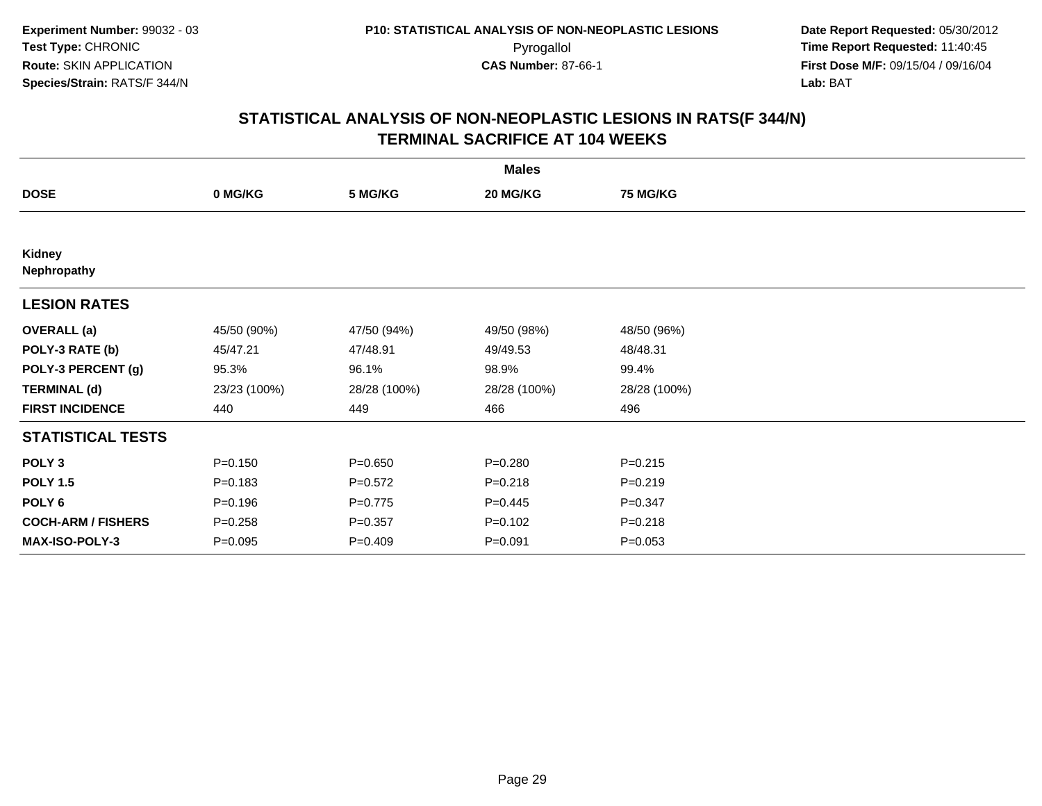**Experiment Number:** 99032 - 03
**Test Type:** CHRONIC
**Route:** SKIN APPLICATION
**Species/Strain:** RATS/F 344/N

**P10: STATISTICAL ANALYSIS OF NON-NEOPLASTIC LESIONS**
Pyrogallol
**CAS Number:** 87-66-1

**Date Report Requested:** 05/30/2012
**Time Report Requested:** 11:40:45
**First Dose M/F:** 09/15/04 / 09/16/04
**Lab:** BAT

# STATISTICAL ANALYSIS OF NON-NEOPLASTIC LESIONS IN RATS(F 344/N)
## TERMINAL SACRIFICE AT 104 WEEKS

| | Males | | | |
|---|---|---|---|---|
| **DOSE** | **0 MG/KG** | **5 MG/KG** | **20 MG/KG** | **75 MG/KG** |
| **Kidney** | | | | |
| **Nephropathy** | | | | |
| **LESION RATES** | | | | |
| **OVERALL (a)** | 45/50 (90%) | 47/50 (94%) | 49/50 (98%) | 48/50 (96%) |
| **POLY-3 RATE (b)** | 45/47.21 | 47/48.91 | 49/49.53 | 48/48.31 |
| **POLY-3 PERCENT (g)** | 95.3% | 96.1% | 98.9% | 99.4% |
| **TERMINAL (d)** | 23/23 (100%) | 28/28 (100%) | 28/28 (100%) | 28/28 (100%) |
| **FIRST INCIDENCE** | 440 | 449 | 466 | 496 |
| **STATISTICAL TESTS** | | | | |
| **POLY 3** | P=0.150 | P=0.650 | P=0.280 | P=0.215 |
| **POLY 1.5** | P=0.183 | P=0.572 | P=0.218 | P=0.219 |
| **POLY 6** | P=0.196 | P=0.775 | P=0.445 | P=0.347 |
| **COCH-ARM / FISHERS** | P=0.258 | P=0.357 | P=0.102 | P=0.218 |
| **MAX-ISO-POLY-3** | P=0.095 | P=0.409 | P=0.091 | P=0.053 |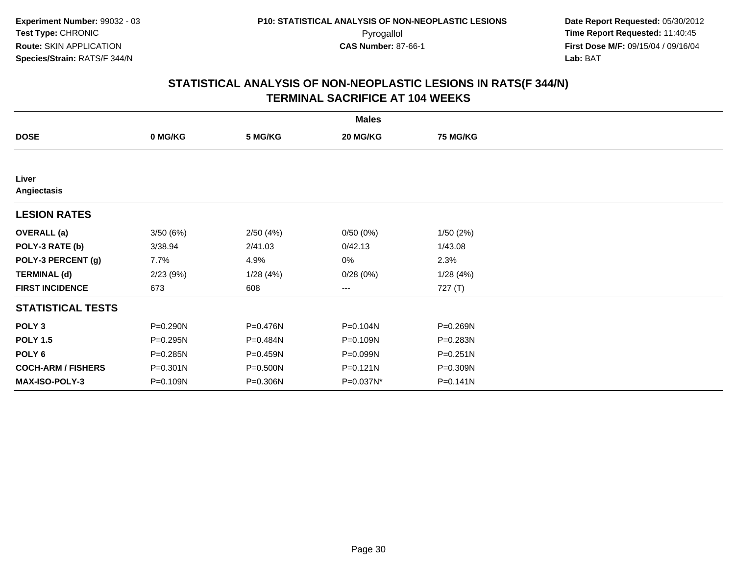**Experiment Number:** 99032 - 03
**Test Type:** CHRONIC
**Route:** SKIN APPLICATION
**Species/Strain:** RATS/F 344/N

**P10: STATISTICAL ANALYSIS OF NON-NEOPLASTIC LESIONS**
Pyrogallol
**CAS Number:** 87-66-1

**Date Report Requested:** 05/30/2012
**Time Report Requested:** 11:40:45
**First Dose M/F:** 09/15/04 / 09/16/04
**Lab:** BAT

## STATISTICAL ANALYSIS OF NON-NEOPLASTIC LESIONS IN RATS(F 344/N)
## TERMINAL SACRIFICE AT 104 WEEKS

| | Males | | | |
|---|---|---|---|---|
| **DOSE** | **0 MG/KG** | **5 MG/KG** | **20 MG/KG** | **75 MG/KG** |
| **Liver** | | | | |
| **Angiectasis** | | | | |
| **LESION RATES** | | | | |
| **OVERALL (a)** | 3/50 (6%) | 2/50 (4%) | 0/50 (0%) | 1/50 (2%) |
| **POLY-3 RATE (b)** | 3/38.94 | 2/41.03 | 0/42.13 | 1/43.08 |
| **POLY-3 PERCENT (g)** | 7.7% | 4.9% | 0% | 2.3% |
| **TERMINAL (d)** | 2/23 (9%) | 1/28 (4%) | 0/28 (0%) | 1/28 (4%) |
| **FIRST INCIDENCE** | 673 | 608 | --- | 727 (T) |
| **STATISTICAL TESTS** | | | | |
| **POLY 3** | P=0.290N | P=0.476N | P=0.104N | P=0.269N |
| **POLY 1.5** | P=0.295N | P=0.484N | P=0.109N | P=0.283N |
| **POLY 6** | P=0.285N | P=0.459N | P=0.099N | P=0.251N |
| **COCH-ARM / FISHERS** | P=0.301N | P=0.500N | P=0.121N | P=0.309N |
| **MAX-ISO-POLY-3** | P=0.109N | P=0.306N | P=0.037N* | P=0.141N |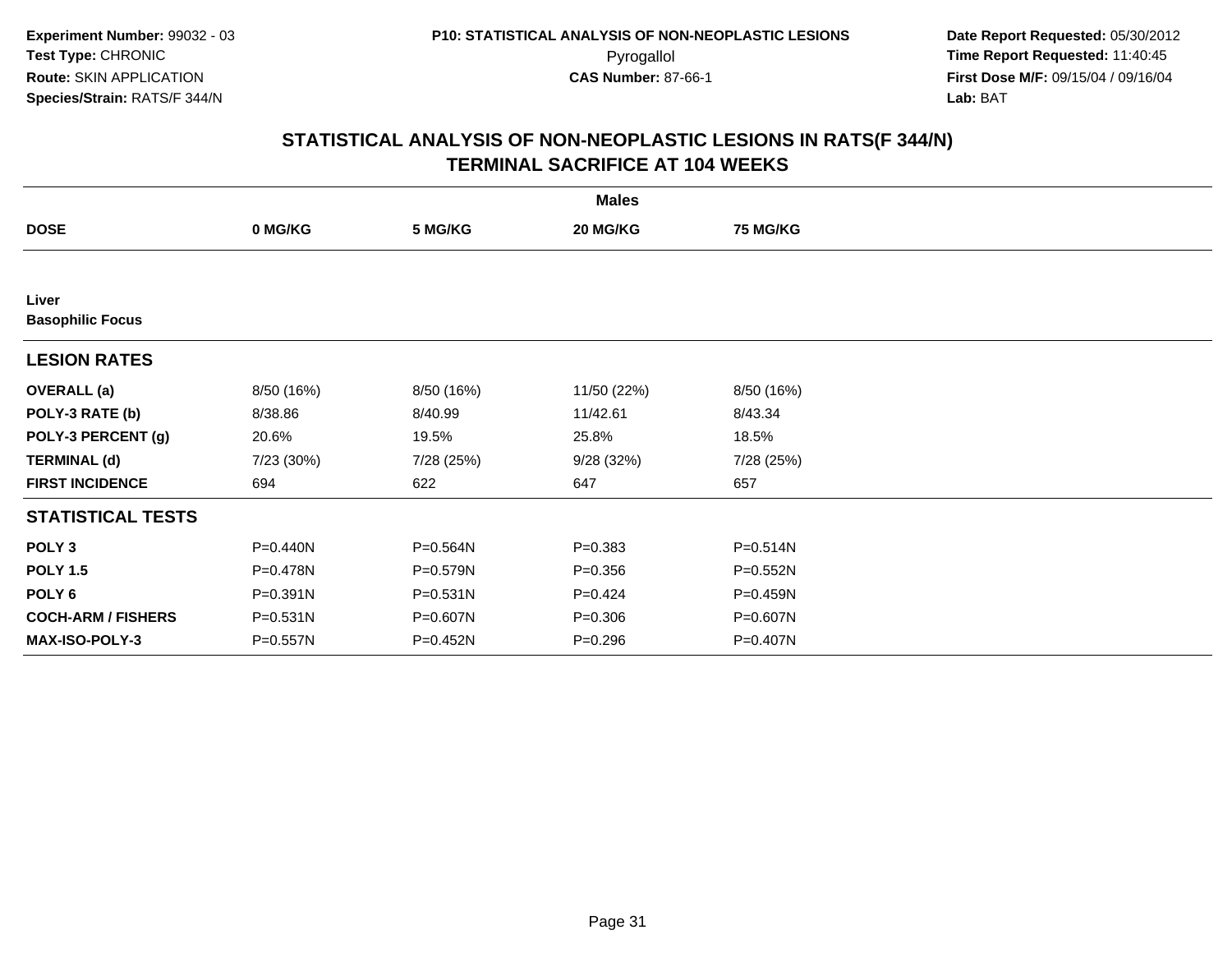**Experiment Number:** 99032 - 03
**Test Type:** CHRONIC
**Route:** SKIN APPLICATION
**Species/Strain:** RATS/F 344/N

**P10: STATISTICAL ANALYSIS OF NON-NEOPLASTIC LESIONS**
Pyrogallol
**CAS Number:** 87-66-1

**Date Report Requested:** 05/30/2012
**Time Report Requested:** 11:40:45
**First Dose M/F:** 09/15/04 / 09/16/04
**Lab:** BAT

## STATISTICAL ANALYSIS OF NON-NEOPLASTIC LESIONS IN RATS(F 344/N)
## TERMINAL SACRIFICE AT 104 WEEKS

| | Males | | | |
|---|---|---|---|---|
| **DOSE** | **0 MG/KG** | **5 MG/KG** | **20 MG/KG** | **75 MG/KG** |
| **Liver** | | | | |
| **Basophilic Focus** | | | | |
| **LESION RATES** | | | | |
| **OVERALL (a)** | 8/50 (16%) | 8/50 (16%) | 11/50 (22%) | 8/50 (16%) |
| **POLY-3 RATE (b)** | 8/38.86 | 8/40.99 | 11/42.61 | 8/43.34 |
| **POLY-3 PERCENT (g)** | 20.6% | 19.5% | 25.8% | 18.5% |
| **TERMINAL (d)** | 7/23 (30%) | 7/28 (25%) | 9/28 (32%) | 7/28 (25%) |
| **FIRST INCIDENCE** | 694 | 622 | 647 | 657 |
| **STATISTICAL TESTS** | | | | |
| **POLY 3** | P=0.440N | P=0.564N | P=0.383 | P=0.514N |
| **POLY 1.5** | P=0.478N | P=0.579N | P=0.356 | P=0.552N |
| **POLY 6** | P=0.391N | P=0.531N | P=0.424 | P=0.459N |
| **COCH-ARM / FISHERS** | P=0.531N | P=0.607N | P=0.306 | P=0.607N |
| **MAX-ISO-POLY-3** | P=0.557N | P=0.452N | P=0.296 | P=0.407N |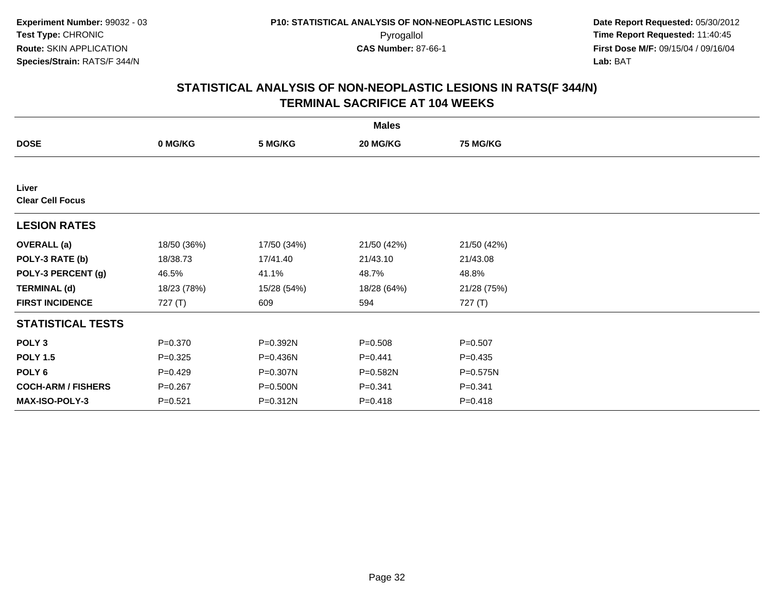Experiment Number: 99032 - 03
Test Type: CHRONIC
Route: SKIN APPLICATION
Species/Strain: RATS/F 344/N

P10: STATISTICAL ANALYSIS OF NON-NEOPLASTIC LESIONS
Pyrogallol
CAS Number: 87-66-1

Date Report Requested: 05/30/2012
Time Report Requested: 11:40:45
First Dose M/F: 09/15/04 / 09/16/04
Lab: BAT

## STATISTICAL ANALYSIS OF NON-NEOPLASTIC LESIONS IN RATS(F 344/N)
## TERMINAL SACRIFICE AT 104 WEEKS

| | Males | | | |
|---|---|---|---|---|
| **DOSE** | **0 MG/KG** | **5 MG/KG** | **20 MG/KG** | **75 MG/KG** |
| **Liver** | | | | |
| **Clear Cell Focus** | | | | |
| **LESION RATES** | | | | |
| **OVERALL (a)** | 18/50 (36%) | 17/50 (34%) | 21/50 (42%) | 21/50 (42%) |
| **POLY-3 RATE (b)** | 18/38.73 | 17/41.40 | 21/43.10 | 21/43.08 |
| **POLY-3 PERCENT (g)** | 46.5% | 41.1% | 48.7% | 48.8% |
| **TERMINAL (d)** | 18/23 (78%) | 15/28 (54%) | 18/28 (64%) | 21/28 (75%) |
| **FIRST INCIDENCE** | 727 (T) | 609 | 594 | 727 (T) |
| **STATISTICAL TESTS** | | | | |
| **POLY 3** | P=0.370 | P=0.392N | P=0.508 | P=0.507 |
| **POLY 1.5** | P=0.325 | P=0.436N | P=0.441 | P=0.435 |
| **POLY 6** | P=0.429 | P=0.307N | P=0.582N | P=0.575N |
| **COCH-ARM / FISHERS** | P=0.267 | P=0.500N | P=0.341 | P=0.341 |
| **MAX-ISO-POLY-3** | P=0.521 | P=0.312N | P=0.418 | P=0.418 |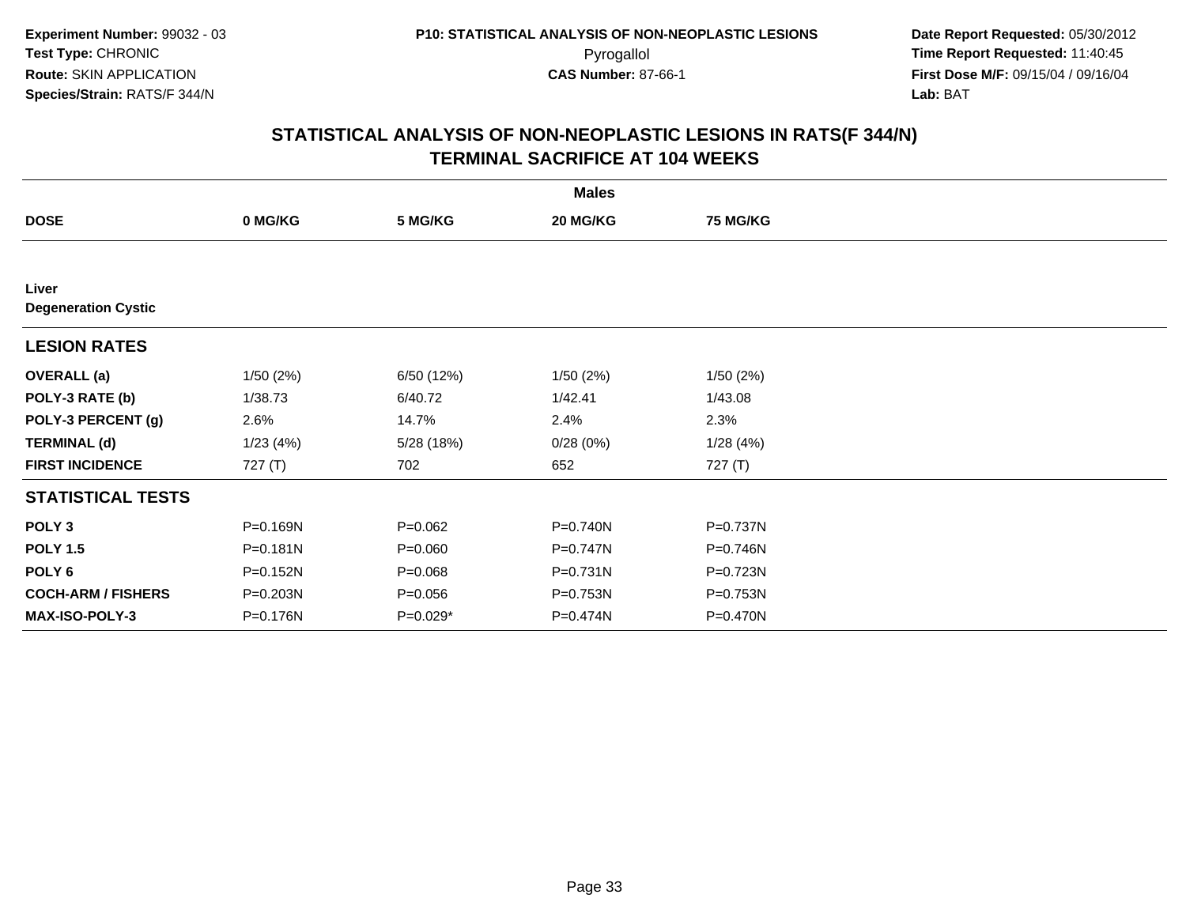**Experiment Number:** 99032 - 03
**Test Type:** CHRONIC
**Route:** SKIN APPLICATION
**Species/Strain:** RATS/F 344/N

**P10: STATISTICAL ANALYSIS OF NON-NEOPLASTIC LESIONS**
Pyrogallol
**CAS Number:** 87-66-1

**Date Report Requested:** 05/30/2012
**Time Report Requested:** 11:40:45
**First Dose M/F:** 09/15/04 / 09/16/04
**Lab:** BAT

## STATISTICAL ANALYSIS OF NON-NEOPLASTIC LESIONS IN RATS(F 344/N)
## TERMINAL SACRIFICE AT 104 WEEKS

| | Males | | | |
|---|---|---|---|---|
| **DOSE** | **0 MG/KG** | **5 MG/KG** | **20 MG/KG** | **75 MG/KG** |
| **Liver** | | | | |
| **Degeneration Cystic** | | | | |
| **LESION RATES** | | | | |
| **OVERALL (a)** | 1/50 (2%) | 6/50 (12%) | 1/50 (2%) | 1/50 (2%) |
| **POLY-3 RATE (b)** | 1/38.73 | 6/40.72 | 1/42.41 | 1/43.08 |
| **POLY-3 PERCENT (g)** | 2.6% | 14.7% | 2.4% | 2.3% |
| **TERMINAL (d)** | 1/23 (4%) | 5/28 (18%) | 0/28 (0%) | 1/28 (4%) |
| **FIRST INCIDENCE** | 727 (T) | 702 | 652 | 727 (T) |
| **STATISTICAL TESTS** | | | | |
| **POLY 3** | P=0.169N | P=0.062 | P=0.740N | P=0.737N |
| **POLY 1.5** | P=0.181N | P=0.060 | P=0.747N | P=0.746N |
| **POLY 6** | P=0.152N | P=0.068 | P=0.731N | P=0.723N |
| **COCH-ARM / FISHERS** | P=0.203N | P=0.056 | P=0.753N | P=0.753N |
| **MAX-ISO-POLY-3** | P=0.176N | P=0.029* | P=0.474N | P=0.470N |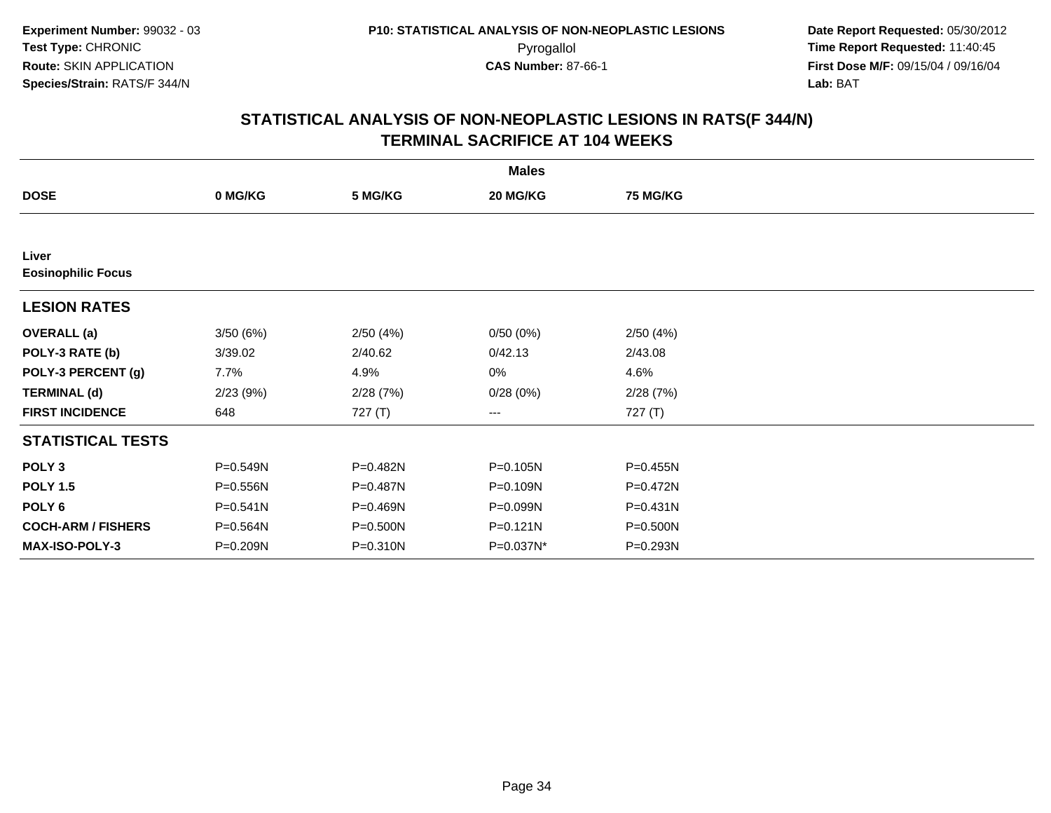**Experiment Number:** 99032 - 03
**Test Type:** CHRONIC
**Route:** SKIN APPLICATION
**Species/Strain:** RATS/F 344/N

**P10: STATISTICAL ANALYSIS OF NON-NEOPLASTIC LESIONS**
Pyrogallol
**CAS Number:** 87-66-1

**Date Report Requested:** 05/30/2012
**Time Report Requested:** 11:40:45
**First Dose M/F:** 09/15/04 / 09/16/04
**Lab:** BAT

## STATISTICAL ANALYSIS OF NON-NEOPLASTIC LESIONS IN RATS(F 344/N)
## TERMINAL SACRIFICE AT 104 WEEKS

| | Males | | | |
|---|---|---|---|---|
| **DOSE** | **0 MG/KG** | **5 MG/KG** | **20 MG/KG** | **75 MG/KG** |
| **Liver** | | | | |
| **Eosinophilic Focus** | | | | |
| **LESION RATES** | | | | |
| **OVERALL (a)** | 3/50 (6%) | 2/50 (4%) | 0/50 (0%) | 2/50 (4%) |
| **POLY-3 RATE (b)** | 3/39.02 | 2/40.62 | 0/42.13 | 2/43.08 |
| **POLY-3 PERCENT (g)** | 7.7% | 4.9% | 0% | 4.6% |
| **TERMINAL (d)** | 2/23 (9%) | 2/28 (7%) | 0/28 (0%) | 2/28 (7%) |
| **FIRST INCIDENCE** | 648 | 727 (T) | --- | 727 (T) |
| **STATISTICAL TESTS** | | | | |
| **POLY 3** | P=0.549N | P=0.482N | P=0.105N | P=0.455N |
| **POLY 1.5** | P=0.556N | P=0.487N | P=0.109N | P=0.472N |
| **POLY 6** | P=0.541N | P=0.469N | P=0.099N | P=0.431N |
| **COCH-ARM / FISHERS** | P=0.564N | P=0.500N | P=0.121N | P=0.500N |
| **MAX-ISO-POLY-3** | P=0.209N | P=0.310N | P=0.037N* | P=0.293N |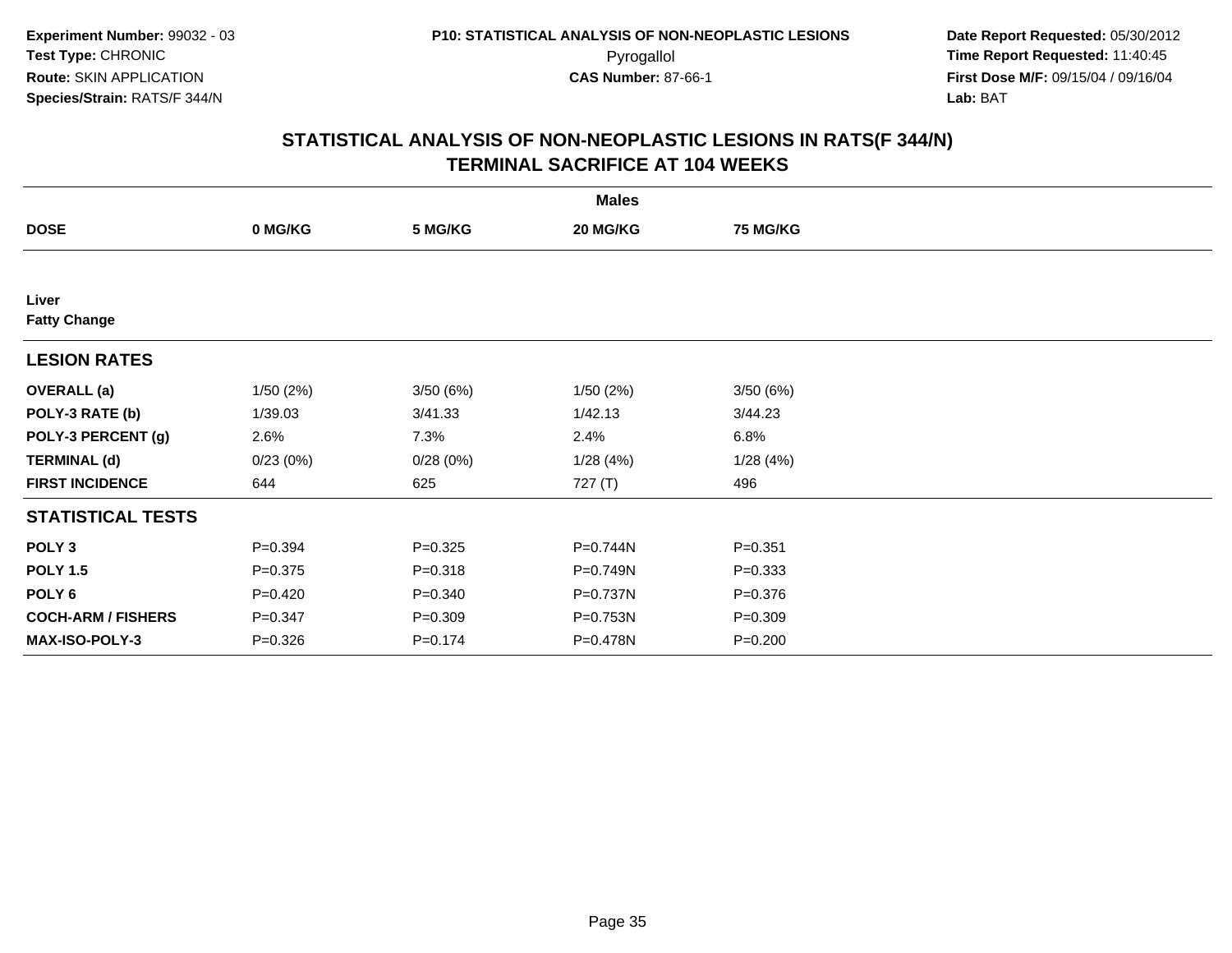**Experiment Number:** 99032 - 03
**Test Type:** CHRONIC
**Route:** SKIN APPLICATION
**Species/Strain:** RATS/F 344/N

**P10: STATISTICAL ANALYSIS OF NON-NEOPLASTIC LESIONS**
Pyrogallol
**CAS Number:** 87-66-1

**Date Report Requested:** 05/30/2012
**Time Report Requested:** 11:40:45
**First Dose M/F:** 09/15/04 / 09/16/04
**Lab:** BAT

## STATISTICAL ANALYSIS OF NON-NEOPLASTIC LESIONS IN RATS(F 344/N) TERMINAL SACRIFICE AT 104 WEEKS

| | Males | | | |
|---|---|---|---|---|
| **DOSE** | **0 MG/KG** | **5 MG/KG** | **20 MG/KG** | **75 MG/KG** |
| **Liver** | | | | |
| **Fatty Change** | | | | |
| **LESION RATES** | | | | |
| **OVERALL (a)** | 1/50 (2%) | 3/50 (6%) | 1/50 (2%) | 3/50 (6%) |
| **POLY-3 RATE (b)** | 1/39.03 | 3/41.33 | 1/42.13 | 3/44.23 |
| **POLY-3 PERCENT (g)** | 2.6% | 7.3% | 2.4% | 6.8% |
| **TERMINAL (d)** | 0/23 (0%) | 0/28 (0%) | 1/28 (4%) | 1/28 (4%) |
| **FIRST INCIDENCE** | 644 | 625 | 727 (T) | 496 |
| **STATISTICAL TESTS** | | | | |
| **POLY 3** | P=0.394 | P=0.325 | P=0.744N | P=0.351 |
| **POLY 1.5** | P=0.375 | P=0.318 | P=0.749N | P=0.333 |
| **POLY 6** | P=0.420 | P=0.340 | P=0.737N | P=0.376 |
| **COCH-ARM / FISHERS** | P=0.347 | P=0.309 | P=0.753N | P=0.309 |
| **MAX-ISO-POLY-3** | P=0.326 | P=0.174 | P=0.478N | P=0.200 |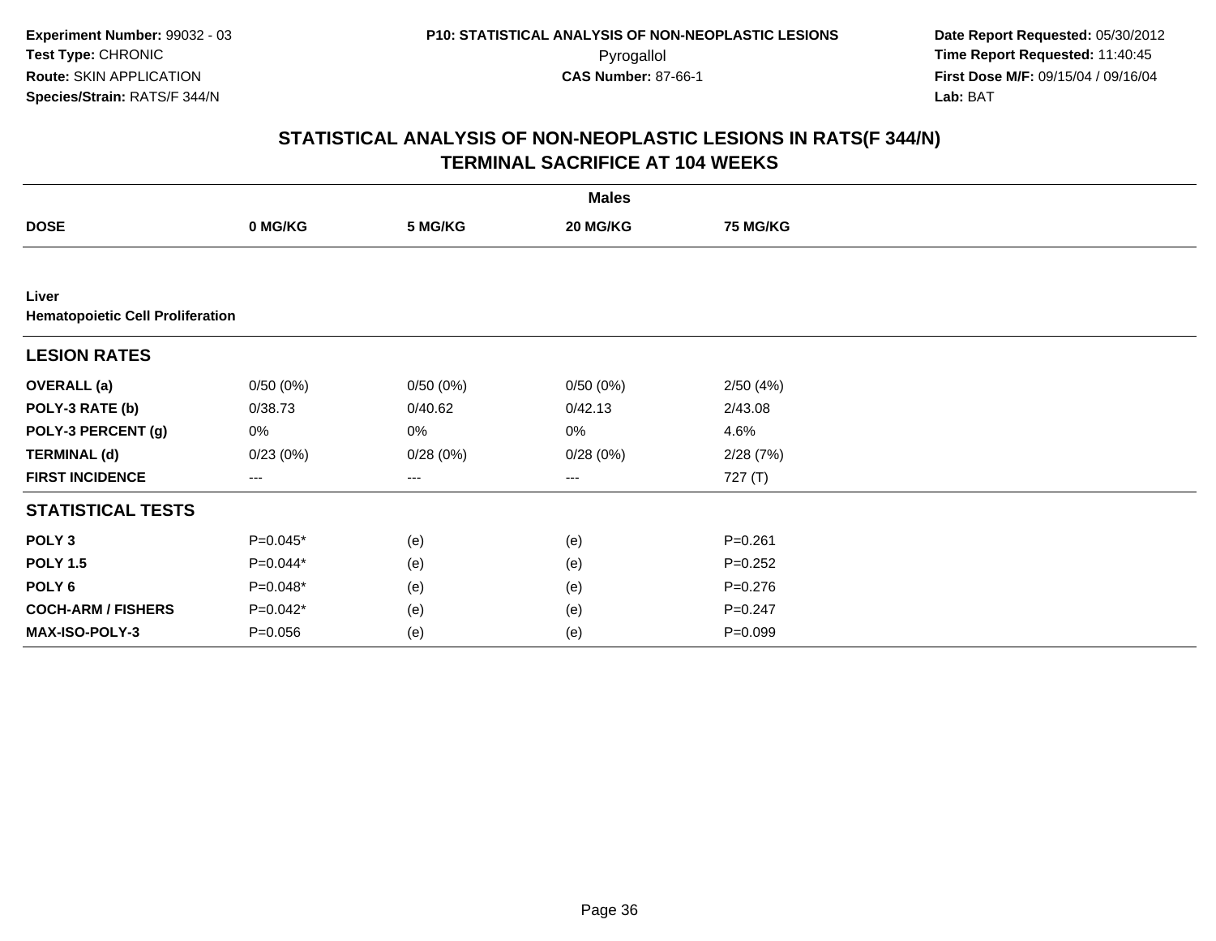Experiment Number: 99032 - 03
Test Type: CHRONIC
Route: SKIN APPLICATION
Species/Strain: RATS/F 344/N

P10: STATISTICAL ANALYSIS OF NON-NEOPLASTIC LESIONS
Pyrogallol
CAS Number: 87-66-1

Date Report Requested: 05/30/2012
Time Report Requested: 11:40:45
First Dose M/F: 09/15/04 / 09/16/04
Lab: BAT

## STATISTICAL ANALYSIS OF NON-NEOPLASTIC LESIONS IN RATS(F 344/N)
## TERMINAL SACRIFICE AT 104 WEEKS

| | Males | | | |
|---|---|---|---|---|
| **DOSE** | **0 MG/KG** | **5 MG/KG** | **20 MG/KG** | **75 MG/KG** |
| **Liver** | | | | |
| **Hematopoietic Cell Proliferation** | | | | |
| **LESION RATES** | | | | |
| **OVERALL (a)** | 0/50 (0%) | 0/50 (0%) | 0/50 (0%) | 2/50 (4%) |
| **POLY-3 RATE (b)** | 0/38.73 | 0/40.62 | 0/42.13 | 2/43.08 |
| **POLY-3 PERCENT (g)** | 0% | 0% | 0% | 4.6% |
| **TERMINAL (d)** | 0/23 (0%) | 0/28 (0%) | 0/28 (0%) | 2/28 (7%) |
| **FIRST INCIDENCE** | --- | --- | --- | 727 (T) |
| **STATISTICAL TESTS** | | | | |
| **POLY 3** | P=0.045* | (e) | (e) | P=0.261 |
| **POLY 1.5** | P=0.044* | (e) | (e) | P=0.252 |
| **POLY 6** | P=0.048* | (e) | (e) | P=0.276 |
| **COCH-ARM / FISHERS** | P=0.042* | (e) | (e) | P=0.247 |
| **MAX-ISO-POLY-3** | P=0.056 | (e) | (e) | P=0.099 |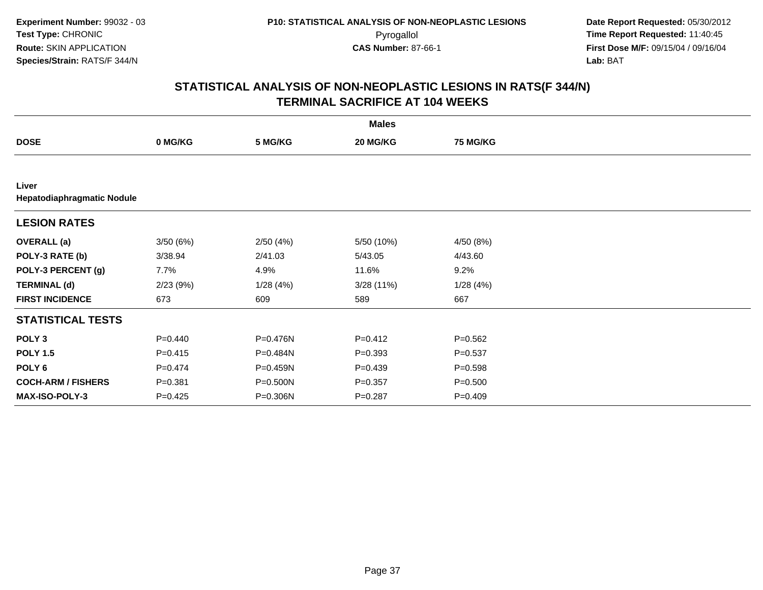**Experiment Number:** 99032 - 03
**Test Type:** CHRONIC
**Route:** SKIN APPLICATION
**Species/Strain:** RATS/F 344/N

**P10: STATISTICAL ANALYSIS OF NON-NEOPLASTIC LESIONS**
Pyrogallol
**CAS Number:** 87-66-1

**Date Report Requested:** 05/30/2012
**Time Report Requested:** 11:40:45
**First Dose M/F:** 09/15/04 / 09/16/04
**Lab:** BAT

## STATISTICAL ANALYSIS OF NON-NEOPLASTIC LESIONS IN RATS(F 344/N) TERMINAL SACRIFICE AT 104 WEEKS

| | Males | | | |
|---|---|---|---|---|
| **DOSE** | **0 MG/KG** | **5 MG/KG** | **20 MG/KG** | **75 MG/KG** |
| **Liver** | | | | |
| **Hepatodiaphragmatic Nodule** | | | | |
| **LESION RATES** | | | | |
| **OVERALL (a)** | 3/50 (6%) | 2/50 (4%) | 5/50 (10%) | 4/50 (8%) |
| **POLY-3 RATE (b)** | 3/38.94 | 2/41.03 | 5/43.05 | 4/43.60 |
| **POLY-3 PERCENT (g)** | 7.7% | 4.9% | 11.6% | 9.2% |
| **TERMINAL (d)** | 2/23 (9%) | 1/28 (4%) | 3/28 (11%) | 1/28 (4%) |
| **FIRST INCIDENCE** | 673 | 609 | 589 | 667 |
| **STATISTICAL TESTS** | | | | |
| **POLY 3** | P=0.440 | P=0.476N | P=0.412 | P=0.562 |
| **POLY 1.5** | P=0.415 | P=0.484N | P=0.393 | P=0.537 |
| **POLY 6** | P=0.474 | P=0.459N | P=0.439 | P=0.598 |
| **COCH-ARM / FISHERS** | P=0.381 | P=0.500N | P=0.357 | P=0.500 |
| **MAX-ISO-POLY-3** | P=0.425 | P=0.306N | P=0.287 | P=0.409 |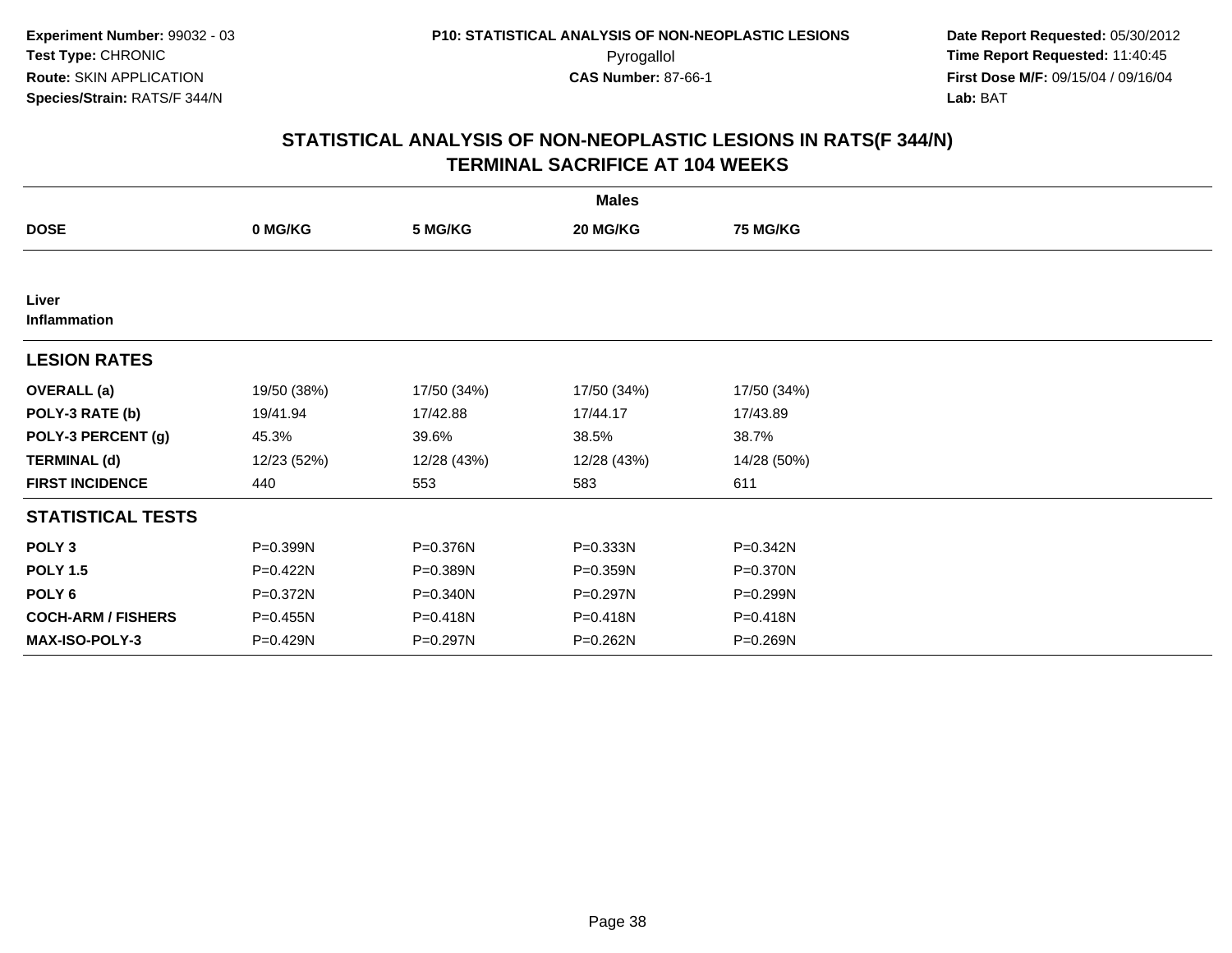**Experiment Number:** 99032 - 03
**Test Type:** CHRONIC
**Route:** SKIN APPLICATION
**Species/Strain:** RATS/F 344/N

**P10: STATISTICAL ANALYSIS OF NON-NEOPLASTIC LESIONS**
Pyrogallol
**CAS Number:** 87-66-1

**Date Report Requested:** 05/30/2012
**Time Report Requested:** 11:40:45
**First Dose M/F:** 09/15/04 / 09/16/04
**Lab:** BAT

## STATISTICAL ANALYSIS OF NON-NEOPLASTIC LESIONS IN RATS(F 344/N)
## TERMINAL SACRIFICE AT 104 WEEKS

| | Males | | | |
|---|---|---|---|---|
| **DOSE** | **0 MG/KG** | **5 MG/KG** | **20 MG/KG** | **75 MG/KG** |
| **Liver** | | | | |
| **Inflammation** | | | | |
| **LESION RATES** | | | | |
| **OVERALL (a)** | 19/50 (38%) | 17/50 (34%) | 17/50 (34%) | 17/50 (34%) |
| **POLY-3 RATE (b)** | 19/41.94 | 17/42.88 | 17/44.17 | 17/43.89 |
| **POLY-3 PERCENT (g)** | 45.3% | 39.6% | 38.5% | 38.7% |
| **TERMINAL (d)** | 12/23 (52%) | 12/28 (43%) | 12/28 (43%) | 14/28 (50%) |
| **FIRST INCIDENCE** | 440 | 553 | 583 | 611 |
| **STATISTICAL TESTS** | | | | |
| **POLY 3** | P=0.399N | P=0.376N | P=0.333N | P=0.342N |
| **POLY 1.5** | P=0.422N | P=0.389N | P=0.359N | P=0.370N |
| **POLY 6** | P=0.372N | P=0.340N | P=0.297N | P=0.299N |
| **COCH-ARM / FISHERS** | P=0.455N | P=0.418N | P=0.418N | P=0.418N |
| **MAX-ISO-POLY-3** | P=0.429N | P=0.297N | P=0.262N | P=0.269N |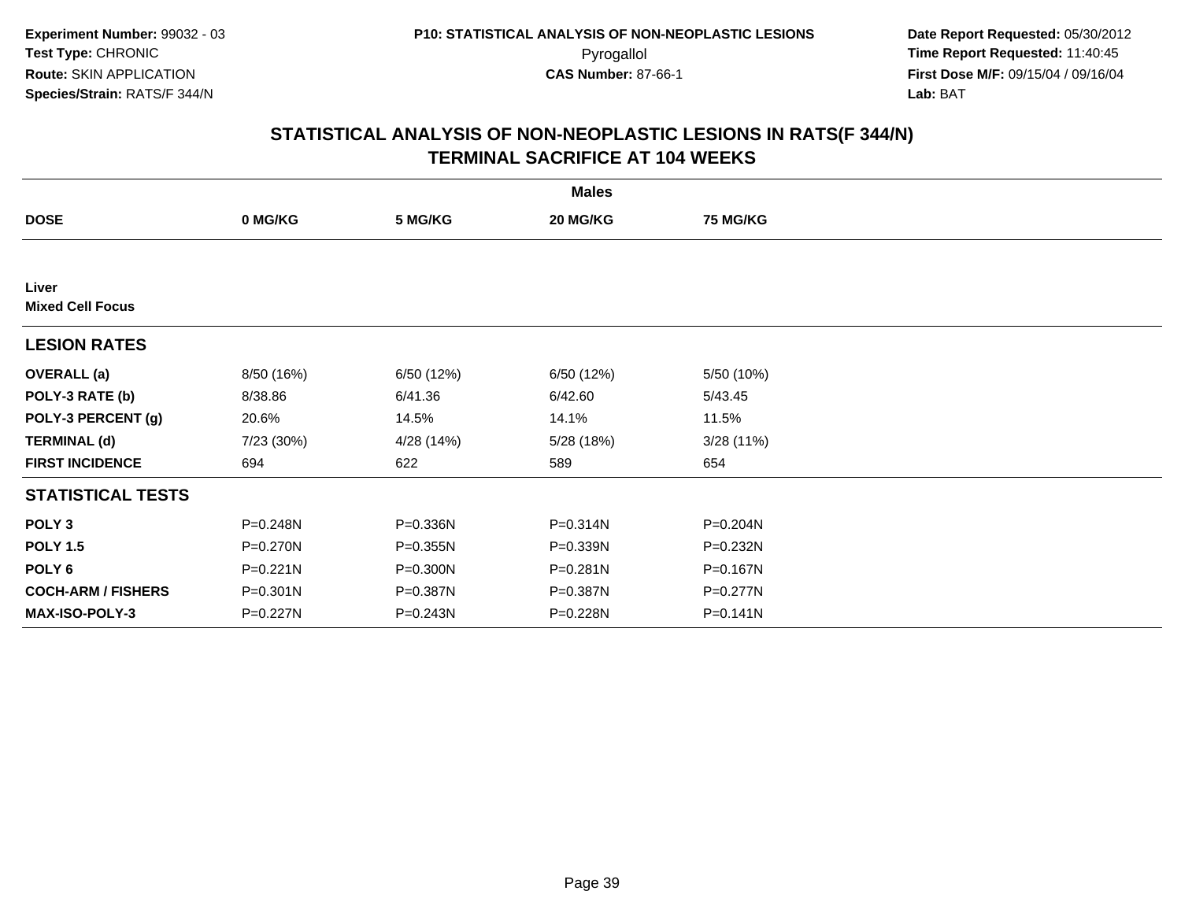**Experiment Number:** 99032 - 03
**Test Type:** CHRONIC
**Route:** SKIN APPLICATION
**Species/Strain:** RATS/F 344/N

**P10: STATISTICAL ANALYSIS OF NON-NEOPLASTIC LESIONS**
Pyrogallol
**CAS Number:** 87-66-1

**Date Report Requested:** 05/30/2012
**Time Report Requested:** 11:40:45
**First Dose M/F:** 09/15/04 / 09/16/04
**Lab:** BAT

## STATISTICAL ANALYSIS OF NON-NEOPLASTIC LESIONS IN RATS(F 344/N) TERMINAL SACRIFICE AT 104 WEEKS

| | Males | | | |
|---|---|---|---|---|
| **DOSE** | **0 MG/KG** | **5 MG/KG** | **20 MG/KG** | **75 MG/KG** |
| **Liver** | | | | |
| **Mixed Cell Focus** | | | | |
| **LESION RATES** | | | | |
| **OVERALL (a)** | 8/50 (16%) | 6/50 (12%) | 6/50 (12%) | 5/50 (10%) |
| **POLY-3 RATE (b)** | 8/38.86 | 6/41.36 | 6/42.60 | 5/43.45 |
| **POLY-3 PERCENT (g)** | 20.6% | 14.5% | 14.1% | 11.5% |
| **TERMINAL (d)** | 7/23 (30%) | 4/28 (14%) | 5/28 (18%) | 3/28 (11%) |
| **FIRST INCIDENCE** | 694 | 622 | 589 | 654 |
| **STATISTICAL TESTS** | | | | |
| **POLY 3** | P=0.248N | P=0.336N | P=0.314N | P=0.204N |
| **POLY 1.5** | P=0.270N | P=0.355N | P=0.339N | P=0.232N |
| **POLY 6** | P=0.221N | P=0.300N | P=0.281N | P=0.167N |
| **COCH-ARM / FISHERS** | P=0.301N | P=0.387N | P=0.387N | P=0.277N |
| **MAX-ISO-POLY-3** | P=0.227N | P=0.243N | P=0.228N | P=0.141N |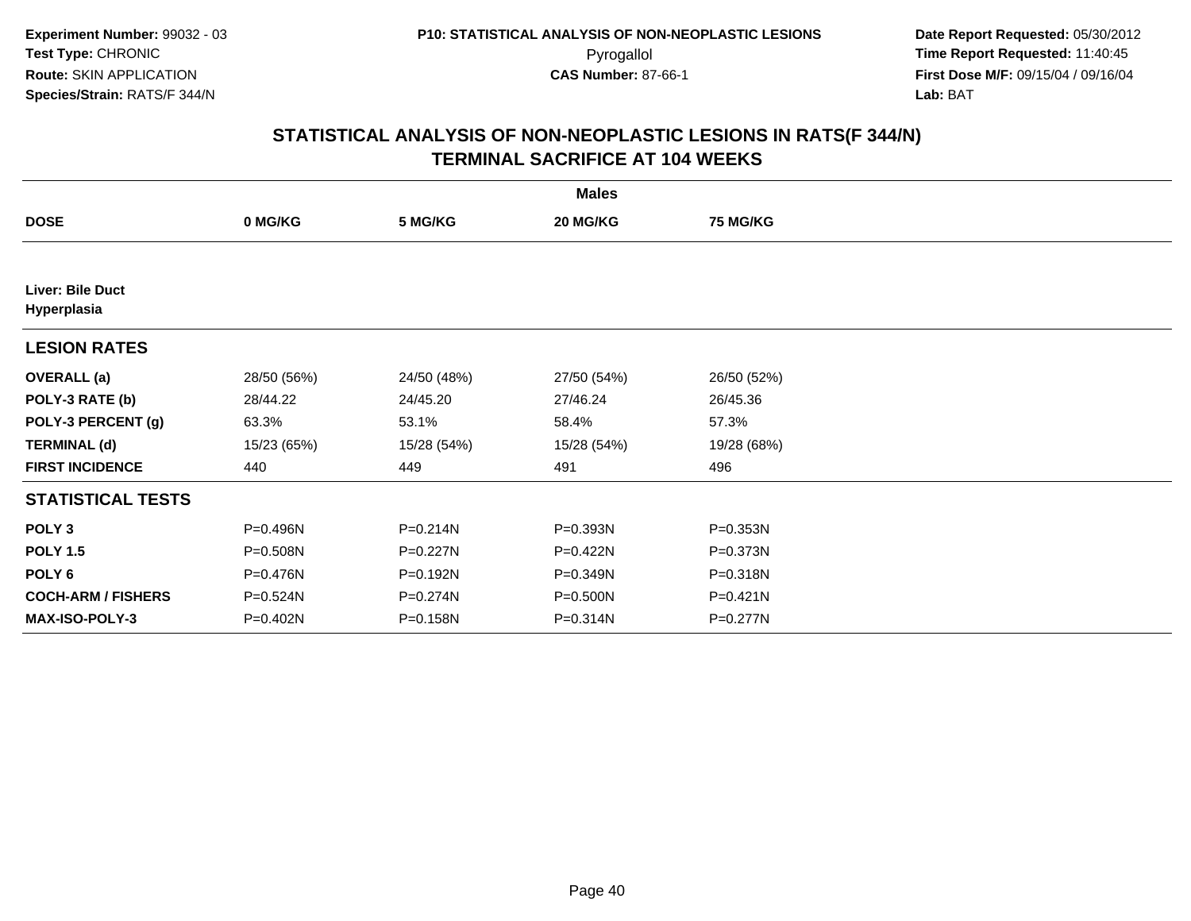**Experiment Number:** 99032 - 03
**Test Type:** CHRONIC
**Route:** SKIN APPLICATION
**Species/Strain:** RATS/F 344/N

**P10: STATISTICAL ANALYSIS OF NON-NEOPLASTIC LESIONS**
Pyrogallol
**CAS Number:** 87-66-1

**Date Report Requested:** 05/30/2012
**Time Report Requested:** 11:40:45
**First Dose M/F:** 09/15/04 / 09/16/04
**Lab:** BAT

## STATISTICAL ANALYSIS OF NON-NEOPLASTIC LESIONS IN RATS(F 344/N) TERMINAL SACRIFICE AT 104 WEEKS

| | Males | | | |
|---|---|---|---|---|
| **DOSE** | **0 MG/KG** | **5 MG/KG** | **20 MG/KG** | **75 MG/KG** |
| **Liver: Bile Duct Hyperplasia** | | | | |
| **LESION RATES** | | | | |
| **OVERALL (a)** | 28/50 (56%) | 24/50 (48%) | 27/50 (54%) | 26/50 (52%) |
| **POLY-3 RATE (b)** | 28/44.22 | 24/45.20 | 27/46.24 | 26/45.36 |
| **POLY-3 PERCENT (g)** | 63.3% | 53.1% | 58.4% | 57.3% |
| **TERMINAL (d)** | 15/23 (65%) | 15/28 (54%) | 15/28 (54%) | 19/28 (68%) |
| **FIRST INCIDENCE** | 440 | 449 | 491 | 496 |
| **STATISTICAL TESTS** | | | | |
| **POLY 3** | P=0.496N | P=0.214N | P=0.393N | P=0.353N |
| **POLY 1.5** | P=0.508N | P=0.227N | P=0.422N | P=0.373N |
| **POLY 6** | P=0.476N | P=0.192N | P=0.349N | P=0.318N |
| **COCH-ARM / FISHERS** | P=0.524N | P=0.274N | P=0.500N | P=0.421N |
| **MAX-ISO-POLY-3** | P=0.402N | P=0.158N | P=0.314N | P=0.277N |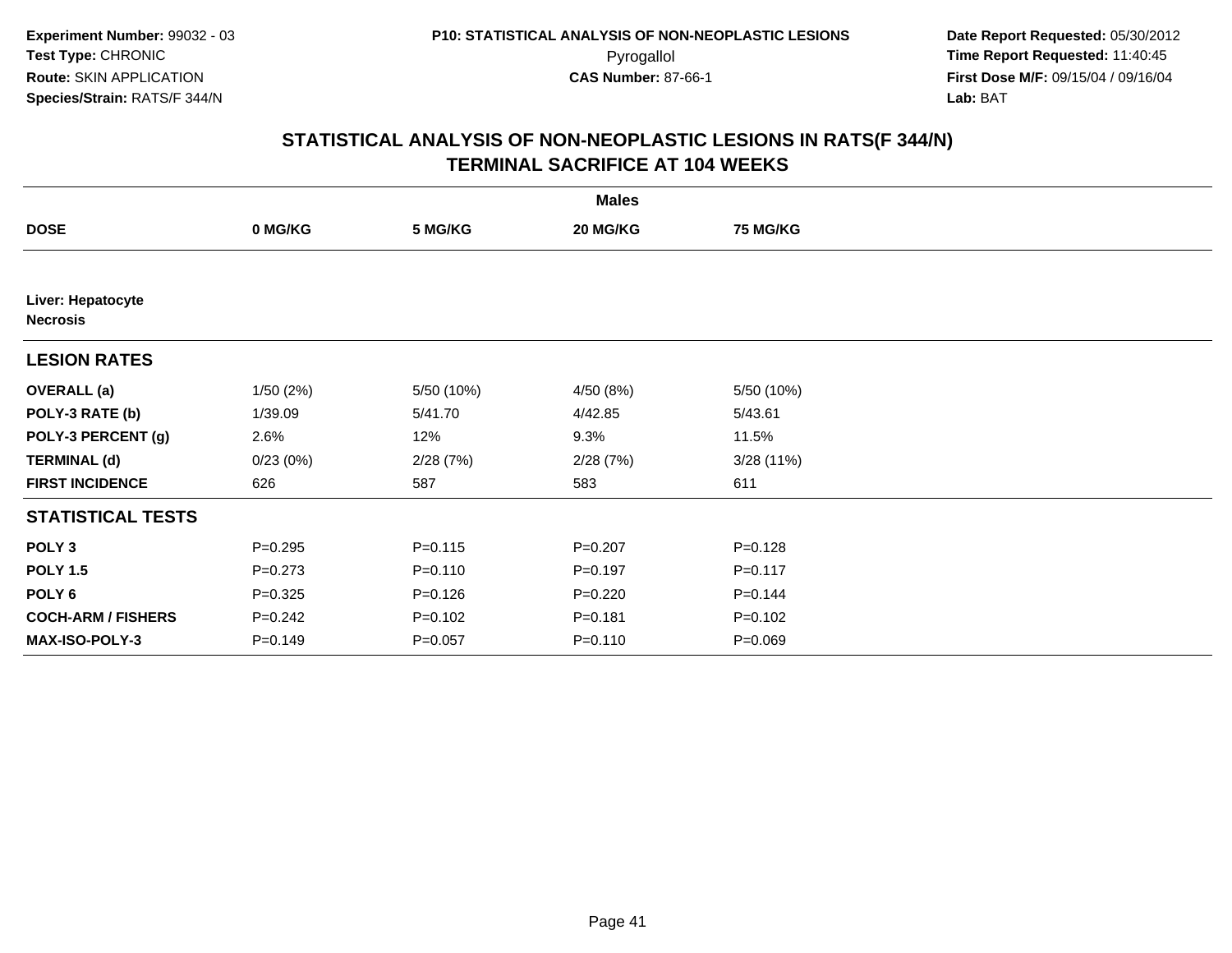Experiment Number: 99032 - 03
Test Type: CHRONIC
Route: SKIN APPLICATION
Species/Strain: RATS/F 344/N

P10: STATISTICAL ANALYSIS OF NON-NEOPLASTIC LESIONS
Pyrogallol
CAS Number: 87-66-1

Date Report Requested: 05/30/2012
Time Report Requested: 11:40:45
First Dose M/F: 09/15/04 / 09/16/04
Lab: BAT

## STATISTICAL ANALYSIS OF NON-NEOPLASTIC LESIONS IN RATS(F 344/N)
## TERMINAL SACRIFICE AT 104 WEEKS

| | Males | | | |
|---|---|---|---|---|
| **DOSE** | **0 MG/KG** | **5 MG/KG** | **20 MG/KG** | **75 MG/KG** |
| **Liver: Hepatocyte Necrosis** | | | | |
| **LESION RATES** | | | | |
| **OVERALL (a)** | 1/50 (2%) | 5/50 (10%) | 4/50 (8%) | 5/50 (10%) |
| **POLY-3 RATE (b)** | 1/39.09 | 5/41.70 | 4/42.85 | 5/43.61 |
| **POLY-3 PERCENT (g)** | 2.6% | 12% | 9.3% | 11.5% |
| **TERMINAL (d)** | 0/23 (0%) | 2/28 (7%) | 2/28 (7%) | 3/28 (11%) |
| **FIRST INCIDENCE** | 626 | 587 | 583 | 611 |
| **STATISTICAL TESTS** | | | | |
| **POLY 3** | P=0.295 | P=0.115 | P=0.207 | P=0.128 |
| **POLY 1.5** | P=0.273 | P=0.110 | P=0.197 | P=0.117 |
| **POLY 6** | P=0.325 | P=0.126 | P=0.220 | P=0.144 |
| **COCH-ARM / FISHERS** | P=0.242 | P=0.102 | P=0.181 | P=0.102 |
| **MAX-ISO-POLY-3** | P=0.149 | P=0.057 | P=0.110 | P=0.069 |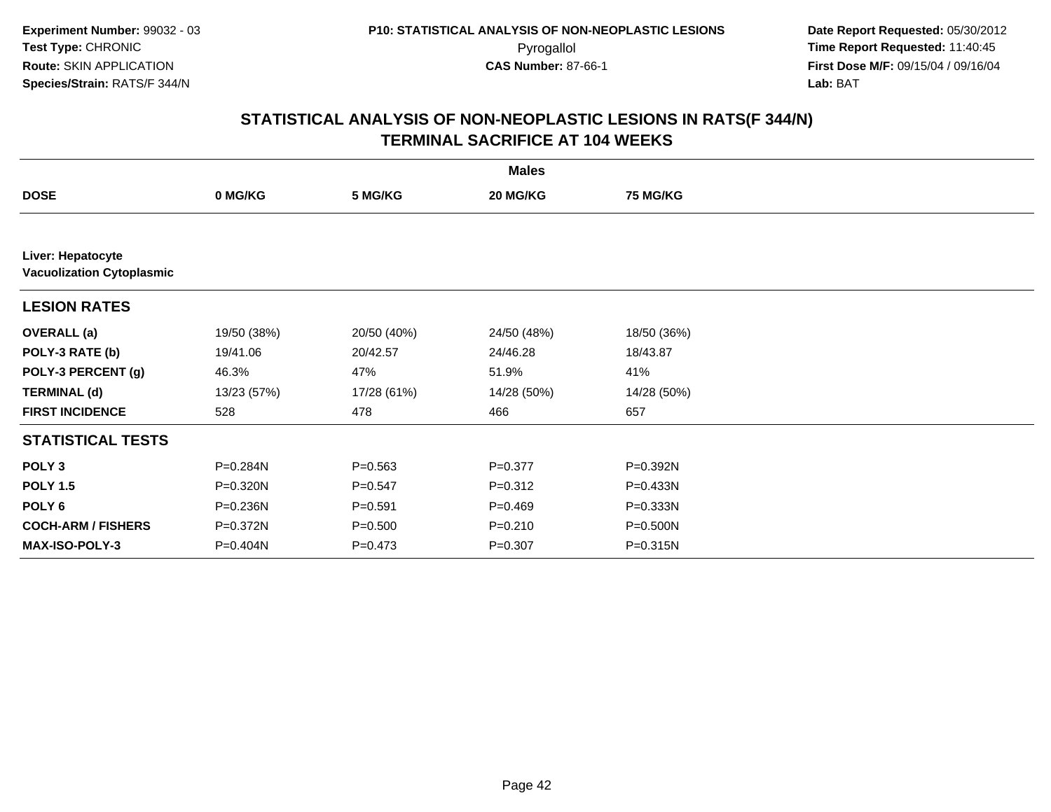Experiment Number: 99032 - 03
Test Type: CHRONIC
Route: SKIN APPLICATION
Species/Strain: RATS/F 344/N

P10: STATISTICAL ANALYSIS OF NON-NEOPLASTIC LESIONS
Pyrogallol
CAS Number: 87-66-1

Date Report Requested: 05/30/2012
Time Report Requested: 11:40:45
First Dose M/F: 09/15/04 / 09/16/04
Lab: BAT

## STATISTICAL ANALYSIS OF NON-NEOPLASTIC LESIONS IN RATS(F 344/N)
## TERMINAL SACRIFICE AT 104 WEEKS

| | Males | | | |
|---|---|---|---|---|
| **DOSE** | **0 MG/KG** | **5 MG/KG** | **20 MG/KG** | **75 MG/KG** |
| **Liver: Hepatocyte** | | | | |
| **Vacuolization Cytoplasmic** | | | | |
| **LESION RATES** | | | | |
| **OVERALL (a)** | 19/50 (38%) | 20/50 (40%) | 24/50 (48%) | 18/50 (36%) |
| **POLY-3 RATE (b)** | 19/41.06 | 20/42.57 | 24/46.28 | 18/43.87 |
| **POLY-3 PERCENT (g)** | 46.3% | 47% | 51.9% | 41% |
| **TERMINAL (d)** | 13/23 (57%) | 17/28 (61%) | 14/28 (50%) | 14/28 (50%) |
| **FIRST INCIDENCE** | 528 | 478 | 466 | 657 |
| **STATISTICAL TESTS** | | | | |
| **POLY 3** | P=0.284N | P=0.563 | P=0.377 | P=0.392N |
| **POLY 1.5** | P=0.320N | P=0.547 | P=0.312 | P=0.433N |
| **POLY 6** | P=0.236N | P=0.591 | P=0.469 | P=0.333N |
| **COCH-ARM / FISHERS** | P=0.372N | P=0.500 | P=0.210 | P=0.500N |
| **MAX-ISO-POLY-3** | P=0.404N | P=0.473 | P=0.307 | P=0.315N |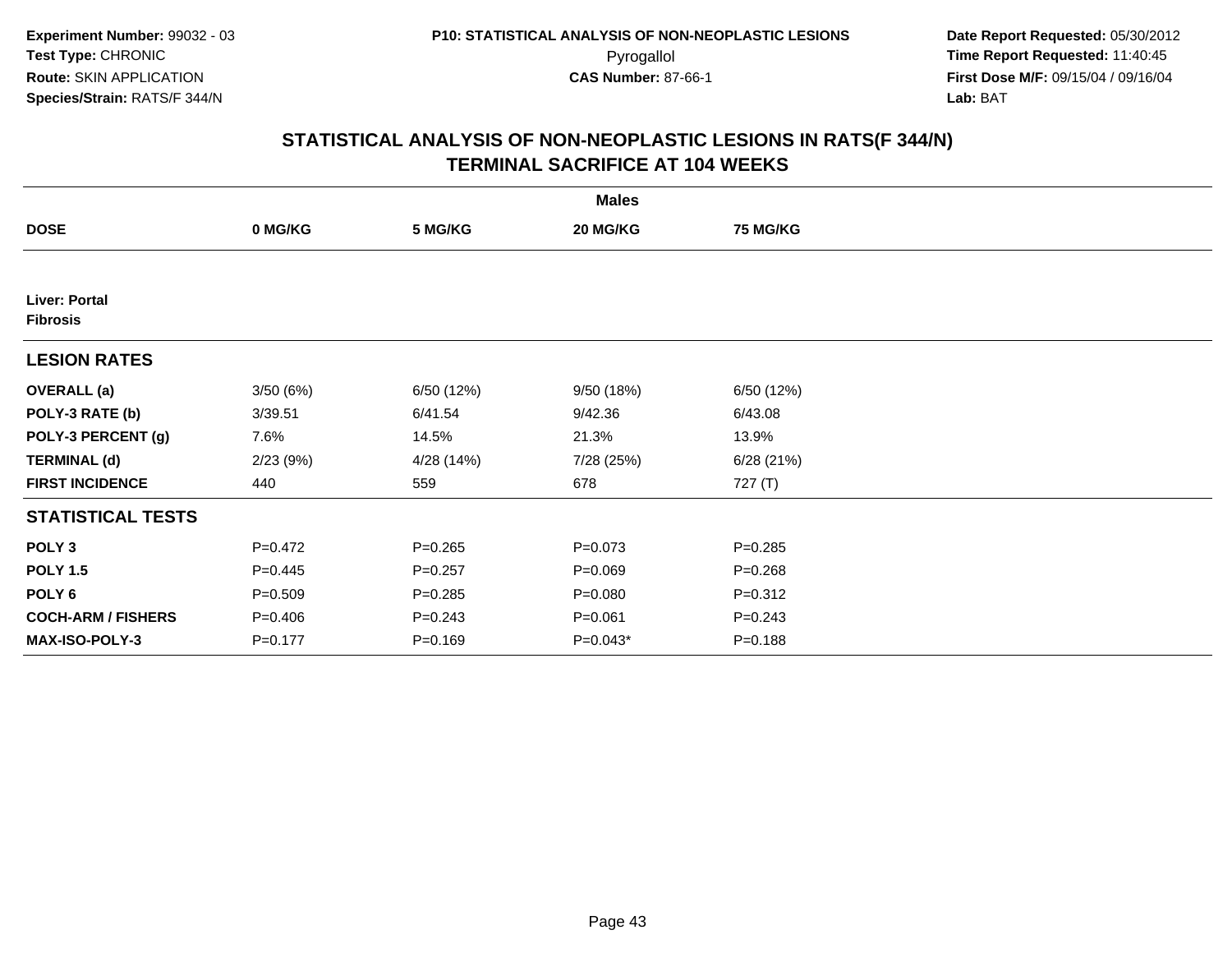**Experiment Number:** 99032 - 03
**Test Type:** CHRONIC
**Route:** SKIN APPLICATION
**Species/Strain:** RATS/F 344/N

**P10: STATISTICAL ANALYSIS OF NON-NEOPLASTIC LESIONS**
Pyrogallol
**CAS Number:** 87-66-1

**Date Report Requested:** 05/30/2012
**Time Report Requested:** 11:40:45
**First Dose M/F:** 09/15/04 / 09/16/04
**Lab:** BAT

## STATISTICAL ANALYSIS OF NON-NEOPLASTIC LESIONS IN RATS(F 344/N)
## TERMINAL SACRIFICE AT 104 WEEKS

| | Males | | | |
|---|---|---|---|---|
| **DOSE** | **0 MG/KG** | **5 MG/KG** | **20 MG/KG** | **75 MG/KG** |
| **Liver: Portal Fibrosis** | | | | |
| **LESION RATES** | | | | |
| **OVERALL (a)** | 3/50 (6%) | 6/50 (12%) | 9/50 (18%) | 6/50 (12%) |
| **POLY-3 RATE (b)** | 3/39.51 | 6/41.54 | 9/42.36 | 6/43.08 |
| **POLY-3 PERCENT (g)** | 7.6% | 14.5% | 21.3% | 13.9% |
| **TERMINAL (d)** | 2/23 (9%) | 4/28 (14%) | 7/28 (25%) | 6/28 (21%) |
| **FIRST INCIDENCE** | 440 | 559 | 678 | 727 (T) |
| **STATISTICAL TESTS** | | | | |
| **POLY 3** | P=0.472 | P=0.265 | P=0.073 | P=0.285 |
| **POLY 1.5** | P=0.445 | P=0.257 | P=0.069 | P=0.268 |
| **POLY 6** | P=0.509 | P=0.285 | P=0.080 | P=0.312 |
| **COCH-ARM / FISHERS** | P=0.406 | P=0.243 | P=0.061 | P=0.243 |
| **MAX-ISO-POLY-3** | P=0.177 | P=0.169 | P=0.043* | P=0.188 |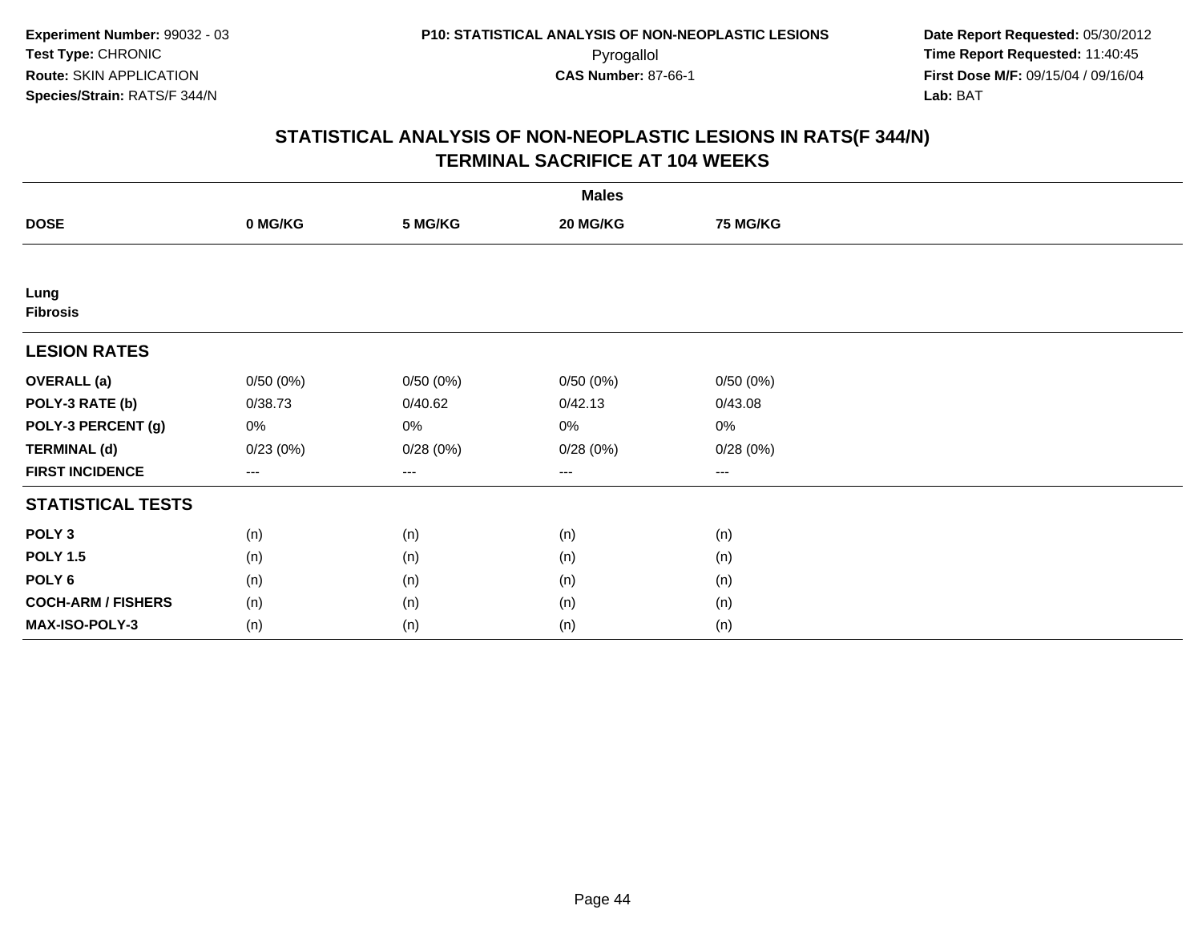**Experiment Number:** 99032 - 03
**Test Type:** CHRONIC
**Route:** SKIN APPLICATION
**Species/Strain:** RATS/F 344/N

**P10: STATISTICAL ANALYSIS OF NON-NEOPLASTIC LESIONS**
Pyrogallol
**CAS Number:** 87-66-1

**Date Report Requested:** 05/30/2012
**Time Report Requested:** 11:40:45
**First Dose M/F:** 09/15/04 / 09/16/04
**Lab:** BAT

## STATISTICAL ANALYSIS OF NON-NEOPLASTIC LESIONS IN RATS(F 344/N)
## TERMINAL SACRIFICE AT 104 WEEKS

| | Males | | | |
|---|---|---|---|---|
| **DOSE** | **0 MG/KG** | **5 MG/KG** | **20 MG/KG** | **75 MG/KG** |
| **Lung** | | | | |
| **Fibrosis** | | | | |
| **LESION RATES** | | | | |
| **OVERALL (a)** | 0/50 (0%) | 0/50 (0%) | 0/50 (0%) | 0/50 (0%) |
| **POLY-3 RATE (b)** | 0/38.73 | 0/40.62 | 0/42.13 | 0/43.08 |
| **POLY-3 PERCENT (g)** | 0% | 0% | 0% | 0% |
| **TERMINAL (d)** | 0/23 (0%) | 0/28 (0%) | 0/28 (0%) | 0/28 (0%) |
| **FIRST INCIDENCE** | --- | --- | --- | --- |
| **STATISTICAL TESTS** | | | | |
| **POLY 3** | (n) | (n) | (n) | (n) |
| **POLY 1.5** | (n) | (n) | (n) | (n) |
| **POLY 6** | (n) | (n) | (n) | (n) |
| **COCH-ARM / FISHERS** | (n) | (n) | (n) | (n) |
| **MAX-ISO-POLY-3** | (n) | (n) | (n) | (n) |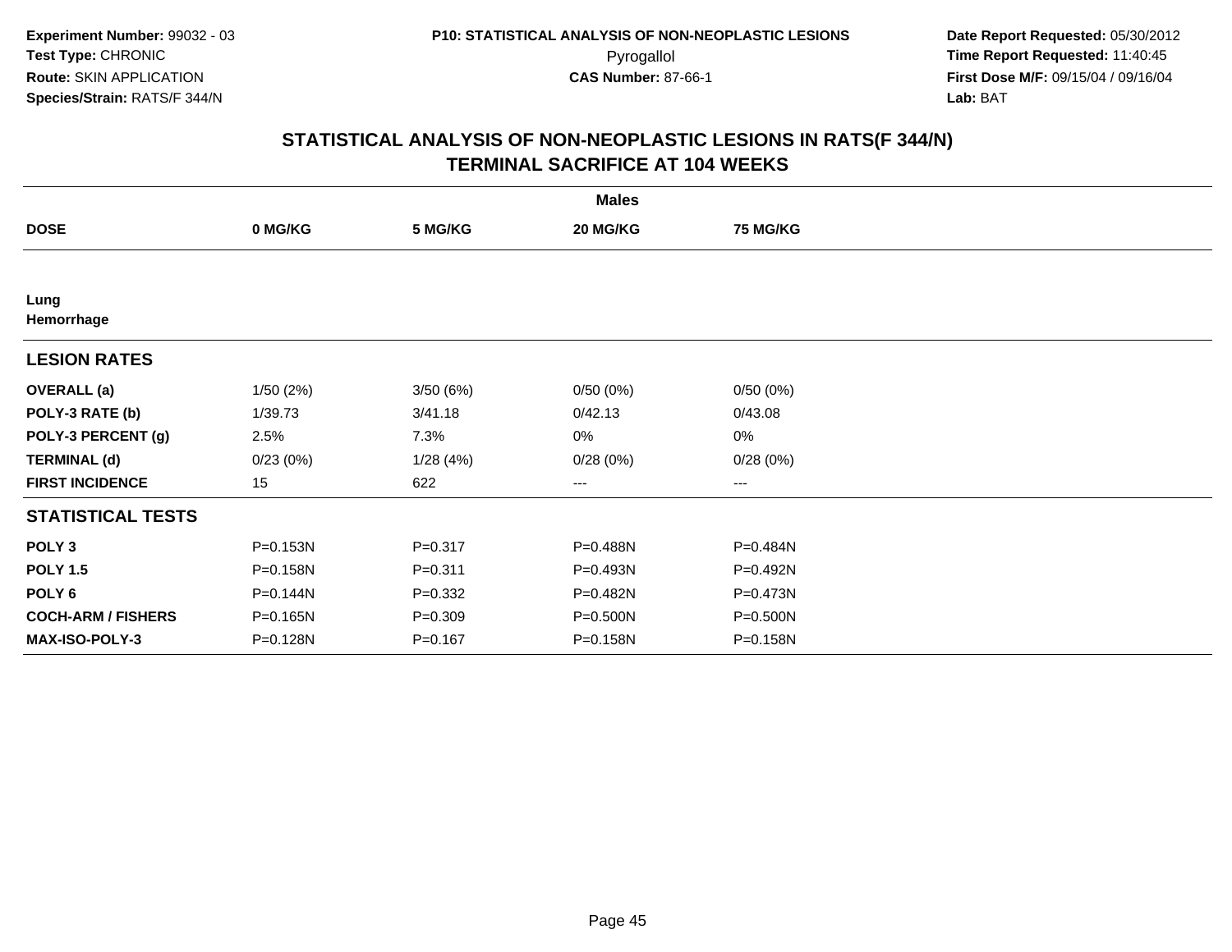Experiment Number: 99032 - 03
Test Type: CHRONIC
Route: SKIN APPLICATION
Species/Strain: RATS/F 344/N

P10: STATISTICAL ANALYSIS OF NON-NEOPLASTIC LESIONS
Pyrogallol
CAS Number: 87-66-1

Date Report Requested: 05/30/2012
Time Report Requested: 11:40:45
First Dose M/F: 09/15/04 / 09/16/04
Lab: BAT

## STATISTICAL ANALYSIS OF NON-NEOPLASTIC LESIONS IN RATS(F 344/N)
## TERMINAL SACRIFICE AT 104 WEEKS

| | Males | | | |
|---|---|---|---|---|
| **DOSE** | **0 MG/KG** | **5 MG/KG** | **20 MG/KG** | **75 MG/KG** |
| **Lung** | | | | |
| **Hemorrhage** | | | | |
| **LESION RATES** | | | | |
| **OVERALL (a)** | 1/50 (2%) | 3/50 (6%) | 0/50 (0%) | 0/50 (0%) |
| **POLY-3 RATE (b)** | 1/39.73 | 3/41.18 | 0/42.13 | 0/43.08 |
| **POLY-3 PERCENT (g)** | 2.5% | 7.3% | 0% | 0% |
| **TERMINAL (d)** | 0/23 (0%) | 1/28 (4%) | 0/28 (0%) | 0/28 (0%) |
| **FIRST INCIDENCE** | 15 | 622 | --- | --- |
| **STATISTICAL TESTS** | | | | |
| **POLY 3** | P=0.153N | P=0.317 | P=0.488N | P=0.484N |
| **POLY 1.5** | P=0.158N | P=0.311 | P=0.493N | P=0.492N |
| **POLY 6** | P=0.144N | P=0.332 | P=0.482N | P=0.473N |
| **COCH-ARM / FISHERS** | P=0.165N | P=0.309 | P=0.500N | P=0.500N |
| **MAX-ISO-POLY-3** | P=0.128N | P=0.167 | P=0.158N | P=0.158N |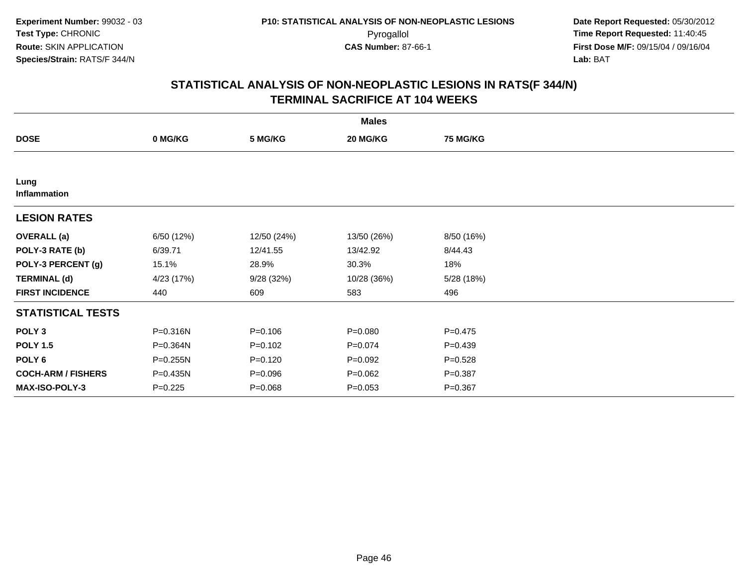**Experiment Number:** 99032 - 03
**Test Type:** CHRONIC
**Route:** SKIN APPLICATION
**Species/Strain:** RATS/F 344/N

**P10: STATISTICAL ANALYSIS OF NON-NEOPLASTIC LESIONS**
Pyrogallol
**CAS Number:** 87-66-1

**Date Report Requested:** 05/30/2012
**Time Report Requested:** 11:40:45
**First Dose M/F:** 09/15/04 / 09/16/04
**Lab:** BAT

## STATISTICAL ANALYSIS OF NON-NEOPLASTIC LESIONS IN RATS(F 344/N)
## TERMINAL SACRIFICE AT 104 WEEKS

| | Males | | | |
|---|---|---|---|---|
| **DOSE** | **0 MG/KG** | **5 MG/KG** | **20 MG/KG** | **75 MG/KG** |
| **Lung** | | | | |
| **Inflammation** | | | | |
| **LESION RATES** | | | | |
| **OVERALL (a)** | 6/50 (12%) | 12/50 (24%) | 13/50 (26%) | 8/50 (16%) |
| **POLY-3 RATE (b)** | 6/39.71 | 12/41.55 | 13/42.92 | 8/44.43 |
| **POLY-3 PERCENT (g)** | 15.1% | 28.9% | 30.3% | 18% |
| **TERMINAL (d)** | 4/23 (17%) | 9/28 (32%) | 10/28 (36%) | 5/28 (18%) |
| **FIRST INCIDENCE** | 440 | 609 | 583 | 496 |
| **STATISTICAL TESTS** | | | | |
| **POLY 3** | P=0.316N | P=0.106 | P=0.080 | P=0.475 |
| **POLY 1.5** | P=0.364N | P=0.102 | P=0.074 | P=0.439 |
| **POLY 6** | P=0.255N | P=0.120 | P=0.092 | P=0.528 |
| **COCH-ARM / FISHERS** | P=0.435N | P=0.096 | P=0.062 | P=0.387 |
| **MAX-ISO-POLY-3** | P=0.225 | P=0.068 | P=0.053 | P=0.367 |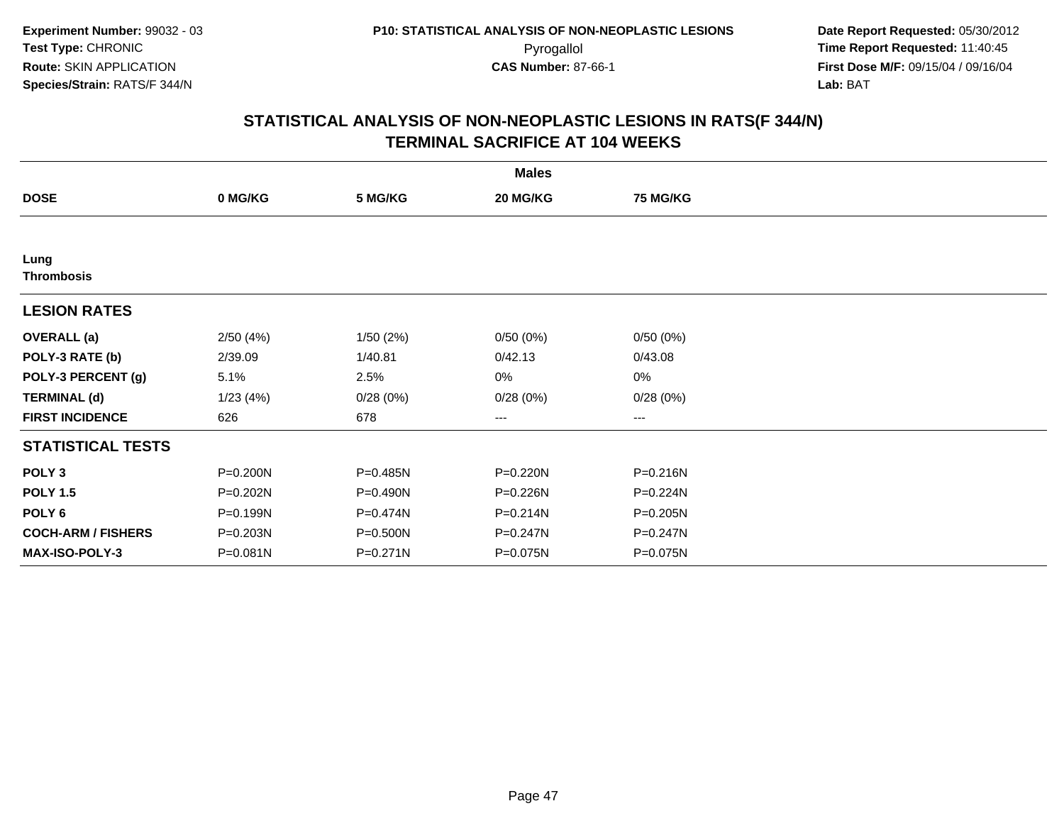Experiment Number: 99032 - 03
Test Type: CHRONIC
Route: SKIN APPLICATION
Species/Strain: RATS/F 344/N

P10: STATISTICAL ANALYSIS OF NON-NEOPLASTIC LESIONS
Pyrogallol
CAS Number: 87-66-1

Date Report Requested: 05/30/2012
Time Report Requested: 11:40:45
First Dose M/F: 09/15/04 / 09/16/04
Lab: BAT

# STATISTICAL ANALYSIS OF NON-NEOPLASTIC LESIONS IN RATS(F 344/N)
## TERMINAL SACRIFICE AT 104 WEEKS

| | Males | | | |
|---|---|---|---|---|
| **DOSE** | **0 MG/KG** | **5 MG/KG** | **20 MG/KG** | **75 MG/KG** |
| **Lung** | | | | |
| **Thrombosis** | | | | |
| **LESION RATES** | | | | |
| **OVERALL (a)** | 2/50 (4%) | 1/50 (2%) | 0/50 (0%) | 0/50 (0%) |
| **POLY-3 RATE (b)** | 2/39.09 | 1/40.81 | 0/42.13 | 0/43.08 |
| **POLY-3 PERCENT (g)** | 5.1% | 2.5% | 0% | 0% |
| **TERMINAL (d)** | 1/23 (4%) | 0/28 (0%) | 0/28 (0%) | 0/28 (0%) |
| **FIRST INCIDENCE** | 626 | 678 | --- | --- |
| **STATISTICAL TESTS** | | | | |
| **POLY 3** | P=0.200N | P=0.485N | P=0.220N | P=0.216N |
| **POLY 1.5** | P=0.202N | P=0.490N | P=0.226N | P=0.224N |
| **POLY 6** | P=0.199N | P=0.474N | P=0.214N | P=0.205N |
| **COCH-ARM / FISHERS** | P=0.203N | P=0.500N | P=0.247N | P=0.247N |
| **MAX-ISO-POLY-3** | P=0.081N | P=0.271N | P=0.075N | P=0.075N |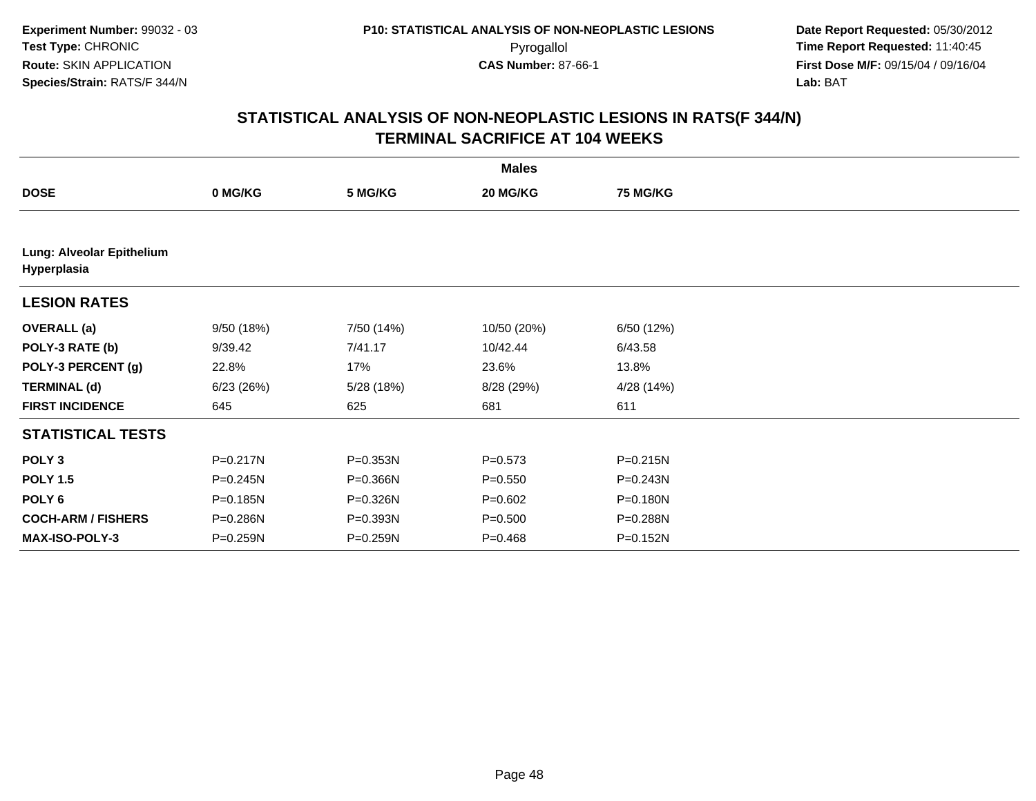Experiment Number: 99032 - 03
Test Type: CHRONIC
Route: SKIN APPLICATION
Species/Strain: RATS/F 344/N

P10: STATISTICAL ANALYSIS OF NON-NEOPLASTIC LESIONS
Pyrogallol
CAS Number: 87-66-1

Date Report Requested: 05/30/2012
Time Report Requested: 11:40:45
First Dose M/F: 09/15/04 / 09/16/04
Lab: BAT

## STATISTICAL ANALYSIS OF NON-NEOPLASTIC LESIONS IN RATS(F 344/N)
## TERMINAL SACRIFICE AT 104 WEEKS

| | Males | | | |
|---|---|---|---|---|
| **DOSE** | **0 MG/KG** | **5 MG/KG** | **20 MG/KG** | **75 MG/KG** |
| **Lung: Alveolar Epithelium Hyperplasia** | | | | |
| **LESION RATES** | | | | |
| **OVERALL (a)** | 9/50 (18%) | 7/50 (14%) | 10/50 (20%) | 6/50 (12%) |
| **POLY-3 RATE (b)** | 9/39.42 | 7/41.17 | 10/42.44 | 6/43.58 |
| **POLY-3 PERCENT (g)** | 22.8% | 17% | 23.6% | 13.8% |
| **TERMINAL (d)** | 6/23 (26%) | 5/28 (18%) | 8/28 (29%) | 4/28 (14%) |
| **FIRST INCIDENCE** | 645 | 625 | 681 | 611 |
| **STATISTICAL TESTS** | | | | |
| **POLY 3** | P=0.217N | P=0.353N | P=0.573 | P=0.215N |
| **POLY 1.5** | P=0.245N | P=0.366N | P=0.550 | P=0.243N |
| **POLY 6** | P=0.185N | P=0.326N | P=0.602 | P=0.180N |
| **COCH-ARM / FISHERS** | P=0.286N | P=0.393N | P=0.500 | P=0.288N |
| **MAX-ISO-POLY-3** | P=0.259N | P=0.259N | P=0.468 | P=0.152N |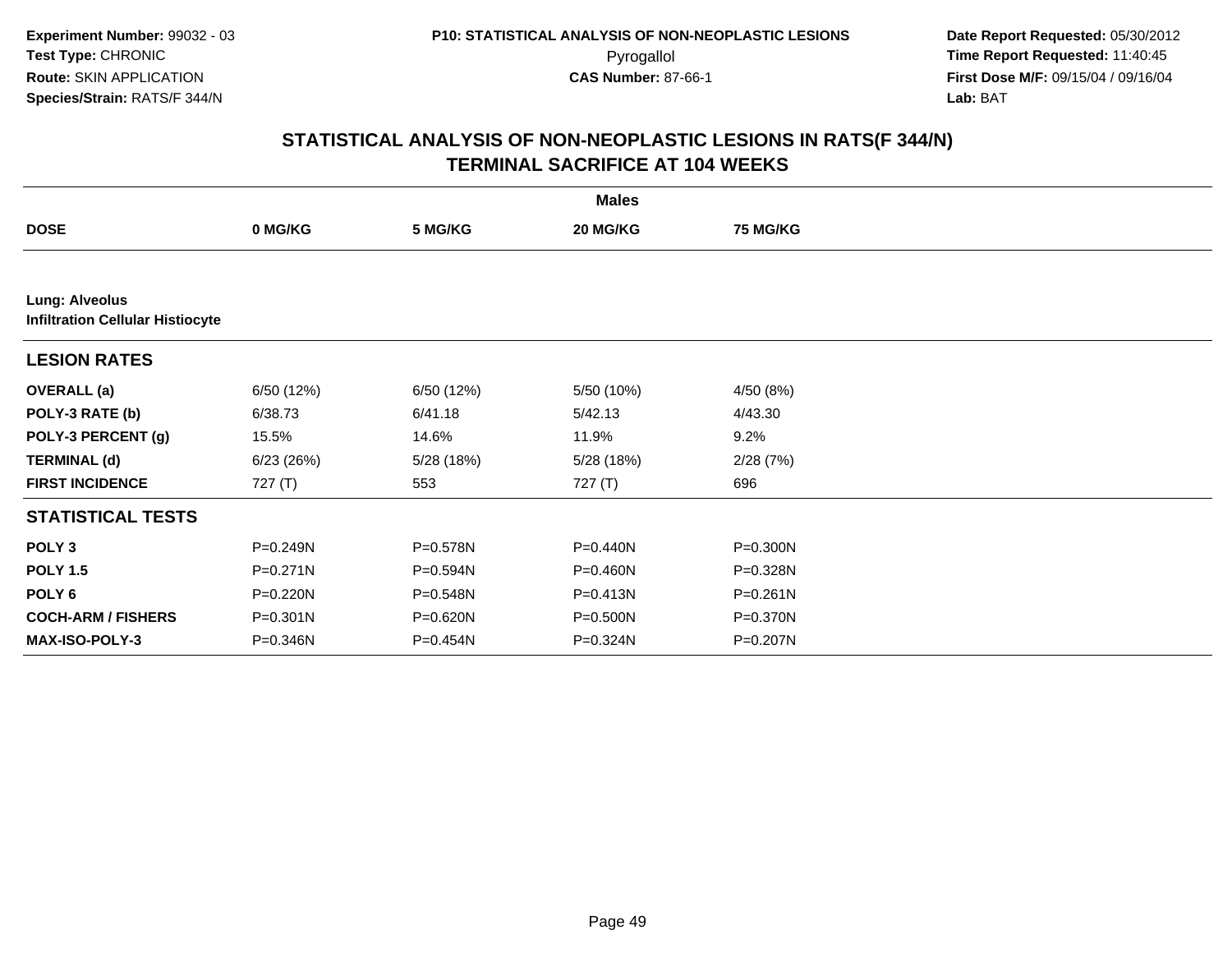**Experiment Number:** 99032 - 03
**Test Type:** CHRONIC
**Route:** SKIN APPLICATION
**Species/Strain:** RATS/F 344/N

**P10: STATISTICAL ANALYSIS OF NON-NEOPLASTIC LESIONS**
Pyrogallol
**CAS Number:** 87-66-1

**Date Report Requested:** 05/30/2012
**Time Report Requested:** 11:40:45
**First Dose M/F:** 09/15/04 / 09/16/04
**Lab:** BAT

## STATISTICAL ANALYSIS OF NON-NEOPLASTIC LESIONS IN RATS(F 344/N)
## TERMINAL SACRIFICE AT 104 WEEKS

| | Males | | | |
|---|---|---|---|---|
| **DOSE** | **0 MG/KG** | **5 MG/KG** | **20 MG/KG** | **75 MG/KG** |
| **Lung: Alveolus** | | | | |
| **Infiltration Cellular Histiocyte** | | | | |
| **LESION RATES** | | | | |
| **OVERALL (a)** | 6/50 (12%) | 6/50 (12%) | 5/50 (10%) | 4/50 (8%) |
| **POLY-3 RATE (b)** | 6/38.73 | 6/41.18 | 5/42.13 | 4/43.30 |
| **POLY-3 PERCENT (g)** | 15.5% | 14.6% | 11.9% | 9.2% |
| **TERMINAL (d)** | 6/23 (26%) | 5/28 (18%) | 5/28 (18%) | 2/28 (7%) |
| **FIRST INCIDENCE** | 727 (T) | 553 | 727 (T) | 696 |
| **STATISTICAL TESTS** | | | | |
| **POLY 3** | P=0.249N | P=0.578N | P=0.440N | P=0.300N |
| **POLY 1.5** | P=0.271N | P=0.594N | P=0.460N | P=0.328N |
| **POLY 6** | P=0.220N | P=0.548N | P=0.413N | P=0.261N |
| **COCH-ARM / FISHERS** | P=0.301N | P=0.620N | P=0.500N | P=0.370N |
| **MAX-ISO-POLY-3** | P=0.346N | P=0.454N | P=0.324N | P=0.207N |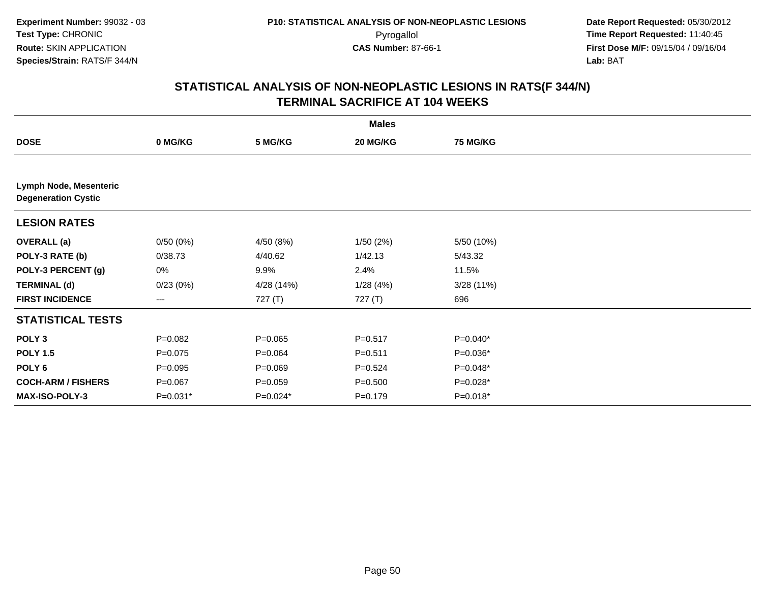Experiment Number: 99032 - 03
Test Type: CHRONIC
Route: SKIN APPLICATION
Species/Strain: RATS/F 344/N

P10: STATISTICAL ANALYSIS OF NON-NEOPLASTIC LESIONS
Pyrogallol
CAS Number: 87-66-1

Date Report Requested: 05/30/2012
Time Report Requested: 11:40:45
First Dose M/F: 09/15/04 / 09/16/04
Lab: BAT

# STATISTICAL ANALYSIS OF NON-NEOPLASTIC LESIONS IN RATS(F 344/N)
## TERMINAL SACRIFICE AT 104 WEEKS

| | Males | | | |
|---|---|---|---|---|
| **DOSE** | **0 MG/KG** | **5 MG/KG** | **20 MG/KG** | **75 MG/KG** |
| **Lymph Node, Mesenteric Degeneration Cystic** | | | | |
| **LESION RATES** | | | | |
| **OVERALL (a)** | 0/50 (0%) | 4/50 (8%) | 1/50 (2%) | 5/50 (10%) |
| **POLY-3 RATE (b)** | 0/38.73 | 4/40.62 | 1/42.13 | 5/43.32 |
| **POLY-3 PERCENT (g)** | 0% | 9.9% | 2.4% | 11.5% |
| **TERMINAL (d)** | 0/23 (0%) | 4/28 (14%) | 1/28 (4%) | 3/28 (11%) |
| **FIRST INCIDENCE** | --- | 727 (T) | 727 (T) | 696 |
| **STATISTICAL TESTS** | | | | |
| **POLY 3** | P=0.082 | P=0.065 | P=0.517 | P=0.040* |
| **POLY 1.5** | P=0.075 | P=0.064 | P=0.511 | P=0.036* |
| **POLY 6** | P=0.095 | P=0.069 | P=0.524 | P=0.048* |
| **COCH-ARM / FISHERS** | P=0.067 | P=0.059 | P=0.500 | P=0.028* |
| **MAX-ISO-POLY-3** | P=0.031* | P=0.024* | P=0.179 | P=0.018* |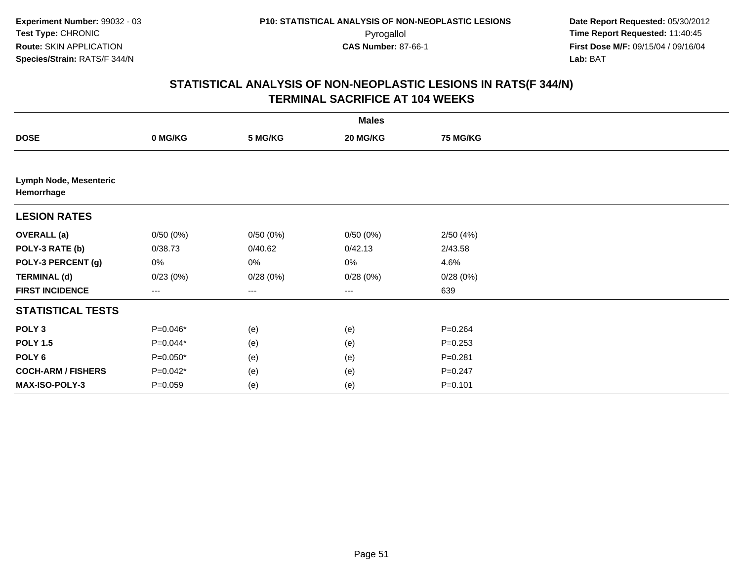Experiment Number: 99032 - 03
Test Type: CHRONIC
Route: SKIN APPLICATION
Species/Strain: RATS/F 344/N

P10: STATISTICAL ANALYSIS OF NON-NEOPLASTIC LESIONS
Pyrogallol
CAS Number: 87-66-1

Date Report Requested: 05/30/2012
Time Report Requested: 11:40:45
First Dose M/F: 09/15/04 / 09/16/04
Lab: BAT

## STATISTICAL ANALYSIS OF NON-NEOPLASTIC LESIONS IN RATS(F 344/N)
## TERMINAL SACRIFICE AT 104 WEEKS

| | Males | | | |
|---|---|---|---|---|
| **DOSE** | **0 MG/KG** | **5 MG/KG** | **20 MG/KG** | **75 MG/KG** |
| **Lymph Node, Mesenteric Hemorrhage** | | | | |
| **LESION RATES** | | | | |
| **OVERALL (a)** | 0/50 (0%) | 0/50 (0%) | 0/50 (0%) | 2/50 (4%) |
| **POLY-3 RATE (b)** | 0/38.73 | 0/40.62 | 0/42.13 | 2/43.58 |
| **POLY-3 PERCENT (g)** | 0% | 0% | 0% | 4.6% |
| **TERMINAL (d)** | 0/23 (0%) | 0/28 (0%) | 0/28 (0%) | 0/28 (0%) |
| **FIRST INCIDENCE** | --- | --- | --- | 639 |
| **STATISTICAL TESTS** | | | | |
| **POLY 3** | P=0.046* | (e) | (e) | P=0.264 |
| **POLY 1.5** | P=0.044* | (e) | (e) | P=0.253 |
| **POLY 6** | P=0.050* | (e) | (e) | P=0.281 |
| **COCH-ARM / FISHERS** | P=0.042* | (e) | (e) | P=0.247 |
| **MAX-ISO-POLY-3** | P=0.059 | (e) | (e) | P=0.101 |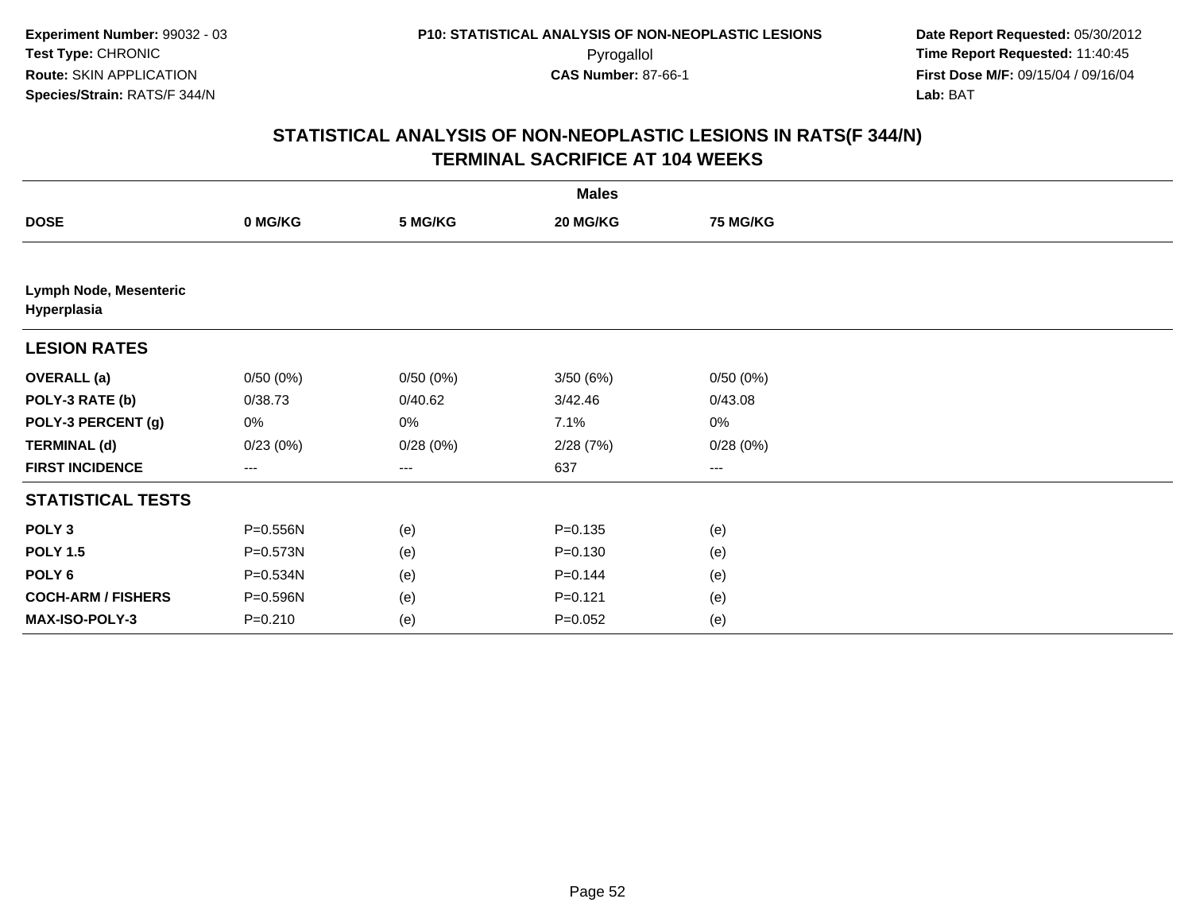**Experiment Number:** 99032 - 03
**Test Type:** CHRONIC
**Route:** SKIN APPLICATION
**Species/Strain:** RATS/F 344/N

**P10: STATISTICAL ANALYSIS OF NON-NEOPLASTIC LESIONS**
Pyrogallol
**CAS Number:** 87-66-1

**Date Report Requested:** 05/30/2012
**Time Report Requested:** 11:40:45
**First Dose M/F:** 09/15/04 / 09/16/04
**Lab:** BAT

## STATISTICAL ANALYSIS OF NON-NEOPLASTIC LESIONS IN RATS(F 344/N)
## TERMINAL SACRIFICE AT 104 WEEKS

| | Males | | | |
|---|---|---|---|---|
| **DOSE** | **0 MG/KG** | **5 MG/KG** | **20 MG/KG** | **75 MG/KG** |
| **Lymph Node, Mesenteric Hyperplasia** | | | | |
| **LESION RATES** | | | | |
| **OVERALL (a)** | 0/50 (0%) | 0/50 (0%) | 3/50 (6%) | 0/50 (0%) |
| **POLY-3 RATE (b)** | 0/38.73 | 0/40.62 | 3/42.46 | 0/43.08 |
| **POLY-3 PERCENT (g)** | 0% | 0% | 7.1% | 0% |
| **TERMINAL (d)** | 0/23 (0%) | 0/28 (0%) | 2/28 (7%) | 0/28 (0%) |
| **FIRST INCIDENCE** | --- | --- | 637 | --- |
| **STATISTICAL TESTS** | | | | |
| **POLY 3** | P=0.556N | (e) | P=0.135 | (e) |
| **POLY 1.5** | P=0.573N | (e) | P=0.130 | (e) |
| **POLY 6** | P=0.534N | (e) | P=0.144 | (e) |
| **COCH-ARM / FISHERS** | P=0.596N | (e) | P=0.121 | (e) |
| **MAX-ISO-POLY-3** | P=0.210 | (e) | P=0.052 | (e) |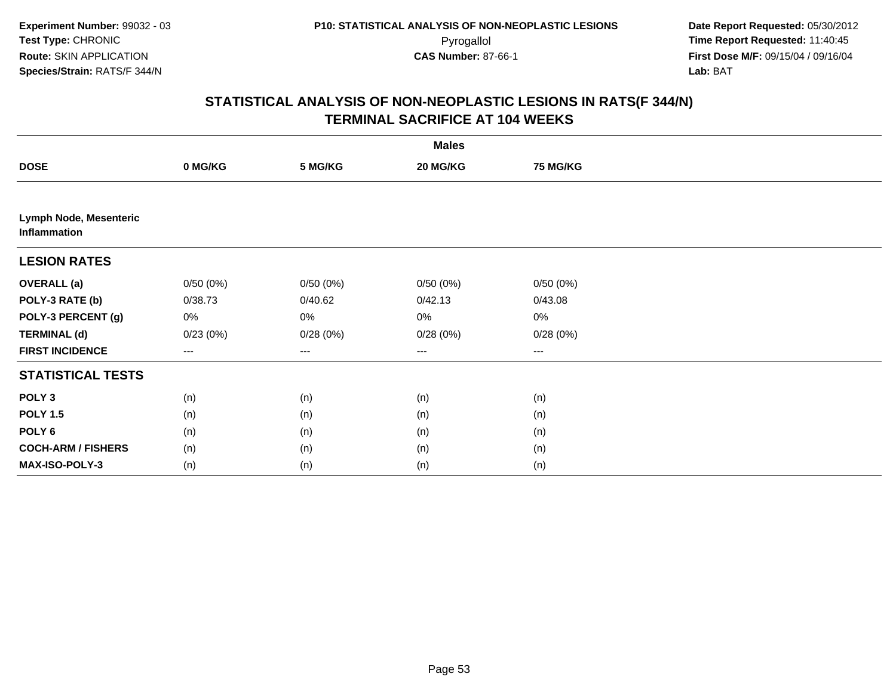Experiment Number: 99032 - 03
Test Type: CHRONIC
Route: SKIN APPLICATION
Species/Strain: RATS/F 344/N

P10: STATISTICAL ANALYSIS OF NON-NEOPLASTIC LESIONS
Pyrogallol
CAS Number: 87-66-1

Date Report Requested: 05/30/2012
Time Report Requested: 11:40:45
First Dose M/F: 09/15/04 / 09/16/04
Lab: BAT

## STATISTICAL ANALYSIS OF NON-NEOPLASTIC LESIONS IN RATS(F 344/N)
## TERMINAL SACRIFICE AT 104 WEEKS

| | Males | | | |
|---|---|---|---|---|
| **DOSE** | **0 MG/KG** | **5 MG/KG** | **20 MG/KG** | **75 MG/KG** |
| **Lymph Node, Mesenteric Inflammation** | | | | |
| **LESION RATES** | | | | |
| **OVERALL (a)** | 0/50 (0%) | 0/50 (0%) | 0/50 (0%) | 0/50 (0%) |
| **POLY-3 RATE (b)** | 0/38.73 | 0/40.62 | 0/42.13 | 0/43.08 |
| **POLY-3 PERCENT (g)** | 0% | 0% | 0% | 0% |
| **TERMINAL (d)** | 0/23 (0%) | 0/28 (0%) | 0/28 (0%) | 0/28 (0%) |
| **FIRST INCIDENCE** | --- | --- | --- | --- |
| **STATISTICAL TESTS** | | | | |
| **POLY 3** | (n) | (n) | (n) | (n) |
| **POLY 1.5** | (n) | (n) | (n) | (n) |
| **POLY 6** | (n) | (n) | (n) | (n) |
| **COCH-ARM / FISHERS** | (n) | (n) | (n) | (n) |
| **MAX-ISO-POLY-3** | (n) | (n) | (n) | (n) |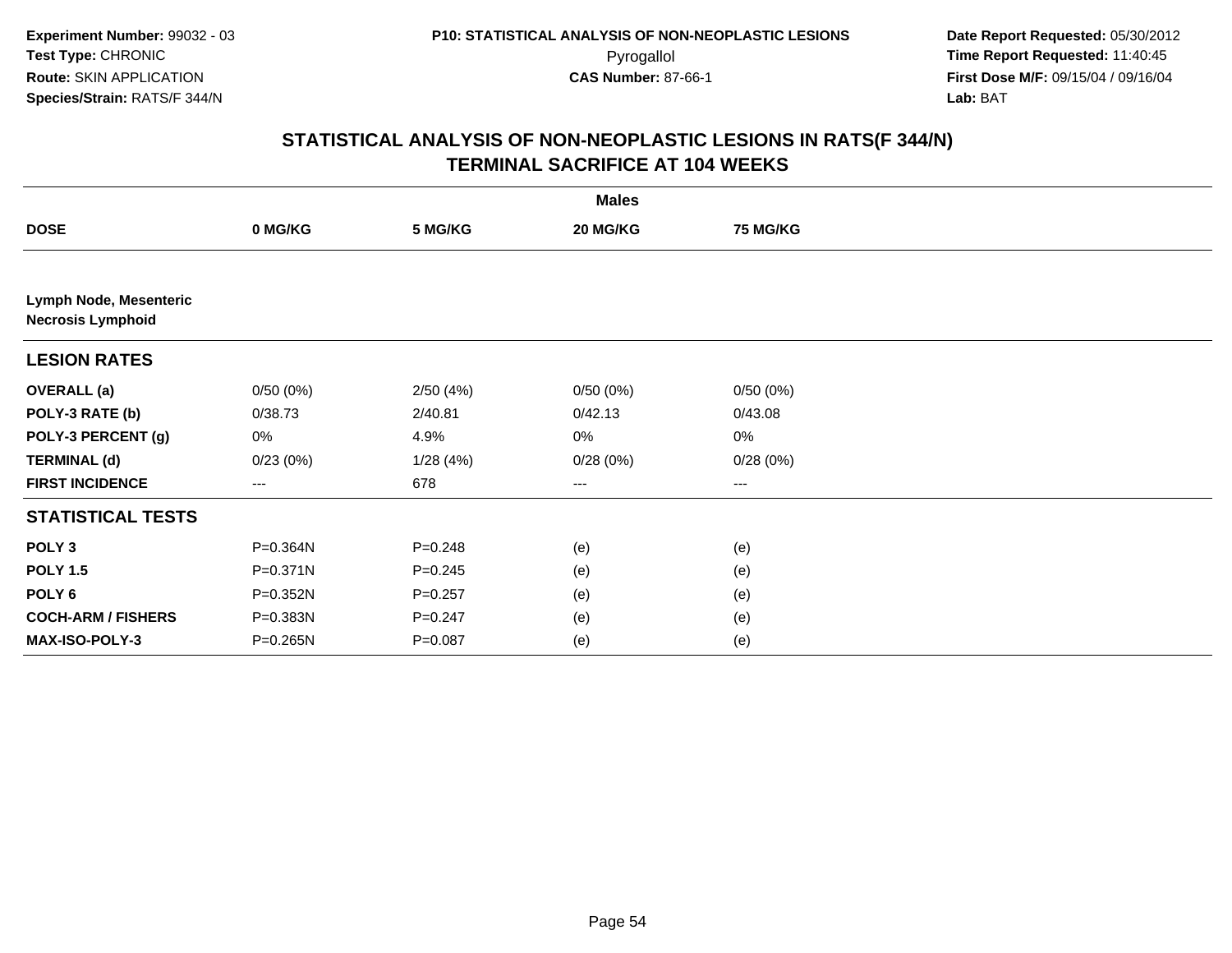Experiment Number: 99032 - 03
Test Type: CHRONIC
Route: SKIN APPLICATION
Species/Strain: RATS/F 344/N

P10: STATISTICAL ANALYSIS OF NON-NEOPLASTIC LESIONS
Pyrogallol
CAS Number: 87-66-1

Date Report Requested: 05/30/2012
Time Report Requested: 11:40:45
First Dose M/F: 09/15/04 / 09/16/04
Lab: BAT

## STATISTICAL ANALYSIS OF NON-NEOPLASTIC LESIONS IN RATS(F 344/N)
## TERMINAL SACRIFICE AT 104 WEEKS

| | Males | | | |
|---|---|---|---|---|
| **DOSE** | **0 MG/KG** | **5 MG/KG** | **20 MG/KG** | **75 MG/KG** |
| **Lymph Node, Mesenteric** | | | | |
| **Necrosis Lymphoid** | | | | |
| **LESION RATES** | | | | |
| **OVERALL (a)** | 0/50 (0%) | 2/50 (4%) | 0/50 (0%) | 0/50 (0%) |
| **POLY-3 RATE (b)** | 0/38.73 | 2/40.81 | 0/42.13 | 0/43.08 |
| **POLY-3 PERCENT (g)** | 0% | 4.9% | 0% | 0% |
| **TERMINAL (d)** | 0/23 (0%) | 1/28 (4%) | 0/28 (0%) | 0/28 (0%) |
| **FIRST INCIDENCE** | --- | 678 | --- | --- |
| **STATISTICAL TESTS** | | | | |
| **POLY 3** | P=0.364N | P=0.248 | (e) | (e) |
| **POLY 1.5** | P=0.371N | P=0.245 | (e) | (e) |
| **POLY 6** | P=0.352N | P=0.257 | (e) | (e) |
| **COCH-ARM / FISHERS** | P=0.383N | P=0.247 | (e) | (e) |
| **MAX-ISO-POLY-3** | P=0.265N | P=0.087 | (e) | (e) |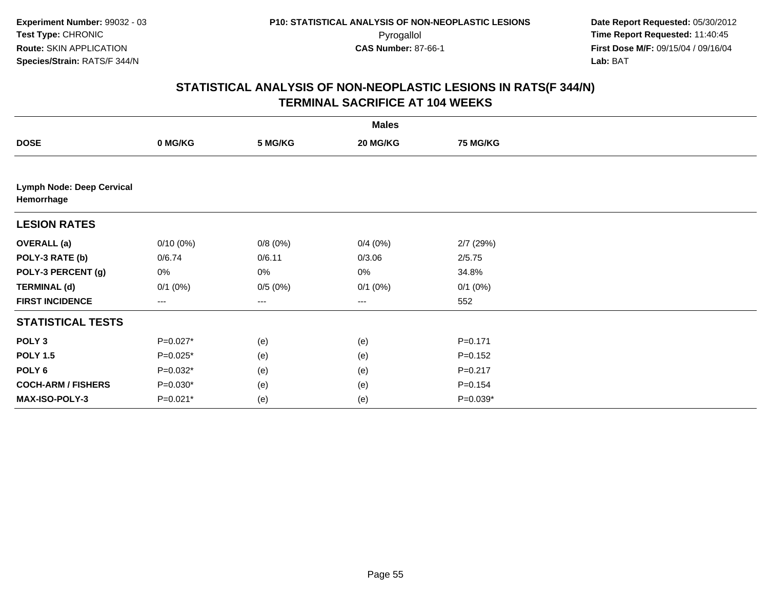Experiment Number: 99032 - 03
Test Type: CHRONIC
Route: SKIN APPLICATION
Species/Strain: RATS/F 344/N

P10: STATISTICAL ANALYSIS OF NON-NEOPLASTIC LESIONS
Pyrogallol
CAS Number: 87-66-1

Date Report Requested: 05/30/2012
Time Report Requested: 11:40:45
First Dose M/F: 09/15/04 / 09/16/04
Lab: BAT

## STATISTICAL ANALYSIS OF NON-NEOPLASTIC LESIONS IN RATS(F 344/N)
## TERMINAL SACRIFICE AT 104 WEEKS

| | Males | | | |
|---|---|---|---|---|
| **DOSE** | **0 MG/KG** | **5 MG/KG** | **20 MG/KG** | **75 MG/KG** |
| **Lymph Node: Deep Cervical** | | | | |
| **Hemorrhage** | | | | |
| **LESION RATES** | | | | |
| **OVERALL (a)** | 0/10 (0%) | 0/8 (0%) | 0/4 (0%) | 2/7 (29%) |
| **POLY-3 RATE (b)** | 0/6.74 | 0/6.11 | 0/3.06 | 2/5.75 |
| **POLY-3 PERCENT (g)** | 0% | 0% | 0% | 34.8% |
| **TERMINAL (d)** | 0/1 (0%) | 0/5 (0%) | 0/1 (0%) | 0/1 (0%) |
| **FIRST INCIDENCE** | --- | --- | --- | 552 |
| **STATISTICAL TESTS** | | | | |
| **POLY 3** | P=0.027* | (e) | (e) | P=0.171 |
| **POLY 1.5** | P=0.025* | (e) | (e) | P=0.152 |
| **POLY 6** | P=0.032* | (e) | (e) | P=0.217 |
| **COCH-ARM / FISHERS** | P=0.030* | (e) | (e) | P=0.154 |
| **MAX-ISO-POLY-3** | P=0.021* | (e) | (e) | P=0.039* |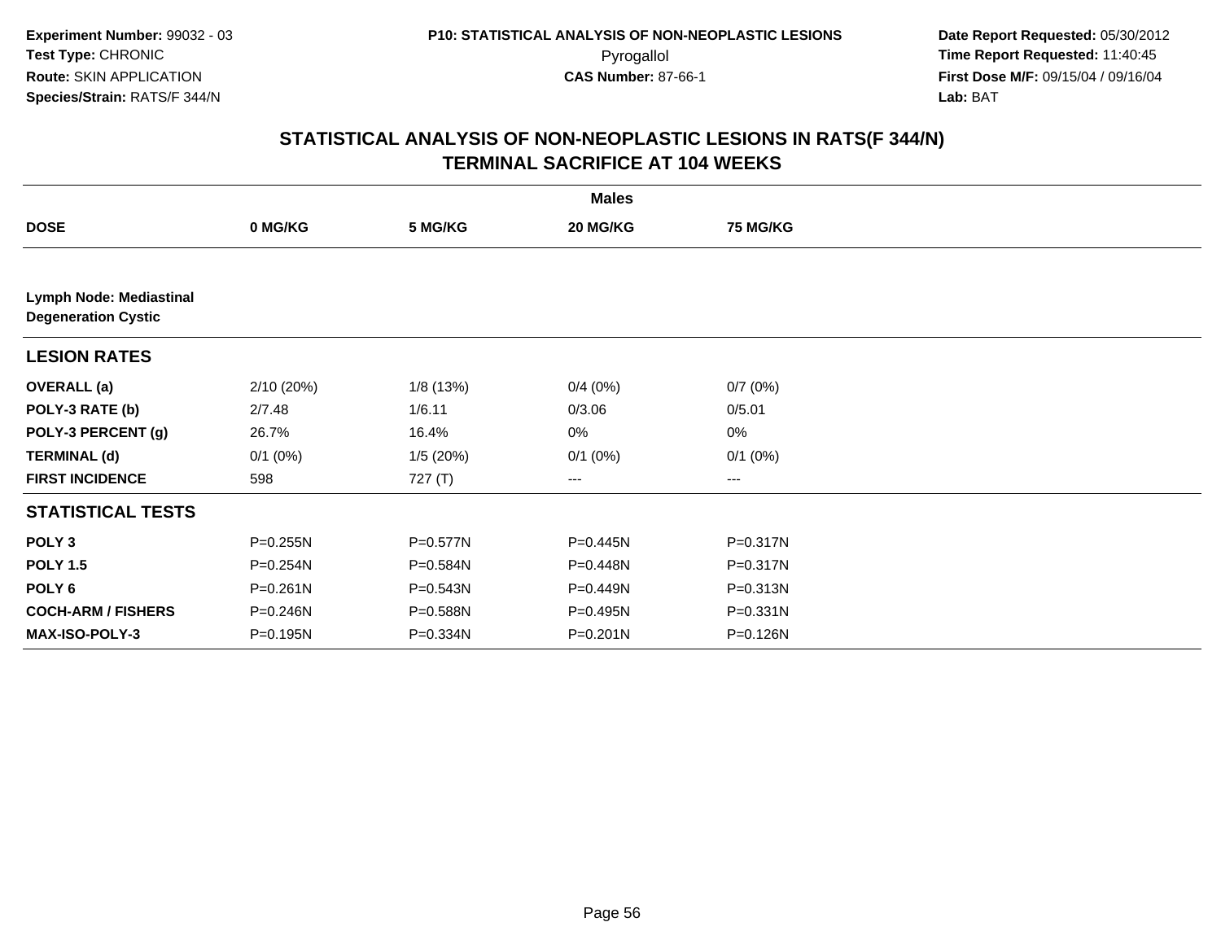**Experiment Number:** 99032 - 03
**Test Type:** CHRONIC
**Route:** SKIN APPLICATION
**Species/Strain:** RATS/F 344/N

**P10: STATISTICAL ANALYSIS OF NON-NEOPLASTIC LESIONS**
Pyrogallol
**CAS Number:** 87-66-1

**Date Report Requested:** 05/30/2012
**Time Report Requested:** 11:40:45
**First Dose M/F:** 09/15/04 / 09/16/04
**Lab:** BAT

## STATISTICAL ANALYSIS OF NON-NEOPLASTIC LESIONS IN RATS(F 344/N)
## TERMINAL SACRIFICE AT 104 WEEKS

| | Males | | | |
|---|---|---|---|---|
| **DOSE** | **0 MG/KG** | **5 MG/KG** | **20 MG/KG** | **75 MG/KG** |
| **Lymph Node: Mediastinal** **Degeneration Cystic** | | | | |
| **LESION RATES** | | | | |
| **OVERALL (a)** | 2/10 (20%) | 1/8 (13%) | 0/4 (0%) | 0/7 (0%) |
| **POLY-3 RATE (b)** | 2/7.48 | 1/6.11 | 0/3.06 | 0/5.01 |
| **POLY-3 PERCENT (g)** | 26.7% | 16.4% | 0% | 0% |
| **TERMINAL (d)** | 0/1 (0%) | 1/5 (20%) | 0/1 (0%) | 0/1 (0%) |
| **FIRST INCIDENCE** | 598 | 727 (T) | --- | --- |
| **STATISTICAL TESTS** | | | | |
| **POLY 3** | P=0.255N | P=0.577N | P=0.445N | P=0.317N |
| **POLY 1.5** | P=0.254N | P=0.584N | P=0.448N | P=0.317N |
| **POLY 6** | P=0.261N | P=0.543N | P=0.449N | P=0.313N |
| **COCH-ARM / FISHERS** | P=0.246N | P=0.588N | P=0.495N | P=0.331N |
| **MAX-ISO-POLY-3** | P=0.195N | P=0.334N | P=0.201N | P=0.126N |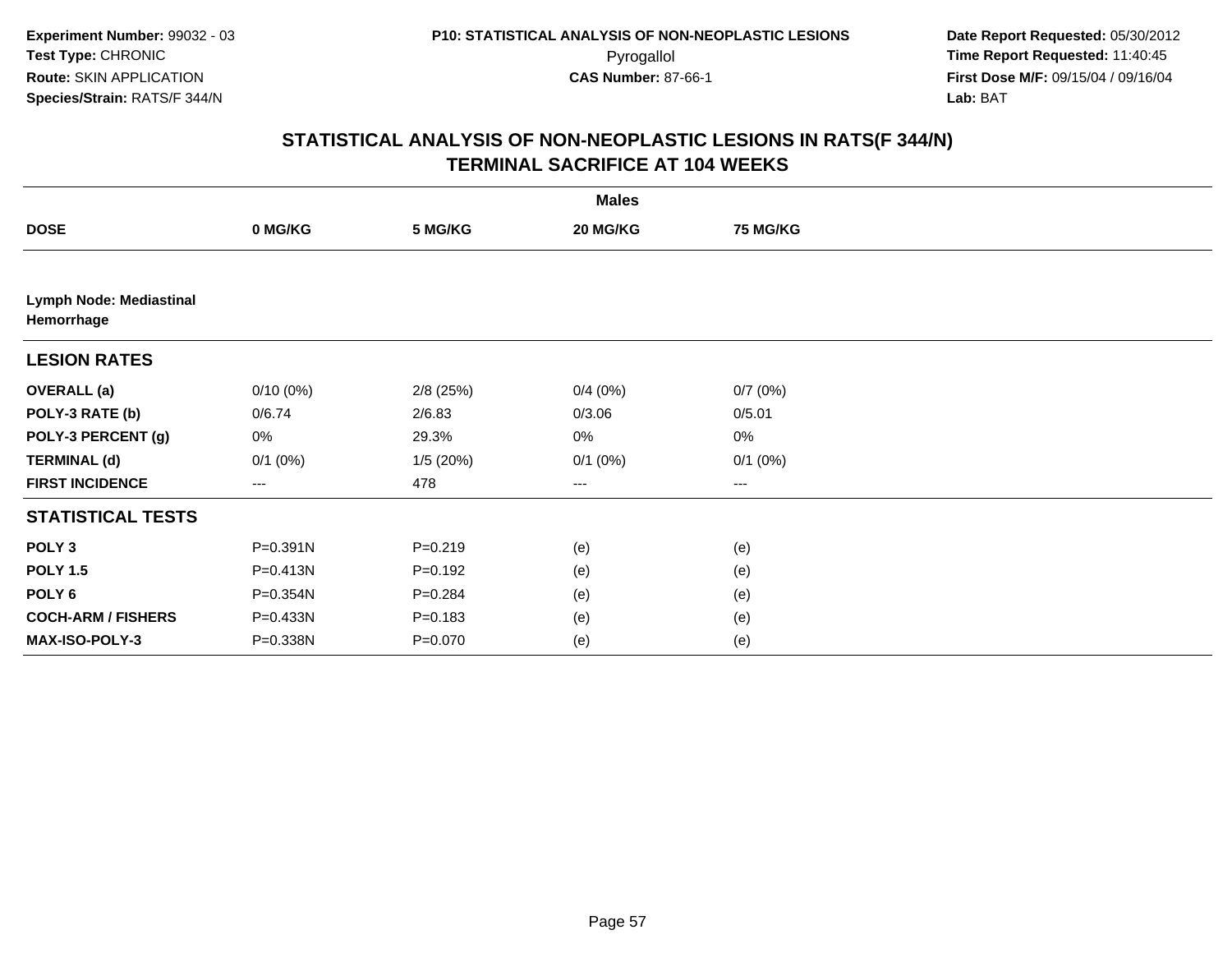**Experiment Number:** 99032 - 03
**Test Type:** CHRONIC
**Route:** SKIN APPLICATION
**Species/Strain:** RATS/F 344/N

**P10: STATISTICAL ANALYSIS OF NON-NEOPLASTIC LESIONS**
Pyrogallol
**CAS Number:** 87-66-1

**Date Report Requested:** 05/30/2012
**Time Report Requested:** 11:40:45
**First Dose M/F:** 09/15/04 / 09/16/04
**Lab:** BAT

## STATISTICAL ANALYSIS OF NON-NEOPLASTIC LESIONS IN RATS(F 344/N)
## TERMINAL SACRIFICE AT 104 WEEKS

| | Males | | | |
|---|---|---|---|---|
| **DOSE** | **0 MG/KG** | **5 MG/KG** | **20 MG/KG** | **75 MG/KG** |
| **Lymph Node: Mediastinal Hemorrhage** | | | | |
| **LESION RATES** | | | | |
| **OVERALL (a)** | 0/10 (0%) | 2/8 (25%) | 0/4 (0%) | 0/7 (0%) |
| **POLY-3 RATE (b)** | 0/6.74 | 2/6.83 | 0/3.06 | 0/5.01 |
| **POLY-3 PERCENT (g)** | 0% | 29.3% | 0% | 0% |
| **TERMINAL (d)** | 0/1 (0%) | 1/5 (20%) | 0/1 (0%) | 0/1 (0%) |
| **FIRST INCIDENCE** | --- | 478 | --- | --- |
| **STATISTICAL TESTS** | | | | |
| **POLY 3** | P=0.391N | P=0.219 | (e) | (e) |
| **POLY 1.5** | P=0.413N | P=0.192 | (e) | (e) |
| **POLY 6** | P=0.354N | P=0.284 | (e) | (e) |
| **COCH-ARM / FISHERS** | P=0.433N | P=0.183 | (e) | (e) |
| **MAX-ISO-POLY-3** | P=0.338N | P=0.070 | (e) | (e) |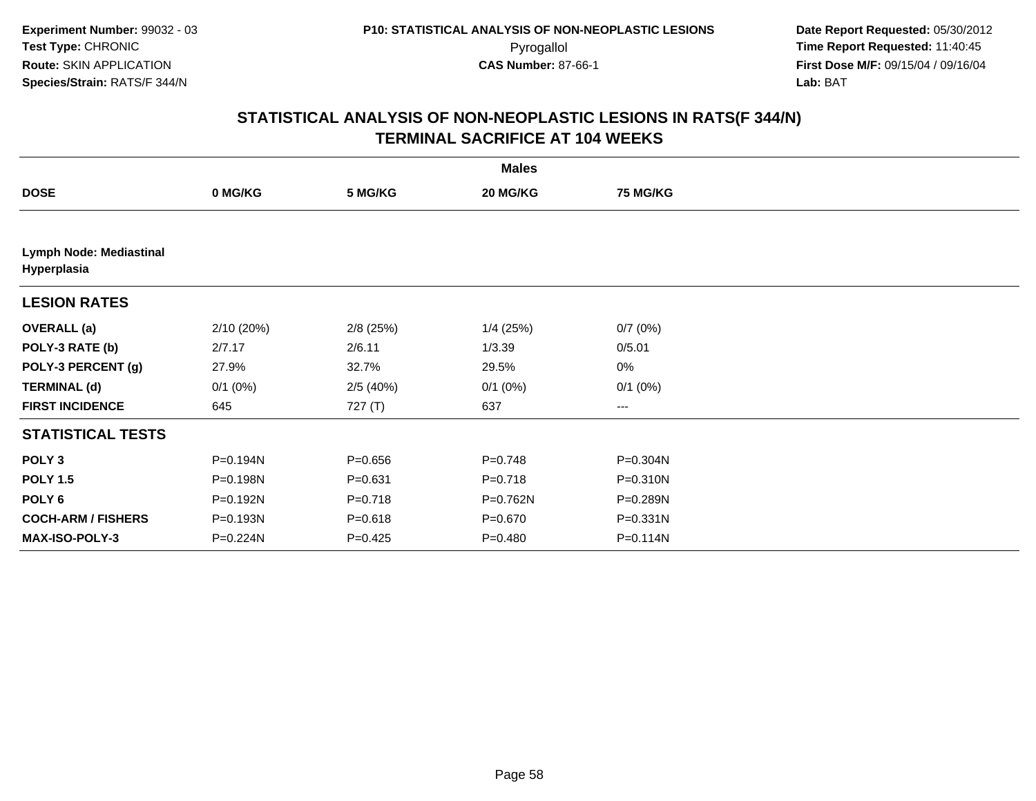Experiment Number: 99032 - 03
Test Type: CHRONIC
Route: SKIN APPLICATION
Species/Strain: RATS/F 344/N

P10: STATISTICAL ANALYSIS OF NON-NEOPLASTIC LESIONS
Pyrogallol
CAS Number: 87-66-1

Date Report Requested: 05/30/2012
Time Report Requested: 11:40:45
First Dose M/F: 09/15/04 / 09/16/04
Lab: BAT

## STATISTICAL ANALYSIS OF NON-NEOPLASTIC LESIONS IN RATS(F 344/N)
## TERMINAL SACRIFICE AT 104 WEEKS

| | Males | | | |
|---|---|---|---|---|
| **DOSE** | **0 MG/KG** | **5 MG/KG** | **20 MG/KG** | **75 MG/KG** |
| **Lymph Node: Mediastinal Hyperplasia** | | | | |
| **LESION RATES** | | | | |
| **OVERALL (a)** | 2/10 (20%) | 2/8 (25%) | 1/4 (25%) | 0/7 (0%) |
| **POLY-3 RATE (b)** | 2/7.17 | 2/6.11 | 1/3.39 | 0/5.01 |
| **POLY-3 PERCENT (g)** | 27.9% | 32.7% | 29.5% | 0% |
| **TERMINAL (d)** | 0/1 (0%) | 2/5 (40%) | 0/1 (0%) | 0/1 (0%) |
| **FIRST INCIDENCE** | 645 | 727 (T) | 637 | --- |
| **STATISTICAL TESTS** | | | | |
| **POLY 3** | P=0.194N | P=0.656 | P=0.748 | P=0.304N |
| **POLY 1.5** | P=0.198N | P=0.631 | P=0.718 | P=0.310N |
| **POLY 6** | P=0.192N | P=0.718 | P=0.762N | P=0.289N |
| **COCH-ARM / FISHERS** | P=0.193N | P=0.618 | P=0.670 | P=0.331N |
| **MAX-ISO-POLY-3** | P=0.224N | P=0.425 | P=0.480 | P=0.114N |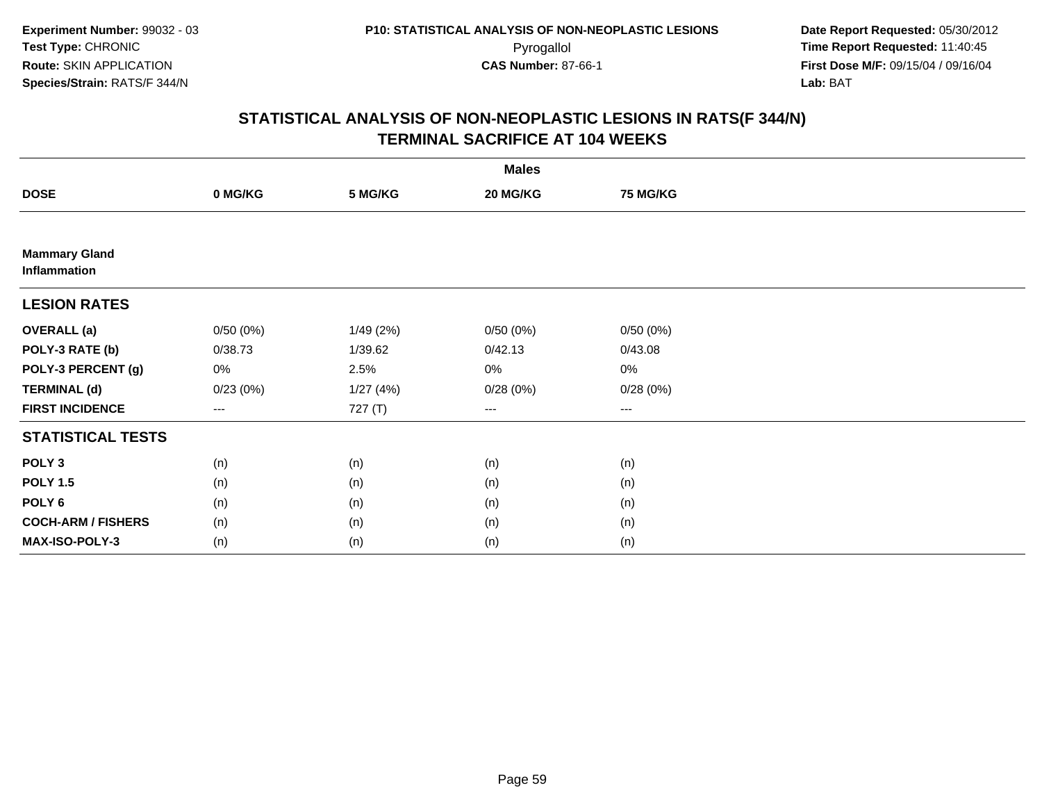Experiment Number: 99032 - 03
Test Type: CHRONIC
Route: SKIN APPLICATION
Species/Strain: RATS/F 344/N

P10: STATISTICAL ANALYSIS OF NON-NEOPLASTIC LESIONS
Pyrogallol
CAS Number: 87-66-1

Date Report Requested: 05/30/2012
Time Report Requested: 11:40:45
First Dose M/F: 09/15/04 / 09/16/04
Lab: BAT

## STATISTICAL ANALYSIS OF NON-NEOPLASTIC LESIONS IN RATS(F 344/N) TERMINAL SACRIFICE AT 104 WEEKS

| | Males | | | |
|---|---|---|---|---|
| **DOSE** | **0 MG/KG** | **5 MG/KG** | **20 MG/KG** | **75 MG/KG** |
| **Mammary Gland Inflammation** | | | | |
| **LESION RATES** | | | | |
| **OVERALL (a)** | 0/50 (0%) | 1/49 (2%) | 0/50 (0%) | 0/50 (0%) |
| **POLY-3 RATE (b)** | 0/38.73 | 1/39.62 | 0/42.13 | 0/43.08 |
| **POLY-3 PERCENT (g)** | 0% | 2.5% | 0% | 0% |
| **TERMINAL (d)** | 0/23 (0%) | 1/27 (4%) | 0/28 (0%) | 0/28 (0%) |
| **FIRST INCIDENCE** | --- | 727 (T) | --- | --- |
| **STATISTICAL TESTS** | | | | |
| **POLY 3** | (n) | (n) | (n) | (n) |
| **POLY 1.5** | (n) | (n) | (n) | (n) |
| **POLY 6** | (n) | (n) | (n) | (n) |
| **COCH-ARM / FISHERS** | (n) | (n) | (n) | (n) |
| **MAX-ISO-POLY-3** | (n) | (n) | (n) | (n) |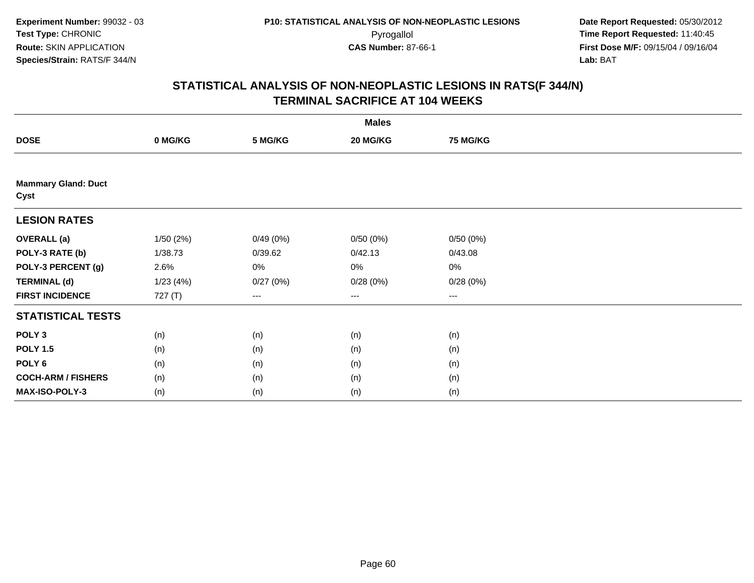Experiment Number: 99032 - 03
Test Type: CHRONIC
Route: SKIN APPLICATION
Species/Strain: RATS/F 344/N

P10: STATISTICAL ANALYSIS OF NON-NEOPLASTIC LESIONS
Pyrogallol
CAS Number: 87-66-1

Date Report Requested: 05/30/2012
Time Report Requested: 11:40:45
First Dose M/F: 09/15/04 / 09/16/04
Lab: BAT

## STATISTICAL ANALYSIS OF NON-NEOPLASTIC LESIONS IN RATS(F 344/N) TERMINAL SACRIFICE AT 104 WEEKS

| | Males | | | |
|---|---|---|---|---|
| **DOSE** | **0 MG/KG** | **5 MG/KG** | **20 MG/KG** | **75 MG/KG** |
| **Mammary Gland: Duct Cyst** | | | | |
| **LESION RATES** | | | | |
| **OVERALL (a)** | 1/50 (2%) | 0/49 (0%) | 0/50 (0%) | 0/50 (0%) |
| **POLY-3 RATE (b)** | 1/38.73 | 0/39.62 | 0/42.13 | 0/43.08 |
| **POLY-3 PERCENT (g)** | 2.6% | 0% | 0% | 0% |
| **TERMINAL (d)** | 1/23 (4%) | 0/27 (0%) | 0/28 (0%) | 0/28 (0%) |
| **FIRST INCIDENCE** | 727 (T) | --- | --- | --- |
| **STATISTICAL TESTS** | | | | |
| **POLY 3** | (n) | (n) | (n) | (n) |
| **POLY 1.5** | (n) | (n) | (n) | (n) |
| **POLY 6** | (n) | (n) | (n) | (n) |
| **COCH-ARM / FISHERS** | (n) | (n) | (n) | (n) |
| **MAX-ISO-POLY-3** | (n) | (n) | (n) | (n) |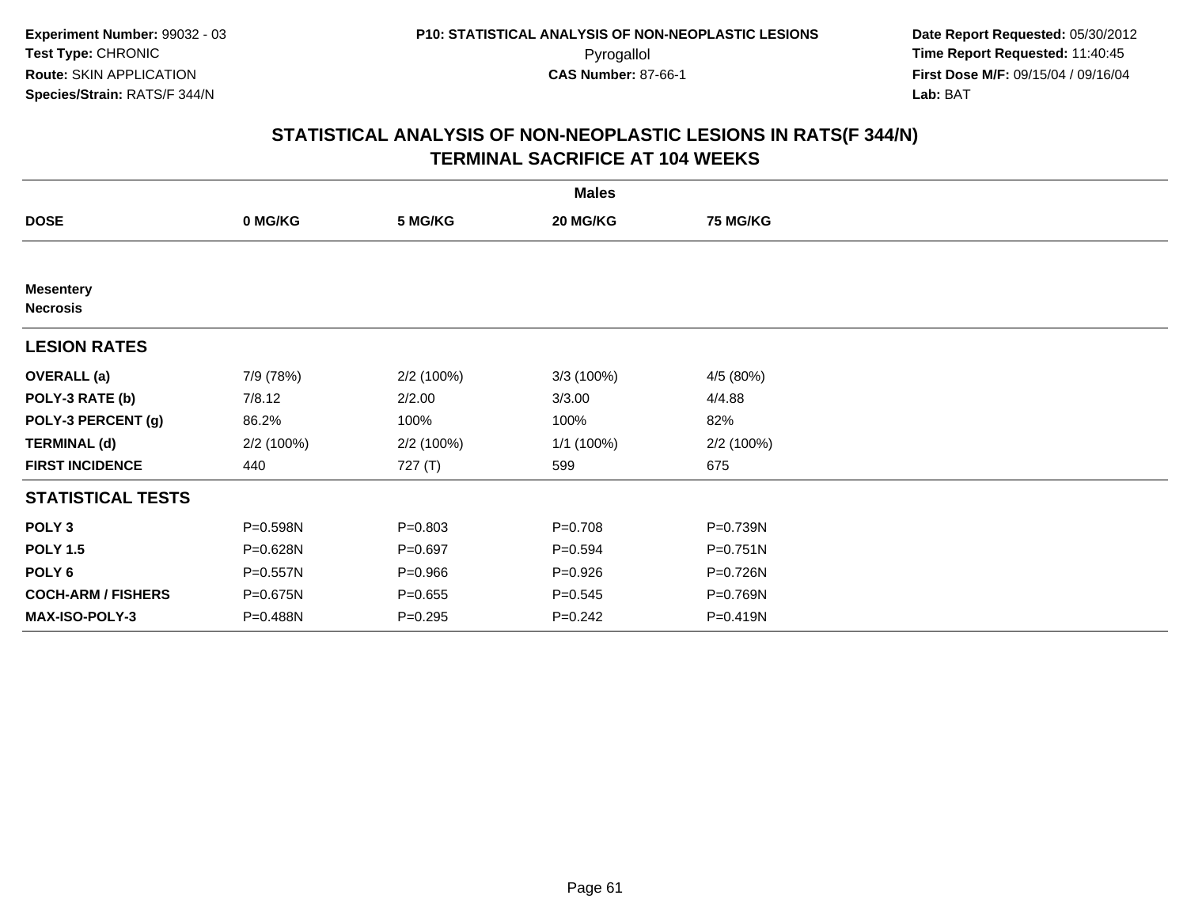Experiment Number: 99032 - 03
Test Type: CHRONIC
Route: SKIN APPLICATION
Species/Strain: RATS/F 344/N

P10: STATISTICAL ANALYSIS OF NON-NEOPLASTIC LESIONS
Pyrogallol
CAS Number: 87-66-1

Date Report Requested: 05/30/2012
Time Report Requested: 11:40:45
First Dose M/F: 09/15/04 / 09/16/04
Lab: BAT

## STATISTICAL ANALYSIS OF NON-NEOPLASTIC LESIONS IN RATS(F 344/N)
## TERMINAL SACRIFICE AT 104 WEEKS

| | Males | | | |
|---|---|---|---|---|
| **DOSE** | **0 MG/KG** | **5 MG/KG** | **20 MG/KG** | **75 MG/KG** |
| **Mesentery** | | | | |
| **Necrosis** | | | | |
| **LESION RATES** | | | | |
| **OVERALL (a)** | 7/9 (78%) | 2/2 (100%) | 3/3 (100%) | 4/5 (80%) |
| **POLY-3 RATE (b)** | 7/8.12 | 2/2.00 | 3/3.00 | 4/4.88 |
| **POLY-3 PERCENT (g)** | 86.2% | 100% | 100% | 82% |
| **TERMINAL (d)** | 2/2 (100%) | 2/2 (100%) | 1/1 (100%) | 2/2 (100%) |
| **FIRST INCIDENCE** | 440 | 727 (T) | 599 | 675 |
| **STATISTICAL TESTS** | | | | |
| **POLY 3** | P=0.598N | P=0.803 | P=0.708 | P=0.739N |
| **POLY 1.5** | P=0.628N | P=0.697 | P=0.594 | P=0.751N |
| **POLY 6** | P=0.557N | P=0.966 | P=0.926 | P=0.726N |
| **COCH-ARM / FISHERS** | P=0.675N | P=0.655 | P=0.545 | P=0.769N |
| **MAX-ISO-POLY-3** | P=0.488N | P=0.295 | P=0.242 | P=0.419N |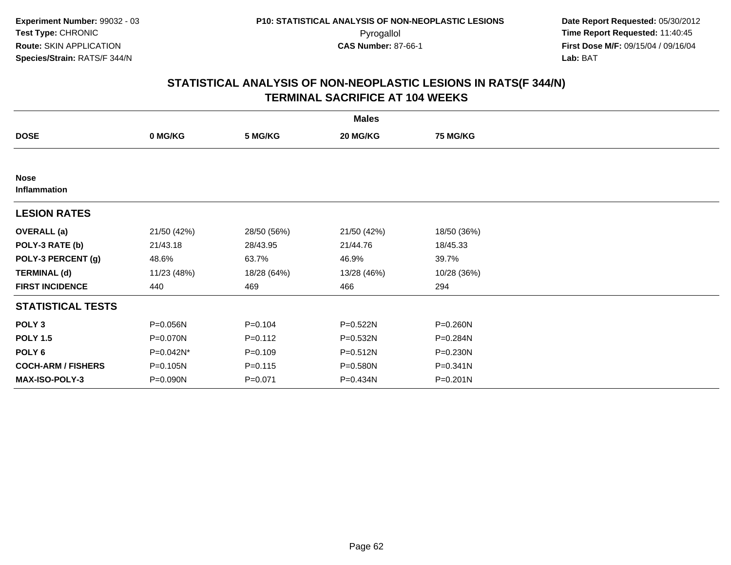**Experiment Number:** 99032 - 03
**Test Type:** CHRONIC
**Route:** SKIN APPLICATION
**Species/Strain:** RATS/F 344/N

**P10: STATISTICAL ANALYSIS OF NON-NEOPLASTIC LESIONS**
Pyrogallol
**CAS Number:** 87-66-1

**Date Report Requested:** 05/30/2012
**Time Report Requested:** 11:40:45
**First Dose M/F:** 09/15/04 / 09/16/04
**Lab:** BAT

## STATISTICAL ANALYSIS OF NON-NEOPLASTIC LESIONS IN RATS(F 344/N) TERMINAL SACRIFICE AT 104 WEEKS

| | Males | | | |
|---|---|---|---|---|
| **DOSE** | **0 MG/KG** | **5 MG/KG** | **20 MG/KG** | **75 MG/KG** |
| **Nose** | | | | |
| **Inflammation** | | | | |
| **LESION RATES** | | | | |
| **OVERALL (a)** | 21/50 (42%) | 28/50 (56%) | 21/50 (42%) | 18/50 (36%) |
| **POLY-3 RATE (b)** | 21/43.18 | 28/43.95 | 21/44.76 | 18/45.33 |
| **POLY-3 PERCENT (g)** | 48.6% | 63.7% | 46.9% | 39.7% |
| **TERMINAL (d)** | 11/23 (48%) | 18/28 (64%) | 13/28 (46%) | 10/28 (36%) |
| **FIRST INCIDENCE** | 440 | 469 | 466 | 294 |
| **STATISTICAL TESTS** | | | | |
| **POLY 3** | P=0.056N | P=0.104 | P=0.522N | P=0.260N |
| **POLY 1.5** | P=0.070N | P=0.112 | P=0.532N | P=0.284N |
| **POLY 6** | P=0.042N* | P=0.109 | P=0.512N | P=0.230N |
| **COCH-ARM / FISHERS** | P=0.105N | P=0.115 | P=0.580N | P=0.341N |
| **MAX-ISO-POLY-3** | P=0.090N | P=0.071 | P=0.434N | P=0.201N |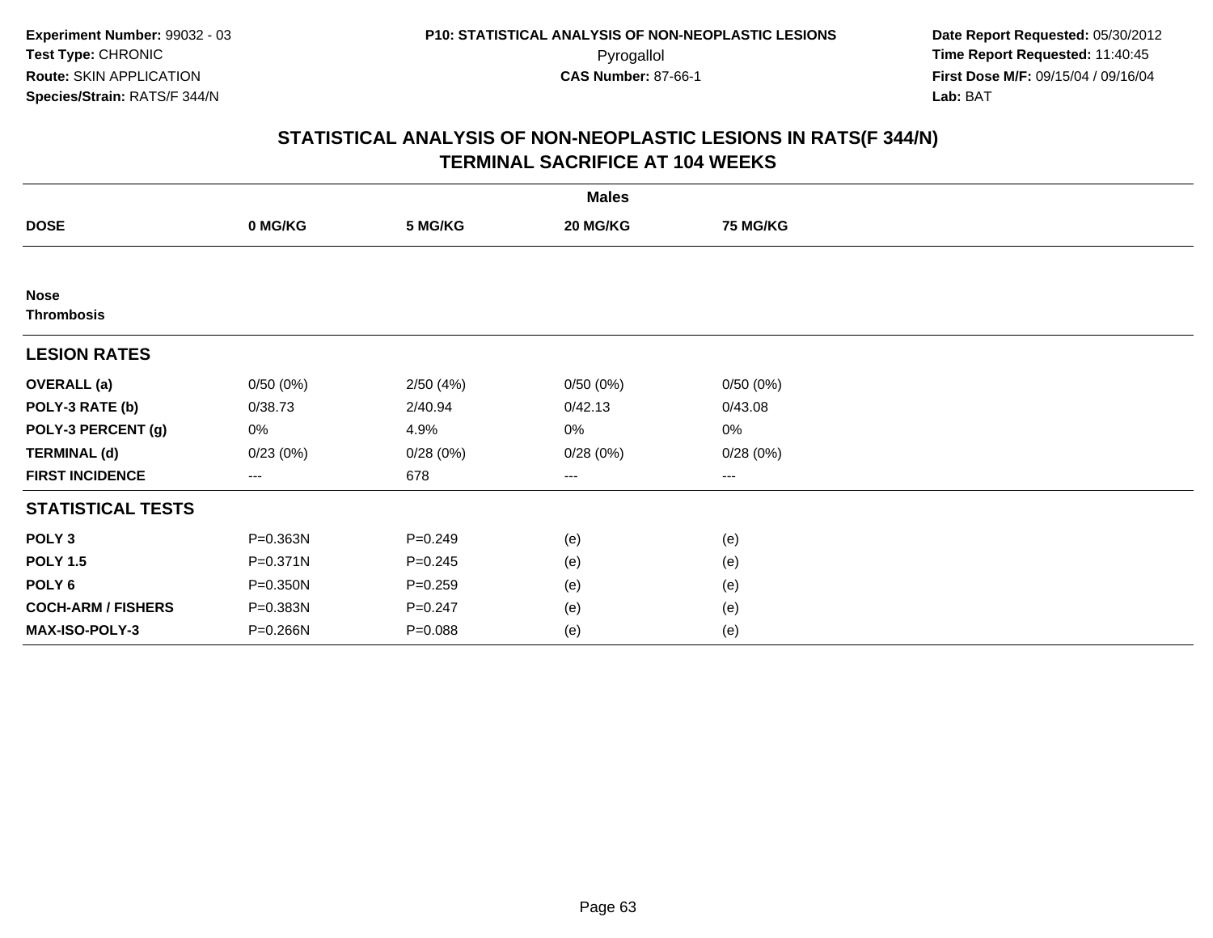**Experiment Number:** 99032 - 03
**Test Type:** CHRONIC
**Route:** SKIN APPLICATION
**Species/Strain:** RATS/F 344/N

**P10: STATISTICAL ANALYSIS OF NON-NEOPLASTIC LESIONS**
Pyrogallol
**CAS Number:** 87-66-1

**Date Report Requested:** 05/30/2012
**Time Report Requested:** 11:40:45
**First Dose M/F:** 09/15/04 / 09/16/04
**Lab:** BAT

## STATISTICAL ANALYSIS OF NON-NEOPLASTIC LESIONS IN RATS(F 344/N) TERMINAL SACRIFICE AT 104 WEEKS

| | Males | | | |
|---|---|---|---|---|
| **DOSE** | **0 MG/KG** | **5 MG/KG** | **20 MG/KG** | **75 MG/KG** |
| **Nose** | | | | |
| **Thrombosis** | | | | |
| **LESION RATES** | | | | |
| **OVERALL (a)** | 0/50 (0%) | 2/50 (4%) | 0/50 (0%) | 0/50 (0%) |
| **POLY-3 RATE (b)** | 0/38.73 | 2/40.94 | 0/42.13 | 0/43.08 |
| **POLY-3 PERCENT (g)** | 0% | 4.9% | 0% | 0% |
| **TERMINAL (d)** | 0/23 (0%) | 0/28 (0%) | 0/28 (0%) | 0/28 (0%) |
| **FIRST INCIDENCE** | --- | 678 | --- | --- |
| **STATISTICAL TESTS** | | | | |
| **POLY 3** | P=0.363N | P=0.249 | (e) | (e) |
| **POLY 1.5** | P=0.371N | P=0.245 | (e) | (e) |
| **POLY 6** | P=0.350N | P=0.259 | (e) | (e) |
| **COCH-ARM / FISHERS** | P=0.383N | P=0.247 | (e) | (e) |
| **MAX-ISO-POLY-3** | P=0.266N | P=0.088 | (e) | (e) |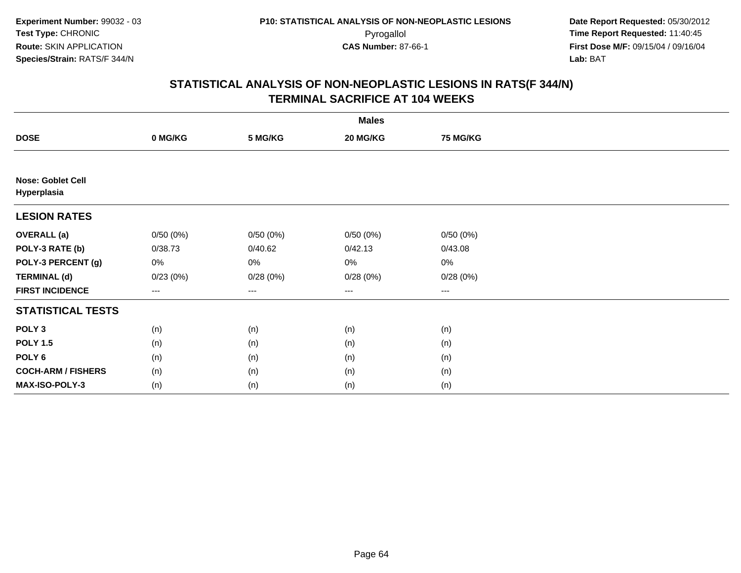**Experiment Number:** 99032 - 03
**Test Type:** CHRONIC
**Route:** SKIN APPLICATION
**Species/Strain:** RATS/F 344/N

**P10: STATISTICAL ANALYSIS OF NON-NEOPLASTIC LESIONS**
Pyrogallol
**CAS Number:** 87-66-1

**Date Report Requested:** 05/30/2012
**Time Report Requested:** 11:40:45
**First Dose M/F:** 09/15/04 / 09/16/04
**Lab:** BAT

## STATISTICAL ANALYSIS OF NON-NEOPLASTIC LESIONS IN RATS(F 344/N) TERMINAL SACRIFICE AT 104 WEEKS

| | Males | | | |
|---|---|---|---|---|
| **DOSE** | **0 MG/KG** | **5 MG/KG** | **20 MG/KG** | **75 MG/KG** |
| **Nose: Goblet Cell Hyperplasia** | | | | |
| **LESION RATES** | | | | |
| **OVERALL (a)** | 0/50 (0%) | 0/50 (0%) | 0/50 (0%) | 0/50 (0%) |
| **POLY-3 RATE (b)** | 0/38.73 | 0/40.62 | 0/42.13 | 0/43.08 |
| **POLY-3 PERCENT (g)** | 0% | 0% | 0% | 0% |
| **TERMINAL (d)** | 0/23 (0%) | 0/28 (0%) | 0/28 (0%) | 0/28 (0%) |
| **FIRST INCIDENCE** | --- | --- | --- | --- |
| **STATISTICAL TESTS** | | | | |
| **POLY 3** | (n) | (n) | (n) | (n) |
| **POLY 1.5** | (n) | (n) | (n) | (n) |
| **POLY 6** | (n) | (n) | (n) | (n) |
| **COCH-ARM / FISHERS** | (n) | (n) | (n) | (n) |
| **MAX-ISO-POLY-3** | (n) | (n) | (n) | (n) |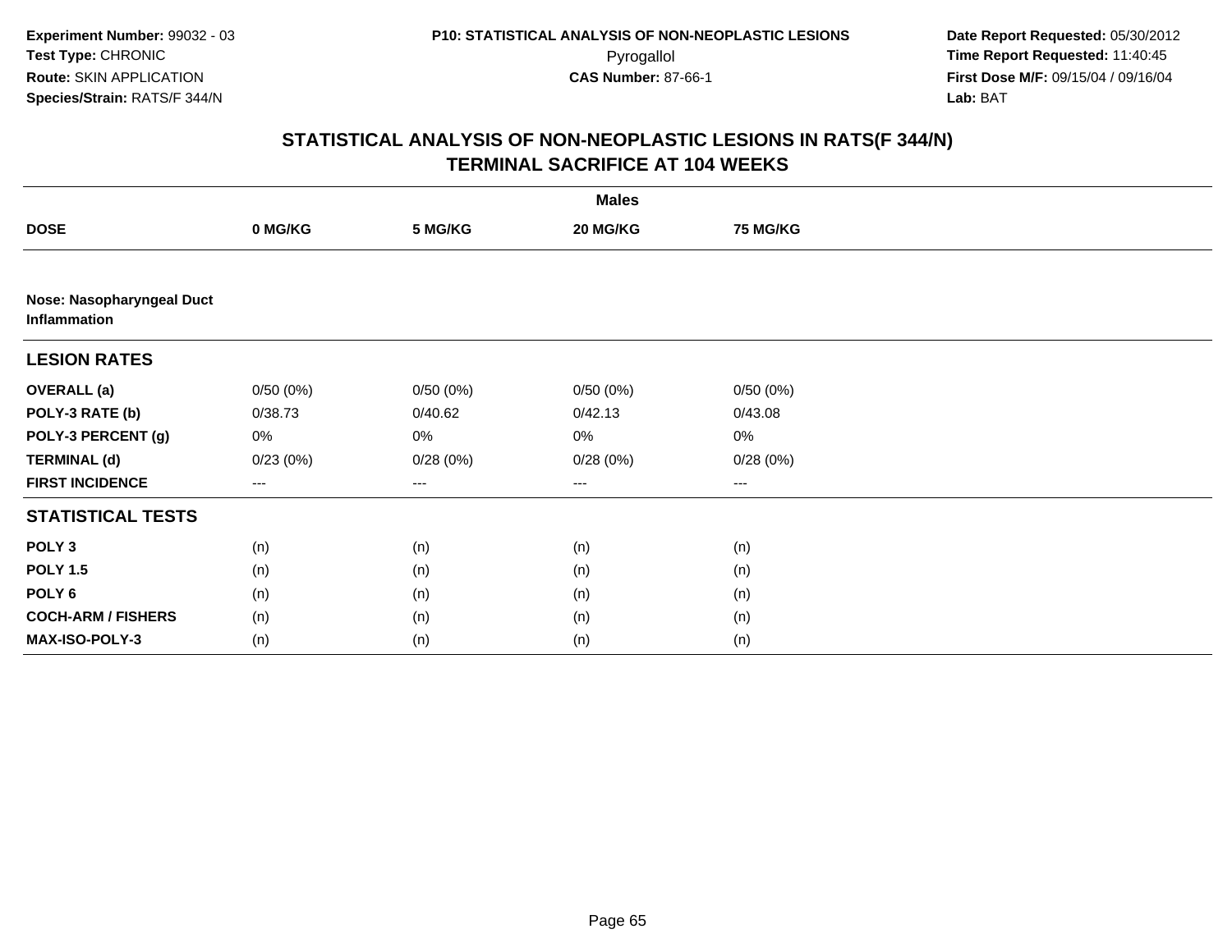**Experiment Number:** 99032 - 03
**Test Type:** CHRONIC
**Route:** SKIN APPLICATION
**Species/Strain:** RATS/F 344/N

**P10: STATISTICAL ANALYSIS OF NON-NEOPLASTIC LESIONS**
Pyrogallol
**CAS Number:** 87-66-1

**Date Report Requested:** 05/30/2012
**Time Report Requested:** 11:40:45
**First Dose M/F:** 09/15/04 / 09/16/04
**Lab:** BAT

## STATISTICAL ANALYSIS OF NON-NEOPLASTIC LESIONS IN RATS(F 344/N)
## TERMINAL SACRIFICE AT 104 WEEKS

| | Males | | | |
|---|---|---|---|---|
| **DOSE** | **0 MG/KG** | **5 MG/KG** | **20 MG/KG** | **75 MG/KG** |
| **Nose: Nasopharyngeal Duct Inflammation** | | | | |
| **LESION RATES** | | | | |
| **OVERALL (a)** | 0/50 (0%) | 0/50 (0%) | 0/50 (0%) | 0/50 (0%) |
| **POLY-3 RATE (b)** | 0/38.73 | 0/40.62 | 0/42.13 | 0/43.08 |
| **POLY-3 PERCENT (g)** | 0% | 0% | 0% | 0% |
| **TERMINAL (d)** | 0/23 (0%) | 0/28 (0%) | 0/28 (0%) | 0/28 (0%) |
| **FIRST INCIDENCE** | --- | --- | --- | --- |
| **STATISTICAL TESTS** | | | | |
| **POLY 3** | (n) | (n) | (n) | (n) |
| **POLY 1.5** | (n) | (n) | (n) | (n) |
| **POLY 6** | (n) | (n) | (n) | (n) |
| **COCH-ARM / FISHERS** | (n) | (n) | (n) | (n) |
| **MAX-ISO-POLY-3** | (n) | (n) | (n) | (n) |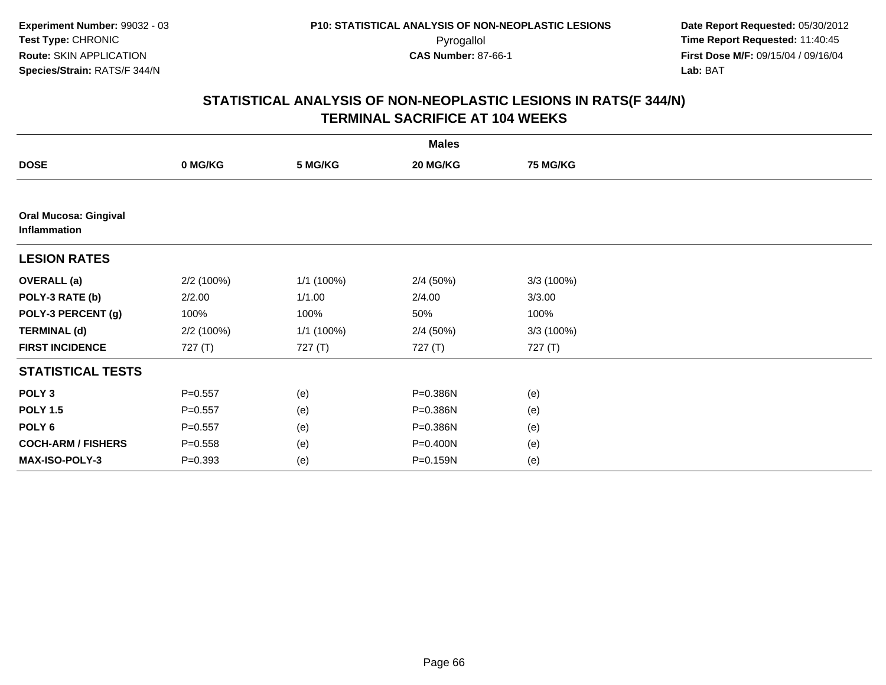Experiment Number: 99032 - 03
Test Type: CHRONIC
Route: SKIN APPLICATION
Species/Strain: RATS/F 344/N

P10: STATISTICAL ANALYSIS OF NON-NEOPLASTIC LESIONS
Pyrogallol
CAS Number: 87-66-1

Date Report Requested: 05/30/2012
Time Report Requested: 11:40:45
First Dose M/F: 09/15/04 / 09/16/04
Lab: BAT

## STATISTICAL ANALYSIS OF NON-NEOPLASTIC LESIONS IN RATS(F 344/N)
## TERMINAL SACRIFICE AT 104 WEEKS

| Males | | | | |
|---|---|---|---|---|
| **DOSE** | **0 MG/KG** | **5 MG/KG** | **20 MG/KG** | **75 MG/KG** |
| **Oral Mucosa: Gingival Inflammation** | | | | |
| **LESION RATES** | | | | |
| **OVERALL (a)** | 2/2 (100%) | 1/1 (100%) | 2/4 (50%) | 3/3 (100%) |
| **POLY-3 RATE (b)** | 2/2.00 | 1/1.00 | 2/4.00 | 3/3.00 |
| **POLY-3 PERCENT (g)** | 100% | 100% | 50% | 100% |
| **TERMINAL (d)** | 2/2 (100%) | 1/1 (100%) | 2/4 (50%) | 3/3 (100%) |
| **FIRST INCIDENCE** | 727 (T) | 727 (T) | 727 (T) | 727 (T) |
| **STATISTICAL TESTS** | | | | |
| **POLY 3** | P=0.557 | (e) | P=0.386N | (e) |
| **POLY 1.5** | P=0.557 | (e) | P=0.386N | (e) |
| **POLY 6** | P=0.557 | (e) | P=0.386N | (e) |
| **COCH-ARM / FISHERS** | P=0.558 | (e) | P=0.400N | (e) |
| **MAX-ISO-POLY-3** | P=0.393 | (e) | P=0.159N | (e) |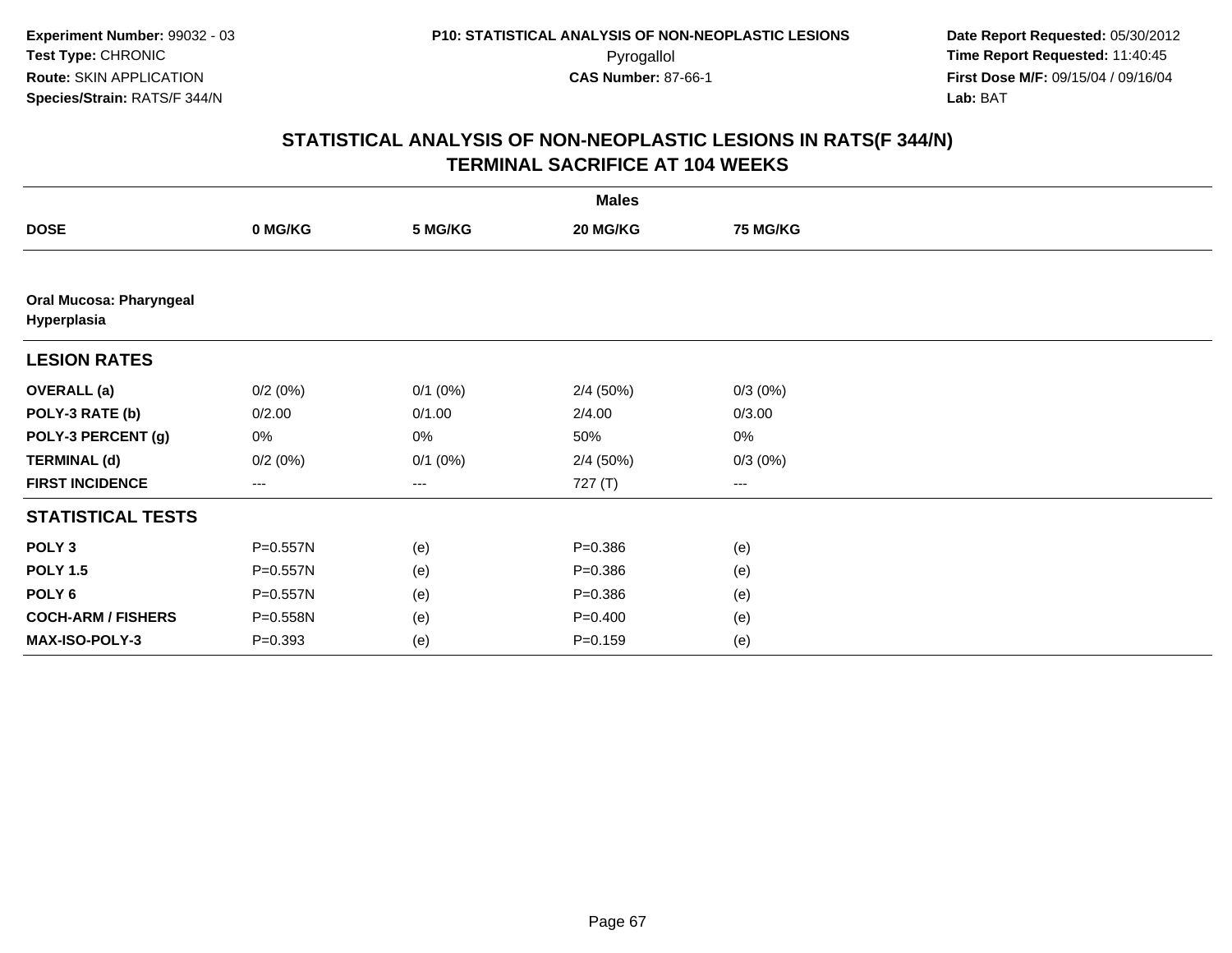Experiment Number: 99032 - 03
Test Type: CHRONIC
Route: SKIN APPLICATION
Species/Strain: RATS/F 344/N

P10: STATISTICAL ANALYSIS OF NON-NEOPLASTIC LESIONS
Pyrogallol
CAS Number: 87-66-1

Date Report Requested: 05/30/2012
Time Report Requested: 11:40:45
First Dose M/F: 09/15/04 / 09/16/04
Lab: BAT

## STATISTICAL ANALYSIS OF NON-NEOPLASTIC LESIONS IN RATS(F 344/N)
## TERMINAL SACRIFICE AT 104 WEEKS

| | Males | | | |
|---|---|---|---|---|
| **DOSE** | **0 MG/KG** | **5 MG/KG** | **20 MG/KG** | **75 MG/KG** |
| **Oral Mucosa: Pharyngeal Hyperplasia** | | | | |
| **LESION RATES** | | | | |
| **OVERALL (a)** | 0/2 (0%) | 0/1 (0%) | 2/4 (50%) | 0/3 (0%) |
| **POLY-3 RATE (b)** | 0/2.00 | 0/1.00 | 2/4.00 | 0/3.00 |
| **POLY-3 PERCENT (g)** | 0% | 0% | 50% | 0% |
| **TERMINAL (d)** | 0/2 (0%) | 0/1 (0%) | 2/4 (50%) | 0/3 (0%) |
| **FIRST INCIDENCE** | --- | --- | 727 (T) | --- |
| **STATISTICAL TESTS** | | | | |
| **POLY 3** | P=0.557N | (e) | P=0.386 | (e) |
| **POLY 1.5** | P=0.557N | (e) | P=0.386 | (e) |
| **POLY 6** | P=0.557N | (e) | P=0.386 | (e) |
| **COCH-ARM / FISHERS** | P=0.558N | (e) | P=0.400 | (e) |
| **MAX-ISO-POLY-3** | P=0.393 | (e) | P=0.159 | (e) |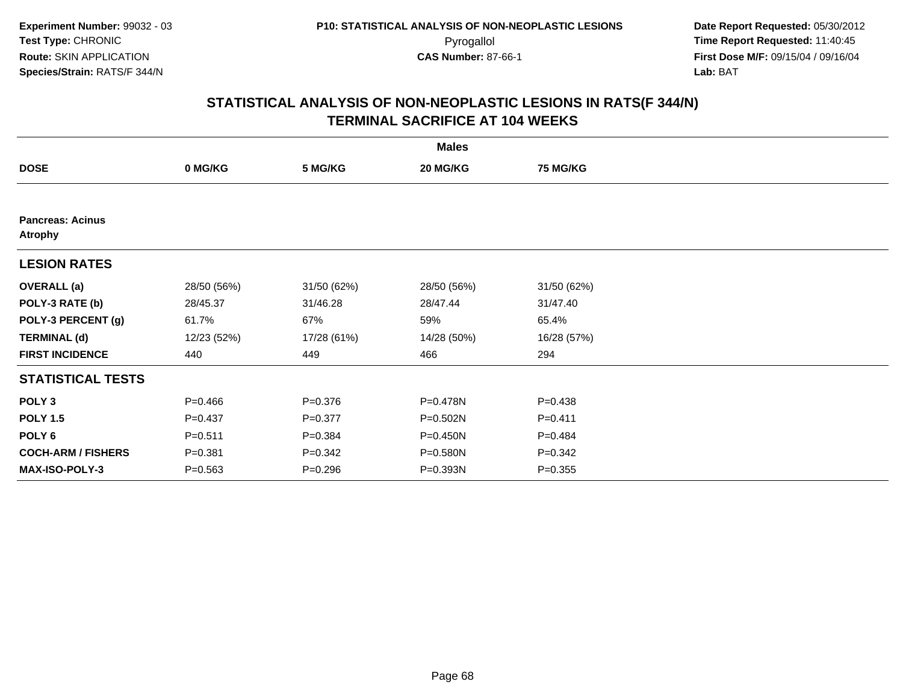Experiment Number: 99032 - 03
Test Type: CHRONIC
Route: SKIN APPLICATION
Species/Strain: RATS/F 344/N

P10: STATISTICAL ANALYSIS OF NON-NEOPLASTIC LESIONS
Pyrogallol
CAS Number: 87-66-1

Date Report Requested: 05/30/2012
Time Report Requested: 11:40:45
First Dose M/F: 09/15/04 / 09/16/04
Lab: BAT

## STATISTICAL ANALYSIS OF NON-NEOPLASTIC LESIONS IN RATS(F 344/N)
## TERMINAL SACRIFICE AT 104 WEEKS

| | Males | | | |
|---|---|---|---|---|
| **DOSE** | **0 MG/KG** | **5 MG/KG** | **20 MG/KG** | **75 MG/KG** |
| **Pancreas: Acinus** **Atrophy** | | | | |
| **LESION RATES** | | | | |
| **OVERALL (a)** | 28/50 (56%) | 31/50 (62%) | 28/50 (56%) | 31/50 (62%) |
| **POLY-3 RATE (b)** | 28/45.37 | 31/46.28 | 28/47.44 | 31/47.40 |
| **POLY-3 PERCENT (g)** | 61.7% | 67% | 59% | 65.4% |
| **TERMINAL (d)** | 12/23 (52%) | 17/28 (61%) | 14/28 (50%) | 16/28 (57%) |
| **FIRST INCIDENCE** | 440 | 449 | 466 | 294 |
| **STATISTICAL TESTS** | | | | |
| **POLY 3** | P=0.466 | P=0.376 | P=0.478N | P=0.438 |
| **POLY 1.5** | P=0.437 | P=0.377 | P=0.502N | P=0.411 |
| **POLY 6** | P=0.511 | P=0.384 | P=0.450N | P=0.484 |
| **COCH-ARM / FISHERS** | P=0.381 | P=0.342 | P=0.580N | P=0.342 |
| **MAX-ISO-POLY-3** | P=0.563 | P=0.296 | P=0.393N | P=0.355 |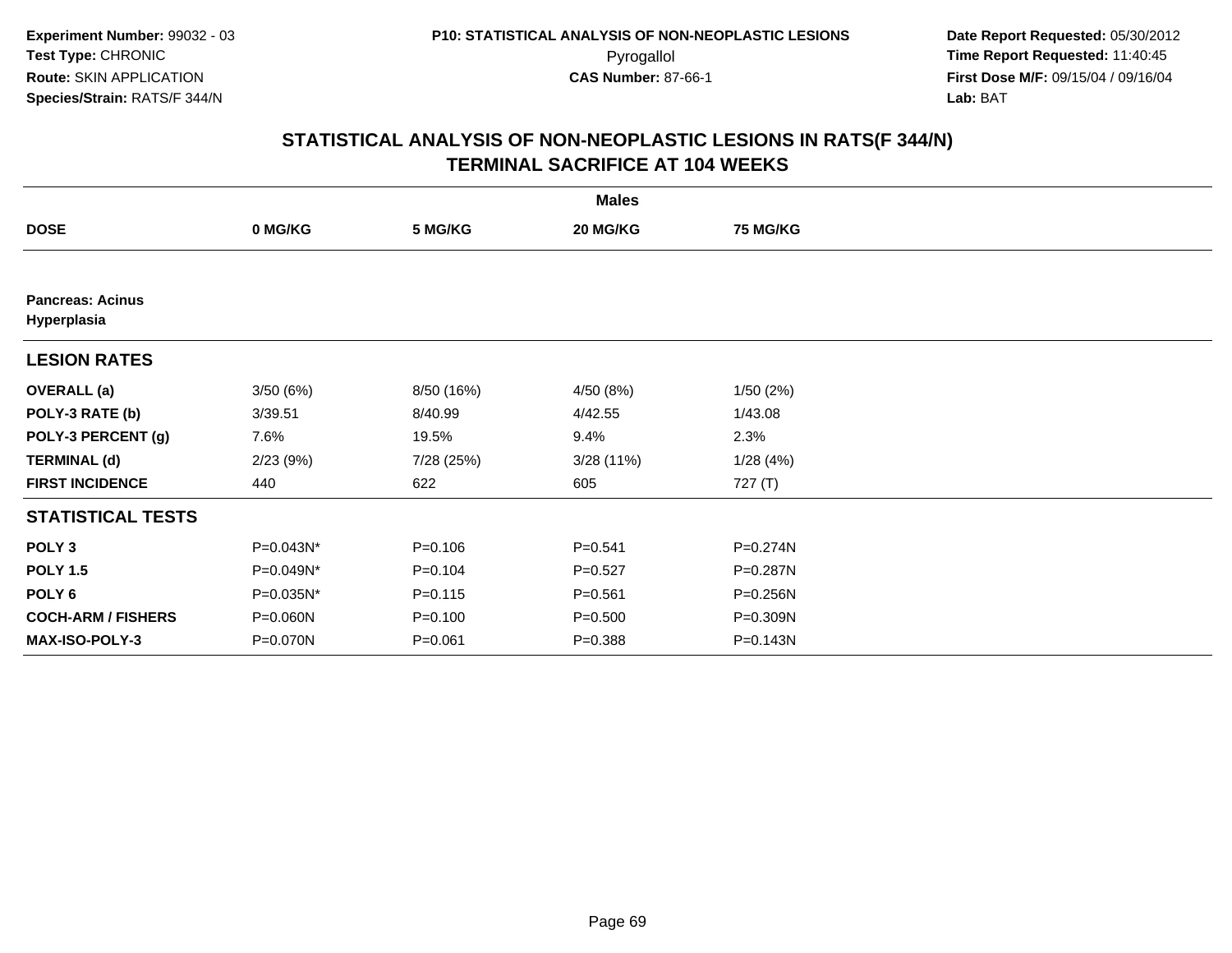**Experiment Number:** 99032 - 03
**Test Type:** CHRONIC
**Route:** SKIN APPLICATION
**Species/Strain:** RATS/F 344/N

**P10: STATISTICAL ANALYSIS OF NON-NEOPLASTIC LESIONS**
Pyrogallol
**CAS Number:** 87-66-1

**Date Report Requested:** 05/30/2012
**Time Report Requested:** 11:40:45
**First Dose M/F:** 09/15/04 / 09/16/04
**Lab:** BAT

## STATISTICAL ANALYSIS OF NON-NEOPLASTIC LESIONS IN RATS(F 344/N) TERMINAL SACRIFICE AT 104 WEEKS

| | Males | | | |
|---|---|---|---|---|
| **DOSE** | **0 MG/KG** | **5 MG/KG** | **20 MG/KG** | **75 MG/KG** |
| **Pancreas: Acinus Hyperplasia** | | | | |
| **LESION RATES** | | | | |
| **OVERALL (a)** | 3/50 (6%) | 8/50 (16%) | 4/50 (8%) | 1/50 (2%) |
| **POLY-3 RATE (b)** | 3/39.51 | 8/40.99 | 4/42.55 | 1/43.08 |
| **POLY-3 PERCENT (g)** | 7.6% | 19.5% | 9.4% | 2.3% |
| **TERMINAL (d)** | 2/23 (9%) | 7/28 (25%) | 3/28 (11%) | 1/28 (4%) |
| **FIRST INCIDENCE** | 440 | 622 | 605 | 727 (T) |
| **STATISTICAL TESTS** | | | | |
| **POLY 3** | P=0.043N* | P=0.106 | P=0.541 | P=0.274N |
| **POLY 1.5** | P=0.049N* | P=0.104 | P=0.527 | P=0.287N |
| **POLY 6** | P=0.035N* | P=0.115 | P=0.561 | P=0.256N |
| **COCH-ARM / FISHERS** | P=0.060N | P=0.100 | P=0.500 | P=0.309N |
| **MAX-ISO-POLY-3** | P=0.070N | P=0.061 | P=0.388 | P=0.143N |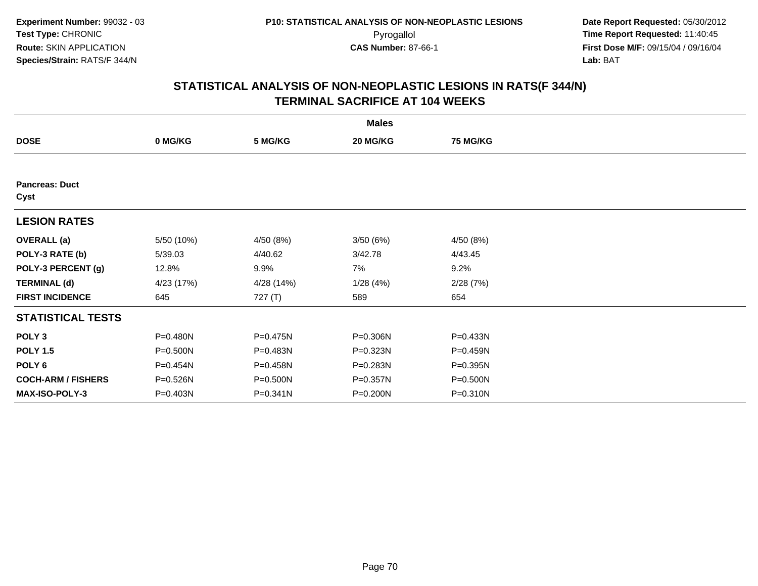Experiment Number: 99032 - 03
Test Type: CHRONIC
Route: SKIN APPLICATION
Species/Strain: RATS/F 344/N

P10: STATISTICAL ANALYSIS OF NON-NEOPLASTIC LESIONS
Pyrogallol
CAS Number: 87-66-1

Date Report Requested: 05/30/2012
Time Report Requested: 11:40:45
First Dose M/F: 09/15/04 / 09/16/04
Lab: BAT

## STATISTICAL ANALYSIS OF NON-NEOPLASTIC LESIONS IN RATS(F 344/N)
## TERMINAL SACRIFICE AT 104 WEEKS

| Males | | | | |
|---|---|---|---|---|
| **DOSE** | **0 MG/KG** | **5 MG/KG** | **20 MG/KG** | **75 MG/KG** |
| **Pancreas: Duct** | | | | |
| **Cyst** | | | | |
| **LESION RATES** | | | | |
| **OVERALL (a)** | 5/50 (10%) | 4/50 (8%) | 3/50 (6%) | 4/50 (8%) |
| **POLY-3 RATE (b)** | 5/39.03 | 4/40.62 | 3/42.78 | 4/43.45 |
| **POLY-3 PERCENT (g)** | 12.8% | 9.9% | 7% | 9.2% |
| **TERMINAL (d)** | 4/23 (17%) | 4/28 (14%) | 1/28 (4%) | 2/28 (7%) |
| **FIRST INCIDENCE** | 645 | 727 (T) | 589 | 654 |
| **STATISTICAL TESTS** | | | | |
| **POLY 3** | P=0.480N | P=0.475N | P=0.306N | P=0.433N |
| **POLY 1.5** | P=0.500N | P=0.483N | P=0.323N | P=0.459N |
| **POLY 6** | P=0.454N | P=0.458N | P=0.283N | P=0.395N |
| **COCH-ARM / FISHERS** | P=0.526N | P=0.500N | P=0.357N | P=0.500N |
| **MAX-ISO-POLY-3** | P=0.403N | P=0.341N | P=0.200N | P=0.310N |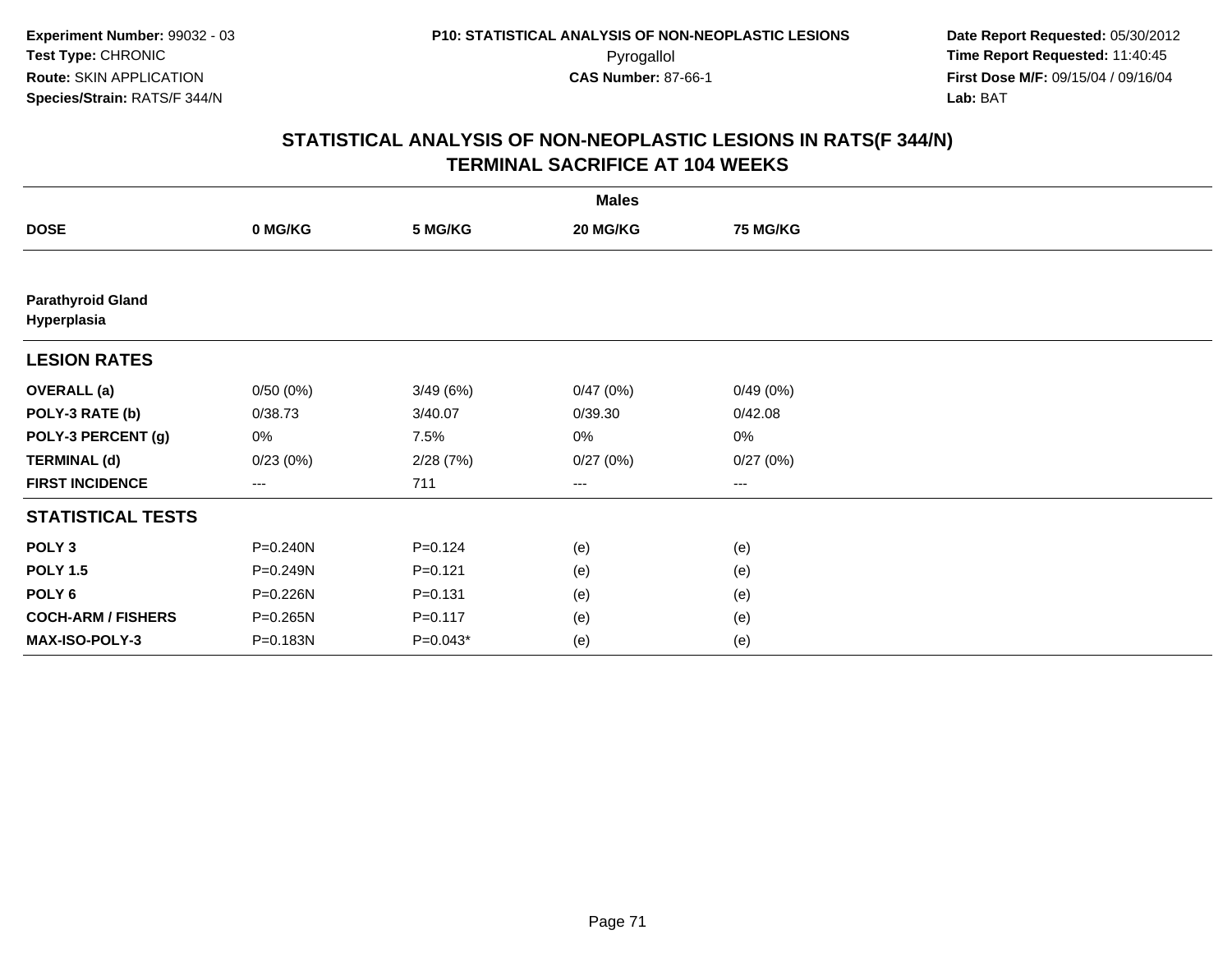**Experiment Number:** 99032 - 03
**Test Type:** CHRONIC
**Route:** SKIN APPLICATION
**Species/Strain:** RATS/F 344/N

**P10: STATISTICAL ANALYSIS OF NON-NEOPLASTIC LESIONS**
Pyrogallol
**CAS Number:** 87-66-1

**Date Report Requested:** 05/30/2012
**Time Report Requested:** 11:40:45
**First Dose M/F:** 09/15/04 / 09/16/04
**Lab:** BAT

## STATISTICAL ANALYSIS OF NON-NEOPLASTIC LESIONS IN RATS(F 344/N) TERMINAL SACRIFICE AT 104 WEEKS

| | Males | | | |
|---|---|---|---|---|
| **DOSE** | **0 MG/KG** | **5 MG/KG** | **20 MG/KG** | **75 MG/KG** |
| **Parathyroid Gland Hyperplasia** | | | | |
| **LESION RATES** | | | | |
| **OVERALL (a)** | 0/50 (0%) | 3/49 (6%) | 0/47 (0%) | 0/49 (0%) |
| **POLY-3 RATE (b)** | 0/38.73 | 3/40.07 | 0/39.30 | 0/42.08 |
| **POLY-3 PERCENT (g)** | 0% | 7.5% | 0% | 0% |
| **TERMINAL (d)** | 0/23 (0%) | 2/28 (7%) | 0/27 (0%) | 0/27 (0%) |
| **FIRST INCIDENCE** | --- | 711 | --- | --- |
| **STATISTICAL TESTS** | | | | |
| **POLY 3** | P=0.240N | P=0.124 | (e) | (e) |
| **POLY 1.5** | P=0.249N | P=0.121 | (e) | (e) |
| **POLY 6** | P=0.226N | P=0.131 | (e) | (e) |
| **COCH-ARM / FISHERS** | P=0.265N | P=0.117 | (e) | (e) |
| **MAX-ISO-POLY-3** | P=0.183N | P=0.043* | (e) | (e) |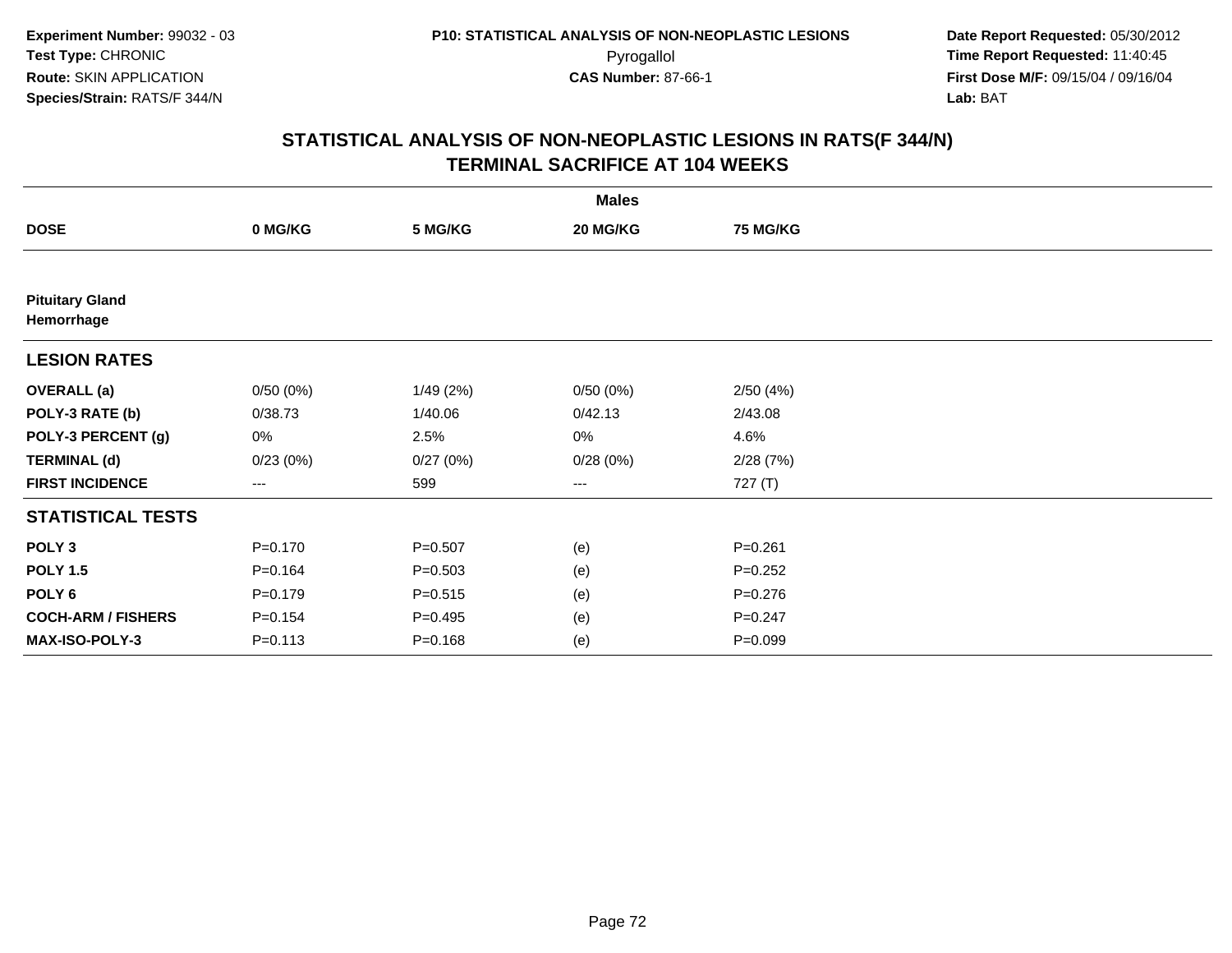**Experiment Number:** 99032 - 03
**Test Type:** CHRONIC
**Route:** SKIN APPLICATION
**Species/Strain:** RATS/F 344/N

**P10: STATISTICAL ANALYSIS OF NON-NEOPLASTIC LESIONS**
Pyrogallol
**CAS Number:** 87-66-1

**Date Report Requested:** 05/30/2012
**Time Report Requested:** 11:40:45
**First Dose M/F:** 09/15/04 / 09/16/04
**Lab:** BAT

## STATISTICAL ANALYSIS OF NON-NEOPLASTIC LESIONS IN RATS(F 344/N) TERMINAL SACRIFICE AT 104 WEEKS

| | Males | | | |
|---|---|---|---|---|
| **DOSE** | **0 MG/KG** | **5 MG/KG** | **20 MG/KG** | **75 MG/KG** |
| **Pituitary Gland** | | | | |
| **Hemorrhage** | | | | |
| **LESION RATES** | | | | |
| **OVERALL (a)** | 0/50 (0%) | 1/49 (2%) | 0/50 (0%) | 2/50 (4%) |
| **POLY-3 RATE (b)** | 0/38.73 | 1/40.06 | 0/42.13 | 2/43.08 |
| **POLY-3 PERCENT (g)** | 0% | 2.5% | 0% | 4.6% |
| **TERMINAL (d)** | 0/23 (0%) | 0/27 (0%) | 0/28 (0%) | 2/28 (7%) |
| **FIRST INCIDENCE** | --- | 599 | --- | 727 (T) |
| **STATISTICAL TESTS** | | | | |
| **POLY 3** | P=0.170 | P=0.507 | (e) | P=0.261 |
| **POLY 1.5** | P=0.164 | P=0.503 | (e) | P=0.252 |
| **POLY 6** | P=0.179 | P=0.515 | (e) | P=0.276 |
| **COCH-ARM / FISHERS** | P=0.154 | P=0.495 | (e) | P=0.247 |
| **MAX-ISO-POLY-3** | P=0.113 | P=0.168 | (e) | P=0.099 |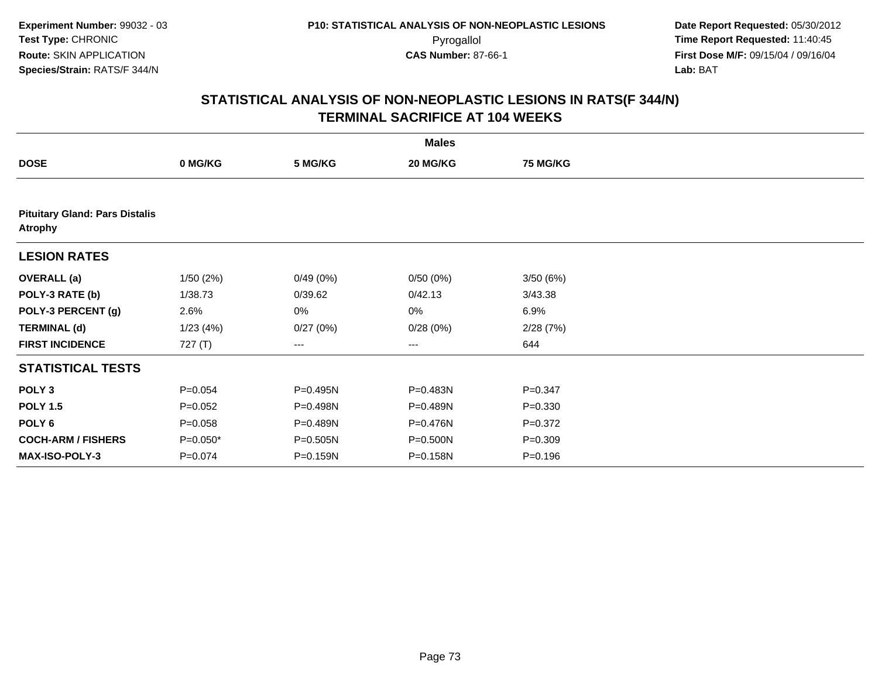Experiment Number: 99032 - 03
Test Type: CHRONIC
Route: SKIN APPLICATION
Species/Strain: RATS/F 344/N

P10: STATISTICAL ANALYSIS OF NON-NEOPLASTIC LESIONS
Pyrogallol
CAS Number: 87-66-1

Date Report Requested: 05/30/2012
Time Report Requested: 11:40:45
First Dose M/F: 09/15/04 / 09/16/04
Lab: BAT

## STATISTICAL ANALYSIS OF NON-NEOPLASTIC LESIONS IN RATS(F 344/N)
## TERMINAL SACRIFICE AT 104 WEEKS

| | Males | | | |
|---|---|---|---|---|
| **DOSE** | **0 MG/KG** | **5 MG/KG** | **20 MG/KG** | **75 MG/KG** |
| **Pituitary Gland: Pars Distalis Atrophy** | | | | |
| **LESION RATES** | | | | |
| **OVERALL (a)** | 1/50 (2%) | 0/49 (0%) | 0/50 (0%) | 3/50 (6%) |
| **POLY-3 RATE (b)** | 1/38.73 | 0/39.62 | 0/42.13 | 3/43.38 |
| **POLY-3 PERCENT (g)** | 2.6% | 0% | 0% | 6.9% |
| **TERMINAL (d)** | 1/23 (4%) | 0/27 (0%) | 0/28 (0%) | 2/28 (7%) |
| **FIRST INCIDENCE** | 727 (T) | --- | --- | 644 |
| **STATISTICAL TESTS** | | | | |
| **POLY 3** | P=0.054 | P=0.495N | P=0.483N | P=0.347 |
| **POLY 1.5** | P=0.052 | P=0.498N | P=0.489N | P=0.330 |
| **POLY 6** | P=0.058 | P=0.489N | P=0.476N | P=0.372 |
| **COCH-ARM / FISHERS** | P=0.050* | P=0.505N | P=0.500N | P=0.309 |
| **MAX-ISO-POLY-3** | P=0.074 | P=0.159N | P=0.158N | P=0.196 |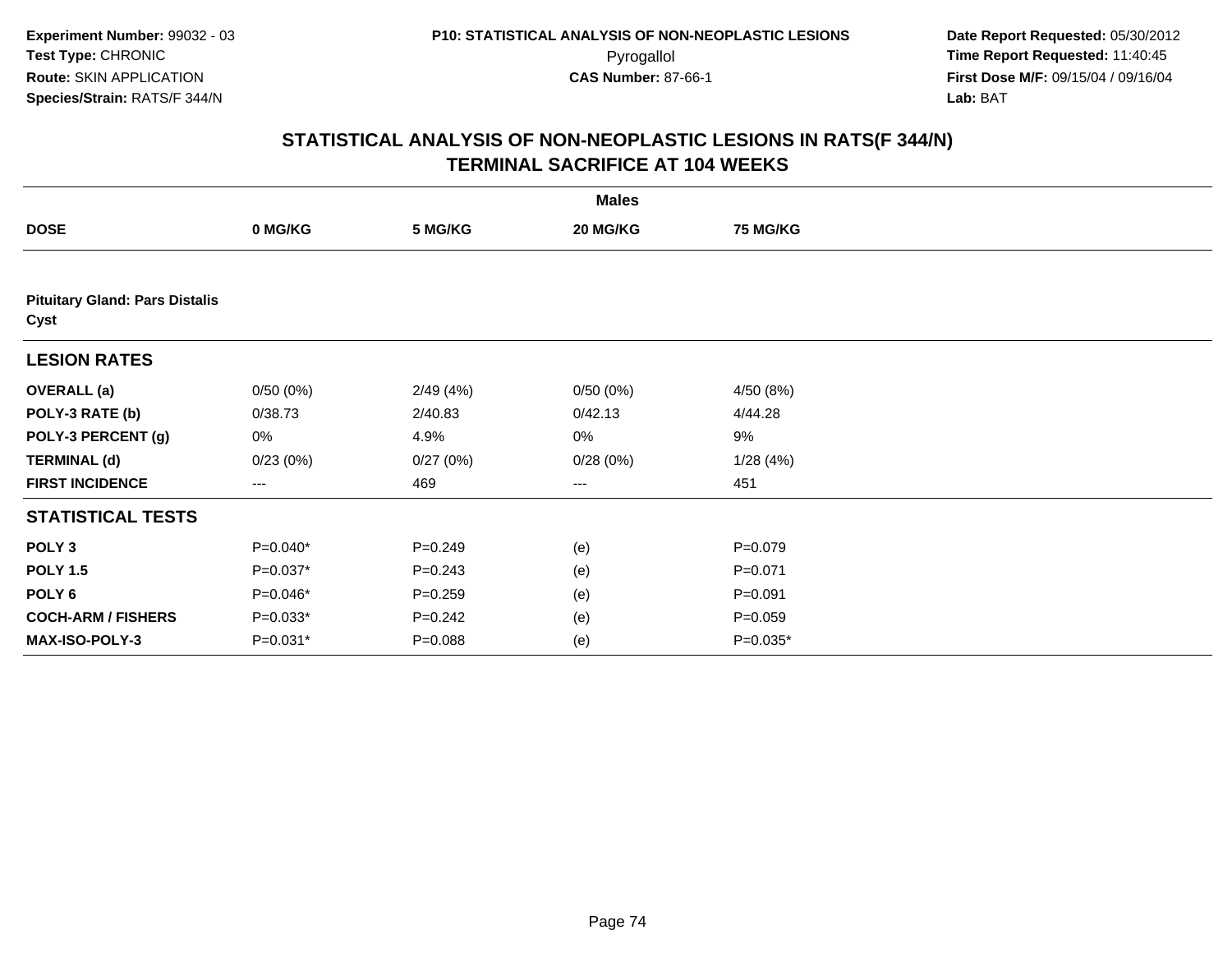Experiment Number: 99032 - 03
Test Type: CHRONIC
Route: SKIN APPLICATION
Species/Strain: RATS/F 344/N

P10: STATISTICAL ANALYSIS OF NON-NEOPLASTIC LESIONS
Pyrogallol
CAS Number: 87-66-1

Date Report Requested: 05/30/2012
Time Report Requested: 11:40:45
First Dose M/F: 09/15/04 / 09/16/04
Lab: BAT

## STATISTICAL ANALYSIS OF NON-NEOPLASTIC LESIONS IN RATS(F 344/N) TERMINAL SACRIFICE AT 104 WEEKS

| | Males | | | |
|---|---|---|---|---|
| **DOSE** | **0 MG/KG** | **5 MG/KG** | **20 MG/KG** | **75 MG/KG** |
| **Pituitary Gland: Pars Distalis Cyst** | | | | |
| **LESION RATES** | | | | |
| **OVERALL (a)** | 0/50 (0%) | 2/49 (4%) | 0/50 (0%) | 4/50 (8%) |
| **POLY-3 RATE (b)** | 0/38.73 | 2/40.83 | 0/42.13 | 4/44.28 |
| **POLY-3 PERCENT (g)** | 0% | 4.9% | 0% | 9% |
| **TERMINAL (d)** | 0/23 (0%) | 0/27 (0%) | 0/28 (0%) | 1/28 (4%) |
| **FIRST INCIDENCE** | --- | 469 | --- | 451 |
| **STATISTICAL TESTS** | | | | |
| **POLY 3** | P=0.040* | P=0.249 | (e) | P=0.079 |
| **POLY 1.5** | P=0.037* | P=0.243 | (e) | P=0.071 |
| **POLY 6** | P=0.046* | P=0.259 | (e) | P=0.091 |
| **COCH-ARM / FISHERS** | P=0.033* | P=0.242 | (e) | P=0.059 |
| **MAX-ISO-POLY-3** | P=0.031* | P=0.088 | (e) | P=0.035* |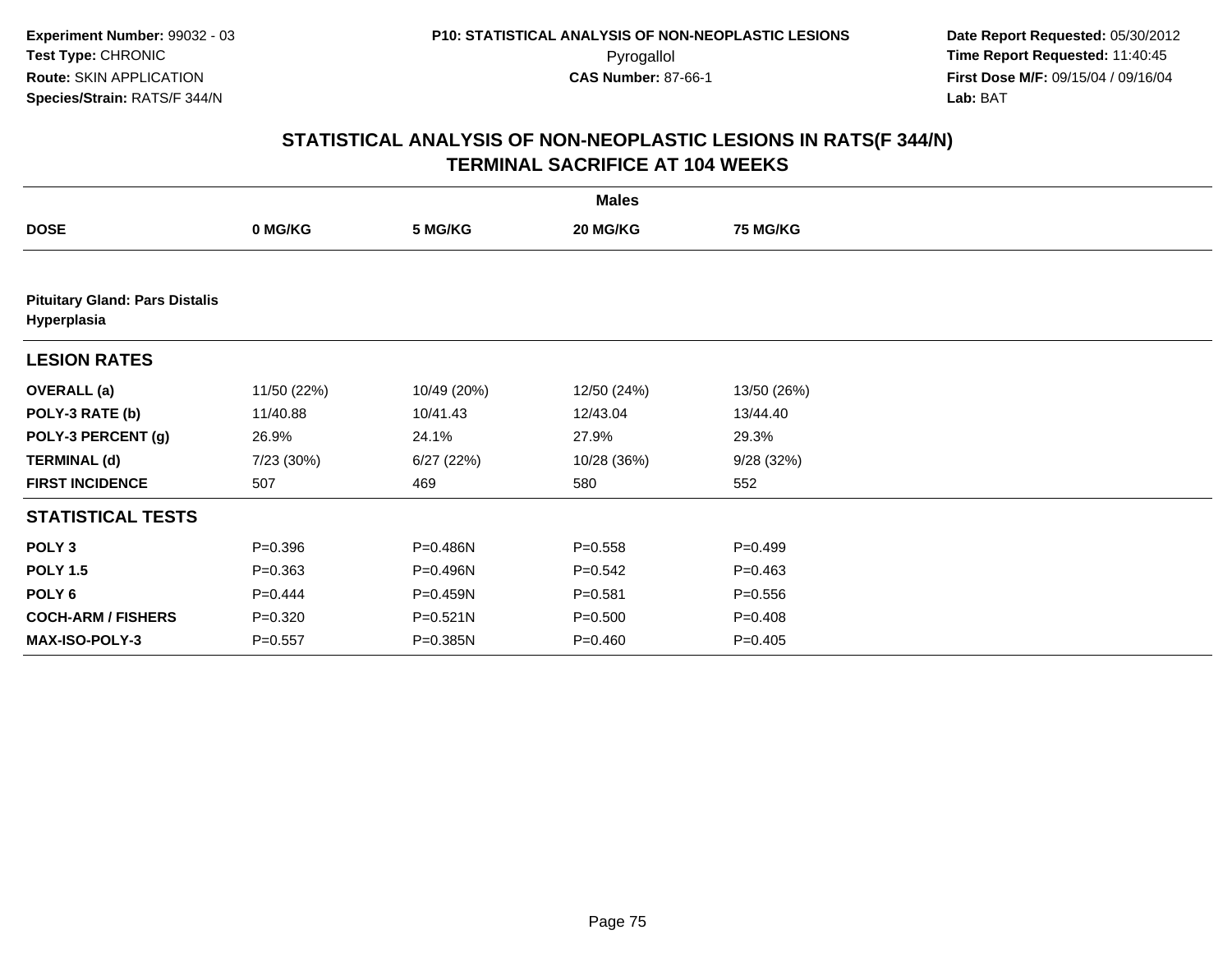Experiment Number: 99032 - 03
Test Type: CHRONIC
Route: SKIN APPLICATION
Species/Strain: RATS/F 344/N

P10: STATISTICAL ANALYSIS OF NON-NEOPLASTIC LESIONS
Pyrogallol
CAS Number: 87-66-1

Date Report Requested: 05/30/2012
Time Report Requested: 11:40:45
First Dose M/F: 09/15/04 / 09/16/04
Lab: BAT

## STATISTICAL ANALYSIS OF NON-NEOPLASTIC LESIONS IN RATS(F 344/N)
## TERMINAL SACRIFICE AT 104 WEEKS

| | Males | | | |
|---|---|---|---|---|
| **DOSE** | **0 MG/KG** | **5 MG/KG** | **20 MG/KG** | **75 MG/KG** |
| **Pituitary Gland: Pars Distalis Hyperplasia** | | | | |
| **LESION RATES** | | | | |
| **OVERALL (a)** | 11/50 (22%) | 10/49 (20%) | 12/50 (24%) | 13/50 (26%) |
| **POLY-3 RATE (b)** | 11/40.88 | 10/41.43 | 12/43.04 | 13/44.40 |
| **POLY-3 PERCENT (g)** | 26.9% | 24.1% | 27.9% | 29.3% |
| **TERMINAL (d)** | 7/23 (30%) | 6/27 (22%) | 10/28 (36%) | 9/28 (32%) |
| **FIRST INCIDENCE** | 507 | 469 | 580 | 552 |
| **STATISTICAL TESTS** | | | | |
| **POLY 3** | P=0.396 | P=0.486N | P=0.558 | P=0.499 |
| **POLY 1.5** | P=0.363 | P=0.496N | P=0.542 | P=0.463 |
| **POLY 6** | P=0.444 | P=0.459N | P=0.581 | P=0.556 |
| **COCH-ARM / FISHERS** | P=0.320 | P=0.521N | P=0.500 | P=0.408 |
| **MAX-ISO-POLY-3** | P=0.557 | P=0.385N | P=0.460 | P=0.405 |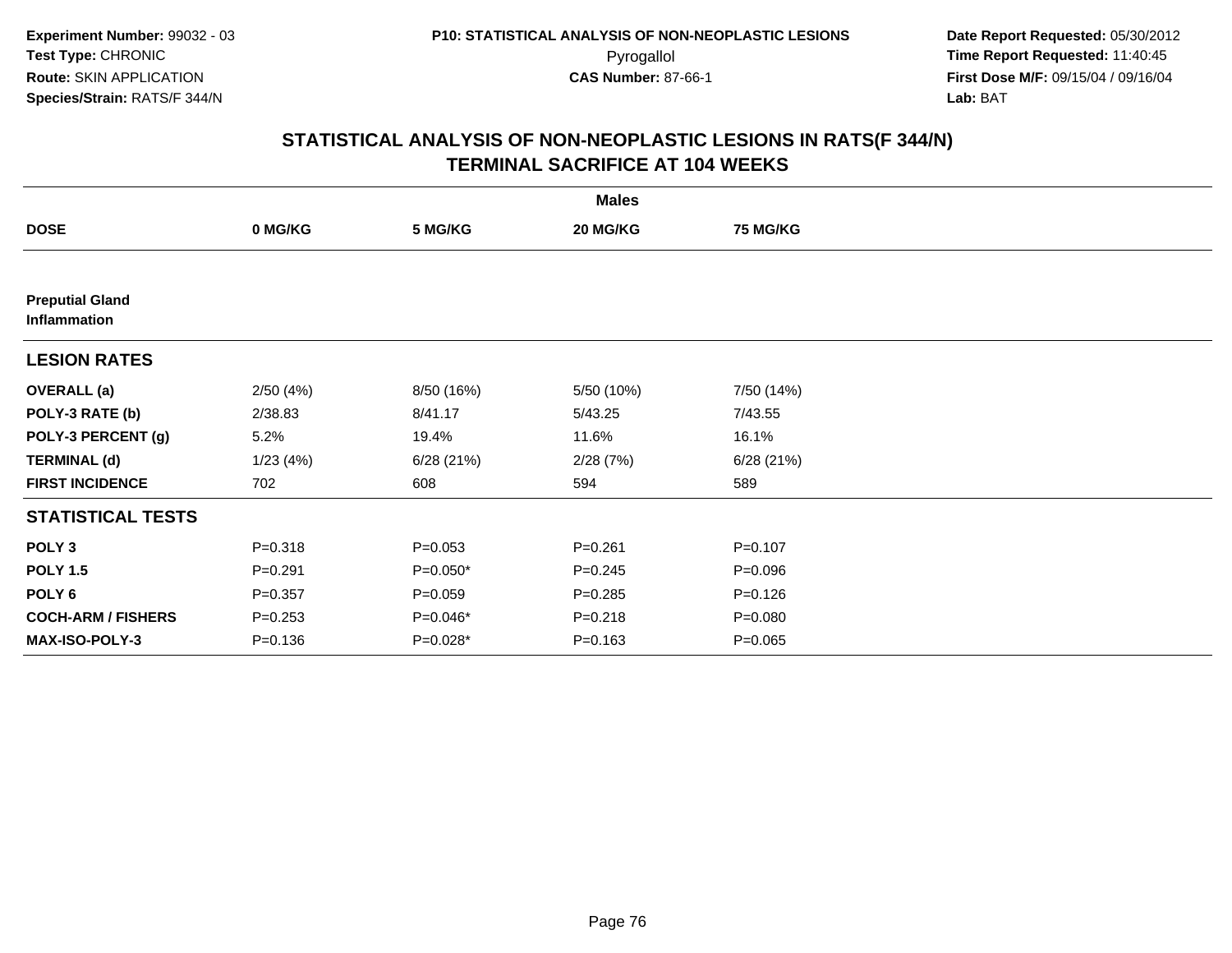**Experiment Number:** 99032 - 03
**Test Type:** CHRONIC
**Route:** SKIN APPLICATION
**Species/Strain:** RATS/F 344/N

**P10: STATISTICAL ANALYSIS OF NON-NEOPLASTIC LESIONS**
Pyrogallol
**CAS Number:** 87-66-1

**Date Report Requested:** 05/30/2012
**Time Report Requested:** 11:40:45
**First Dose M/F:** 09/15/04 / 09/16/04
**Lab:** BAT

## STATISTICAL ANALYSIS OF NON-NEOPLASTIC LESIONS IN RATS(F 344/N) TERMINAL SACRIFICE AT 104 WEEKS

| | Males | | | |
|---|---|---|---|---|
| **DOSE** | **0 MG/KG** | **5 MG/KG** | **20 MG/KG** | **75 MG/KG** |
| **Preputial Gland Inflammation** | | | | |
| **LESION RATES** | | | | |
| **OVERALL (a)** | 2/50 (4%) | 8/50 (16%) | 5/50 (10%) | 7/50 (14%) |
| **POLY-3 RATE (b)** | 2/38.83 | 8/41.17 | 5/43.25 | 7/43.55 |
| **POLY-3 PERCENT (g)** | 5.2% | 19.4% | 11.6% | 16.1% |
| **TERMINAL (d)** | 1/23 (4%) | 6/28 (21%) | 2/28 (7%) | 6/28 (21%) |
| **FIRST INCIDENCE** | 702 | 608 | 594 | 589 |
| **STATISTICAL TESTS** | | | | |
| **POLY 3** | P=0.318 | P=0.053 | P=0.261 | P=0.107 |
| **POLY 1.5** | P=0.291 | P=0.050* | P=0.245 | P=0.096 |
| **POLY 6** | P=0.357 | P=0.059 | P=0.285 | P=0.126 |
| **COCH-ARM / FISHERS** | P=0.253 | P=0.046* | P=0.218 | P=0.080 |
| **MAX-ISO-POLY-3** | P=0.136 | P=0.028* | P=0.163 | P=0.065 |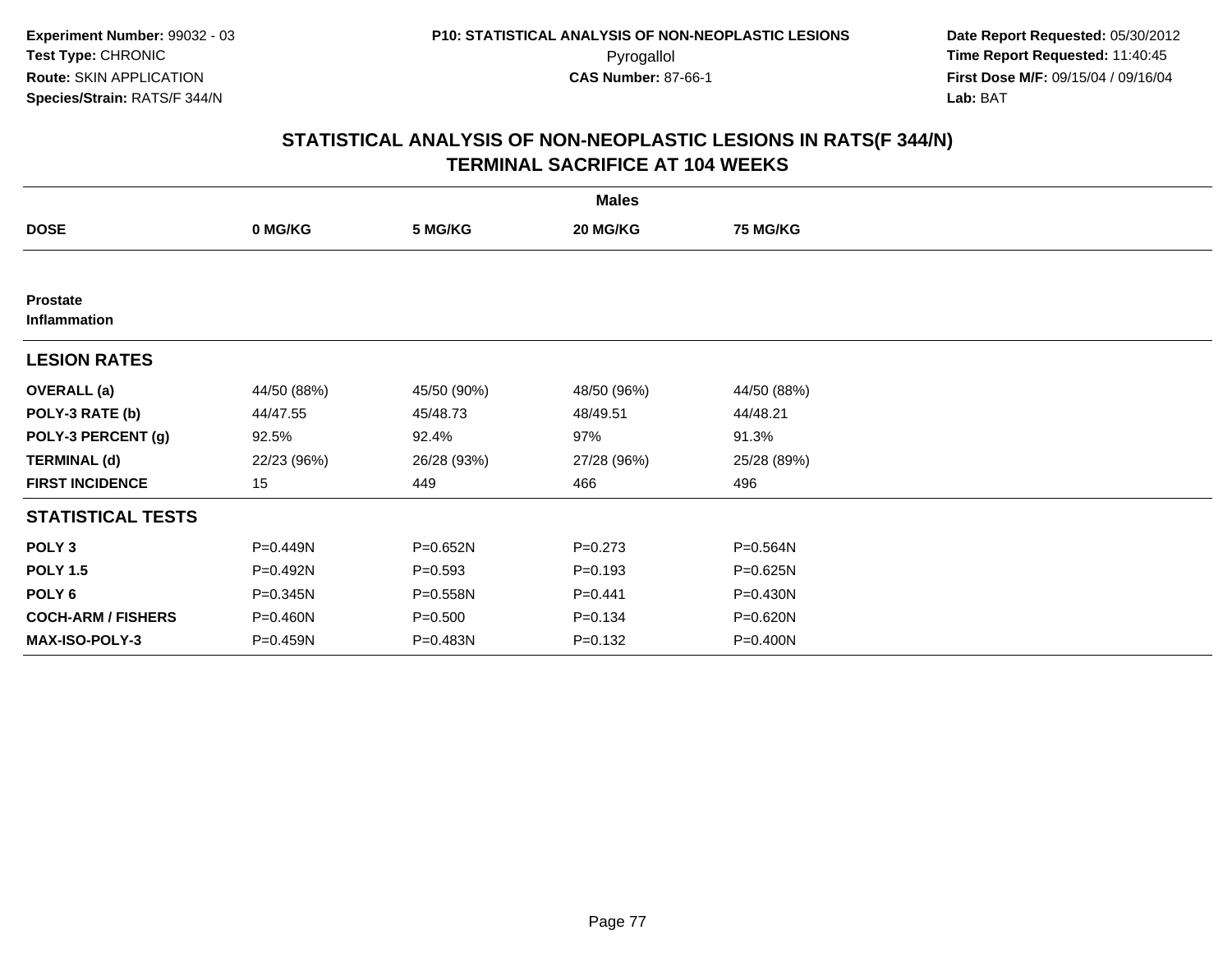Experiment Number: 99032 - 03
Test Type: CHRONIC
Route: SKIN APPLICATION
Species/Strain: RATS/F 344/N

P10: STATISTICAL ANALYSIS OF NON-NEOPLASTIC LESIONS
Pyrogallol
CAS Number: 87-66-1

Date Report Requested: 05/30/2012
Time Report Requested: 11:40:45
First Dose M/F: 09/15/04 / 09/16/04
Lab: BAT

# STATISTICAL ANALYSIS OF NON-NEOPLASTIC LESIONS IN RATS(F 344/N) TERMINAL SACRIFICE AT 104 WEEKS

| | Males | | | |
|---|---|---|---|---|
| **DOSE** | **0 MG/KG** | **5 MG/KG** | **20 MG/KG** | **75 MG/KG** |
| **Prostate** | | | | |
| **Inflammation** | | | | |
| **LESION RATES** | | | | |
| **OVERALL (a)** | 44/50 (88%) | 45/50 (90%) | 48/50 (96%) | 44/50 (88%) |
| **POLY-3 RATE (b)** | 44/47.55 | 45/48.73 | 48/49.51 | 44/48.21 |
| **POLY-3 PERCENT (g)** | 92.5% | 92.4% | 97% | 91.3% |
| **TERMINAL (d)** | 22/23 (96%) | 26/28 (93%) | 27/28 (96%) | 25/28 (89%) |
| **FIRST INCIDENCE** | 15 | 449 | 466 | 496 |
| **STATISTICAL TESTS** | | | | |
| **POLY 3** | P=0.449N | P=0.652N | P=0.273 | P=0.564N |
| **POLY 1.5** | P=0.492N | P=0.593 | P=0.193 | P=0.625N |
| **POLY 6** | P=0.345N | P=0.558N | P=0.441 | P=0.430N |
| **COCH-ARM / FISHERS** | P=0.460N | P=0.500 | P=0.134 | P=0.620N |
| **MAX-ISO-POLY-3** | P=0.459N | P=0.483N | P=0.132 | P=0.400N |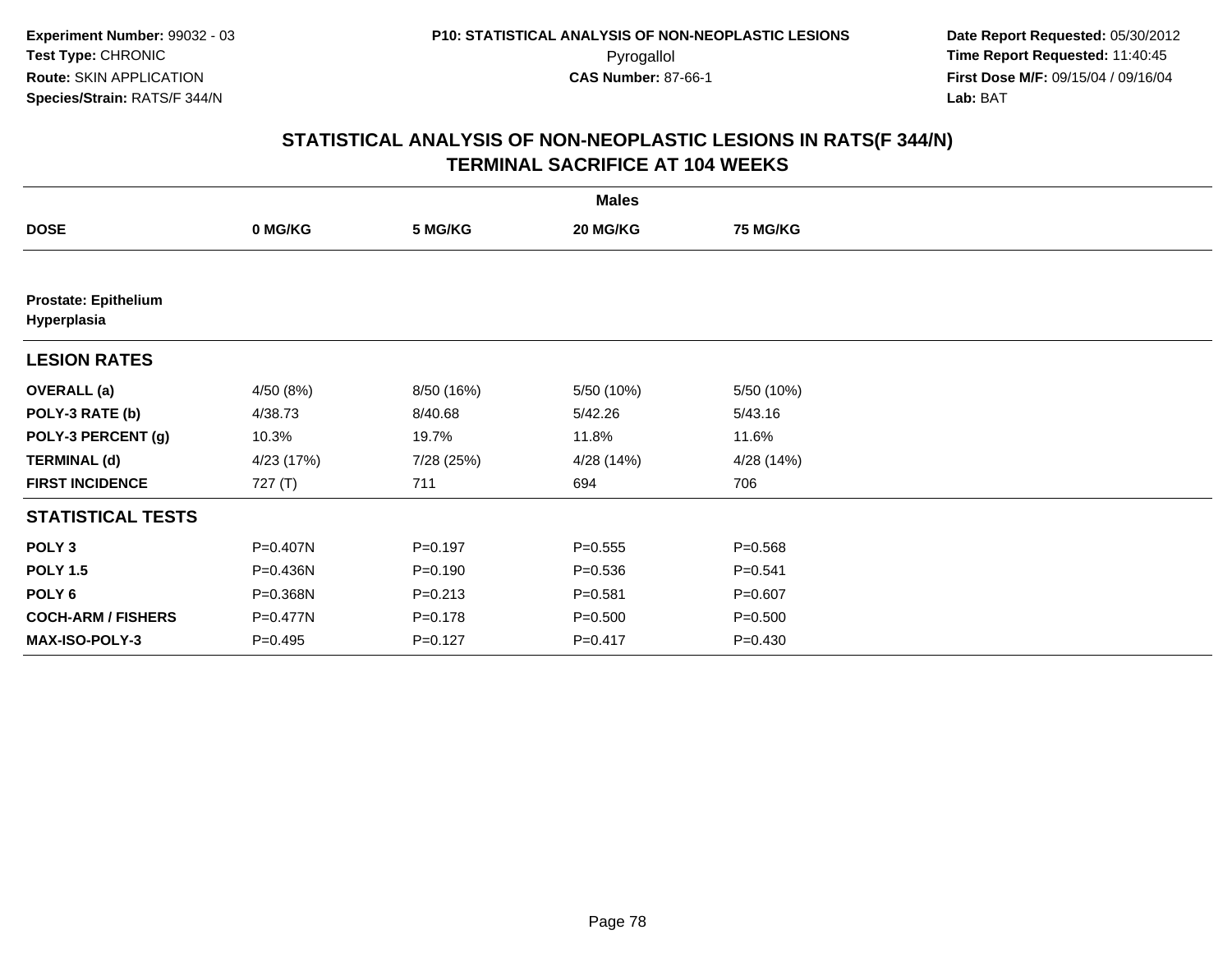**Experiment Number:** 99032 - 03
**Test Type:** CHRONIC
**Route:** SKIN APPLICATION
**Species/Strain:** RATS/F 344/N

**P10: STATISTICAL ANALYSIS OF NON-NEOPLASTIC LESIONS**
Pyrogallol
**CAS Number:** 87-66-1

**Date Report Requested:** 05/30/2012
**Time Report Requested:** 11:40:45
**First Dose M/F:** 09/15/04 / 09/16/04
**Lab:** BAT

## STATISTICAL ANALYSIS OF NON-NEOPLASTIC LESIONS IN RATS(F 344/N) TERMINAL SACRIFICE AT 104 WEEKS

| | Males | | | |
|---|---|---|---|---|
| **DOSE** | **0 MG/KG** | **5 MG/KG** | **20 MG/KG** | **75 MG/KG** |
| **Prostate: Epithelium Hyperplasia** | | | | |
| **LESION RATES** | | | | |
| **OVERALL (a)** | 4/50 (8%) | 8/50 (16%) | 5/50 (10%) | 5/50 (10%) |
| **POLY-3 RATE (b)** | 4/38.73 | 8/40.68 | 5/42.26 | 5/43.16 |
| **POLY-3 PERCENT (g)** | 10.3% | 19.7% | 11.8% | 11.6% |
| **TERMINAL (d)** | 4/23 (17%) | 7/28 (25%) | 4/28 (14%) | 4/28 (14%) |
| **FIRST INCIDENCE** | 727 (T) | 711 | 694 | 706 |
| **STATISTICAL TESTS** | | | | |
| **POLY 3** | P=0.407N | P=0.197 | P=0.555 | P=0.568 |
| **POLY 1.5** | P=0.436N | P=0.190 | P=0.536 | P=0.541 |
| **POLY 6** | P=0.368N | P=0.213 | P=0.581 | P=0.607 |
| **COCH-ARM / FISHERS** | P=0.477N | P=0.178 | P=0.500 | P=0.500 |
| **MAX-ISO-POLY-3** | P=0.495 | P=0.127 | P=0.417 | P=0.430 |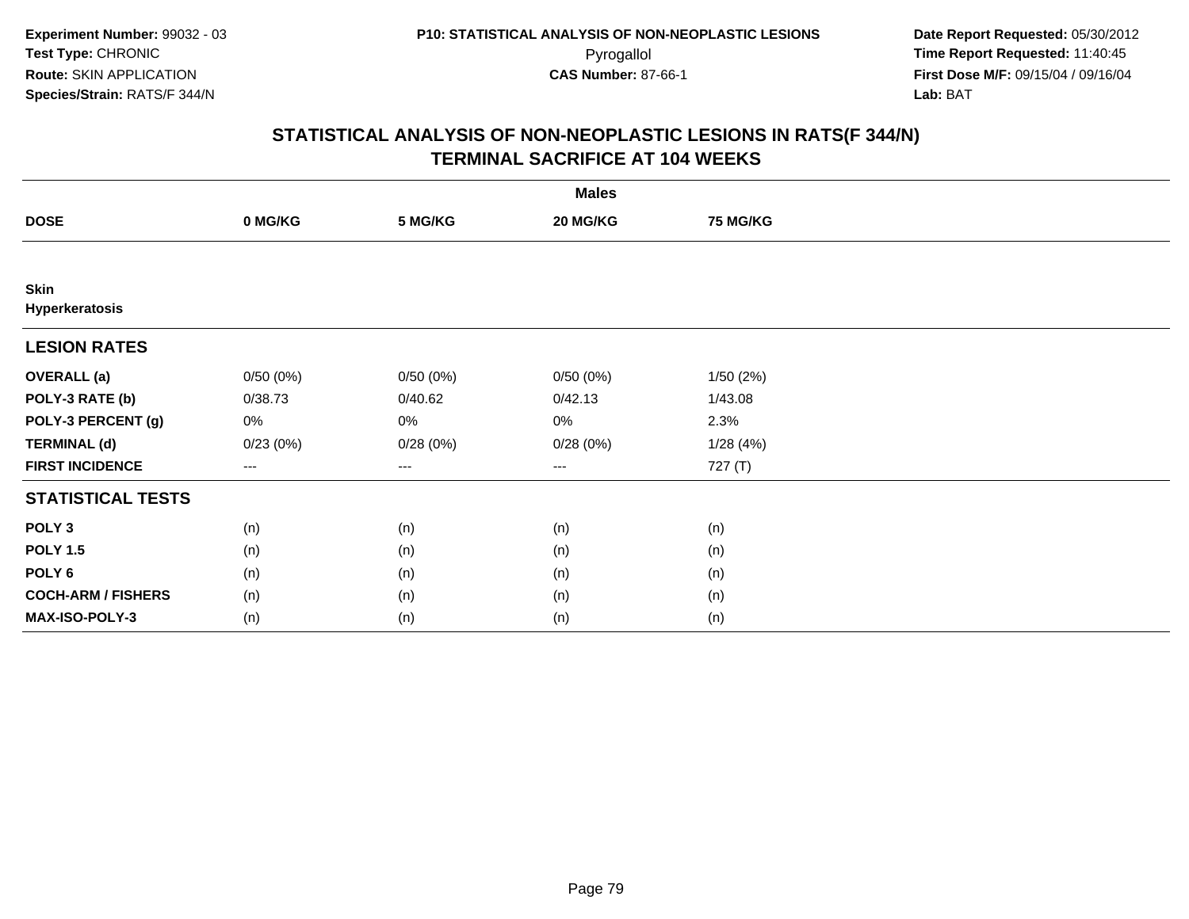Experiment Number: 99032 - 03
Test Type: CHRONIC
Route: SKIN APPLICATION
Species/Strain: RATS/F 344/N

P10: STATISTICAL ANALYSIS OF NON-NEOPLASTIC LESIONS
Pyrogallol
CAS Number: 87-66-1

Date Report Requested: 05/30/2012
Time Report Requested: 11:40:45
First Dose M/F: 09/15/04 / 09/16/04
Lab: BAT

## STATISTICAL ANALYSIS OF NON-NEOPLASTIC LESIONS IN RATS(F 344/N)
## TERMINAL SACRIFICE AT 104 WEEKS

| | Males | | | |
|---|---|---|---|---|
| **DOSE** | **0 MG/KG** | **5 MG/KG** | **20 MG/KG** | **75 MG/KG** |
| **Skin** | | | | |
| **Hyperkeratosis** | | | | |
| **LESION RATES** | | | | |
| **OVERALL (a)** | 0/50 (0%) | 0/50 (0%) | 0/50 (0%) | 1/50 (2%) |
| **POLY-3 RATE (b)** | 0/38.73 | 0/40.62 | 0/42.13 | 1/43.08 |
| **POLY-3 PERCENT (g)** | 0% | 0% | 0% | 2.3% |
| **TERMINAL (d)** | 0/23 (0%) | 0/28 (0%) | 0/28 (0%) | 1/28 (4%) |
| **FIRST INCIDENCE** | --- | --- | --- | 727 (T) |
| **STATISTICAL TESTS** | | | | |
| **POLY 3** | (n) | (n) | (n) | (n) |
| **POLY 1.5** | (n) | (n) | (n) | (n) |
| **POLY 6** | (n) | (n) | (n) | (n) |
| **COCH-ARM / FISHERS** | (n) | (n) | (n) | (n) |
| **MAX-ISO-POLY-3** | (n) | (n) | (n) | (n) |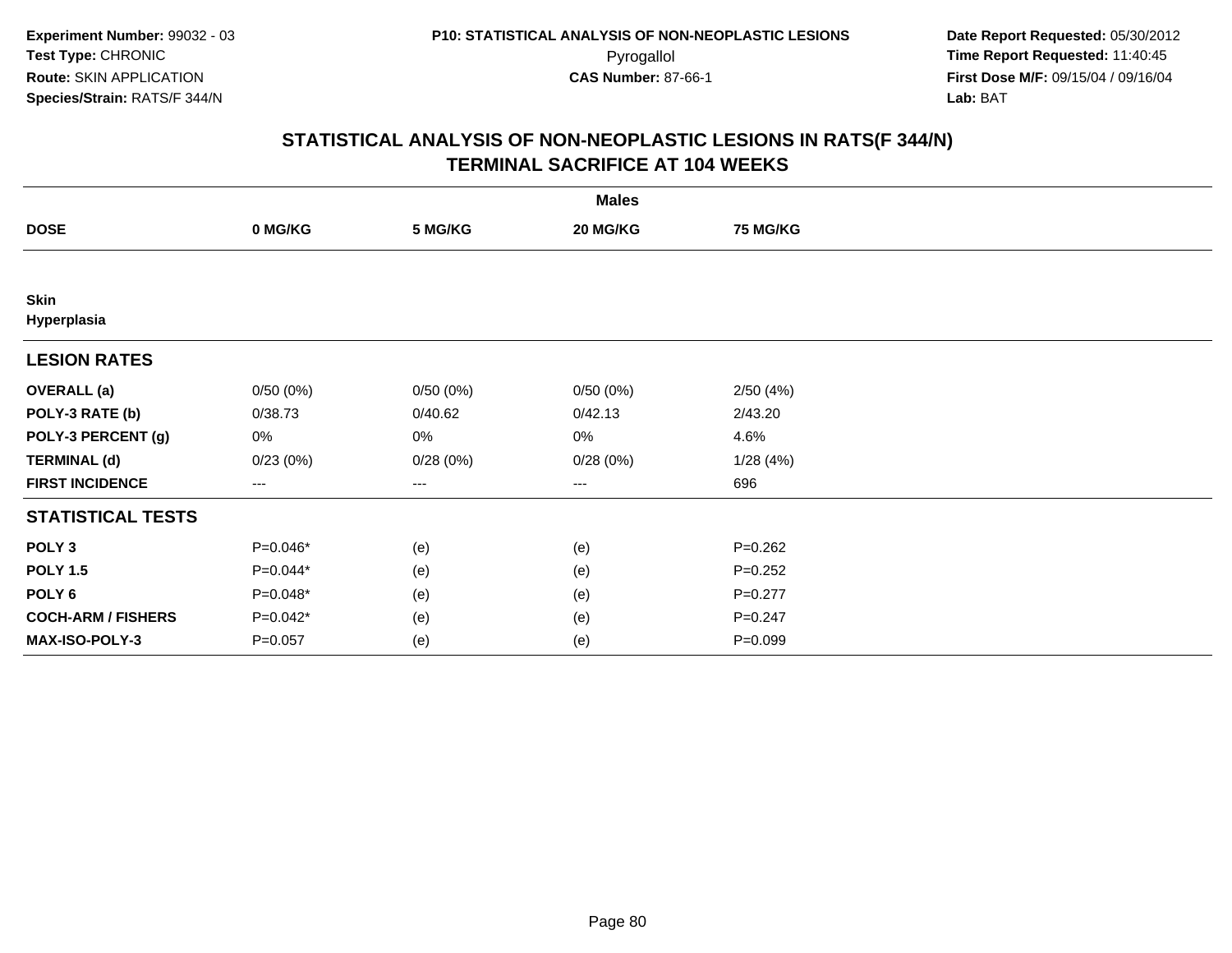Experiment Number: 99032 - 03
Test Type: CHRONIC
Route: SKIN APPLICATION
Species/Strain: RATS/F 344/N

P10: STATISTICAL ANALYSIS OF NON-NEOPLASTIC LESIONS
Pyrogallol
CAS Number: 87-66-1

Date Report Requested: 05/30/2012
Time Report Requested: 11:40:45
First Dose M/F: 09/15/04 / 09/16/04
Lab: BAT

## STATISTICAL ANALYSIS OF NON-NEOPLASTIC LESIONS IN RATS(F 344/N)
## TERMINAL SACRIFICE AT 104 WEEKS

| | Males | | | |
|---|---|---|---|---|
| **DOSE** | **0 MG/KG** | **5 MG/KG** | **20 MG/KG** | **75 MG/KG** |
| **Skin** | | | | |
| **Hyperplasia** | | | | |
| **LESION RATES** | | | | |
| **OVERALL (a)** | 0/50 (0%) | 0/50 (0%) | 0/50 (0%) | 2/50 (4%) |
| **POLY-3 RATE (b)** | 0/38.73 | 0/40.62 | 0/42.13 | 2/43.20 |
| **POLY-3 PERCENT (g)** | 0% | 0% | 0% | 4.6% |
| **TERMINAL (d)** | 0/23 (0%) | 0/28 (0%) | 0/28 (0%) | 1/28 (4%) |
| **FIRST INCIDENCE** | --- | --- | --- | 696 |
| **STATISTICAL TESTS** | | | | |
| **POLY 3** | P=0.046* | (e) | (e) | P=0.262 |
| **POLY 1.5** | P=0.044* | (e) | (e) | P=0.252 |
| **POLY 6** | P=0.048* | (e) | (e) | P=0.277 |
| **COCH-ARM / FISHERS** | P=0.042* | (e) | (e) | P=0.247 |
| **MAX-ISO-POLY-3** | P=0.057 | (e) | (e) | P=0.099 |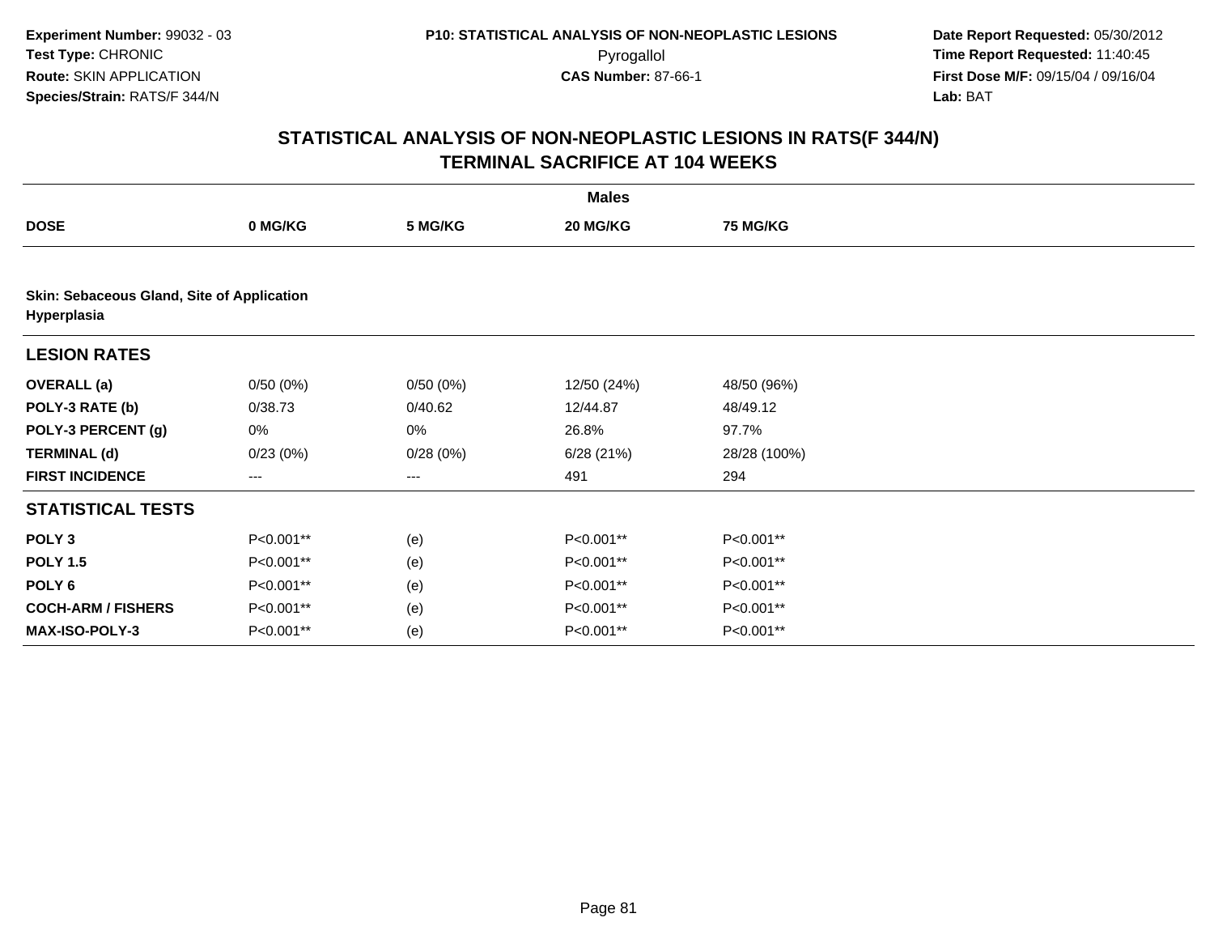Experiment Number: 99032 - 03
Test Type: CHRONIC
Route: SKIN APPLICATION
Species/Strain: RATS/F 344/N

P10: STATISTICAL ANALYSIS OF NON-NEOPLASTIC LESIONS
Pyrogallol
CAS Number: 87-66-1

Date Report Requested: 05/30/2012
Time Report Requested: 11:40:45
First Dose M/F: 09/15/04 / 09/16/04
Lab: BAT

## STATISTICAL ANALYSIS OF NON-NEOPLASTIC LESIONS IN RATS(F 344/N) TERMINAL SACRIFICE AT 104 WEEKS

| | Males | | | |
|---|---|---|---|---|
| **DOSE** | **0 MG/KG** | **5 MG/KG** | **20 MG/KG** | **75 MG/KG** |
| **Skin: Sebaceous Gland, Site of Application Hyperplasia** | | | | |
| **LESION RATES** | | | | |
| **OVERALL (a)** | 0/50 (0%) | 0/50 (0%) | 12/50 (24%) | 48/50 (96%) |
| **POLY-3 RATE (b)** | 0/38.73 | 0/40.62 | 12/44.87 | 48/49.12 |
| **POLY-3 PERCENT (g)** | 0% | 0% | 26.8% | 97.7% |
| **TERMINAL (d)** | 0/23 (0%) | 0/28 (0%) | 6/28 (21%) | 28/28 (100%) |
| **FIRST INCIDENCE** | --- | --- | 491 | 294 |
| **STATISTICAL TESTS** | | | | |
| **POLY 3** | P<0.001** | (e) | P<0.001** | P<0.001** |
| **POLY 1.5** | P<0.001** | (e) | P<0.001** | P<0.001** |
| **POLY 6** | P<0.001** | (e) | P<0.001** | P<0.001** |
| **COCH-ARM / FISHERS** | P<0.001** | (e) | P<0.001** | P<0.001** |
| **MAX-ISO-POLY-3** | P<0.001** | (e) | P<0.001** | P<0.001** |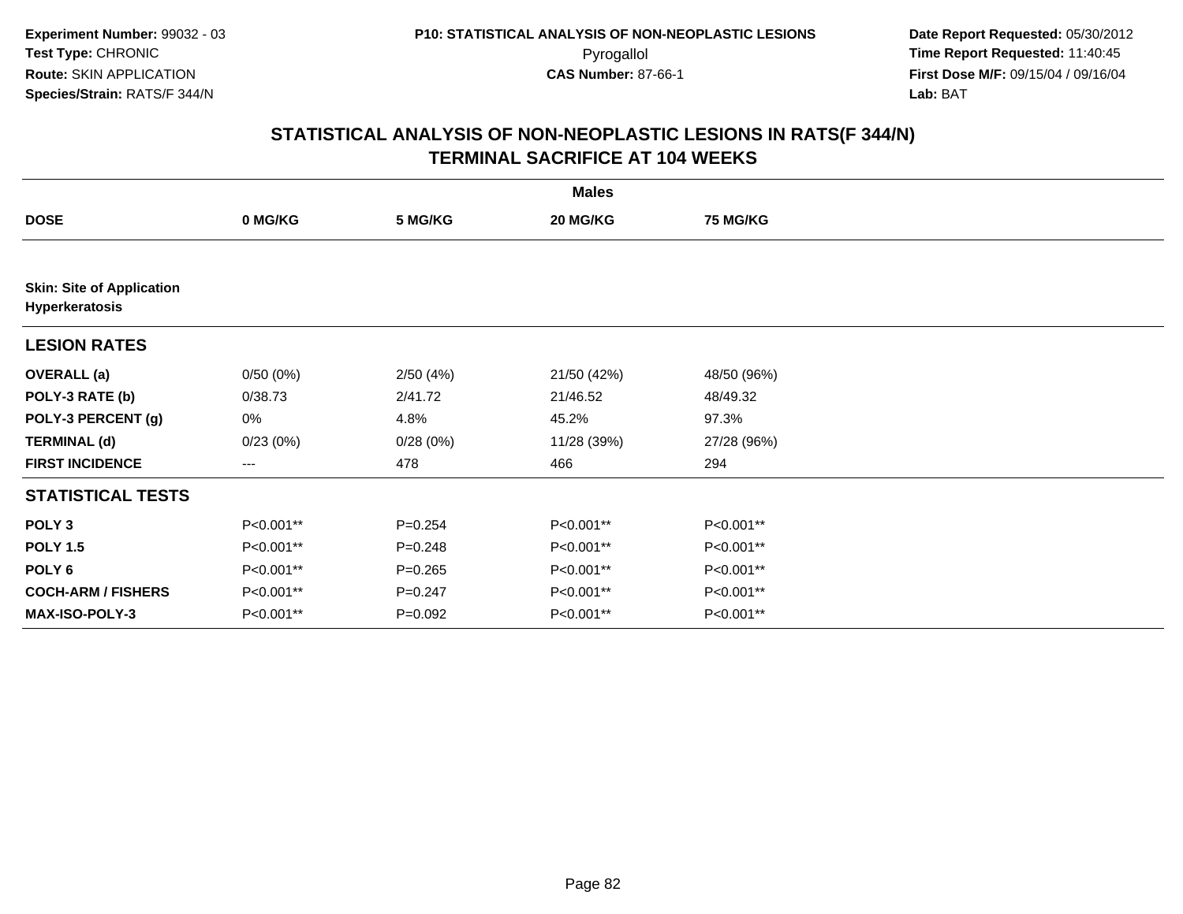Experiment Number: 99032 - 03
Test Type: CHRONIC
Route: SKIN APPLICATION
Species/Strain: RATS/F 344/N

P10: STATISTICAL ANALYSIS OF NON-NEOPLASTIC LESIONS
Pyrogallol
CAS Number: 87-66-1

Date Report Requested: 05/30/2012
Time Report Requested: 11:40:45
First Dose M/F: 09/15/04 / 09/16/04
Lab: BAT

## STATISTICAL ANALYSIS OF NON-NEOPLASTIC LESIONS IN RATS(F 344/N)
## TERMINAL SACRIFICE AT 104 WEEKS

| | Males | | | |
|---|---|---|---|---|
| **DOSE** | **0 MG/KG** | **5 MG/KG** | **20 MG/KG** | **75 MG/KG** |
| **Skin: Site of Application** | | | | |
| **Hyperkeratosis** | | | | |
| **LESION RATES** | | | | |
| **OVERALL (a)** | 0/50 (0%) | 2/50 (4%) | 21/50 (42%) | 48/50 (96%) |
| **POLY-3 RATE (b)** | 0/38.73 | 2/41.72 | 21/46.52 | 48/49.32 |
| **POLY-3 PERCENT (g)** | 0% | 4.8% | 45.2% | 97.3% |
| **TERMINAL (d)** | 0/23 (0%) | 0/28 (0%) | 11/28 (39%) | 27/28 (96%) |
| **FIRST INCIDENCE** | --- | 478 | 466 | 294 |
| **STATISTICAL TESTS** | | | | |
| **POLY 3** | P<0.001** | P=0.254 | P<0.001** | P<0.001** |
| **POLY 1.5** | P<0.001** | P=0.248 | P<0.001** | P<0.001** |
| **POLY 6** | P<0.001** | P=0.265 | P<0.001** | P<0.001** |
| **COCH-ARM / FISHERS** | P<0.001** | P=0.247 | P<0.001** | P<0.001** |
| **MAX-ISO-POLY-3** | P<0.001** | P=0.092 | P<0.001** | P<0.001** |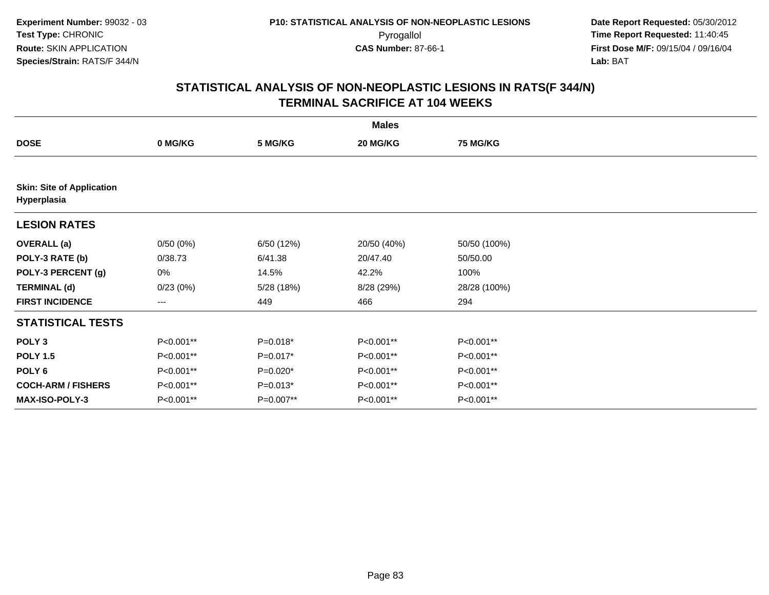**Experiment Number:** 99032 - 03
**Test Type:** CHRONIC
**Route:** SKIN APPLICATION
**Species/Strain:** RATS/F 344/N

**P10: STATISTICAL ANALYSIS OF NON-NEOPLASTIC LESIONS**
Pyrogallol
**CAS Number:** 87-66-1

**Date Report Requested:** 05/30/2012
**Time Report Requested:** 11:40:45
**First Dose M/F:** 09/15/04 / 09/16/04
**Lab:** BAT

## STATISTICAL ANALYSIS OF NON-NEOPLASTIC LESIONS IN RATS(F 344/N) TERMINAL SACRIFICE AT 104 WEEKS

| | Males | | | |
|---|---|---|---|---|
| **DOSE** | **0 MG/KG** | **5 MG/KG** | **20 MG/KG** | **75 MG/KG** |
| **Skin: Site of Application Hyperplasia** | | | | |
| **LESION RATES** | | | | |
| **OVERALL (a)** | 0/50 (0%) | 6/50 (12%) | 20/50 (40%) | 50/50 (100%) |
| **POLY-3 RATE (b)** | 0/38.73 | 6/41.38 | 20/47.40 | 50/50.00 |
| **POLY-3 PERCENT (g)** | 0% | 14.5% | 42.2% | 100% |
| **TERMINAL (d)** | 0/23 (0%) | 5/28 (18%) | 8/28 (29%) | 28/28 (100%) |
| **FIRST INCIDENCE** | --- | 449 | 466 | 294 |
| **STATISTICAL TESTS** | | | | |
| **POLY 3** | P<0.001** | P=0.018* | P<0.001** | P<0.001** |
| **POLY 1.5** | P<0.001** | P=0.017* | P<0.001** | P<0.001** |
| **POLY 6** | P<0.001** | P=0.020* | P<0.001** | P<0.001** |
| **COCH-ARM / FISHERS** | P<0.001** | P=0.013* | P<0.001** | P<0.001** |
| **MAX-ISO-POLY-3** | P<0.001** | P=0.007** | P<0.001** | P<0.001** |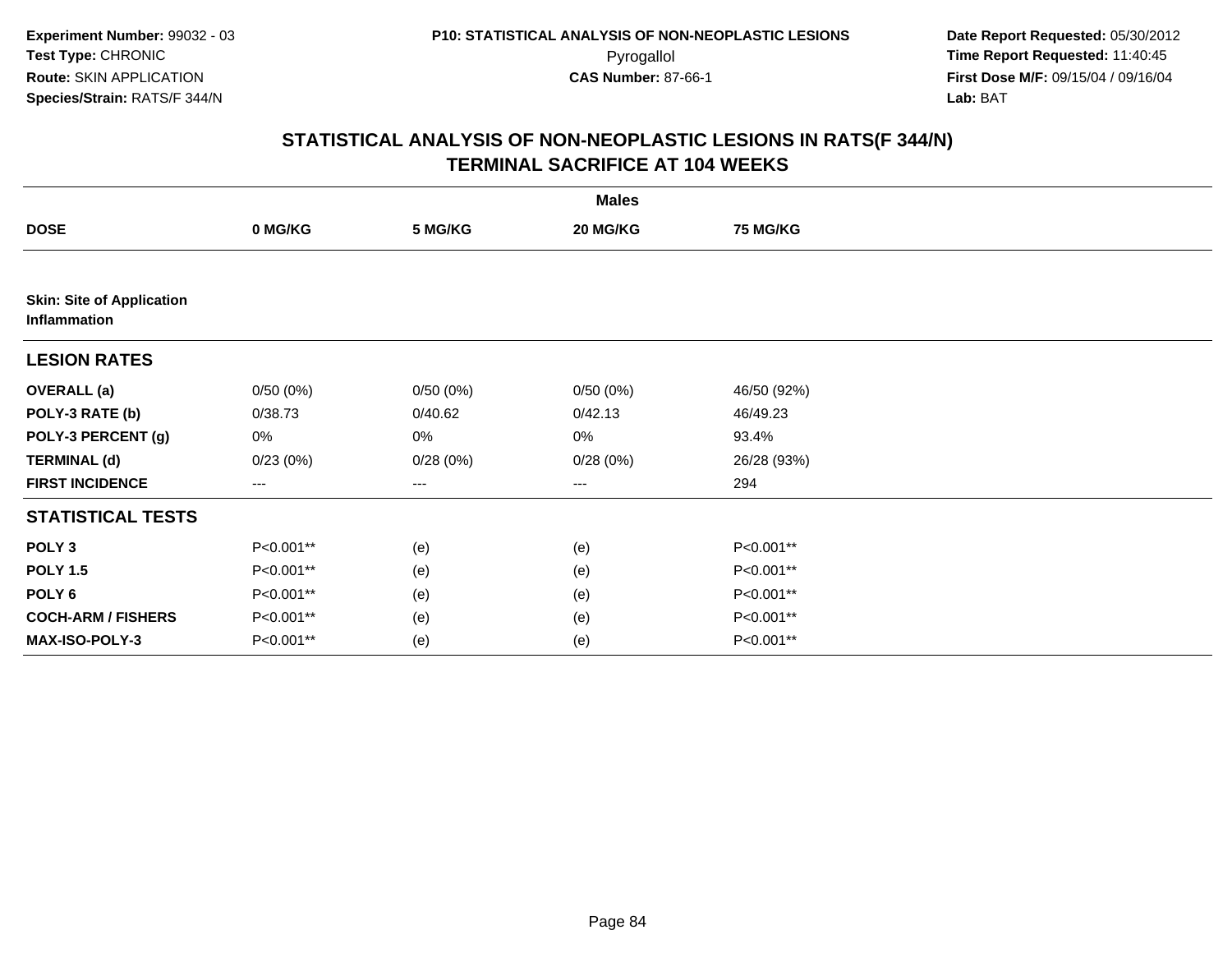Experiment Number: 99032 - 03
Test Type: CHRONIC
Route: SKIN APPLICATION
Species/Strain: RATS/F 344/N

P10: STATISTICAL ANALYSIS OF NON-NEOPLASTIC LESIONS
Pyrogallol
CAS Number: 87-66-1

Date Report Requested: 05/30/2012
Time Report Requested: 11:40:45
First Dose M/F: 09/15/04 / 09/16/04
Lab: BAT

## STATISTICAL ANALYSIS OF NON-NEOPLASTIC LESIONS IN RATS(F 344/N) TERMINAL SACRIFICE AT 104 WEEKS

| | Males | | | |
|---|---|---|---|---|
| **DOSE** | **0 MG/KG** | **5 MG/KG** | **20 MG/KG** | **75 MG/KG** |
| **Skin: Site of Application Inflammation** | | | | |
| **LESION RATES** | | | | |
| **OVERALL (a)** | 0/50 (0%) | 0/50 (0%) | 0/50 (0%) | 46/50 (92%) |
| **POLY-3 RATE (b)** | 0/38.73 | 0/40.62 | 0/42.13 | 46/49.23 |
| **POLY-3 PERCENT (g)** | 0% | 0% | 0% | 93.4% |
| **TERMINAL (d)** | 0/23 (0%) | 0/28 (0%) | 0/28 (0%) | 26/28 (93%) |
| **FIRST INCIDENCE** | --- | --- | --- | 294 |
| **STATISTICAL TESTS** | | | | |
| **POLY 3** | P<0.001** | (e) | (e) | P<0.001** |
| **POLY 1.5** | P<0.001** | (e) | (e) | P<0.001** |
| **POLY 6** | P<0.001** | (e) | (e) | P<0.001** |
| **COCH-ARM / FISHERS** | P<0.001** | (e) | (e) | P<0.001** |
| **MAX-ISO-POLY-3** | P<0.001** | (e) | (e) | P<0.001** |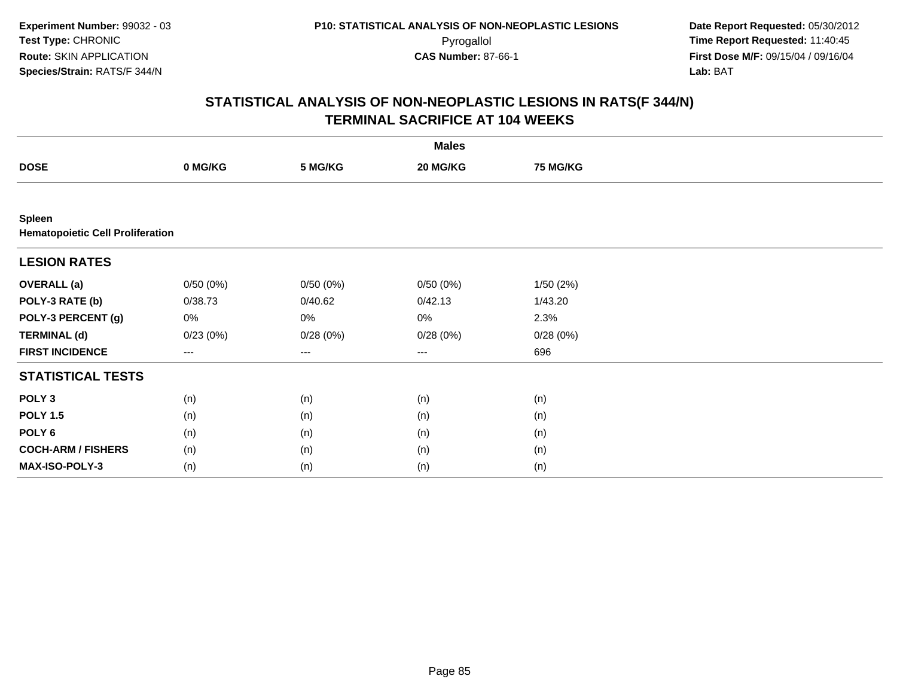**Experiment Number:** 99032 - 03
**Test Type:** CHRONIC
**Route:** SKIN APPLICATION
**Species/Strain:** RATS/F 344/N

**P10: STATISTICAL ANALYSIS OF NON-NEOPLASTIC LESIONS**
Pyrogallol
**CAS Number:** 87-66-1

**Date Report Requested:** 05/30/2012
**Time Report Requested:** 11:40:45
**First Dose M/F:** 09/15/04 / 09/16/04
**Lab:** BAT

## STATISTICAL ANALYSIS OF NON-NEOPLASTIC LESIONS IN RATS(F 344/N)
## TERMINAL SACRIFICE AT 104 WEEKS

| | Males | | | |
|---|---|---|---|---|
| **DOSE** | **0 MG/KG** | **5 MG/KG** | **20 MG/KG** | **75 MG/KG** |
| **Spleen** | | | | |
| **Hematopoietic Cell Proliferation** | | | | |
| **LESION RATES** | | | | |
| **OVERALL (a)** | 0/50 (0%) | 0/50 (0%) | 0/50 (0%) | 1/50 (2%) |
| **POLY-3 RATE (b)** | 0/38.73 | 0/40.62 | 0/42.13 | 1/43.20 |
| **POLY-3 PERCENT (g)** | 0% | 0% | 0% | 2.3% |
| **TERMINAL (d)** | 0/23 (0%) | 0/28 (0%) | 0/28 (0%) | 0/28 (0%) |
| **FIRST INCIDENCE** | --- | --- | --- | 696 |
| **STATISTICAL TESTS** | | | | |
| **POLY 3** | (n) | (n) | (n) | (n) |
| **POLY 1.5** | (n) | (n) | (n) | (n) |
| **POLY 6** | (n) | (n) | (n) | (n) |
| **COCH-ARM / FISHERS** | (n) | (n) | (n) | (n) |
| **MAX-ISO-POLY-3** | (n) | (n) | (n) | (n) |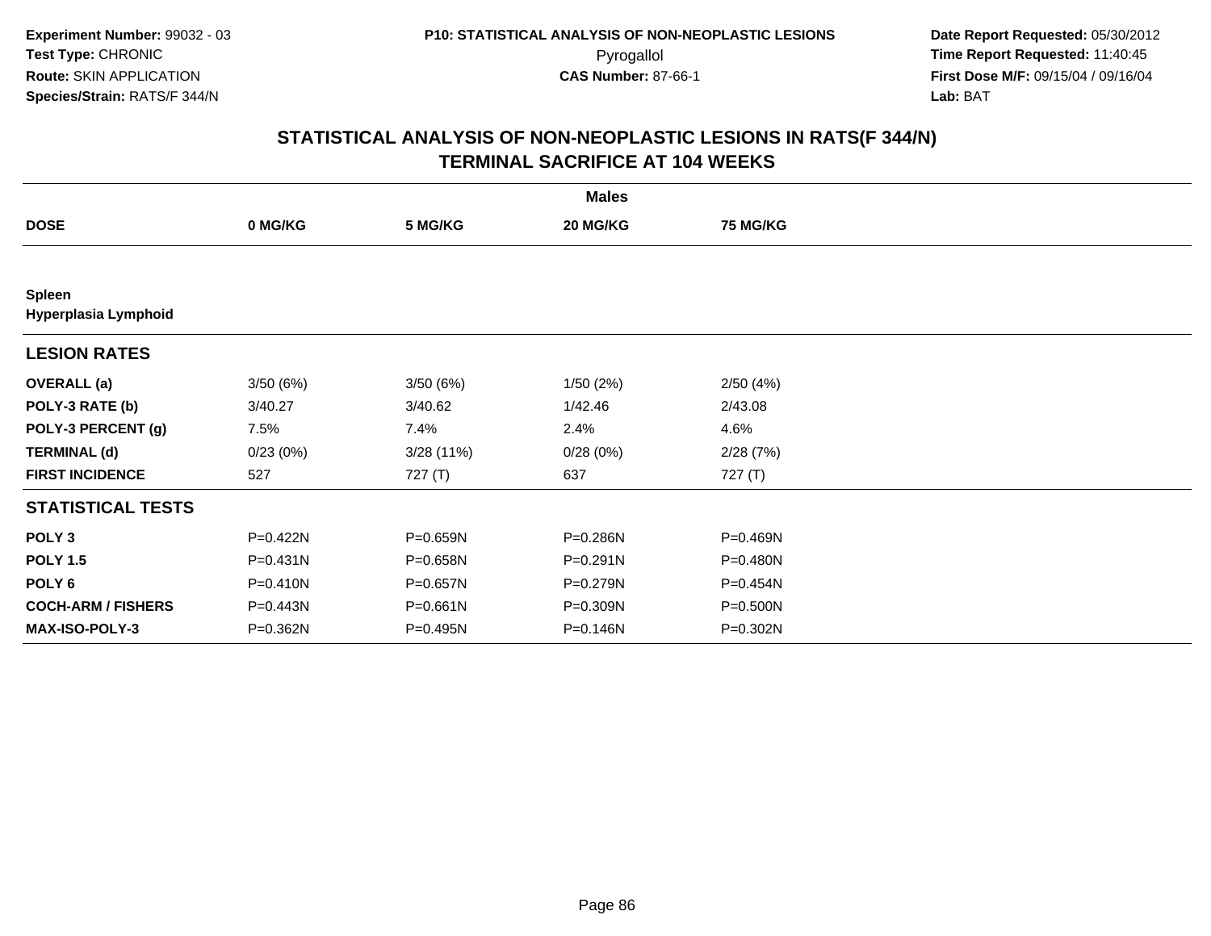**Experiment Number:** 99032 - 03
**Test Type:** CHRONIC
**Route:** SKIN APPLICATION
**Species/Strain:** RATS/F 344/N

**P10: STATISTICAL ANALYSIS OF NON-NEOPLASTIC LESIONS**
Pyrogallol
**CAS Number:** 87-66-1

**Date Report Requested:** 05/30/2012
**Time Report Requested:** 11:40:45
**First Dose M/F:** 09/15/04 / 09/16/04
**Lab:** BAT

## STATISTICAL ANALYSIS OF NON-NEOPLASTIC LESIONS IN RATS(F 344/N) TERMINAL SACRIFICE AT 104 WEEKS

| | Males | | | |
|---|---|---|---|---|
| **DOSE** | **0 MG/KG** | **5 MG/KG** | **20 MG/KG** | **75 MG/KG** |
| **Spleen** | | | | |
| **Hyperplasia Lymphoid** | | | | |
| **LESION RATES** | | | | |
| **OVERALL (a)** | 3/50 (6%) | 3/50 (6%) | 1/50 (2%) | 2/50 (4%) |
| **POLY-3 RATE (b)** | 3/40.27 | 3/40.62 | 1/42.46 | 2/43.08 |
| **POLY-3 PERCENT (g)** | 7.5% | 7.4% | 2.4% | 4.6% |
| **TERMINAL (d)** | 0/23 (0%) | 3/28 (11%) | 0/28 (0%) | 2/28 (7%) |
| **FIRST INCIDENCE** | 527 | 727 (T) | 637 | 727 (T) |
| **STATISTICAL TESTS** | | | | |
| **POLY 3** | P=0.422N | P=0.659N | P=0.286N | P=0.469N |
| **POLY 1.5** | P=0.431N | P=0.658N | P=0.291N | P=0.480N |
| **POLY 6** | P=0.410N | P=0.657N | P=0.279N | P=0.454N |
| **COCH-ARM / FISHERS** | P=0.443N | P=0.661N | P=0.309N | P=0.500N |
| **MAX-ISO-POLY-3** | P=0.362N | P=0.495N | P=0.146N | P=0.302N |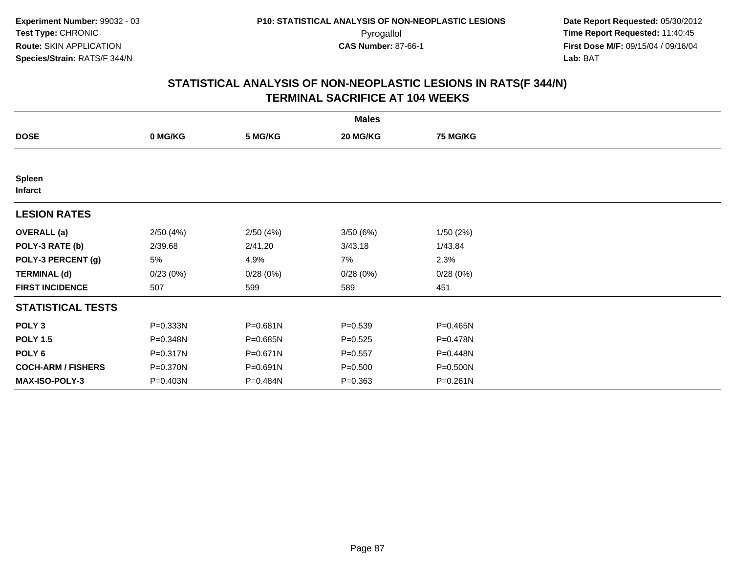Experiment Number: 99032 - 03
Test Type: CHRONIC
Route: SKIN APPLICATION
Species/Strain: RATS/F 344/N

P10: STATISTICAL ANALYSIS OF NON-NEOPLASTIC LESIONS
Pyrogallol
CAS Number: 87-66-1

Date Report Requested: 05/30/2012
Time Report Requested: 11:40:45
First Dose M/F: 09/15/04 / 09/16/04
Lab: BAT

# STATISTICAL ANALYSIS OF NON-NEOPLASTIC LESIONS IN RATS(F 344/N) TERMINAL SACRIFICE AT 104 WEEKS

| | Males | | | |
|---|---|---|---|---|
| **DOSE** | **0 MG/KG** | **5 MG/KG** | **20 MG/KG** | **75 MG/KG** |
| **Spleen** | | | | |
| **Infarct** | | | | |
| **LESION RATES** | | | | |
| **OVERALL (a)** | 2/50 (4%) | 2/50 (4%) | 3/50 (6%) | 1/50 (2%) |
| **POLY-3 RATE (b)** | 2/39.68 | 2/41.20 | 3/43.18 | 1/43.84 |
| **POLY-3 PERCENT (g)** | 5% | 4.9% | 7% | 2.3% |
| **TERMINAL (d)** | 0/23 (0%) | 0/28 (0%) | 0/28 (0%) | 0/28 (0%) |
| **FIRST INCIDENCE** | 507 | 599 | 589 | 451 |
| **STATISTICAL TESTS** | | | | |
| **POLY 3** | P=0.333N | P=0.681N | P=0.539 | P=0.465N |
| **POLY 1.5** | P=0.348N | P=0.685N | P=0.525 | P=0.478N |
| **POLY 6** | P=0.317N | P=0.671N | P=0.557 | P=0.448N |
| **COCH-ARM / FISHERS** | P=0.370N | P=0.691N | P=0.500 | P=0.500N |
| **MAX-ISO-POLY-3** | P=0.403N | P=0.484N | P=0.363 | P=0.261N |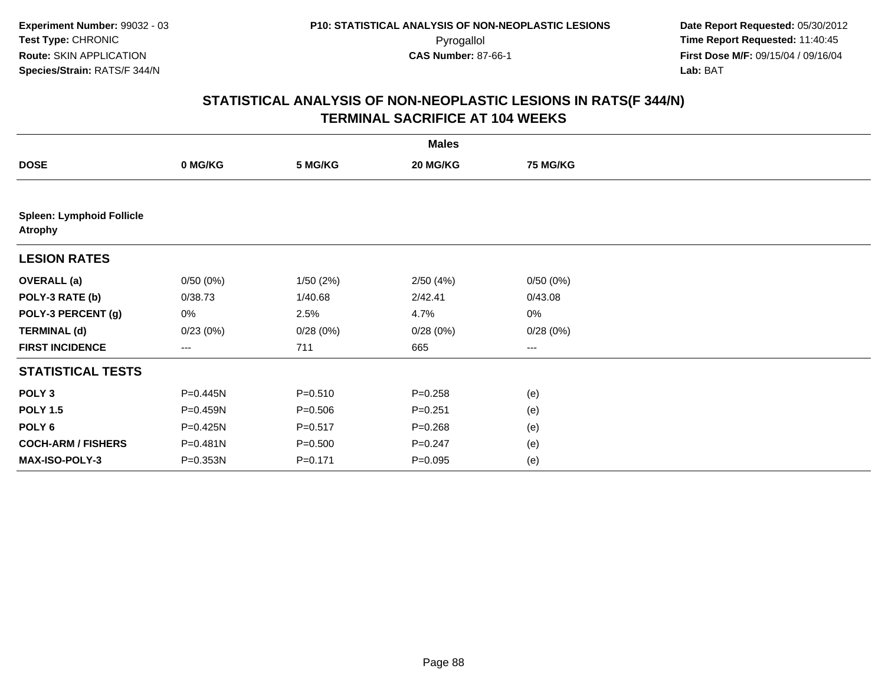**Experiment Number:** 99032 - 03
**Test Type:** CHRONIC
**Route:** SKIN APPLICATION
**Species/Strain:** RATS/F 344/N

**P10: STATISTICAL ANALYSIS OF NON-NEOPLASTIC LESIONS**
Pyrogallol
**CAS Number:** 87-66-1

**Date Report Requested:** 05/30/2012
**Time Report Requested:** 11:40:45
**First Dose M/F:** 09/15/04 / 09/16/04
**Lab:** BAT

## STATISTICAL ANALYSIS OF NON-NEOPLASTIC LESIONS IN RATS(F 344/N) TERMINAL SACRIFICE AT 104 WEEKS

| | Males | | | |
|---|---|---|---|---|
| **DOSE** | **0 MG/KG** | **5 MG/KG** | **20 MG/KG** | **75 MG/KG** |
| **Spleen: Lymphoid Follicle Atrophy** | | | | |
| **LESION RATES** | | | | |
| **OVERALL (a)** | 0/50 (0%) | 1/50 (2%) | 2/50 (4%) | 0/50 (0%) |
| **POLY-3 RATE (b)** | 0/38.73 | 1/40.68 | 2/42.41 | 0/43.08 |
| **POLY-3 PERCENT (g)** | 0% | 2.5% | 4.7% | 0% |
| **TERMINAL (d)** | 0/23 (0%) | 0/28 (0%) | 0/28 (0%) | 0/28 (0%) |
| **FIRST INCIDENCE** | --- | 711 | 665 | --- |
| **STATISTICAL TESTS** | | | | |
| **POLY 3** | P=0.445N | P=0.510 | P=0.258 | (e) |
| **POLY 1.5** | P=0.459N | P=0.506 | P=0.251 | (e) |
| **POLY 6** | P=0.425N | P=0.517 | P=0.268 | (e) |
| **COCH-ARM / FISHERS** | P=0.481N | P=0.500 | P=0.247 | (e) |
| **MAX-ISO-POLY-3** | P=0.353N | P=0.171 | P=0.095 | (e) |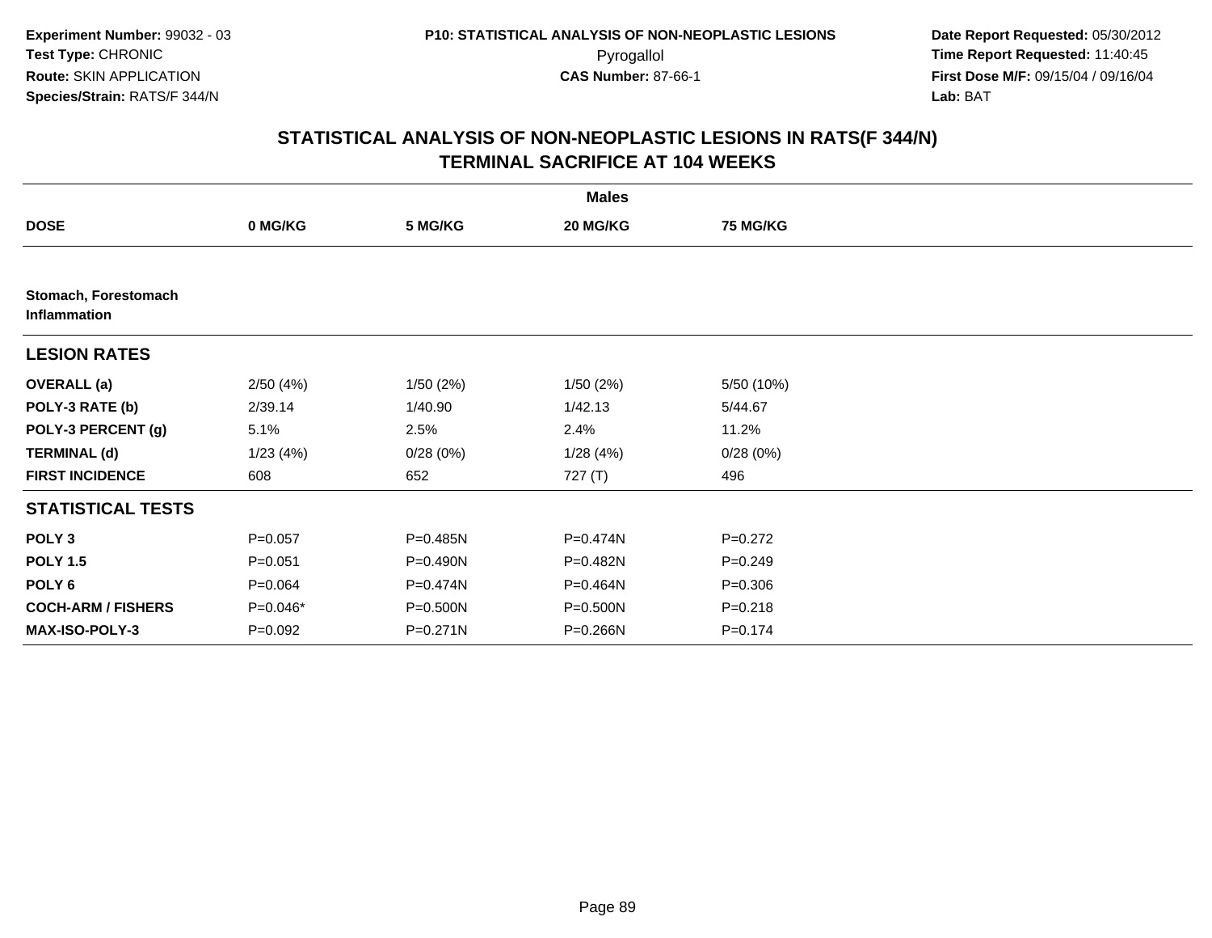Experiment Number: 99032 - 03
Test Type: CHRONIC
Route: SKIN APPLICATION
Species/Strain: RATS/F 344/N

P10: STATISTICAL ANALYSIS OF NON-NEOPLASTIC LESIONS
Pyrogallol
CAS Number: 87-66-1

Date Report Requested: 05/30/2012
Time Report Requested: 11:40:45
First Dose M/F: 09/15/04 / 09/16/04
Lab: BAT

## STATISTICAL ANALYSIS OF NON-NEOPLASTIC LESIONS IN RATS(F 344/N)
## TERMINAL SACRIFICE AT 104 WEEKS

| | Males | | | |
|---|---|---|---|---|
| **DOSE** | **0 MG/KG** | **5 MG/KG** | **20 MG/KG** | **75 MG/KG** |
| **Stomach, Forestomach Inflammation** | | | | |
| **LESION RATES** | | | | |
| **OVERALL (a)** | 2/50 (4%) | 1/50 (2%) | 1/50 (2%) | 5/50 (10%) |
| **POLY-3 RATE (b)** | 2/39.14 | 1/40.90 | 1/42.13 | 5/44.67 |
| **POLY-3 PERCENT (g)** | 5.1% | 2.5% | 2.4% | 11.2% |
| **TERMINAL (d)** | 1/23 (4%) | 0/28 (0%) | 1/28 (4%) | 0/28 (0%) |
| **FIRST INCIDENCE** | 608 | 652 | 727 (T) | 496 |
| **STATISTICAL TESTS** | | | | |
| **POLY 3** | P=0.057 | P=0.485N | P=0.474N | P=0.272 |
| **POLY 1.5** | P=0.051 | P=0.490N | P=0.482N | P=0.249 |
| **POLY 6** | P=0.064 | P=0.474N | P=0.464N | P=0.306 |
| **COCH-ARM / FISHERS** | P=0.046* | P=0.500N | P=0.500N | P=0.218 |
| **MAX-ISO-POLY-3** | P=0.092 | P=0.271N | P=0.266N | P=0.174 |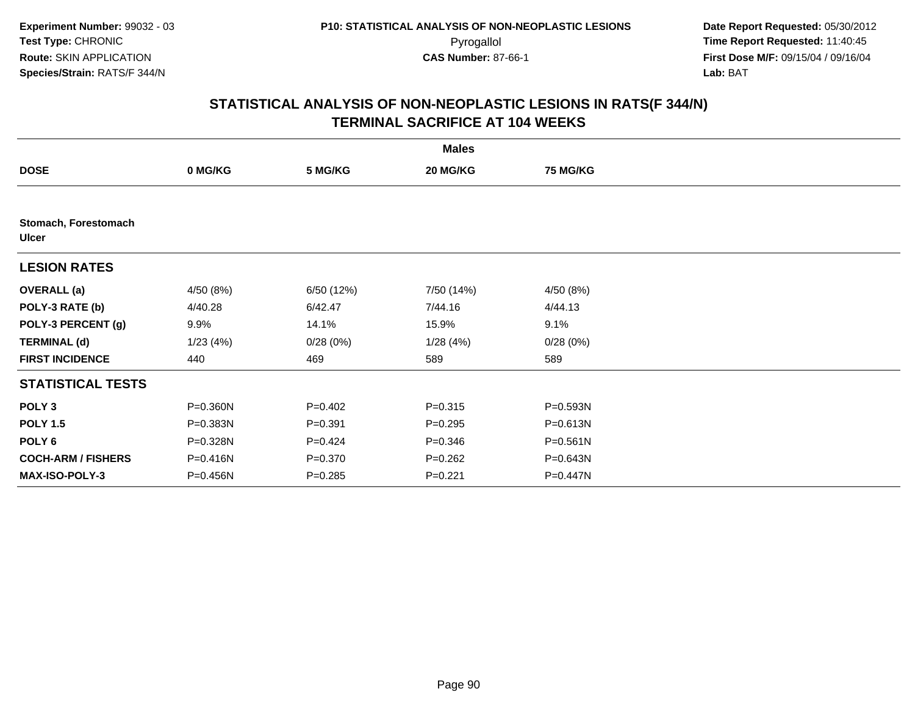Experiment Number: 99032 - 03
Test Type: CHRONIC
Route: SKIN APPLICATION
Species/Strain: RATS/F 344/N

P10: STATISTICAL ANALYSIS OF NON-NEOPLASTIC LESIONS
Pyrogallol
CAS Number: 87-66-1

Date Report Requested: 05/30/2012
Time Report Requested: 11:40:45
First Dose M/F: 09/15/04 / 09/16/04
Lab: BAT

# STATISTICAL ANALYSIS OF NON-NEOPLASTIC LESIONS IN RATS(F 344/N) TERMINAL SACRIFICE AT 104 WEEKS

| | Males | | | |
|---|---|---|---|---|
| **DOSE** | **0 MG/KG** | **5 MG/KG** | **20 MG/KG** | **75 MG/KG** |
| **Stomach, Forestomach Ulcer** | | | | |
| **LESION RATES** | | | | |
| **OVERALL (a)** | 4/50 (8%) | 6/50 (12%) | 7/50 (14%) | 4/50 (8%) |
| **POLY-3 RATE (b)** | 4/40.28 | 6/42.47 | 7/44.16 | 4/44.13 |
| **POLY-3 PERCENT (g)** | 9.9% | 14.1% | 15.9% | 9.1% |
| **TERMINAL (d)** | 1/23 (4%) | 0/28 (0%) | 1/28 (4%) | 0/28 (0%) |
| **FIRST INCIDENCE** | 440 | 469 | 589 | 589 |
| **STATISTICAL TESTS** | | | | |
| **POLY 3** | P=0.360N | P=0.402 | P=0.315 | P=0.593N |
| **POLY 1.5** | P=0.383N | P=0.391 | P=0.295 | P=0.613N |
| **POLY 6** | P=0.328N | P=0.424 | P=0.346 | P=0.561N |
| **COCH-ARM / FISHERS** | P=0.416N | P=0.370 | P=0.262 | P=0.643N |
| **MAX-ISO-POLY-3** | P=0.456N | P=0.285 | P=0.221 | P=0.447N |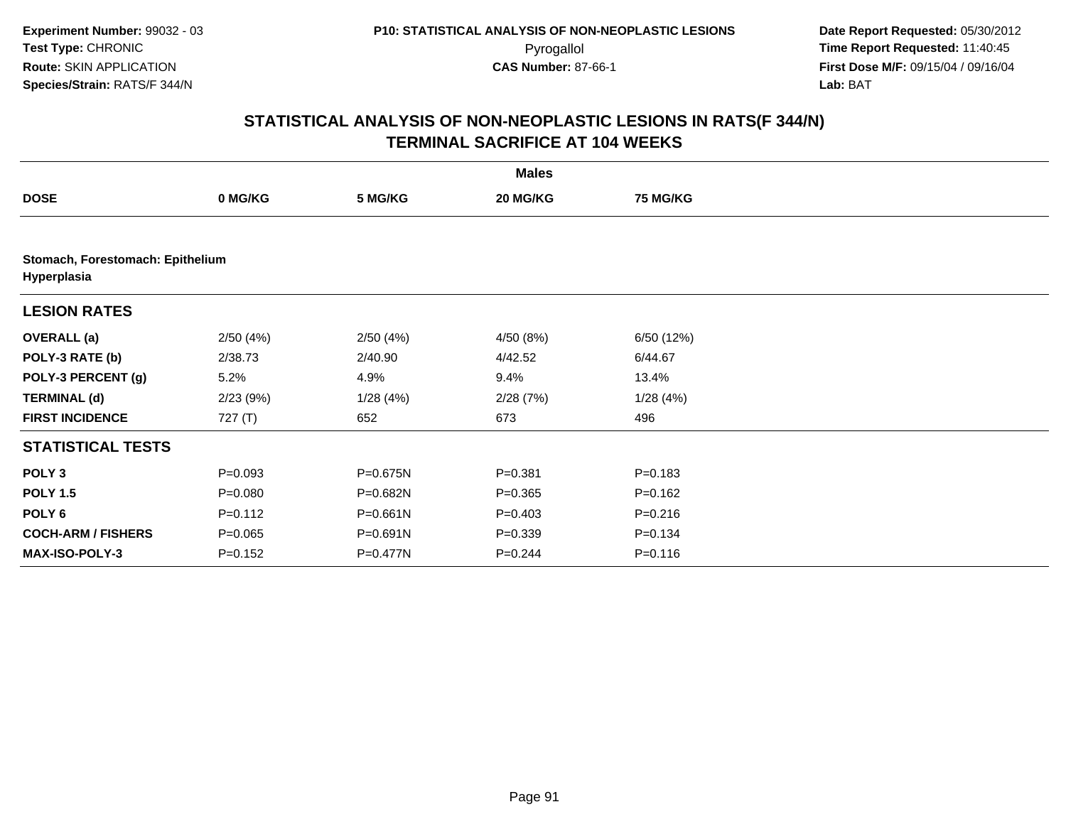Experiment Number: 99032 - 03
Test Type: CHRONIC
Route: SKIN APPLICATION
Species/Strain: RATS/F 344/N

P10: STATISTICAL ANALYSIS OF NON-NEOPLASTIC LESIONS
Pyrogallol
CAS Number: 87-66-1

Date Report Requested: 05/30/2012
Time Report Requested: 11:40:45
First Dose M/F: 09/15/04 / 09/16/04
Lab: BAT

## STATISTICAL ANALYSIS OF NON-NEOPLASTIC LESIONS IN RATS(F 344/N)
## TERMINAL SACRIFICE AT 104 WEEKS

| | Males | | | |
|---|---|---|---|---|
| **DOSE** | **0 MG/KG** | **5 MG/KG** | **20 MG/KG** | **75 MG/KG** |
| **Stomach, Forestomach: Epithelium Hyperplasia** | | | | |
| **LESION RATES** | | | | |
| **OVERALL (a)** | 2/50 (4%) | 2/50 (4%) | 4/50 (8%) | 6/50 (12%) |
| **POLY-3 RATE (b)** | 2/38.73 | 2/40.90 | 4/42.52 | 6/44.67 |
| **POLY-3 PERCENT (g)** | 5.2% | 4.9% | 9.4% | 13.4% |
| **TERMINAL (d)** | 2/23 (9%) | 1/28 (4%) | 2/28 (7%) | 1/28 (4%) |
| **FIRST INCIDENCE** | 727 (T) | 652 | 673 | 496 |
| **STATISTICAL TESTS** | | | | |
| **POLY 3** | P=0.093 | P=0.675N | P=0.381 | P=0.183 |
| **POLY 1.5** | P=0.080 | P=0.682N | P=0.365 | P=0.162 |
| **POLY 6** | P=0.112 | P=0.661N | P=0.403 | P=0.216 |
| **COCH-ARM / FISHERS** | P=0.065 | P=0.691N | P=0.339 | P=0.134 |
| **MAX-ISO-POLY-3** | P=0.152 | P=0.477N | P=0.244 | P=0.116 |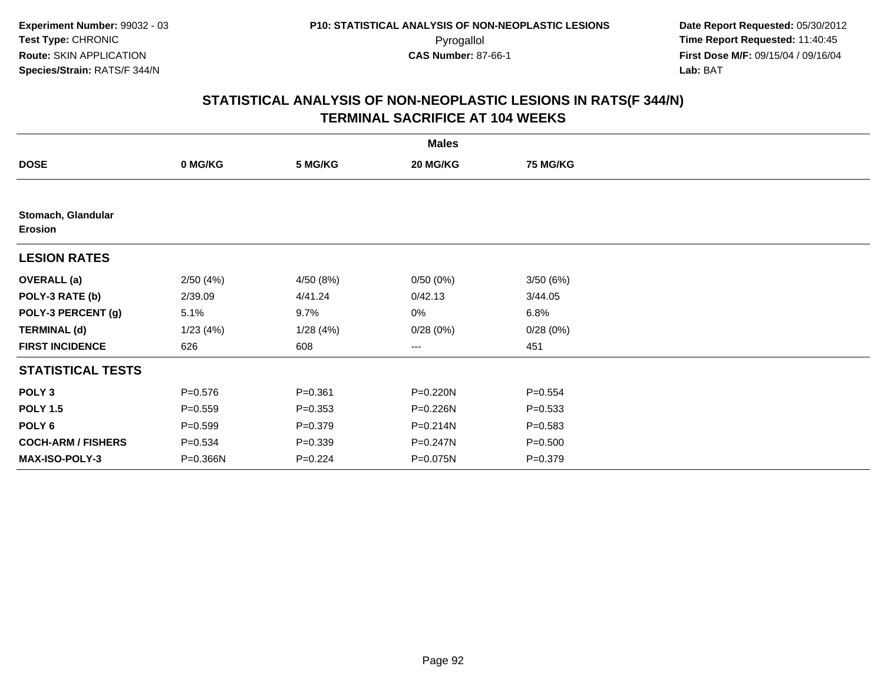Experiment Number: 99032 - 03
Test Type: CHRONIC
Route: SKIN APPLICATION
Species/Strain: RATS/F 344/N

P10: STATISTICAL ANALYSIS OF NON-NEOPLASTIC LESIONS
Pyrogallol
CAS Number: 87-66-1

Date Report Requested: 05/30/2012
Time Report Requested: 11:40:45
First Dose M/F: 09/15/04 / 09/16/04
Lab: BAT

# STATISTICAL ANALYSIS OF NON-NEOPLASTIC LESIONS IN RATS(F 344/N) TERMINAL SACRIFICE AT 104 WEEKS

| | Males | | | |
|---|---|---|---|---|
| **DOSE** | **0 MG/KG** | **5 MG/KG** | **20 MG/KG** | **75 MG/KG** |
| **Stomach, Glandular Erosion** | | | | |
| **LESION RATES** | | | | |
| **OVERALL (a)** | 2/50 (4%) | 4/50 (8%) | 0/50 (0%) | 3/50 (6%) |
| **POLY-3 RATE (b)** | 2/39.09 | 4/41.24 | 0/42.13 | 3/44.05 |
| **POLY-3 PERCENT (g)** | 5.1% | 9.7% | 0% | 6.8% |
| **TERMINAL (d)** | 1/23 (4%) | 1/28 (4%) | 0/28 (0%) | 0/28 (0%) |
| **FIRST INCIDENCE** | 626 | 608 | --- | 451 |
| **STATISTICAL TESTS** | | | | |
| **POLY 3** | P=0.576 | P=0.361 | P=0.220N | P=0.554 |
| **POLY 1.5** | P=0.559 | P=0.353 | P=0.226N | P=0.533 |
| **POLY 6** | P=0.599 | P=0.379 | P=0.214N | P=0.583 |
| **COCH-ARM / FISHERS** | P=0.534 | P=0.339 | P=0.247N | P=0.500 |
| **MAX-ISO-POLY-3** | P=0.366N | P=0.224 | P=0.075N | P=0.379 |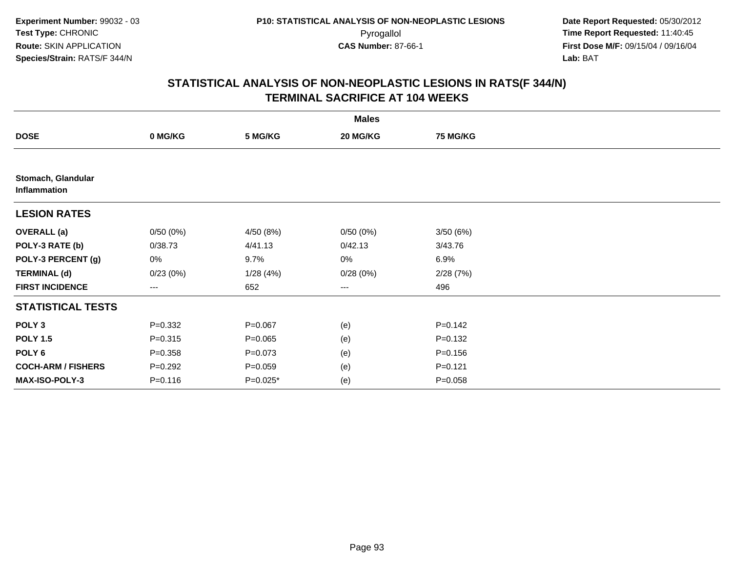Experiment Number: 99032 - 03
Test Type: CHRONIC
Route: SKIN APPLICATION
Species/Strain: RATS/F 344/N

P10: STATISTICAL ANALYSIS OF NON-NEOPLASTIC LESIONS
Pyrogallol
CAS Number: 87-66-1

Date Report Requested: 05/30/2012
Time Report Requested: 11:40:45
First Dose M/F: 09/15/04 / 09/16/04
Lab: BAT

## STATISTICAL ANALYSIS OF NON-NEOPLASTIC LESIONS IN RATS(F 344/N)
## TERMINAL SACRIFICE AT 104 WEEKS

| | Males | | | |
|---|---|---|---|---|
| **DOSE** | **0 MG/KG** | **5 MG/KG** | **20 MG/KG** | **75 MG/KG** |
| **Stomach, Glandular Inflammation** | | | | |
| **LESION RATES** | | | | |
| **OVERALL (a)** | 0/50 (0%) | 4/50 (8%) | 0/50 (0%) | 3/50 (6%) |
| **POLY-3 RATE (b)** | 0/38.73 | 4/41.13 | 0/42.13 | 3/43.76 |
| **POLY-3 PERCENT (g)** | 0% | 9.7% | 0% | 6.9% |
| **TERMINAL (d)** | 0/23 (0%) | 1/28 (4%) | 0/28 (0%) | 2/28 (7%) |
| **FIRST INCIDENCE** | --- | 652 | --- | 496 |
| **STATISTICAL TESTS** | | | | |
| **POLY 3** | P=0.332 | P=0.067 | (e) | P=0.142 |
| **POLY 1.5** | P=0.315 | P=0.065 | (e) | P=0.132 |
| **POLY 6** | P=0.358 | P=0.073 | (e) | P=0.156 |
| **COCH-ARM / FISHERS** | P=0.292 | P=0.059 | (e) | P=0.121 |
| **MAX-ISO-POLY-3** | P=0.116 | P=0.025* | (e) | P=0.058 |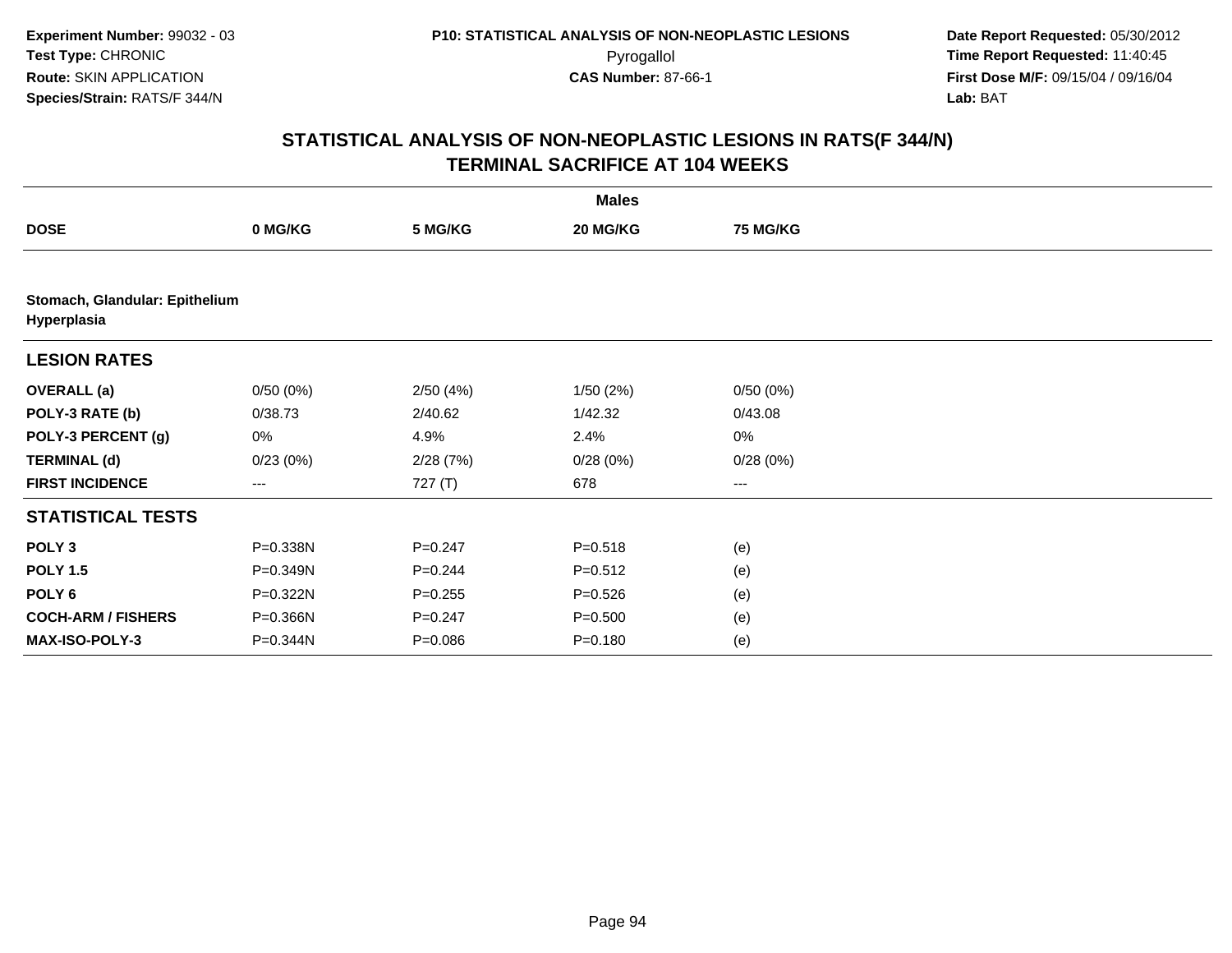Experiment Number: 99032 - 03
Test Type: CHRONIC
Route: SKIN APPLICATION
Species/Strain: RATS/F 344/N

P10: STATISTICAL ANALYSIS OF NON-NEOPLASTIC LESIONS
Pyrogallol
CAS Number: 87-66-1

Date Report Requested: 05/30/2012
Time Report Requested: 11:40:45
First Dose M/F: 09/15/04 / 09/16/04
Lab: BAT

## STATISTICAL ANALYSIS OF NON-NEOPLASTIC LESIONS IN RATS(F 344/N)
## TERMINAL SACRIFICE AT 104 WEEKS

| | Males | | | |
|---|---|---|---|---|
| **DOSE** | **0 MG/KG** | **5 MG/KG** | **20 MG/KG** | **75 MG/KG** |
| **Stomach, Glandular: Epithelium Hyperplasia** | | | | |
| **LESION RATES** | | | | |
| **OVERALL (a)** | 0/50 (0%) | 2/50 (4%) | 1/50 (2%) | 0/50 (0%) |
| **POLY-3 RATE (b)** | 0/38.73 | 2/40.62 | 1/42.32 | 0/43.08 |
| **POLY-3 PERCENT (g)** | 0% | 4.9% | 2.4% | 0% |
| **TERMINAL (d)** | 0/23 (0%) | 2/28 (7%) | 0/28 (0%) | 0/28 (0%) |
| **FIRST INCIDENCE** | --- | 727 (T) | 678 | --- |
| **STATISTICAL TESTS** | | | | |
| **POLY 3** | P=0.338N | P=0.247 | P=0.518 | (e) |
| **POLY 1.5** | P=0.349N | P=0.244 | P=0.512 | (e) |
| **POLY 6** | P=0.322N | P=0.255 | P=0.526 | (e) |
| **COCH-ARM / FISHERS** | P=0.366N | P=0.247 | P=0.500 | (e) |
| **MAX-ISO-POLY-3** | P=0.344N | P=0.086 | P=0.180 | (e) |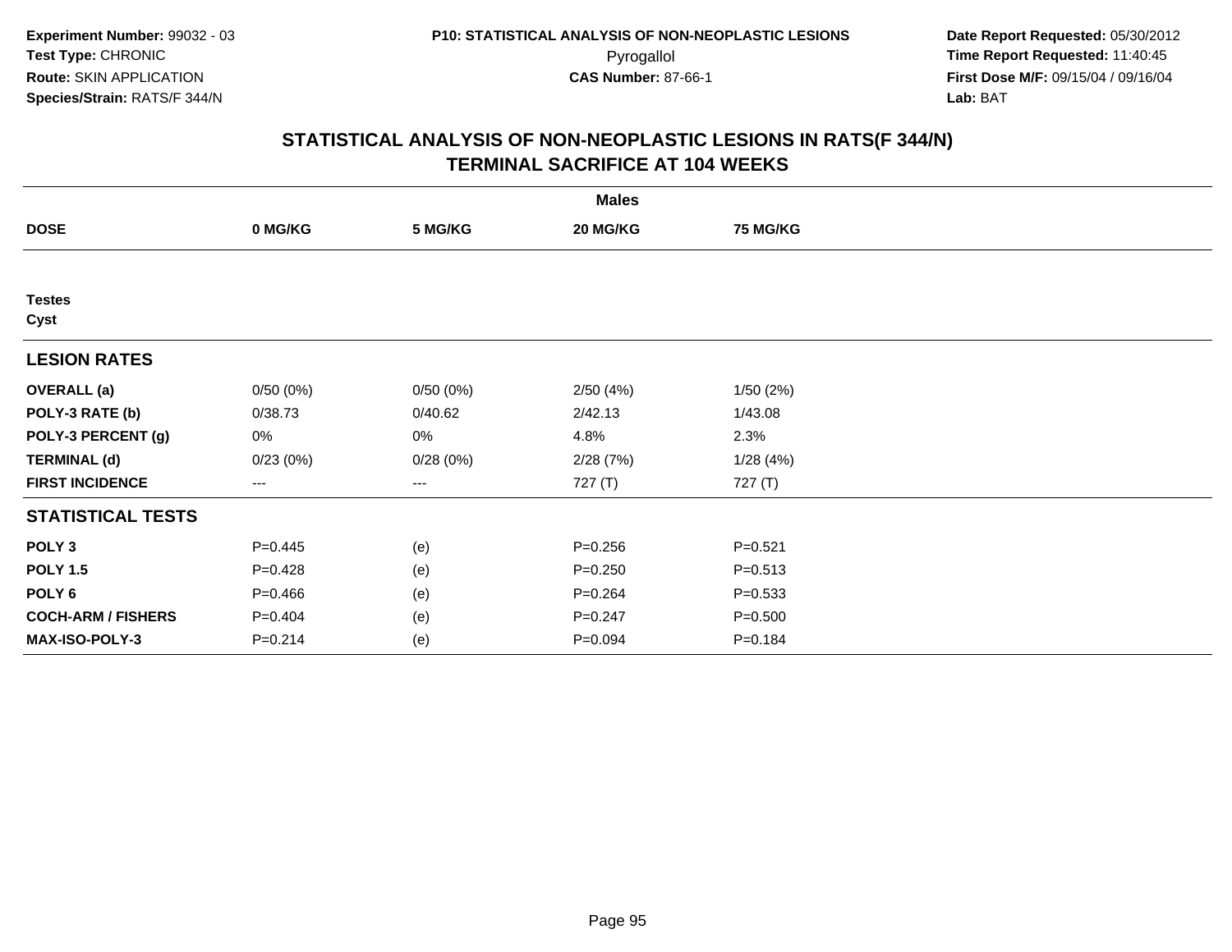**Experiment Number:** 99032 - 03
**Test Type:** CHRONIC
**Route:** SKIN APPLICATION
**Species/Strain:** RATS/F 344/N

**P10: STATISTICAL ANALYSIS OF NON-NEOPLASTIC LESIONS**
Pyrogallol
**CAS Number:** 87-66-1

**Date Report Requested:** 05/30/2012
**Time Report Requested:** 11:40:45
**First Dose M/F:** 09/15/04 / 09/16/04
**Lab:** BAT

## STATISTICAL ANALYSIS OF NON-NEOPLASTIC LESIONS IN RATS(F 344/N)
## TERMINAL SACRIFICE AT 104 WEEKS

| | Males | | | |
|---|---|---|---|---|
| **DOSE** | **0 MG/KG** | **5 MG/KG** | **20 MG/KG** | **75 MG/KG** |
| **Testes** | | | | |
| **Cyst** | | | | |
| **LESION RATES** | | | | |
| **OVERALL (a)** | 0/50 (0%) | 0/50 (0%) | 2/50 (4%) | 1/50 (2%) |
| **POLY-3 RATE (b)** | 0/38.73 | 0/40.62 | 2/42.13 | 1/43.08 |
| **POLY-3 PERCENT (g)** | 0% | 0% | 4.8% | 2.3% |
| **TERMINAL (d)** | 0/23 (0%) | 0/28 (0%) | 2/28 (7%) | 1/28 (4%) |
| **FIRST INCIDENCE** | --- | --- | 727 (T) | 727 (T) |
| **STATISTICAL TESTS** | | | | |
| **POLY 3** | P=0.445 | (e) | P=0.256 | P=0.521 |
| **POLY 1.5** | P=0.428 | (e) | P=0.250 | P=0.513 |
| **POLY 6** | P=0.466 | (e) | P=0.264 | P=0.533 |
| **COCH-ARM / FISHERS** | P=0.404 | (e) | P=0.247 | P=0.500 |
| **MAX-ISO-POLY-3** | P=0.214 | (e) | P=0.094 | P=0.184 |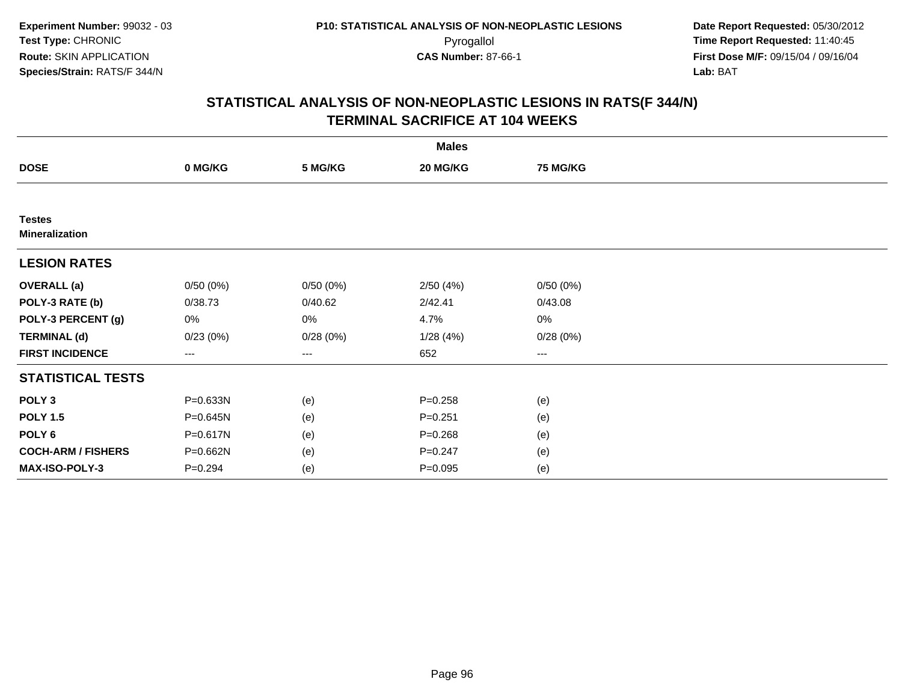**Experiment Number:** 99032 - 03
**Test Type:** CHRONIC
**Route:** SKIN APPLICATION
**Species/Strain:** RATS/F 344/N

**P10: STATISTICAL ANALYSIS OF NON-NEOPLASTIC LESIONS**
Pyrogallol
**CAS Number:** 87-66-1

**Date Report Requested:** 05/30/2012
**Time Report Requested:** 11:40:45
**First Dose M/F:** 09/15/04 / 09/16/04
**Lab:** BAT

## STATISTICAL ANALYSIS OF NON-NEOPLASTIC LESIONS IN RATS(F 344/N)
## TERMINAL SACRIFICE AT 104 WEEKS

| | Males | | | |
|---|---|---|---|---|
| **DOSE** | **0 MG/KG** | **5 MG/KG** | **20 MG/KG** | **75 MG/KG** |
| **Testes** | | | | |
| **Mineralization** | | | | |
| **LESION RATES** | | | | |
| **OVERALL (a)** | 0/50 (0%) | 0/50 (0%) | 2/50 (4%) | 0/50 (0%) |
| **POLY-3 RATE (b)** | 0/38.73 | 0/40.62 | 2/42.41 | 0/43.08 |
| **POLY-3 PERCENT (g)** | 0% | 0% | 4.7% | 0% |
| **TERMINAL (d)** | 0/23 (0%) | 0/28 (0%) | 1/28 (4%) | 0/28 (0%) |
| **FIRST INCIDENCE** | --- | --- | 652 | --- |
| **STATISTICAL TESTS** | | | | |
| **POLY 3** | P=0.633N | (e) | P=0.258 | (e) |
| **POLY 1.5** | P=0.645N | (e) | P=0.251 | (e) |
| **POLY 6** | P=0.617N | (e) | P=0.268 | (e) |
| **COCH-ARM / FISHERS** | P=0.662N | (e) | P=0.247 | (e) |
| **MAX-ISO-POLY-3** | P=0.294 | (e) | P=0.095 | (e) |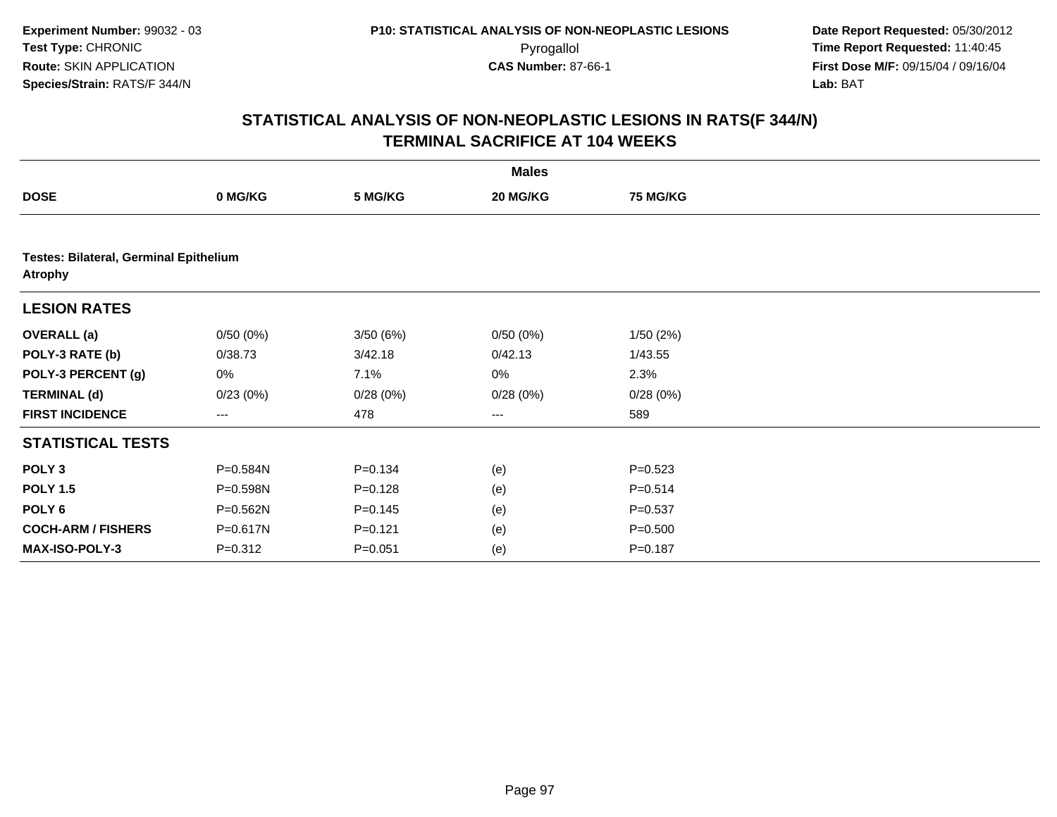Experiment Number: 99032 - 03
Test Type: CHRONIC
Route: SKIN APPLICATION
Species/Strain: RATS/F 344/N

P10: STATISTICAL ANALYSIS OF NON-NEOPLASTIC LESIONS
Pyrogallol
CAS Number: 87-66-1

Date Report Requested: 05/30/2012
Time Report Requested: 11:40:45
First Dose M/F: 09/15/04 / 09/16/04
Lab: BAT

## STATISTICAL ANALYSIS OF NON-NEOPLASTIC LESIONS IN RATS(F 344/N)
## TERMINAL SACRIFICE AT 104 WEEKS

| | Males | | | |
|---|---|---|---|---|
| **DOSE** | **0 MG/KG** | **5 MG/KG** | **20 MG/KG** | **75 MG/KG** |
| **Testes: Bilateral, Germinal Epithelium Atrophy** | | | | |
| **LESION RATES** | | | | |
| **OVERALL (a)** | 0/50 (0%) | 3/50 (6%) | 0/50 (0%) | 1/50 (2%) |
| **POLY-3 RATE (b)** | 0/38.73 | 3/42.18 | 0/42.13 | 1/43.55 |
| **POLY-3 PERCENT (g)** | 0% | 7.1% | 0% | 2.3% |
| **TERMINAL (d)** | 0/23 (0%) | 0/28 (0%) | 0/28 (0%) | 0/28 (0%) |
| **FIRST INCIDENCE** | --- | 478 | --- | 589 |
| **STATISTICAL TESTS** | | | | |
| **POLY 3** | P=0.584N | P=0.134 | (e) | P=0.523 |
| **POLY 1.5** | P=0.598N | P=0.128 | (e) | P=0.514 |
| **POLY 6** | P=0.562N | P=0.145 | (e) | P=0.537 |
| **COCH-ARM / FISHERS** | P=0.617N | P=0.121 | (e) | P=0.500 |
| **MAX-ISO-POLY-3** | P=0.312 | P=0.051 | (e) | P=0.187 |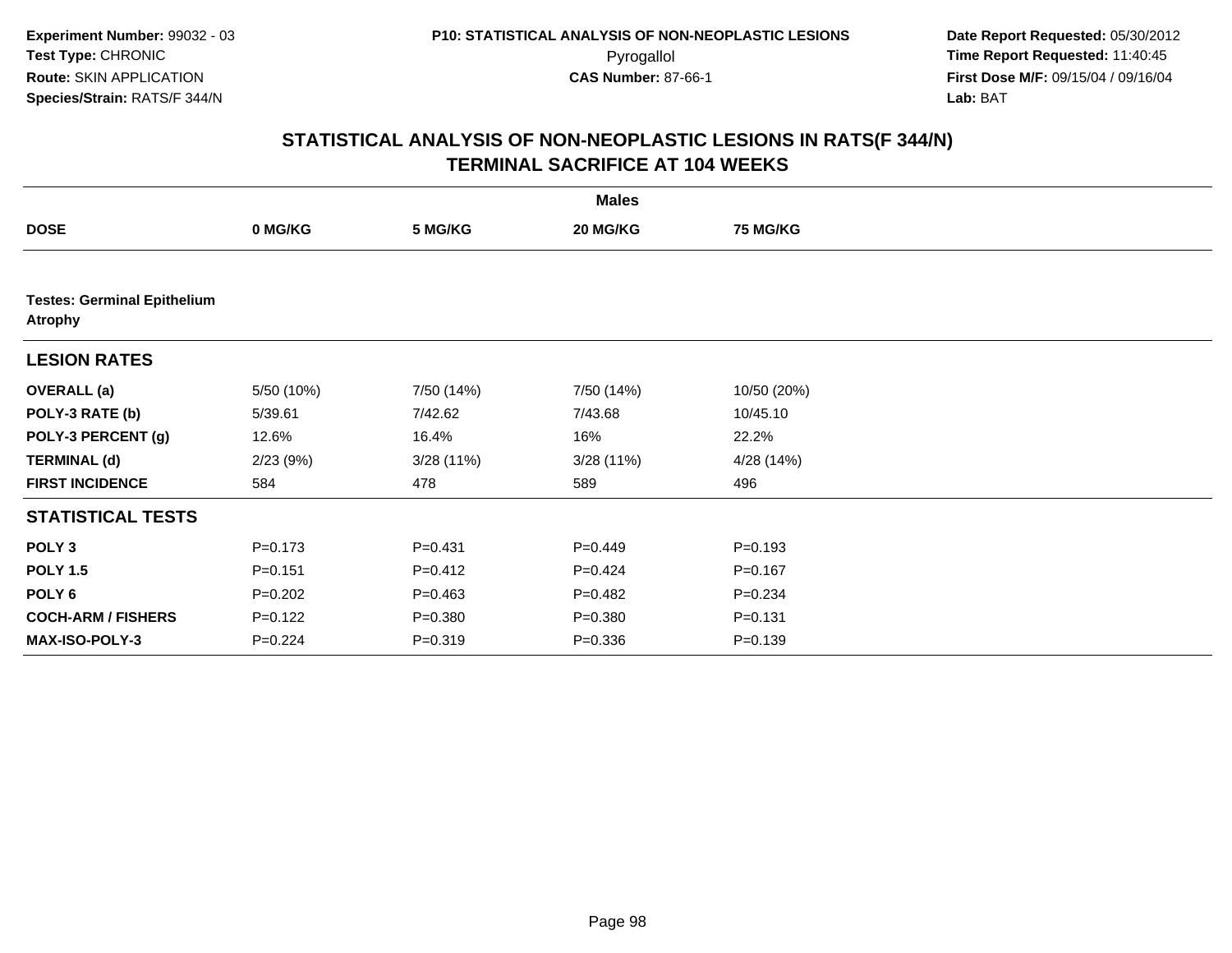**Experiment Number:** 99032 - 03
**Test Type:** CHRONIC
**Route:** SKIN APPLICATION
**Species/Strain:** RATS/F 344/N

**P10: STATISTICAL ANALYSIS OF NON-NEOPLASTIC LESIONS**
Pyrogallol
**CAS Number:** 87-66-1

**Date Report Requested:** 05/30/2012
**Time Report Requested:** 11:40:45
**First Dose M/F:** 09/15/04 / 09/16/04
**Lab:** BAT

## STATISTICAL ANALYSIS OF NON-NEOPLASTIC LESIONS IN RATS(F 344/N) TERMINAL SACRIFICE AT 104 WEEKS

| | Males | | | |
|---|---|---|---|---|
| **DOSE** | **0 MG/KG** | **5 MG/KG** | **20 MG/KG** | **75 MG/KG** |
| **Testes: Germinal Epithelium Atrophy** | | | | |
| **LESION RATES** | | | | |
| **OVERALL (a)** | 5/50 (10%) | 7/50 (14%) | 7/50 (14%) | 10/50 (20%) |
| **POLY-3 RATE (b)** | 5/39.61 | 7/42.62 | 7/43.68 | 10/45.10 |
| **POLY-3 PERCENT (g)** | 12.6% | 16.4% | 16% | 22.2% |
| **TERMINAL (d)** | 2/23 (9%) | 3/28 (11%) | 3/28 (11%) | 4/28 (14%) |
| **FIRST INCIDENCE** | 584 | 478 | 589 | 496 |
| **STATISTICAL TESTS** | | | | |
| **POLY 3** | P=0.173 | P=0.431 | P=0.449 | P=0.193 |
| **POLY 1.5** | P=0.151 | P=0.412 | P=0.424 | P=0.167 |
| **POLY 6** | P=0.202 | P=0.463 | P=0.482 | P=0.234 |
| **COCH-ARM / FISHERS** | P=0.122 | P=0.380 | P=0.380 | P=0.131 |
| **MAX-ISO-POLY-3** | P=0.224 | P=0.319 | P=0.336 | P=0.139 |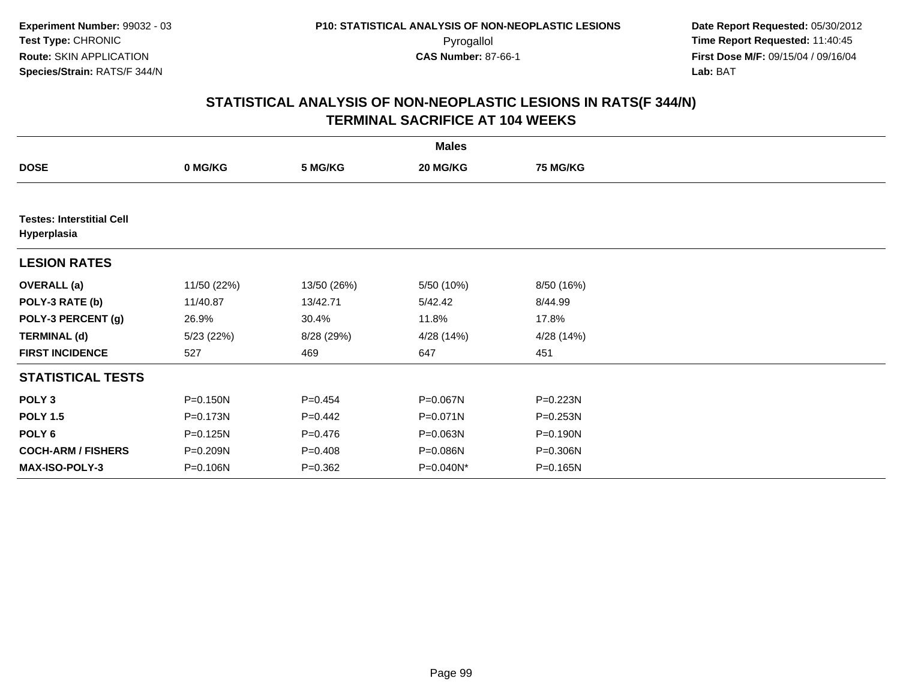Experiment Number: 99032 - 03
Test Type: CHRONIC
Route: SKIN APPLICATION
Species/Strain: RATS/F 344/N

P10: STATISTICAL ANALYSIS OF NON-NEOPLASTIC LESIONS
Pyrogallol
CAS Number: 87-66-1

Date Report Requested: 05/30/2012
Time Report Requested: 11:40:45
First Dose M/F: 09/15/04 / 09/16/04
Lab: BAT

## STATISTICAL ANALYSIS OF NON-NEOPLASTIC LESIONS IN RATS(F 344/N)
## TERMINAL SACRIFICE AT 104 WEEKS

| | Males | | | |
|---|---|---|---|---|
| **DOSE** | **0 MG/KG** | **5 MG/KG** | **20 MG/KG** | **75 MG/KG** |
| **Testes: Interstitial Cell Hyperplasia** | | | | |
| **LESION RATES** | | | | |
| **OVERALL (a)** | 11/50 (22%) | 13/50 (26%) | 5/50 (10%) | 8/50 (16%) |
| **POLY-3 RATE (b)** | 11/40.87 | 13/42.71 | 5/42.42 | 8/44.99 |
| **POLY-3 PERCENT (g)** | 26.9% | 30.4% | 11.8% | 17.8% |
| **TERMINAL (d)** | 5/23 (22%) | 8/28 (29%) | 4/28 (14%) | 4/28 (14%) |
| **FIRST INCIDENCE** | 527 | 469 | 647 | 451 |
| **STATISTICAL TESTS** | | | | |
| **POLY 3** | P=0.150N | P=0.454 | P=0.067N | P=0.223N |
| **POLY 1.5** | P=0.173N | P=0.442 | P=0.071N | P=0.253N |
| **POLY 6** | P=0.125N | P=0.476 | P=0.063N | P=0.190N |
| **COCH-ARM / FISHERS** | P=0.209N | P=0.408 | P=0.086N | P=0.306N |
| **MAX-ISO-POLY-3** | P=0.106N | P=0.362 | P=0.040N* | P=0.165N |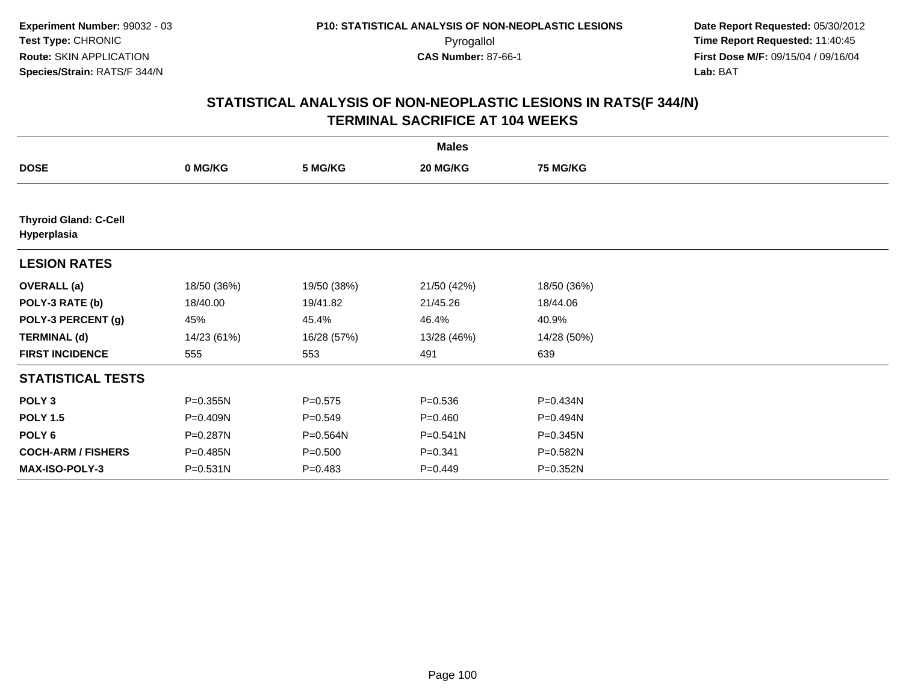Experiment Number: 99032 - 03
Test Type: CHRONIC
Route: SKIN APPLICATION
Species/Strain: RATS/F 344/N

P10: STATISTICAL ANALYSIS OF NON-NEOPLASTIC LESIONS
Pyrogallol
CAS Number: 87-66-1

Date Report Requested: 05/30/2012
Time Report Requested: 11:40:45
First Dose M/F: 09/15/04 / 09/16/04
Lab: BAT

## STATISTICAL ANALYSIS OF NON-NEOPLASTIC LESIONS IN RATS(F 344/N)
## TERMINAL SACRIFICE AT 104 WEEKS

| | Males | | | |
|---|---|---|---|---|
| **DOSE** | **0 MG/KG** | **5 MG/KG** | **20 MG/KG** | **75 MG/KG** |
| **Thyroid Gland: C-Cell Hyperplasia** | | | | |
| **LESION RATES** | | | | |
| **OVERALL (a)** | 18/50 (36%) | 19/50 (38%) | 21/50 (42%) | 18/50 (36%) |
| **POLY-3 RATE (b)** | 18/40.00 | 19/41.82 | 21/45.26 | 18/44.06 |
| **POLY-3 PERCENT (g)** | 45% | 45.4% | 46.4% | 40.9% |
| **TERMINAL (d)** | 14/23 (61%) | 16/28 (57%) | 13/28 (46%) | 14/28 (50%) |
| **FIRST INCIDENCE** | 555 | 553 | 491 | 639 |
| **STATISTICAL TESTS** | | | | |
| **POLY 3** | P=0.355N | P=0.575 | P=0.536 | P=0.434N |
| **POLY 1.5** | P=0.409N | P=0.549 | P=0.460 | P=0.494N |
| **POLY 6** | P=0.287N | P=0.564N | P=0.541N | P=0.345N |
| **COCH-ARM / FISHERS** | P=0.485N | P=0.500 | P=0.341 | P=0.582N |
| **MAX-ISO-POLY-3** | P=0.531N | P=0.483 | P=0.449 | P=0.352N |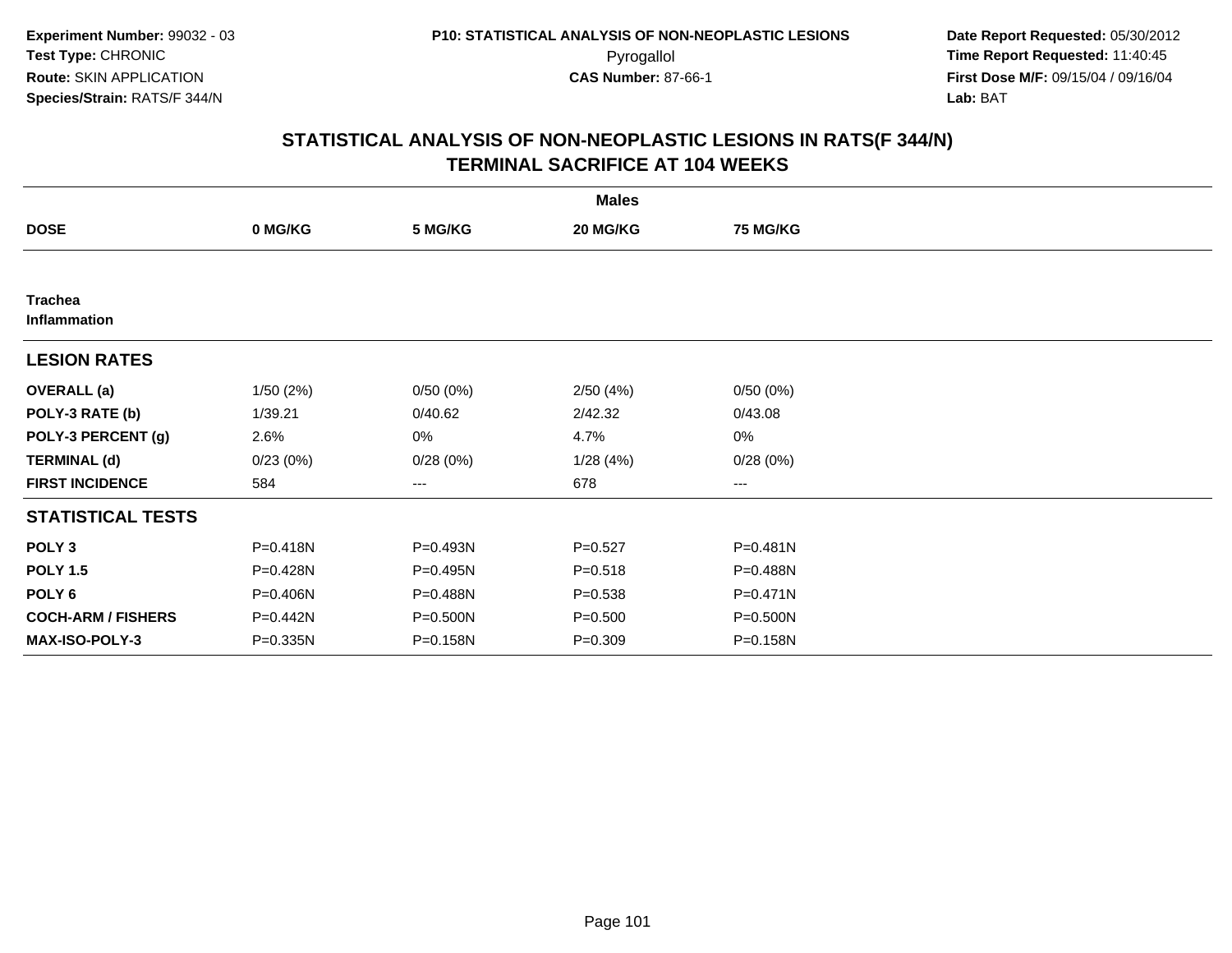**Experiment Number:** 99032 - 03
**Test Type:** CHRONIC
**Route:** SKIN APPLICATION
**Species/Strain:** RATS/F 344/N

**P10: STATISTICAL ANALYSIS OF NON-NEOPLASTIC LESIONS**
Pyrogallol
**CAS Number:** 87-66-1

**Date Report Requested:** 05/30/2012
**Time Report Requested:** 11:40:45
**First Dose M/F:** 09/15/04 / 09/16/04
**Lab:** BAT

## STATISTICAL ANALYSIS OF NON-NEOPLASTIC LESIONS IN RATS(F 344/N)
## TERMINAL SACRIFICE AT 104 WEEKS

| | Males | | | |
|---|---|---|---|---|
| **DOSE** | **0 MG/KG** | **5 MG/KG** | **20 MG/KG** | **75 MG/KG** |
| **Trachea** | | | | |
| **Inflammation** | | | | |
| **LESION RATES** | | | | |
| **OVERALL (a)** | 1/50 (2%) | 0/50 (0%) | 2/50 (4%) | 0/50 (0%) |
| **POLY-3 RATE (b)** | 1/39.21 | 0/40.62 | 2/42.32 | 0/43.08 |
| **POLY-3 PERCENT (g)** | 2.6% | 0% | 4.7% | 0% |
| **TERMINAL (d)** | 0/23 (0%) | 0/28 (0%) | 1/28 (4%) | 0/28 (0%) |
| **FIRST INCIDENCE** | 584 | --- | 678 | --- |
| **STATISTICAL TESTS** | | | | |
| **POLY 3** | P=0.418N | P=0.493N | P=0.527 | P=0.481N |
| **POLY 1.5** | P=0.428N | P=0.495N | P=0.518 | P=0.488N |
| **POLY 6** | P=0.406N | P=0.488N | P=0.538 | P=0.471N |
| **COCH-ARM / FISHERS** | P=0.442N | P=0.500N | P=0.500 | P=0.500N |
| **MAX-ISO-POLY-3** | P=0.335N | P=0.158N | P=0.309 | P=0.158N |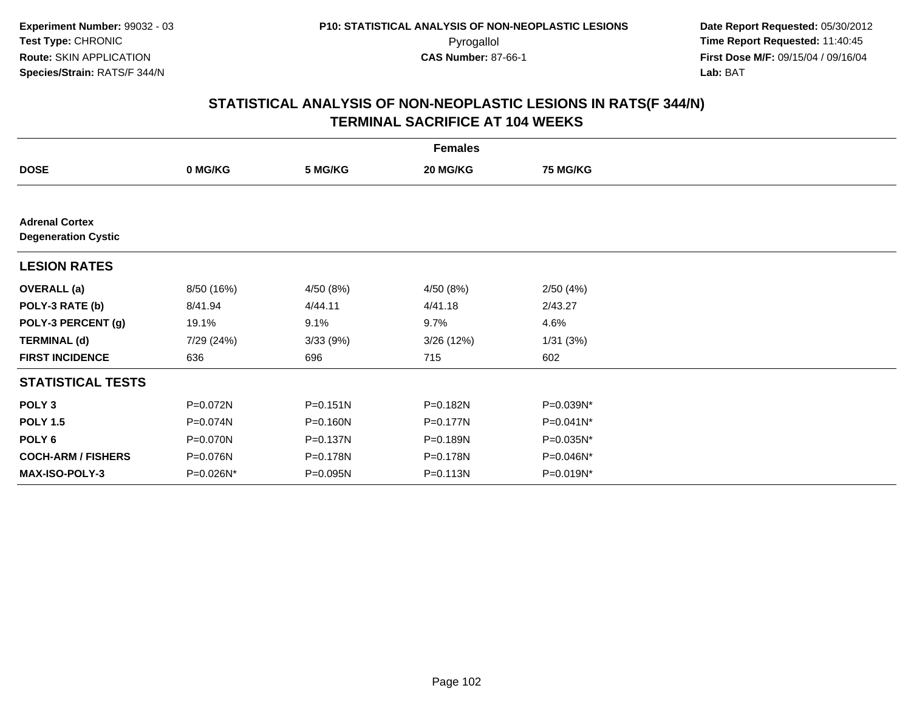**Experiment Number:** 99032 - 03
**Test Type:** CHRONIC
**Route:** SKIN APPLICATION
**Species/Strain:** RATS/F 344/N

**P10: STATISTICAL ANALYSIS OF NON-NEOPLASTIC LESIONS**
Pyrogallol
**CAS Number:** 87-66-1

**Date Report Requested:** 05/30/2012
**Time Report Requested:** 11:40:45
**First Dose M/F:** 09/15/04 / 09/16/04
**Lab:** BAT

## STATISTICAL ANALYSIS OF NON-NEOPLASTIC LESIONS IN RATS(F 344/N) TERMINAL SACRIFICE AT 104 WEEKS

| | Females | | | |
|---|---|---|---|---|
| **DOSE** | **0 MG/KG** | **5 MG/KG** | **20 MG/KG** | **75 MG/KG** |
| **Adrenal Cortex** | | | | |
| **Degeneration Cystic** | | | | |
| **LESION RATES** | | | | |
| **OVERALL (a)** | 8/50 (16%) | 4/50 (8%) | 4/50 (8%) | 2/50 (4%) |
| **POLY-3 RATE (b)** | 8/41.94 | 4/44.11 | 4/41.18 | 2/43.27 |
| **POLY-3 PERCENT (g)** | 19.1% | 9.1% | 9.7% | 4.6% |
| **TERMINAL (d)** | 7/29 (24%) | 3/33 (9%) | 3/26 (12%) | 1/31 (3%) |
| **FIRST INCIDENCE** | 636 | 696 | 715 | 602 |
| **STATISTICAL TESTS** | | | | |
| **POLY 3** | P=0.072N | P=0.151N | P=0.182N | P=0.039N* |
| **POLY 1.5** | P=0.074N | P=0.160N | P=0.177N | P=0.041N* |
| **POLY 6** | P=0.070N | P=0.137N | P=0.189N | P=0.035N* |
| **COCH-ARM / FISHERS** | P=0.076N | P=0.178N | P=0.178N | P=0.046N* |
| **MAX-ISO-POLY-3** | P=0.026N* | P=0.095N | P=0.113N | P=0.019N* |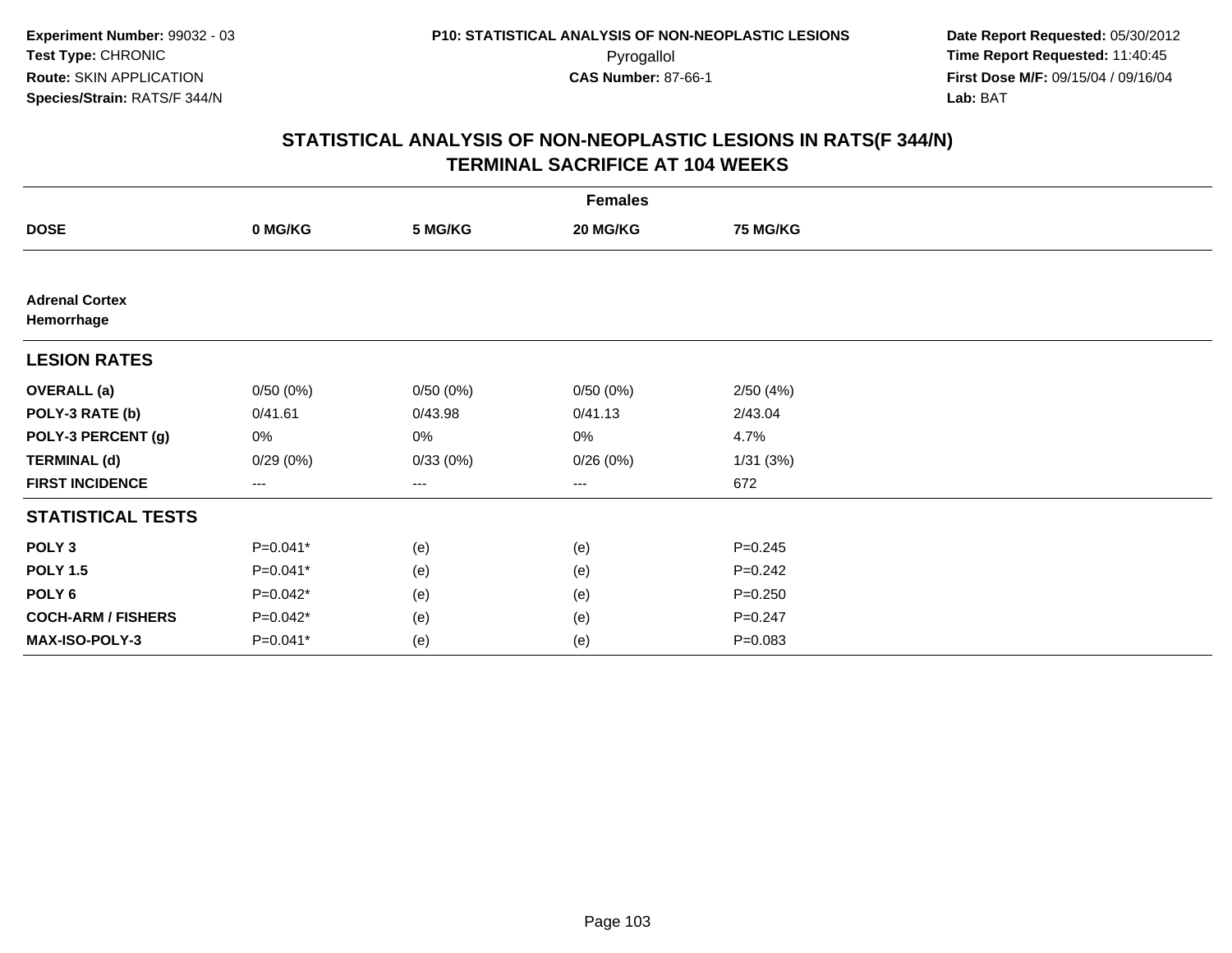Experiment Number: 99032 - 03
Test Type: CHRONIC
Route: SKIN APPLICATION
Species/Strain: RATS/F 344/N

P10: STATISTICAL ANALYSIS OF NON-NEOPLASTIC LESIONS
Pyrogallol
CAS Number: 87-66-1

Date Report Requested: 05/30/2012
Time Report Requested: 11:40:45
First Dose M/F: 09/15/04 / 09/16/04
Lab: BAT

## STATISTICAL ANALYSIS OF NON-NEOPLASTIC LESIONS IN RATS(F 344/N)
## TERMINAL SACRIFICE AT 104 WEEKS

| | Females | | | |
|---|---|---|---|---|
| **DOSE** | **0 MG/KG** | **5 MG/KG** | **20 MG/KG** | **75 MG/KG** |
| **Adrenal Cortex Hemorrhage** | | | | |
| **LESION RATES** | | | | |
| **OVERALL (a)** | 0/50 (0%) | 0/50 (0%) | 0/50 (0%) | 2/50 (4%) |
| **POLY-3 RATE (b)** | 0/41.61 | 0/43.98 | 0/41.13 | 2/43.04 |
| **POLY-3 PERCENT (g)** | 0% | 0% | 0% | 4.7% |
| **TERMINAL (d)** | 0/29 (0%) | 0/33 (0%) | 0/26 (0%) | 1/31 (3%) |
| **FIRST INCIDENCE** | --- | --- | --- | 672 |
| **STATISTICAL TESTS** | | | | |
| **POLY 3** | P=0.041* | (e) | (e) | P=0.245 |
| **POLY 1.5** | P=0.041* | (e) | (e) | P=0.242 |
| **POLY 6** | P=0.042* | (e) | (e) | P=0.250 |
| **COCH-ARM / FISHERS** | P=0.042* | (e) | (e) | P=0.247 |
| **MAX-ISO-POLY-3** | P=0.041* | (e) | (e) | P=0.083 |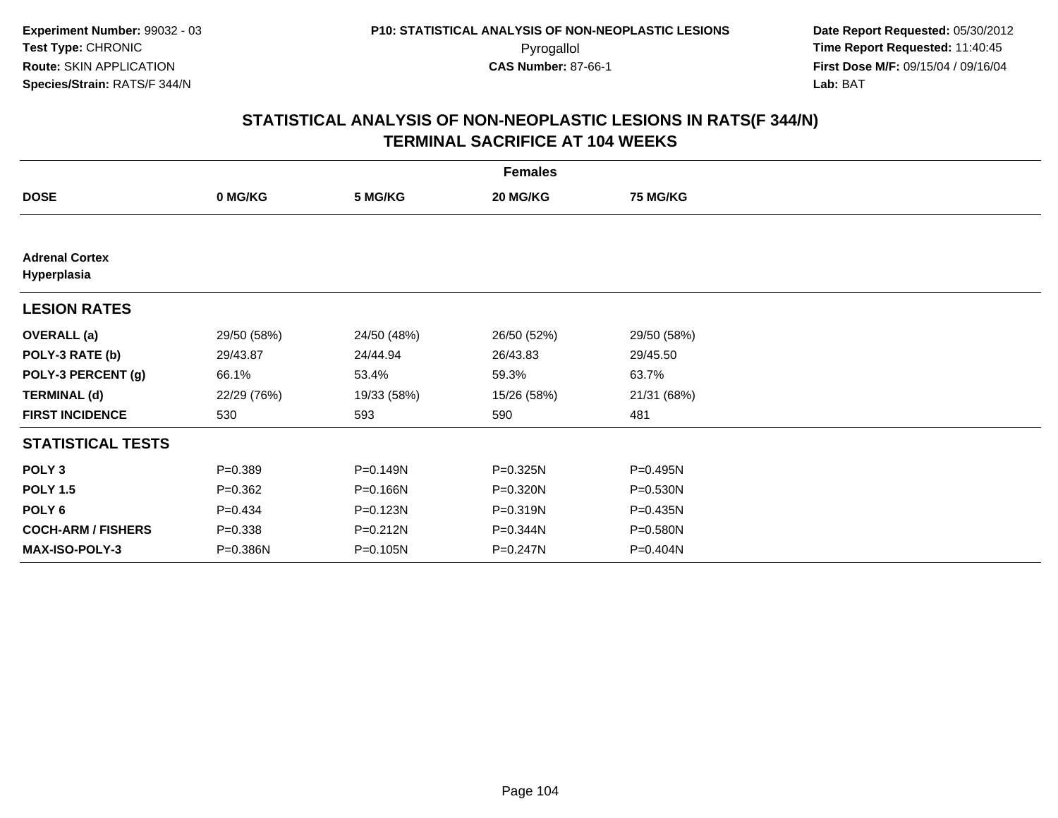Experiment Number: 99032 - 03
Test Type: CHRONIC
Route: SKIN APPLICATION
Species/Strain: RATS/F 344/N

P10: STATISTICAL ANALYSIS OF NON-NEOPLASTIC LESIONS
Pyrogallol
CAS Number: 87-66-1

Date Report Requested: 05/30/2012
Time Report Requested: 11:40:45
First Dose M/F: 09/15/04 / 09/16/04
Lab: BAT

## STATISTICAL ANALYSIS OF NON-NEOPLASTIC LESIONS IN RATS(F 344/N)
## TERMINAL SACRIFICE AT 104 WEEKS

| | Females | | | |
|---|---|---|---|---|
| **DOSE** | **0 MG/KG** | **5 MG/KG** | **20 MG/KG** | **75 MG/KG** |
| **Adrenal Cortex Hyperplasia** | | | | |
| **LESION RATES** | | | | |
| **OVERALL (a)** | 29/50 (58%) | 24/50 (48%) | 26/50 (52%) | 29/50 (58%) |
| **POLY-3 RATE (b)** | 29/43.87 | 24/44.94 | 26/43.83 | 29/45.50 |
| **POLY-3 PERCENT (g)** | 66.1% | 53.4% | 59.3% | 63.7% |
| **TERMINAL (d)** | 22/29 (76%) | 19/33 (58%) | 15/26 (58%) | 21/31 (68%) |
| **FIRST INCIDENCE** | 530 | 593 | 590 | 481 |
| **STATISTICAL TESTS** | | | | |
| **POLY 3** | P=0.389 | P=0.149N | P=0.325N | P=0.495N |
| **POLY 1.5** | P=0.362 | P=0.166N | P=0.320N | P=0.530N |
| **POLY 6** | P=0.434 | P=0.123N | P=0.319N | P=0.435N |
| **COCH-ARM / FISHERS** | P=0.338 | P=0.212N | P=0.344N | P=0.580N |
| **MAX-ISO-POLY-3** | P=0.386N | P=0.105N | P=0.247N | P=0.404N |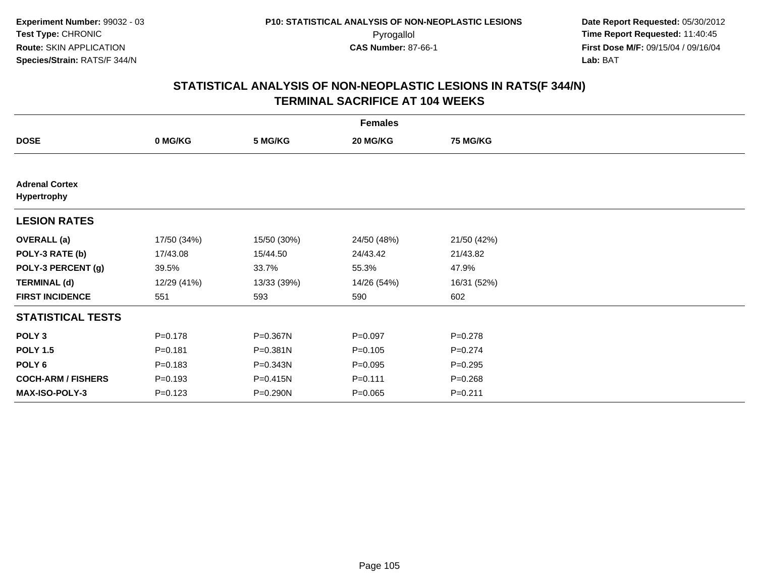Experiment Number: 99032 - 03
Test Type: CHRONIC
Route: SKIN APPLICATION
Species/Strain: RATS/F 344/N

P10: STATISTICAL ANALYSIS OF NON-NEOPLASTIC LESIONS
Pyrogallol
CAS Number: 87-66-1

Date Report Requested: 05/30/2012
Time Report Requested: 11:40:45
First Dose M/F: 09/15/04 / 09/16/04
Lab: BAT

## STATISTICAL ANALYSIS OF NON-NEOPLASTIC LESIONS IN RATS(F 344/N)
## TERMINAL SACRIFICE AT 104 WEEKS

| | Females | | | |
|---|---|---|---|---|
| **DOSE** | **0 MG/KG** | **5 MG/KG** | **20 MG/KG** | **75 MG/KG** |
| **Adrenal Cortex** | | | | |
| **Hypertrophy** | | | | |
| **LESION RATES** | | | | |
| **OVERALL (a)** | 17/50 (34%) | 15/50 (30%) | 24/50 (48%) | 21/50 (42%) |
| **POLY-3 RATE (b)** | 17/43.08 | 15/44.50 | 24/43.42 | 21/43.82 |
| **POLY-3 PERCENT (g)** | 39.5% | 33.7% | 55.3% | 47.9% |
| **TERMINAL (d)** | 12/29 (41%) | 13/33 (39%) | 14/26 (54%) | 16/31 (52%) |
| **FIRST INCIDENCE** | 551 | 593 | 590 | 602 |
| **STATISTICAL TESTS** | | | | |
| **POLY 3** | P=0.178 | P=0.367N | P=0.097 | P=0.278 |
| **POLY 1.5** | P=0.181 | P=0.381N | P=0.105 | P=0.274 |
| **POLY 6** | P=0.183 | P=0.343N | P=0.095 | P=0.295 |
| **COCH-ARM / FISHERS** | P=0.193 | P=0.415N | P=0.111 | P=0.268 |
| **MAX-ISO-POLY-3** | P=0.123 | P=0.290N | P=0.065 | P=0.211 |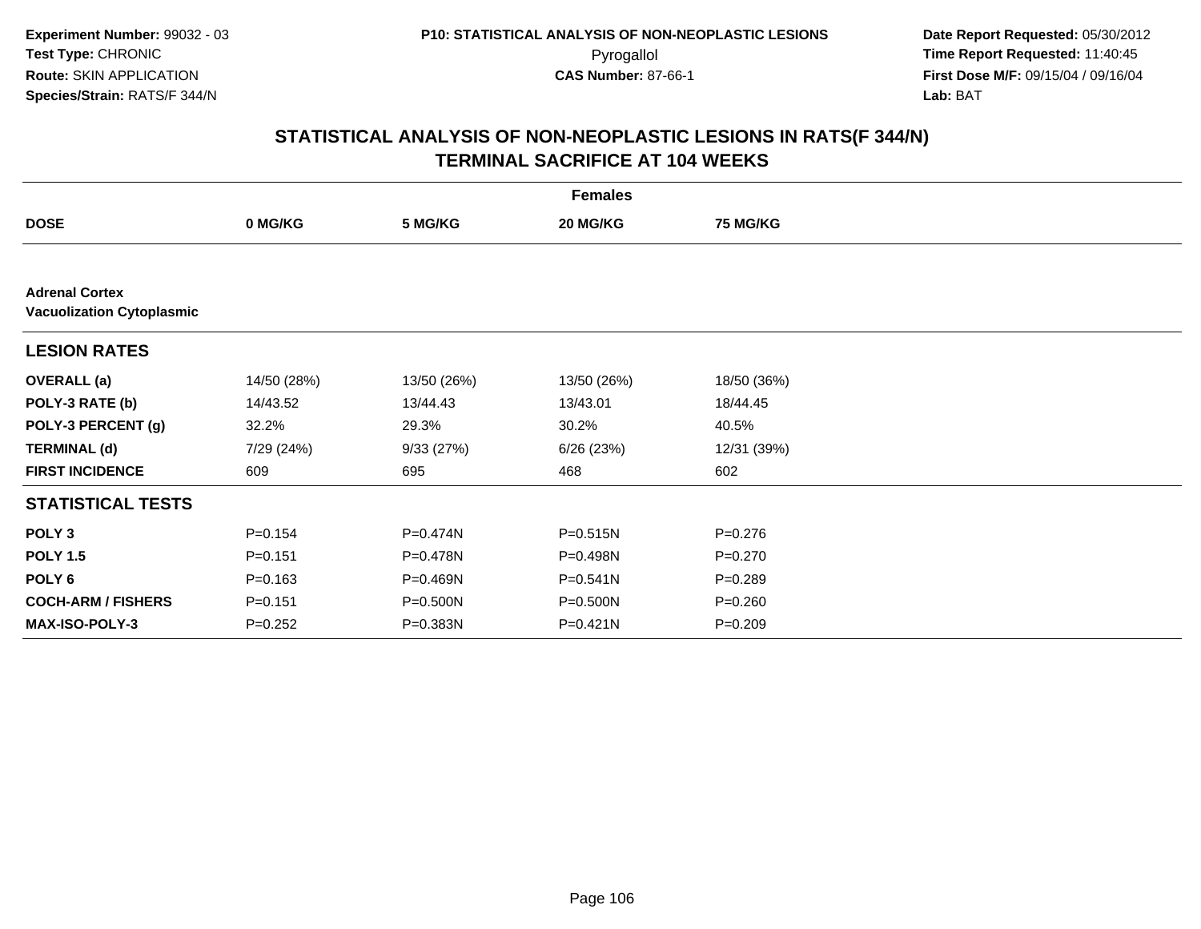**Experiment Number:** 99032 - 03
**Test Type:** CHRONIC
**Route:** SKIN APPLICATION
**Species/Strain:** RATS/F 344/N

**P10: STATISTICAL ANALYSIS OF NON-NEOPLASTIC LESIONS**
Pyrogallol
**CAS Number:** 87-66-1

**Date Report Requested:** 05/30/2012
**Time Report Requested:** 11:40:45
**First Dose M/F:** 09/15/04 / 09/16/04
**Lab:** BAT

## STATISTICAL ANALYSIS OF NON-NEOPLASTIC LESIONS IN RATS(F 344/N)
## TERMINAL SACRIFICE AT 104 WEEKS

| | Females | | | |
|---|---|---|---|---|
| **DOSE** | **0 MG/KG** | **5 MG/KG** | **20 MG/KG** | **75 MG/KG** |
| **Adrenal Cortex** | | | | |
| **Vacuolization Cytoplasmic** | | | | |
| **LESION RATES** | | | | |
| **OVERALL (a)** | 14/50 (28%) | 13/50 (26%) | 13/50 (26%) | 18/50 (36%) |
| **POLY-3 RATE (b)** | 14/43.52 | 13/44.43 | 13/43.01 | 18/44.45 |
| **POLY-3 PERCENT (g)** | 32.2% | 29.3% | 30.2% | 40.5% |
| **TERMINAL (d)** | 7/29 (24%) | 9/33 (27%) | 6/26 (23%) | 12/31 (39%) |
| **FIRST INCIDENCE** | 609 | 695 | 468 | 602 |
| **STATISTICAL TESTS** | | | | |
| **POLY 3** | P=0.154 | P=0.474N | P=0.515N | P=0.276 |
| **POLY 1.5** | P=0.151 | P=0.478N | P=0.498N | P=0.270 |
| **POLY 6** | P=0.163 | P=0.469N | P=0.541N | P=0.289 |
| **COCH-ARM / FISHERS** | P=0.151 | P=0.500N | P=0.500N | P=0.260 |
| **MAX-ISO-POLY-3** | P=0.252 | P=0.383N | P=0.421N | P=0.209 |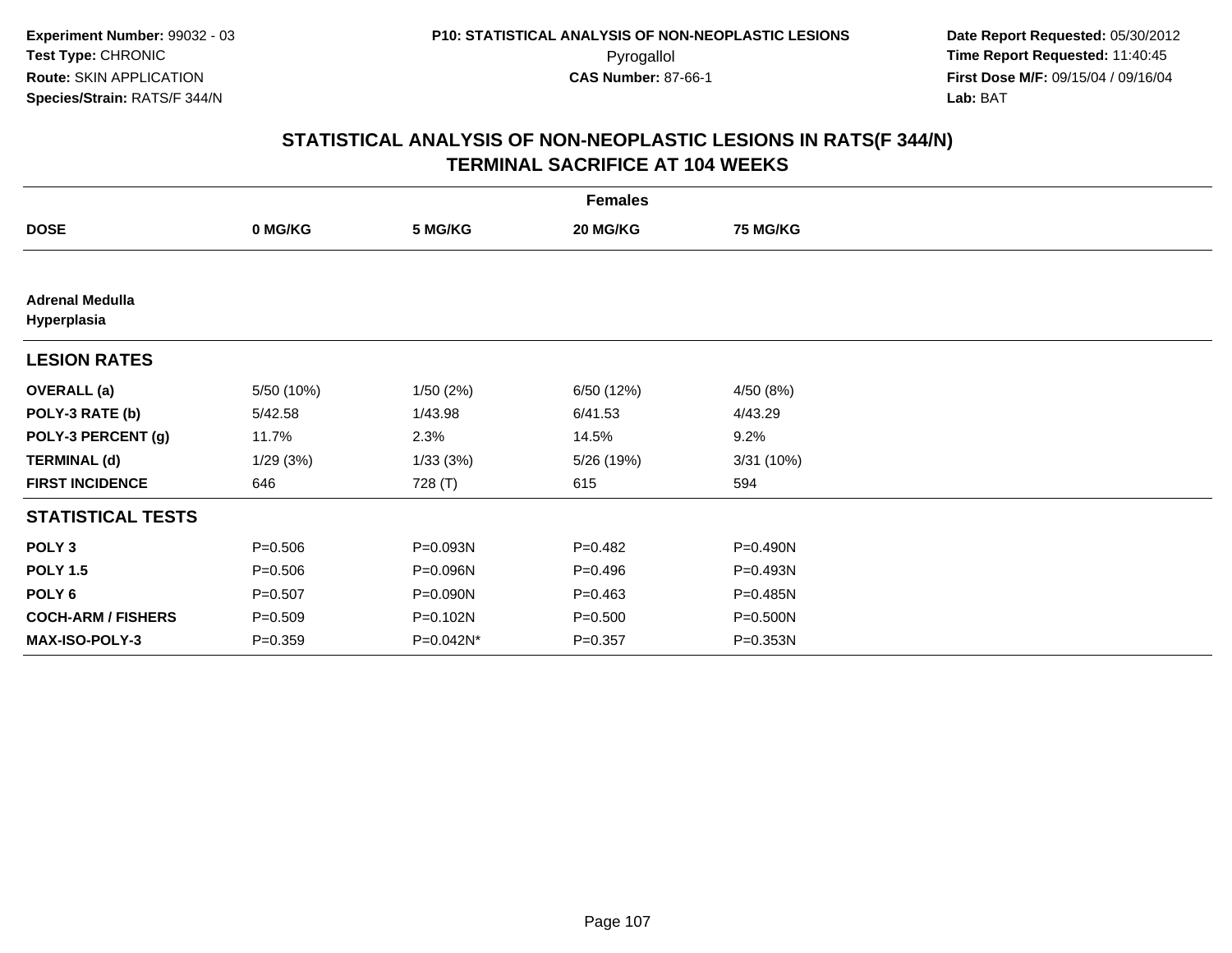**Experiment Number:** 99032 - 03
**Test Type:** CHRONIC
**Route:** SKIN APPLICATION
**Species/Strain:** RATS/F 344/N

**P10: STATISTICAL ANALYSIS OF NON-NEOPLASTIC LESIONS**
Pyrogallol
**CAS Number:** 87-66-1

**Date Report Requested:** 05/30/2012
**Time Report Requested:** 11:40:45
**First Dose M/F:** 09/15/04 / 09/16/04
**Lab:** BAT

## STATISTICAL ANALYSIS OF NON-NEOPLASTIC LESIONS IN RATS(F 344/N) TERMINAL SACRIFICE AT 104 WEEKS

| | Females | | | |
|---|---|---|---|---|
| **DOSE** | **0 MG/KG** | **5 MG/KG** | **20 MG/KG** | **75 MG/KG** |
| **Adrenal Medulla Hyperplasia** | | | | |
| **LESION RATES** | | | | |
| **OVERALL (a)** | 5/50 (10%) | 1/50 (2%) | 6/50 (12%) | 4/50 (8%) |
| **POLY-3 RATE (b)** | 5/42.58 | 1/43.98 | 6/41.53 | 4/43.29 |
| **POLY-3 PERCENT (g)** | 11.7% | 2.3% | 14.5% | 9.2% |
| **TERMINAL (d)** | 1/29 (3%) | 1/33 (3%) | 5/26 (19%) | 3/31 (10%) |
| **FIRST INCIDENCE** | 646 | 728 (T) | 615 | 594 |
| **STATISTICAL TESTS** | | | | |
| **POLY 3** | P=0.506 | P=0.093N | P=0.482 | P=0.490N |
| **POLY 1.5** | P=0.506 | P=0.096N | P=0.496 | P=0.493N |
| **POLY 6** | P=0.507 | P=0.090N | P=0.463 | P=0.485N |
| **COCH-ARM / FISHERS** | P=0.509 | P=0.102N | P=0.500 | P=0.500N |
| **MAX-ISO-POLY-3** | P=0.359 | P=0.042N* | P=0.357 | P=0.353N |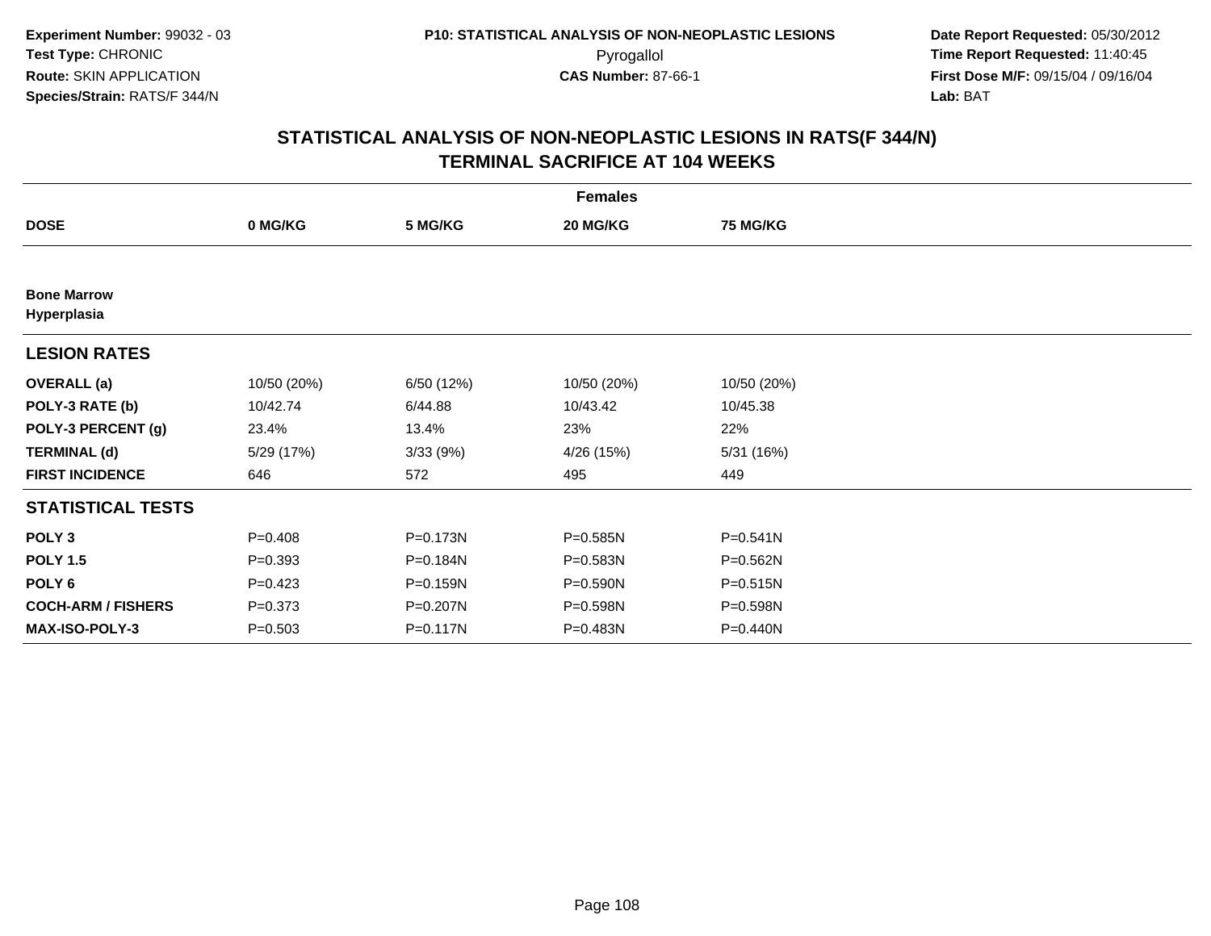**Experiment Number:** 99032 - 03
**Test Type:** CHRONIC
**Route:** SKIN APPLICATION
**Species/Strain:** RATS/F 344/N

**P10: STATISTICAL ANALYSIS OF NON-NEOPLASTIC LESIONS**
Pyrogallol
**CAS Number:** 87-66-1

**Date Report Requested:** 05/30/2012
**Time Report Requested:** 11:40:45
**First Dose M/F:** 09/15/04 / 09/16/04
**Lab:** BAT

## STATISTICAL ANALYSIS OF NON-NEOPLASTIC LESIONS IN RATS(F 344/N) TERMINAL SACRIFICE AT 104 WEEKS

| | Females | | | |
|---|---|---|---|---|
| **DOSE** | **0 MG/KG** | **5 MG/KG** | **20 MG/KG** | **75 MG/KG** |
| **Bone Marrow** | | | | |
| **Hyperplasia** | | | | |
| **LESION RATES** | | | | |
| **OVERALL (a)** | 10/50 (20%) | 6/50 (12%) | 10/50 (20%) | 10/50 (20%) |
| **POLY-3 RATE (b)** | 10/42.74 | 6/44.88 | 10/43.42 | 10/45.38 |
| **POLY-3 PERCENT (g)** | 23.4% | 13.4% | 23% | 22% |
| **TERMINAL (d)** | 5/29 (17%) | 3/33 (9%) | 4/26 (15%) | 5/31 (16%) |
| **FIRST INCIDENCE** | 646 | 572 | 495 | 449 |
| **STATISTICAL TESTS** | | | | |
| **POLY 3** | P=0.408 | P=0.173N | P=0.585N | P=0.541N |
| **POLY 1.5** | P=0.393 | P=0.184N | P=0.583N | P=0.562N |
| **POLY 6** | P=0.423 | P=0.159N | P=0.590N | P=0.515N |
| **COCH-ARM / FISHERS** | P=0.373 | P=0.207N | P=0.598N | P=0.598N |
| **MAX-ISO-POLY-3** | P=0.503 | P=0.117N | P=0.483N | P=0.440N |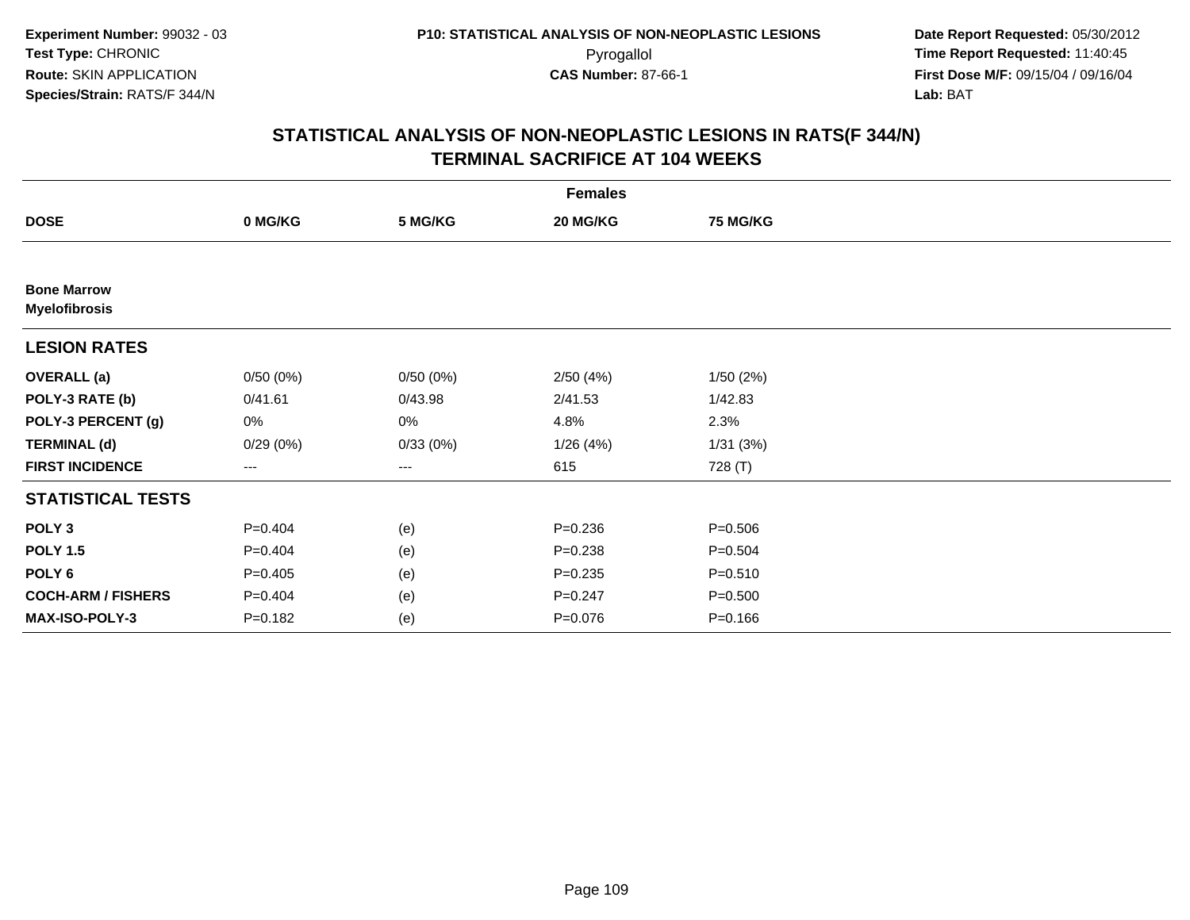**Experiment Number:** 99032 - 03
**Test Type:** CHRONIC
**Route:** SKIN APPLICATION
**Species/Strain:** RATS/F 344/N

**P10: STATISTICAL ANALYSIS OF NON-NEOPLASTIC LESIONS**
Pyrogallol
**CAS Number:** 87-66-1

**Date Report Requested:** 05/30/2012
**Time Report Requested:** 11:40:45
**First Dose M/F:** 09/15/04 / 09/16/04
**Lab:** BAT

## STATISTICAL ANALYSIS OF NON-NEOPLASTIC LESIONS IN RATS(F 344/N) TERMINAL SACRIFICE AT 104 WEEKS

| | Females | | | |
|---|---|---|---|---|
| **DOSE** | **0 MG/KG** | **5 MG/KG** | **20 MG/KG** | **75 MG/KG** |
| **Bone Marrow** | | | | |
| **Myelofibrosis** | | | | |
| **LESION RATES** | | | | |
| **OVERALL (a)** | 0/50 (0%) | 0/50 (0%) | 2/50 (4%) | 1/50 (2%) |
| **POLY-3 RATE (b)** | 0/41.61 | 0/43.98 | 2/41.53 | 1/42.83 |
| **POLY-3 PERCENT (g)** | 0% | 0% | 4.8% | 2.3% |
| **TERMINAL (d)** | 0/29 (0%) | 0/33 (0%) | 1/26 (4%) | 1/31 (3%) |
| **FIRST INCIDENCE** | --- | --- | 615 | 728 (T) |
| **STATISTICAL TESTS** | | | | |
| **POLY 3** | P=0.404 | (e) | P=0.236 | P=0.506 |
| **POLY 1.5** | P=0.404 | (e) | P=0.238 | P=0.504 |
| **POLY 6** | P=0.405 | (e) | P=0.235 | P=0.510 |
| **COCH-ARM / FISHERS** | P=0.404 | (e) | P=0.247 | P=0.500 |
| **MAX-ISO-POLY-3** | P=0.182 | (e) | P=0.076 | P=0.166 |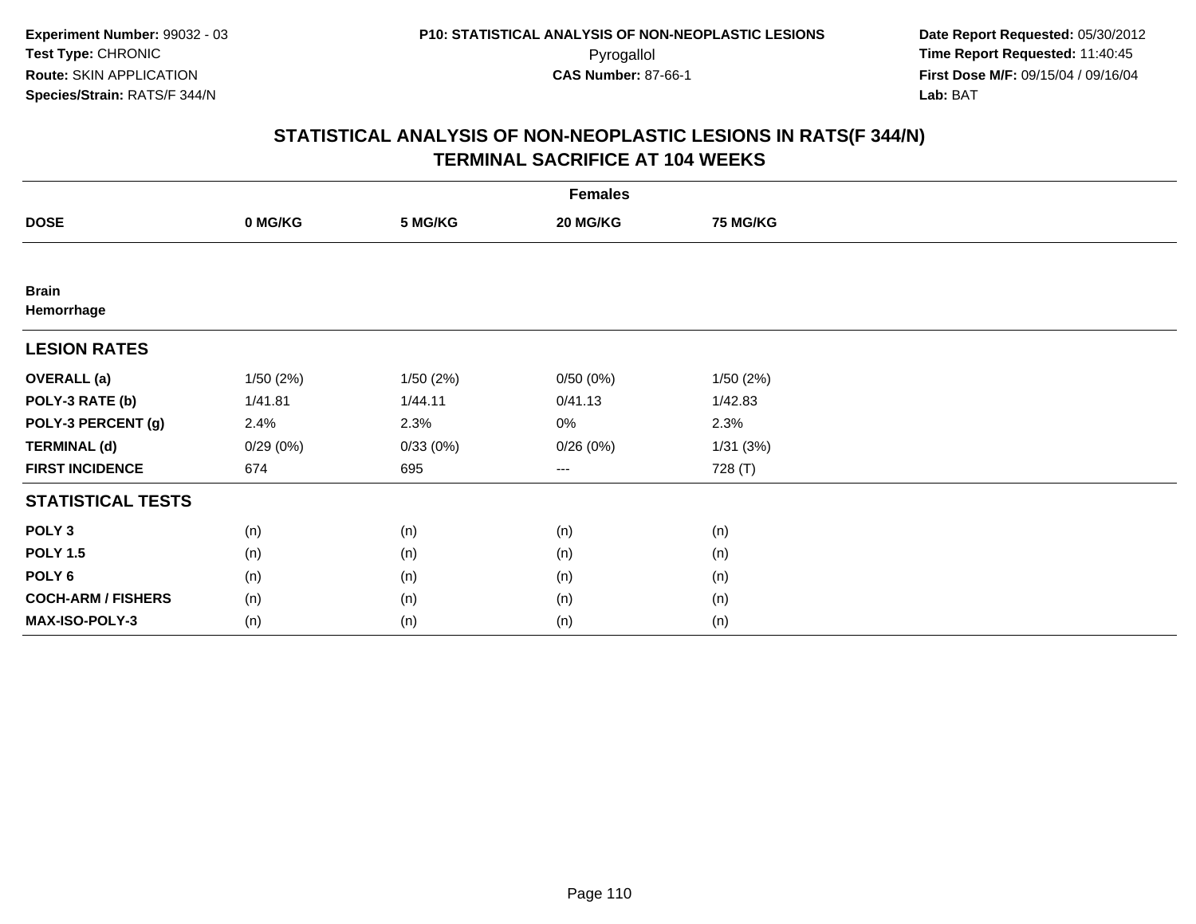Experiment Number: 99032 - 03
Test Type: CHRONIC
Route: SKIN APPLICATION
Species/Strain: RATS/F 344/N

P10: STATISTICAL ANALYSIS OF NON-NEOPLASTIC LESIONS
Pyrogallol
CAS Number: 87-66-1

Date Report Requested: 05/30/2012
Time Report Requested: 11:40:45
First Dose M/F: 09/15/04 / 09/16/04
Lab: BAT

## STATISTICAL ANALYSIS OF NON-NEOPLASTIC LESIONS IN RATS(F 344/N)
## TERMINAL SACRIFICE AT 104 WEEKS

| | Females | | | |
|---|---|---|---|---|
| **DOSE** | **0 MG/KG** | **5 MG/KG** | **20 MG/KG** | **75 MG/KG** |
| **Brain** | | | | |
| **Hemorrhage** | | | | |
| **LESION RATES** | | | | |
| **OVERALL (a)** | 1/50 (2%) | 1/50 (2%) | 0/50 (0%) | 1/50 (2%) |
| **POLY-3 RATE (b)** | 1/41.81 | 1/44.11 | 0/41.13 | 1/42.83 |
| **POLY-3 PERCENT (g)** | 2.4% | 2.3% | 0% | 2.3% |
| **TERMINAL (d)** | 0/29 (0%) | 0/33 (0%) | 0/26 (0%) | 1/31 (3%) |
| **FIRST INCIDENCE** | 674 | 695 | --- | 728 (T) |
| **STATISTICAL TESTS** | | | | |
| **POLY 3** | (n) | (n) | (n) | (n) |
| **POLY 1.5** | (n) | (n) | (n) | (n) |
| **POLY 6** | (n) | (n) | (n) | (n) |
| **COCH-ARM / FISHERS** | (n) | (n) | (n) | (n) |
| **MAX-ISO-POLY-3** | (n) | (n) | (n) | (n) |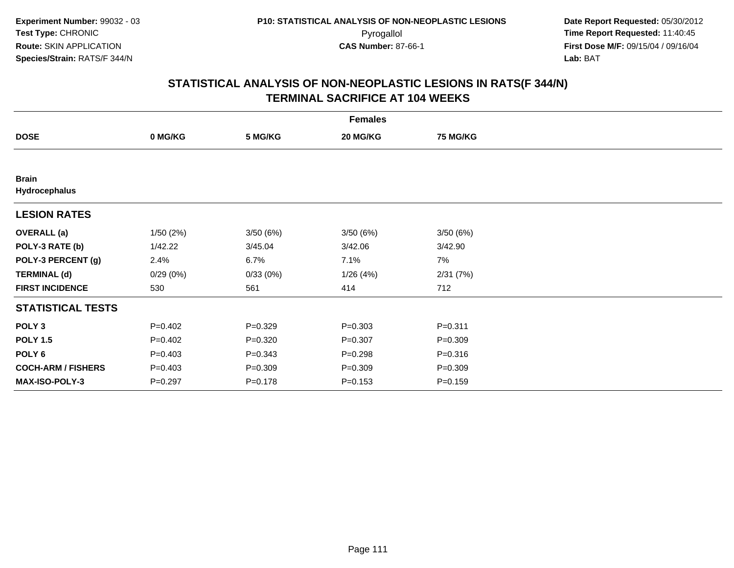Experiment Number: 99032 - 03
Test Type: CHRONIC
Route: SKIN APPLICATION
Species/Strain: RATS/F 344/N

P10: STATISTICAL ANALYSIS OF NON-NEOPLASTIC LESIONS
Pyrogallol
CAS Number: 87-66-1

Date Report Requested: 05/30/2012
Time Report Requested: 11:40:45
First Dose M/F: 09/15/04 / 09/16/04
Lab: BAT

## STATISTICAL ANALYSIS OF NON-NEOPLASTIC LESIONS IN RATS(F 344/N)
## TERMINAL SACRIFICE AT 104 WEEKS

| | Females | | | |
|---|---|---|---|---|
| **DOSE** | **0 MG/KG** | **5 MG/KG** | **20 MG/KG** | **75 MG/KG** |
| **Brain** | | | | |
| **Hydrocephalus** | | | | |
| **LESION RATES** | | | | |
| **OVERALL (a)** | 1/50 (2%) | 3/50 (6%) | 3/50 (6%) | 3/50 (6%) |
| **POLY-3 RATE (b)** | 1/42.22 | 3/45.04 | 3/42.06 | 3/42.90 |
| **POLY-3 PERCENT (g)** | 2.4% | 6.7% | 7.1% | 7% |
| **TERMINAL (d)** | 0/29 (0%) | 0/33 (0%) | 1/26 (4%) | 2/31 (7%) |
| **FIRST INCIDENCE** | 530 | 561 | 414 | 712 |
| **STATISTICAL TESTS** | | | | |
| **POLY 3** | P=0.402 | P=0.329 | P=0.303 | P=0.311 |
| **POLY 1.5** | P=0.402 | P=0.320 | P=0.307 | P=0.309 |
| **POLY 6** | P=0.403 | P=0.343 | P=0.298 | P=0.316 |
| **COCH-ARM / FISHERS** | P=0.403 | P=0.309 | P=0.309 | P=0.309 |
| **MAX-ISO-POLY-3** | P=0.297 | P=0.178 | P=0.153 | P=0.159 |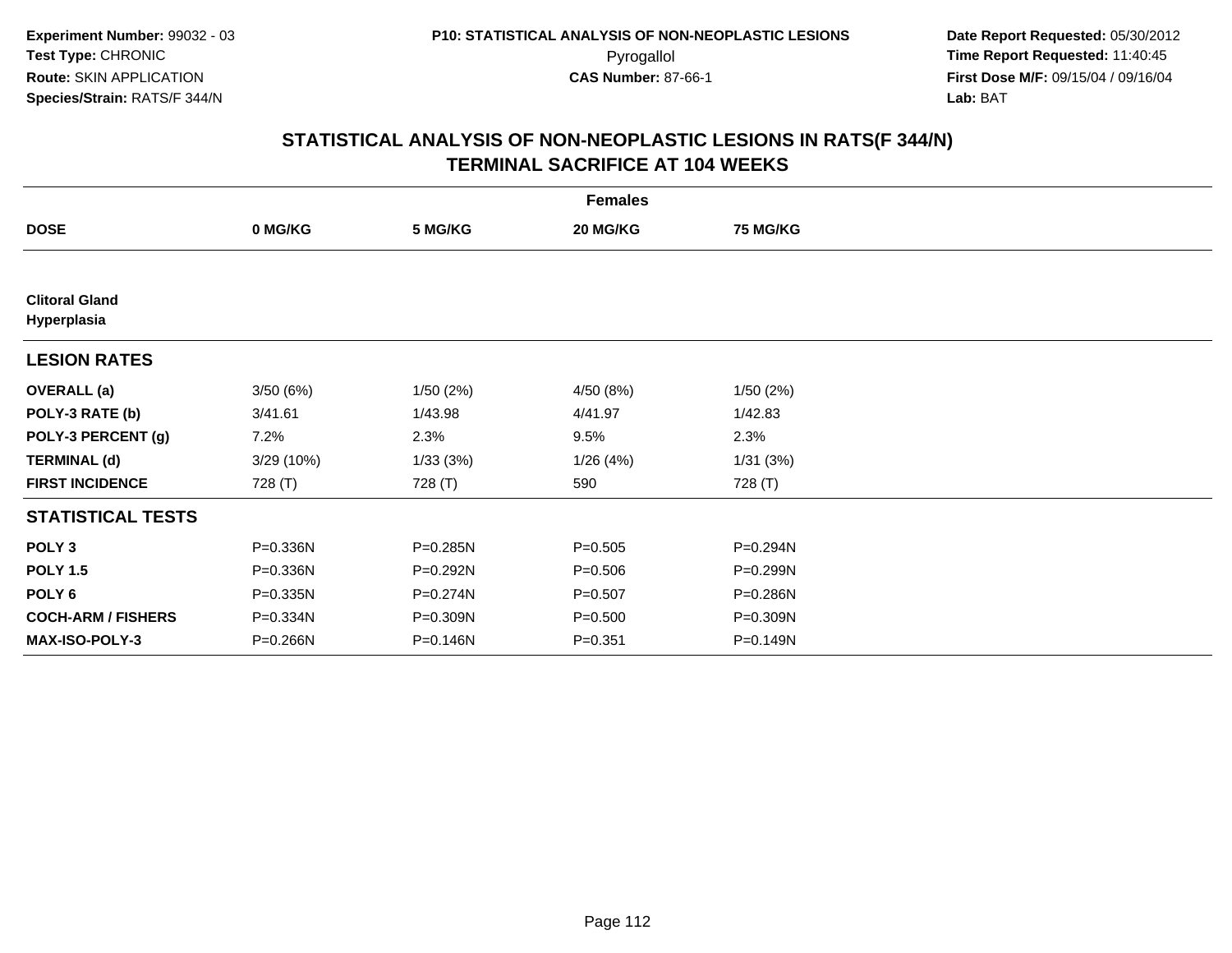Experiment Number: 99032 - 03
Test Type: CHRONIC
Route: SKIN APPLICATION
Species/Strain: RATS/F 344/N

P10: STATISTICAL ANALYSIS OF NON-NEOPLASTIC LESIONS
Pyrogallol
CAS Number: 87-66-1

Date Report Requested: 05/30/2012
Time Report Requested: 11:40:45
First Dose M/F: 09/15/04 / 09/16/04
Lab: BAT

## STATISTICAL ANALYSIS OF NON-NEOPLASTIC LESIONS IN RATS(F 344/N)
## TERMINAL SACRIFICE AT 104 WEEKS

| | Females | | | |
|---|---|---|---|---|
| **DOSE** | **0 MG/KG** | **5 MG/KG** | **20 MG/KG** | **75 MG/KG** |
| **Clitoral Gland** | | | | |
| **Hyperplasia** | | | | |
| **LESION RATES** | | | | |
| **OVERALL (a)** | 3/50 (6%) | 1/50 (2%) | 4/50 (8%) | 1/50 (2%) |
| **POLY-3 RATE (b)** | 3/41.61 | 1/43.98 | 4/41.97 | 1/42.83 |
| **POLY-3 PERCENT (g)** | 7.2% | 2.3% | 9.5% | 2.3% |
| **TERMINAL (d)** | 3/29 (10%) | 1/33 (3%) | 1/26 (4%) | 1/31 (3%) |
| **FIRST INCIDENCE** | 728 (T) | 728 (T) | 590 | 728 (T) |
| **STATISTICAL TESTS** | | | | |
| **POLY 3** | P=0.336N | P=0.285N | P=0.505 | P=0.294N |
| **POLY 1.5** | P=0.336N | P=0.292N | P=0.506 | P=0.299N |
| **POLY 6** | P=0.335N | P=0.274N | P=0.507 | P=0.286N |
| **COCH-ARM / FISHERS** | P=0.334N | P=0.309N | P=0.500 | P=0.309N |
| **MAX-ISO-POLY-3** | P=0.266N | P=0.146N | P=0.351 | P=0.149N |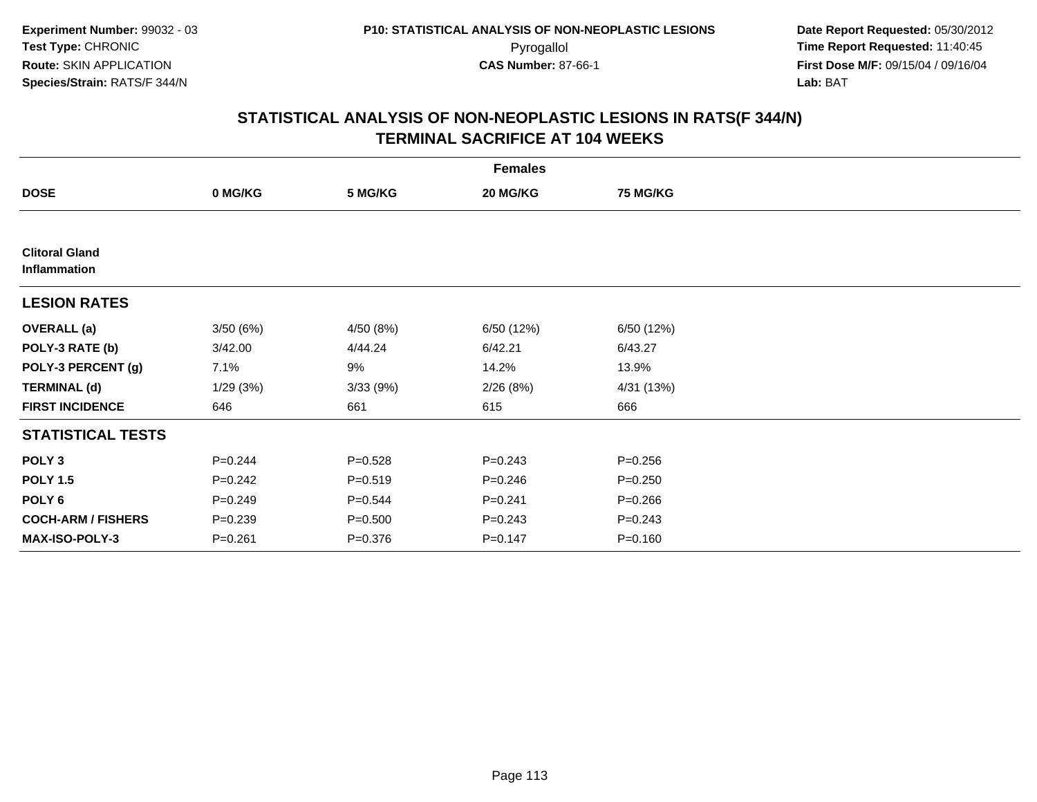**Experiment Number:** 99032 - 03
**Test Type:** CHRONIC
**Route:** SKIN APPLICATION
**Species/Strain:** RATS/F 344/N

**P10: STATISTICAL ANALYSIS OF NON-NEOPLASTIC LESIONS**
Pyrogallol
**CAS Number:** 87-66-1

**Date Report Requested:** 05/30/2012
**Time Report Requested:** 11:40:45
**First Dose M/F:** 09/15/04 / 09/16/04
**Lab:** BAT

## STATISTICAL ANALYSIS OF NON-NEOPLASTIC LESIONS IN RATS(F 344/N)
## TERMINAL SACRIFICE AT 104 WEEKS

| | Females | | | |
|---|---|---|---|---|
| **DOSE** | **0 MG/KG** | **5 MG/KG** | **20 MG/KG** | **75 MG/KG** |
| **Clitoral Gland Inflammation** | | | | |
| **LESION RATES** | | | | |
| **OVERALL (a)** | 3/50 (6%) | 4/50 (8%) | 6/50 (12%) | 6/50 (12%) |
| **POLY-3 RATE (b)** | 3/42.00 | 4/44.24 | 6/42.21 | 6/43.27 |
| **POLY-3 PERCENT (g)** | 7.1% | 9% | 14.2% | 13.9% |
| **TERMINAL (d)** | 1/29 (3%) | 3/33 (9%) | 2/26 (8%) | 4/31 (13%) |
| **FIRST INCIDENCE** | 646 | 661 | 615 | 666 |
| **STATISTICAL TESTS** | | | | |
| **POLY 3** | P=0.244 | P=0.528 | P=0.243 | P=0.256 |
| **POLY 1.5** | P=0.242 | P=0.519 | P=0.246 | P=0.250 |
| **POLY 6** | P=0.249 | P=0.544 | P=0.241 | P=0.266 |
| **COCH-ARM / FISHERS** | P=0.239 | P=0.500 | P=0.243 | P=0.243 |
| **MAX-ISO-POLY-3** | P=0.261 | P=0.376 | P=0.147 | P=0.160 |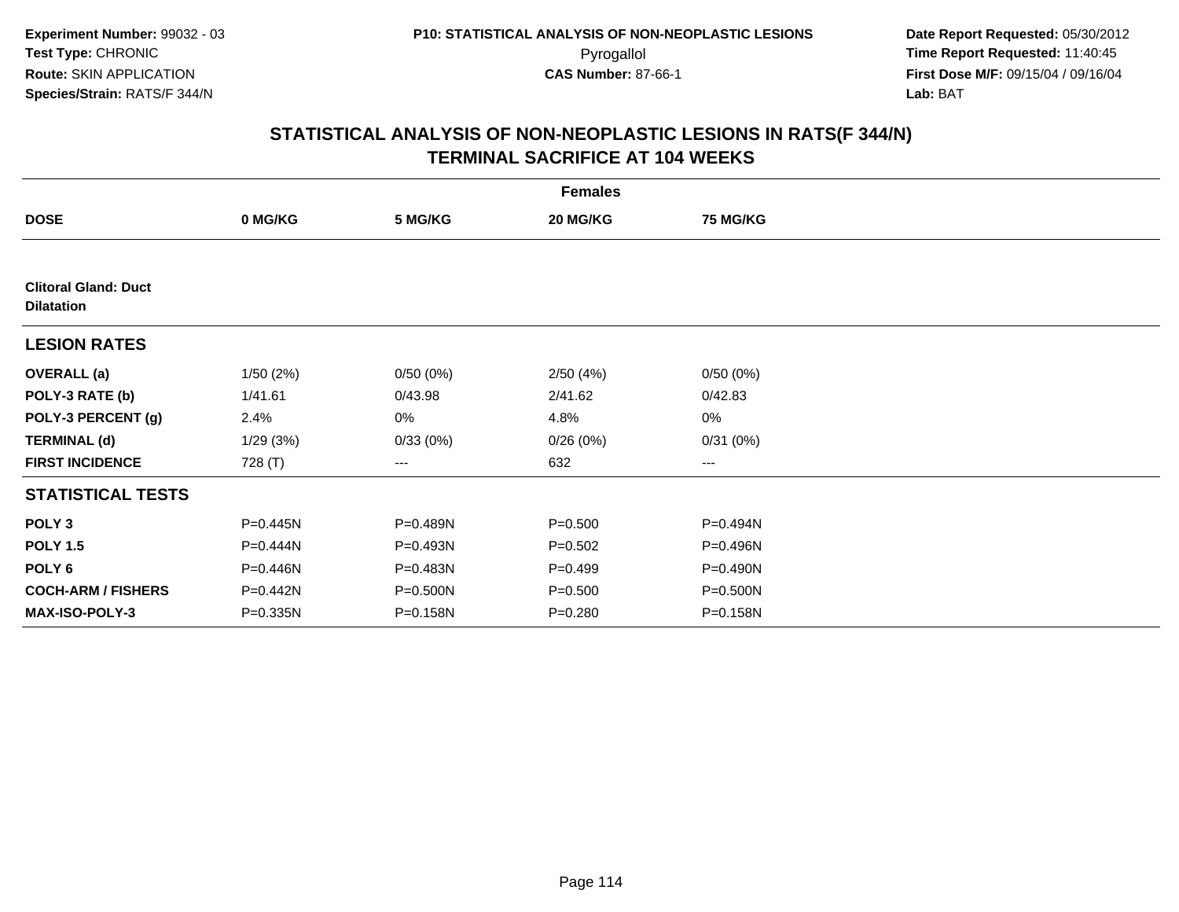Experiment Number: 99032 - 03
Test Type: CHRONIC
Route: SKIN APPLICATION
Species/Strain: RATS/F 344/N

P10: STATISTICAL ANALYSIS OF NON-NEOPLASTIC LESIONS
Pyrogallol
CAS Number: 87-66-1

Date Report Requested: 05/30/2012
Time Report Requested: 11:40:45
First Dose M/F: 09/15/04 / 09/16/04
Lab: BAT

## STATISTICAL ANALYSIS OF NON-NEOPLASTIC LESIONS IN RATS(F 344/N)
## TERMINAL SACRIFICE AT 104 WEEKS

| | Females | | | |
|---|---|---|---|---|
| **DOSE** | **0 MG/KG** | **5 MG/KG** | **20 MG/KG** | **75 MG/KG** |
| **Clitoral Gland: Duct Dilatation** | | | | |
| **LESION RATES** | | | | |
| **OVERALL (a)** | 1/50 (2%) | 0/50 (0%) | 2/50 (4%) | 0/50 (0%) |
| **POLY-3 RATE (b)** | 1/41.61 | 0/43.98 | 2/41.62 | 0/42.83 |
| **POLY-3 PERCENT (g)** | 2.4% | 0% | 4.8% | 0% |
| **TERMINAL (d)** | 1/29 (3%) | 0/33 (0%) | 0/26 (0%) | 0/31 (0%) |
| **FIRST INCIDENCE** | 728 (T) | --- | 632 | --- |
| **STATISTICAL TESTS** | | | | |
| **POLY 3** | P=0.445N | P=0.489N | P=0.500 | P=0.494N |
| **POLY 1.5** | P=0.444N | P=0.493N | P=0.502 | P=0.496N |
| **POLY 6** | P=0.446N | P=0.483N | P=0.499 | P=0.490N |
| **COCH-ARM / FISHERS** | P=0.442N | P=0.500N | P=0.500 | P=0.500N |
| **MAX-ISO-POLY-3** | P=0.335N | P=0.158N | P=0.280 | P=0.158N |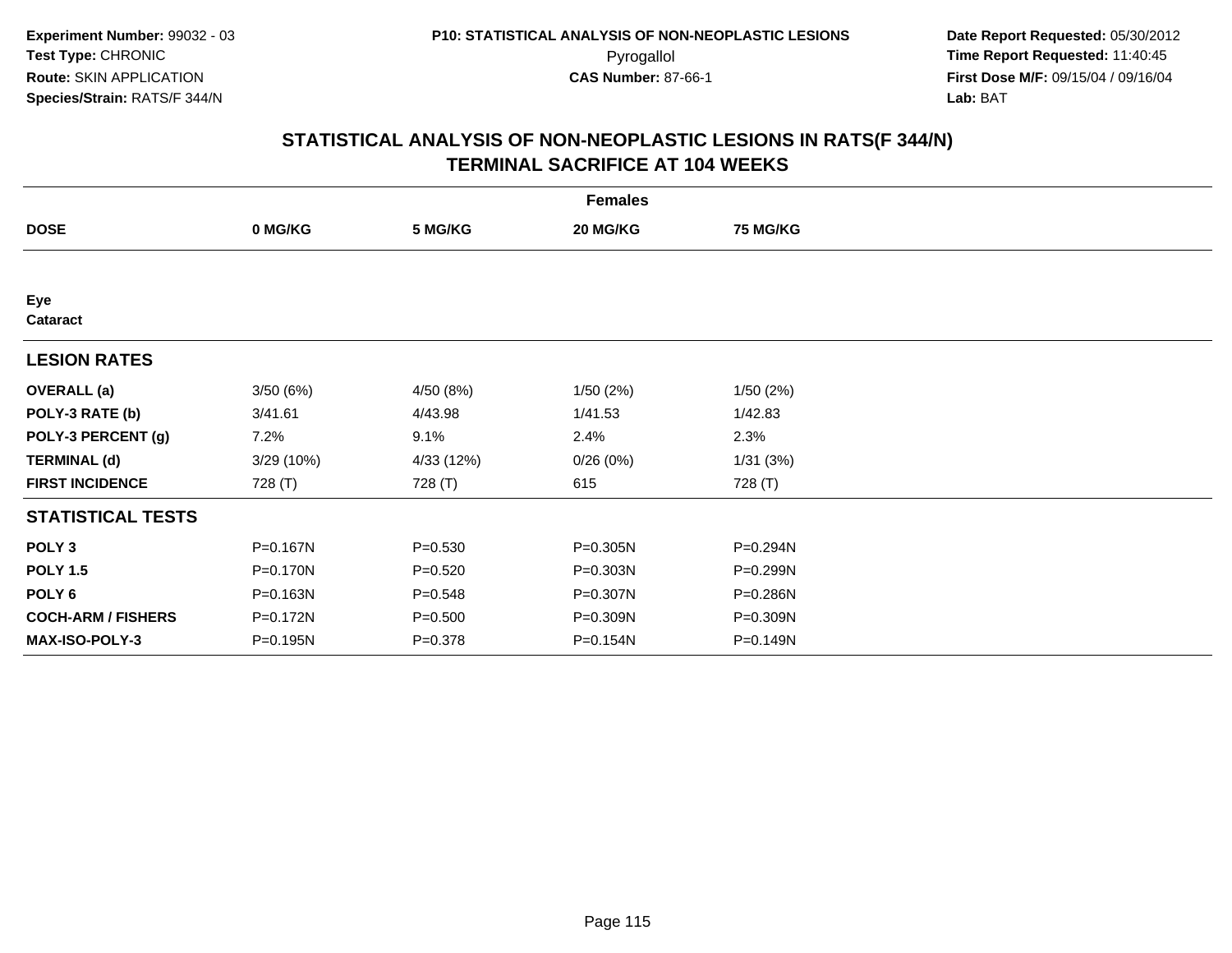**Experiment Number:** 99032 - 03
**Test Type:** CHRONIC
**Route:** SKIN APPLICATION
**Species/Strain:** RATS/F 344/N

**P10: STATISTICAL ANALYSIS OF NON-NEOPLASTIC LESIONS**
Pyrogallol
**CAS Number:** 87-66-1

**Date Report Requested:** 05/30/2012
**Time Report Requested:** 11:40:45
**First Dose M/F:** 09/15/04 / 09/16/04
**Lab:** BAT

## STATISTICAL ANALYSIS OF NON-NEOPLASTIC LESIONS IN RATS(F 344/N)
## TERMINAL SACRIFICE AT 104 WEEKS

| | Females | | | |
|---|---|---|---|---|
| **DOSE** | **0 MG/KG** | **5 MG/KG** | **20 MG/KG** | **75 MG/KG** |
| **Eye** | | | | |
| **Cataract** | | | | |
| **LESION RATES** | | | | |
| **OVERALL (a)** | 3/50 (6%) | 4/50 (8%) | 1/50 (2%) | 1/50 (2%) |
| **POLY-3 RATE (b)** | 3/41.61 | 4/43.98 | 1/41.53 | 1/42.83 |
| **POLY-3 PERCENT (g)** | 7.2% | 9.1% | 2.4% | 2.3% |
| **TERMINAL (d)** | 3/29 (10%) | 4/33 (12%) | 0/26 (0%) | 1/31 (3%) |
| **FIRST INCIDENCE** | 728 (T) | 728 (T) | 615 | 728 (T) |
| **STATISTICAL TESTS** | | | | |
| **POLY 3** | P=0.167N | P=0.530 | P=0.305N | P=0.294N |
| **POLY 1.5** | P=0.170N | P=0.520 | P=0.303N | P=0.299N |
| **POLY 6** | P=0.163N | P=0.548 | P=0.307N | P=0.286N |
| **COCH-ARM / FISHERS** | P=0.172N | P=0.500 | P=0.309N | P=0.309N |
| **MAX-ISO-POLY-3** | P=0.195N | P=0.378 | P=0.154N | P=0.149N |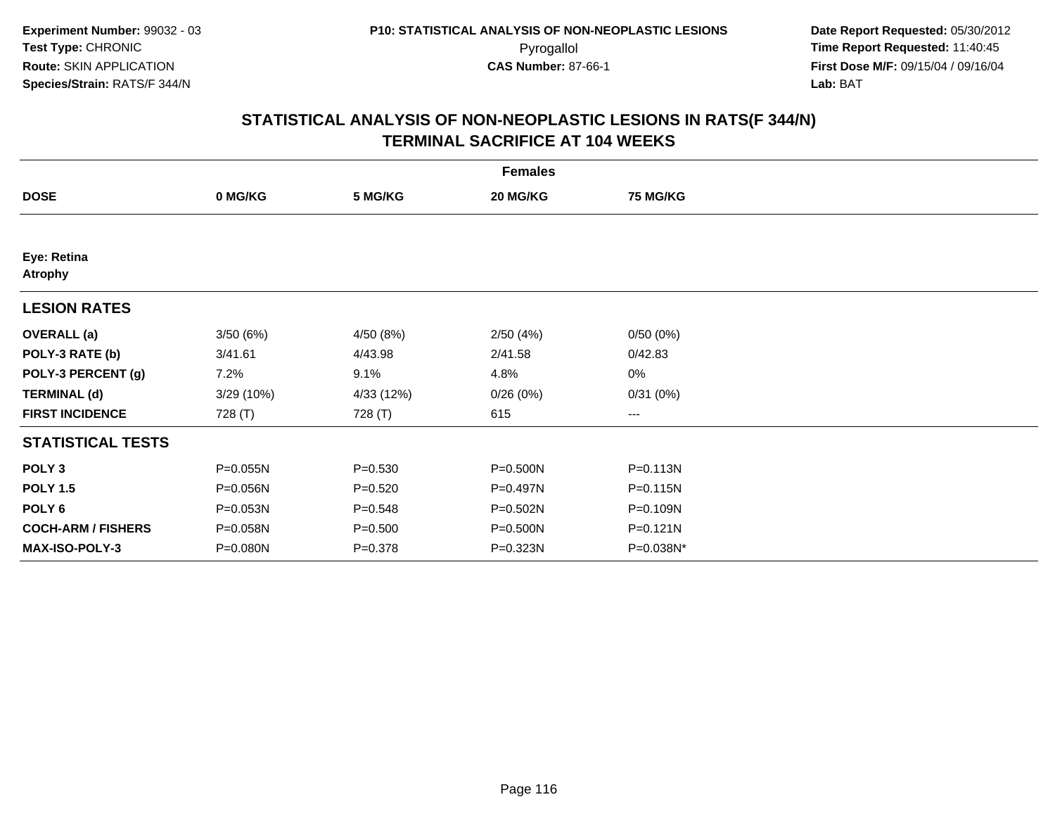**Experiment Number:** 99032 - 03
**Test Type:** CHRONIC
**Route:** SKIN APPLICATION
**Species/Strain:** RATS/F 344/N

**P10: STATISTICAL ANALYSIS OF NON-NEOPLASTIC LESIONS**
Pyrogallol
**CAS Number:** 87-66-1

**Date Report Requested:** 05/30/2012
**Time Report Requested:** 11:40:45
**First Dose M/F:** 09/15/04 / 09/16/04
**Lab:** BAT

## STATISTICAL ANALYSIS OF NON-NEOPLASTIC LESIONS IN RATS(F 344/N) TERMINAL SACRIFICE AT 104 WEEKS

| | Females | | | |
|---|---|---|---|---|
| **DOSE** | **0 MG/KG** | **5 MG/KG** | **20 MG/KG** | **75 MG/KG** |
| **Eye: Retina** | | | | |
| **Atrophy** | | | | |
| **LESION RATES** | | | | |
| **OVERALL (a)** | 3/50 (6%) | 4/50 (8%) | 2/50 (4%) | 0/50 (0%) |
| **POLY-3 RATE (b)** | 3/41.61 | 4/43.98 | 2/41.58 | 0/42.83 |
| **POLY-3 PERCENT (g)** | 7.2% | 9.1% | 4.8% | 0% |
| **TERMINAL (d)** | 3/29 (10%) | 4/33 (12%) | 0/26 (0%) | 0/31 (0%) |
| **FIRST INCIDENCE** | 728 (T) | 728 (T) | 615 | --- |
| **STATISTICAL TESTS** | | | | |
| **POLY 3** | P=0.055N | P=0.530 | P=0.500N | P=0.113N |
| **POLY 1.5** | P=0.056N | P=0.520 | P=0.497N | P=0.115N |
| **POLY 6** | P=0.053N | P=0.548 | P=0.502N | P=0.109N |
| **COCH-ARM / FISHERS** | P=0.058N | P=0.500 | P=0.500N | P=0.121N |
| **MAX-ISO-POLY-3** | P=0.080N | P=0.378 | P=0.323N | P=0.038N* |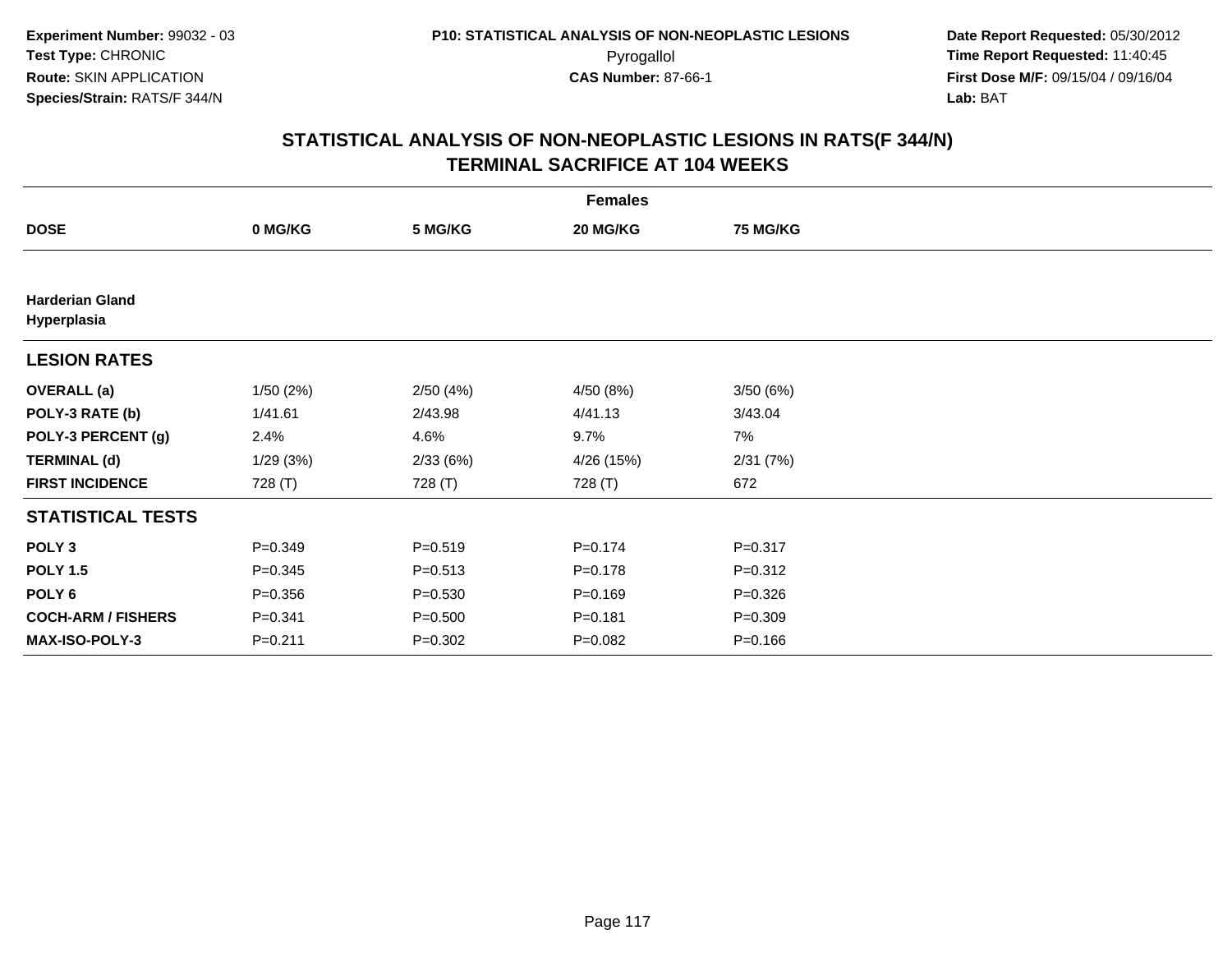Experiment Number: 99032 - 03
Test Type: CHRONIC
Route: SKIN APPLICATION
Species/Strain: RATS/F 344/N

P10: STATISTICAL ANALYSIS OF NON-NEOPLASTIC LESIONS
Pyrogallol
CAS Number: 87-66-1

Date Report Requested: 05/30/2012
Time Report Requested: 11:40:45
First Dose M/F: 09/15/04 / 09/16/04
Lab: BAT

## STATISTICAL ANALYSIS OF NON-NEOPLASTIC LESIONS IN RATS(F 344/N) TERMINAL SACRIFICE AT 104 WEEKS

| Females | | | | |
|---|---|---|---|---|
| **DOSE** | **0 MG/KG** | **5 MG/KG** | **20 MG/KG** | **75 MG/KG** |
| **Harderian Gland Hyperplasia** | | | | |
| **LESION RATES** | | | | |
| **OVERALL (a)** | 1/50 (2%) | 2/50 (4%) | 4/50 (8%) | 3/50 (6%) |
| **POLY-3 RATE (b)** | 1/41.61 | 2/43.98 | 4/41.13 | 3/43.04 |
| **POLY-3 PERCENT (g)** | 2.4% | 4.6% | 9.7% | 7% |
| **TERMINAL (d)** | 1/29 (3%) | 2/33 (6%) | 4/26 (15%) | 2/31 (7%) |
| **FIRST INCIDENCE** | 728 (T) | 728 (T) | 728 (T) | 672 |
| **STATISTICAL TESTS** | | | | |
| **POLY 3** | P=0.349 | P=0.519 | P=0.174 | P=0.317 |
| **POLY 1.5** | P=0.345 | P=0.513 | P=0.178 | P=0.312 |
| **POLY 6** | P=0.356 | P=0.530 | P=0.169 | P=0.326 |
| **COCH-ARM / FISHERS** | P=0.341 | P=0.500 | P=0.181 | P=0.309 |
| **MAX-ISO-POLY-3** | P=0.211 | P=0.302 | P=0.082 | P=0.166 |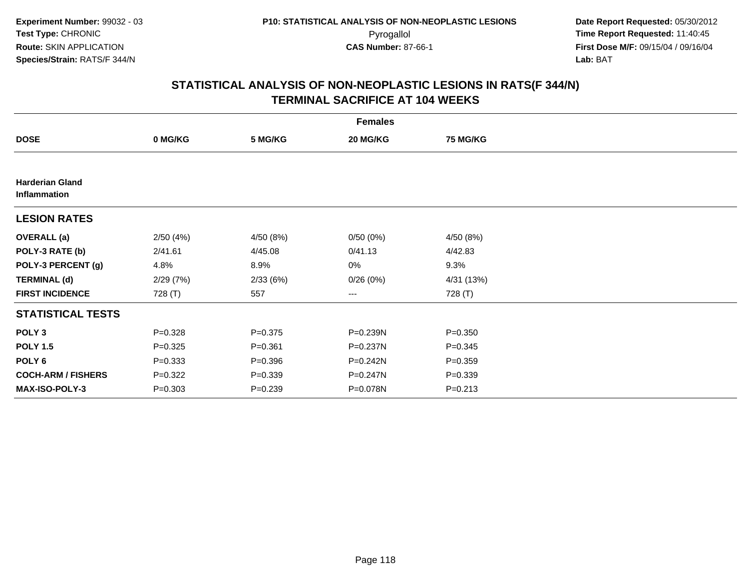Experiment Number: 99032 - 03
Test Type: CHRONIC
Route: SKIN APPLICATION
Species/Strain: RATS/F 344/N

P10: STATISTICAL ANALYSIS OF NON-NEOPLASTIC LESIONS
Pyrogallol
CAS Number: 87-66-1

Date Report Requested: 05/30/2012
Time Report Requested: 11:40:45
First Dose M/F: 09/15/04 / 09/16/04
Lab: BAT

## STATISTICAL ANALYSIS OF NON-NEOPLASTIC LESIONS IN RATS(F 344/N)
## TERMINAL SACRIFICE AT 104 WEEKS

| | Females | | | |
|---|---|---|---|---|
| **DOSE** | **0 MG/KG** | **5 MG/KG** | **20 MG/KG** | **75 MG/KG** |
| **Harderian Gland Inflammation** | | | | |
| **LESION RATES** | | | | |
| **OVERALL (a)** | 2/50 (4%) | 4/50 (8%) | 0/50 (0%) | 4/50 (8%) |
| **POLY-3 RATE (b)** | 2/41.61 | 4/45.08 | 0/41.13 | 4/42.83 |
| **POLY-3 PERCENT (g)** | 4.8% | 8.9% | 0% | 9.3% |
| **TERMINAL (d)** | 2/29 (7%) | 2/33 (6%) | 0/26 (0%) | 4/31 (13%) |
| **FIRST INCIDENCE** | 728 (T) | 557 | --- | 728 (T) |
| **STATISTICAL TESTS** | | | | |
| **POLY 3** | P=0.328 | P=0.375 | P=0.239N | P=0.350 |
| **POLY 1.5** | P=0.325 | P=0.361 | P=0.237N | P=0.345 |
| **POLY 6** | P=0.333 | P=0.396 | P=0.242N | P=0.359 |
| **COCH-ARM / FISHERS** | P=0.322 | P=0.339 | P=0.247N | P=0.339 |
| **MAX-ISO-POLY-3** | P=0.303 | P=0.239 | P=0.078N | P=0.213 |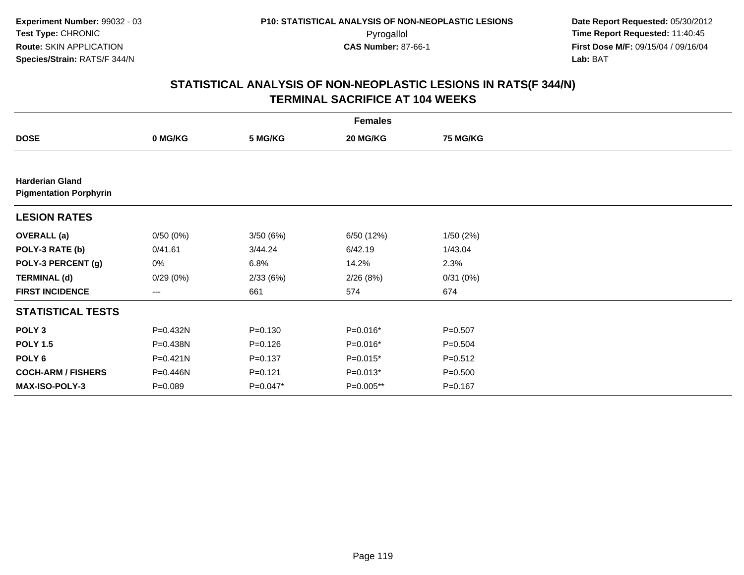**Experiment Number:** 99032 - 03
**Test Type:** CHRONIC
**Route:** SKIN APPLICATION
**Species/Strain:** RATS/F 344/N

**P10: STATISTICAL ANALYSIS OF NON-NEOPLASTIC LESIONS**
Pyrogallol
**CAS Number:** 87-66-1

**Date Report Requested:** 05/30/2012
**Time Report Requested:** 11:40:45
**First Dose M/F:** 09/15/04 / 09/16/04
**Lab:** BAT

## STATISTICAL ANALYSIS OF NON-NEOPLASTIC LESIONS IN RATS(F 344/N)
## TERMINAL SACRIFICE AT 104 WEEKS

| | Females | | | |
|---|---|---|---|---|
| **DOSE** | **0 MG/KG** | **5 MG/KG** | **20 MG/KG** | **75 MG/KG** |
| **Harderian Gland** | | | | |
| **Pigmentation Porphyrin** | | | | |
| **LESION RATES** | | | | |
| **OVERALL (a)** | 0/50 (0%) | 3/50 (6%) | 6/50 (12%) | 1/50 (2%) |
| **POLY-3 RATE (b)** | 0/41.61 | 3/44.24 | 6/42.19 | 1/43.04 |
| **POLY-3 PERCENT (g)** | 0% | 6.8% | 14.2% | 2.3% |
| **TERMINAL (d)** | 0/29 (0%) | 2/33 (6%) | 2/26 (8%) | 0/31 (0%) |
| **FIRST INCIDENCE** | --- | 661 | 574 | 674 |
| **STATISTICAL TESTS** | | | | |
| **POLY 3** | P=0.432N | P=0.130 | P=0.016* | P=0.507 |
| **POLY 1.5** | P=0.438N | P=0.126 | P=0.016* | P=0.504 |
| **POLY 6** | P=0.421N | P=0.137 | P=0.015* | P=0.512 |
| **COCH-ARM / FISHERS** | P=0.446N | P=0.121 | P=0.013* | P=0.500 |
| **MAX-ISO-POLY-3** | P=0.089 | P=0.047* | P=0.005** | P=0.167 |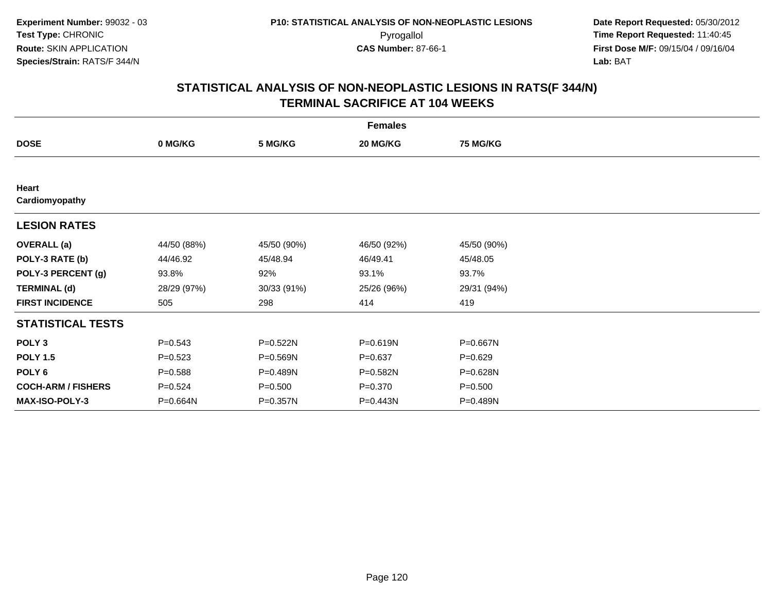**Experiment Number:** 99032 - 03
**Test Type:** CHRONIC
**Route:** SKIN APPLICATION
**Species/Strain:** RATS/F 344/N

**P10: STATISTICAL ANALYSIS OF NON-NEOPLASTIC LESIONS**
Pyrogallol
**CAS Number:** 87-66-1

**Date Report Requested:** 05/30/2012
**Time Report Requested:** 11:40:45
**First Dose M/F:** 09/15/04 / 09/16/04
**Lab:** BAT

## STATISTICAL ANALYSIS OF NON-NEOPLASTIC LESIONS IN RATS(F 344/N)
## TERMINAL SACRIFICE AT 104 WEEKS

| | Females | | | |
|---|---|---|---|---|
| **DOSE** | **0 MG/KG** | **5 MG/KG** | **20 MG/KG** | **75 MG/KG** |
| **Heart** | | | | |
| **Cardiomyopathy** | | | | |
| **LESION RATES** | | | | |
| **OVERALL (a)** | 44/50 (88%) | 45/50 (90%) | 46/50 (92%) | 45/50 (90%) |
| **POLY-3 RATE (b)** | 44/46.92 | 45/48.94 | 46/49.41 | 45/48.05 |
| **POLY-3 PERCENT (g)** | 93.8% | 92% | 93.1% | 93.7% |
| **TERMINAL (d)** | 28/29 (97%) | 30/33 (91%) | 25/26 (96%) | 29/31 (94%) |
| **FIRST INCIDENCE** | 505 | 298 | 414 | 419 |
| **STATISTICAL TESTS** | | | | |
| **POLY 3** | P=0.543 | P=0.522N | P=0.619N | P=0.667N |
| **POLY 1.5** | P=0.523 | P=0.569N | P=0.637 | P=0.629 |
| **POLY 6** | P=0.588 | P=0.489N | P=0.582N | P=0.628N |
| **COCH-ARM / FISHERS** | P=0.524 | P=0.500 | P=0.370 | P=0.500 |
| **MAX-ISO-POLY-3** | P=0.664N | P=0.357N | P=0.443N | P=0.489N |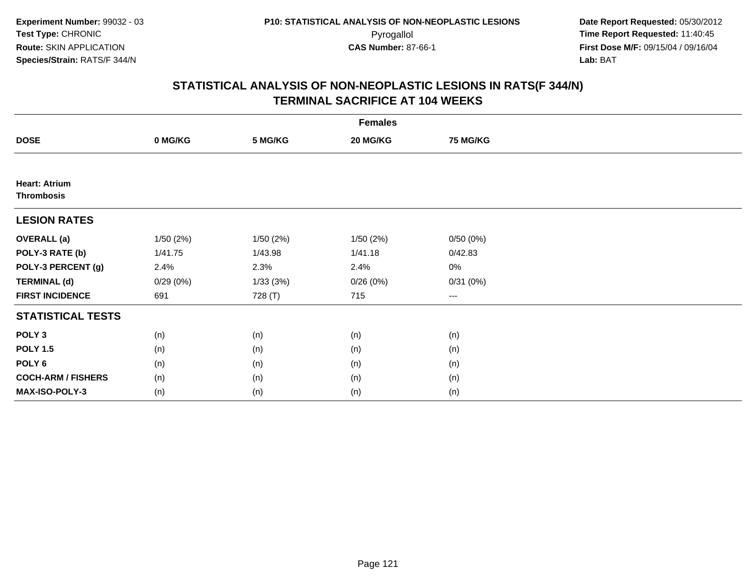Experiment Number: 99032 - 03
Test Type: CHRONIC
Route: SKIN APPLICATION
Species/Strain: RATS/F 344/N

P10: STATISTICAL ANALYSIS OF NON-NEOPLASTIC LESIONS
Pyrogallol
CAS Number: 87-66-1

Date Report Requested: 05/30/2012
Time Report Requested: 11:40:45
First Dose M/F: 09/15/04 / 09/16/04
Lab: BAT

## STATISTICAL ANALYSIS OF NON-NEOPLASTIC LESIONS IN RATS(F 344/N)
## TERMINAL SACRIFICE AT 104 WEEKS

| | Females | | | |
|---|---|---|---|---|
| **DOSE** | **0 MG/KG** | **5 MG/KG** | **20 MG/KG** | **75 MG/KG** |
| **Heart: Atrium** | | | | |
| **Thrombosis** | | | | |
| **LESION RATES** | | | | |
| **OVERALL (a)** | 1/50 (2%) | 1/50 (2%) | 1/50 (2%) | 0/50 (0%) |
| **POLY-3 RATE (b)** | 1/41.75 | 1/43.98 | 1/41.18 | 0/42.83 |
| **POLY-3 PERCENT (g)** | 2.4% | 2.3% | 2.4% | 0% |
| **TERMINAL (d)** | 0/29 (0%) | 1/33 (3%) | 0/26 (0%) | 0/31 (0%) |
| **FIRST INCIDENCE** | 691 | 728 (T) | 715 | --- |
| **STATISTICAL TESTS** | | | | |
| **POLY 3** | (n) | (n) | (n) | (n) |
| **POLY 1.5** | (n) | (n) | (n) | (n) |
| **POLY 6** | (n) | (n) | (n) | (n) |
| **COCH-ARM / FISHERS** | (n) | (n) | (n) | (n) |
| **MAX-ISO-POLY-3** | (n) | (n) | (n) | (n) |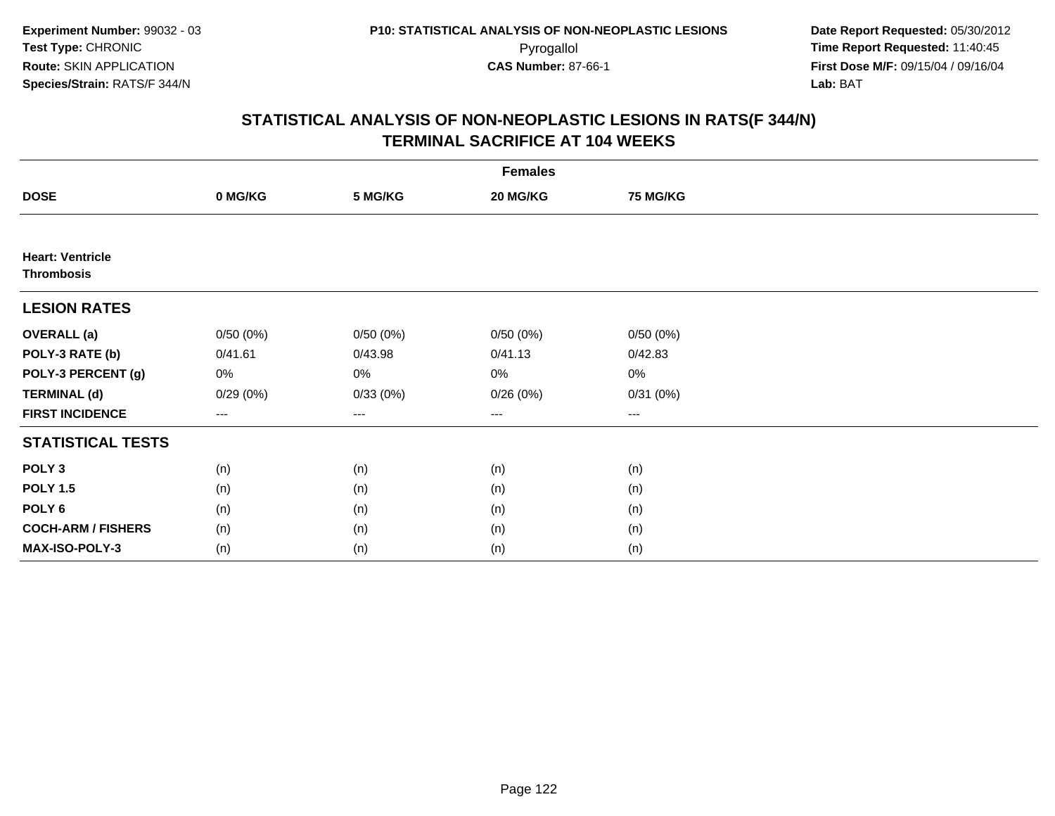**Experiment Number:** 99032 - 03
**Test Type:** CHRONIC
**Route:** SKIN APPLICATION
**Species/Strain:** RATS/F 344/N

**P10: STATISTICAL ANALYSIS OF NON-NEOPLASTIC LESIONS**
Pyrogallol
**CAS Number:** 87-66-1

**Date Report Requested:** 05/30/2012
**Time Report Requested:** 11:40:45
**First Dose M/F:** 09/15/04 / 09/16/04
**Lab:** BAT

## STATISTICAL ANALYSIS OF NON-NEOPLASTIC LESIONS IN RATS(F 344/N)
## TERMINAL SACRIFICE AT 104 WEEKS

| | Females | | | |
|---|---|---|---|---|
| **DOSE** | **0 MG/KG** | **5 MG/KG** | **20 MG/KG** | **75 MG/KG** |
| **Heart: Ventricle** | | | | |
| **Thrombosis** | | | | |
| **LESION RATES** | | | | |
| **OVERALL (a)** | 0/50 (0%) | 0/50 (0%) | 0/50 (0%) | 0/50 (0%) |
| **POLY-3 RATE (b)** | 0/41.61 | 0/43.98 | 0/41.13 | 0/42.83 |
| **POLY-3 PERCENT (g)** | 0% | 0% | 0% | 0% |
| **TERMINAL (d)** | 0/29 (0%) | 0/33 (0%) | 0/26 (0%) | 0/31 (0%) |
| **FIRST INCIDENCE** | --- | --- | --- | --- |
| **STATISTICAL TESTS** | | | | |
| **POLY 3** | (n) | (n) | (n) | (n) |
| **POLY 1.5** | (n) | (n) | (n) | (n) |
| **POLY 6** | (n) | (n) | (n) | (n) |
| **COCH-ARM / FISHERS** | (n) | (n) | (n) | (n) |
| **MAX-ISO-POLY-3** | (n) | (n) | (n) | (n) |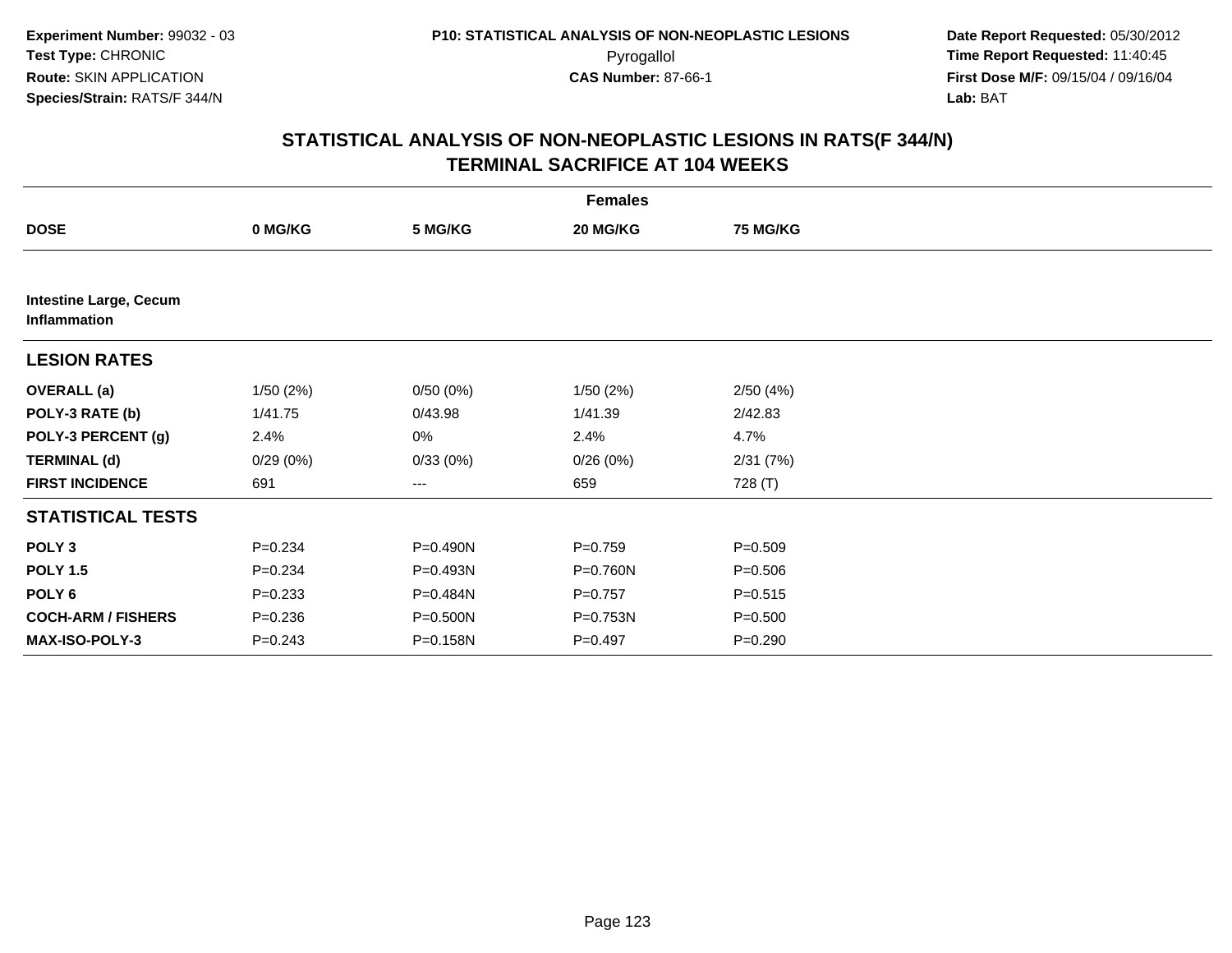**Experiment Number:** 99032 - 03
**Test Type:** CHRONIC
**Route:** SKIN APPLICATION
**Species/Strain:** RATS/F 344/N

**P10: STATISTICAL ANALYSIS OF NON-NEOPLASTIC LESIONS**
Pyrogallol
**CAS Number:** 87-66-1

**Date Report Requested:** 05/30/2012
**Time Report Requested:** 11:40:45
**First Dose M/F:** 09/15/04 / 09/16/04
**Lab:** BAT

## STATISTICAL ANALYSIS OF NON-NEOPLASTIC LESIONS IN RATS(F 344/N)
## TERMINAL SACRIFICE AT 104 WEEKS

| | Females | | | |
|---|---|---|---|---|
| **DOSE** | **0 MG/KG** | **5 MG/KG** | **20 MG/KG** | **75 MG/KG** |
| **Intestine Large, Cecum Inflammation** | | | | |
| **LESION RATES** | | | | |
| **OVERALL (a)** | 1/50 (2%) | 0/50 (0%) | 1/50 (2%) | 2/50 (4%) |
| **POLY-3 RATE (b)** | 1/41.75 | 0/43.98 | 1/41.39 | 2/42.83 |
| **POLY-3 PERCENT (g)** | 2.4% | 0% | 2.4% | 4.7% |
| **TERMINAL (d)** | 0/29 (0%) | 0/33 (0%) | 0/26 (0%) | 2/31 (7%) |
| **FIRST INCIDENCE** | 691 | --- | 659 | 728 (T) |
| **STATISTICAL TESTS** | | | | |
| **POLY 3** | P=0.234 | P=0.490N | P=0.759 | P=0.509 |
| **POLY 1.5** | P=0.234 | P=0.493N | P=0.760N | P=0.506 |
| **POLY 6** | P=0.233 | P=0.484N | P=0.757 | P=0.515 |
| **COCH-ARM / FISHERS** | P=0.236 | P=0.500N | P=0.753N | P=0.500 |
| **MAX-ISO-POLY-3** | P=0.243 | P=0.158N | P=0.497 | P=0.290 |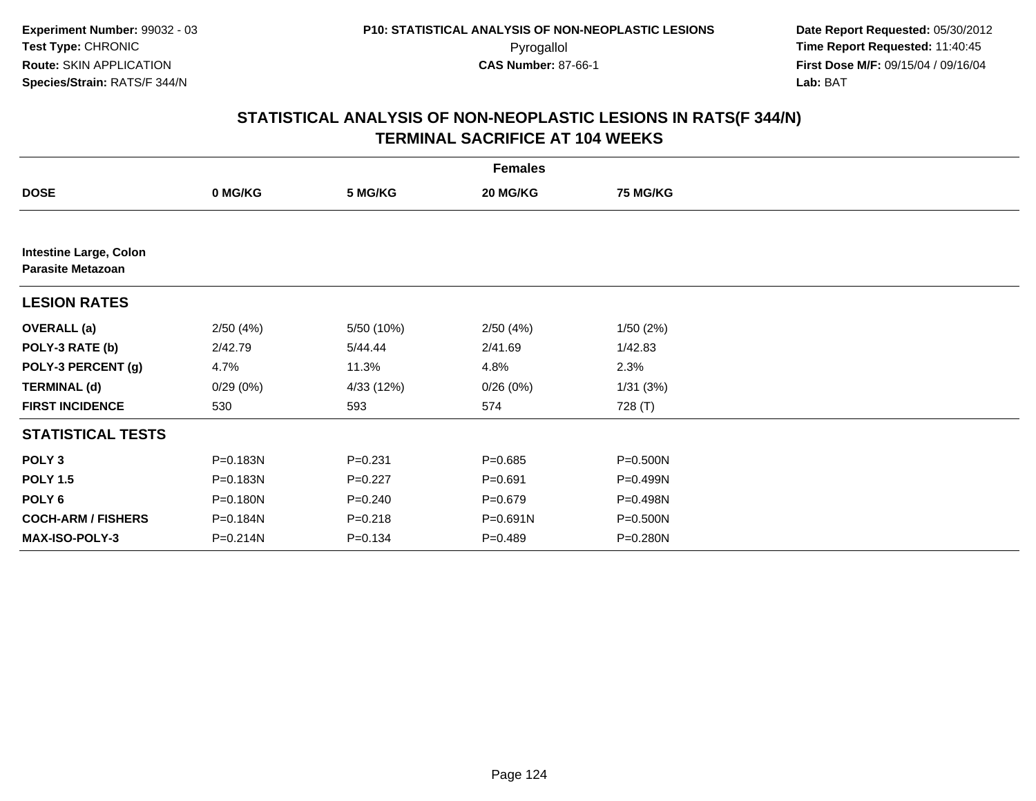**Experiment Number:** 99032 - 03
**Test Type:** CHRONIC
**Route:** SKIN APPLICATION
**Species/Strain:** RATS/F 344/N

**P10: STATISTICAL ANALYSIS OF NON-NEOPLASTIC LESIONS**
Pyrogallol
**CAS Number:** 87-66-1

**Date Report Requested:** 05/30/2012
**Time Report Requested:** 11:40:45
**First Dose M/F:** 09/15/04 / 09/16/04
**Lab:** BAT

## STATISTICAL ANALYSIS OF NON-NEOPLASTIC LESIONS IN RATS(F 344/N) TERMINAL SACRIFICE AT 104 WEEKS

| | Females | | | |
|---|---|---|---|---|
| **DOSE** | **0 MG/KG** | **5 MG/KG** | **20 MG/KG** | **75 MG/KG** |
| **Intestine Large, Colon** **Parasite Metazoan** | | | | |
| **LESION RATES** | | | | |
| **OVERALL (a)** | 2/50 (4%) | 5/50 (10%) | 2/50 (4%) | 1/50 (2%) |
| **POLY-3 RATE (b)** | 2/42.79 | 5/44.44 | 2/41.69 | 1/42.83 |
| **POLY-3 PERCENT (g)** | 4.7% | 11.3% | 4.8% | 2.3% |
| **TERMINAL (d)** | 0/29 (0%) | 4/33 (12%) | 0/26 (0%) | 1/31 (3%) |
| **FIRST INCIDENCE** | 530 | 593 | 574 | 728 (T) |
| **STATISTICAL TESTS** | | | | |
| **POLY 3** | P=0.183N | P=0.231 | P=0.685 | P=0.500N |
| **POLY 1.5** | P=0.183N | P=0.227 | P=0.691 | P=0.499N |
| **POLY 6** | P=0.180N | P=0.240 | P=0.679 | P=0.498N |
| **COCH-ARM / FISHERS** | P=0.184N | P=0.218 | P=0.691N | P=0.500N |
| **MAX-ISO-POLY-3** | P=0.214N | P=0.134 | P=0.489 | P=0.280N |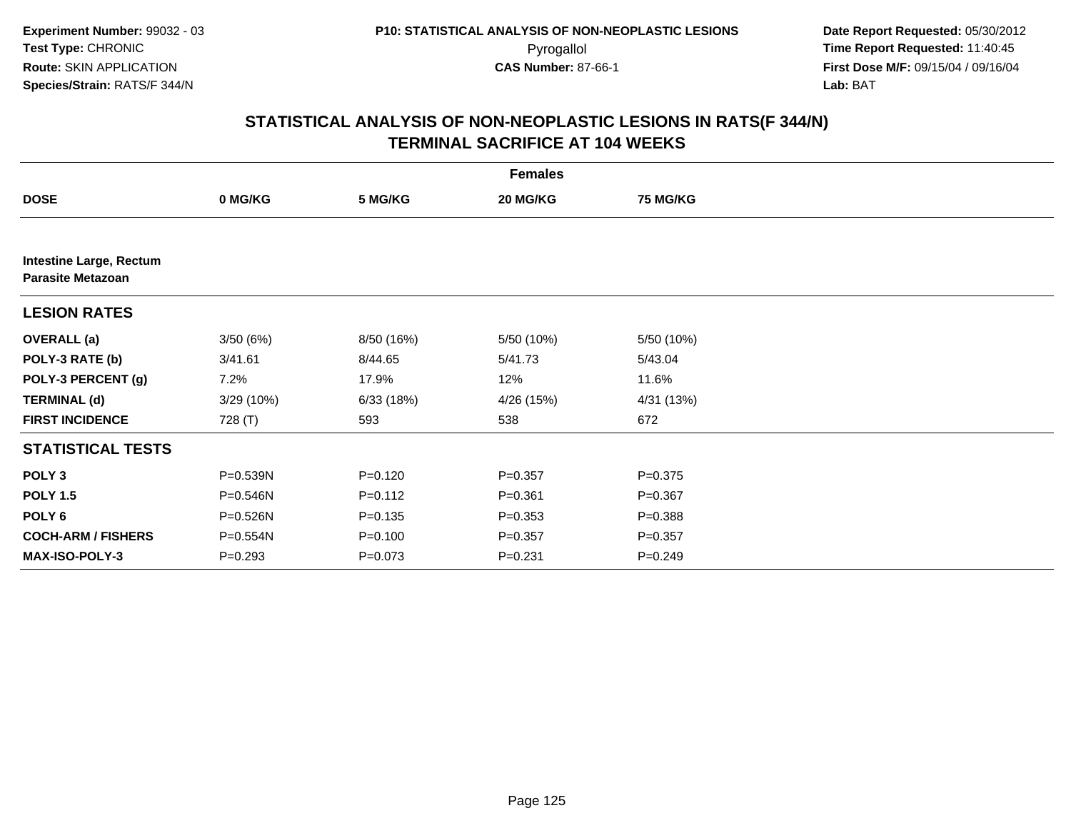Experiment Number: 99032 - 03
Test Type: CHRONIC
Route: SKIN APPLICATION
Species/Strain: RATS/F 344/N

P10: STATISTICAL ANALYSIS OF NON-NEOPLASTIC LESIONS
Pyrogallol
CAS Number: 87-66-1

Date Report Requested: 05/30/2012
Time Report Requested: 11:40:45
First Dose M/F: 09/15/04 / 09/16/04
Lab: BAT

## STATISTICAL ANALYSIS OF NON-NEOPLASTIC LESIONS IN RATS(F 344/N)
## TERMINAL SACRIFICE AT 104 WEEKS

| | Females | | | |
|---|---|---|---|---|
| **DOSE** | **0 MG/KG** | **5 MG/KG** | **20 MG/KG** | **75 MG/KG** |
| **Intestine Large, Rectum** | | | | |
| **Parasite Metazoan** | | | | |
| **LESION RATES** | | | | |
| **OVERALL (a)** | 3/50 (6%) | 8/50 (16%) | 5/50 (10%) | 5/50 (10%) |
| **POLY-3 RATE (b)** | 3/41.61 | 8/44.65 | 5/41.73 | 5/43.04 |
| **POLY-3 PERCENT (g)** | 7.2% | 17.9% | 12% | 11.6% |
| **TERMINAL (d)** | 3/29 (10%) | 6/33 (18%) | 4/26 (15%) | 4/31 (13%) |
| **FIRST INCIDENCE** | 728 (T) | 593 | 538 | 672 |
| **STATISTICAL TESTS** | | | | |
| **POLY 3** | P=0.539N | P=0.120 | P=0.357 | P=0.375 |
| **POLY 1.5** | P=0.546N | P=0.112 | P=0.361 | P=0.367 |
| **POLY 6** | P=0.526N | P=0.135 | P=0.353 | P=0.388 |
| **COCH-ARM / FISHERS** | P=0.554N | P=0.100 | P=0.357 | P=0.357 |
| **MAX-ISO-POLY-3** | P=0.293 | P=0.073 | P=0.231 | P=0.249 |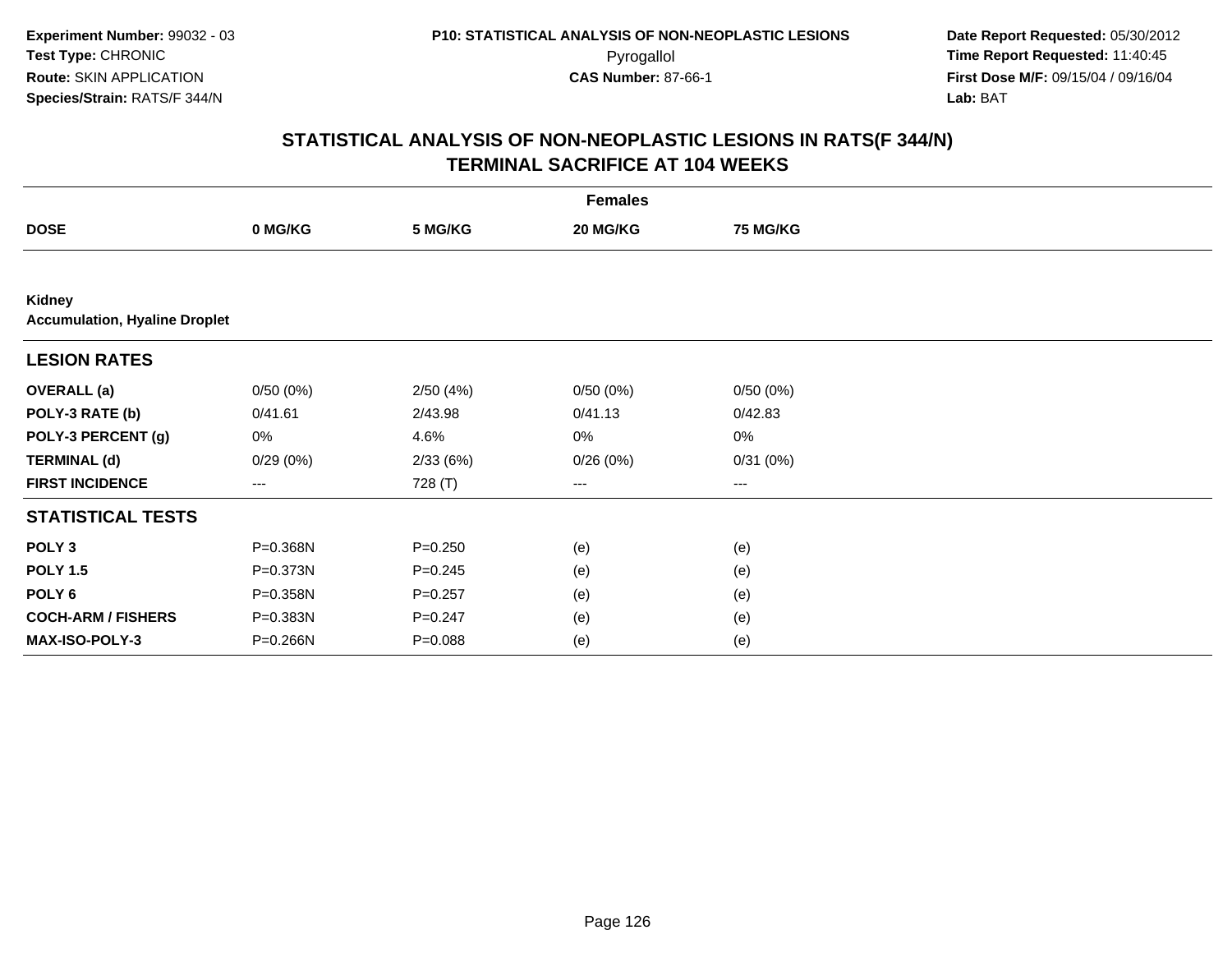**Experiment Number:** 99032 - 03
**Test Type:** CHRONIC
**Route:** SKIN APPLICATION
**Species/Strain:** RATS/F 344/N

**P10: STATISTICAL ANALYSIS OF NON-NEOPLASTIC LESIONS**
Pyrogallol
**CAS Number:** 87-66-1

**Date Report Requested:** 05/30/2012
**Time Report Requested:** 11:40:45
**First Dose M/F:** 09/15/04 / 09/16/04
**Lab:** BAT

## STATISTICAL ANALYSIS OF NON-NEOPLASTIC LESIONS IN RATS(F 344/N) TERMINAL SACRIFICE AT 104 WEEKS

| | Females | | | |
|---|---|---|---|---|
| **DOSE** | **0 MG/KG** | **5 MG/KG** | **20 MG/KG** | **75 MG/KG** |
| **Kidney** | | | | |
| **Accumulation, Hyaline Droplet** | | | | |
| **LESION RATES** | | | | |
| **OVERALL (a)** | 0/50 (0%) | 2/50 (4%) | 0/50 (0%) | 0/50 (0%) |
| **POLY-3 RATE (b)** | 0/41.61 | 2/43.98 | 0/41.13 | 0/42.83 |
| **POLY-3 PERCENT (g)** | 0% | 4.6% | 0% | 0% |
| **TERMINAL (d)** | 0/29 (0%) | 2/33 (6%) | 0/26 (0%) | 0/31 (0%) |
| **FIRST INCIDENCE** | --- | 728 (T) | --- | --- |
| **STATISTICAL TESTS** | | | | |
| **POLY 3** | P=0.368N | P=0.250 | (e) | (e) |
| **POLY 1.5** | P=0.373N | P=0.245 | (e) | (e) |
| **POLY 6** | P=0.358N | P=0.257 | (e) | (e) |
| **COCH-ARM / FISHERS** | P=0.383N | P=0.247 | (e) | (e) |
| **MAX-ISO-POLY-3** | P=0.266N | P=0.088 | (e) | (e) |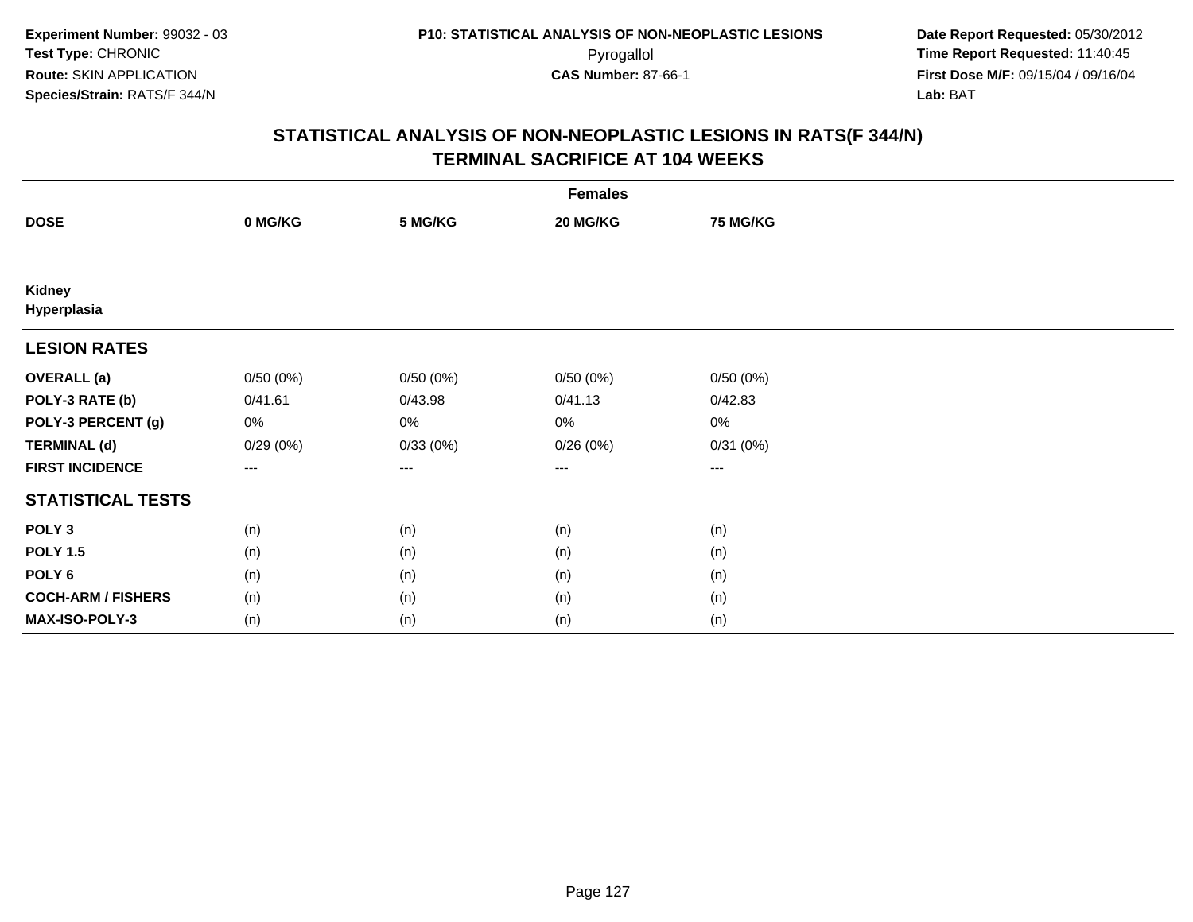**Experiment Number:** 99032 - 03
**Test Type:** CHRONIC
**Route:** SKIN APPLICATION
**Species/Strain:** RATS/F 344/N

**P10: STATISTICAL ANALYSIS OF NON-NEOPLASTIC LESIONS**
Pyrogallol
**CAS Number:** 87-66-1

**Date Report Requested:** 05/30/2012
**Time Report Requested:** 11:40:45
**First Dose M/F:** 09/15/04 / 09/16/04
**Lab:** BAT

## STATISTICAL ANALYSIS OF NON-NEOPLASTIC LESIONS IN RATS(F 344/N)
## TERMINAL SACRIFICE AT 104 WEEKS

| | Females | | | |
|---|---|---|---|---|
| **DOSE** | **0 MG/KG** | **5 MG/KG** | **20 MG/KG** | **75 MG/KG** |
| **Kidney** | | | | |
| **Hyperplasia** | | | | |
| **LESION RATES** | | | | |
| **OVERALL (a)** | 0/50 (0%) | 0/50 (0%) | 0/50 (0%) | 0/50 (0%) |
| **POLY-3 RATE (b)** | 0/41.61 | 0/43.98 | 0/41.13 | 0/42.83 |
| **POLY-3 PERCENT (g)** | 0% | 0% | 0% | 0% |
| **TERMINAL (d)** | 0/29 (0%) | 0/33 (0%) | 0/26 (0%) | 0/31 (0%) |
| **FIRST INCIDENCE** | --- | --- | --- | --- |
| **STATISTICAL TESTS** | | | | |
| **POLY 3** | (n) | (n) | (n) | (n) |
| **POLY 1.5** | (n) | (n) | (n) | (n) |
| **POLY 6** | (n) | (n) | (n) | (n) |
| **COCH-ARM / FISHERS** | (n) | (n) | (n) | (n) |
| **MAX-ISO-POLY-3** | (n) | (n) | (n) | (n) |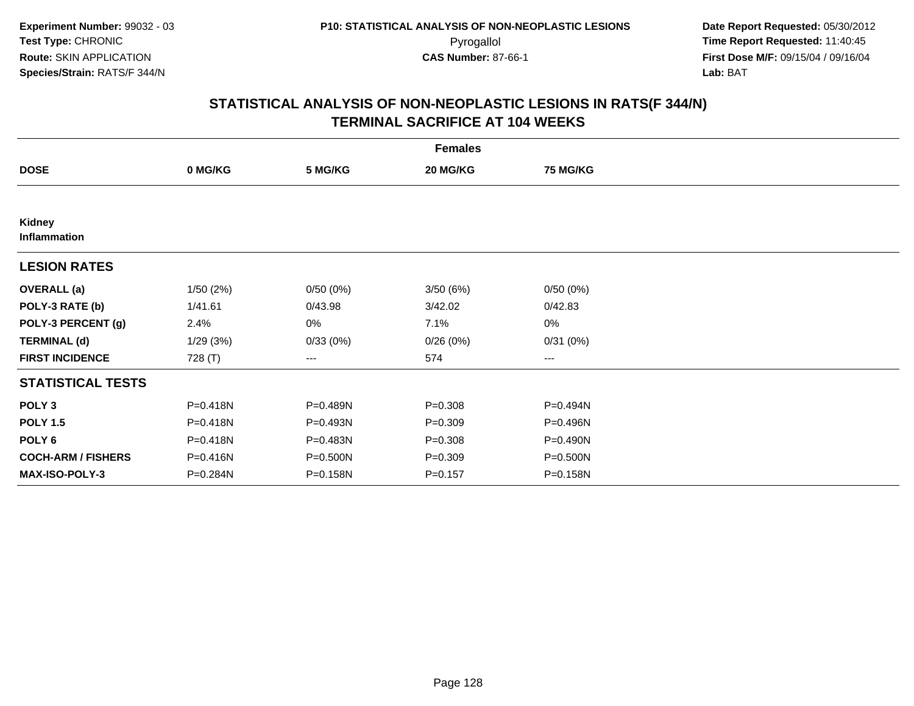Experiment Number: 99032 - 03
Test Type: CHRONIC
Route: SKIN APPLICATION
Species/Strain: RATS/F 344/N

P10: STATISTICAL ANALYSIS OF NON-NEOPLASTIC LESIONS
Pyrogallol
CAS Number: 87-66-1

Date Report Requested: 05/30/2012
Time Report Requested: 11:40:45
First Dose M/F: 09/15/04 / 09/16/04
Lab: BAT

## STATISTICAL ANALYSIS OF NON-NEOPLASTIC LESIONS IN RATS(F 344/N)
## TERMINAL SACRIFICE AT 104 WEEKS

| Females | | | | |
|---|---|---|---|---|
| **DOSE** | **0 MG/KG** | **5 MG/KG** | **20 MG/KG** | **75 MG/KG** |
| **Kidney**<br>**Inflammation** | | | | |
| **LESION RATES** | | | | |
| **OVERALL (a)** | 1/50 (2%) | 0/50 (0%) | 3/50 (6%) | 0/50 (0%) |
| **POLY-3 RATE (b)** | 1/41.61 | 0/43.98 | 3/42.02 | 0/42.83 |
| **POLY-3 PERCENT (g)** | 2.4% | 0% | 7.1% | 0% |
| **TERMINAL (d)** | 1/29 (3%) | 0/33 (0%) | 0/26 (0%) | 0/31 (0%) |
| **FIRST INCIDENCE** | 728 (T) | --- | 574 | --- |
| **STATISTICAL TESTS** | | | | |
| **POLY 3** | P=0.418N | P=0.489N | P=0.308 | P=0.494N |
| **POLY 1.5** | P=0.418N | P=0.493N | P=0.309 | P=0.496N |
| **POLY 6** | P=0.418N | P=0.483N | P=0.308 | P=0.490N |
| **COCH-ARM / FISHERS** | P=0.416N | P=0.500N | P=0.309 | P=0.500N |
| **MAX-ISO-POLY-3** | P=0.284N | P=0.158N | P=0.157 | P=0.158N |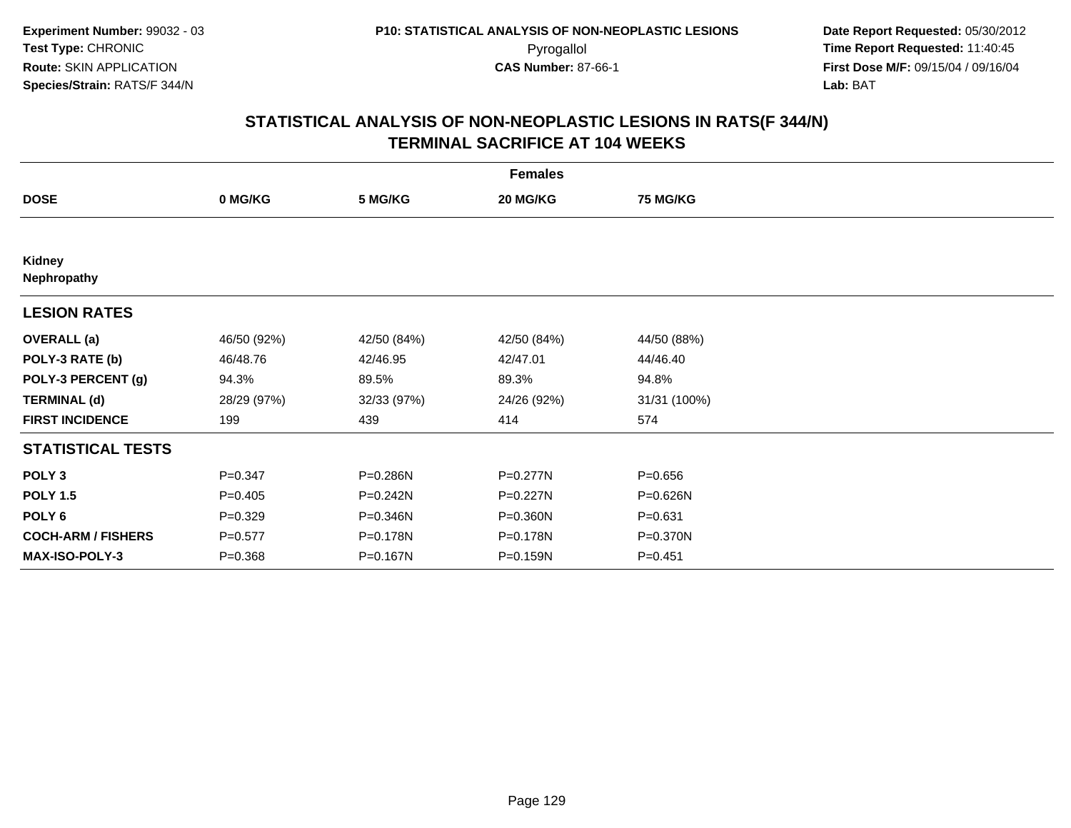**Experiment Number:** 99032 - 03
**Test Type:** CHRONIC
**Route:** SKIN APPLICATION
**Species/Strain:** RATS/F 344/N

**P10: STATISTICAL ANALYSIS OF NON-NEOPLASTIC LESIONS**
Pyrogallol
**CAS Number:** 87-66-1

**Date Report Requested:** 05/30/2012
**Time Report Requested:** 11:40:45
**First Dose M/F:** 09/15/04 / 09/16/04
**Lab:** BAT

## STATISTICAL ANALYSIS OF NON-NEOPLASTIC LESIONS IN RATS(F 344/N) TERMINAL SACRIFICE AT 104 WEEKS

| | Females | | | |
|---|---|---|---|---|
| **DOSE** | **0 MG/KG** | **5 MG/KG** | **20 MG/KG** | **75 MG/KG** |
| **Kidney** | | | | |
| **Nephropathy** | | | | |
| **LESION RATES** | | | | |
| **OVERALL (a)** | 46/50 (92%) | 42/50 (84%) | 42/50 (84%) | 44/50 (88%) |
| **POLY-3 RATE (b)** | 46/48.76 | 42/46.95 | 42/47.01 | 44/46.40 |
| **POLY-3 PERCENT (g)** | 94.3% | 89.5% | 89.3% | 94.8% |
| **TERMINAL (d)** | 28/29 (97%) | 32/33 (97%) | 24/26 (92%) | 31/31 (100%) |
| **FIRST INCIDENCE** | 199 | 439 | 414 | 574 |
| **STATISTICAL TESTS** | | | | |
| **POLY 3** | P=0.347 | P=0.286N | P=0.277N | P=0.656 |
| **POLY 1.5** | P=0.405 | P=0.242N | P=0.227N | P=0.626N |
| **POLY 6** | P=0.329 | P=0.346N | P=0.360N | P=0.631 |
| **COCH-ARM / FISHERS** | P=0.577 | P=0.178N | P=0.178N | P=0.370N |
| **MAX-ISO-POLY-3** | P=0.368 | P=0.167N | P=0.159N | P=0.451 |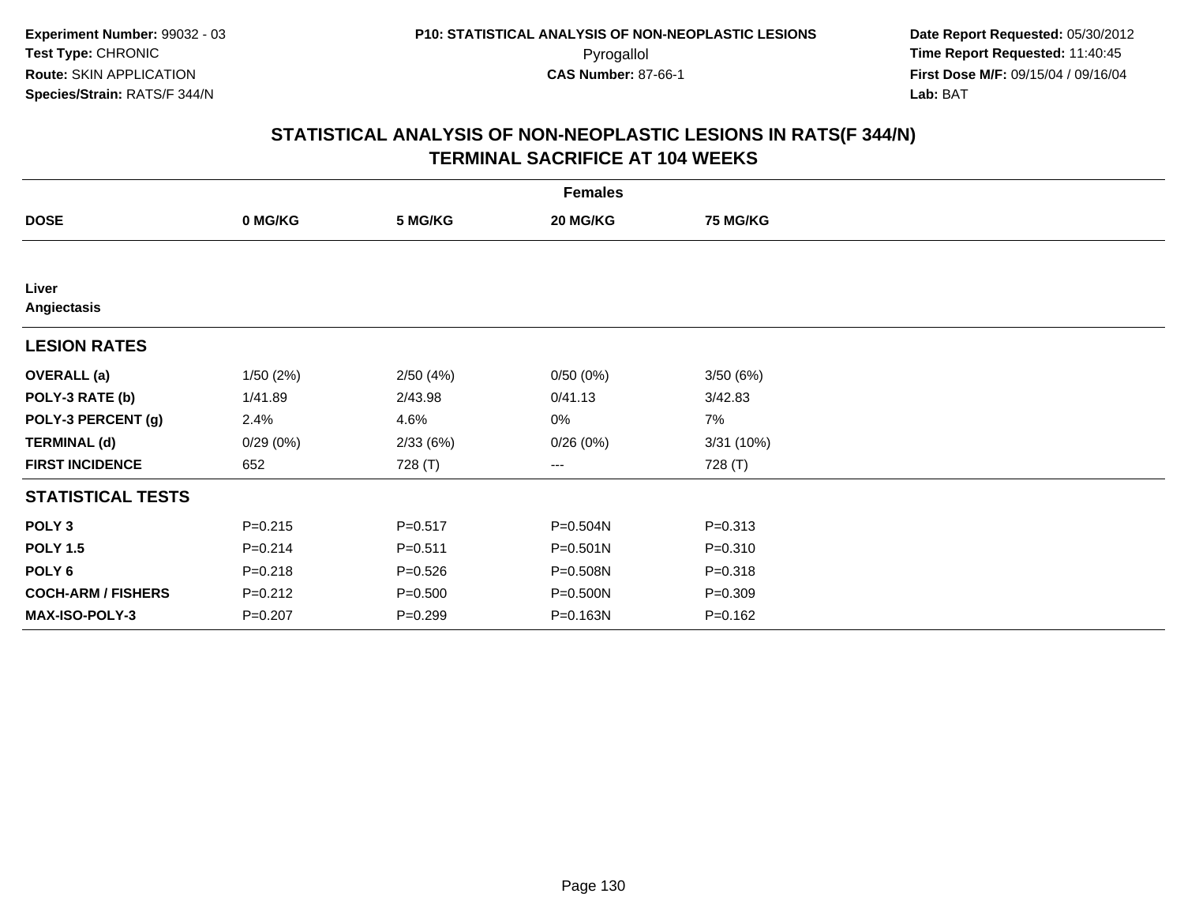**Experiment Number:** 99032 - 03
**Test Type:** CHRONIC
**Route:** SKIN APPLICATION
**Species/Strain:** RATS/F 344/N

**P10: STATISTICAL ANALYSIS OF NON-NEOPLASTIC LESIONS**
Pyrogallol
**CAS Number:** 87-66-1

**Date Report Requested:** 05/30/2012
**Time Report Requested:** 11:40:45
**First Dose M/F:** 09/15/04 / 09/16/04
**Lab:** BAT

## STATISTICAL ANALYSIS OF NON-NEOPLASTIC LESIONS IN RATS(F 344/N) TERMINAL SACRIFICE AT 104 WEEKS

| | Females | | | |
|---|---|---|---|---|
| **DOSE** | **0 MG/KG** | **5 MG/KG** | **20 MG/KG** | **75 MG/KG** |
| **Liver Angiectasis** | | | | |
| **LESION RATES** | | | | |
| **OVERALL (a)** | 1/50 (2%) | 2/50 (4%) | 0/50 (0%) | 3/50 (6%) |
| **POLY-3 RATE (b)** | 1/41.89 | 2/43.98 | 0/41.13 | 3/42.83 |
| **POLY-3 PERCENT (g)** | 2.4% | 4.6% | 0% | 7% |
| **TERMINAL (d)** | 0/29 (0%) | 2/33 (6%) | 0/26 (0%) | 3/31 (10%) |
| **FIRST INCIDENCE** | 652 | 728 (T) | --- | 728 (T) |
| **STATISTICAL TESTS** | | | | |
| **POLY 3** | P=0.215 | P=0.517 | P=0.504N | P=0.313 |
| **POLY 1.5** | P=0.214 | P=0.511 | P=0.501N | P=0.310 |
| **POLY 6** | P=0.218 | P=0.526 | P=0.508N | P=0.318 |
| **COCH-ARM / FISHERS** | P=0.212 | P=0.500 | P=0.500N | P=0.309 |
| **MAX-ISO-POLY-3** | P=0.207 | P=0.299 | P=0.163N | P=0.162 |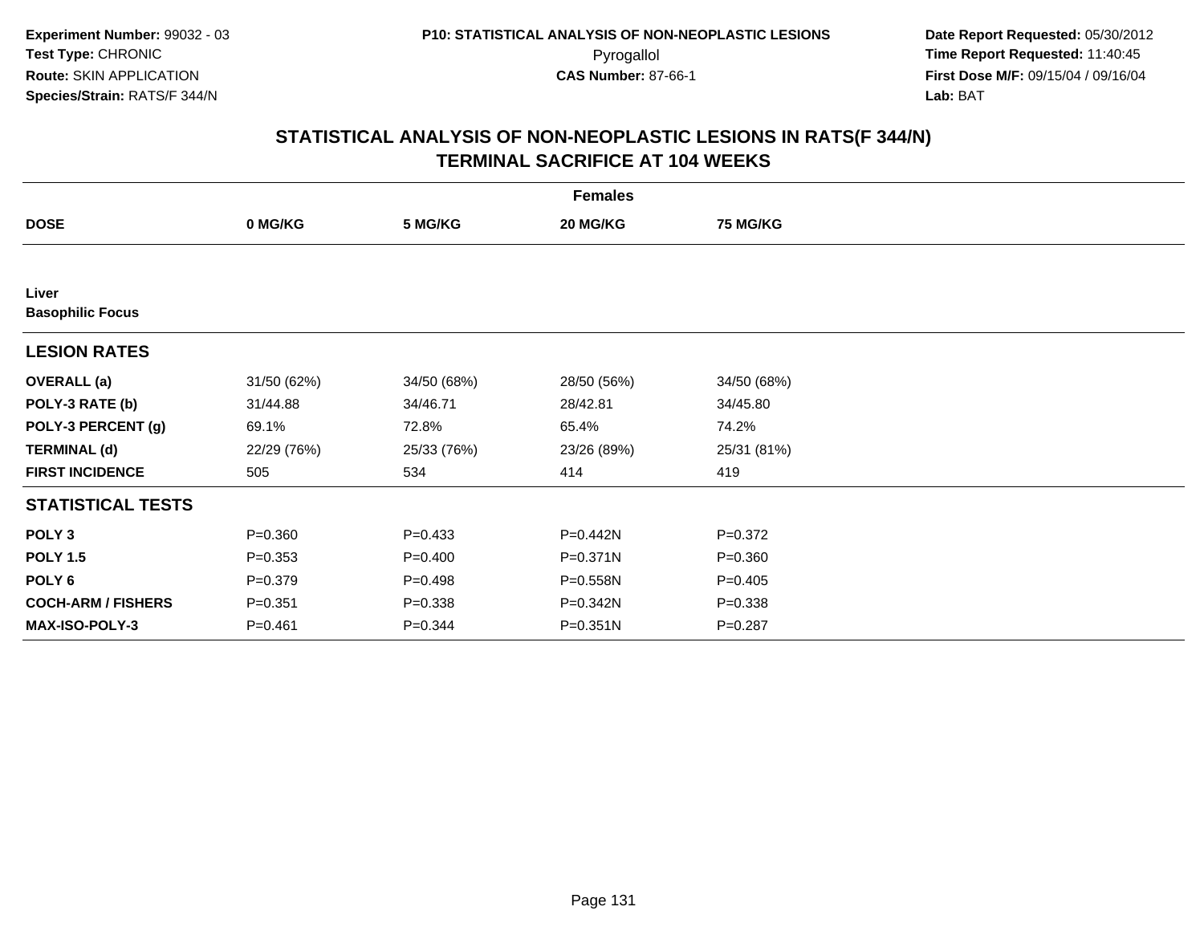**Experiment Number:** 99032 - 03
**Test Type:** CHRONIC
**Route:** SKIN APPLICATION
**Species/Strain:** RATS/F 344/N

**P10: STATISTICAL ANALYSIS OF NON-NEOPLASTIC LESIONS**
Pyrogallol
**CAS Number:** 87-66-1

**Date Report Requested:** 05/30/2012
**Time Report Requested:** 11:40:45
**First Dose M/F:** 09/15/04 / 09/16/04
**Lab:** BAT

## STATISTICAL ANALYSIS OF NON-NEOPLASTIC LESIONS IN RATS(F 344/N)
## TERMINAL SACRIFICE AT 104 WEEKS

| | Females | | | |
|---|---|---|---|---|
| **DOSE** | **0 MG/KG** | **5 MG/KG** | **20 MG/KG** | **75 MG/KG** |
| **Liver** | | | | |
| **Basophilic Focus** | | | | |
| **LESION RATES** | | | | |
| **OVERALL (a)** | 31/50 (62%) | 34/50 (68%) | 28/50 (56%) | 34/50 (68%) |
| **POLY-3 RATE (b)** | 31/44.88 | 34/46.71 | 28/42.81 | 34/45.80 |
| **POLY-3 PERCENT (g)** | 69.1% | 72.8% | 65.4% | 74.2% |
| **TERMINAL (d)** | 22/29 (76%) | 25/33 (76%) | 23/26 (89%) | 25/31 (81%) |
| **FIRST INCIDENCE** | 505 | 534 | 414 | 419 |
| **STATISTICAL TESTS** | | | | |
| **POLY 3** | P=0.360 | P=0.433 | P=0.442N | P=0.372 |
| **POLY 1.5** | P=0.353 | P=0.400 | P=0.371N | P=0.360 |
| **POLY 6** | P=0.379 | P=0.498 | P=0.558N | P=0.405 |
| **COCH-ARM / FISHERS** | P=0.351 | P=0.338 | P=0.342N | P=0.338 |
| **MAX-ISO-POLY-3** | P=0.461 | P=0.344 | P=0.351N | P=0.287 |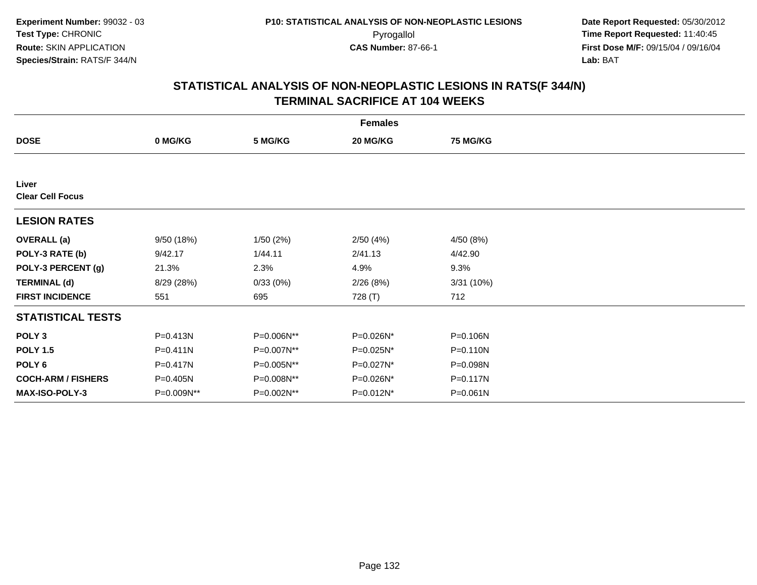**Experiment Number:** 99032 - 03
**Test Type:** CHRONIC
**Route:** SKIN APPLICATION
**Species/Strain:** RATS/F 344/N

**P10: STATISTICAL ANALYSIS OF NON-NEOPLASTIC LESIONS**
Pyrogallol
**CAS Number:** 87-66-1

**Date Report Requested:** 05/30/2012
**Time Report Requested:** 11:40:45
**First Dose M/F:** 09/15/04 / 09/16/04
**Lab:** BAT

## STATISTICAL ANALYSIS OF NON-NEOPLASTIC LESIONS IN RATS(F 344/N)
## TERMINAL SACRIFICE AT 104 WEEKS

| | Females | | | |
|---|---|---|---|---|
| **DOSE** | **0 MG/KG** | **5 MG/KG** | **20 MG/KG** | **75 MG/KG** |
| **Liver** | | | | |
| **Clear Cell Focus** | | | | |
| **LESION RATES** | | | | |
| **OVERALL (a)** | 9/50 (18%) | 1/50 (2%) | 2/50 (4%) | 4/50 (8%) |
| **POLY-3 RATE (b)** | 9/42.17 | 1/44.11 | 2/41.13 | 4/42.90 |
| **POLY-3 PERCENT (g)** | 21.3% | 2.3% | 4.9% | 9.3% |
| **TERMINAL (d)** | 8/29 (28%) | 0/33 (0%) | 2/26 (8%) | 3/31 (10%) |
| **FIRST INCIDENCE** | 551 | 695 | 728 (T) | 712 |
| **STATISTICAL TESTS** | | | | |
| **POLY 3** | P=0.413N | P=0.006N** | P=0.026N* | P=0.106N |
| **POLY 1.5** | P=0.411N | P=0.007N** | P=0.025N* | P=0.110N |
| **POLY 6** | P=0.417N | P=0.005N** | P=0.027N* | P=0.098N |
| **COCH-ARM / FISHERS** | P=0.405N | P=0.008N** | P=0.026N* | P=0.117N |
| **MAX-ISO-POLY-3** | P=0.009N** | P=0.002N** | P=0.012N* | P=0.061N |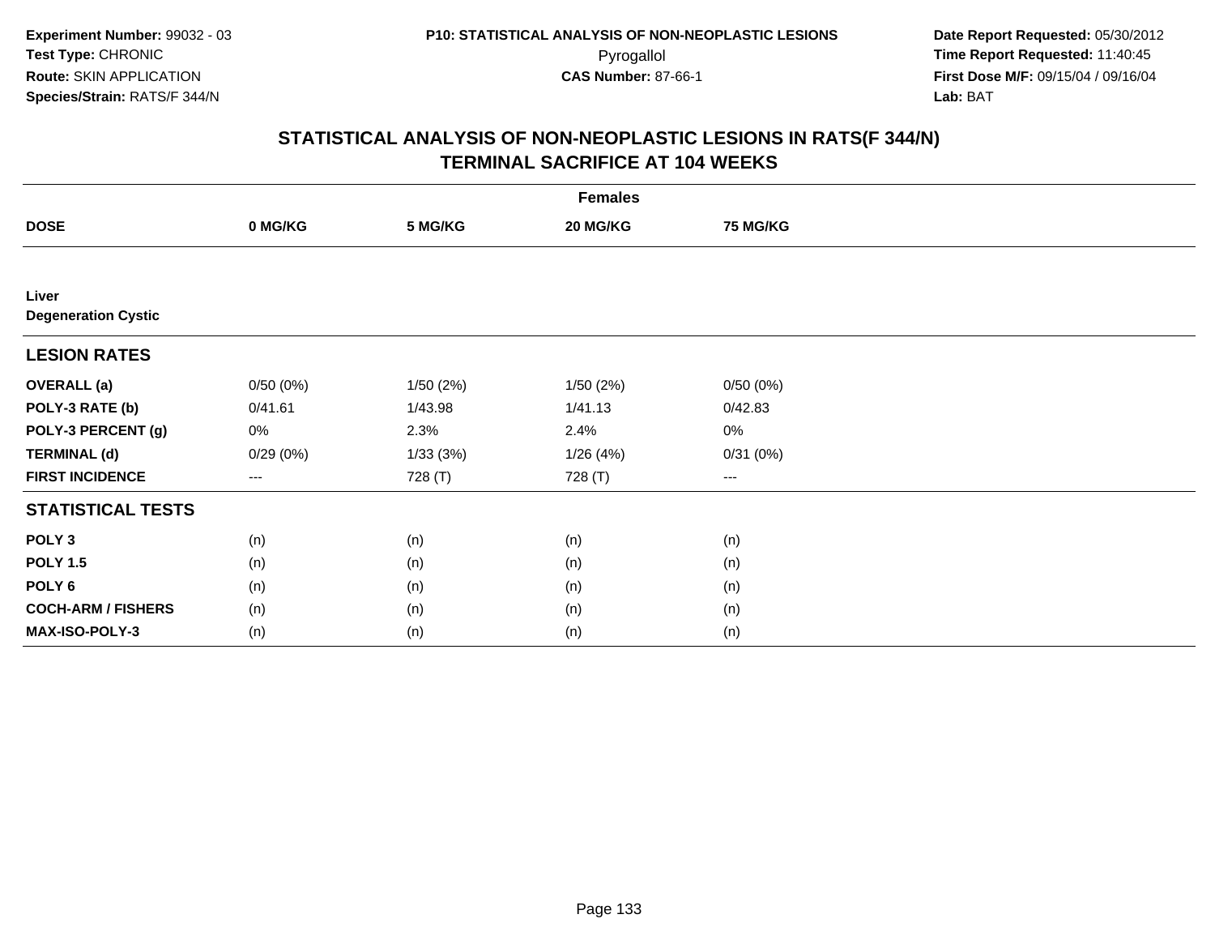**Experiment Number:** 99032 - 03
**Test Type:** CHRONIC
**Route:** SKIN APPLICATION
**Species/Strain:** RATS/F 344/N

**P10: STATISTICAL ANALYSIS OF NON-NEOPLASTIC LESIONS**
Pyrogallol
**CAS Number:** 87-66-1

**Date Report Requested:** 05/30/2012
**Time Report Requested:** 11:40:45
**First Dose M/F:** 09/15/04 / 09/16/04
**Lab:** BAT

## STATISTICAL ANALYSIS OF NON-NEOPLASTIC LESIONS IN RATS(F 344/N)
## TERMINAL SACRIFICE AT 104 WEEKS

| | Females | | | |
|---|---|---|---|---|
| **DOSE** | **0 MG/KG** | **5 MG/KG** | **20 MG/KG** | **75 MG/KG** |
| **Liver** | | | | |
| **Degeneration Cystic** | | | | |
| **LESION RATES** | | | | |
| **OVERALL (a)** | 0/50 (0%) | 1/50 (2%) | 1/50 (2%) | 0/50 (0%) |
| **POLY-3 RATE (b)** | 0/41.61 | 1/43.98 | 1/41.13 | 0/42.83 |
| **POLY-3 PERCENT (g)** | 0% | 2.3% | 2.4% | 0% |
| **TERMINAL (d)** | 0/29 (0%) | 1/33 (3%) | 1/26 (4%) | 0/31 (0%) |
| **FIRST INCIDENCE** | --- | 728 (T) | 728 (T) | --- |
| **STATISTICAL TESTS** | | | | |
| **POLY 3** | (n) | (n) | (n) | (n) |
| **POLY 1.5** | (n) | (n) | (n) | (n) |
| **POLY 6** | (n) | (n) | (n) | (n) |
| **COCH-ARM / FISHERS** | (n) | (n) | (n) | (n) |
| **MAX-ISO-POLY-3** | (n) | (n) | (n) | (n) |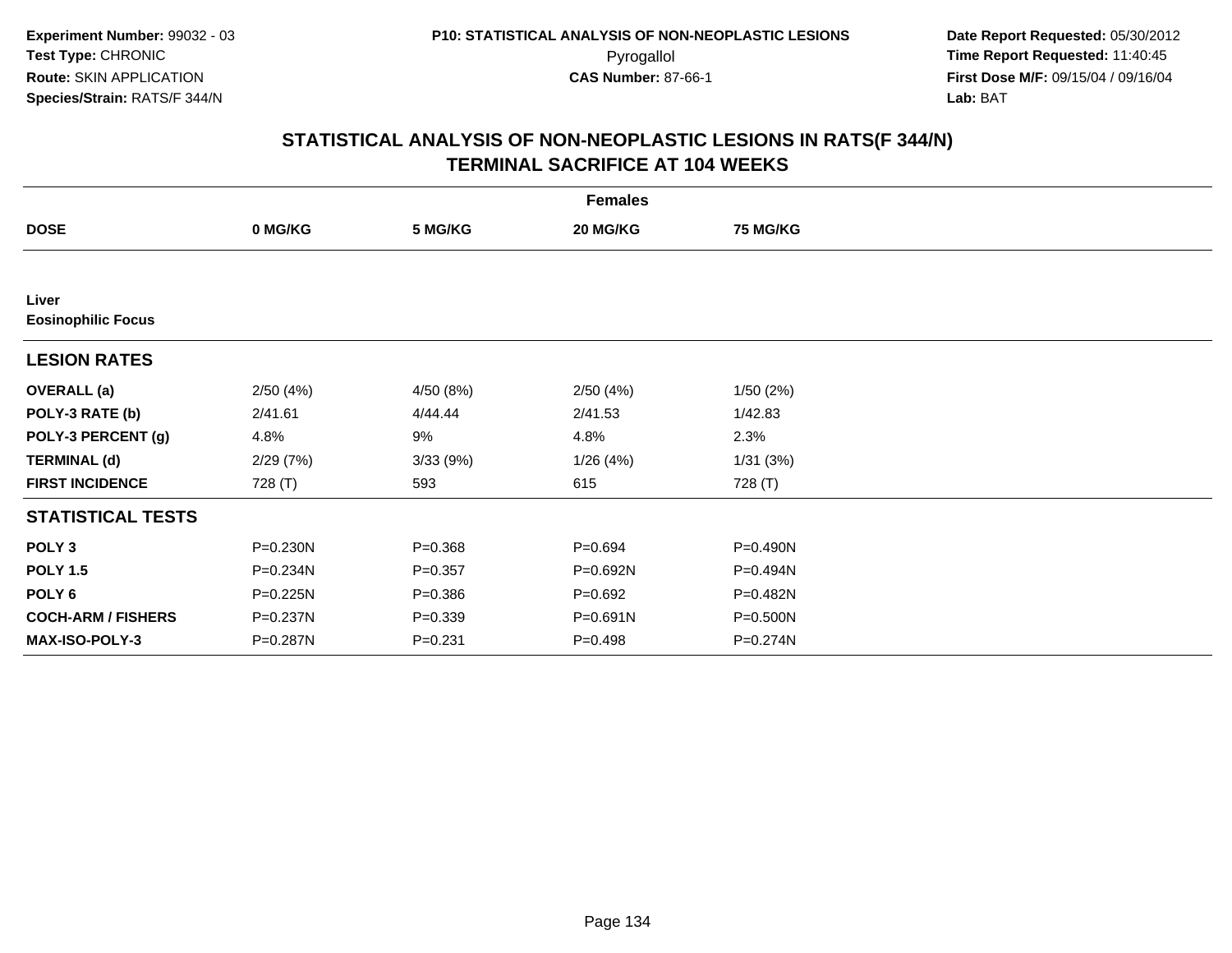**Experiment Number:** 99032 - 03
**Test Type:** CHRONIC
**Route:** SKIN APPLICATION
**Species/Strain:** RATS/F 344/N

**P10: STATISTICAL ANALYSIS OF NON-NEOPLASTIC LESIONS**
Pyrogallol
**CAS Number:** 87-66-1

**Date Report Requested:** 05/30/2012
**Time Report Requested:** 11:40:45
**First Dose M/F:** 09/15/04 / 09/16/04
**Lab:** BAT

## STATISTICAL ANALYSIS OF NON-NEOPLASTIC LESIONS IN RATS(F 344/N)
## TERMINAL SACRIFICE AT 104 WEEKS

| | Females | | | |
|---|---|---|---|---|
| **DOSE** | **0 MG/KG** | **5 MG/KG** | **20 MG/KG** | **75 MG/KG** |
| **Liver** | | | | |
| **Eosinophilic Focus** | | | | |
| **LESION RATES** | | | | |
| **OVERALL (a)** | 2/50 (4%) | 4/50 (8%) | 2/50 (4%) | 1/50 (2%) |
| **POLY-3 RATE (b)** | 2/41.61 | 4/44.44 | 2/41.53 | 1/42.83 |
| **POLY-3 PERCENT (g)** | 4.8% | 9% | 4.8% | 2.3% |
| **TERMINAL (d)** | 2/29 (7%) | 3/33 (9%) | 1/26 (4%) | 1/31 (3%) |
| **FIRST INCIDENCE** | 728 (T) | 593 | 615 | 728 (T) |
| **STATISTICAL TESTS** | | | | |
| **POLY 3** | P=0.230N | P=0.368 | P=0.694 | P=0.490N |
| **POLY 1.5** | P=0.234N | P=0.357 | P=0.692N | P=0.494N |
| **POLY 6** | P=0.225N | P=0.386 | P=0.692 | P=0.482N |
| **COCH-ARM / FISHERS** | P=0.237N | P=0.339 | P=0.691N | P=0.500N |
| **MAX-ISO-POLY-3** | P=0.287N | P=0.231 | P=0.498 | P=0.274N |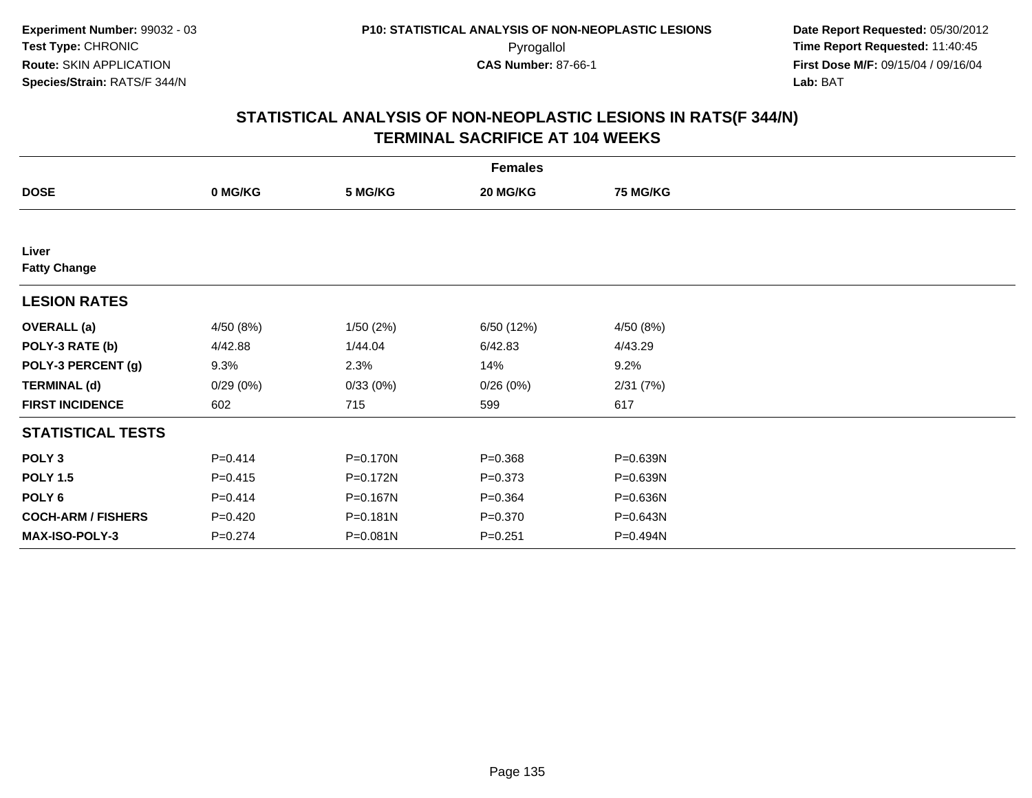Experiment Number: 99032 - 03
Test Type: CHRONIC
Route: SKIN APPLICATION
Species/Strain: RATS/F 344/N

P10: STATISTICAL ANALYSIS OF NON-NEOPLASTIC LESIONS
Pyrogallol
CAS Number: 87-66-1

Date Report Requested: 05/30/2012
Time Report Requested: 11:40:45
First Dose M/F: 09/15/04 / 09/16/04
Lab: BAT

## STATISTICAL ANALYSIS OF NON-NEOPLASTIC LESIONS IN RATS(F 344/N) TERMINAL SACRIFICE AT 104 WEEKS

| | Females | | | |
|---|---|---|---|---|
| **DOSE** | **0 MG/KG** | **5 MG/KG** | **20 MG/KG** | **75 MG/KG** |
| **Liver** | | | | |
| **Fatty Change** | | | | |
| **LESION RATES** | | | | |
| **OVERALL (a)** | 4/50 (8%) | 1/50 (2%) | 6/50 (12%) | 4/50 (8%) |
| **POLY-3 RATE (b)** | 4/42.88 | 1/44.04 | 6/42.83 | 4/43.29 |
| **POLY-3 PERCENT (g)** | 9.3% | 2.3% | 14% | 9.2% |
| **TERMINAL (d)** | 0/29 (0%) | 0/33 (0%) | 0/26 (0%) | 2/31 (7%) |
| **FIRST INCIDENCE** | 602 | 715 | 599 | 617 |
| **STATISTICAL TESTS** | | | | |
| **POLY 3** | P=0.414 | P=0.170N | P=0.368 | P=0.639N |
| **POLY 1.5** | P=0.415 | P=0.172N | P=0.373 | P=0.639N |
| **POLY 6** | P=0.414 | P=0.167N | P=0.364 | P=0.636N |
| **COCH-ARM / FISHERS** | P=0.420 | P=0.181N | P=0.370 | P=0.643N |
| **MAX-ISO-POLY-3** | P=0.274 | P=0.081N | P=0.251 | P=0.494N |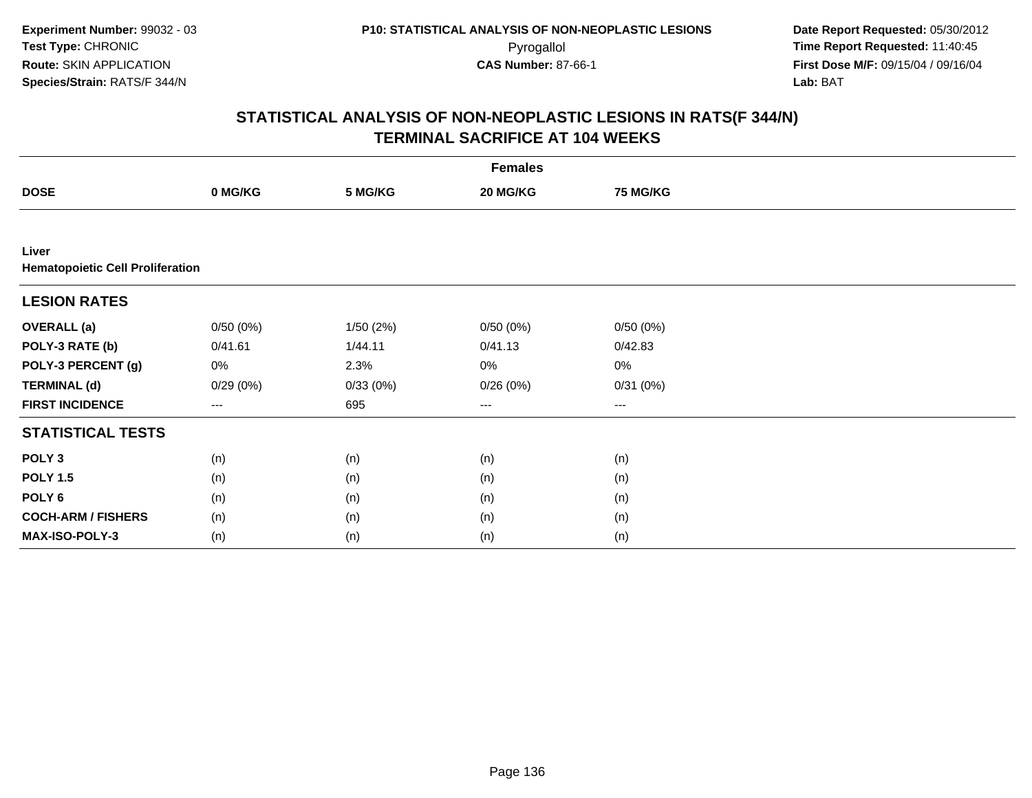**Experiment Number:** 99032 - 03
**Test Type:** CHRONIC
**Route:** SKIN APPLICATION
**Species/Strain:** RATS/F 344/N

**P10: STATISTICAL ANALYSIS OF NON-NEOPLASTIC LESIONS**
Pyrogallol
**CAS Number:** 87-66-1

**Date Report Requested:** 05/30/2012
**Time Report Requested:** 11:40:45
**First Dose M/F:** 09/15/04 / 09/16/04
**Lab:** BAT

## STATISTICAL ANALYSIS OF NON-NEOPLASTIC LESIONS IN RATS(F 344/N)
## TERMINAL SACRIFICE AT 104 WEEKS

| | Females | | | |
|---|---|---|---|---|
| **DOSE** | **0 MG/KG** | **5 MG/KG** | **20 MG/KG** | **75 MG/KG** |
| **Liver** | | | | |
| **Hematopoietic Cell Proliferation** | | | | |
| **LESION RATES** | | | | |
| **OVERALL (a)** | 0/50 (0%) | 1/50 (2%) | 0/50 (0%) | 0/50 (0%) |
| **POLY-3 RATE (b)** | 0/41.61 | 1/44.11 | 0/41.13 | 0/42.83 |
| **POLY-3 PERCENT (g)** | 0% | 2.3% | 0% | 0% |
| **TERMINAL (d)** | 0/29 (0%) | 0/33 (0%) | 0/26 (0%) | 0/31 (0%) |
| **FIRST INCIDENCE** | --- | 695 | --- | --- |
| **STATISTICAL TESTS** | | | | |
| **POLY 3** | (n) | (n) | (n) | (n) |
| **POLY 1.5** | (n) | (n) | (n) | (n) |
| **POLY 6** | (n) | (n) | (n) | (n) |
| **COCH-ARM / FISHERS** | (n) | (n) | (n) | (n) |
| **MAX-ISO-POLY-3** | (n) | (n) | (n) | (n) |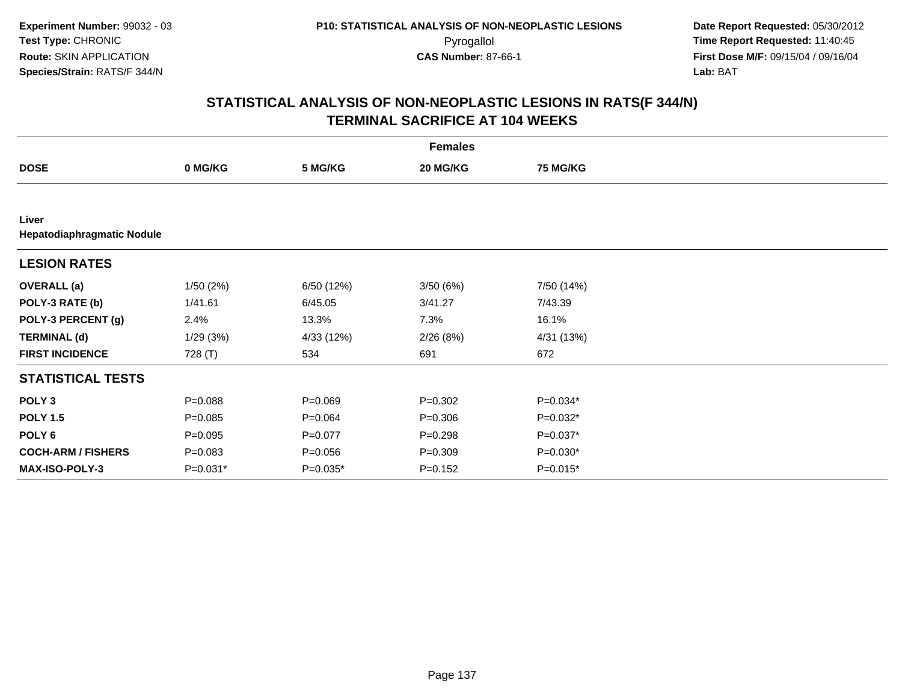Experiment Number: 99032 - 03
Test Type: CHRONIC
Route: SKIN APPLICATION
Species/Strain: RATS/F 344/N

P10: STATISTICAL ANALYSIS OF NON-NEOPLASTIC LESIONS
Pyrogallol
CAS Number: 87-66-1

Date Report Requested: 05/30/2012
Time Report Requested: 11:40:45
First Dose M/F: 09/15/04 / 09/16/04
Lab: BAT

## STATISTICAL ANALYSIS OF NON-NEOPLASTIC LESIONS IN RATS(F 344/N) TERMINAL SACRIFICE AT 104 WEEKS

| | Females | | | |
|---|---|---|---|---|
| **DOSE** | **0 MG/KG** | **5 MG/KG** | **20 MG/KG** | **75 MG/KG** |
| **Liver** | | | | |
| **Hepatodiaphragmatic Nodule** | | | | |
| **LESION RATES** | | | | |
| **OVERALL (a)** | 1/50 (2%) | 6/50 (12%) | 3/50 (6%) | 7/50 (14%) |
| **POLY-3 RATE (b)** | 1/41.61 | 6/45.05 | 3/41.27 | 7/43.39 |
| **POLY-3 PERCENT (g)** | 2.4% | 13.3% | 7.3% | 16.1% |
| **TERMINAL (d)** | 1/29 (3%) | 4/33 (12%) | 2/26 (8%) | 4/31 (13%) |
| **FIRST INCIDENCE** | 728 (T) | 534 | 691 | 672 |
| **STATISTICAL TESTS** | | | | |
| **POLY 3** | P=0.088 | P=0.069 | P=0.302 | P=0.034* |
| **POLY 1.5** | P=0.085 | P=0.064 | P=0.306 | P=0.032* |
| **POLY 6** | P=0.095 | P=0.077 | P=0.298 | P=0.037* |
| **COCH-ARM / FISHERS** | P=0.083 | P=0.056 | P=0.309 | P=0.030* |
| **MAX-ISO-POLY-3** | P=0.031* | P=0.035* | P=0.152 | P=0.015* |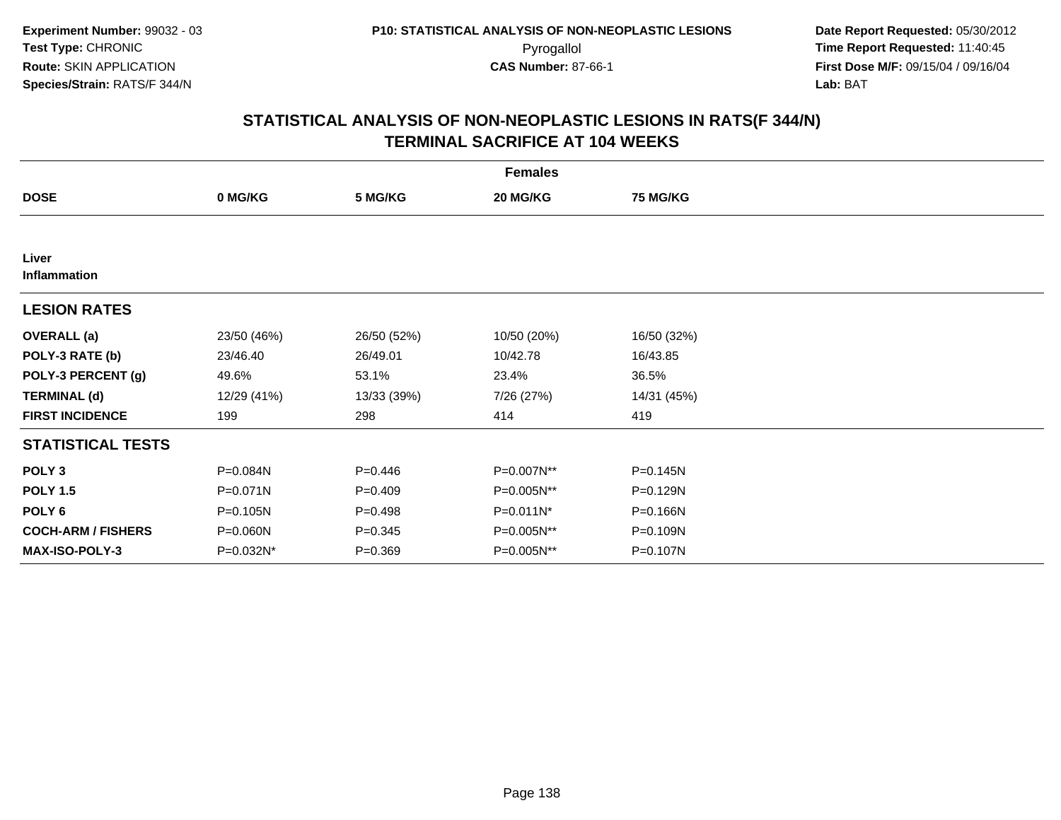Experiment Number: 99032 - 03
Test Type: CHRONIC
Route: SKIN APPLICATION
Species/Strain: RATS/F 344/N

P10: STATISTICAL ANALYSIS OF NON-NEOPLASTIC LESIONS
Pyrogallol
CAS Number: 87-66-1

Date Report Requested: 05/30/2012
Time Report Requested: 11:40:45
First Dose M/F: 09/15/04 / 09/16/04
Lab: BAT

## STATISTICAL ANALYSIS OF NON-NEOPLASTIC LESIONS IN RATS(F 344/N) TERMINAL SACRIFICE AT 104 WEEKS

| | Females | | | |
|---|---|---|---|---|
| **DOSE** | **0 MG/KG** | **5 MG/KG** | **20 MG/KG** | **75 MG/KG** |
| **Liver** | | | | |
| **Inflammation** | | | | |
| **LESION RATES** | | | | |
| **OVERALL (a)** | 23/50 (46%) | 26/50 (52%) | 10/50 (20%) | 16/50 (32%) |
| **POLY-3 RATE (b)** | 23/46.40 | 26/49.01 | 10/42.78 | 16/43.85 |
| **POLY-3 PERCENT (g)** | 49.6% | 53.1% | 23.4% | 36.5% |
| **TERMINAL (d)** | 12/29 (41%) | 13/33 (39%) | 7/26 (27%) | 14/31 (45%) |
| **FIRST INCIDENCE** | 199 | 298 | 414 | 419 |
| **STATISTICAL TESTS** | | | | |
| **POLY 3** | P=0.084N | P=0.446 | P=0.007N** | P=0.145N |
| **POLY 1.5** | P=0.071N | P=0.409 | P=0.005N** | P=0.129N |
| **POLY 6** | P=0.105N | P=0.498 | P=0.011N* | P=0.166N |
| **COCH-ARM / FISHERS** | P=0.060N | P=0.345 | P=0.005N** | P=0.109N |
| **MAX-ISO-POLY-3** | P=0.032N* | P=0.369 | P=0.005N** | P=0.107N |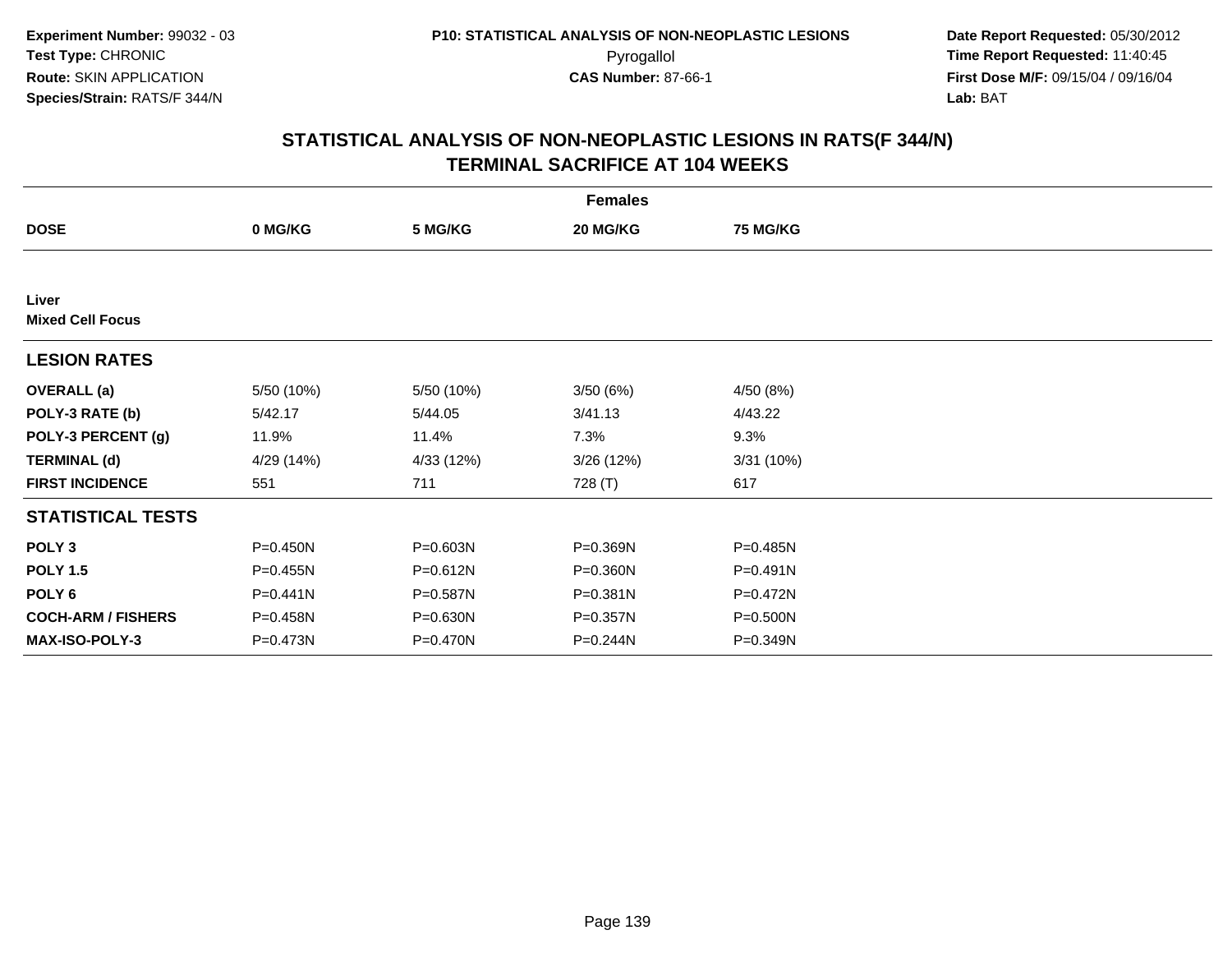**Experiment Number:** 99032 - 03
**Test Type:** CHRONIC
**Route:** SKIN APPLICATION
**Species/Strain:** RATS/F 344/N

**P10: STATISTICAL ANALYSIS OF NON-NEOPLASTIC LESIONS**
Pyrogallol
**CAS Number:** 87-66-1

**Date Report Requested:** 05/30/2012
**Time Report Requested:** 11:40:45
**First Dose M/F:** 09/15/04 / 09/16/04
**Lab:** BAT

## STATISTICAL ANALYSIS OF NON-NEOPLASTIC LESIONS IN RATS(F 344/N)
## TERMINAL SACRIFICE AT 104 WEEKS

| | Females | | | |
|---|---|---|---|---|
| **DOSE** | **0 MG/KG** | **5 MG/KG** | **20 MG/KG** | **75 MG/KG** |
| **Liver** | | | | |
| **Mixed Cell Focus** | | | | |
| **LESION RATES** | | | | |
| **OVERALL (a)** | 5/50 (10%) | 5/50 (10%) | 3/50 (6%) | 4/50 (8%) |
| **POLY-3 RATE (b)** | 5/42.17 | 5/44.05 | 3/41.13 | 4/43.22 |
| **POLY-3 PERCENT (g)** | 11.9% | 11.4% | 7.3% | 9.3% |
| **TERMINAL (d)** | 4/29 (14%) | 4/33 (12%) | 3/26 (12%) | 3/31 (10%) |
| **FIRST INCIDENCE** | 551 | 711 | 728 (T) | 617 |
| **STATISTICAL TESTS** | | | | |
| **POLY 3** | P=0.450N | P=0.603N | P=0.369N | P=0.485N |
| **POLY 1.5** | P=0.455N | P=0.612N | P=0.360N | P=0.491N |
| **POLY 6** | P=0.441N | P=0.587N | P=0.381N | P=0.472N |
| **COCH-ARM / FISHERS** | P=0.458N | P=0.630N | P=0.357N | P=0.500N |
| **MAX-ISO-POLY-3** | P=0.473N | P=0.470N | P=0.244N | P=0.349N |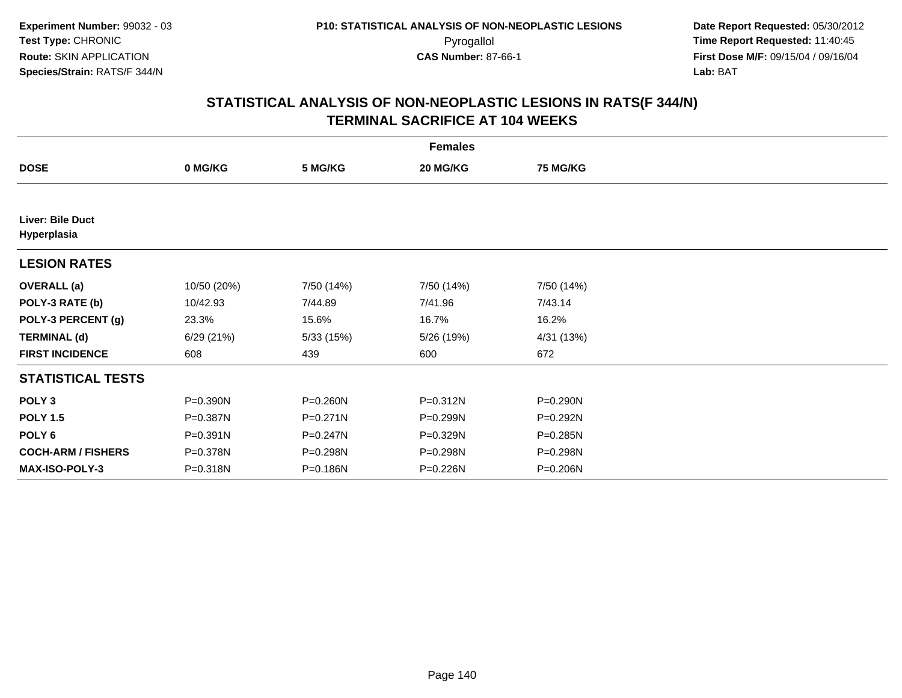Experiment Number: 99032 - 03
Test Type: CHRONIC
Route: SKIN APPLICATION
Species/Strain: RATS/F 344/N

P10: STATISTICAL ANALYSIS OF NON-NEOPLASTIC LESIONS
Pyrogallol
CAS Number: 87-66-1

Date Report Requested: 05/30/2012
Time Report Requested: 11:40:45
First Dose M/F: 09/15/04 / 09/16/04
Lab: BAT

# STATISTICAL ANALYSIS OF NON-NEOPLASTIC LESIONS IN RATS(F 344/N)
## TERMINAL SACRIFICE AT 104 WEEKS

| Females | | | | |
|---|---|---|---|---|
| **DOSE** | **0 MG/KG** | **5 MG/KG** | **20 MG/KG** | **75 MG/KG** |
| **Liver: Bile Duct Hyperplasia** | | | | |
| **LESION RATES** | | | | |
| **OVERALL (a)** | 10/50 (20%) | 7/50 (14%) | 7/50 (14%) | 7/50 (14%) |
| **POLY-3 RATE (b)** | 10/42.93 | 7/44.89 | 7/41.96 | 7/43.14 |
| **POLY-3 PERCENT (g)** | 23.3% | 15.6% | 16.7% | 16.2% |
| **TERMINAL (d)** | 6/29 (21%) | 5/33 (15%) | 5/26 (19%) | 4/31 (13%) |
| **FIRST INCIDENCE** | 608 | 439 | 600 | 672 |
| **STATISTICAL TESTS** | | | | |
| **POLY 3** | P=0.390N | P=0.260N | P=0.312N | P=0.290N |
| **POLY 1.5** | P=0.387N | P=0.271N | P=0.299N | P=0.292N |
| **POLY 6** | P=0.391N | P=0.247N | P=0.329N | P=0.285N |
| **COCH-ARM / FISHERS** | P=0.378N | P=0.298N | P=0.298N | P=0.298N |
| **MAX-ISO-POLY-3** | P=0.318N | P=0.186N | P=0.226N | P=0.206N |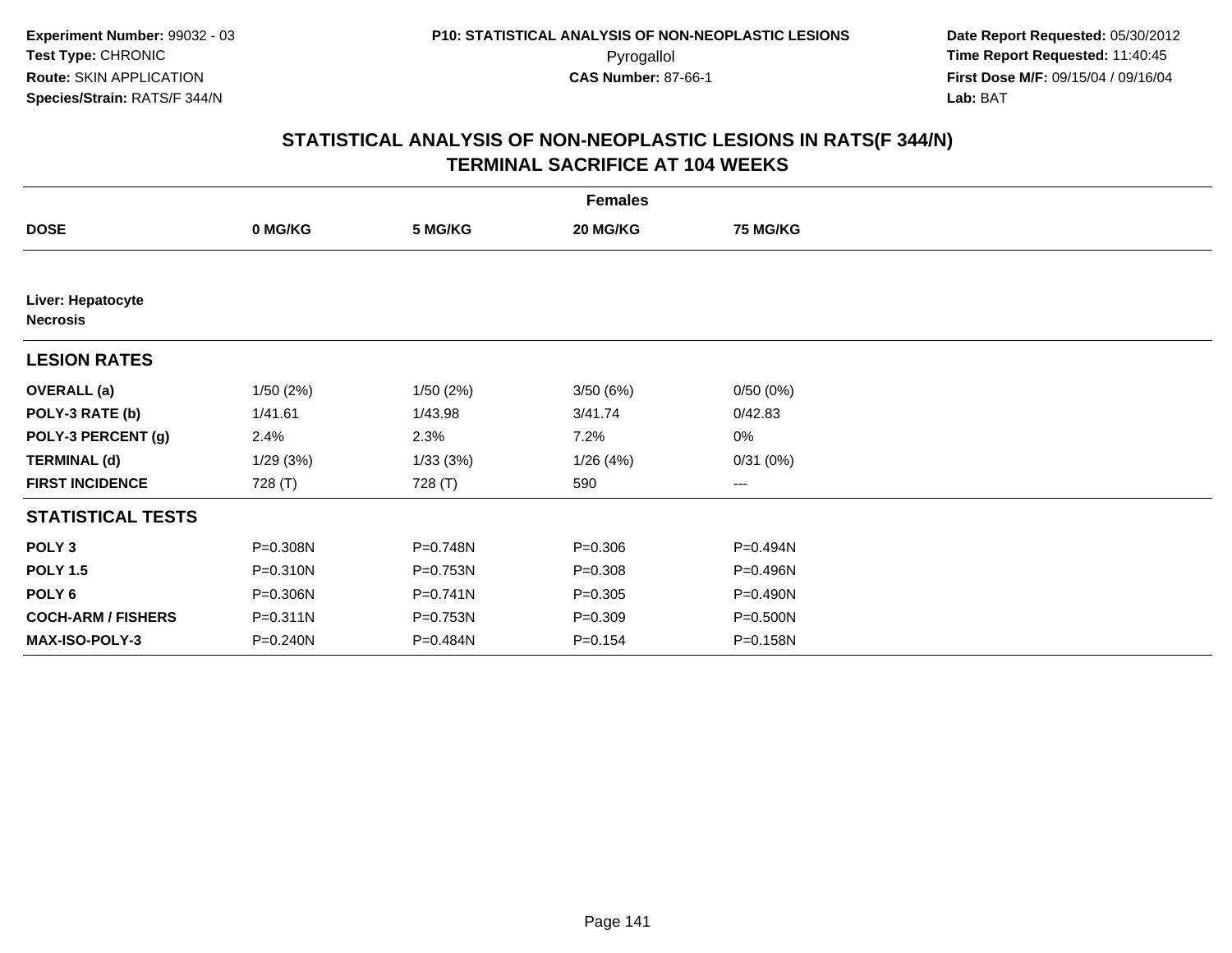Experiment Number: 99032 - 03
Test Type: CHRONIC
Route: SKIN APPLICATION
Species/Strain: RATS/F 344/N

P10: STATISTICAL ANALYSIS OF NON-NEOPLASTIC LESIONS
Pyrogallol
CAS Number: 87-66-1

Date Report Requested: 05/30/2012
Time Report Requested: 11:40:45
First Dose M/F: 09/15/04 / 09/16/04
Lab: BAT

## STATISTICAL ANALYSIS OF NON-NEOPLASTIC LESIONS IN RATS(F 344/N) TERMINAL SACRIFICE AT 104 WEEKS

| | Females | | | |
|---|---|---|---|---|
| **DOSE** | **0 MG/KG** | **5 MG/KG** | **20 MG/KG** | **75 MG/KG** |
| **Liver: Hepatocyte Necrosis** | | | | |
| **LESION RATES** | | | | |
| **OVERALL (a)** | 1/50 (2%) | 1/50 (2%) | 3/50 (6%) | 0/50 (0%) |
| **POLY-3 RATE (b)** | 1/41.61 | 1/43.98 | 3/41.74 | 0/42.83 |
| **POLY-3 PERCENT (g)** | 2.4% | 2.3% | 7.2% | 0% |
| **TERMINAL (d)** | 1/29 (3%) | 1/33 (3%) | 1/26 (4%) | 0/31 (0%) |
| **FIRST INCIDENCE** | 728 (T) | 728 (T) | 590 | --- |
| **STATISTICAL TESTS** | | | | |
| **POLY 3** | P=0.308N | P=0.748N | P=0.306 | P=0.494N |
| **POLY 1.5** | P=0.310N | P=0.753N | P=0.308 | P=0.496N |
| **POLY 6** | P=0.306N | P=0.741N | P=0.305 | P=0.490N |
| **COCH-ARM / FISHERS** | P=0.311N | P=0.753N | P=0.309 | P=0.500N |
| **MAX-ISO-POLY-3** | P=0.240N | P=0.484N | P=0.154 | P=0.158N |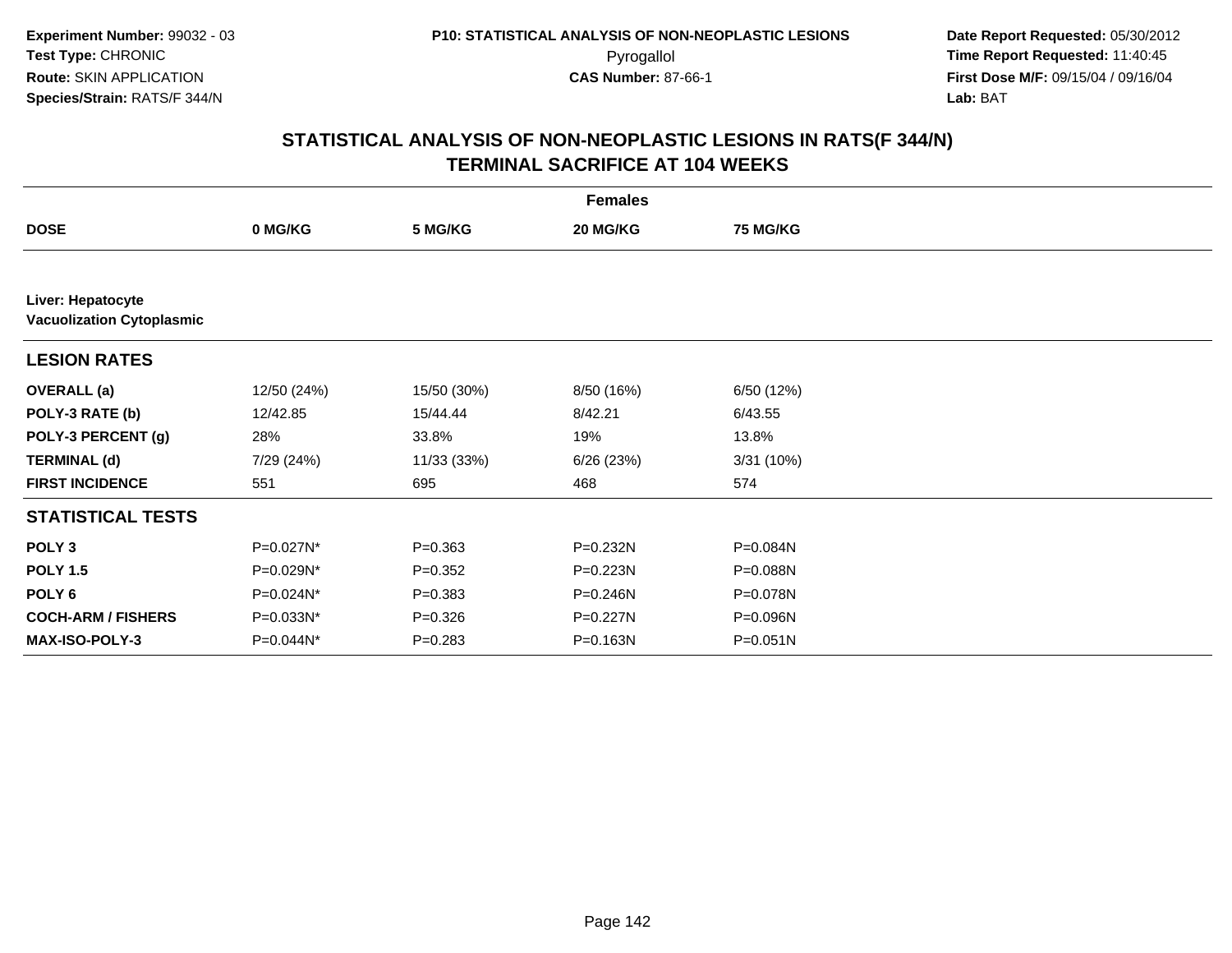**Experiment Number:** 99032 - 03
**Test Type:** CHRONIC
**Route:** SKIN APPLICATION
**Species/Strain:** RATS/F 344/N

**P10: STATISTICAL ANALYSIS OF NON-NEOPLASTIC LESIONS**
Pyrogallol
**CAS Number:** 87-66-1

**Date Report Requested:** 05/30/2012
**Time Report Requested:** 11:40:45
**First Dose M/F:** 09/15/04 / 09/16/04
**Lab:** BAT

## STATISTICAL ANALYSIS OF NON-NEOPLASTIC LESIONS IN RATS(F 344/N) TERMINAL SACRIFICE AT 104 WEEKS

| | Females | | | |
|---|---|---|---|---|
| **DOSE** | **0 MG/KG** | **5 MG/KG** | **20 MG/KG** | **75 MG/KG** |
| **Liver: Hepatocyte Vacuolization Cytoplasmic** | | | | |
| **LESION RATES** | | | | |
| **OVERALL (a)** | 12/50 (24%) | 15/50 (30%) | 8/50 (16%) | 6/50 (12%) |
| **POLY-3 RATE (b)** | 12/42.85 | 15/44.44 | 8/42.21 | 6/43.55 |
| **POLY-3 PERCENT (g)** | 28% | 33.8% | 19% | 13.8% |
| **TERMINAL (d)** | 7/29 (24%) | 11/33 (33%) | 6/26 (23%) | 3/31 (10%) |
| **FIRST INCIDENCE** | 551 | 695 | 468 | 574 |
| **STATISTICAL TESTS** | | | | |
| **POLY 3** | P=0.027N* | P=0.363 | P=0.232N | P=0.084N |
| **POLY 1.5** | P=0.029N* | P=0.352 | P=0.223N | P=0.088N |
| **POLY 6** | P=0.024N* | P=0.383 | P=0.246N | P=0.078N |
| **COCH-ARM / FISHERS** | P=0.033N* | P=0.326 | P=0.227N | P=0.096N |
| **MAX-ISO-POLY-3** | P=0.044N* | P=0.283 | P=0.163N | P=0.051N |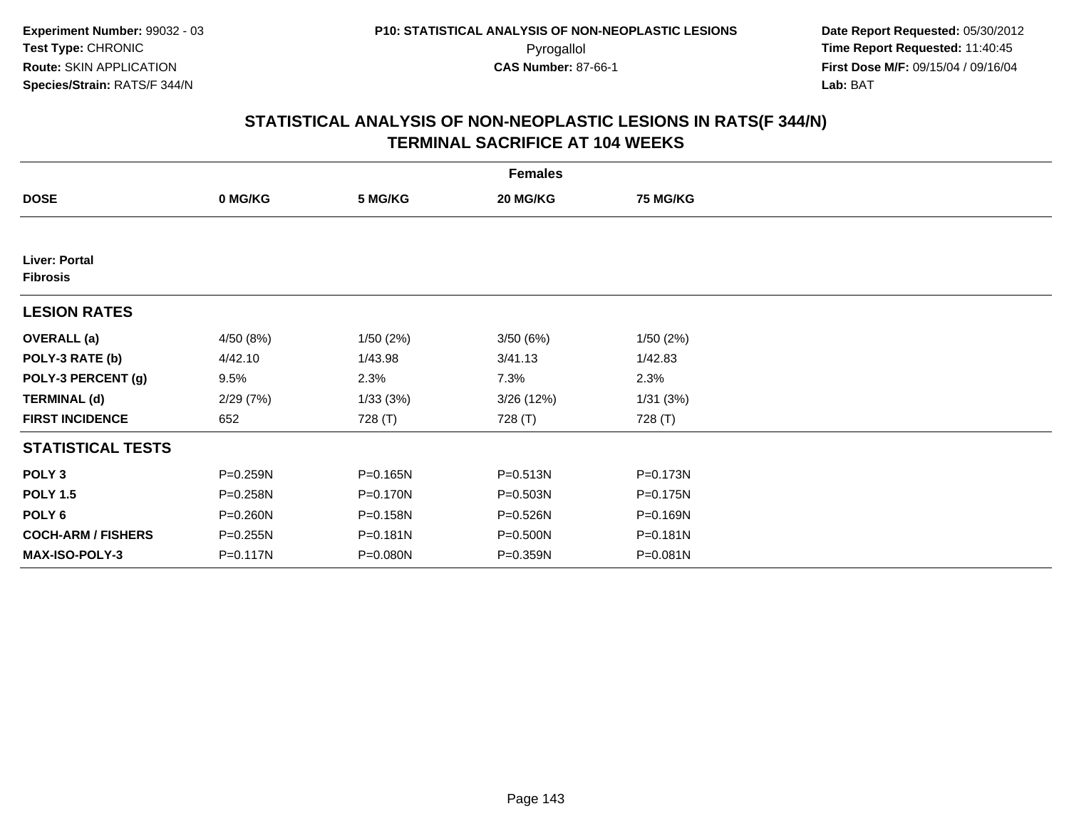**Experiment Number:** 99032 - 03
**Test Type:** CHRONIC
**Route:** SKIN APPLICATION
**Species/Strain:** RATS/F 344/N

**P10: STATISTICAL ANALYSIS OF NON-NEOPLASTIC LESIONS**
Pyrogallol
**CAS Number:** 87-66-1

**Date Report Requested:** 05/30/2012
**Time Report Requested:** 11:40:45
**First Dose M/F:** 09/15/04 / 09/16/04
**Lab:** BAT

## STATISTICAL ANALYSIS OF NON-NEOPLASTIC LESIONS IN RATS(F 344/N) TERMINAL SACRIFICE AT 104 WEEKS

| Females | | | | |
|---|---|---|---|---|
| **DOSE** | **0 MG/KG** | **5 MG/KG** | **20 MG/KG** | **75 MG/KG** |
| **Liver: Portal Fibrosis** | | | | |
| **LESION RATES** | | | | |
| **OVERALL (a)** | 4/50 (8%) | 1/50 (2%) | 3/50 (6%) | 1/50 (2%) |
| **POLY-3 RATE (b)** | 4/42.10 | 1/43.98 | 3/41.13 | 1/42.83 |
| **POLY-3 PERCENT (g)** | 9.5% | 2.3% | 7.3% | 2.3% |
| **TERMINAL (d)** | 2/29 (7%) | 1/33 (3%) | 3/26 (12%) | 1/31 (3%) |
| **FIRST INCIDENCE** | 652 | 728 (T) | 728 (T) | 728 (T) |
| **STATISTICAL TESTS** | | | | |
| **POLY 3** | P=0.259N | P=0.165N | P=0.513N | P=0.173N |
| **POLY 1.5** | P=0.258N | P=0.170N | P=0.503N | P=0.175N |
| **POLY 6** | P=0.260N | P=0.158N | P=0.526N | P=0.169N |
| **COCH-ARM / FISHERS** | P=0.255N | P=0.181N | P=0.500N | P=0.181N |
| **MAX-ISO-POLY-3** | P=0.117N | P=0.080N | P=0.359N | P=0.081N |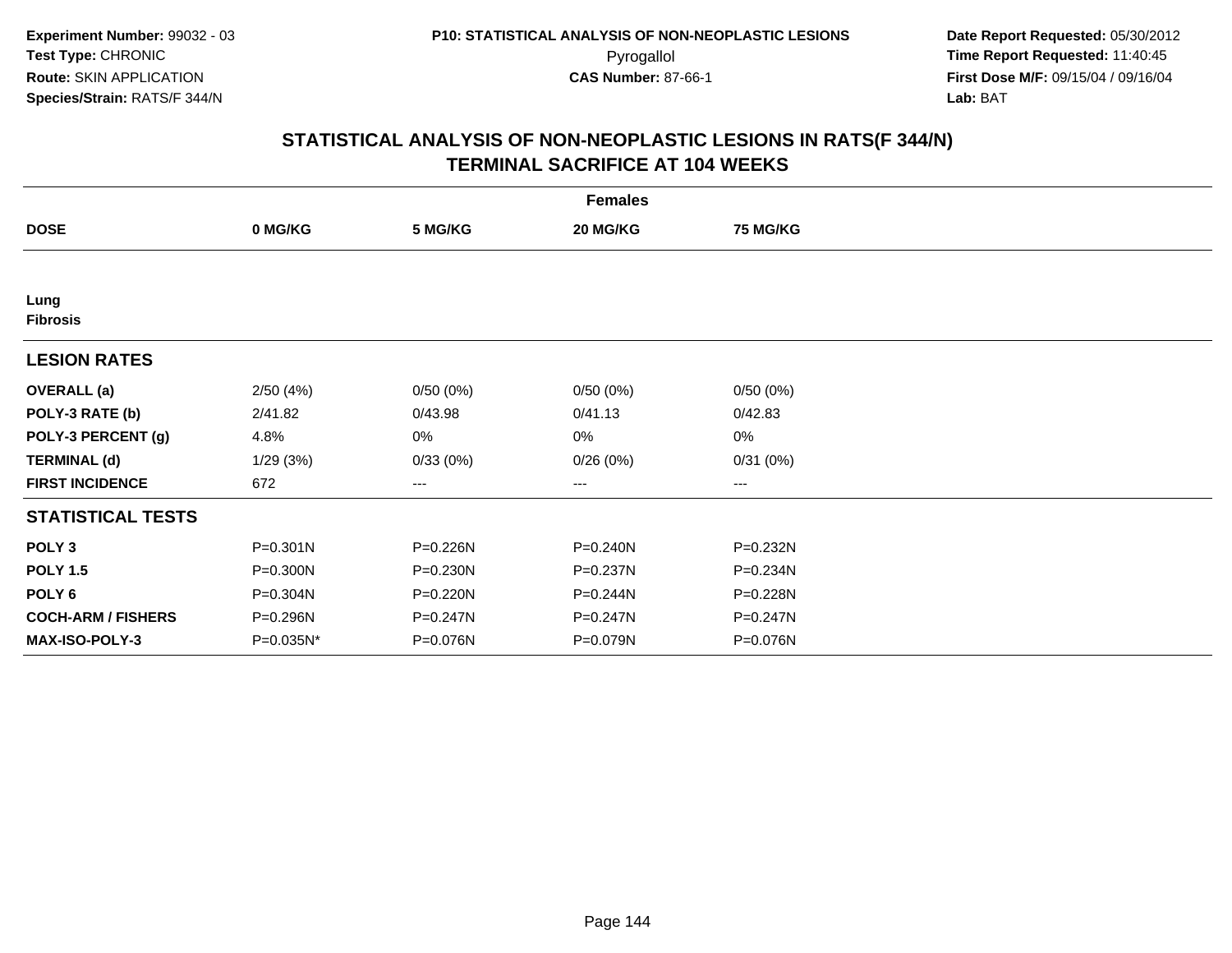Experiment Number: 99032 - 03
Test Type: CHRONIC
Route: SKIN APPLICATION
Species/Strain: RATS/F 344/N

P10: STATISTICAL ANALYSIS OF NON-NEOPLASTIC LESIONS
Pyrogallol
CAS Number: 87-66-1

Date Report Requested: 05/30/2012
Time Report Requested: 11:40:45
First Dose M/F: 09/15/04 / 09/16/04
Lab: BAT

## STATISTICAL ANALYSIS OF NON-NEOPLASTIC LESIONS IN RATS(F 344/N)
## TERMINAL SACRIFICE AT 104 WEEKS

| | Females | | | |
|---|---|---|---|---|
| **DOSE** | **0 MG/KG** | **5 MG/KG** | **20 MG/KG** | **75 MG/KG** |
| **Lung** | | | | |
| **Fibrosis** | | | | |
| **LESION RATES** | | | | |
| **OVERALL (a)** | 2/50 (4%) | 0/50 (0%) | 0/50 (0%) | 0/50 (0%) |
| **POLY-3 RATE (b)** | 2/41.82 | 0/43.98 | 0/41.13 | 0/42.83 |
| **POLY-3 PERCENT (g)** | 4.8% | 0% | 0% | 0% |
| **TERMINAL (d)** | 1/29 (3%) | 0/33 (0%) | 0/26 (0%) | 0/31 (0%) |
| **FIRST INCIDENCE** | 672 | --- | --- | --- |
| **STATISTICAL TESTS** | | | | |
| **POLY 3** | P=0.301N | P=0.226N | P=0.240N | P=0.232N |
| **POLY 1.5** | P=0.300N | P=0.230N | P=0.237N | P=0.234N |
| **POLY 6** | P=0.304N | P=0.220N | P=0.244N | P=0.228N |
| **COCH-ARM / FISHERS** | P=0.296N | P=0.247N | P=0.247N | P=0.247N |
| **MAX-ISO-POLY-3** | P=0.035N* | P=0.076N | P=0.079N | P=0.076N |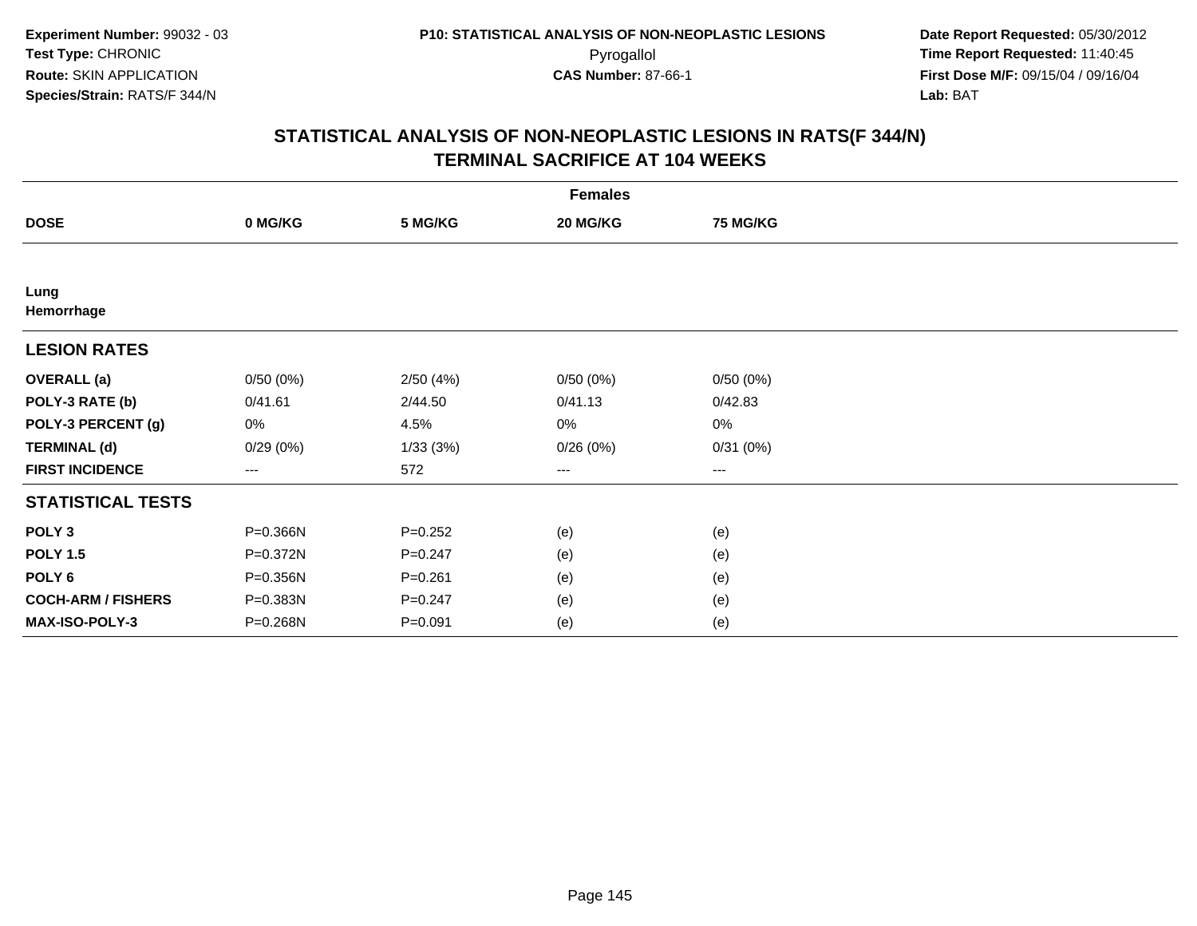Experiment Number: 99032 - 03
Test Type: CHRONIC
Route: SKIN APPLICATION
Species/Strain: RATS/F 344/N

P10: STATISTICAL ANALYSIS OF NON-NEOPLASTIC LESIONS
Pyrogallol
CAS Number: 87-66-1

Date Report Requested: 05/30/2012
Time Report Requested: 11:40:45
First Dose M/F: 09/15/04 / 09/16/04
Lab: BAT

## STATISTICAL ANALYSIS OF NON-NEOPLASTIC LESIONS IN RATS(F 344/N)
## TERMINAL SACRIFICE AT 104 WEEKS

| Females | | | | |
|---|---|---|---|---|
| **DOSE** | **0 MG/KG** | **5 MG/KG** | **20 MG/KG** | **75 MG/KG** |
| **Lung**<br>**Hemorrhage** | | | | |
| **LESION RATES** | | | | |
| **OVERALL (a)** | 0/50 (0%) | 2/50 (4%) | 0/50 (0%) | 0/50 (0%) |
| **POLY-3 RATE (b)** | 0/41.61 | 2/44.50 | 0/41.13 | 0/42.83 |
| **POLY-3 PERCENT (g)** | 0% | 4.5% | 0% | 0% |
| **TERMINAL (d)** | 0/29 (0%) | 1/33 (3%) | 0/26 (0%) | 0/31 (0%) |
| **FIRST INCIDENCE** | --- | 572 | --- | --- |
| **STATISTICAL TESTS** | | | | |
| **POLY 3** | P=0.366N | P=0.252 | (e) | (e) |
| **POLY 1.5** | P=0.372N | P=0.247 | (e) | (e) |
| **POLY 6** | P=0.356N | P=0.261 | (e) | (e) |
| **COCH-ARM / FISHERS** | P=0.383N | P=0.247 | (e) | (e) |
| **MAX-ISO-POLY-3** | P=0.268N | P=0.091 | (e) | (e) |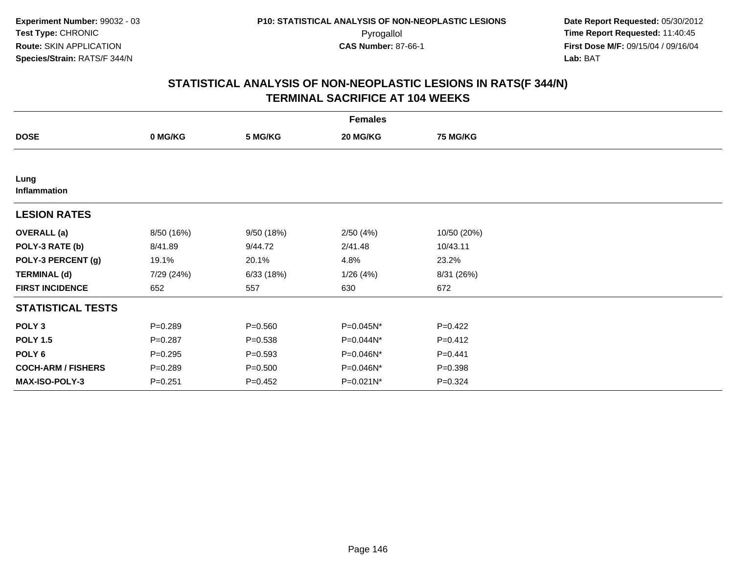**Experiment Number:** 99032 - 03
**Test Type:** CHRONIC
**Route:** SKIN APPLICATION
**Species/Strain:** RATS/F 344/N

**P10: STATISTICAL ANALYSIS OF NON-NEOPLASTIC LESIONS**
Pyrogallol
**CAS Number:** 87-66-1

**Date Report Requested:** 05/30/2012
**Time Report Requested:** 11:40:45
**First Dose M/F:** 09/15/04 / 09/16/04
**Lab:** BAT

## STATISTICAL ANALYSIS OF NON-NEOPLASTIC LESIONS IN RATS(F 344/N) TERMINAL SACRIFICE AT 104 WEEKS

| | Females | | | |
|---|---|---|---|---|
| **DOSE** | **0 MG/KG** | **5 MG/KG** | **20 MG/KG** | **75 MG/KG** |
| **Lung Inflammation** | | | | |
| **LESION RATES** | | | | |
| **OVERALL (a)** | 8/50 (16%) | 9/50 (18%) | 2/50 (4%) | 10/50 (20%) |
| **POLY-3 RATE (b)** | 8/41.89 | 9/44.72 | 2/41.48 | 10/43.11 |
| **POLY-3 PERCENT (g)** | 19.1% | 20.1% | 4.8% | 23.2% |
| **TERMINAL (d)** | 7/29 (24%) | 6/33 (18%) | 1/26 (4%) | 8/31 (26%) |
| **FIRST INCIDENCE** | 652 | 557 | 630 | 672 |
| **STATISTICAL TESTS** | | | | |
| **POLY 3** | P=0.289 | P=0.560 | P=0.045N* | P=0.422 |
| **POLY 1.5** | P=0.287 | P=0.538 | P=0.044N* | P=0.412 |
| **POLY 6** | P=0.295 | P=0.593 | P=0.046N* | P=0.441 |
| **COCH-ARM / FISHERS** | P=0.289 | P=0.500 | P=0.046N* | P=0.398 |
| **MAX-ISO-POLY-3** | P=0.251 | P=0.452 | P=0.021N* | P=0.324 |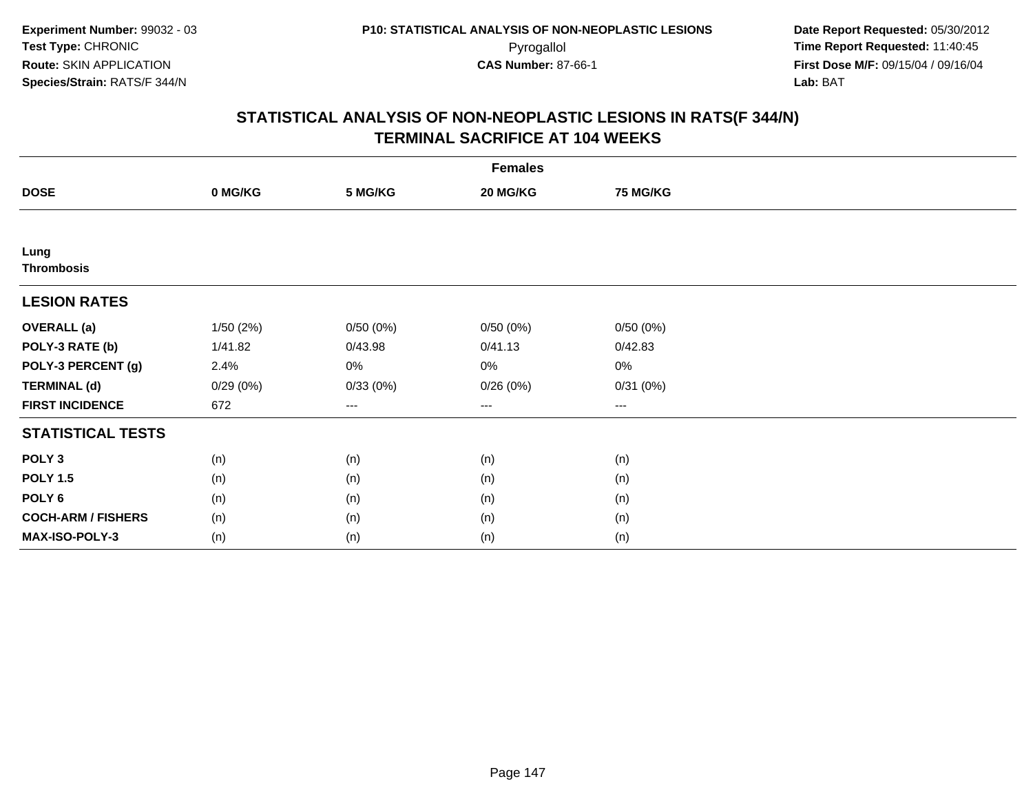Experiment Number: 99032 - 03
Test Type: CHRONIC
Route: SKIN APPLICATION
Species/Strain: RATS/F 344/N

P10: STATISTICAL ANALYSIS OF NON-NEOPLASTIC LESIONS
Pyrogallol
CAS Number: 87-66-1

Date Report Requested: 05/30/2012
Time Report Requested: 11:40:45
First Dose M/F: 09/15/04 / 09/16/04
Lab: BAT

## STATISTICAL ANALYSIS OF NON-NEOPLASTIC LESIONS IN RATS(F 344/N)
## TERMINAL SACRIFICE AT 104 WEEKS

| | Females | | | |
|---|---|---|---|---|
| **DOSE** | **0 MG/KG** | **5 MG/KG** | **20 MG/KG** | **75 MG/KG** |
| **Lung** | | | | |
| **Thrombosis** | | | | |
| **LESION RATES** | | | | |
| **OVERALL (a)** | 1/50 (2%) | 0/50 (0%) | 0/50 (0%) | 0/50 (0%) |
| **POLY-3 RATE (b)** | 1/41.82 | 0/43.98 | 0/41.13 | 0/42.83 |
| **POLY-3 PERCENT (g)** | 2.4% | 0% | 0% | 0% |
| **TERMINAL (d)** | 0/29 (0%) | 0/33 (0%) | 0/26 (0%) | 0/31 (0%) |
| **FIRST INCIDENCE** | 672 | --- | --- | --- |
| **STATISTICAL TESTS** | | | | |
| **POLY 3** | (n) | (n) | (n) | (n) |
| **POLY 1.5** | (n) | (n) | (n) | (n) |
| **POLY 6** | (n) | (n) | (n) | (n) |
| **COCH-ARM / FISHERS** | (n) | (n) | (n) | (n) |
| **MAX-ISO-POLY-3** | (n) | (n) | (n) | (n) |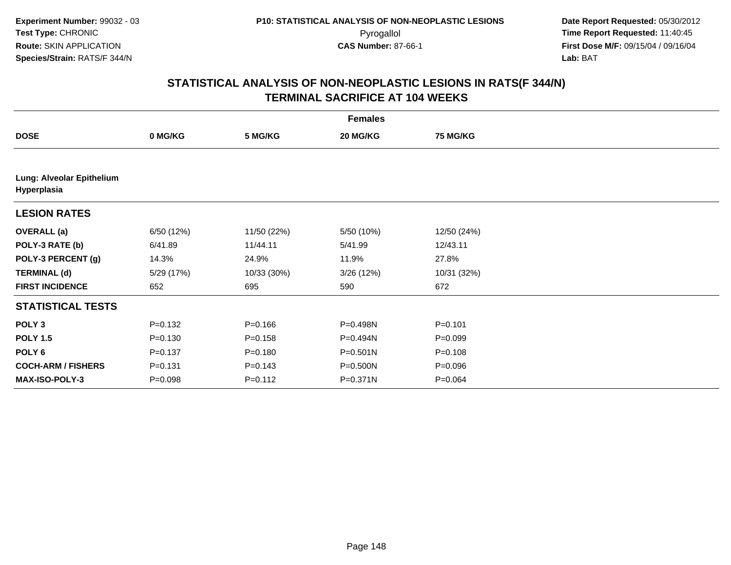Experiment Number: 99032 - 03
Test Type: CHRONIC
Route: SKIN APPLICATION
Species/Strain: RATS/F 344/N

P10: STATISTICAL ANALYSIS OF NON-NEOPLASTIC LESIONS
Pyrogallol
CAS Number: 87-66-1

Date Report Requested: 05/30/2012
Time Report Requested: 11:40:45
First Dose M/F: 09/15/04 / 09/16/04
Lab: BAT

## STATISTICAL ANALYSIS OF NON-NEOPLASTIC LESIONS IN RATS(F 344/N)
## TERMINAL SACRIFICE AT 104 WEEKS

| | Females | | | |
|---|---|---|---|---|
| **DOSE** | **0 MG/KG** | **5 MG/KG** | **20 MG/KG** | **75 MG/KG** |
| **Lung: Alveolar Epithelium Hyperplasia** | | | | |
| **LESION RATES** | | | | |
| **OVERALL (a)** | 6/50 (12%) | 11/50 (22%) | 5/50 (10%) | 12/50 (24%) |
| **POLY-3 RATE (b)** | 6/41.89 | 11/44.11 | 5/41.99 | 12/43.11 |
| **POLY-3 PERCENT (g)** | 14.3% | 24.9% | 11.9% | 27.8% |
| **TERMINAL (d)** | 5/29 (17%) | 10/33 (30%) | 3/26 (12%) | 10/31 (32%) |
| **FIRST INCIDENCE** | 652 | 695 | 590 | 672 |
| **STATISTICAL TESTS** | | | | |
| **POLY 3** | P=0.132 | P=0.166 | P=0.498N | P=0.101 |
| **POLY 1.5** | P=0.130 | P=0.158 | P=0.494N | P=0.099 |
| **POLY 6** | P=0.137 | P=0.180 | P=0.501N | P=0.108 |
| **COCH-ARM / FISHERS** | P=0.131 | P=0.143 | P=0.500N | P=0.096 |
| **MAX-ISO-POLY-3** | P=0.098 | P=0.112 | P=0.371N | P=0.064 |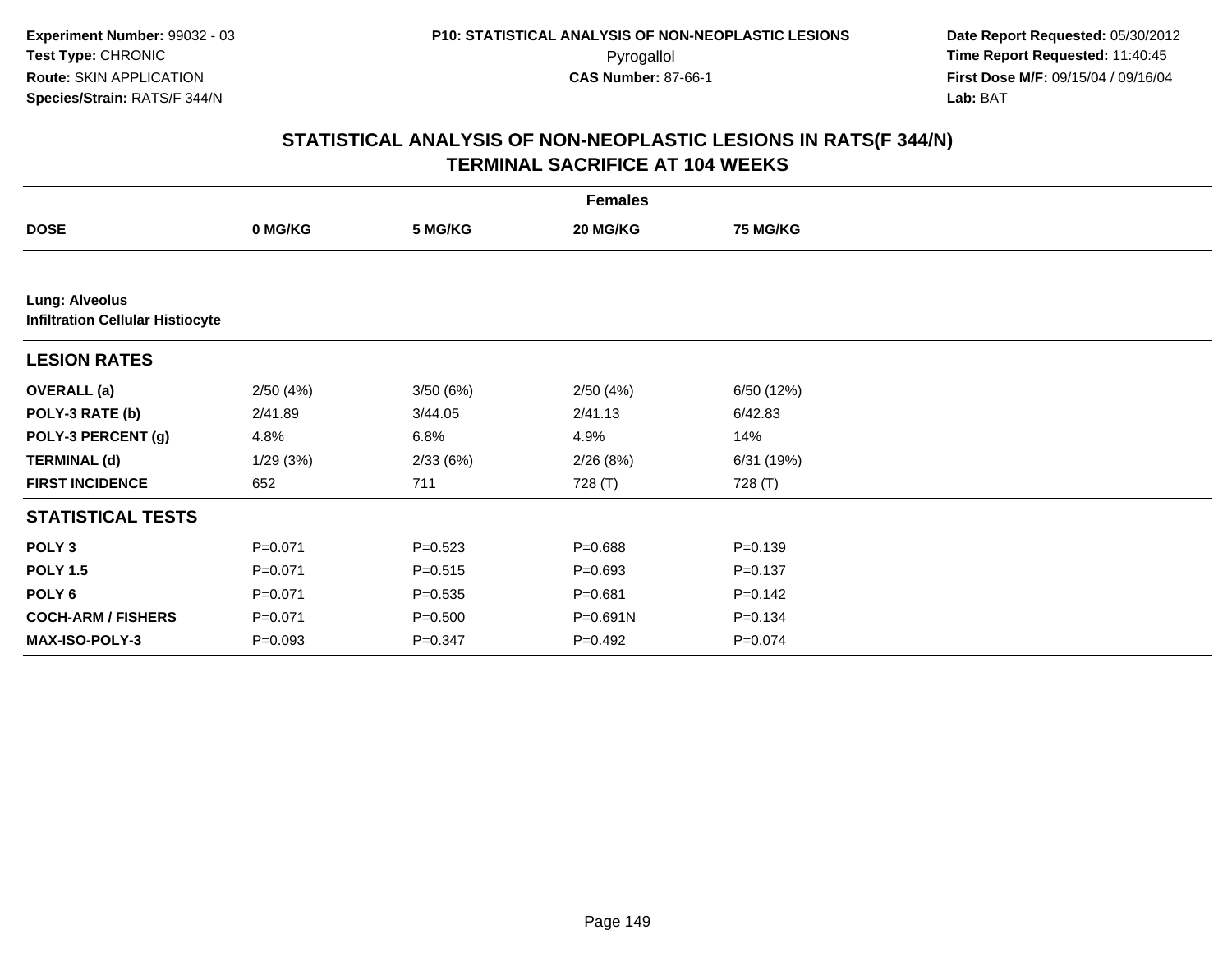Experiment Number: 99032 - 03
Test Type: CHRONIC
Route: SKIN APPLICATION
Species/Strain: RATS/F 344/N

P10: STATISTICAL ANALYSIS OF NON-NEOPLASTIC LESIONS
Pyrogallol
CAS Number: 87-66-1

Date Report Requested: 05/30/2012
Time Report Requested: 11:40:45
First Dose M/F: 09/15/04 / 09/16/04
Lab: BAT

# STATISTICAL ANALYSIS OF NON-NEOPLASTIC LESIONS IN RATS(F 344/N)
## TERMINAL SACRIFICE AT 104 WEEKS

| | Females | | | |
|---|---|---|---|---|
| **DOSE** | **0 MG/KG** | **5 MG/KG** | **20 MG/KG** | **75 MG/KG** |
| **Lung: Alveolus** | | | | |
| **Infiltration Cellular Histiocyte** | | | | |
| **LESION RATES** | | | | |
| **OVERALL (a)** | 2/50 (4%) | 3/50 (6%) | 2/50 (4%) | 6/50 (12%) |
| **POLY-3 RATE (b)** | 2/41.89 | 3/44.05 | 2/41.13 | 6/42.83 |
| **POLY-3 PERCENT (g)** | 4.8% | 6.8% | 4.9% | 14% |
| **TERMINAL (d)** | 1/29 (3%) | 2/33 (6%) | 2/26 (8%) | 6/31 (19%) |
| **FIRST INCIDENCE** | 652 | 711 | 728 (T) | 728 (T) |
| **STATISTICAL TESTS** | | | | |
| **POLY 3** | P=0.071 | P=0.523 | P=0.688 | P=0.139 |
| **POLY 1.5** | P=0.071 | P=0.515 | P=0.693 | P=0.137 |
| **POLY 6** | P=0.071 | P=0.535 | P=0.681 | P=0.142 |
| **COCH-ARM / FISHERS** | P=0.071 | P=0.500 | P=0.691N | P=0.134 |
| **MAX-ISO-POLY-3** | P=0.093 | P=0.347 | P=0.492 | P=0.074 |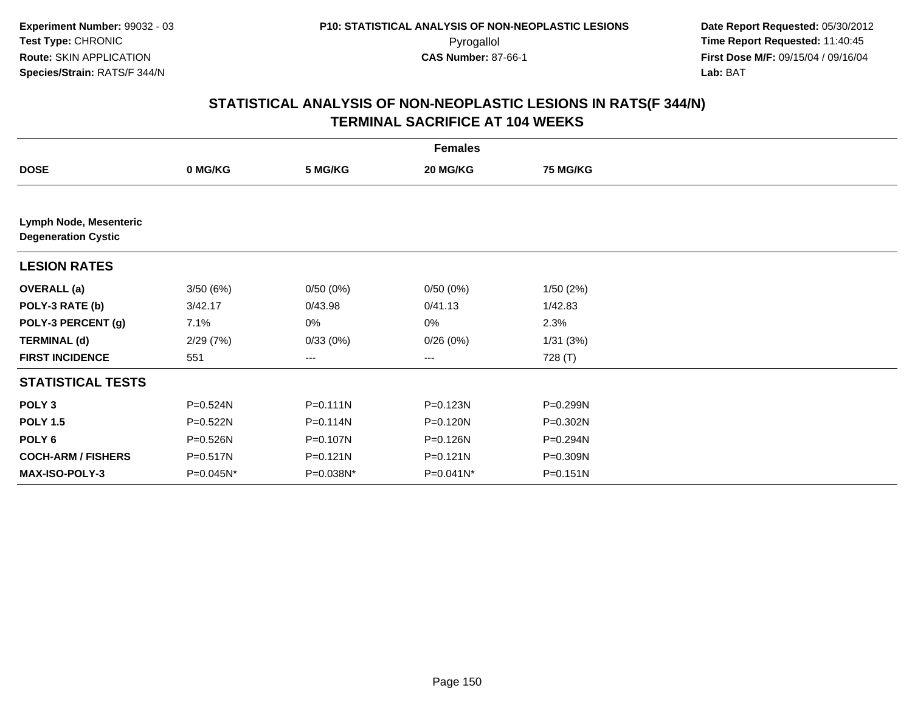**Experiment Number:** 99032 - 03
**Test Type:** CHRONIC
**Route:** SKIN APPLICATION
**Species/Strain:** RATS/F 344/N

**P10: STATISTICAL ANALYSIS OF NON-NEOPLASTIC LESIONS**
Pyrogallol
**CAS Number:** 87-66-1

**Date Report Requested:** 05/30/2012
**Time Report Requested:** 11:40:45
**First Dose M/F:** 09/15/04 / 09/16/04
**Lab:** BAT

## STATISTICAL ANALYSIS OF NON-NEOPLASTIC LESIONS IN RATS(F 344/N)
## TERMINAL SACRIFICE AT 104 WEEKS

| | Females | | | |
|---|---|---|---|---|
| **DOSE** | **0 MG/KG** | **5 MG/KG** | **20 MG/KG** | **75 MG/KG** |
| **Lymph Node, Mesenteric** **Degeneration Cystic** | | | | |
| **LESION RATES** | | | | |
| **OVERALL (a)** | 3/50 (6%) | 0/50 (0%) | 0/50 (0%) | 1/50 (2%) |
| **POLY-3 RATE (b)** | 3/42.17 | 0/43.98 | 0/41.13 | 1/42.83 |
| **POLY-3 PERCENT (g)** | 7.1% | 0% | 0% | 2.3% |
| **TERMINAL (d)** | 2/29 (7%) | 0/33 (0%) | 0/26 (0%) | 1/31 (3%) |
| **FIRST INCIDENCE** | 551 | --- | --- | 728 (T) |
| **STATISTICAL TESTS** | | | | |
| **POLY 3** | P=0.524N | P=0.111N | P=0.123N | P=0.299N |
| **POLY 1.5** | P=0.522N | P=0.114N | P=0.120N | P=0.302N |
| **POLY 6** | P=0.526N | P=0.107N | P=0.126N | P=0.294N |
| **COCH-ARM / FISHERS** | P=0.517N | P=0.121N | P=0.121N | P=0.309N |
| **MAX-ISO-POLY-3** | P=0.045N* | P=0.038N* | P=0.041N* | P=0.151N |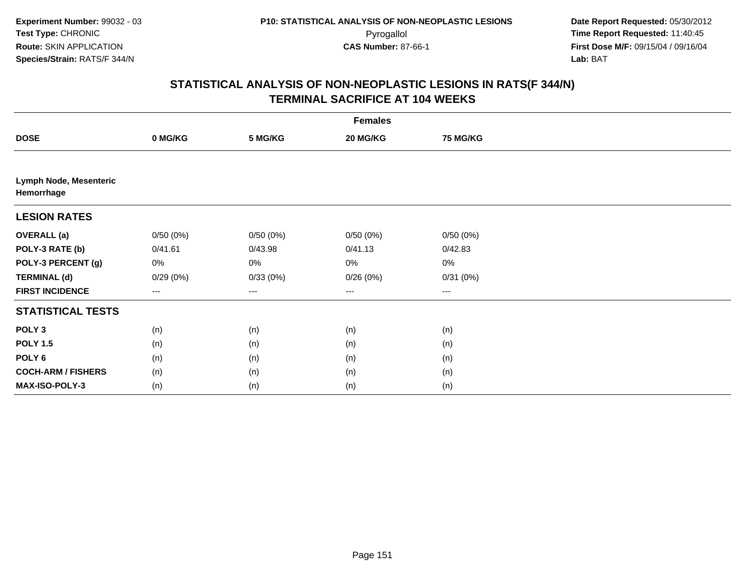**Experiment Number:** 99032 - 03
**Test Type:** CHRONIC
**Route:** SKIN APPLICATION
**Species/Strain:** RATS/F 344/N

**P10: STATISTICAL ANALYSIS OF NON-NEOPLASTIC LESIONS**
Pyrogallol
**CAS Number:** 87-66-1

**Date Report Requested:** 05/30/2012
**Time Report Requested:** 11:40:45
**First Dose M/F:** 09/15/04 / 09/16/04
**Lab:** BAT

## STATISTICAL ANALYSIS OF NON-NEOPLASTIC LESIONS IN RATS(F 344/N)
## TERMINAL SACRIFICE AT 104 WEEKS

| | Females | | | |
|---|---|---|---|---|
| **DOSE** | **0 MG/KG** | **5 MG/KG** | **20 MG/KG** | **75 MG/KG** |
| **Lymph Node, Mesenteric Hemorrhage** | | | | |
| **LESION RATES** | | | | |
| **OVERALL (a)** | 0/50 (0%) | 0/50 (0%) | 0/50 (0%) | 0/50 (0%) |
| **POLY-3 RATE (b)** | 0/41.61 | 0/43.98 | 0/41.13 | 0/42.83 |
| **POLY-3 PERCENT (g)** | 0% | 0% | 0% | 0% |
| **TERMINAL (d)** | 0/29 (0%) | 0/33 (0%) | 0/26 (0%) | 0/31 (0%) |
| **FIRST INCIDENCE** | --- | --- | --- | --- |
| **STATISTICAL TESTS** | | | | |
| **POLY 3** | (n) | (n) | (n) | (n) |
| **POLY 1.5** | (n) | (n) | (n) | (n) |
| **POLY 6** | (n) | (n) | (n) | (n) |
| **COCH-ARM / FISHERS** | (n) | (n) | (n) | (n) |
| **MAX-ISO-POLY-3** | (n) | (n) | (n) | (n) |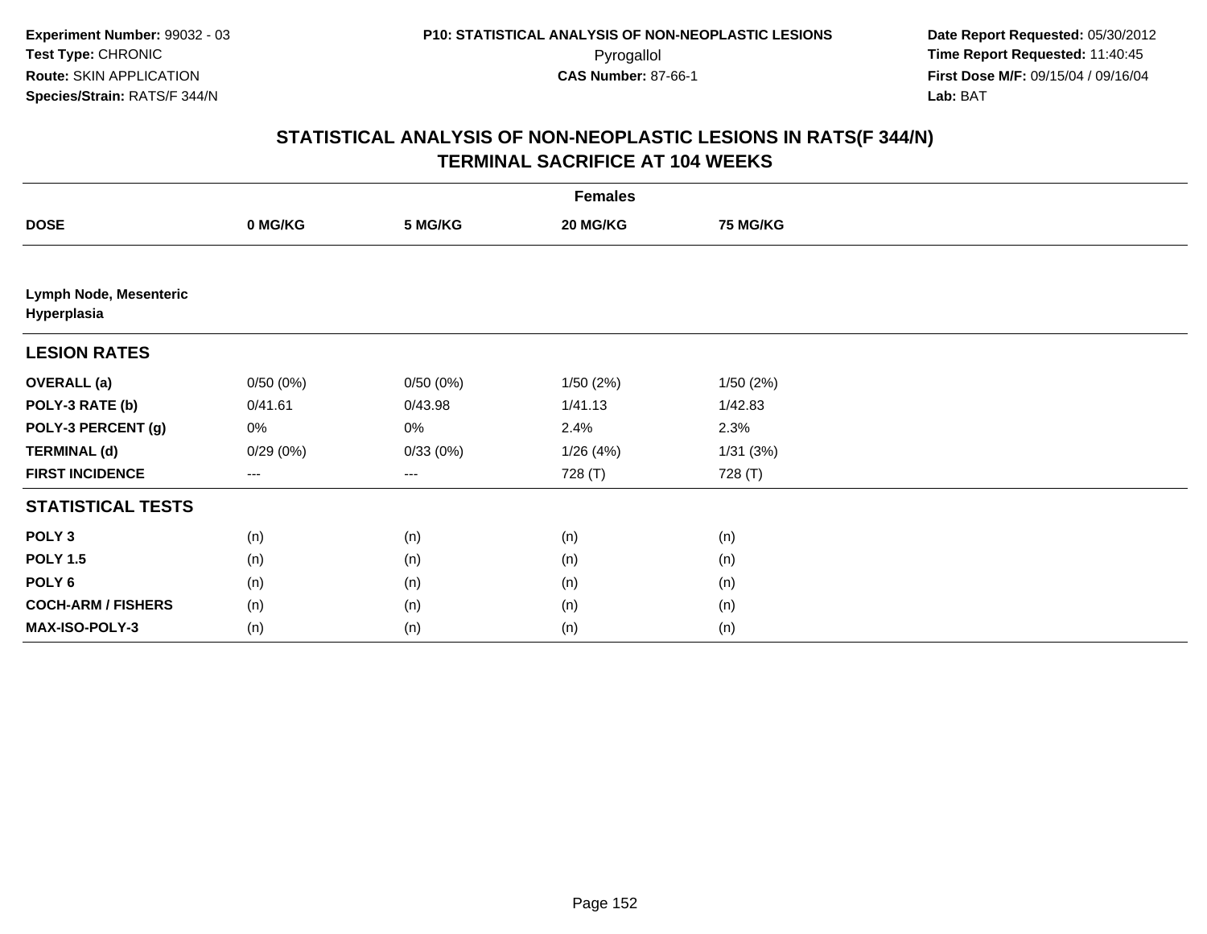**Experiment Number:** 99032 - 03
**Test Type:** CHRONIC
**Route:** SKIN APPLICATION
**Species/Strain:** RATS/F 344/N

**P10: STATISTICAL ANALYSIS OF NON-NEOPLASTIC LESIONS**
Pyrogallol
**CAS Number:** 87-66-1

**Date Report Requested:** 05/30/2012
**Time Report Requested:** 11:40:45
**First Dose M/F:** 09/15/04 / 09/16/04
**Lab:** BAT

## STATISTICAL ANALYSIS OF NON-NEOPLASTIC LESIONS IN RATS(F 344/N)
## TERMINAL SACRIFICE AT 104 WEEKS

| | Females | | | |
|---|---|---|---|---|
| **DOSE** | **0 MG/KG** | **5 MG/KG** | **20 MG/KG** | **75 MG/KG** |
| **Lymph Node, Mesenteric Hyperplasia** | | | | |
| **LESION RATES** | | | | |
| **OVERALL (a)** | 0/50 (0%) | 0/50 (0%) | 1/50 (2%) | 1/50 (2%) |
| **POLY-3 RATE (b)** | 0/41.61 | 0/43.98 | 1/41.13 | 1/42.83 |
| **POLY-3 PERCENT (g)** | 0% | 0% | 2.4% | 2.3% |
| **TERMINAL (d)** | 0/29 (0%) | 0/33 (0%) | 1/26 (4%) | 1/31 (3%) |
| **FIRST INCIDENCE** | --- | --- | 728 (T) | 728 (T) |
| **STATISTICAL TESTS** | | | | |
| **POLY 3** | (n) | (n) | (n) | (n) |
| **POLY 1.5** | (n) | (n) | (n) | (n) |
| **POLY 6** | (n) | (n) | (n) | (n) |
| **COCH-ARM / FISHERS** | (n) | (n) | (n) | (n) |
| **MAX-ISO-POLY-3** | (n) | (n) | (n) | (n) |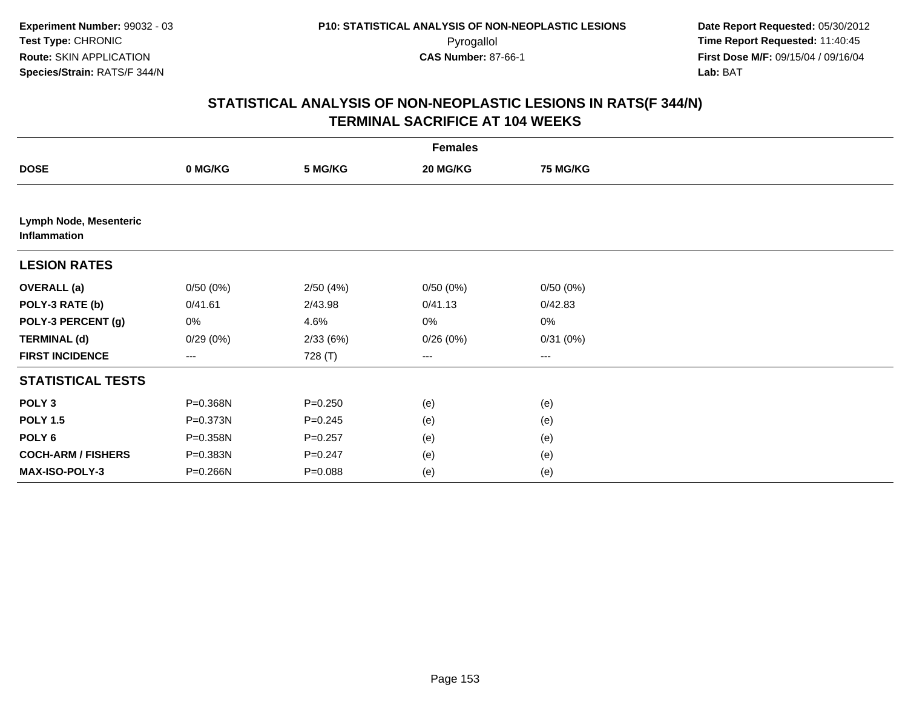Experiment Number: 99032 - 03
Test Type: CHRONIC
Route: SKIN APPLICATION
Species/Strain: RATS/F 344/N

P10: STATISTICAL ANALYSIS OF NON-NEOPLASTIC LESIONS
Pyrogallol
CAS Number: 87-66-1

Date Report Requested: 05/30/2012
Time Report Requested: 11:40:45
First Dose M/F: 09/15/04 / 09/16/04
Lab: BAT

## STATISTICAL ANALYSIS OF NON-NEOPLASTIC LESIONS IN RATS(F 344/N)
## TERMINAL SACRIFICE AT 104 WEEKS

| | Females | | | |
|---|---|---|---|---|
| **DOSE** | **0 MG/KG** | **5 MG/KG** | **20 MG/KG** | **75 MG/KG** |
| **Lymph Node, Mesenteric Inflammation** | | | | |
| **LESION RATES** | | | | |
| **OVERALL (a)** | 0/50 (0%) | 2/50 (4%) | 0/50 (0%) | 0/50 (0%) |
| **POLY-3 RATE (b)** | 0/41.61 | 2/43.98 | 0/41.13 | 0/42.83 |
| **POLY-3 PERCENT (g)** | 0% | 4.6% | 0% | 0% |
| **TERMINAL (d)** | 0/29 (0%) | 2/33 (6%) | 0/26 (0%) | 0/31 (0%) |
| **FIRST INCIDENCE** | --- | 728 (T) | --- | --- |
| **STATISTICAL TESTS** | | | | |
| **POLY 3** | P=0.368N | P=0.250 | (e) | (e) |
| **POLY 1.5** | P=0.373N | P=0.245 | (e) | (e) |
| **POLY 6** | P=0.358N | P=0.257 | (e) | (e) |
| **COCH-ARM / FISHERS** | P=0.383N | P=0.247 | (e) | (e) |
| **MAX-ISO-POLY-3** | P=0.266N | P=0.088 | (e) | (e) |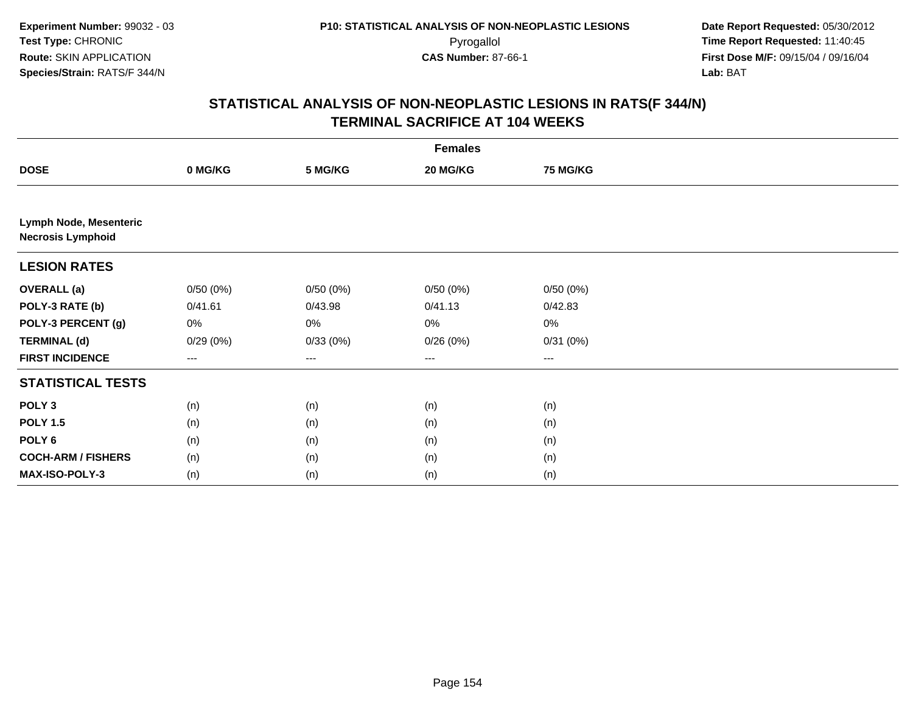Experiment Number: 99032 - 03
Test Type: CHRONIC
Route: SKIN APPLICATION
Species/Strain: RATS/F 344/N

P10: STATISTICAL ANALYSIS OF NON-NEOPLASTIC LESIONS
Pyrogallol
CAS Number: 87-66-1

Date Report Requested: 05/30/2012
Time Report Requested: 11:40:45
First Dose M/F: 09/15/04 / 09/16/04
Lab: BAT

## STATISTICAL ANALYSIS OF NON-NEOPLASTIC LESIONS IN RATS(F 344/N)
## TERMINAL SACRIFICE AT 104 WEEKS

| | Females | | | |
|---|---|---|---|---|
| **DOSE** | **0 MG/KG** | **5 MG/KG** | **20 MG/KG** | **75 MG/KG** |
| **Lymph Node, Mesenteric** **Necrosis Lymphoid** | | | | |
| **LESION RATES** | | | | |
| **OVERALL (a)** | 0/50 (0%) | 0/50 (0%) | 0/50 (0%) | 0/50 (0%) |
| **POLY-3 RATE (b)** | 0/41.61 | 0/43.98 | 0/41.13 | 0/42.83 |
| **POLY-3 PERCENT (g)** | 0% | 0% | 0% | 0% |
| **TERMINAL (d)** | 0/29 (0%) | 0/33 (0%) | 0/26 (0%) | 0/31 (0%) |
| **FIRST INCIDENCE** | --- | --- | --- | --- |
| **STATISTICAL TESTS** | | | | |
| **POLY 3** | (n) | (n) | (n) | (n) |
| **POLY 1.5** | (n) | (n) | (n) | (n) |
| **POLY 6** | (n) | (n) | (n) | (n) |
| **COCH-ARM / FISHERS** | (n) | (n) | (n) | (n) |
| **MAX-ISO-POLY-3** | (n) | (n) | (n) | (n) |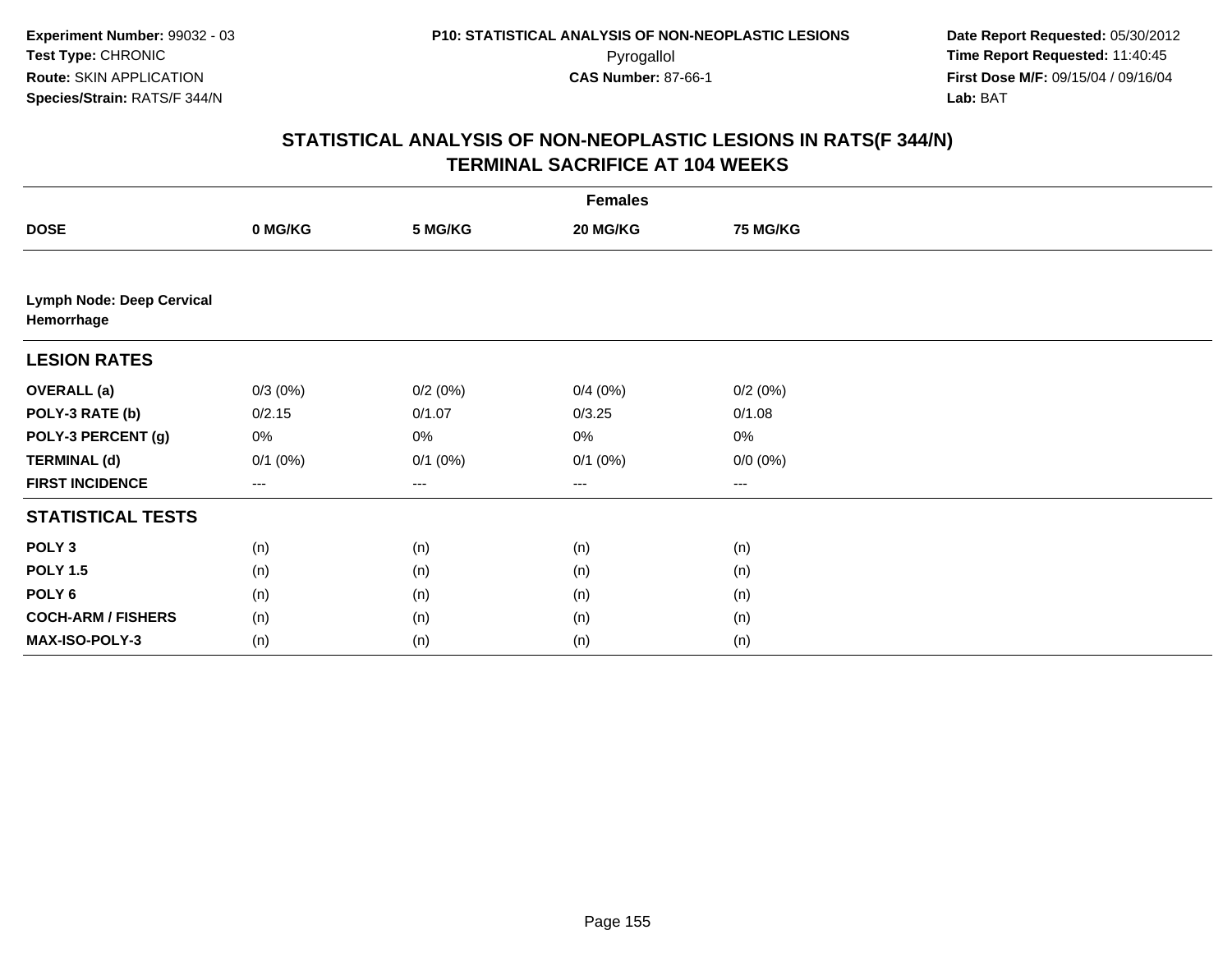**Experiment Number:** 99032 - 03
**Test Type:** CHRONIC
**Route:** SKIN APPLICATION
**Species/Strain:** RATS/F 344/N

**P10: STATISTICAL ANALYSIS OF NON-NEOPLASTIC LESIONS**
Pyrogallol
**CAS Number:** 87-66-1

**Date Report Requested:** 05/30/2012
**Time Report Requested:** 11:40:45
**First Dose M/F:** 09/15/04 / 09/16/04
**Lab:** BAT

## STATISTICAL ANALYSIS OF NON-NEOPLASTIC LESIONS IN RATS(F 344/N)
## TERMINAL SACRIFICE AT 104 WEEKS

| | Females | | | |
|---|---|---|---|---|
| **DOSE** | **0 MG/KG** | **5 MG/KG** | **20 MG/KG** | **75 MG/KG** |
| **Lymph Node: Deep Cervical Hemorrhage** | | | | |
| **LESION RATES** | | | | |
| **OVERALL (a)** | 0/3 (0%) | 0/2 (0%) | 0/4 (0%) | 0/2 (0%) |
| **POLY-3 RATE (b)** | 0/2.15 | 0/1.07 | 0/3.25 | 0/1.08 |
| **POLY-3 PERCENT (g)** | 0% | 0% | 0% | 0% |
| **TERMINAL (d)** | 0/1 (0%) | 0/1 (0%) | 0/1 (0%) | 0/0 (0%) |
| **FIRST INCIDENCE** | --- | --- | --- | --- |
| **STATISTICAL TESTS** | | | | |
| **POLY 3** | (n) | (n) | (n) | (n) |
| **POLY 1.5** | (n) | (n) | (n) | (n) |
| **POLY 6** | (n) | (n) | (n) | (n) |
| **COCH-ARM / FISHERS** | (n) | (n) | (n) | (n) |
| **MAX-ISO-POLY-3** | (n) | (n) | (n) | (n) |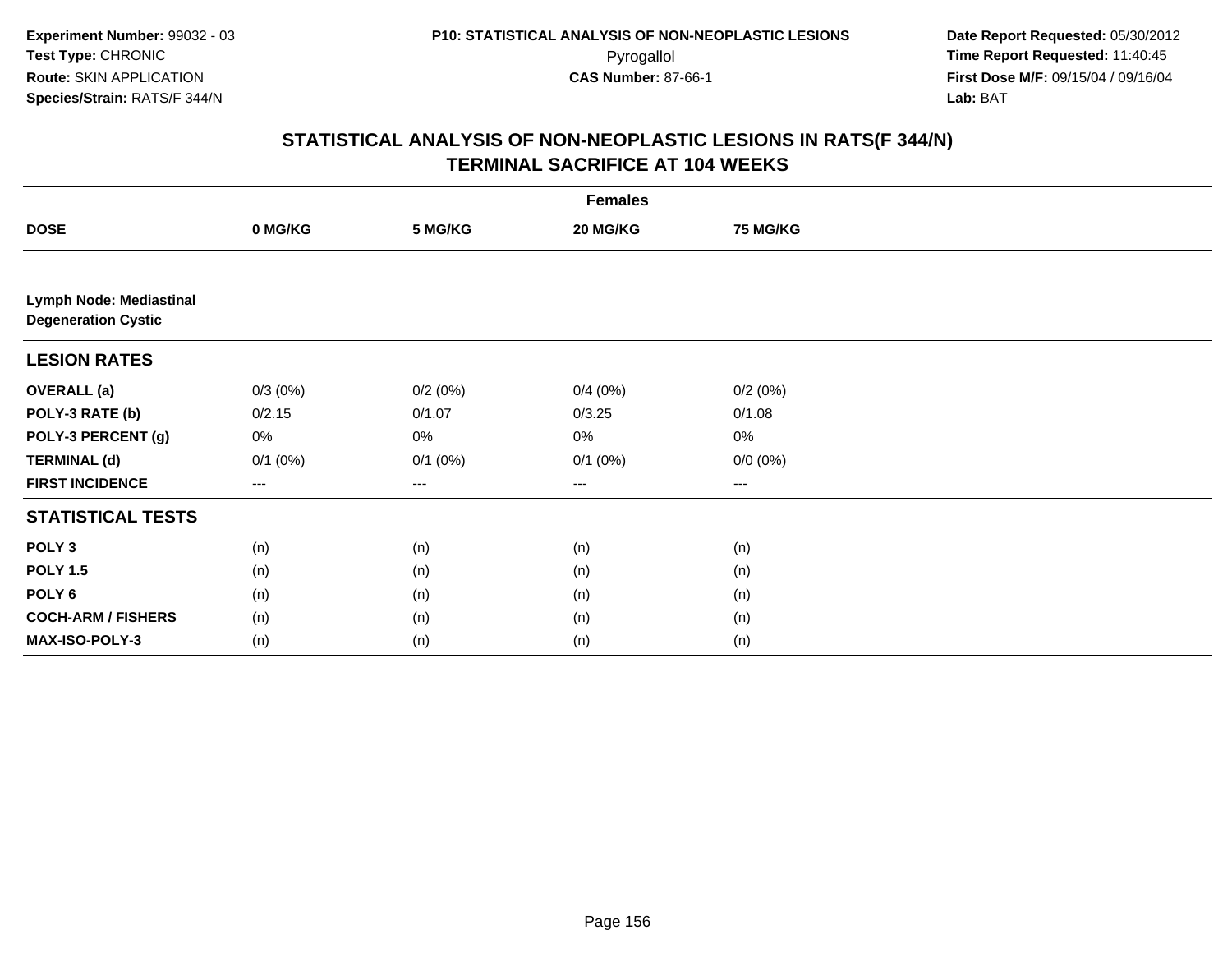Experiment Number: 99032 - 03
Test Type: CHRONIC
Route: SKIN APPLICATION
Species/Strain: RATS/F 344/N

P10: STATISTICAL ANALYSIS OF NON-NEOPLASTIC LESIONS
Pyrogallol
CAS Number: 87-66-1

Date Report Requested: 05/30/2012
Time Report Requested: 11:40:45
First Dose M/F: 09/15/04 / 09/16/04
Lab: BAT

## STATISTICAL ANALYSIS OF NON-NEOPLASTIC LESIONS IN RATS(F 344/N)
## TERMINAL SACRIFICE AT 104 WEEKS

| | Females | | | |
|---|---|---|---|---|
| **DOSE** | **0 MG/KG** | **5 MG/KG** | **20 MG/KG** | **75 MG/KG** |
| **Lymph Node: Mediastinal Degeneration Cystic** | | | | |
| **LESION RATES** | | | | |
| **OVERALL (a)** | 0/3 (0%) | 0/2 (0%) | 0/4 (0%) | 0/2 (0%) |
| **POLY-3 RATE (b)** | 0/2.15 | 0/1.07 | 0/3.25 | 0/1.08 |
| **POLY-3 PERCENT (g)** | 0% | 0% | 0% | 0% |
| **TERMINAL (d)** | 0/1 (0%) | 0/1 (0%) | 0/1 (0%) | 0/0 (0%) |
| **FIRST INCIDENCE** | --- | --- | --- | --- |
| **STATISTICAL TESTS** | | | | |
| **POLY 3** | (n) | (n) | (n) | (n) |
| **POLY 1.5** | (n) | (n) | (n) | (n) |
| **POLY 6** | (n) | (n) | (n) | (n) |
| **COCH-ARM / FISHERS** | (n) | (n) | (n) | (n) |
| **MAX-ISO-POLY-3** | (n) | (n) | (n) | (n) |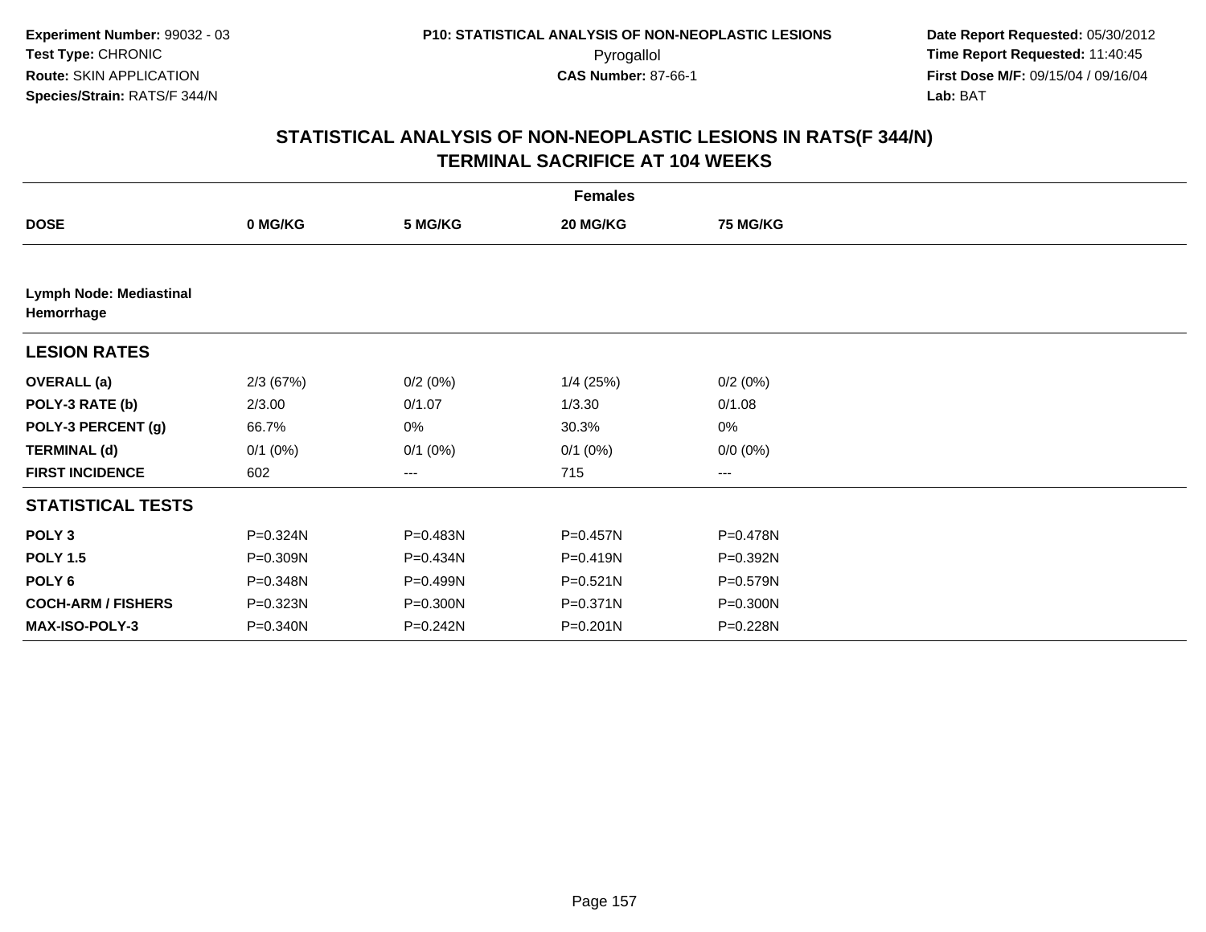**Experiment Number:** 99032 - 03
**Test Type:** CHRONIC
**Route:** SKIN APPLICATION
**Species/Strain:** RATS/F 344/N

**P10: STATISTICAL ANALYSIS OF NON-NEOPLASTIC LESIONS**
Pyrogallol
**CAS Number:** 87-66-1

**Date Report Requested:** 05/30/2012
**Time Report Requested:** 11:40:45
**First Dose M/F:** 09/15/04 / 09/16/04
**Lab:** BAT

## STATISTICAL ANALYSIS OF NON-NEOPLASTIC LESIONS IN RATS(F 344/N)
## TERMINAL SACRIFICE AT 104 WEEKS

| | Females | | | |
|---|---|---|---|---|
| **DOSE** | **0 MG/KG** | **5 MG/KG** | **20 MG/KG** | **75 MG/KG** |
| **Lymph Node: Mediastinal Hemorrhage** | | | | |
| **LESION RATES** | | | | |
| **OVERALL (a)** | 2/3 (67%) | 0/2 (0%) | 1/4 (25%) | 0/2 (0%) |
| **POLY-3 RATE (b)** | 2/3.00 | 0/1.07 | 1/3.30 | 0/1.08 |
| **POLY-3 PERCENT (g)** | 66.7% | 0% | 30.3% | 0% |
| **TERMINAL (d)** | 0/1 (0%) | 0/1 (0%) | 0/1 (0%) | 0/0 (0%) |
| **FIRST INCIDENCE** | 602 | --- | 715 | --- |
| **STATISTICAL TESTS** | | | | |
| **POLY 3** | P=0.324N | P=0.483N | P=0.457N | P=0.478N |
| **POLY 1.5** | P=0.309N | P=0.434N | P=0.419N | P=0.392N |
| **POLY 6** | P=0.348N | P=0.499N | P=0.521N | P=0.579N |
| **COCH-ARM / FISHERS** | P=0.323N | P=0.300N | P=0.371N | P=0.300N |
| **MAX-ISO-POLY-3** | P=0.340N | P=0.242N | P=0.201N | P=0.228N |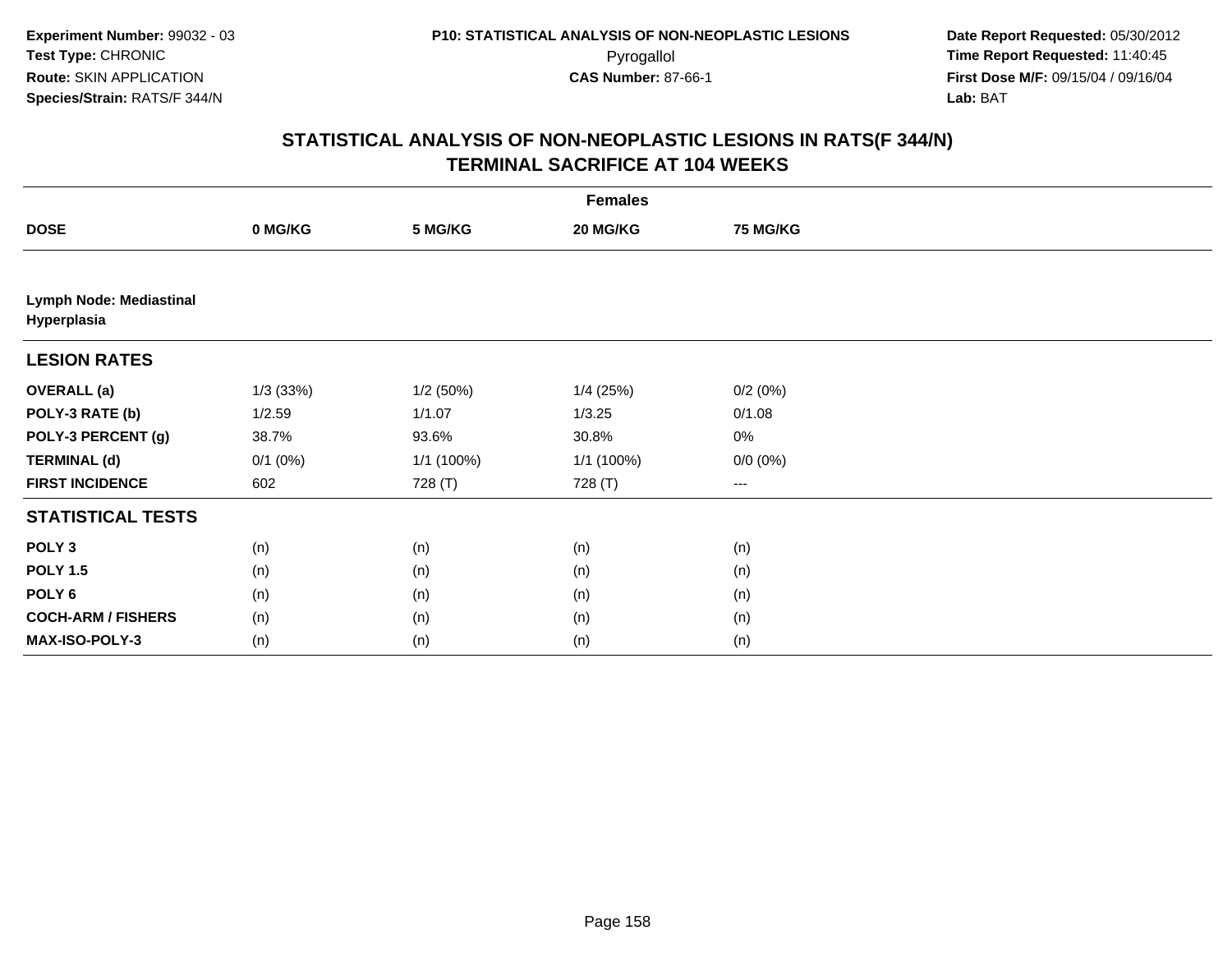**Experiment Number:** 99032 - 03
**Test Type:** CHRONIC
**Route:** SKIN APPLICATION
**Species/Strain:** RATS/F 344/N

**P10: STATISTICAL ANALYSIS OF NON-NEOPLASTIC LESIONS**
Pyrogallol
**CAS Number:** 87-66-1

**Date Report Requested:** 05/30/2012
**Time Report Requested:** 11:40:45
**First Dose M/F:** 09/15/04 / 09/16/04
**Lab:** BAT

## STATISTICAL ANALYSIS OF NON-NEOPLASTIC LESIONS IN RATS(F 344/N) TERMINAL SACRIFICE AT 104 WEEKS

| | Females | | | |
|---|---|---|---|---|
| **DOSE** | **0 MG/KG** | **5 MG/KG** | **20 MG/KG** | **75 MG/KG** |
| **Lymph Node: Mediastinal Hyperplasia** | | | | |
| **LESION RATES** | | | | |
| **OVERALL (a)** | 1/3 (33%) | 1/2 (50%) | 1/4 (25%) | 0/2 (0%) |
| **POLY-3 RATE (b)** | 1/2.59 | 1/1.07 | 1/3.25 | 0/1.08 |
| **POLY-3 PERCENT (g)** | 38.7% | 93.6% | 30.8% | 0% |
| **TERMINAL (d)** | 0/1 (0%) | 1/1 (100%) | 1/1 (100%) | 0/0 (0%) |
| **FIRST INCIDENCE** | 602 | 728 (T) | 728 (T) | --- |
| **STATISTICAL TESTS** | | | | |
| **POLY 3** | (n) | (n) | (n) | (n) |
| **POLY 1.5** | (n) | (n) | (n) | (n) |
| **POLY 6** | (n) | (n) | (n) | (n) |
| **COCH-ARM / FISHERS** | (n) | (n) | (n) | (n) |
| **MAX-ISO-POLY-3** | (n) | (n) | (n) | (n) |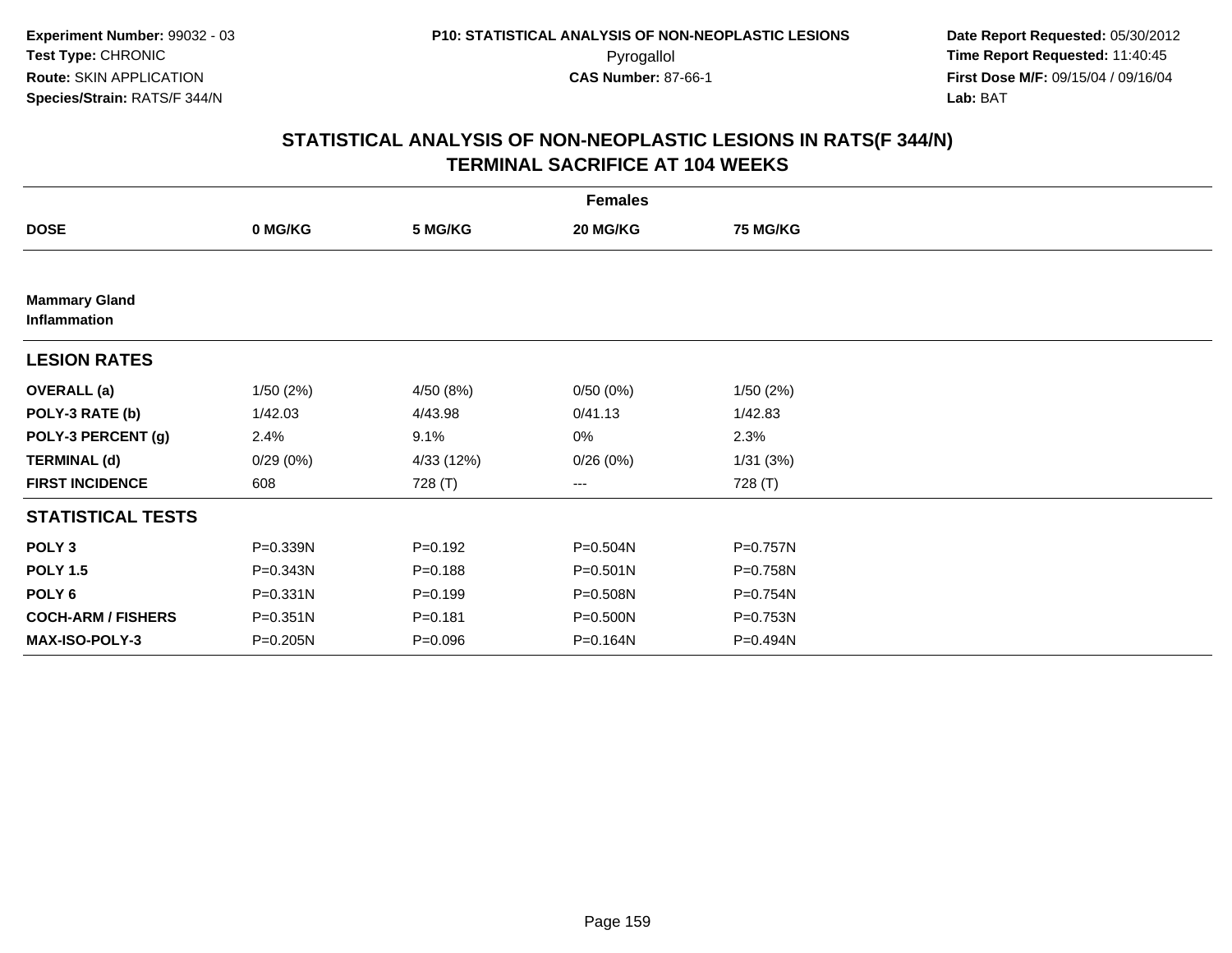Experiment Number: 99032 - 03
Test Type: CHRONIC
Route: SKIN APPLICATION
Species/Strain: RATS/F 344/N

P10: STATISTICAL ANALYSIS OF NON-NEOPLASTIC LESIONS
Pyrogallol
CAS Number: 87-66-1

Date Report Requested: 05/30/2012
Time Report Requested: 11:40:45
First Dose M/F: 09/15/04 / 09/16/04
Lab: BAT

## STATISTICAL ANALYSIS OF NON-NEOPLASTIC LESIONS IN RATS(F 344/N) TERMINAL SACRIFICE AT 104 WEEKS

| Females | | | | |
|---|---|---|---|---|
| **DOSE** | **0 MG/KG** | **5 MG/KG** | **20 MG/KG** | **75 MG/KG** |
| **Mammary Gland Inflammation** | | | | |
| **LESION RATES** | | | | |
| **OVERALL (a)** | 1/50 (2%) | 4/50 (8%) | 0/50 (0%) | 1/50 (2%) |
| **POLY-3 RATE (b)** | 1/42.03 | 4/43.98 | 0/41.13 | 1/42.83 |
| **POLY-3 PERCENT (g)** | 2.4% | 9.1% | 0% | 2.3% |
| **TERMINAL (d)** | 0/29 (0%) | 4/33 (12%) | 0/26 (0%) | 1/31 (3%) |
| **FIRST INCIDENCE** | 608 | 728 (T) | --- | 728 (T) |
| **STATISTICAL TESTS** | | | | |
| **POLY 3** | P=0.339N | P=0.192 | P=0.504N | P=0.757N |
| **POLY 1.5** | P=0.343N | P=0.188 | P=0.501N | P=0.758N |
| **POLY 6** | P=0.331N | P=0.199 | P=0.508N | P=0.754N |
| **COCH-ARM / FISHERS** | P=0.351N | P=0.181 | P=0.500N | P=0.753N |
| **MAX-ISO-POLY-3** | P=0.205N | P=0.096 | P=0.164N | P=0.494N |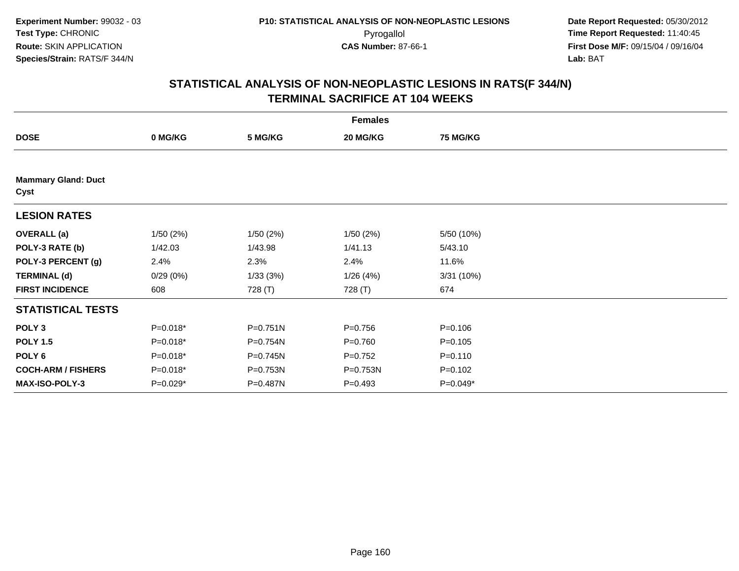**Experiment Number:** 99032 - 03
**Test Type:** CHRONIC
**Route:** SKIN APPLICATION
**Species/Strain:** RATS/F 344/N

**P10: STATISTICAL ANALYSIS OF NON-NEOPLASTIC LESIONS**
Pyrogallol
**CAS Number:** 87-66-1

**Date Report Requested:** 05/30/2012
**Time Report Requested:** 11:40:45
**First Dose M/F:** 09/15/04 / 09/16/04
**Lab:** BAT

## STATISTICAL ANALYSIS OF NON-NEOPLASTIC LESIONS IN RATS(F 344/N) TERMINAL SACRIFICE AT 104 WEEKS

| | Females | | | |
|---|---|---|---|---|
| **DOSE** | **0 MG/KG** | **5 MG/KG** | **20 MG/KG** | **75 MG/KG** |
| **Mammary Gland: Duct Cyst** | | | | |
| **LESION RATES** | | | | |
| **OVERALL (a)** | 1/50 (2%) | 1/50 (2%) | 1/50 (2%) | 5/50 (10%) |
| **POLY-3 RATE (b)** | 1/42.03 | 1/43.98 | 1/41.13 | 5/43.10 |
| **POLY-3 PERCENT (g)** | 2.4% | 2.3% | 2.4% | 11.6% |
| **TERMINAL (d)** | 0/29 (0%) | 1/33 (3%) | 1/26 (4%) | 3/31 (10%) |
| **FIRST INCIDENCE** | 608 | 728 (T) | 728 (T) | 674 |
| **STATISTICAL TESTS** | | | | |
| **POLY 3** | P=0.018* | P=0.751N | P=0.756 | P=0.106 |
| **POLY 1.5** | P=0.018* | P=0.754N | P=0.760 | P=0.105 |
| **POLY 6** | P=0.018* | P=0.745N | P=0.752 | P=0.110 |
| **COCH-ARM / FISHERS** | P=0.018* | P=0.753N | P=0.753N | P=0.102 |
| **MAX-ISO-POLY-3** | P=0.029* | P=0.487N | P=0.493 | P=0.049* |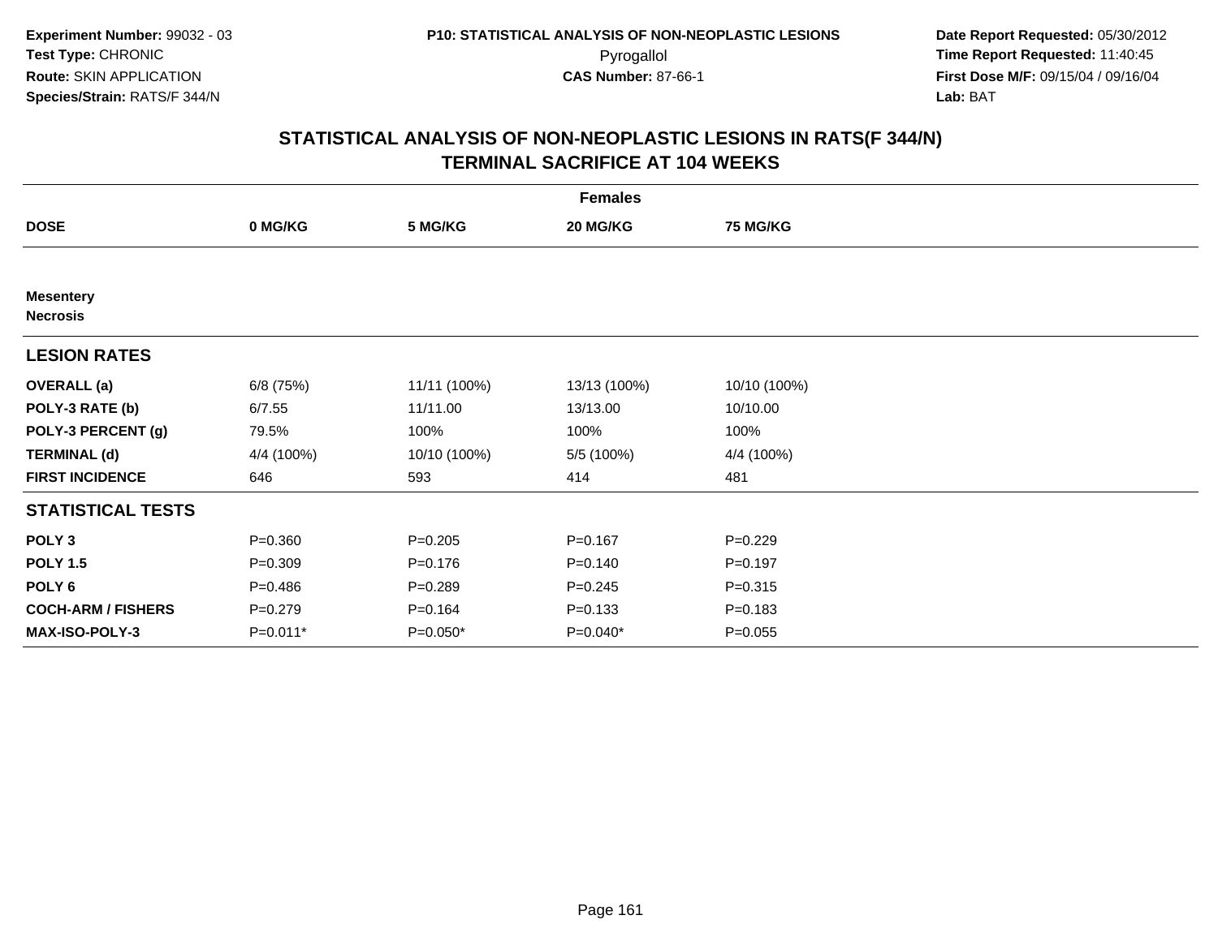Experiment Number: 99032 - 03
Test Type: CHRONIC
Route: SKIN APPLICATION
Species/Strain: RATS/F 344/N

P10: STATISTICAL ANALYSIS OF NON-NEOPLASTIC LESIONS
Pyrogallol
CAS Number: 87-66-1

Date Report Requested: 05/30/2012
Time Report Requested: 11:40:45
First Dose M/F: 09/15/04 / 09/16/04
Lab: BAT

## STATISTICAL ANALYSIS OF NON-NEOPLASTIC LESIONS IN RATS(F 344/N)
## TERMINAL SACRIFICE AT 104 WEEKS

| | Females | | | |
|---|---|---|---|---|
| **DOSE** | **0 MG/KG** | **5 MG/KG** | **20 MG/KG** | **75 MG/KG** |
| **Mesentery** | | | | |
| **Necrosis** | | | | |
| **LESION RATES** | | | | |
| **OVERALL (a)** | 6/8 (75%) | 11/11 (100%) | 13/13 (100%) | 10/10 (100%) |
| **POLY-3 RATE (b)** | 6/7.55 | 11/11.00 | 13/13.00 | 10/10.00 |
| **POLY-3 PERCENT (g)** | 79.5% | 100% | 100% | 100% |
| **TERMINAL (d)** | 4/4 (100%) | 10/10 (100%) | 5/5 (100%) | 4/4 (100%) |
| **FIRST INCIDENCE** | 646 | 593 | 414 | 481 |
| **STATISTICAL TESTS** | | | | |
| **POLY 3** | P=0.360 | P=0.205 | P=0.167 | P=0.229 |
| **POLY 1.5** | P=0.309 | P=0.176 | P=0.140 | P=0.197 |
| **POLY 6** | P=0.486 | P=0.289 | P=0.245 | P=0.315 |
| **COCH-ARM / FISHERS** | P=0.279 | P=0.164 | P=0.133 | P=0.183 |
| **MAX-ISO-POLY-3** | P=0.011* | P=0.050* | P=0.040* | P=0.055 |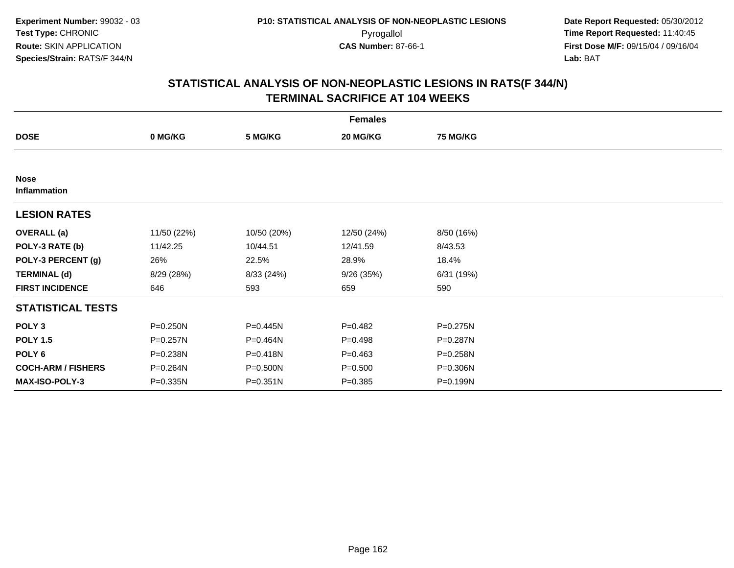**Experiment Number:** 99032 - 03
**Test Type:** CHRONIC
**Route:** SKIN APPLICATION
**Species/Strain:** RATS/F 344/N

**P10: STATISTICAL ANALYSIS OF NON-NEOPLASTIC LESIONS**
Pyrogallol
**CAS Number:** 87-66-1

**Date Report Requested:** 05/30/2012
**Time Report Requested:** 11:40:45
**First Dose M/F:** 09/15/04 / 09/16/04
**Lab:** BAT

## STATISTICAL ANALYSIS OF NON-NEOPLASTIC LESIONS IN RATS(F 344/N)
## TERMINAL SACRIFICE AT 104 WEEKS

| Females | | | | |
|---|---|---|---|---|
| **DOSE** | **0 MG/KG** | **5 MG/KG** | **20 MG/KG** | **75 MG/KG** |
| **Nose** | | | | |
| **Inflammation** | | | | |
| **LESION RATES** | | | | |
| **OVERALL (a)** | 11/50 (22%) | 10/50 (20%) | 12/50 (24%) | 8/50 (16%) |
| **POLY-3 RATE (b)** | 11/42.25 | 10/44.51 | 12/41.59 | 8/43.53 |
| **POLY-3 PERCENT (g)** | 26% | 22.5% | 28.9% | 18.4% |
| **TERMINAL (d)** | 8/29 (28%) | 8/33 (24%) | 9/26 (35%) | 6/31 (19%) |
| **FIRST INCIDENCE** | 646 | 593 | 659 | 590 |
| **STATISTICAL TESTS** | | | | |
| **POLY 3** | P=0.250N | P=0.445N | P=0.482 | P=0.275N |
| **POLY 1.5** | P=0.257N | P=0.464N | P=0.498 | P=0.287N |
| **POLY 6** | P=0.238N | P=0.418N | P=0.463 | P=0.258N |
| **COCH-ARM / FISHERS** | P=0.264N | P=0.500N | P=0.500 | P=0.306N |
| **MAX-ISO-POLY-3** | P=0.335N | P=0.351N | P=0.385 | P=0.199N |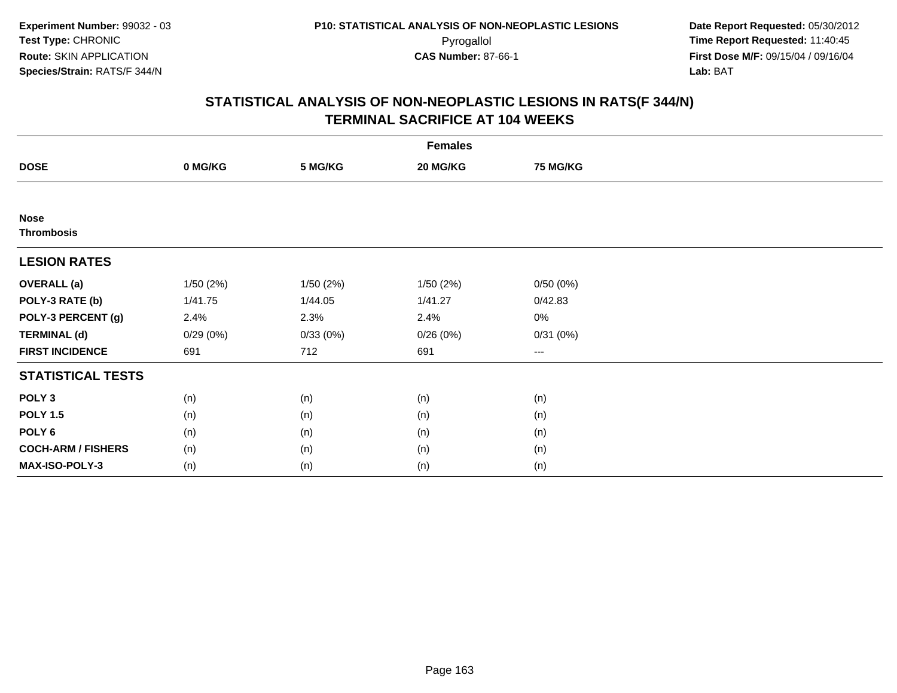Experiment Number: 99032 - 03
Test Type: CHRONIC
Route: SKIN APPLICATION
Species/Strain: RATS/F 344/N

P10: STATISTICAL ANALYSIS OF NON-NEOPLASTIC LESIONS
Pyrogallol
CAS Number: 87-66-1

Date Report Requested: 05/30/2012
Time Report Requested: 11:40:45
First Dose M/F: 09/15/04 / 09/16/04
Lab: BAT

## STATISTICAL ANALYSIS OF NON-NEOPLASTIC LESIONS IN RATS(F 344/N)
## TERMINAL SACRIFICE AT 104 WEEKS

| | Females | | | |
|---|---|---|---|---|
| **DOSE** | **0 MG/KG** | **5 MG/KG** | **20 MG/KG** | **75 MG/KG** |
| **Nose** | | | | |
| **Thrombosis** | | | | |
| **LESION RATES** | | | | |
| **OVERALL (a)** | 1/50 (2%) | 1/50 (2%) | 1/50 (2%) | 0/50 (0%) |
| **POLY-3 RATE (b)** | 1/41.75 | 1/44.05 | 1/41.27 | 0/42.83 |
| **POLY-3 PERCENT (g)** | 2.4% | 2.3% | 2.4% | 0% |
| **TERMINAL (d)** | 0/29 (0%) | 0/33 (0%) | 0/26 (0%) | 0/31 (0%) |
| **FIRST INCIDENCE** | 691 | 712 | 691 | --- |
| **STATISTICAL TESTS** | | | | |
| **POLY 3** | (n) | (n) | (n) | (n) |
| **POLY 1.5** | (n) | (n) | (n) | (n) |
| **POLY 6** | (n) | (n) | (n) | (n) |
| **COCH-ARM / FISHERS** | (n) | (n) | (n) | (n) |
| **MAX-ISO-POLY-3** | (n) | (n) | (n) | (n) |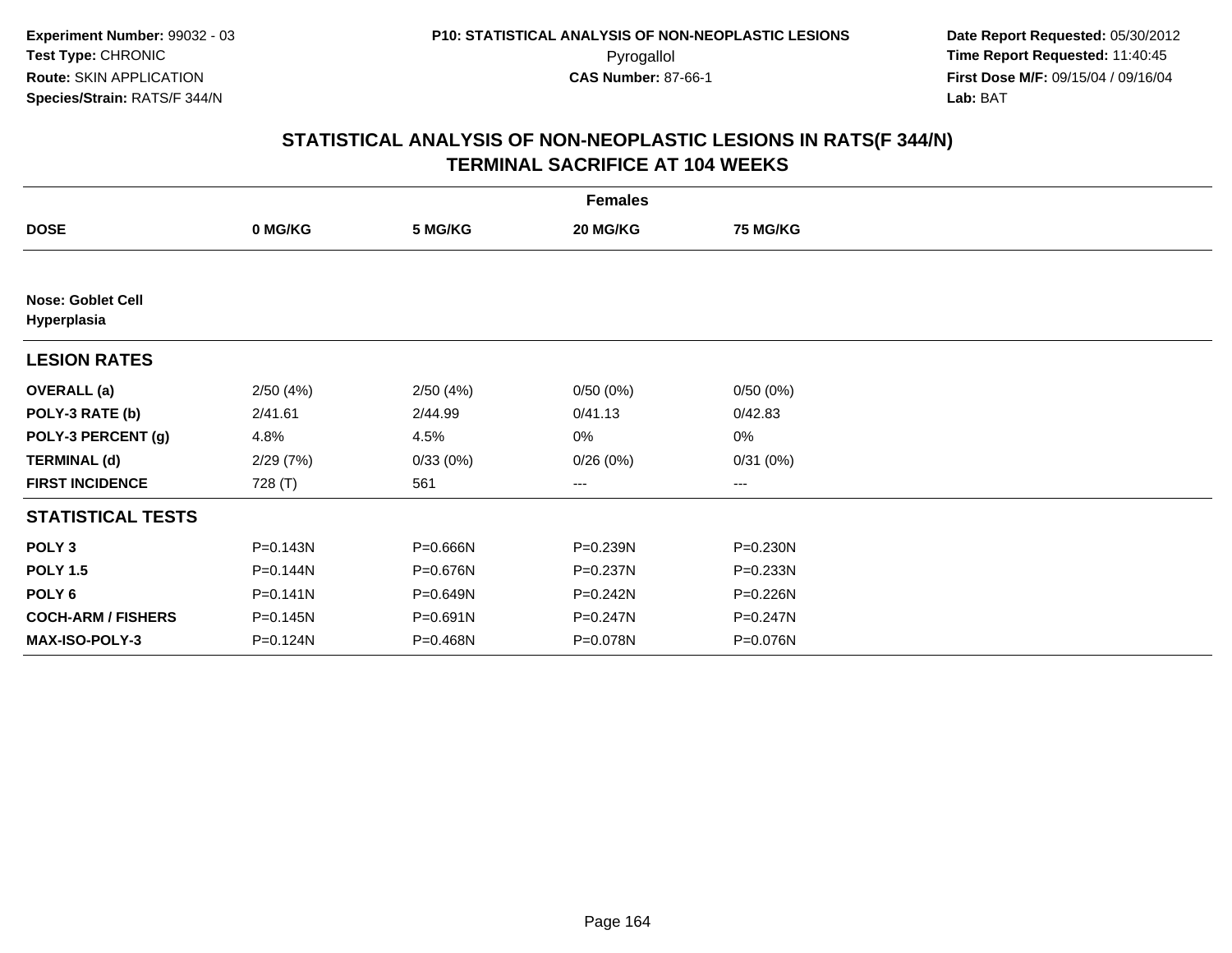Experiment Number: 99032 - 03
Test Type: CHRONIC
Route: SKIN APPLICATION
Species/Strain: RATS/F 344/N

P10: STATISTICAL ANALYSIS OF NON-NEOPLASTIC LESIONS
Pyrogallol
CAS Number: 87-66-1

Date Report Requested: 05/30/2012
Time Report Requested: 11:40:45
First Dose M/F: 09/15/04 / 09/16/04
Lab: BAT

## STATISTICAL ANALYSIS OF NON-NEOPLASTIC LESIONS IN RATS(F 344/N)
## TERMINAL SACRIFICE AT 104 WEEKS

| | Females | | | |
|---|---|---|---|---|
| **DOSE** | **0 MG/KG** | **5 MG/KG** | **20 MG/KG** | **75 MG/KG** |
| **Nose: Goblet Cell Hyperplasia** | | | | |
| **LESION RATES** | | | | |
| **OVERALL (a)** | 2/50 (4%) | 2/50 (4%) | 0/50 (0%) | 0/50 (0%) |
| **POLY-3 RATE (b)** | 2/41.61 | 2/44.99 | 0/41.13 | 0/42.83 |
| **POLY-3 PERCENT (g)** | 4.8% | 4.5% | 0% | 0% |
| **TERMINAL (d)** | 2/29 (7%) | 0/33 (0%) | 0/26 (0%) | 0/31 (0%) |
| **FIRST INCIDENCE** | 728 (T) | 561 | --- | --- |
| **STATISTICAL TESTS** | | | | |
| **POLY 3** | P=0.143N | P=0.666N | P=0.239N | P=0.230N |
| **POLY 1.5** | P=0.144N | P=0.676N | P=0.237N | P=0.233N |
| **POLY 6** | P=0.141N | P=0.649N | P=0.242N | P=0.226N |
| **COCH-ARM / FISHERS** | P=0.145N | P=0.691N | P=0.247N | P=0.247N |
| **MAX-ISO-POLY-3** | P=0.124N | P=0.468N | P=0.078N | P=0.076N |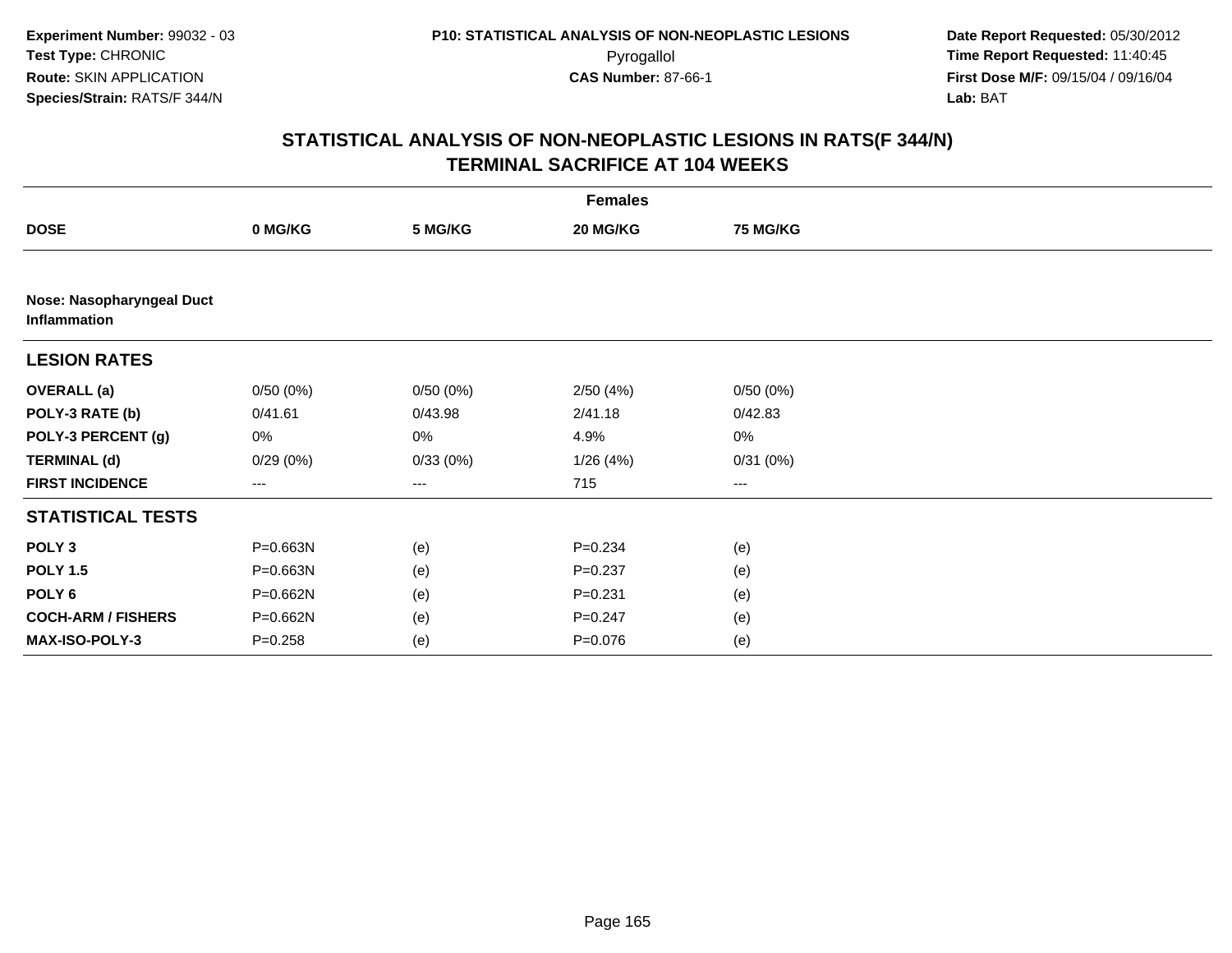**Experiment Number:** 99032 - 03
**Test Type:** CHRONIC
**Route:** SKIN APPLICATION
**Species/Strain:** RATS/F 344/N

**P10: STATISTICAL ANALYSIS OF NON-NEOPLASTIC LESIONS**
Pyrogallol
**CAS Number:** 87-66-1

**Date Report Requested:** 05/30/2012
**Time Report Requested:** 11:40:45
**First Dose M/F:** 09/15/04 / 09/16/04
**Lab:** BAT

## STATISTICAL ANALYSIS OF NON-NEOPLASTIC LESIONS IN RATS(F 344/N) TERMINAL SACRIFICE AT 104 WEEKS

| | Females | | | |
|---|---|---|---|---|
| **DOSE** | **0 MG/KG** | **5 MG/KG** | **20 MG/KG** | **75 MG/KG** |
| **Nose: Nasopharyngeal Duct Inflammation** | | | | |
| **LESION RATES** | | | | |
| **OVERALL (a)** | 0/50 (0%) | 0/50 (0%) | 2/50 (4%) | 0/50 (0%) |
| **POLY-3 RATE (b)** | 0/41.61 | 0/43.98 | 2/41.18 | 0/42.83 |
| **POLY-3 PERCENT (g)** | 0% | 0% | 4.9% | 0% |
| **TERMINAL (d)** | 0/29 (0%) | 0/33 (0%) | 1/26 (4%) | 0/31 (0%) |
| **FIRST INCIDENCE** | --- | --- | 715 | --- |
| **STATISTICAL TESTS** | | | | |
| **POLY 3** | P=0.663N | (e) | P=0.234 | (e) |
| **POLY 1.5** | P=0.663N | (e) | P=0.237 | (e) |
| **POLY 6** | P=0.662N | (e) | P=0.231 | (e) |
| **COCH-ARM / FISHERS** | P=0.662N | (e) | P=0.247 | (e) |
| **MAX-ISO-POLY-3** | P=0.258 | (e) | P=0.076 | (e) |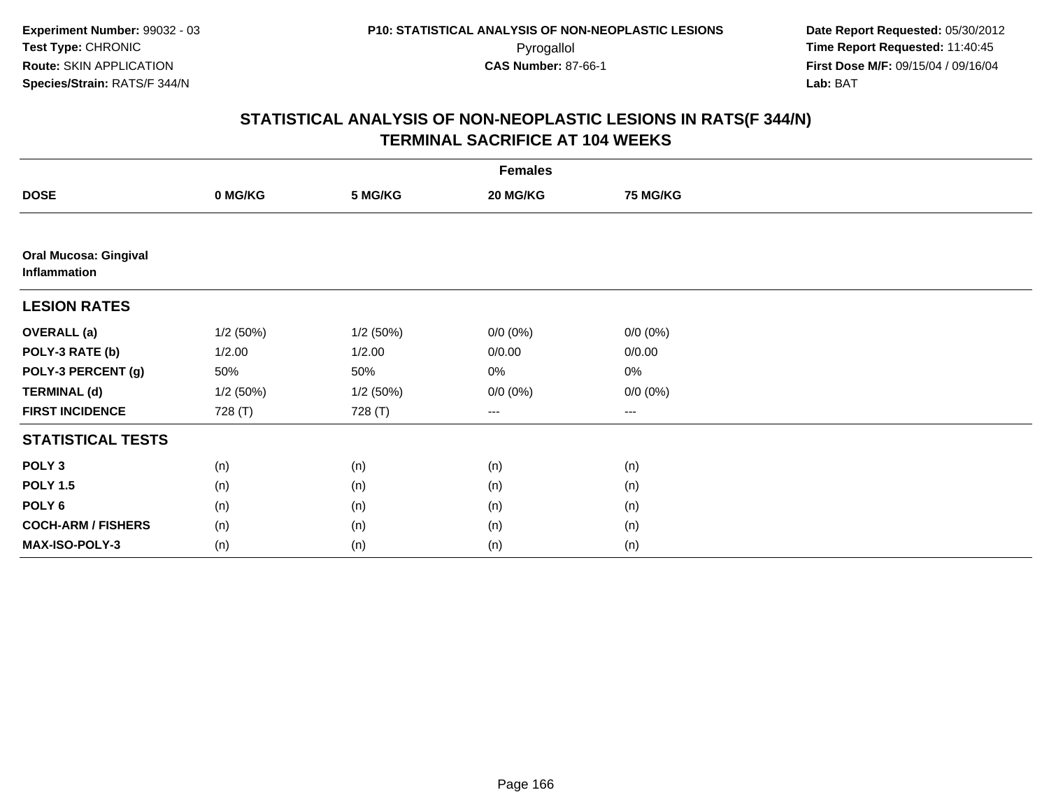Experiment Number: 99032 - 03
Test Type: CHRONIC
Route: SKIN APPLICATION
Species/Strain: RATS/F 344/N

P10: STATISTICAL ANALYSIS OF NON-NEOPLASTIC LESIONS
Pyrogallol
CAS Number: 87-66-1

Date Report Requested: 05/30/2012
Time Report Requested: 11:40:45
First Dose M/F: 09/15/04 / 09/16/04
Lab: BAT

## STATISTICAL ANALYSIS OF NON-NEOPLASTIC LESIONS IN RATS(F 344/N)
## TERMINAL SACRIFICE AT 104 WEEKS

| | Females | | | |
|---|---|---|---|---|
| **DOSE** | **0 MG/KG** | **5 MG/KG** | **20 MG/KG** | **75 MG/KG** |
| **Oral Mucosa: Gingival Inflammation** | | | | |
| **LESION RATES** | | | | |
| **OVERALL (a)** | 1/2 (50%) | 1/2 (50%) | 0/0 (0%) | 0/0 (0%) |
| **POLY-3 RATE (b)** | 1/2.00 | 1/2.00 | 0/0.00 | 0/0.00 |
| **POLY-3 PERCENT (g)** | 50% | 50% | 0% | 0% |
| **TERMINAL (d)** | 1/2 (50%) | 1/2 (50%) | 0/0 (0%) | 0/0 (0%) |
| **FIRST INCIDENCE** | 728 (T) | 728 (T) | --- | --- |
| **STATISTICAL TESTS** | | | | |
| **POLY 3** | (n) | (n) | (n) | (n) |
| **POLY 1.5** | (n) | (n) | (n) | (n) |
| **POLY 6** | (n) | (n) | (n) | (n) |
| **COCH-ARM / FISHERS** | (n) | (n) | (n) | (n) |
| **MAX-ISO-POLY-3** | (n) | (n) | (n) | (n) |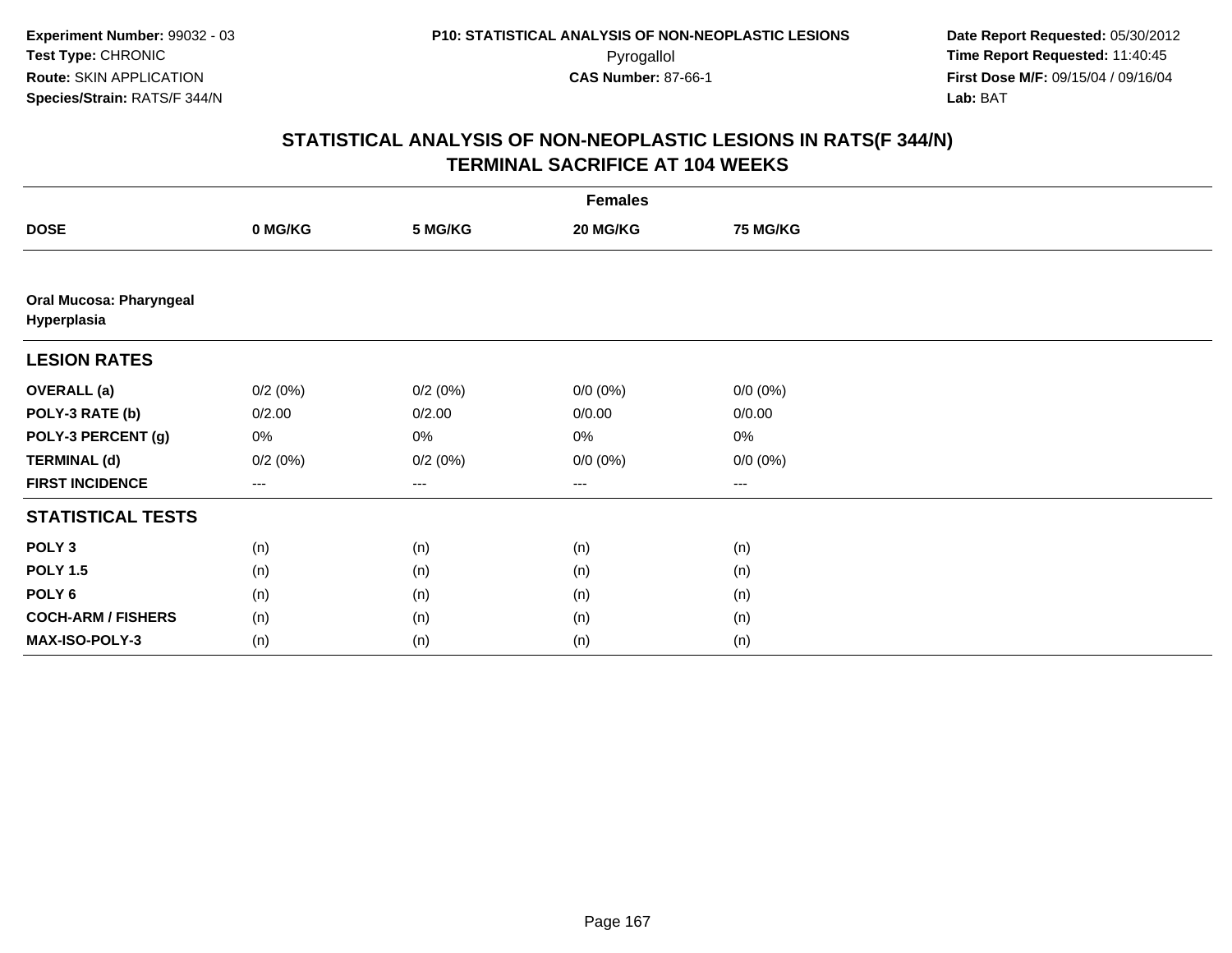Experiment Number: 99032 - 03
Test Type: CHRONIC
Route: SKIN APPLICATION
Species/Strain: RATS/F 344/N

P10: STATISTICAL ANALYSIS OF NON-NEOPLASTIC LESIONS
Pyrogallol
CAS Number: 87-66-1

Date Report Requested: 05/30/2012
Time Report Requested: 11:40:45
First Dose M/F: 09/15/04 / 09/16/04
Lab: BAT

## STATISTICAL ANALYSIS OF NON-NEOPLASTIC LESIONS IN RATS(F 344/N)
## TERMINAL SACRIFICE AT 104 WEEKS

| | Females | | | |
|---|---|---|---|---|
| **DOSE** | **0 MG/KG** | **5 MG/KG** | **20 MG/KG** | **75 MG/KG** |
| **Oral Mucosa: Pharyngeal Hyperplasia** | | | | |
| **LESION RATES** | | | | |
| **OVERALL (a)** | 0/2 (0%) | 0/2 (0%) | 0/0 (0%) | 0/0 (0%) |
| **POLY-3 RATE (b)** | 0/2.00 | 0/2.00 | 0/0.00 | 0/0.00 |
| **POLY-3 PERCENT (g)** | 0% | 0% | 0% | 0% |
| **TERMINAL (d)** | 0/2 (0%) | 0/2 (0%) | 0/0 (0%) | 0/0 (0%) |
| **FIRST INCIDENCE** | --- | --- | --- | --- |
| **STATISTICAL TESTS** | | | | |
| **POLY 3** | (n) | (n) | (n) | (n) |
| **POLY 1.5** | (n) | (n) | (n) | (n) |
| **POLY 6** | (n) | (n) | (n) | (n) |
| **COCH-ARM / FISHERS** | (n) | (n) | (n) | (n) |
| **MAX-ISO-POLY-3** | (n) | (n) | (n) | (n) |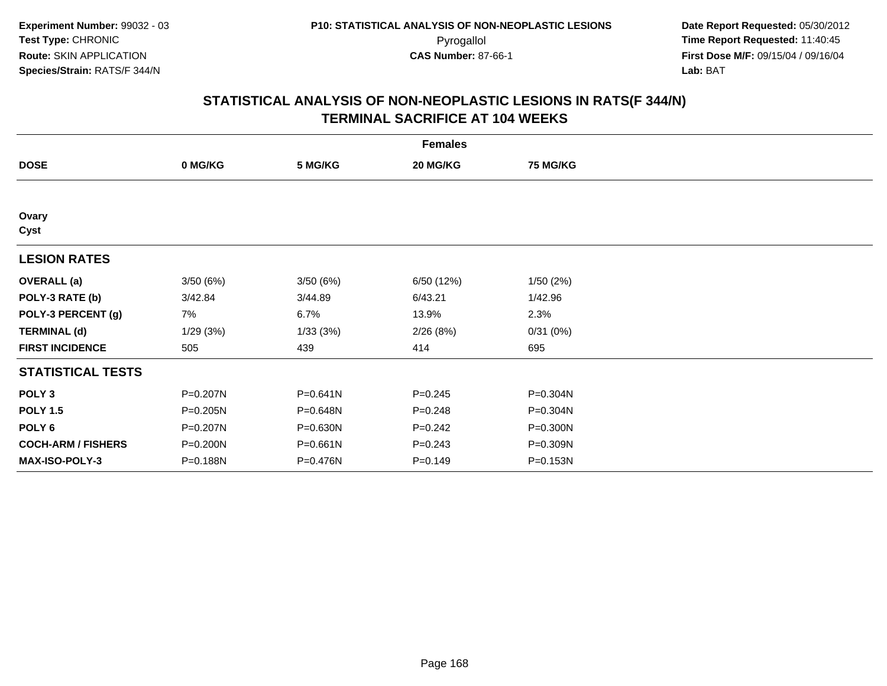Experiment Number: 99032 - 03
Test Type: CHRONIC
Route: SKIN APPLICATION
Species/Strain: RATS/F 344/N

P10: STATISTICAL ANALYSIS OF NON-NEOPLASTIC LESIONS
Pyrogallol
CAS Number: 87-66-1

Date Report Requested: 05/30/2012
Time Report Requested: 11:40:45
First Dose M/F: 09/15/04 / 09/16/04
Lab: BAT

## STATISTICAL ANALYSIS OF NON-NEOPLASTIC LESIONS IN RATS(F 344/N) TERMINAL SACRIFICE AT 104 WEEKS

| Females | | | | |
|---|---|---|---|---|
| **DOSE** | **0 MG/KG** | **5 MG/KG** | **20 MG/KG** | **75 MG/KG** |
| **Ovary** | | | | |
| **Cyst** | | | | |
| **LESION RATES** | | | | |
| **OVERALL (a)** | 3/50 (6%) | 3/50 (6%) | 6/50 (12%) | 1/50 (2%) |
| **POLY-3 RATE (b)** | 3/42.84 | 3/44.89 | 6/43.21 | 1/42.96 |
| **POLY-3 PERCENT (g)** | 7% | 6.7% | 13.9% | 2.3% |
| **TERMINAL (d)** | 1/29 (3%) | 1/33 (3%) | 2/26 (8%) | 0/31 (0%) |
| **FIRST INCIDENCE** | 505 | 439 | 414 | 695 |
| **STATISTICAL TESTS** | | | | |
| **POLY 3** | P=0.207N | P=0.641N | P=0.245 | P=0.304N |
| **POLY 1.5** | P=0.205N | P=0.648N | P=0.248 | P=0.304N |
| **POLY 6** | P=0.207N | P=0.630N | P=0.242 | P=0.300N |
| **COCH-ARM / FISHERS** | P=0.200N | P=0.661N | P=0.243 | P=0.309N |
| **MAX-ISO-POLY-3** | P=0.188N | P=0.476N | P=0.149 | P=0.153N |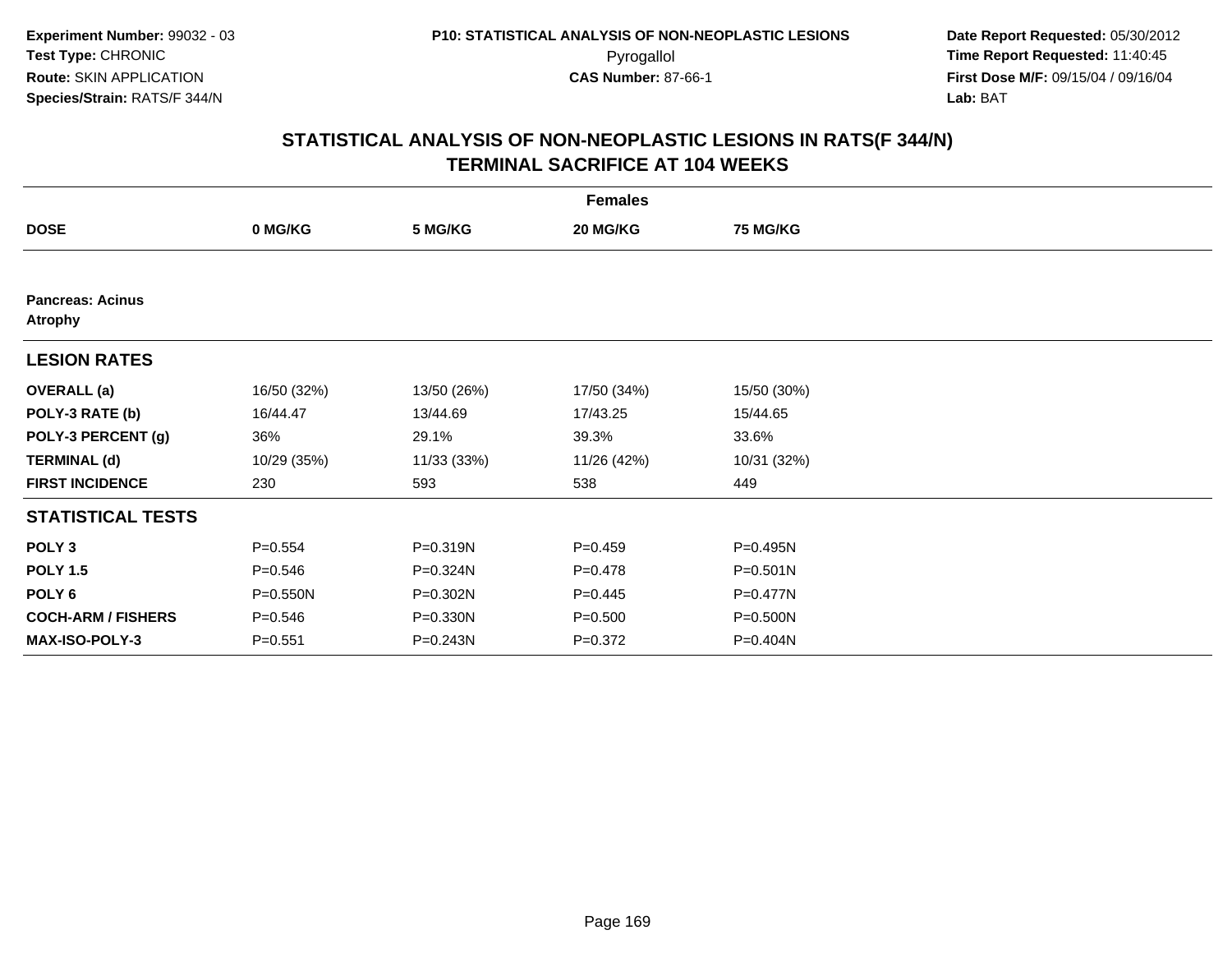**Experiment Number:** 99032 - 03
**Test Type:** CHRONIC
**Route:** SKIN APPLICATION
**Species/Strain:** RATS/F 344/N

**P10: STATISTICAL ANALYSIS OF NON-NEOPLASTIC LESIONS**
Pyrogallol
**CAS Number:** 87-66-1

**Date Report Requested:** 05/30/2012
**Time Report Requested:** 11:40:45
**First Dose M/F:** 09/15/04 / 09/16/04
**Lab:** BAT

## STATISTICAL ANALYSIS OF NON-NEOPLASTIC LESIONS IN RATS(F 344/N) TERMINAL SACRIFICE AT 104 WEEKS

| | Females | | | |
|---|---|---|---|---|
| **DOSE** | **0 MG/KG** | **5 MG/KG** | **20 MG/KG** | **75 MG/KG** |
| **Pancreas: Acinus Atrophy** | | | | |
| **LESION RATES** | | | | |
| **OVERALL (a)** | 16/50 (32%) | 13/50 (26%) | 17/50 (34%) | 15/50 (30%) |
| **POLY-3 RATE (b)** | 16/44.47 | 13/44.69 | 17/43.25 | 15/44.65 |
| **POLY-3 PERCENT (g)** | 36% | 29.1% | 39.3% | 33.6% |
| **TERMINAL (d)** | 10/29 (35%) | 11/33 (33%) | 11/26 (42%) | 10/31 (32%) |
| **FIRST INCIDENCE** | 230 | 593 | 538 | 449 |
| **STATISTICAL TESTS** | | | | |
| **POLY 3** | P=0.554 | P=0.319N | P=0.459 | P=0.495N |
| **POLY 1.5** | P=0.546 | P=0.324N | P=0.478 | P=0.501N |
| **POLY 6** | P=0.550N | P=0.302N | P=0.445 | P=0.477N |
| **COCH-ARM / FISHERS** | P=0.546 | P=0.330N | P=0.500 | P=0.500N |
| **MAX-ISO-POLY-3** | P=0.551 | P=0.243N | P=0.372 | P=0.404N |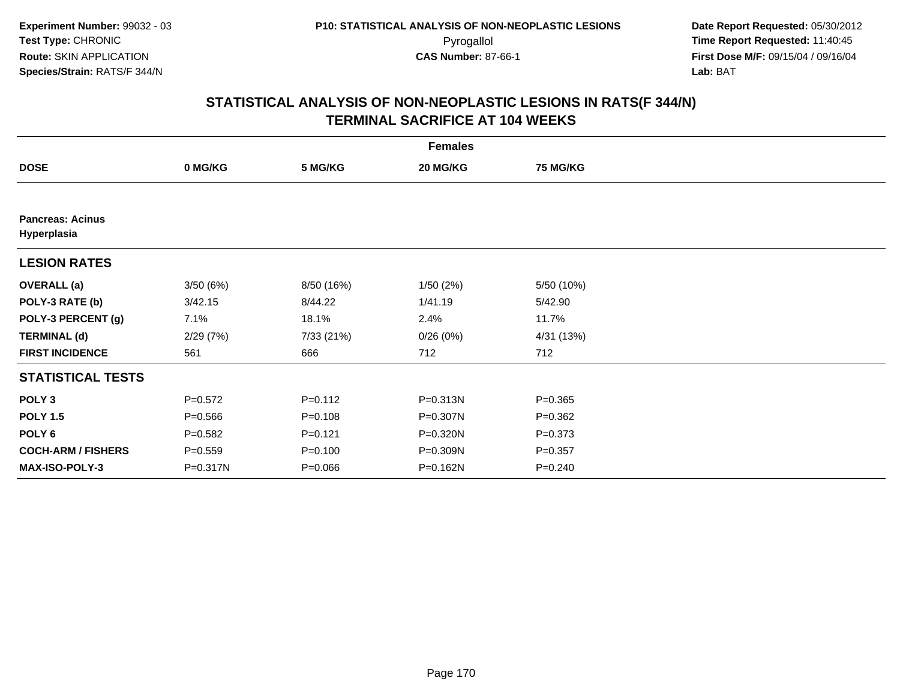**Experiment Number:** 99032 - 03
**Test Type:** CHRONIC
**Route:** SKIN APPLICATION
**Species/Strain:** RATS/F 344/N

**P10: STATISTICAL ANALYSIS OF NON-NEOPLASTIC LESIONS**
Pyrogallol
**CAS Number:** 87-66-1

**Date Report Requested:** 05/30/2012
**Time Report Requested:** 11:40:45
**First Dose M/F:** 09/15/04 / 09/16/04
**Lab:** BAT

## STATISTICAL ANALYSIS OF NON-NEOPLASTIC LESIONS IN RATS(F 344/N) TERMINAL SACRIFICE AT 104 WEEKS

| | Females | | | |
|---|---|---|---|---|
| **DOSE** | **0 MG/KG** | **5 MG/KG** | **20 MG/KG** | **75 MG/KG** |
| **Pancreas: Acinus Hyperplasia** | | | | |
| **LESION RATES** | | | | |
| **OVERALL (a)** | 3/50 (6%) | 8/50 (16%) | 1/50 (2%) | 5/50 (10%) |
| **POLY-3 RATE (b)** | 3/42.15 | 8/44.22 | 1/41.19 | 5/42.90 |
| **POLY-3 PERCENT (g)** | 7.1% | 18.1% | 2.4% | 11.7% |
| **TERMINAL (d)** | 2/29 (7%) | 7/33 (21%) | 0/26 (0%) | 4/31 (13%) |
| **FIRST INCIDENCE** | 561 | 666 | 712 | 712 |
| **STATISTICAL TESTS** | | | | |
| **POLY 3** | P=0.572 | P=0.112 | P=0.313N | P=0.365 |
| **POLY 1.5** | P=0.566 | P=0.108 | P=0.307N | P=0.362 |
| **POLY 6** | P=0.582 | P=0.121 | P=0.320N | P=0.373 |
| **COCH-ARM / FISHERS** | P=0.559 | P=0.100 | P=0.309N | P=0.357 |
| **MAX-ISO-POLY-3** | P=0.317N | P=0.066 | P=0.162N | P=0.240 |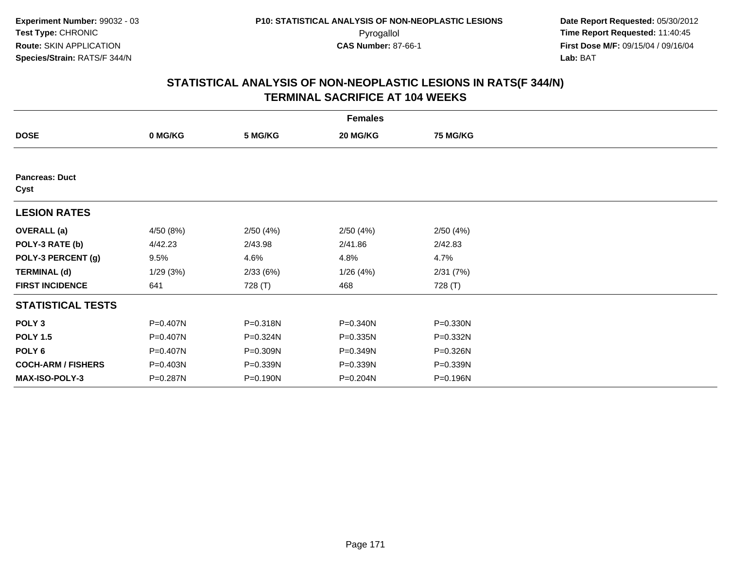**Experiment Number:** 99032 - 03
**Test Type:** CHRONIC
**Route:** SKIN APPLICATION
**Species/Strain:** RATS/F 344/N

**P10: STATISTICAL ANALYSIS OF NON-NEOPLASTIC LESIONS**
Pyrogallol
**CAS Number:** 87-66-1

**Date Report Requested:** 05/30/2012
**Time Report Requested:** 11:40:45
**First Dose M/F:** 09/15/04 / 09/16/04
**Lab:** BAT

## STATISTICAL ANALYSIS OF NON-NEOPLASTIC LESIONS IN RATS(F 344/N)
## TERMINAL SACRIFICE AT 104 WEEKS

| | Females | | | |
|---|---|---|---|---|
| **DOSE** | **0 MG/KG** | **5 MG/KG** | **20 MG/KG** | **75 MG/KG** |
| **Pancreas: Duct** | | | | |
| **Cyst** | | | | |
| **LESION RATES** | | | | |
| **OVERALL (a)** | 4/50 (8%) | 2/50 (4%) | 2/50 (4%) | 2/50 (4%) |
| **POLY-3 RATE (b)** | 4/42.23 | 2/43.98 | 2/41.86 | 2/42.83 |
| **POLY-3 PERCENT (g)** | 9.5% | 4.6% | 4.8% | 4.7% |
| **TERMINAL (d)** | 1/29 (3%) | 2/33 (6%) | 1/26 (4%) | 2/31 (7%) |
| **FIRST INCIDENCE** | 641 | 728 (T) | 468 | 728 (T) |
| **STATISTICAL TESTS** | | | | |
| **POLY 3** | P=0.407N | P=0.318N | P=0.340N | P=0.330N |
| **POLY 1.5** | P=0.407N | P=0.324N | P=0.335N | P=0.332N |
| **POLY 6** | P=0.407N | P=0.309N | P=0.349N | P=0.326N |
| **COCH-ARM / FISHERS** | P=0.403N | P=0.339N | P=0.339N | P=0.339N |
| **MAX-ISO-POLY-3** | P=0.287N | P=0.190N | P=0.204N | P=0.196N |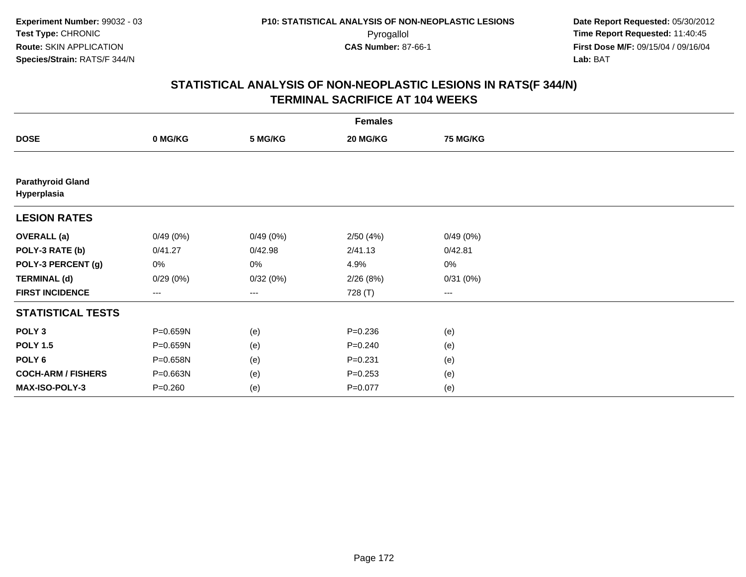**Experiment Number:** 99032 - 03
**Test Type:** CHRONIC
**Route:** SKIN APPLICATION
**Species/Strain:** RATS/F 344/N

**P10: STATISTICAL ANALYSIS OF NON-NEOPLASTIC LESIONS**
Pyrogallol
**CAS Number:** 87-66-1

**Date Report Requested:** 05/30/2012
**Time Report Requested:** 11:40:45
**First Dose M/F:** 09/15/04 / 09/16/04
**Lab:** BAT

## STATISTICAL ANALYSIS OF NON-NEOPLASTIC LESIONS IN RATS(F 344/N)
## TERMINAL SACRIFICE AT 104 WEEKS

| | Females | | | |
|---|---|---|---|---|
| **DOSE** | **0 MG/KG** | **5 MG/KG** | **20 MG/KG** | **75 MG/KG** |
| **Parathyroid Gland** | | | | |
| **Hyperplasia** | | | | |
| **LESION RATES** | | | | |
| **OVERALL (a)** | 0/49 (0%) | 0/49 (0%) | 2/50 (4%) | 0/49 (0%) |
| **POLY-3 RATE (b)** | 0/41.27 | 0/42.98 | 2/41.13 | 0/42.81 |
| **POLY-3 PERCENT (g)** | 0% | 0% | 4.9% | 0% |
| **TERMINAL (d)** | 0/29 (0%) | 0/32 (0%) | 2/26 (8%) | 0/31 (0%) |
| **FIRST INCIDENCE** | --- | --- | 728 (T) | --- |
| **STATISTICAL TESTS** | | | | |
| **POLY 3** | P=0.659N | (e) | P=0.236 | (e) |
| **POLY 1.5** | P=0.659N | (e) | P=0.240 | (e) |
| **POLY 6** | P=0.658N | (e) | P=0.231 | (e) |
| **COCH-ARM / FISHERS** | P=0.663N | (e) | P=0.253 | (e) |
| **MAX-ISO-POLY-3** | P=0.260 | (e) | P=0.077 | (e) |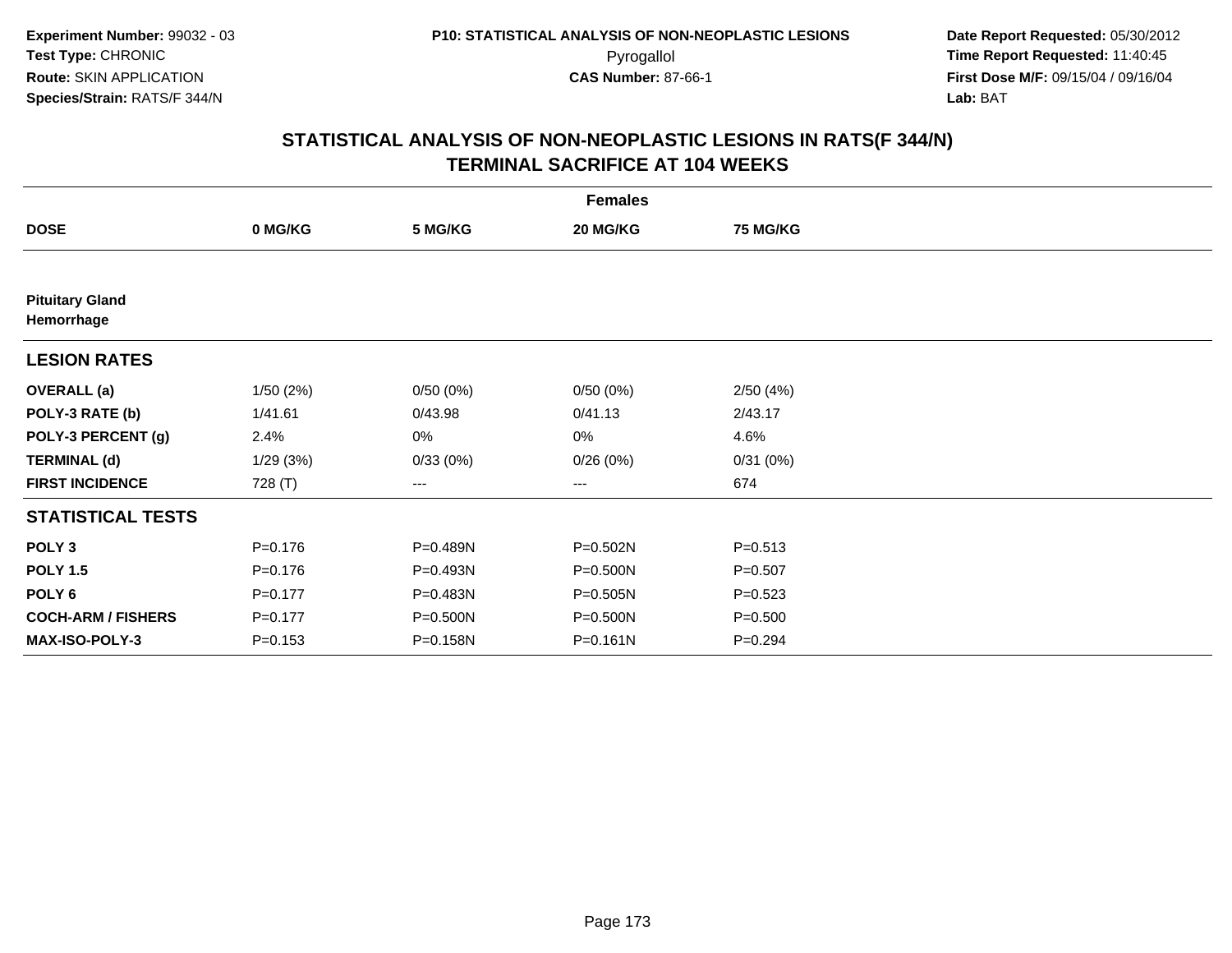Experiment Number: 99032 - 03
Test Type: CHRONIC
Route: SKIN APPLICATION
Species/Strain: RATS/F 344/N

P10: STATISTICAL ANALYSIS OF NON-NEOPLASTIC LESIONS
Pyrogallol
CAS Number: 87-66-1

Date Report Requested: 05/30/2012
Time Report Requested: 11:40:45
First Dose M/F: 09/15/04 / 09/16/04
Lab: BAT

## STATISTICAL ANALYSIS OF NON-NEOPLASTIC LESIONS IN RATS(F 344/N)
## TERMINAL SACRIFICE AT 104 WEEKS

| | Females | | | |
|---|---|---|---|---|
| **DOSE** | **0 MG/KG** | **5 MG/KG** | **20 MG/KG** | **75 MG/KG** |
| **Pituitary Gland** | | | | |
| **Hemorrhage** | | | | |
| **LESION RATES** | | | | |
| **OVERALL (a)** | 1/50 (2%) | 0/50 (0%) | 0/50 (0%) | 2/50 (4%) |
| **POLY-3 RATE (b)** | 1/41.61 | 0/43.98 | 0/41.13 | 2/43.17 |
| **POLY-3 PERCENT (g)** | 2.4% | 0% | 0% | 4.6% |
| **TERMINAL (d)** | 1/29 (3%) | 0/33 (0%) | 0/26 (0%) | 0/31 (0%) |
| **FIRST INCIDENCE** | 728 (T) | --- | --- | 674 |
| **STATISTICAL TESTS** | | | | |
| **POLY 3** | P=0.176 | P=0.489N | P=0.502N | P=0.513 |
| **POLY 1.5** | P=0.176 | P=0.493N | P=0.500N | P=0.507 |
| **POLY 6** | P=0.177 | P=0.483N | P=0.505N | P=0.523 |
| **COCH-ARM / FISHERS** | P=0.177 | P=0.500N | P=0.500N | P=0.500 |
| **MAX-ISO-POLY-3** | P=0.153 | P=0.158N | P=0.161N | P=0.294 |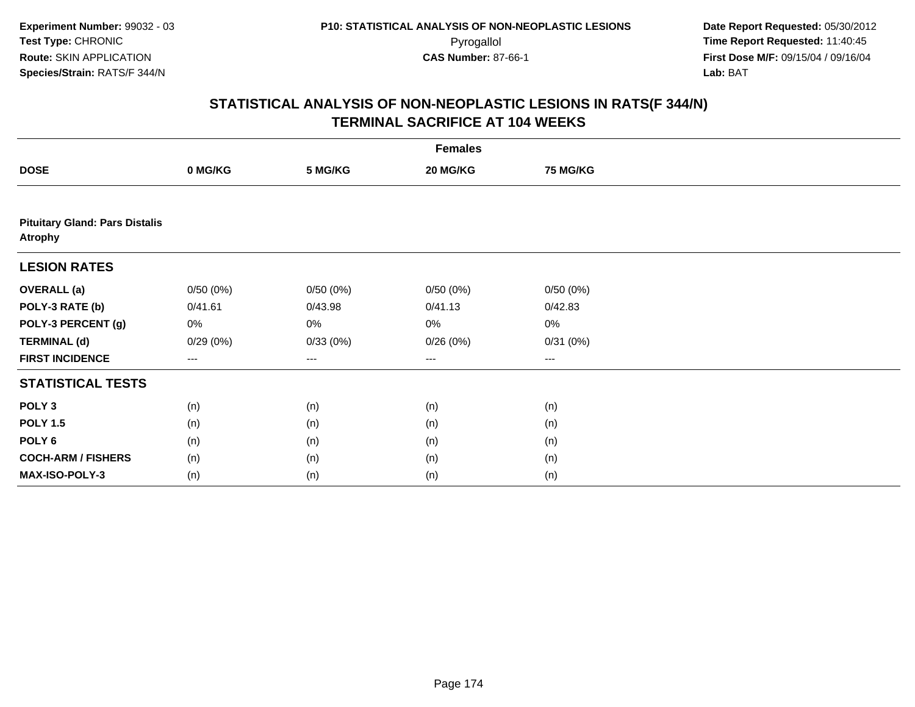**Experiment Number:** 99032 - 03
**Test Type:** CHRONIC
**Route:** SKIN APPLICATION
**Species/Strain:** RATS/F 344/N

**P10: STATISTICAL ANALYSIS OF NON-NEOPLASTIC LESIONS**
Pyrogallol
**CAS Number:** 87-66-1

**Date Report Requested:** 05/30/2012
**Time Report Requested:** 11:40:45
**First Dose M/F:** 09/15/04 / 09/16/04
**Lab:** BAT

## STATISTICAL ANALYSIS OF NON-NEOPLASTIC LESIONS IN RATS(F 344/N)
## TERMINAL SACRIFICE AT 104 WEEKS

| | Females | | | |
|---|---|---|---|---|
| **DOSE** | **0 MG/KG** | **5 MG/KG** | **20 MG/KG** | **75 MG/KG** |
| **Pituitary Gland: Pars Distalis Atrophy** | | | | |
| **LESION RATES** | | | | |
| **OVERALL (a)** | 0/50 (0%) | 0/50 (0%) | 0/50 (0%) | 0/50 (0%) |
| **POLY-3 RATE (b)** | 0/41.61 | 0/43.98 | 0/41.13 | 0/42.83 |
| **POLY-3 PERCENT (g)** | 0% | 0% | 0% | 0% |
| **TERMINAL (d)** | 0/29 (0%) | 0/33 (0%) | 0/26 (0%) | 0/31 (0%) |
| **FIRST INCIDENCE** | --- | --- | --- | --- |
| **STATISTICAL TESTS** | | | | |
| **POLY 3** | (n) | (n) | (n) | (n) |
| **POLY 1.5** | (n) | (n) | (n) | (n) |
| **POLY 6** | (n) | (n) | (n) | (n) |
| **COCH-ARM / FISHERS** | (n) | (n) | (n) | (n) |
| **MAX-ISO-POLY-3** | (n) | (n) | (n) | (n) |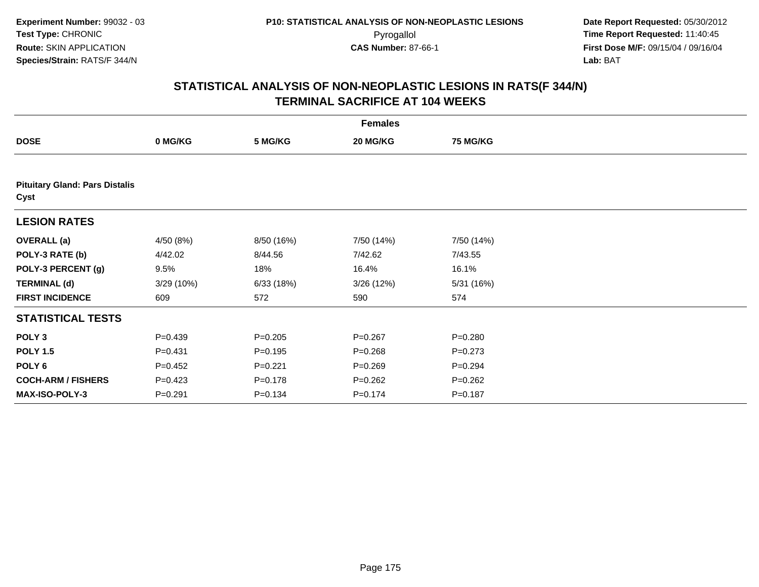**Experiment Number:** 99032 - 03
**Test Type:** CHRONIC
**Route:** SKIN APPLICATION
**Species/Strain:** RATS/F 344/N

**P10: STATISTICAL ANALYSIS OF NON-NEOPLASTIC LESIONS**
Pyrogallol
**CAS Number:** 87-66-1

**Date Report Requested:** 05/30/2012
**Time Report Requested:** 11:40:45
**First Dose M/F:** 09/15/04 / 09/16/04
**Lab:** BAT

## STATISTICAL ANALYSIS OF NON-NEOPLASTIC LESIONS IN RATS(F 344/N)
## TERMINAL SACRIFICE AT 104 WEEKS

| | Females | | | |
|---|---|---|---|---|
| **DOSE** | **0 MG/KG** | **5 MG/KG** | **20 MG/KG** | **75 MG/KG** |
| **Pituitary Gland: Pars Distalis Cyst** | | | | |
| **LESION RATES** | | | | |
| **OVERALL (a)** | 4/50 (8%) | 8/50 (16%) | 7/50 (14%) | 7/50 (14%) |
| **POLY-3 RATE (b)** | 4/42.02 | 8/44.56 | 7/42.62 | 7/43.55 |
| **POLY-3 PERCENT (g)** | 9.5% | 18% | 16.4% | 16.1% |
| **TERMINAL (d)** | 3/29 (10%) | 6/33 (18%) | 3/26 (12%) | 5/31 (16%) |
| **FIRST INCIDENCE** | 609 | 572 | 590 | 574 |
| **STATISTICAL TESTS** | | | | |
| **POLY 3** | P=0.439 | P=0.205 | P=0.267 | P=0.280 |
| **POLY 1.5** | P=0.431 | P=0.195 | P=0.268 | P=0.273 |
| **POLY 6** | P=0.452 | P=0.221 | P=0.269 | P=0.294 |
| **COCH-ARM / FISHERS** | P=0.423 | P=0.178 | P=0.262 | P=0.262 |
| **MAX-ISO-POLY-3** | P=0.291 | P=0.134 | P=0.174 | P=0.187 |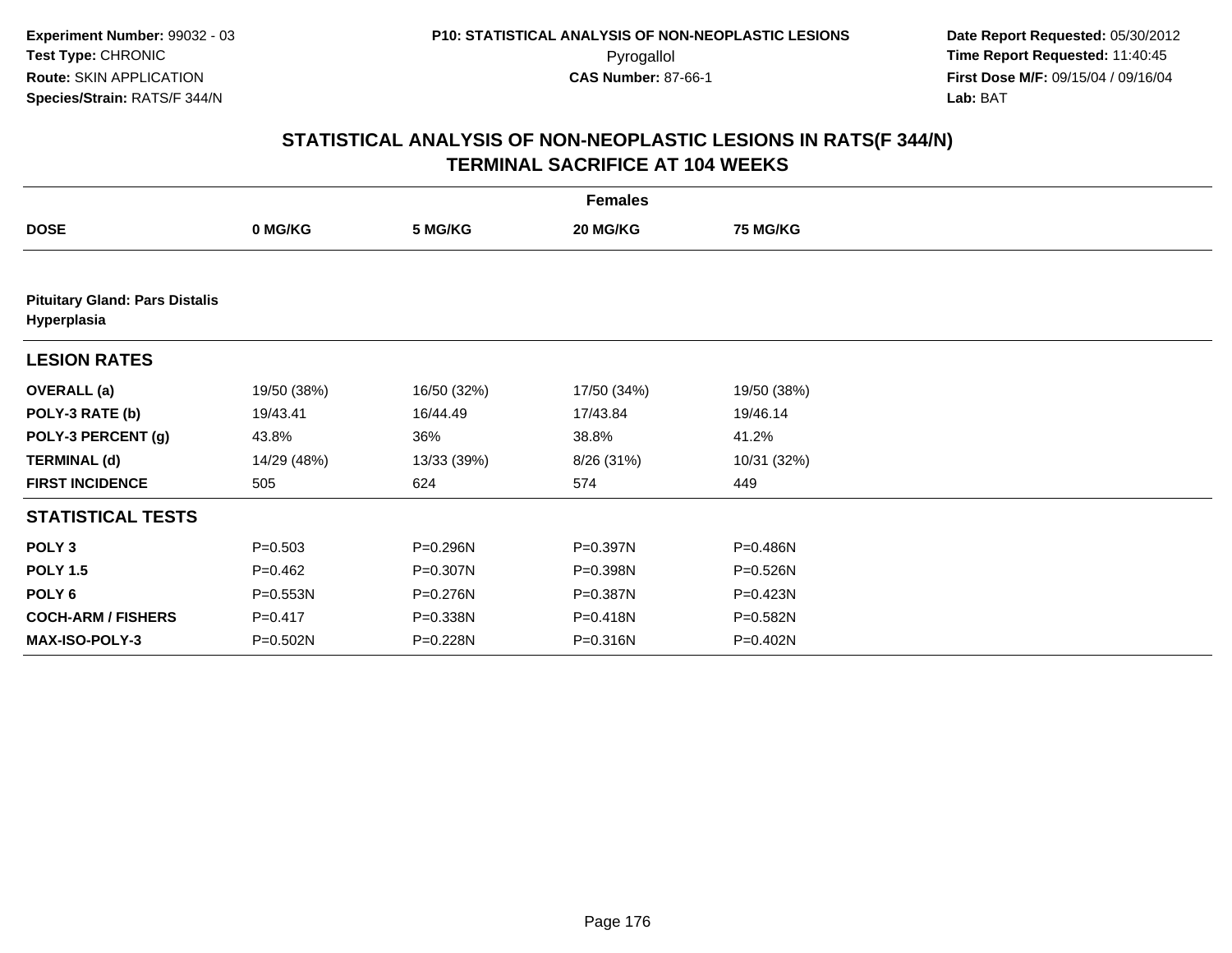**Experiment Number:** 99032 - 03
**Test Type:** CHRONIC
**Route:** SKIN APPLICATION
**Species/Strain:** RATS/F 344/N

**P10: STATISTICAL ANALYSIS OF NON-NEOPLASTIC LESIONS**
Pyrogallol
**CAS Number:** 87-66-1

**Date Report Requested:** 05/30/2012
**Time Report Requested:** 11:40:45
**First Dose M/F:** 09/15/04 / 09/16/04
**Lab:** BAT

## STATISTICAL ANALYSIS OF NON-NEOPLASTIC LESIONS IN RATS(F 344/N) TERMINAL SACRIFICE AT 104 WEEKS

| Females | | | | |
|---|---|---|---|---|
| **DOSE** | **0 MG/KG** | **5 MG/KG** | **20 MG/KG** | **75 MG/KG** |
| **Pituitary Gland: Pars Distalis Hyperplasia** | | | | |
| **LESION RATES** | | | | |
| **OVERALL (a)** | 19/50 (38%) | 16/50 (32%) | 17/50 (34%) | 19/50 (38%) |
| **POLY-3 RATE (b)** | 19/43.41 | 16/44.49 | 17/43.84 | 19/46.14 |
| **POLY-3 PERCENT (g)** | 43.8% | 36% | 38.8% | 41.2% |
| **TERMINAL (d)** | 14/29 (48%) | 13/33 (39%) | 8/26 (31%) | 10/31 (32%) |
| **FIRST INCIDENCE** | 505 | 624 | 574 | 449 |
| **STATISTICAL TESTS** | | | | |
| **POLY 3** | P=0.503 | P=0.296N | P=0.397N | P=0.486N |
| **POLY 1.5** | P=0.462 | P=0.307N | P=0.398N | P=0.526N |
| **POLY 6** | P=0.553N | P=0.276N | P=0.387N | P=0.423N |
| **COCH-ARM / FISHERS** | P=0.417 | P=0.338N | P=0.418N | P=0.582N |
| **MAX-ISO-POLY-3** | P=0.502N | P=0.228N | P=0.316N | P=0.402N |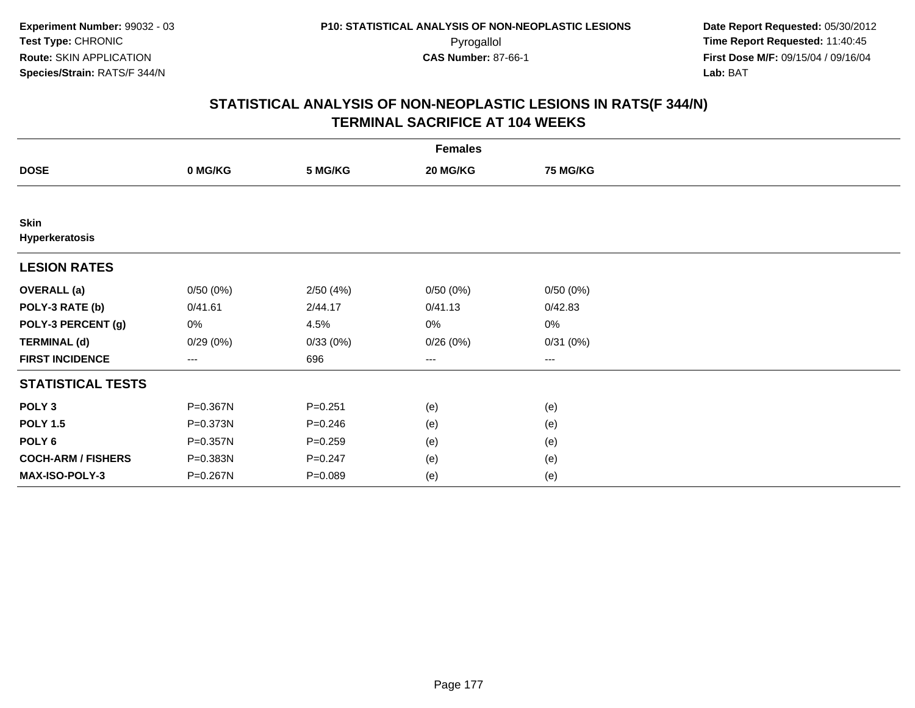**Experiment Number:** 99032 - 03
**Test Type:** CHRONIC
**Route:** SKIN APPLICATION
**Species/Strain:** RATS/F 344/N

**P10: STATISTICAL ANALYSIS OF NON-NEOPLASTIC LESIONS**
Pyrogallol
**CAS Number:** 87-66-1

**Date Report Requested:** 05/30/2012
**Time Report Requested:** 11:40:45
**First Dose M/F:** 09/15/04 / 09/16/04
**Lab:** BAT

## STATISTICAL ANALYSIS OF NON-NEOPLASTIC LESIONS IN RATS(F 344/N)
## TERMINAL SACRIFICE AT 104 WEEKS

| | Females | | | |
|---|---|---|---|---|
| **DOSE** | **0 MG/KG** | **5 MG/KG** | **20 MG/KG** | **75 MG/KG** |
| **Skin** | | | | |
| **Hyperkeratosis** | | | | |
| **LESION RATES** | | | | |
| **OVERALL (a)** | 0/50 (0%) | 2/50 (4%) | 0/50 (0%) | 0/50 (0%) |
| **POLY-3 RATE (b)** | 0/41.61 | 2/44.17 | 0/41.13 | 0/42.83 |
| **POLY-3 PERCENT (g)** | 0% | 4.5% | 0% | 0% |
| **TERMINAL (d)** | 0/29 (0%) | 0/33 (0%) | 0/26 (0%) | 0/31 (0%) |
| **FIRST INCIDENCE** | --- | 696 | --- | --- |
| **STATISTICAL TESTS** | | | | |
| **POLY 3** | P=0.367N | P=0.251 | (e) | (e) |
| **POLY 1.5** | P=0.373N | P=0.246 | (e) | (e) |
| **POLY 6** | P=0.357N | P=0.259 | (e) | (e) |
| **COCH-ARM / FISHERS** | P=0.383N | P=0.247 | (e) | (e) |
| **MAX-ISO-POLY-3** | P=0.267N | P=0.089 | (e) | (e) |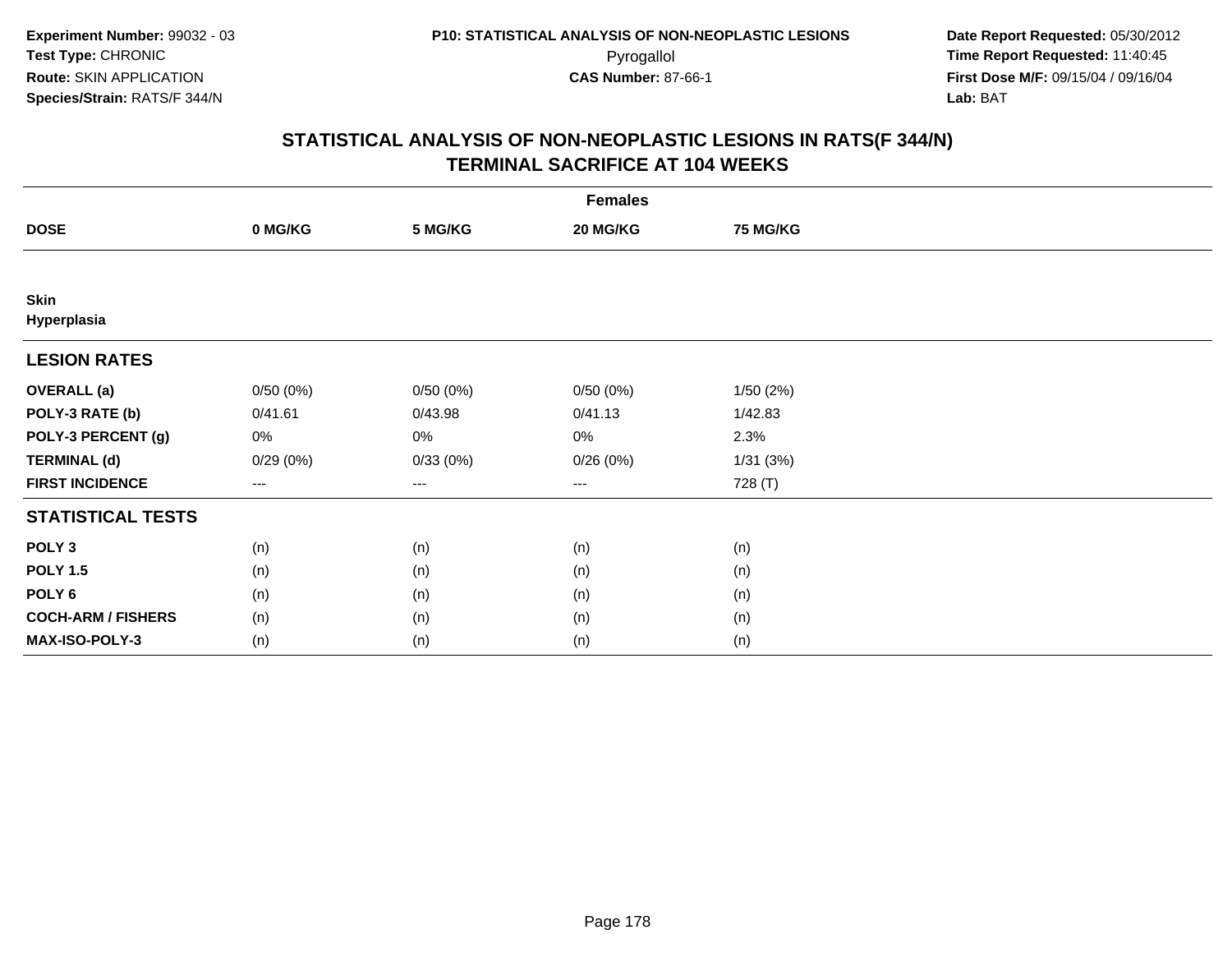Experiment Number: 99032 - 03
Test Type: CHRONIC
Route: SKIN APPLICATION
Species/Strain: RATS/F 344/N

P10: STATISTICAL ANALYSIS OF NON-NEOPLASTIC LESIONS
Pyrogallol
CAS Number: 87-66-1

Date Report Requested: 05/30/2012
Time Report Requested: 11:40:45
First Dose M/F: 09/15/04 / 09/16/04
Lab: BAT

## STATISTICAL ANALYSIS OF NON-NEOPLASTIC LESIONS IN RATS(F 344/N)
## TERMINAL SACRIFICE AT 104 WEEKS

| Females | | | | |
|---|---|---|---|---|
| **DOSE** | **0 MG/KG** | **5 MG/KG** | **20 MG/KG** | **75 MG/KG** |
| **Skin** | | | | |
| **Hyperplasia** | | | | |
| **LESION RATES** | | | | |
| **OVERALL (a)** | 0/50 (0%) | 0/50 (0%) | 0/50 (0%) | 1/50 (2%) |
| **POLY-3 RATE (b)** | 0/41.61 | 0/43.98 | 0/41.13 | 1/42.83 |
| **POLY-3 PERCENT (g)** | 0% | 0% | 0% | 2.3% |
| **TERMINAL (d)** | 0/29 (0%) | 0/33 (0%) | 0/26 (0%) | 1/31 (3%) |
| **FIRST INCIDENCE** | --- | --- | --- | 728 (T) |
| **STATISTICAL TESTS** | | | | |
| **POLY 3** | (n) | (n) | (n) | (n) |
| **POLY 1.5** | (n) | (n) | (n) | (n) |
| **POLY 6** | (n) | (n) | (n) | (n) |
| **COCH-ARM / FISHERS** | (n) | (n) | (n) | (n) |
| **MAX-ISO-POLY-3** | (n) | (n) | (n) | (n) |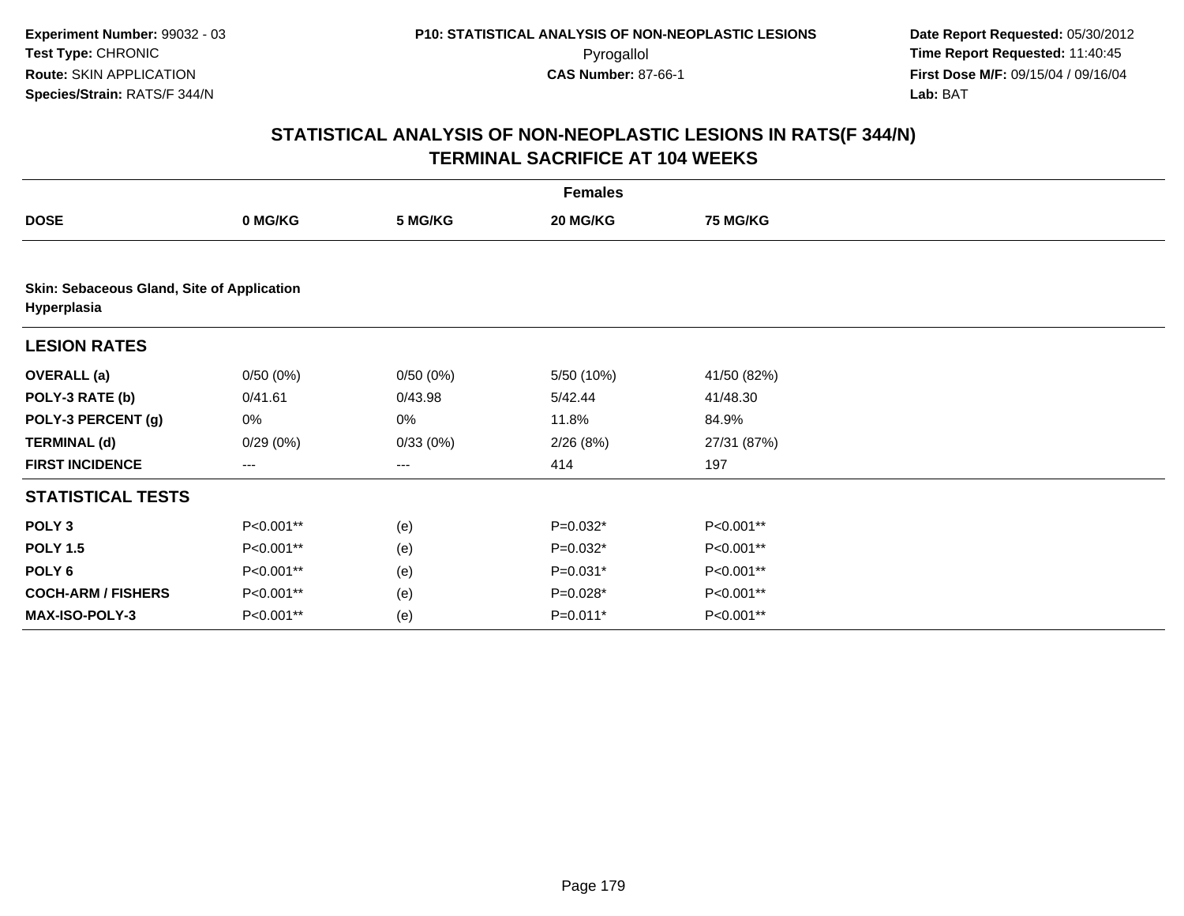**Experiment Number:** 99032 - 03
**Test Type:** CHRONIC
**Route:** SKIN APPLICATION
**Species/Strain:** RATS/F 344/N

**P10: STATISTICAL ANALYSIS OF NON-NEOPLASTIC LESIONS**
Pyrogallol
**CAS Number:** 87-66-1

**Date Report Requested:** 05/30/2012
**Time Report Requested:** 11:40:45
**First Dose M/F:** 09/15/04 / 09/16/04
**Lab:** BAT

## STATISTICAL ANALYSIS OF NON-NEOPLASTIC LESIONS IN RATS(F 344/N) TERMINAL SACRIFICE AT 104 WEEKS

| | Females | | | |
|---|---|---|---|---|
| **DOSE** | **0 MG/KG** | **5 MG/KG** | **20 MG/KG** | **75 MG/KG** |
| **Skin: Sebaceous Gland, Site of Application Hyperplasia** | | | | |
| **LESION RATES** | | | | |
| **OVERALL (a)** | 0/50 (0%) | 0/50 (0%) | 5/50 (10%) | 41/50 (82%) |
| **POLY-3 RATE (b)** | 0/41.61 | 0/43.98 | 5/42.44 | 41/48.30 |
| **POLY-3 PERCENT (g)** | 0% | 0% | 11.8% | 84.9% |
| **TERMINAL (d)** | 0/29 (0%) | 0/33 (0%) | 2/26 (8%) | 27/31 (87%) |
| **FIRST INCIDENCE** | --- | --- | 414 | 197 |
| **STATISTICAL TESTS** | | | | |
| **POLY 3** | P<0.001** | (e) | P=0.032* | P<0.001** |
| **POLY 1.5** | P<0.001** | (e) | P=0.032* | P<0.001** |
| **POLY 6** | P<0.001** | (e) | P=0.031* | P<0.001** |
| **COCH-ARM / FISHERS** | P<0.001** | (e) | P=0.028* | P<0.001** |
| **MAX-ISO-POLY-3** | P<0.001** | (e) | P=0.011* | P<0.001** |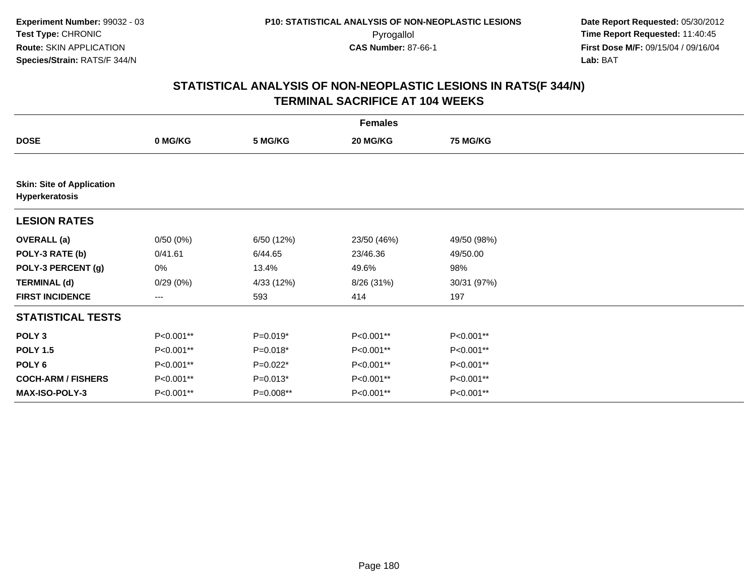**Experiment Number:** 99032 - 03
**Test Type:** CHRONIC
**Route:** SKIN APPLICATION
**Species/Strain:** RATS/F 344/N

**P10: STATISTICAL ANALYSIS OF NON-NEOPLASTIC LESIONS**
Pyrogallol
**CAS Number:** 87-66-1

**Date Report Requested:** 05/30/2012
**Time Report Requested:** 11:40:45
**First Dose M/F:** 09/15/04 / 09/16/04
**Lab:** BAT

## STATISTICAL ANALYSIS OF NON-NEOPLASTIC LESIONS IN RATS(F 344/N)
## TERMINAL SACRIFICE AT 104 WEEKS

| | Females | | | |
|---|---|---|---|---|
| **DOSE** | **0 MG/KG** | **5 MG/KG** | **20 MG/KG** | **75 MG/KG** |
| **Skin: Site of Application** | | | | |
| **Hyperkeratosis** | | | | |
| **LESION RATES** | | | | |
| **OVERALL (a)** | 0/50 (0%) | 6/50 (12%) | 23/50 (46%) | 49/50 (98%) |
| **POLY-3 RATE (b)** | 0/41.61 | 6/44.65 | 23/46.36 | 49/50.00 |
| **POLY-3 PERCENT (g)** | 0% | 13.4% | 49.6% | 98% |
| **TERMINAL (d)** | 0/29 (0%) | 4/33 (12%) | 8/26 (31%) | 30/31 (97%) |
| **FIRST INCIDENCE** | --- | 593 | 414 | 197 |
| **STATISTICAL TESTS** | | | | |
| **POLY 3** | P<0.001** | P=0.019* | P<0.001** | P<0.001** |
| **POLY 1.5** | P<0.001** | P=0.018* | P<0.001** | P<0.001** |
| **POLY 6** | P<0.001** | P=0.022* | P<0.001** | P<0.001** |
| **COCH-ARM / FISHERS** | P<0.001** | P=0.013* | P<0.001** | P<0.001** |
| **MAX-ISO-POLY-3** | P<0.001** | P=0.008** | P<0.001** | P<0.001** |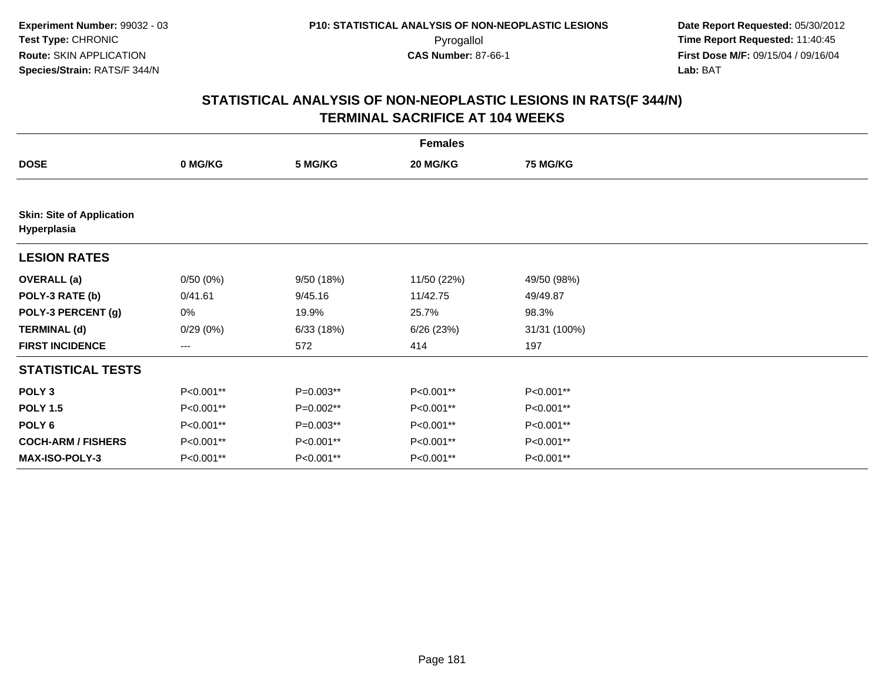**Experiment Number:** 99032 - 03
**Test Type:** CHRONIC
**Route:** SKIN APPLICATION
**Species/Strain:** RATS/F 344/N

**P10: STATISTICAL ANALYSIS OF NON-NEOPLASTIC LESIONS**
Pyrogallol
**CAS Number:** 87-66-1

**Date Report Requested:** 05/30/2012
**Time Report Requested:** 11:40:45
**First Dose M/F:** 09/15/04 / 09/16/04
**Lab:** BAT

## STATISTICAL ANALYSIS OF NON-NEOPLASTIC LESIONS IN RATS(F 344/N) TERMINAL SACRIFICE AT 104 WEEKS

| | Females | | | |
|---|---|---|---|---|
| **DOSE** | **0 MG/KG** | **5 MG/KG** | **20 MG/KG** | **75 MG/KG** |
| **Skin: Site of Application Hyperplasia** | | | | |
| **LESION RATES** | | | | |
| **OVERALL (a)** | 0/50 (0%) | 9/50 (18%) | 11/50 (22%) | 49/50 (98%) |
| **POLY-3 RATE (b)** | 0/41.61 | 9/45.16 | 11/42.75 | 49/49.87 |
| **POLY-3 PERCENT (g)** | 0% | 19.9% | 25.7% | 98.3% |
| **TERMINAL (d)** | 0/29 (0%) | 6/33 (18%) | 6/26 (23%) | 31/31 (100%) |
| **FIRST INCIDENCE** | --- | 572 | 414 | 197 |
| **STATISTICAL TESTS** | | | | |
| **POLY 3** | P<0.001** | P=0.003** | P<0.001** | P<0.001** |
| **POLY 1.5** | P<0.001** | P=0.002** | P<0.001** | P<0.001** |
| **POLY 6** | P<0.001** | P=0.003** | P<0.001** | P<0.001** |
| **COCH-ARM / FISHERS** | P<0.001** | P<0.001** | P<0.001** | P<0.001** |
| **MAX-ISO-POLY-3** | P<0.001** | P<0.001** | P<0.001** | P<0.001** |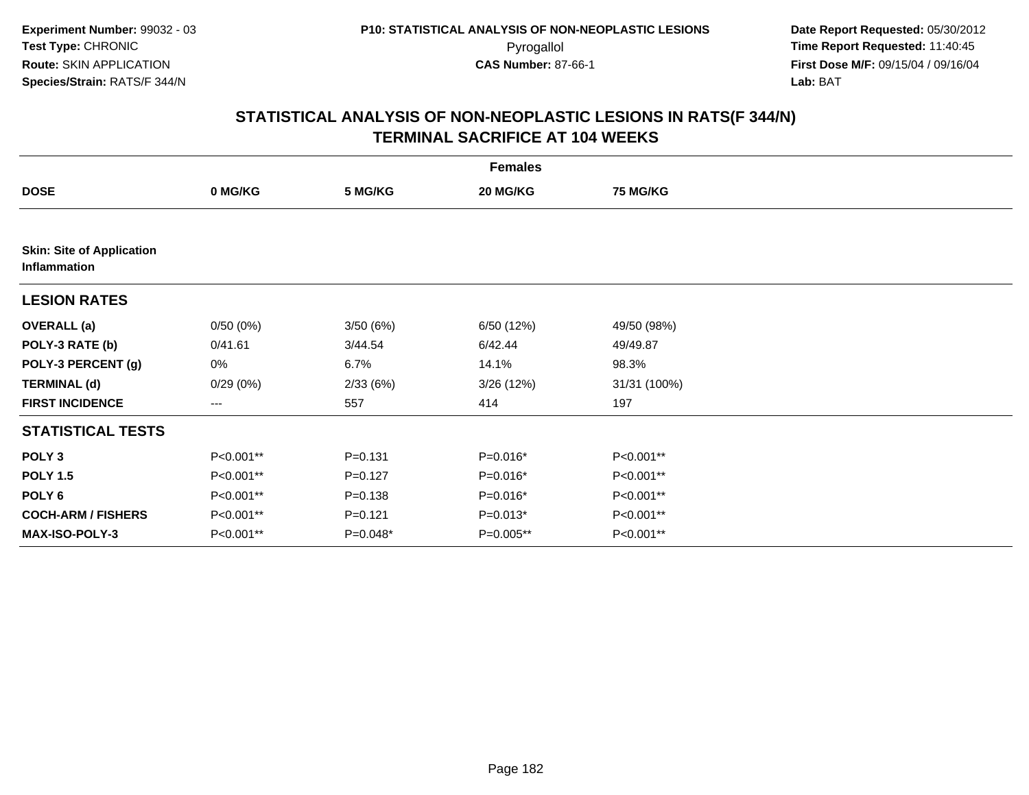**Experiment Number:** 99032 - 03
**Test Type:** CHRONIC
**Route:** SKIN APPLICATION
**Species/Strain:** RATS/F 344/N

**P10: STATISTICAL ANALYSIS OF NON-NEOPLASTIC LESIONS**
Pyrogallol
**CAS Number:** 87-66-1

**Date Report Requested:** 05/30/2012
**Time Report Requested:** 11:40:45
**First Dose M/F:** 09/15/04 / 09/16/04
**Lab:** BAT

## STATISTICAL ANALYSIS OF NON-NEOPLASTIC LESIONS IN RATS(F 344/N)
## TERMINAL SACRIFICE AT 104 WEEKS

| Females | | | | |
|---|---|---|---|---|
| **DOSE** | **0 MG/KG** | **5 MG/KG** | **20 MG/KG** | **75 MG/KG** |
| **Skin: Site of Application Inflammation** | | | | |
| **LESION RATES** | | | | |
| **OVERALL (a)** | 0/50 (0%) | 3/50 (6%) | 6/50 (12%) | 49/50 (98%) |
| **POLY-3 RATE (b)** | 0/41.61 | 3/44.54 | 6/42.44 | 49/49.87 |
| **POLY-3 PERCENT (g)** | 0% | 6.7% | 14.1% | 98.3% |
| **TERMINAL (d)** | 0/29 (0%) | 2/33 (6%) | 3/26 (12%) | 31/31 (100%) |
| **FIRST INCIDENCE** | --- | 557 | 414 | 197 |
| **STATISTICAL TESTS** | | | | |
| **POLY 3** | P<0.001** | P=0.131 | P=0.016* | P<0.001** |
| **POLY 1.5** | P<0.001** | P=0.127 | P=0.016* | P<0.001** |
| **POLY 6** | P<0.001** | P=0.138 | P=0.016* | P<0.001** |
| **COCH-ARM / FISHERS** | P<0.001** | P=0.121 | P=0.013* | P<0.001** |
| **MAX-ISO-POLY-3** | P<0.001** | P=0.048* | P=0.005** | P<0.001** |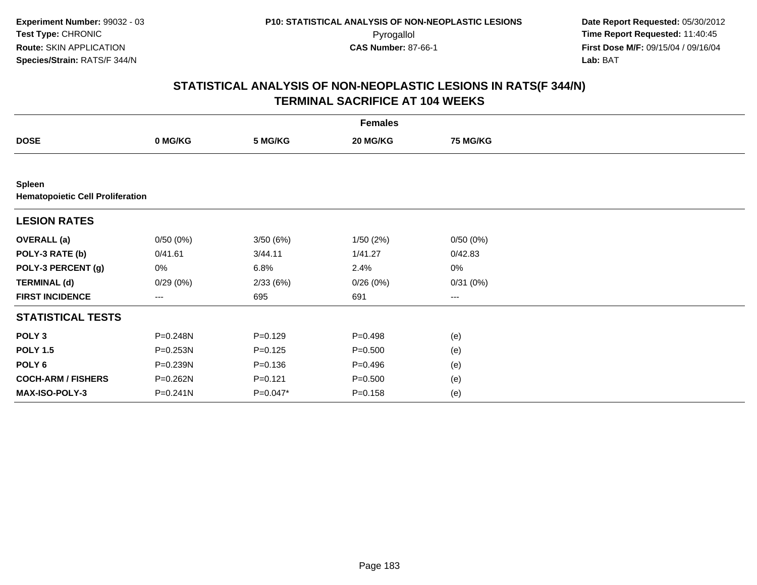**Experiment Number:** 99032 - 03
**Test Type:** CHRONIC
**Route:** SKIN APPLICATION
**Species/Strain:** RATS/F 344/N

**P10: STATISTICAL ANALYSIS OF NON-NEOPLASTIC LESIONS**
Pyrogallol
**CAS Number:** 87-66-1

**Date Report Requested:** 05/30/2012
**Time Report Requested:** 11:40:45
**First Dose M/F:** 09/15/04 / 09/16/04
**Lab:** BAT

## STATISTICAL ANALYSIS OF NON-NEOPLASTIC LESIONS IN RATS(F 344/N) TERMINAL SACRIFICE AT 104 WEEKS

| | Females | | | |
|---|---|---|---|---|
| **DOSE** | **0 MG/KG** | **5 MG/KG** | **20 MG/KG** | **75 MG/KG** |
| **Spleen** | | | | |
| **Hematopoietic Cell Proliferation** | | | | |
| **LESION RATES** | | | | |
| **OVERALL (a)** | 0/50 (0%) | 3/50 (6%) | 1/50 (2%) | 0/50 (0%) |
| **POLY-3 RATE (b)** | 0/41.61 | 3/44.11 | 1/41.27 | 0/42.83 |
| **POLY-3 PERCENT (g)** | 0% | 6.8% | 2.4% | 0% |
| **TERMINAL (d)** | 0/29 (0%) | 2/33 (6%) | 0/26 (0%) | 0/31 (0%) |
| **FIRST INCIDENCE** | --- | 695 | 691 | --- |
| **STATISTICAL TESTS** | | | | |
| **POLY 3** | P=0.248N | P=0.129 | P=0.498 | (e) |
| **POLY 1.5** | P=0.253N | P=0.125 | P=0.500 | (e) |
| **POLY 6** | P=0.239N | P=0.136 | P=0.496 | (e) |
| **COCH-ARM / FISHERS** | P=0.262N | P=0.121 | P=0.500 | (e) |
| **MAX-ISO-POLY-3** | P=0.241N | P=0.047* | P=0.158 | (e) |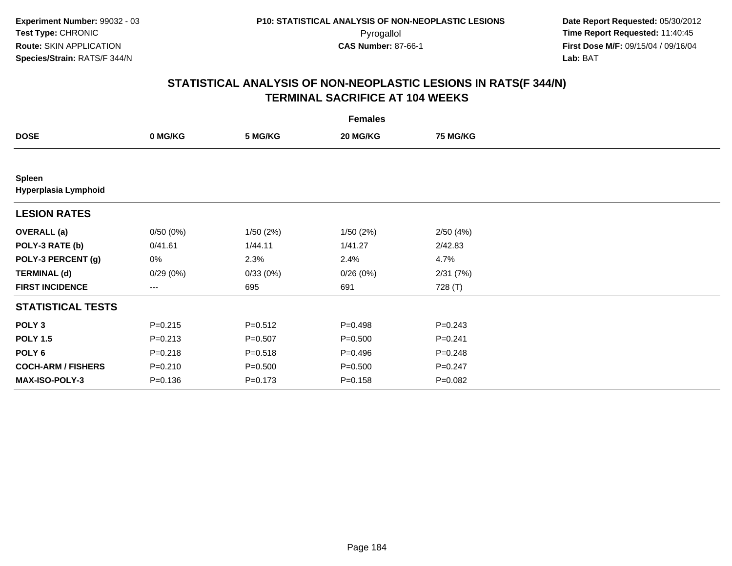**Experiment Number:** 99032 - 03
**Test Type:** CHRONIC
**Route:** SKIN APPLICATION
**Species/Strain:** RATS/F 344/N

**P10: STATISTICAL ANALYSIS OF NON-NEOPLASTIC LESIONS**
Pyrogallol
**CAS Number:** 87-66-1

**Date Report Requested:** 05/30/2012
**Time Report Requested:** 11:40:45
**First Dose M/F:** 09/15/04 / 09/16/04
**Lab:** BAT

## STATISTICAL ANALYSIS OF NON-NEOPLASTIC LESIONS IN RATS(F 344/N)
## TERMINAL SACRIFICE AT 104 WEEKS

| Females | | | | |
|---|---|---|---|---|
| **DOSE** | **0 MG/KG** | **5 MG/KG** | **20 MG/KG** | **75 MG/KG** |
| **Spleen** | | | | |
| **Hyperplasia Lymphoid** | | | | |
| **LESION RATES** | | | | |
| **OVERALL (a)** | 0/50 (0%) | 1/50 (2%) | 1/50 (2%) | 2/50 (4%) |
| **POLY-3 RATE (b)** | 0/41.61 | 1/44.11 | 1/41.27 | 2/42.83 |
| **POLY-3 PERCENT (g)** | 0% | 2.3% | 2.4% | 4.7% |
| **TERMINAL (d)** | 0/29 (0%) | 0/33 (0%) | 0/26 (0%) | 2/31 (7%) |
| **FIRST INCIDENCE** | --- | 695 | 691 | 728 (T) |
| **STATISTICAL TESTS** | | | | |
| **POLY 3** | P=0.215 | P=0.512 | P=0.498 | P=0.243 |
| **POLY 1.5** | P=0.213 | P=0.507 | P=0.500 | P=0.241 |
| **POLY 6** | P=0.218 | P=0.518 | P=0.496 | P=0.248 |
| **COCH-ARM / FISHERS** | P=0.210 | P=0.500 | P=0.500 | P=0.247 |
| **MAX-ISO-POLY-3** | P=0.136 | P=0.173 | P=0.158 | P=0.082 |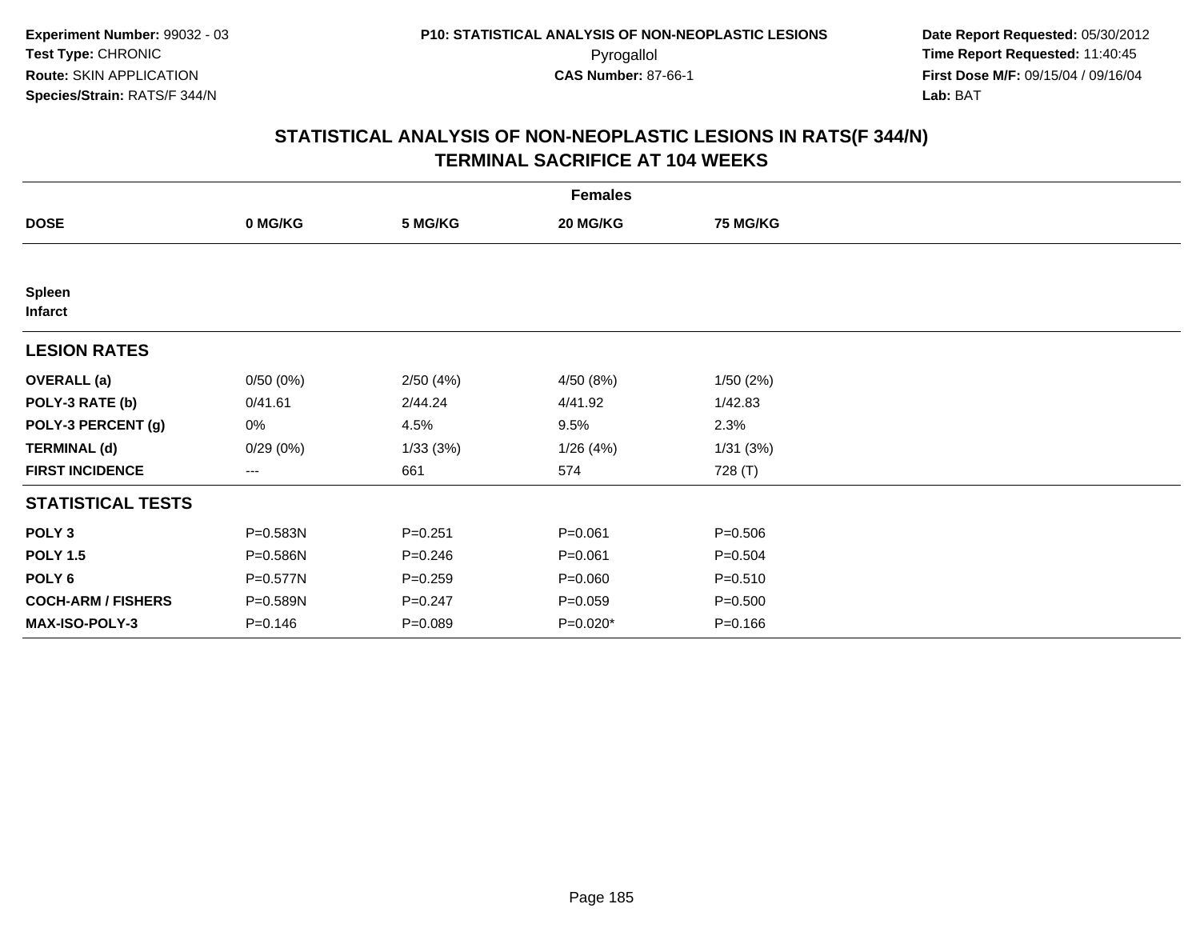**Experiment Number:** 99032 - 03
**Test Type:** CHRONIC
**Route:** SKIN APPLICATION
**Species/Strain:** RATS/F 344/N

**P10: STATISTICAL ANALYSIS OF NON-NEOPLASTIC LESIONS**
Pyrogallol
**CAS Number:** 87-66-1

**Date Report Requested:** 05/30/2012
**Time Report Requested:** 11:40:45
**First Dose M/F:** 09/15/04 / 09/16/04
**Lab:** BAT

## STATISTICAL ANALYSIS OF NON-NEOPLASTIC LESIONS IN RATS(F 344/N) TERMINAL SACRIFICE AT 104 WEEKS

| | Females | | | |
|---|---|---|---|---|
| **DOSE** | **0 MG/KG** | **5 MG/KG** | **20 MG/KG** | **75 MG/KG** |
| **Spleen** | | | | |
| **Infarct** | | | | |
| **LESION RATES** | | | | |
| **OVERALL (a)** | 0/50 (0%) | 2/50 (4%) | 4/50 (8%) | 1/50 (2%) |
| **POLY-3 RATE (b)** | 0/41.61 | 2/44.24 | 4/41.92 | 1/42.83 |
| **POLY-3 PERCENT (g)** | 0% | 4.5% | 9.5% | 2.3% |
| **TERMINAL (d)** | 0/29 (0%) | 1/33 (3%) | 1/26 (4%) | 1/31 (3%) |
| **FIRST INCIDENCE** | --- | 661 | 574 | 728 (T) |
| **STATISTICAL TESTS** | | | | |
| **POLY 3** | P=0.583N | P=0.251 | P=0.061 | P=0.506 |
| **POLY 1.5** | P=0.586N | P=0.246 | P=0.061 | P=0.504 |
| **POLY 6** | P=0.577N | P=0.259 | P=0.060 | P=0.510 |
| **COCH-ARM / FISHERS** | P=0.589N | P=0.247 | P=0.059 | P=0.500 |
| **MAX-ISO-POLY-3** | P=0.146 | P=0.089 | P=0.020* | P=0.166 |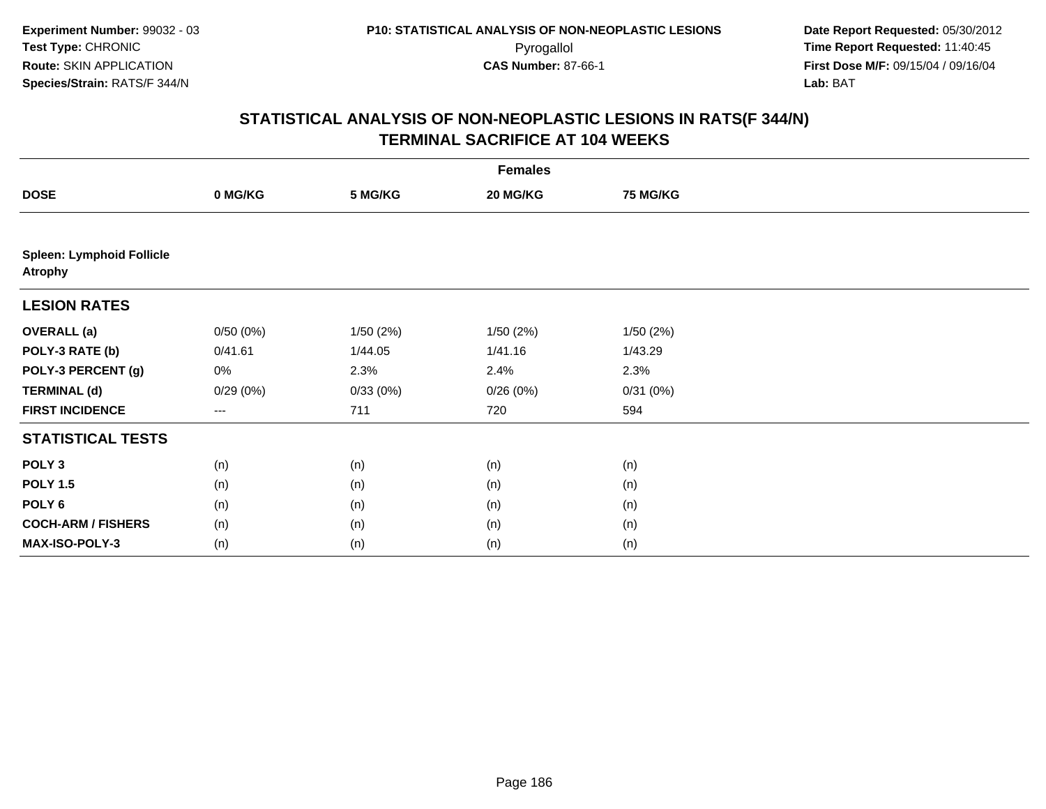**Experiment Number:** 99032 - 03
**Test Type:** CHRONIC
**Route:** SKIN APPLICATION
**Species/Strain:** RATS/F 344/N

**P10: STATISTICAL ANALYSIS OF NON-NEOPLASTIC LESIONS**
Pyrogallol
**CAS Number:** 87-66-1

**Date Report Requested:** 05/30/2012
**Time Report Requested:** 11:40:45
**First Dose M/F:** 09/15/04 / 09/16/04
**Lab:** BAT

## STATISTICAL ANALYSIS OF NON-NEOPLASTIC LESIONS IN RATS(F 344/N) TERMINAL SACRIFICE AT 104 WEEKS

| | Females | | | |
|---|---|---|---|---|
| **DOSE** | **0 MG/KG** | **5 MG/KG** | **20 MG/KG** | **75 MG/KG** |
| **Spleen: Lymphoid Follicle Atrophy** | | | | |
| **LESION RATES** | | | | |
| **OVERALL (a)** | 0/50 (0%) | 1/50 (2%) | 1/50 (2%) | 1/50 (2%) |
| **POLY-3 RATE (b)** | 0/41.61 | 1/44.05 | 1/41.16 | 1/43.29 |
| **POLY-3 PERCENT (g)** | 0% | 2.3% | 2.4% | 2.3% |
| **TERMINAL (d)** | 0/29 (0%) | 0/33 (0%) | 0/26 (0%) | 0/31 (0%) |
| **FIRST INCIDENCE** | --- | 711 | 720 | 594 |
| **STATISTICAL TESTS** | | | | |
| **POLY 3** | (n) | (n) | (n) | (n) |
| **POLY 1.5** | (n) | (n) | (n) | (n) |
| **POLY 6** | (n) | (n) | (n) | (n) |
| **COCH-ARM / FISHERS** | (n) | (n) | (n) | (n) |
| **MAX-ISO-POLY-3** | (n) | (n) | (n) | (n) |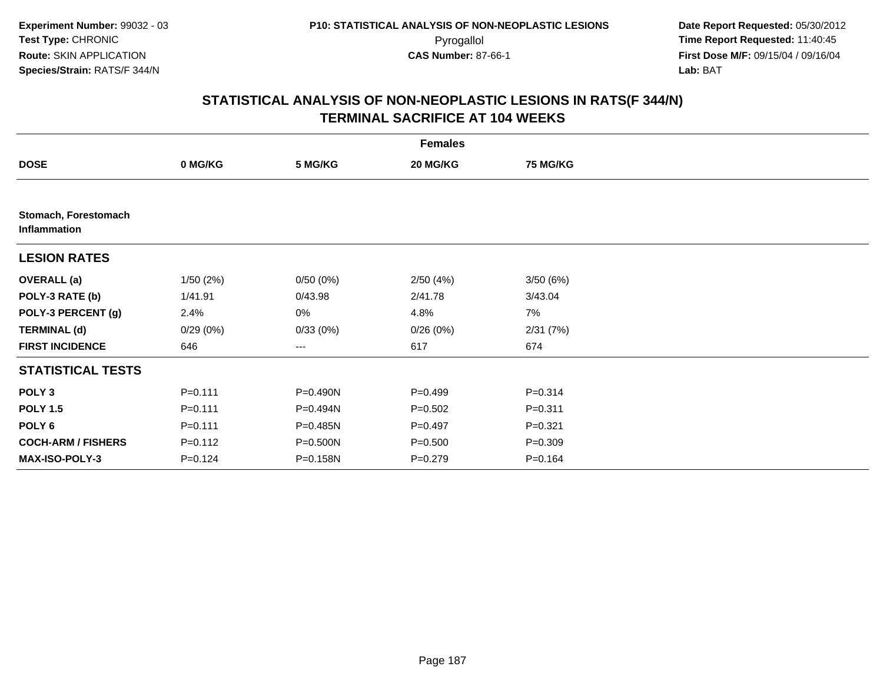Experiment Number: 99032 - 03
Test Type: CHRONIC
Route: SKIN APPLICATION
Species/Strain: RATS/F 344/N

P10: STATISTICAL ANALYSIS OF NON-NEOPLASTIC LESIONS
Pyrogallol
CAS Number: 87-66-1

Date Report Requested: 05/30/2012
Time Report Requested: 11:40:45
First Dose M/F: 09/15/04 / 09/16/04
Lab: BAT

## STATISTICAL ANALYSIS OF NON-NEOPLASTIC LESIONS IN RATS(F 344/N)
## TERMINAL SACRIFICE AT 104 WEEKS

| | Females | | | |
|---|---|---|---|---|
| **DOSE** | **0 MG/KG** | **5 MG/KG** | **20 MG/KG** | **75 MG/KG** |
| **Stomach, Forestomach** | | | | |
| **Inflammation** | | | | |
| **LESION RATES** | | | | |
| **OVERALL (a)** | 1/50 (2%) | 0/50 (0%) | 2/50 (4%) | 3/50 (6%) |
| **POLY-3 RATE (b)** | 1/41.91 | 0/43.98 | 2/41.78 | 3/43.04 |
| **POLY-3 PERCENT (g)** | 2.4% | 0% | 4.8% | 7% |
| **TERMINAL (d)** | 0/29 (0%) | 0/33 (0%) | 0/26 (0%) | 2/31 (7%) |
| **FIRST INCIDENCE** | 646 | --- | 617 | 674 |
| **STATISTICAL TESTS** | | | | |
| **POLY 3** | P=0.111 | P=0.490N | P=0.499 | P=0.314 |
| **POLY 1.5** | P=0.111 | P=0.494N | P=0.502 | P=0.311 |
| **POLY 6** | P=0.111 | P=0.485N | P=0.497 | P=0.321 |
| **COCH-ARM / FISHERS** | P=0.112 | P=0.500N | P=0.500 | P=0.309 |
| **MAX-ISO-POLY-3** | P=0.124 | P=0.158N | P=0.279 | P=0.164 |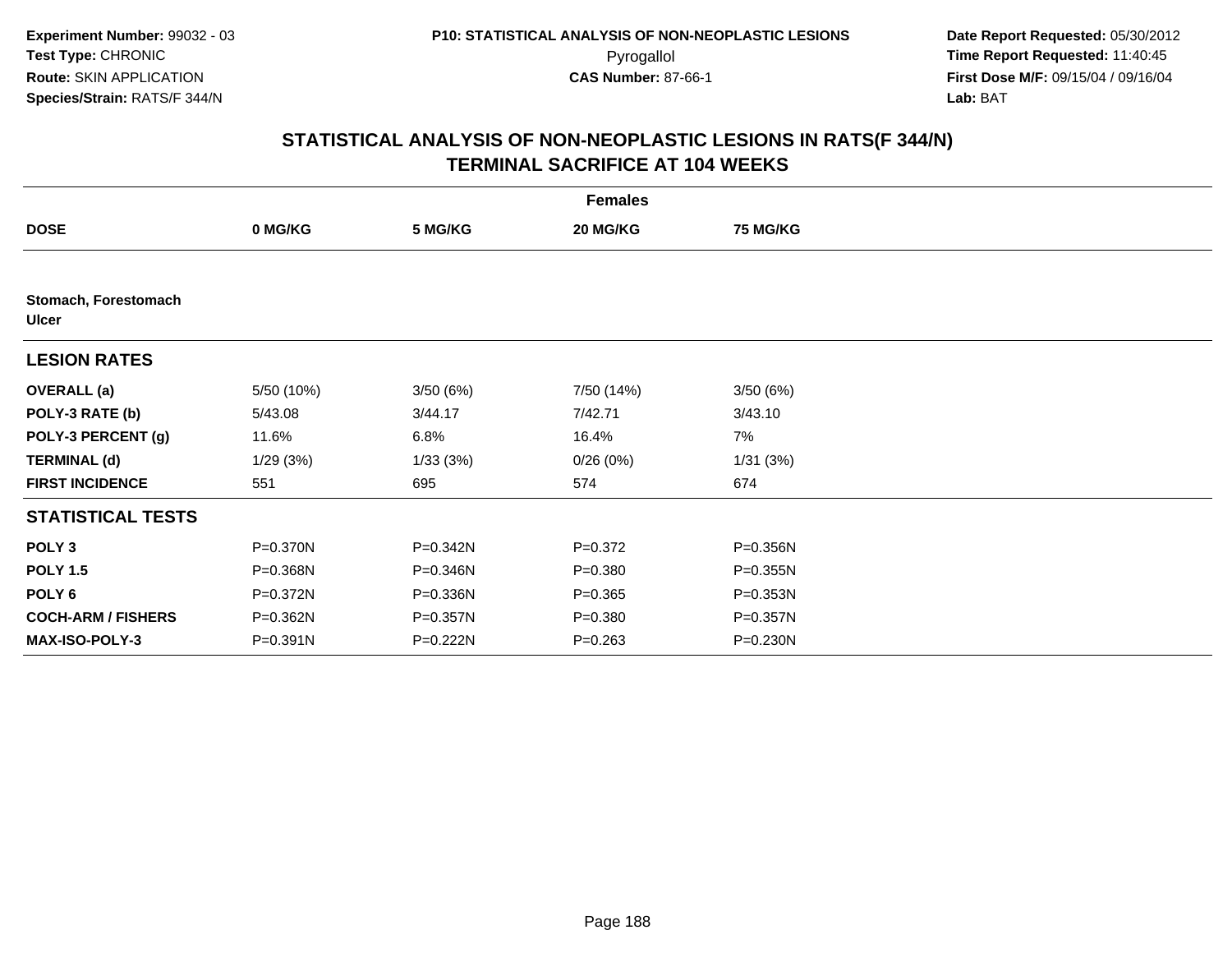Experiment Number: 99032 - 03
Test Type: CHRONIC
Route: SKIN APPLICATION
Species/Strain: RATS/F 344/N

P10: STATISTICAL ANALYSIS OF NON-NEOPLASTIC LESIONS
Pyrogallol
CAS Number: 87-66-1

Date Report Requested: 05/30/2012
Time Report Requested: 11:40:45
First Dose M/F: 09/15/04 / 09/16/04
Lab: BAT

## STATISTICAL ANALYSIS OF NON-NEOPLASTIC LESIONS IN RATS(F 344/N)
## TERMINAL SACRIFICE AT 104 WEEKS

| | Females | | | |
|---|---|---|---|---|
| **DOSE** | **0 MG/KG** | **5 MG/KG** | **20 MG/KG** | **75 MG/KG** |
| **Stomach, Forestomach** **Ulcer** | | | | |
| **LESION RATES** | | | | |
| **OVERALL (a)** | 5/50 (10%) | 3/50 (6%) | 7/50 (14%) | 3/50 (6%) |
| **POLY-3 RATE (b)** | 5/43.08 | 3/44.17 | 7/42.71 | 3/43.10 |
| **POLY-3 PERCENT (g)** | 11.6% | 6.8% | 16.4% | 7% |
| **TERMINAL (d)** | 1/29 (3%) | 1/33 (3%) | 0/26 (0%) | 1/31 (3%) |
| **FIRST INCIDENCE** | 551 | 695 | 574 | 674 |
| **STATISTICAL TESTS** | | | | |
| **POLY 3** | P=0.370N | P=0.342N | P=0.372 | P=0.356N |
| **POLY 1.5** | P=0.368N | P=0.346N | P=0.380 | P=0.355N |
| **POLY 6** | P=0.372N | P=0.336N | P=0.365 | P=0.353N |
| **COCH-ARM / FISHERS** | P=0.362N | P=0.357N | P=0.380 | P=0.357N |
| **MAX-ISO-POLY-3** | P=0.391N | P=0.222N | P=0.263 | P=0.230N |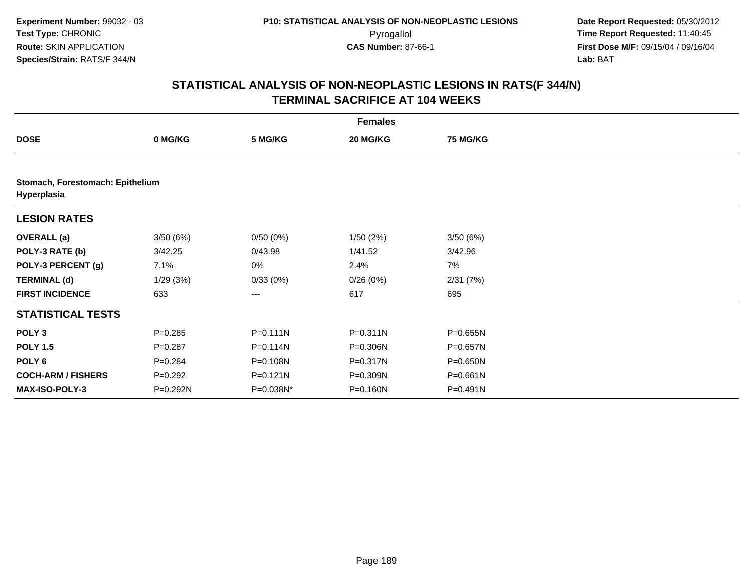**Experiment Number:** 99032 - 03
**Test Type:** CHRONIC
**Route:** SKIN APPLICATION
**Species/Strain:** RATS/F 344/N

**P10: STATISTICAL ANALYSIS OF NON-NEOPLASTIC LESIONS**
Pyrogallol
**CAS Number:** 87-66-1

**Date Report Requested:** 05/30/2012
**Time Report Requested:** 11:40:45
**First Dose M/F:** 09/15/04 / 09/16/04
**Lab:** BAT

## STATISTICAL ANALYSIS OF NON-NEOPLASTIC LESIONS IN RATS(F 344/N) TERMINAL SACRIFICE AT 104 WEEKS

| | Females | | | |
|---|---|---|---|---|
| **DOSE** | **0 MG/KG** | **5 MG/KG** | **20 MG/KG** | **75 MG/KG** |
| **Stomach, Forestomach: Epithelium Hyperplasia** | | | | |
| **LESION RATES** | | | | |
| **OVERALL (a)** | 3/50 (6%) | 0/50 (0%) | 1/50 (2%) | 3/50 (6%) |
| **POLY-3 RATE (b)** | 3/42.25 | 0/43.98 | 1/41.52 | 3/42.96 |
| **POLY-3 PERCENT (g)** | 7.1% | 0% | 2.4% | 7% |
| **TERMINAL (d)** | 1/29 (3%) | 0/33 (0%) | 0/26 (0%) | 2/31 (7%) |
| **FIRST INCIDENCE** | 633 | --- | 617 | 695 |
| **STATISTICAL TESTS** | | | | |
| **POLY 3** | P=0.285 | P=0.111N | P=0.311N | P=0.655N |
| **POLY 1.5** | P=0.287 | P=0.114N | P=0.306N | P=0.657N |
| **POLY 6** | P=0.284 | P=0.108N | P=0.317N | P=0.650N |
| **COCH-ARM / FISHERS** | P=0.292 | P=0.121N | P=0.309N | P=0.661N |
| **MAX-ISO-POLY-3** | P=0.292N | P=0.038N* | P=0.160N | P=0.491N |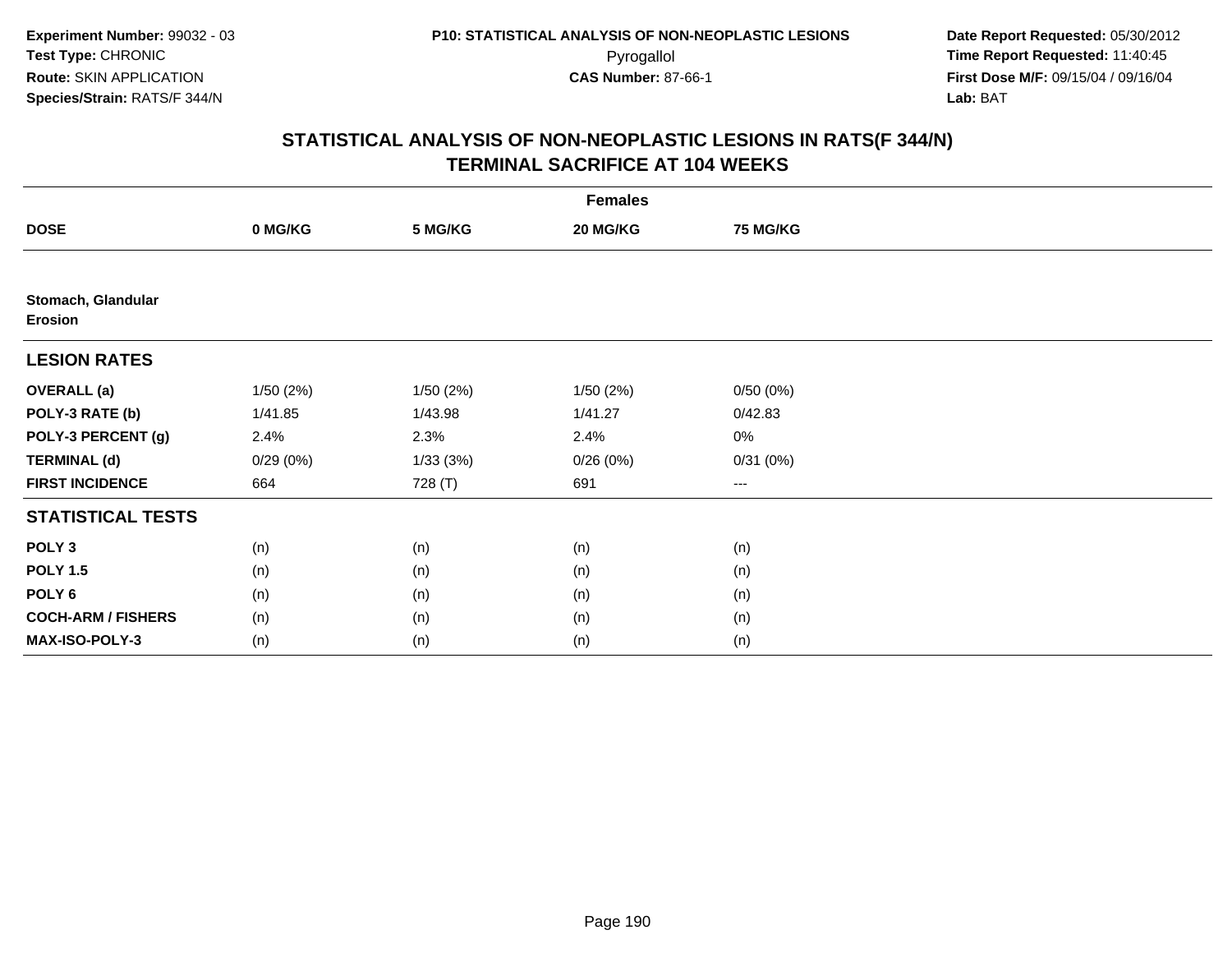**Experiment Number:** 99032 - 03
**Test Type:** CHRONIC
**Route:** SKIN APPLICATION
**Species/Strain:** RATS/F 344/N

**P10: STATISTICAL ANALYSIS OF NON-NEOPLASTIC LESIONS**
Pyrogallol
**CAS Number:** 87-66-1

**Date Report Requested:** 05/30/2012
**Time Report Requested:** 11:40:45
**First Dose M/F:** 09/15/04 / 09/16/04
**Lab:** BAT

## STATISTICAL ANALYSIS OF NON-NEOPLASTIC LESIONS IN RATS(F 344/N)
## TERMINAL SACRIFICE AT 104 WEEKS

| | Females | | | |
|---|---|---|---|---|
| **DOSE** | **0 MG/KG** | **5 MG/KG** | **20 MG/KG** | **75 MG/KG** |
| **Stomach, Glandular** | | | | |
| **Erosion** | | | | |
| **LESION RATES** | | | | |
| **OVERALL (a)** | 1/50 (2%) | 1/50 (2%) | 1/50 (2%) | 0/50 (0%) |
| **POLY-3 RATE (b)** | 1/41.85 | 1/43.98 | 1/41.27 | 0/42.83 |
| **POLY-3 PERCENT (g)** | 2.4% | 2.3% | 2.4% | 0% |
| **TERMINAL (d)** | 0/29 (0%) | 1/33 (3%) | 0/26 (0%) | 0/31 (0%) |
| **FIRST INCIDENCE** | 664 | 728 (T) | 691 | --- |
| **STATISTICAL TESTS** | | | | |
| **POLY 3** | (n) | (n) | (n) | (n) |
| **POLY 1.5** | (n) | (n) | (n) | (n) |
| **POLY 6** | (n) | (n) | (n) | (n) |
| **COCH-ARM / FISHERS** | (n) | (n) | (n) | (n) |
| **MAX-ISO-POLY-3** | (n) | (n) | (n) | (n) |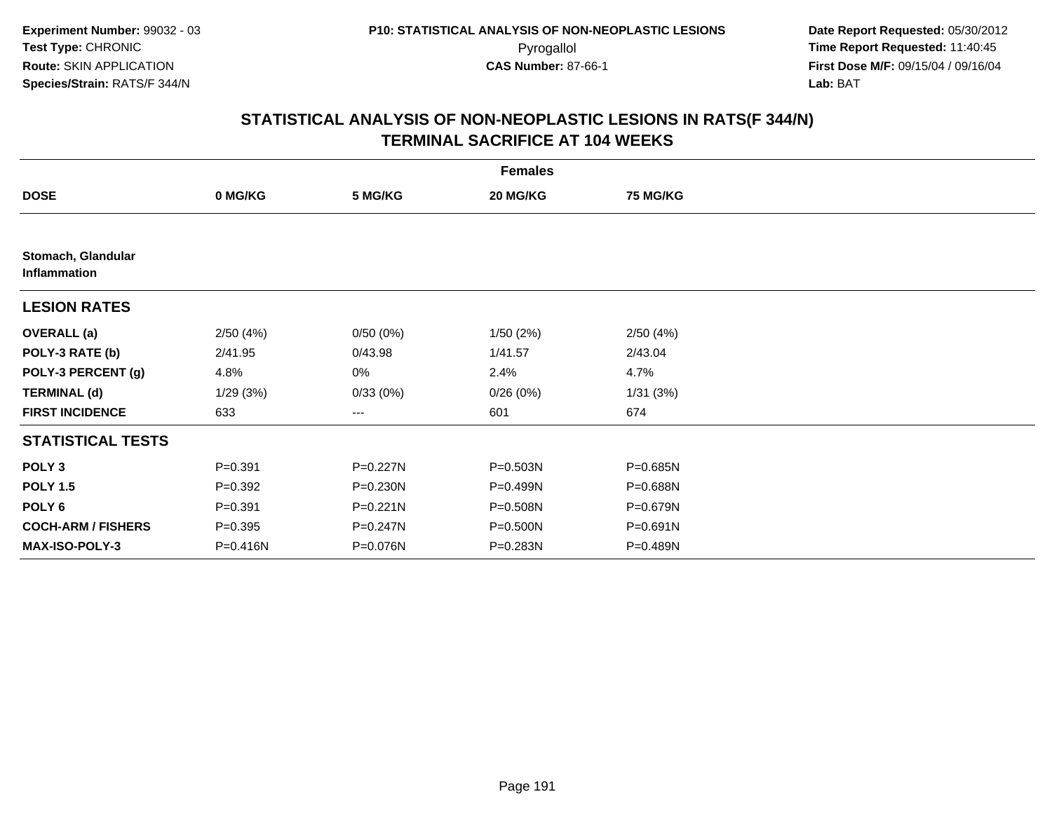**Experiment Number:** 99032 - 03
**Test Type:** CHRONIC
**Route:** SKIN APPLICATION
**Species/Strain:** RATS/F 344/N

**P10: STATISTICAL ANALYSIS OF NON-NEOPLASTIC LESIONS**
Pyrogallol
**CAS Number:** 87-66-1

**Date Report Requested:** 05/30/2012
**Time Report Requested:** 11:40:45
**First Dose M/F:** 09/15/04 / 09/16/04
**Lab:** BAT

## STATISTICAL ANALYSIS OF NON-NEOPLASTIC LESIONS IN RATS(F 344/N) TERMINAL SACRIFICE AT 104 WEEKS

| | Females | | | |
|---|---|---|---|---|
| **DOSE** | **0 MG/KG** | **5 MG/KG** | **20 MG/KG** | **75 MG/KG** |
| **Stomach, Glandular Inflammation** | | | | |
| **LESION RATES** | | | | |
| **OVERALL (a)** | 2/50 (4%) | 0/50 (0%) | 1/50 (2%) | 2/50 (4%) |
| **POLY-3 RATE (b)** | 2/41.95 | 0/43.98 | 1/41.57 | 2/43.04 |
| **POLY-3 PERCENT (g)** | 4.8% | 0% | 2.4% | 4.7% |
| **TERMINAL (d)** | 1/29 (3%) | 0/33 (0%) | 0/26 (0%) | 1/31 (3%) |
| **FIRST INCIDENCE** | 633 | --- | 601 | 674 |
| **STATISTICAL TESTS** | | | | |
| **POLY 3** | P=0.391 | P=0.227N | P=0.503N | P=0.685N |
| **POLY 1.5** | P=0.392 | P=0.230N | P=0.499N | P=0.688N |
| **POLY 6** | P=0.391 | P=0.221N | P=0.508N | P=0.679N |
| **COCH-ARM / FISHERS** | P=0.395 | P=0.247N | P=0.500N | P=0.691N |
| **MAX-ISO-POLY-3** | P=0.416N | P=0.076N | P=0.283N | P=0.489N |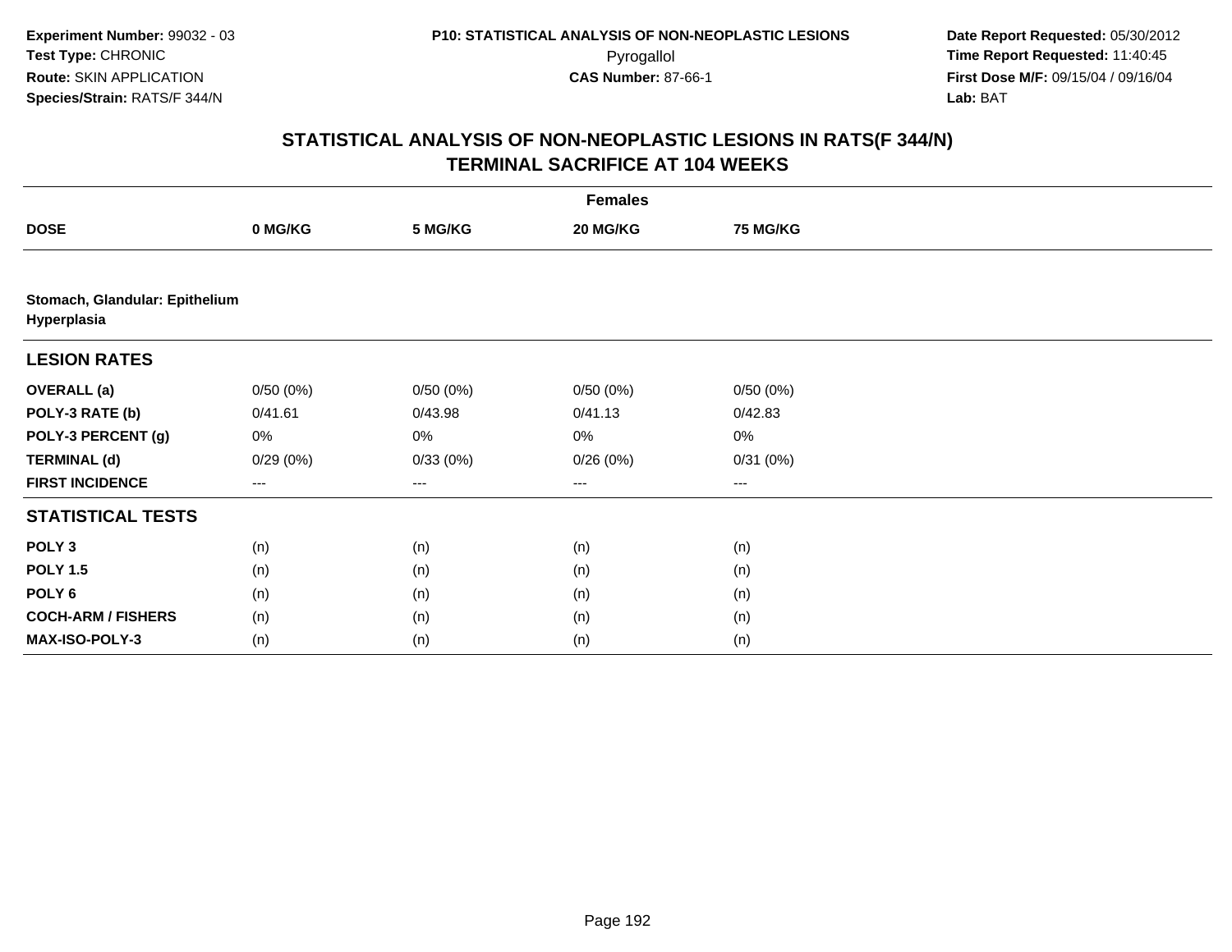Experiment Number: 99032 - 03
Test Type: CHRONIC
Route: SKIN APPLICATION
Species/Strain: RATS/F 344/N

P10: STATISTICAL ANALYSIS OF NON-NEOPLASTIC LESIONS
Pyrogallol
CAS Number: 87-66-1

Date Report Requested: 05/30/2012
Time Report Requested: 11:40:45
First Dose M/F: 09/15/04 / 09/16/04
Lab: BAT

## STATISTICAL ANALYSIS OF NON-NEOPLASTIC LESIONS IN RATS(F 344/N)
## TERMINAL SACRIFICE AT 104 WEEKS

| | Females | | | |
|---|---|---|---|---|
| **DOSE** | **0 MG/KG** | **5 MG/KG** | **20 MG/KG** | **75 MG/KG** |
| **Stomach, Glandular: Epithelium Hyperplasia** | | | | |
| **LESION RATES** | | | | |
| **OVERALL (a)** | 0/50 (0%) | 0/50 (0%) | 0/50 (0%) | 0/50 (0%) |
| **POLY-3 RATE (b)** | 0/41.61 | 0/43.98 | 0/41.13 | 0/42.83 |
| **POLY-3 PERCENT (g)** | 0% | 0% | 0% | 0% |
| **TERMINAL (d)** | 0/29 (0%) | 0/33 (0%) | 0/26 (0%) | 0/31 (0%) |
| **FIRST INCIDENCE** | --- | --- | --- | --- |
| **STATISTICAL TESTS** | | | | |
| **POLY 3** | (n) | (n) | (n) | (n) |
| **POLY 1.5** | (n) | (n) | (n) | (n) |
| **POLY 6** | (n) | (n) | (n) | (n) |
| **COCH-ARM / FISHERS** | (n) | (n) | (n) | (n) |
| **MAX-ISO-POLY-3** | (n) | (n) | (n) | (n) |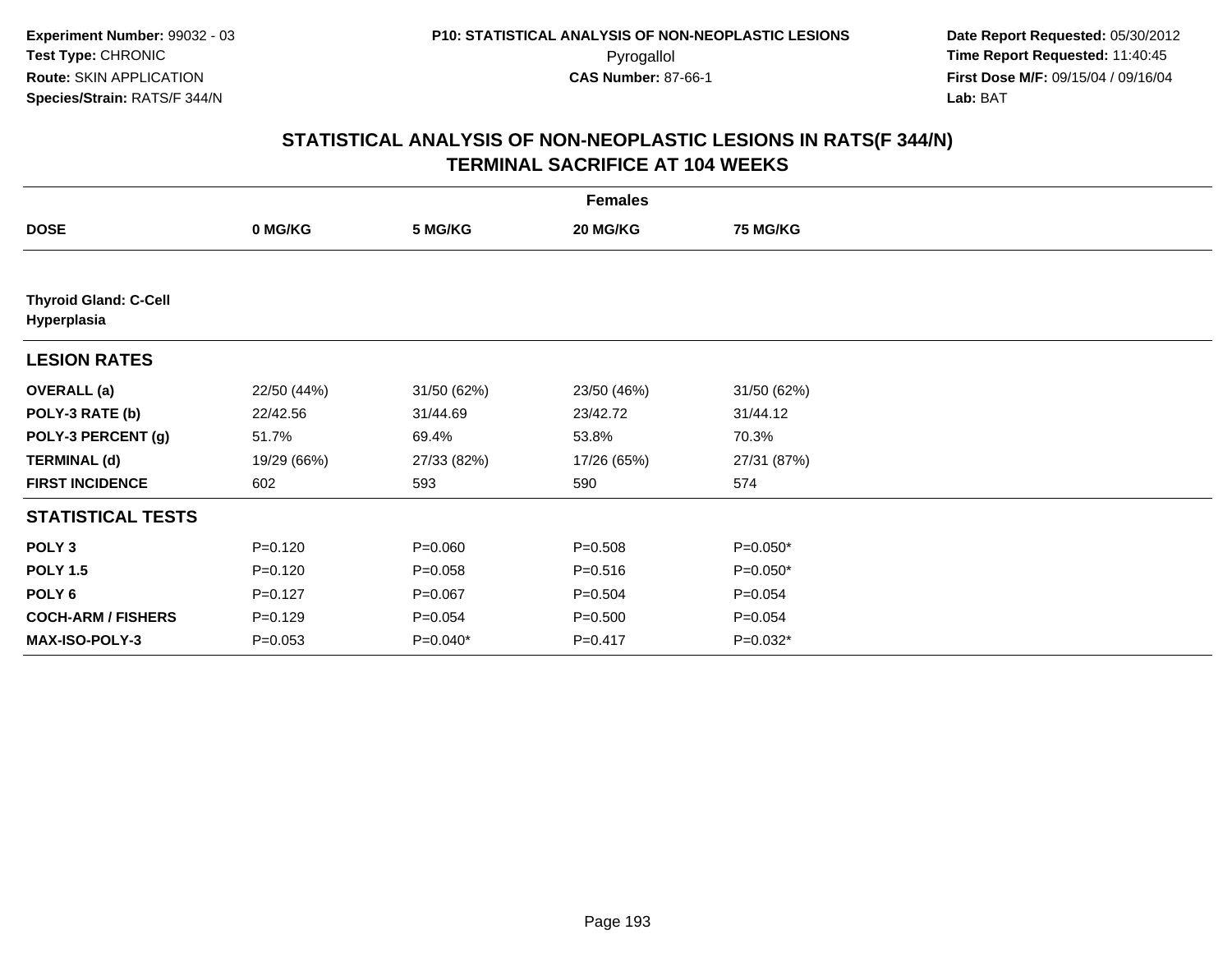Experiment Number: 99032 - 03
Test Type: CHRONIC
Route: SKIN APPLICATION
Species/Strain: RATS/F 344/N

P10: STATISTICAL ANALYSIS OF NON-NEOPLASTIC LESIONS
Pyrogallol
CAS Number: 87-66-1

Date Report Requested: 05/30/2012
Time Report Requested: 11:40:45
First Dose M/F: 09/15/04 / 09/16/04
Lab: BAT

# STATISTICAL ANALYSIS OF NON-NEOPLASTIC LESIONS IN RATS(F 344/N) TERMINAL SACRIFICE AT 104 WEEKS

| | Females | | | |
|---|---|---|---|---|
| **DOSE** | **0 MG/KG** | **5 MG/KG** | **20 MG/KG** | **75 MG/KG** |
| **Thyroid Gland: C-Cell Hyperplasia** | | | | |
| **LESION RATES** | | | | |
| **OVERALL (a)** | 22/50 (44%) | 31/50 (62%) | 23/50 (46%) | 31/50 (62%) |
| **POLY-3 RATE (b)** | 22/42.56 | 31/44.69 | 23/42.72 | 31/44.12 |
| **POLY-3 PERCENT (g)** | 51.7% | 69.4% | 53.8% | 70.3% |
| **TERMINAL (d)** | 19/29 (66%) | 27/33 (82%) | 17/26 (65%) | 27/31 (87%) |
| **FIRST INCIDENCE** | 602 | 593 | 590 | 574 |
| **STATISTICAL TESTS** | | | | |
| **POLY 3** | P=0.120 | P=0.060 | P=0.508 | P=0.050* |
| **POLY 1.5** | P=0.120 | P=0.058 | P=0.516 | P=0.050* |
| **POLY 6** | P=0.127 | P=0.067 | P=0.504 | P=0.054 |
| **COCH-ARM / FISHERS** | P=0.129 | P=0.054 | P=0.500 | P=0.054 |
| **MAX-ISO-POLY-3** | P=0.053 | P=0.040* | P=0.417 | P=0.032* |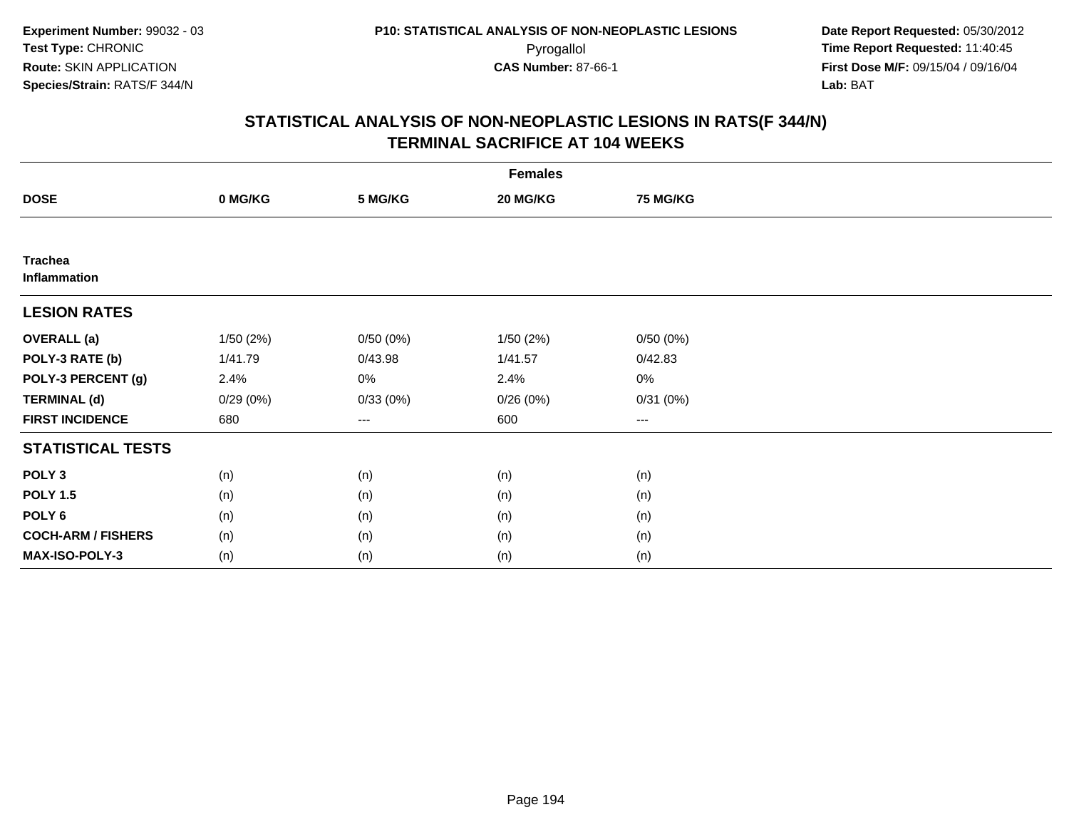Experiment Number: 99032 - 03
Test Type: CHRONIC
Route: SKIN APPLICATION
Species/Strain: RATS/F 344/N

P10: STATISTICAL ANALYSIS OF NON-NEOPLASTIC LESIONS
Pyrogallol
CAS Number: 87-66-1

Date Report Requested: 05/30/2012
Time Report Requested: 11:40:45
First Dose M/F: 09/15/04 / 09/16/04
Lab: BAT

# STATISTICAL ANALYSIS OF NON-NEOPLASTIC LESIONS IN RATS(F 344/N)
## TERMINAL SACRIFICE AT 104 WEEKS

| | Females | | | |
|---|---|---|---|---|
| **DOSE** | **0 MG/KG** | **5 MG/KG** | **20 MG/KG** | **75 MG/KG** |
| **Trachea**<br>**Inflammation** | | | | |
| **LESION RATES** | | | | |
| **OVERALL (a)** | 1/50 (2%) | 0/50 (0%) | 1/50 (2%) | 0/50 (0%) |
| **POLY-3 RATE (b)** | 1/41.79 | 0/43.98 | 1/41.57 | 0/42.83 |
| **POLY-3 PERCENT (g)** | 2.4% | 0% | 2.4% | 0% |
| **TERMINAL (d)** | 0/29 (0%) | 0/33 (0%) | 0/26 (0%) | 0/31 (0%) |
| **FIRST INCIDENCE** | 680 | --- | 600 | --- |
| **STATISTICAL TESTS** | | | | |
| **POLY 3** | (n) | (n) | (n) | (n) |
| **POLY 1.5** | (n) | (n) | (n) | (n) |
| **POLY 6** | (n) | (n) | (n) | (n) |
| **COCH-ARM / FISHERS** | (n) | (n) | (n) | (n) |
| **MAX-ISO-POLY-3** | (n) | (n) | (n) | (n) |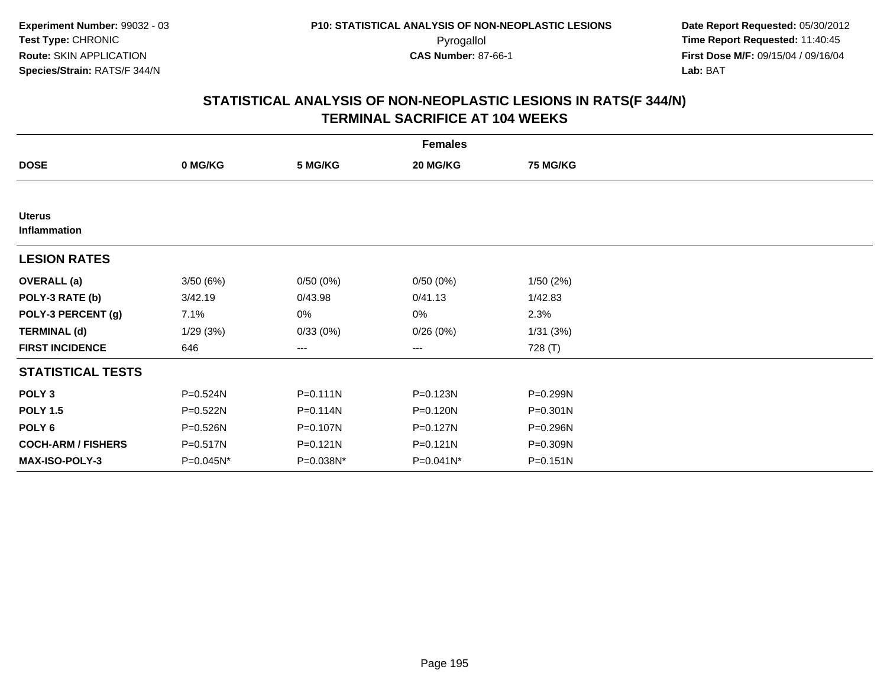**Experiment Number:** 99032 - 03
**Test Type:** CHRONIC
**Route:** SKIN APPLICATION
**Species/Strain:** RATS/F 344/N

**P10: STATISTICAL ANALYSIS OF NON-NEOPLASTIC LESIONS**
Pyrogallol
**CAS Number:** 87-66-1

**Date Report Requested:** 05/30/2012
**Time Report Requested:** 11:40:45
**First Dose M/F:** 09/15/04 / 09/16/04
**Lab:** BAT

## STATISTICAL ANALYSIS OF NON-NEOPLASTIC LESIONS IN RATS(F 344/N) TERMINAL SACRIFICE AT 104 WEEKS

| Females | | | | |
|---|---|---|---|---|
| **DOSE** | **0 MG/KG** | **5 MG/KG** | **20 MG/KG** | **75 MG/KG** |
| **Uterus Inflammation** | | | | |
| **LESION RATES** | | | | |
| **OVERALL (a)** | 3/50 (6%) | 0/50 (0%) | 0/50 (0%) | 1/50 (2%) |
| **POLY-3 RATE (b)** | 3/42.19 | 0/43.98 | 0/41.13 | 1/42.83 |
| **POLY-3 PERCENT (g)** | 7.1% | 0% | 0% | 2.3% |
| **TERMINAL (d)** | 1/29 (3%) | 0/33 (0%) | 0/26 (0%) | 1/31 (3%) |
| **FIRST INCIDENCE** | 646 | --- | --- | 728 (T) |
| **STATISTICAL TESTS** | | | | |
| **POLY 3** | P=0.524N | P=0.111N | P=0.123N | P=0.299N |
| **POLY 1.5** | P=0.522N | P=0.114N | P=0.120N | P=0.301N |
| **POLY 6** | P=0.526N | P=0.107N | P=0.127N | P=0.296N |
| **COCH-ARM / FISHERS** | P=0.517N | P=0.121N | P=0.121N | P=0.309N |
| **MAX-ISO-POLY-3** | P=0.045N* | P=0.038N* | P=0.041N* | P=0.151N |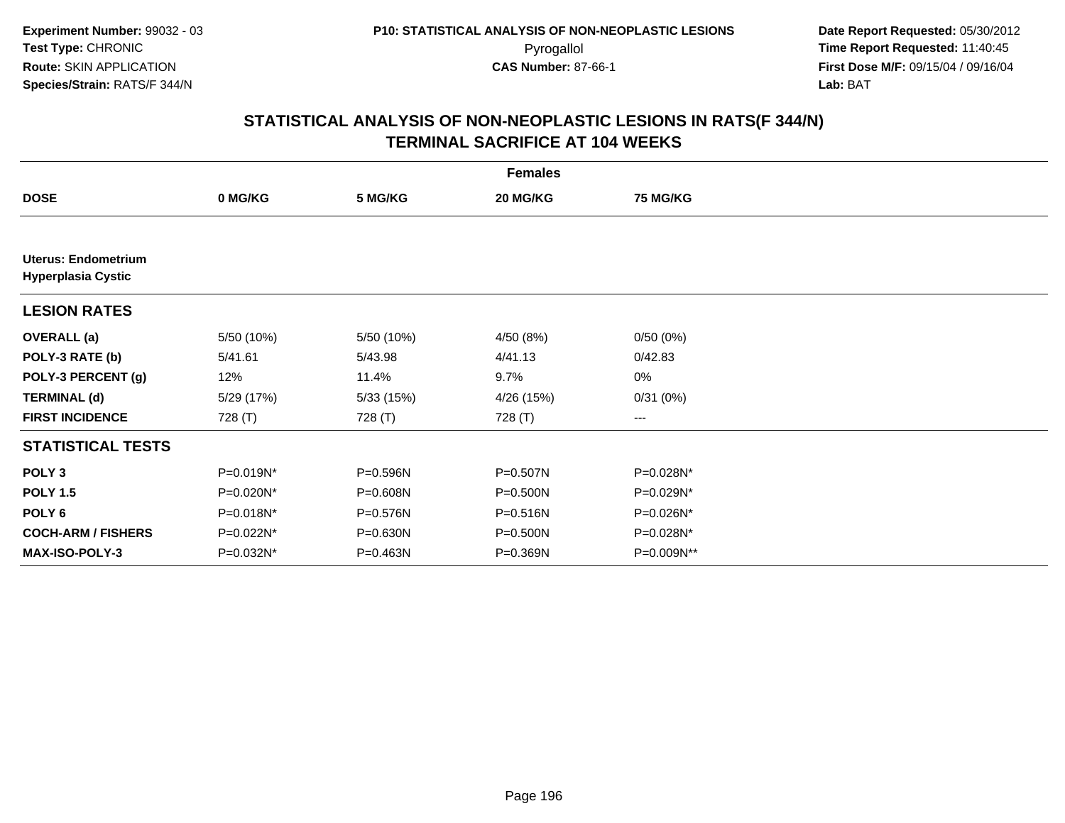**Experiment Number:** 99032 - 03
**Test Type:** CHRONIC
**Route:** SKIN APPLICATION
**Species/Strain:** RATS/F 344/N

**P10: STATISTICAL ANALYSIS OF NON-NEOPLASTIC LESIONS**
Pyrogallol
**CAS Number:** 87-66-1

**Date Report Requested:** 05/30/2012
**Time Report Requested:** 11:40:45
**First Dose M/F:** 09/15/04 / 09/16/04
**Lab:** BAT

## STATISTICAL ANALYSIS OF NON-NEOPLASTIC LESIONS IN RATS(F 344/N) TERMINAL SACRIFICE AT 104 WEEKS

| | Females | | | |
|---|---|---|---|---|
| **DOSE** | **0 MG/KG** | **5 MG/KG** | **20 MG/KG** | **75 MG/KG** |
| **Uterus: Endometrium Hyperplasia Cystic** | | | | |
| **LESION RATES** | | | | |
| **OVERALL (a)** | 5/50 (10%) | 5/50 (10%) | 4/50 (8%) | 0/50 (0%) |
| **POLY-3 RATE (b)** | 5/41.61 | 5/43.98 | 4/41.13 | 0/42.83 |
| **POLY-3 PERCENT (g)** | 12% | 11.4% | 9.7% | 0% |
| **TERMINAL (d)** | 5/29 (17%) | 5/33 (15%) | 4/26 (15%) | 0/31 (0%) |
| **FIRST INCIDENCE** | 728 (T) | 728 (T) | 728 (T) | --- |
| **STATISTICAL TESTS** | | | | |
| **POLY 3** | P=0.019N* | P=0.596N | P=0.507N | P=0.028N* |
| **POLY 1.5** | P=0.020N* | P=0.608N | P=0.500N | P=0.029N* |
| **POLY 6** | P=0.018N* | P=0.576N | P=0.516N | P=0.026N* |
| **COCH-ARM / FISHERS** | P=0.022N* | P=0.630N | P=0.500N | P=0.028N* |
| **MAX-ISO-POLY-3** | P=0.032N* | P=0.463N | P=0.369N | P=0.009N** |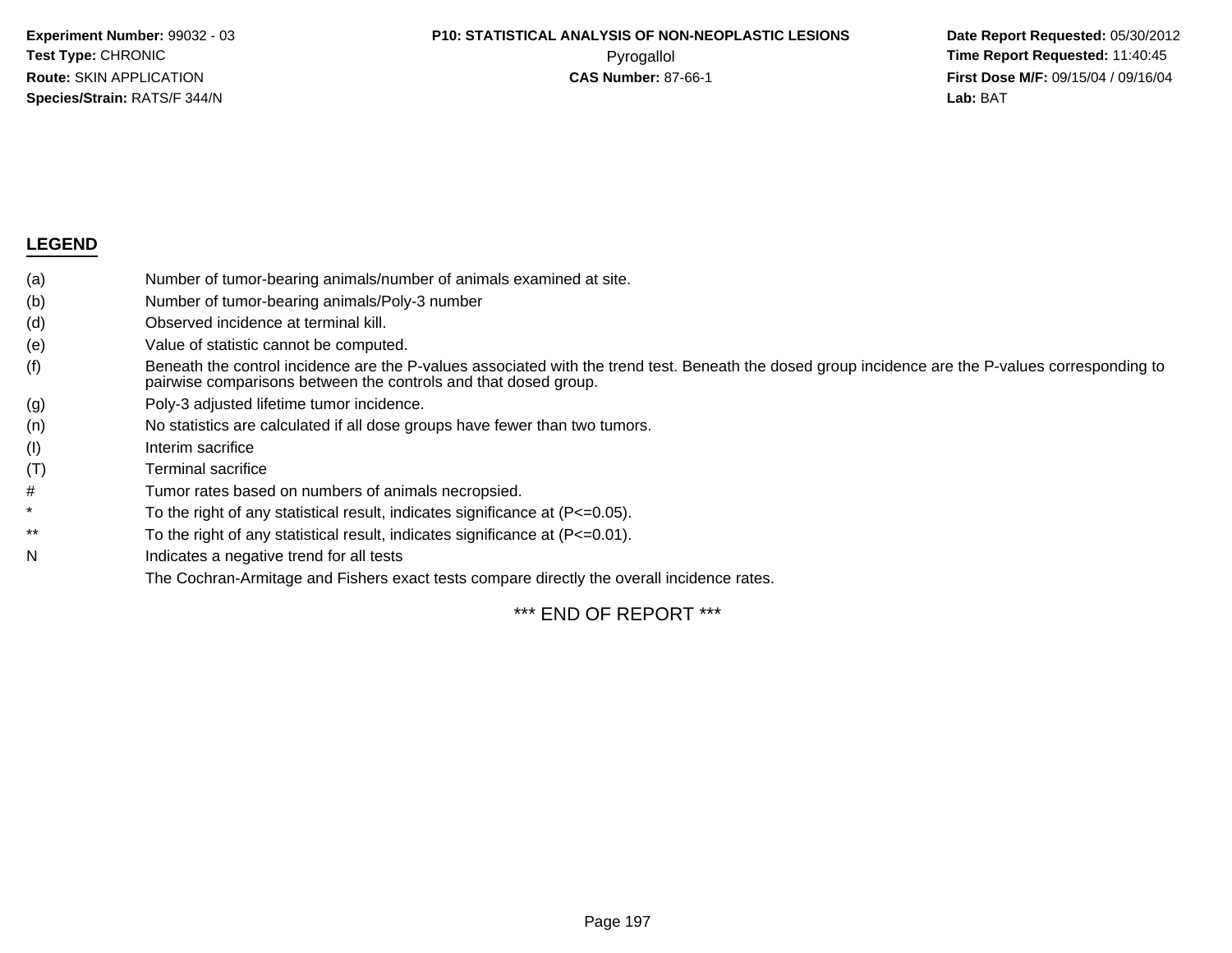**Experiment Number:** 99032 - 03
**Test Type:** CHRONIC
**Route:** SKIN APPLICATION
**Species/Strain:** RATS/F 344/N

**P10: STATISTICAL ANALYSIS OF NON-NEOPLASTIC LESIONS**
Pyrogallol
**CAS Number:** 87-66-1

**Date Report Requested:** 05/30/2012
**Time Report Requested:** 11:40:45
**First Dose M/F:** 09/15/04 / 09/16/04
**Lab:** BAT

## LEGEND

| | |
|---|---|
| (a) | Number of tumor-bearing animals/number of animals examined at site. |
| (b) | Number of tumor-bearing animals/Poly-3 number |
| (d) | Observed incidence at terminal kill. |
| (e) | Value of statistic cannot be computed. |
| (f) | Beneath the control incidence are the P-values associated with the trend test. Beneath the dosed group incidence are the P-values corresponding to pairwise comparisons between the controls and that dosed group. |
| (g) | Poly-3 adjusted lifetime tumor incidence. |
| (n) | No statistics are calculated if all dose groups have fewer than two tumors. |
| (I) | Interim sacrifice |
| (T) | Terminal sacrifice |
| # | Tumor rates based on numbers of animals necropsied. |
| * | To the right of any statistical result, indicates significance at (P<=0.05). |
| ** | To the right of any statistical result, indicates significance at (P<=0.01). |
| N | Indicates a negative trend for all tests |
| | The Cochran-Armitage and Fishers exact tests compare directly the overall incidence rates. |

*** END OF REPORT ***